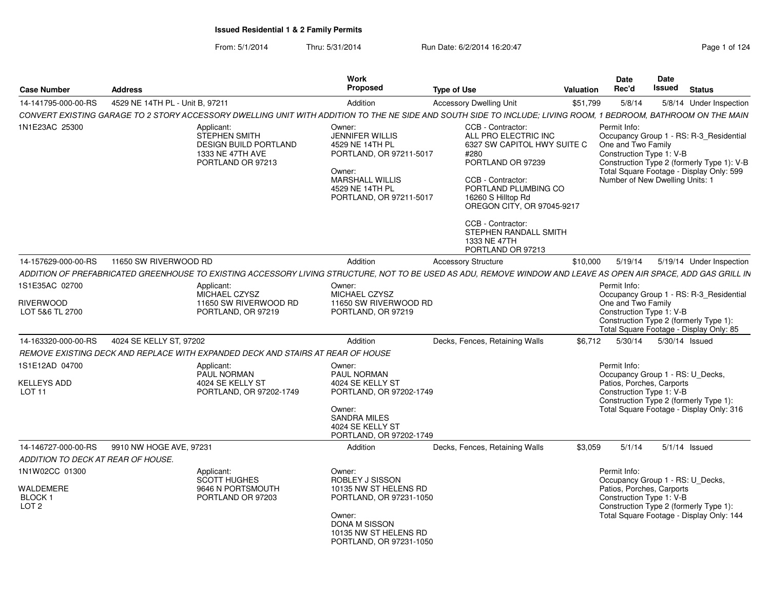# Issued Residential 1 & 2 Family Permits

From: 5/1/2014 Thru: 5/31/2014 Run Date: 6/2/2014 16:20:47

| Case Number | Address | Work Proposed | Type of Use | Valuation | Date Rec'd | Date Issued | Status |
|---|---|---|---|---|---|---|---|
| 14-141795-000-00-RS | 4529 NE 14TH PL - Unit B, 97211 | Addition | Accessory Dwelling Unit | $51,799 | 5/8/14 | 5/8/14 | Under Inspection |

*CONVERT EXISTING GARAGE TO 2 STORY ACCESSORY DWELLING UNIT WITH ADDITION TO THE NE SIDE AND SOUTH SIDE TO INCLUDE; LIVING ROOM, 1 BEDROOM, BATHROOM ON THE MAIN*

1N1E23AC 25300

Applicant:
STEPHEN SMITH
DESIGN BUILD PORTLAND
1333 NE 47TH AVE
PORTLAND OR 97213

Owner:
JENNIFER WILLIS
4529 NE 14TH PL
PORTLAND, OR 97211-5017

Owner:
MARSHALL WILLIS
4529 NE 14TH PL
PORTLAND, OR 97211-5017

CCB - Contractor:
ALL PRO ELECTRIC INC
6327 SW CAPITOL HWY SUITE C #280
PORTLAND OR 97239

CCB - Contractor:
PORTLAND PLUMBING CO
16260 S Hilltop Rd
OREGON CITY, OR 97045-9217

CCB - Contractor:
STEPHEN RANDALL SMITH
1333 NE 47TH
PORTLAND OR 97213

Permit Info:
Occupancy Group 1 - RS: R-3_Residential One and Two Family
Construction Type 1: V-B
Construction Type 2 (formerly Type 1): V-B
Total Square Footage - Display Only: 599
Number of New Dwelling Units: 1

---

| Case Number | Address | Work Proposed | Type of Use | Valuation | Date Rec'd | Date Issued | Status |
|---|---|---|---|---|---|---|---|
| 14-157629-000-00-RS | 11650 SW RIVERWOOD RD | Addition | Accessory Structure | $10,000 | 5/19/14 | 5/19/14 | Under Inspection |

*ADDITION OF PREFABRICATED GREENHOUSE TO EXISTING ACCESSORY LIVING STRUCTURE, NOT TO BE USED AS ADU, REMOVE WINDOW AND LEAVE AS OPEN AIR SPACE, ADD GAS GRILL IN*

1S1E35AC 02700
RIVERWOOD
LOT 5&6 TL 2700

Applicant:
MICHAEL CZYSZ
11650 SW RIVERWOOD RD
PORTLAND, OR 97219

Owner:
MICHAEL CZYSZ
11650 SW RIVERWOOD RD
PORTLAND, OR 97219

Permit Info:
Occupancy Group 1 - RS: R-3_Residential One and Two Family
Construction Type 1: V-B
Construction Type 2 (formerly Type 1):
Total Square Footage - Display Only: 85

---

| Case Number | Address | Work Proposed | Type of Use | Valuation | Date Rec'd | Date Issued | Status |
|---|---|---|---|---|---|---|---|
| 14-163320-000-00-RS | 4024 SE KELLY ST, 97202 | Addition | Decks, Fences, Retaining Walls | $6,712 | 5/30/14 | 5/30/14 | Issued |

*REMOVE EXISTING DECK AND REPLACE WITH EXPANDED DECK AND STAIRS AT REAR OF HOUSE*

1S1E12AD 04700
KELLEYS ADD
LOT 11

Applicant:
PAUL NORMAN
4024 SE KELLY ST
PORTLAND, OR 97202-1749

Owner:
PAUL NORMAN
4024 SE KELLY ST
PORTLAND, OR 97202-1749

Owner:
SANDRA MILES
4024 SE KELLY ST
PORTLAND, OR 97202-1749

Permit Info:
Occupancy Group 1 - RS: U_Decks, Patios, Porches, Carports
Construction Type 1: V-B
Construction Type 2 (formerly Type 1):
Total Square Footage - Display Only: 316

---

| Case Number | Address | Work Proposed | Type of Use | Valuation | Date Rec'd | Date Issued | Status |
|---|---|---|---|---|---|---|---|
| 14-146727-000-00-RS | 9910 NW HOGE AVE, 97231 | Addition | Decks, Fences, Retaining Walls | $3,059 | 5/1/14 | 5/1/14 | Issued |

*ADDITION TO DECK AT REAR OF HOUSE.*

1N1W02CC 01300
WALDEMERE
BLOCK 1
LOT 2

Applicant:
SCOTT HUGHES
9646 N PORTSMOUTH
PORTLAND OR 97203

Owner:
ROBLEY J SISSON
10135 NW ST HELENS RD
PORTLAND, OR 97231-1050

Owner:
DONA M SISSON
10135 NW ST HELENS RD
PORTLAND, OR 97231-1050

Permit Info:
Occupancy Group 1 - RS: U_Decks, Patios, Porches, Carports
Construction Type 1: V-B
Construction Type 2 (formerly Type 1):
Total Square Footage - Display Only: 144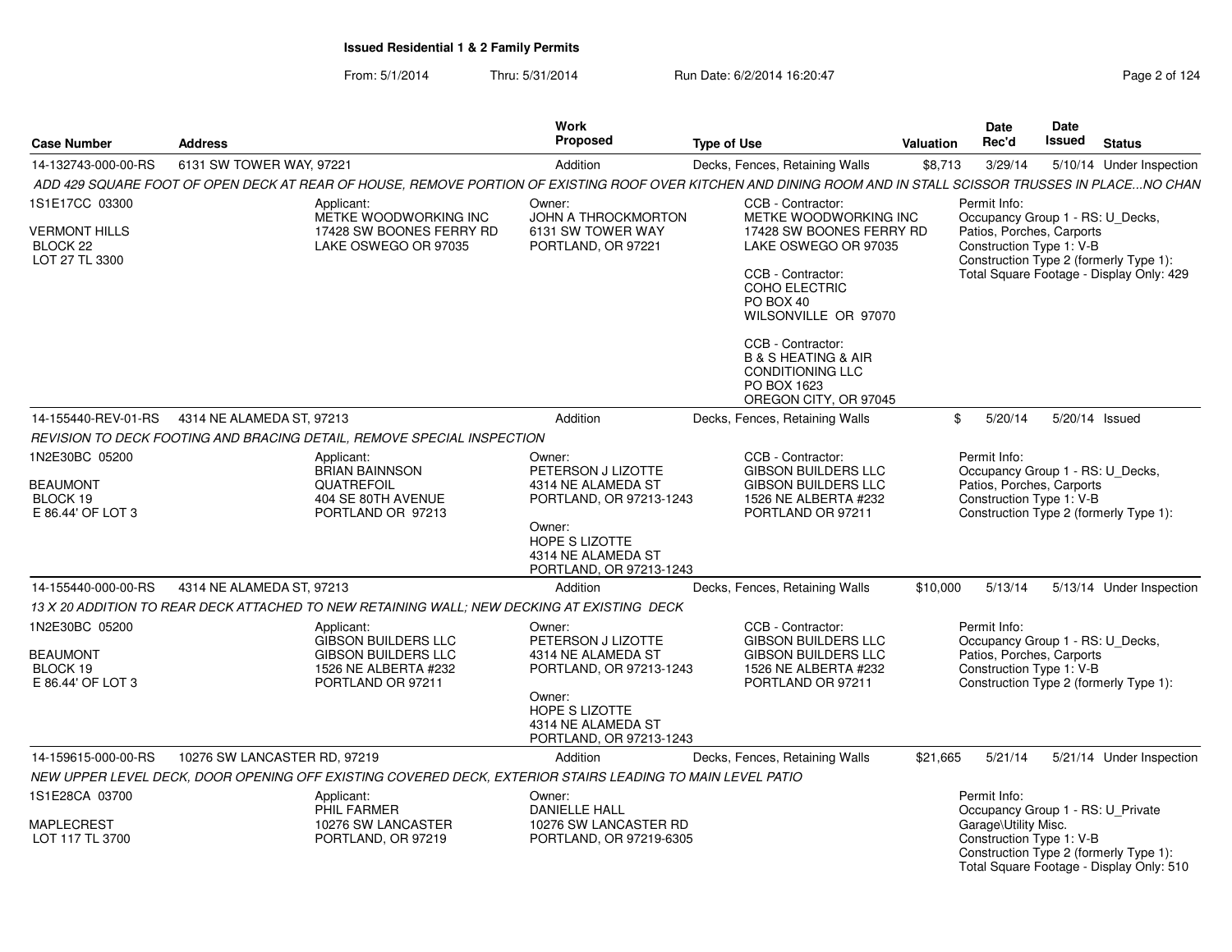# Issued Residential 1 & 2 Family Permits

From: 5/1/2014 Thru: 5/31/2014 Run Date: 6/2/2014 16:20:47

| Case Number | Address | Work Proposed | Type of Use | Valuation | Date Rec'd | Date Issued | Status |
|---|---|---|---|---|---|---|---|
| 14-132743-000-00-RS | 6131 SW TOWER WAY, 97221 | Addition | Decks, Fences, Retaining Walls | $8,713 | 3/29/14 | 5/10/14 | Under Inspection |

*ADD 429 SQUARE FOOT OF OPEN DECK AT REAR OF HOUSE, REMOVE PORTION OF EXISTING ROOF OVER KITCHEN AND DINING ROOM AND IN STALL SCISSOR TRUSSES IN PLACE...NO CHAN*

1S1E17CC 03300
VERMONT HILLS
BLOCK 22
LOT 27 TL 3300

Applicant:
METKE WOODWORKING INC
17428 SW BOONES FERRY RD
LAKE OSWEGO OR 97035

Owner:
JOHN A THROCKMORTON
6131 SW TOWER WAY
PORTLAND, OR 97221

CCB - Contractor:
METKE WOODWORKING INC
17428 SW BOONES FERRY RD
LAKE OSWEGO OR 97035

CCB - Contractor:
COHO ELECTRIC
PO BOX 40
WILSONVILLE OR 97070

CCB - Contractor:
B & S HEATING & AIR
CONDITIONING LLC
PO BOX 1623
OREGON CITY, OR 97045

Permit Info:
Occupancy Group 1 - RS: U_Decks, Patios, Porches, Carports
Construction Type 1: V-B
Construction Type 2 (formerly Type 1):
Total Square Footage - Display Only: 429

| Case Number | Address | Work Proposed | Type of Use | Valuation | Date Rec'd | Date Issued | Status |
|---|---|---|---|---|---|---|---|
| 14-155440-REV-01-RS | 4314 NE ALAMEDA ST, 97213 | Addition | Decks, Fences, Retaining Walls | $ | 5/20/14 | 5/20/14 | Issued |

*REVISION TO DECK FOOTING AND BRACING DETAIL, REMOVE SPECIAL INSPECTION*

1N2E30BC 05200
BEAUMONT
BLOCK 19
E 86.44' OF LOT 3

Applicant:
BRIAN BAINNSON
QUATREFOIL
404 SE 80TH AVENUE
PORTLAND OR 97213

Owner:
PETERSON J LIZOTTE
4314 NE ALAMEDA ST
PORTLAND, OR 97213-1243

Owner:
HOPE S LIZOTTE
4314 NE ALAMEDA ST
PORTLAND, OR 97213-1243

CCB - Contractor:
GIBSON BUILDERS LLC
GIBSON BUILDERS LLC
1526 NE ALBERTA #232
PORTLAND OR 97211

Permit Info:
Occupancy Group 1 - RS: U_Decks, Patios, Porches, Carports
Construction Type 1: V-B
Construction Type 2 (formerly Type 1):

| Case Number | Address | Work Proposed | Type of Use | Valuation | Date Rec'd | Date Issued | Status |
|---|---|---|---|---|---|---|---|
| 14-155440-000-00-RS | 4314 NE ALAMEDA ST, 97213 | Addition | Decks, Fences, Retaining Walls | $10,000 | 5/13/14 | 5/13/14 | Under Inspection |

*13 X 20 ADDITION TO REAR DECK ATTACHED TO NEW RETAINING WALL; NEW DECKING AT EXISTING DECK*

1N2E30BC 05200
BEAUMONT
BLOCK 19
E 86.44' OF LOT 3

Applicant:
GIBSON BUILDERS LLC
GIBSON BUILDERS LLC
1526 NE ALBERTA #232
PORTLAND OR 97211

Owner:
PETERSON J LIZOTTE
4314 NE ALAMEDA ST
PORTLAND, OR 97213-1243

Owner:
HOPE S LIZOTTE
4314 NE ALAMEDA ST
PORTLAND, OR 97213-1243

CCB - Contractor:
GIBSON BUILDERS LLC
GIBSON BUILDERS LLC
1526 NE ALBERTA #232
PORTLAND OR 97211

Permit Info:
Occupancy Group 1 - RS: U_Decks, Patios, Porches, Carports
Construction Type 1: V-B
Construction Type 2 (formerly Type 1):

| Case Number | Address | Work Proposed | Type of Use | Valuation | Date Rec'd | Date Issued | Status |
|---|---|---|---|---|---|---|---|
| 14-159615-000-00-RS | 10276 SW LANCASTER RD, 97219 | Addition | Decks, Fences, Retaining Walls | $21,665 | 5/21/14 | 5/21/14 | Under Inspection |

*NEW UPPER LEVEL DECK, DOOR OPENING OFF EXISTING COVERED DECK, EXTERIOR STAIRS LEADING TO MAIN LEVEL PATIO*

1S1E28CA 03700
MAPLECREST
LOT 117 TL 3700

Applicant:
PHIL FARMER
10276 SW LANCASTER
PORTLAND, OR 97219

Owner:
DANIELLE HALL
10276 SW LANCASTER RD
PORTLAND, OR 97219-6305

Permit Info:
Occupancy Group 1 - RS: U_Private Garage\Utility Misc.
Construction Type 1: V-B
Construction Type 2 (formerly Type 1):
Total Square Footage - Display Only: 510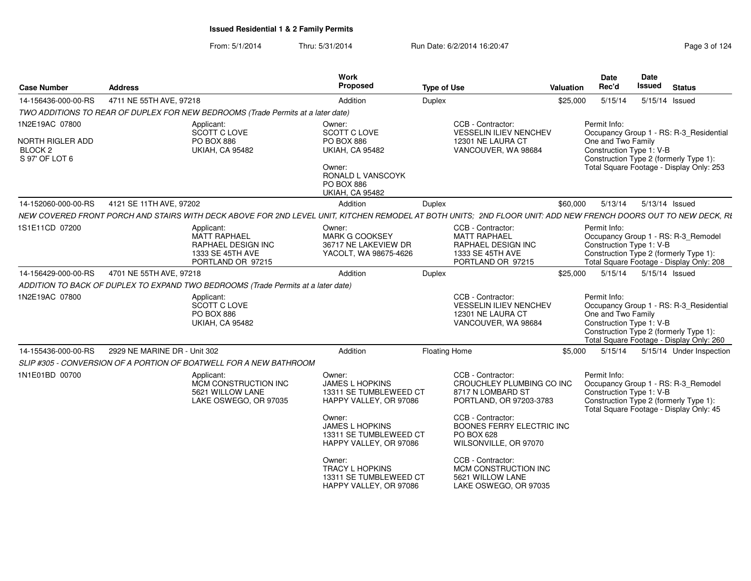**Issued Residential 1 & 2 Family Permits**

From: 5/1/2014 Thru: 5/31/2014 Run Date: 6/2/2014 16:20:47

| Case Number | Address | Work Proposed | Type of Use | Valuation | Date Rec'd | Date Issued | Status |
|---|---|---|---|---|---|---|---|
| 14-156436-000-00-RS | 4711 NE 55TH AVE, 97218 | Addition | Duplex | $25,000 | 5/15/14 | 5/15/14 | Issued |

TWO ADDITIONS TO REAR OF DUPLEX FOR NEW BEDROOMS (Trade Permits at a later date)

1N2E19AC 07800

NORTH RIGLER ADD
BLOCK 2
S 97' OF LOT 6

Applicant:
SCOTT C LOVE
PO BOX 886
UKIAH, CA 95482

Owner:
SCOTT C LOVE
PO BOX 886
UKIAH, CA 95482

Owner:
RONALD L VANSCOYK
PO BOX 886
UKIAH, CA 95482

CCB - Contractor:
VESSELIN ILIEV NENCHEV
12301 NE LAURA CT
VANCOUVER, WA 98684

Permit Info:
Occupancy Group 1 - RS: R-3_Residential One and Two Family
Construction Type 1: V-B
Construction Type 2 (formerly Type 1):
Total Square Footage - Display Only: 253

---

| Case Number | Address | Work Proposed | Type of Use | Valuation | Date Rec'd | Date Issued | Status |
|---|---|---|---|---|---|---|---|
| 14-152060-000-00-RS | 4121 SE 11TH AVE, 97202 | Addition | Duplex | $60,000 | 5/13/14 | 5/13/14 | Issued |

NEW COVERED FRONT PORCH AND STAIRS WITH DECK ABOVE FOR 2ND LEVEL UNIT, KITCHEN REMODEL AT BOTH UNITS; 2ND FLOOR UNIT: ADD NEW FRENCH DOORS OUT TO NEW DECK, RE

1S1E11CD 07200

Applicant:
MATT RAPHAEL
RAPHAEL DESIGN INC
1333 SE 45TH AVE
PORTLAND OR 97215

Owner:
MARK G COOKSEY
36717 NE LAKEVIEW DR
YACOLT, WA 98675-4626

CCB - Contractor:
MATT RAPHAEL
RAPHAEL DESIGN INC
1333 SE 45TH AVE
PORTLAND OR 97215

Permit Info:
Occupancy Group 1 - RS: R-3_Remodel
Construction Type 1: V-B
Construction Type 2 (formerly Type 1):
Total Square Footage - Display Only: 208

---

| Case Number | Address | Work Proposed | Type of Use | Valuation | Date Rec'd | Date Issued | Status |
|---|---|---|---|---|---|---|---|
| 14-156429-000-00-RS | 4701 NE 55TH AVE, 97218 | Addition | Duplex | $25,000 | 5/15/14 | 5/15/14 | Issued |

ADDITION TO BACK OF DUPLEX TO EXPAND TWO BEDROOMS (Trade Permits at a later date)

1N2E19AC 07800

Applicant:
SCOTT C LOVE
PO BOX 886
UKIAH, CA 95482

CCB - Contractor:
VESSELIN ILIEV NENCHEV
12301 NE LAURA CT
VANCOUVER, WA 98684

Permit Info:
Occupancy Group 1 - RS: R-3_Residential One and Two Family
Construction Type 1: V-B
Construction Type 2 (formerly Type 1):
Total Square Footage - Display Only: 260

---

| Case Number | Address | Work Proposed | Type of Use | Valuation | Date Rec'd | Date Issued | Status |
|---|---|---|---|---|---|---|---|
| 14-155436-000-00-RS | 2929 NE MARINE DR - Unit 302 | Addition | Floating Home | $5,000 | 5/15/14 | 5/15/14 | Under Inspection |

SLIP #305 - CONVERSION OF A PORTION OF BOATWELL FOR A NEW BATHROOM

1N1E01BD 00700

Applicant:
MCM CONSTRUCTION INC
5621 WILLOW LANE
LAKE OSWEGO, OR 97035

Owner:
JAMES L HOPKINS
13311 SE TUMBLEWEED CT
HAPPY VALLEY, OR 97086

Owner:
JAMES L HOPKINS
13311 SE TUMBLEWEED CT
HAPPY VALLEY, OR 97086

Owner:
TRACY L HOPKINS
13311 SE TUMBLEWEED CT
HAPPY VALLEY, OR 97086

CCB - Contractor:
CROUCHLEY PLUMBING CO INC
8717 N LOMBARD ST
PORTLAND, OR 97203-3783

CCB - Contractor:
BOONES FERRY ELECTRIC INC
PO BOX 628
WILSONVILLE, OR 97070

CCB - Contractor:
MCM CONSTRUCTION INC
5621 WILLOW LANE
LAKE OSWEGO, OR 97035

Permit Info:
Occupancy Group 1 - RS: R-3_Remodel
Construction Type 1: V-B
Construction Type 2 (formerly Type 1):
Total Square Footage - Display Only: 45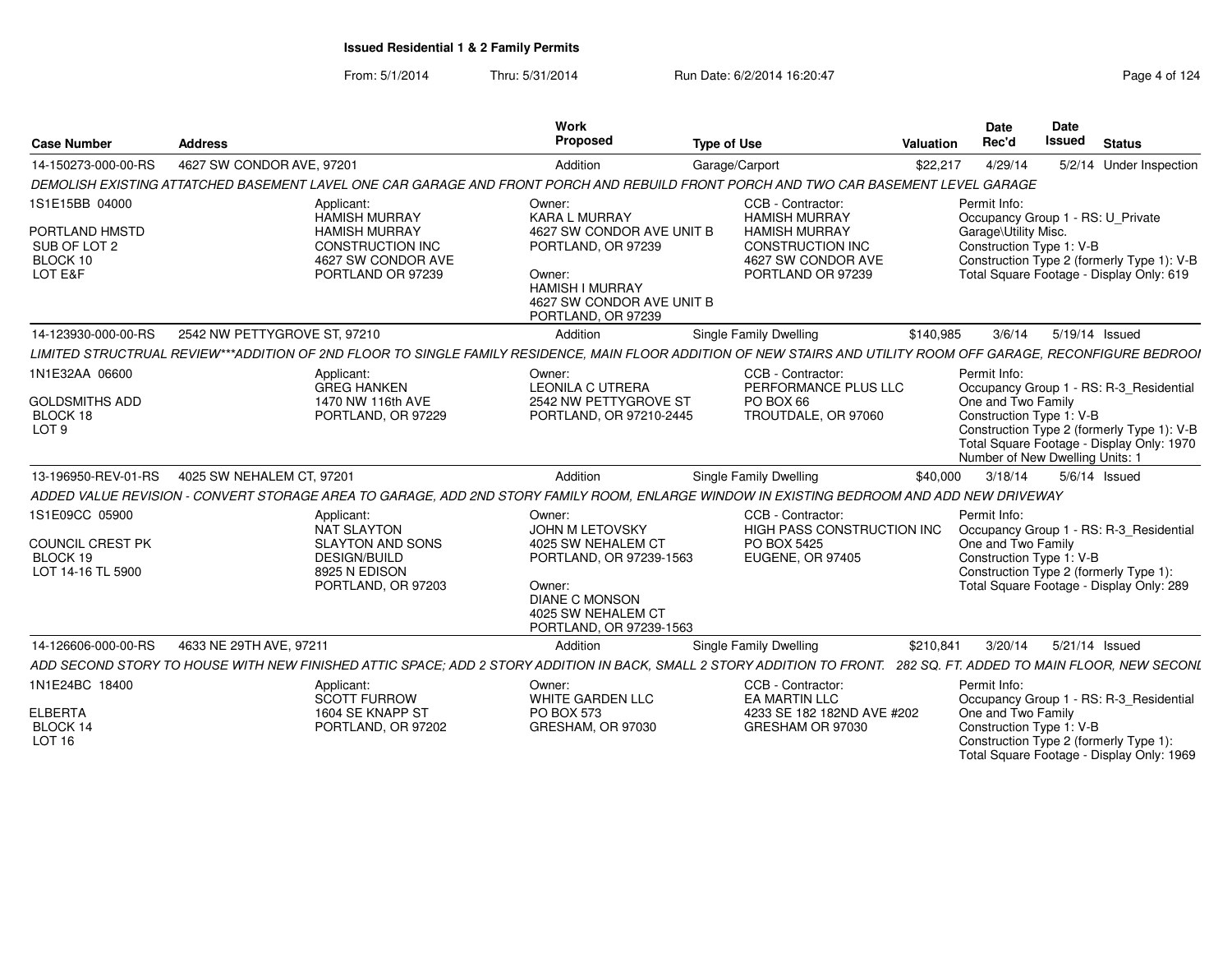# Issued Residential 1 & 2 Family Permits

From: 5/1/2014 Thru: 5/31/2014 Run Date: 6/2/2014 16:20:47

| Case Number | Address | Work Proposed | Type of Use | Valuation | Date Rec'd | Date Issued | Status |
|---|---|---|---|---|---|---|---|
| 14-150273-000-00-RS | 4627 SW CONDOR AVE, 97201 | Addition | Garage/Carport | $22,217 | 4/29/14 | 5/2/14 | Under Inspection |

DEMOLISH EXISTING ATTATCHED BASEMENT LAVEL ONE CAR GARAGE AND FRONT PORCH AND REBUILD FRONT PORCH AND TWO CAR BASEMENT LEVEL GARAGE

1S1E15BB 04000
PORTLAND HMSTD
SUB OF LOT 2
BLOCK 10
LOT E&F

Applicant:
HAMISH MURRAY
HAMISH MURRAY
CONSTRUCTION INC
4627 SW CONDOR AVE
PORTLAND OR 97239

Owner:
KARA L MURRAY
4627 SW CONDOR AVE UNIT B
PORTLAND, OR 97239

Owner:
HAMISH I MURRAY
4627 SW CONDOR AVE UNIT B
PORTLAND, OR 97239

CCB - Contractor:
HAMISH MURRAY
HAMISH MURRAY
CONSTRUCTION INC
4627 SW CONDOR AVE
PORTLAND OR 97239

Permit Info:
Occupancy Group 1 - RS: U_Private Garage\Utility Misc.
Construction Type 1: V-B
Construction Type 2 (formerly Type 1): V-B
Total Square Footage - Display Only: 619

| Case Number | Address | Work Proposed | Type of Use | Valuation | Date Rec'd | Date Issued | Status |
|---|---|---|---|---|---|---|---|
| 14-123930-000-00-RS | 2542 NW PETTYGROVE ST, 97210 | Addition | Single Family Dwelling | $140,985 | 3/6/14 | 5/19/14 | Issued |

LIMITED STRUCTRUAL REVIEW***ADDITION OF 2ND FLOOR TO SINGLE FAMILY RESIDENCE, MAIN FLOOR ADDITION OF NEW STAIRS AND UTILITY ROOM OFF GARAGE, RECONFIGURE BEDROOI

1N1E32AA 06600
GOLDSMITHS ADD
BLOCK 18
LOT 9

Applicant:
GREG HANKEN
1470 NW 116th AVE
PORTLAND, OR 97229

Owner:
LEONILA C UTRERA
2542 NW PETTYGROVE ST
PORTLAND, OR 97210-2445

CCB - Contractor:
PERFORMANCE PLUS LLC
PO BOX 66
TROUTDALE, OR 97060

Permit Info:
Occupancy Group 1 - RS: R-3_Residential One and Two Family
Construction Type 1: V-B
Construction Type 2 (formerly Type 1): V-B
Total Square Footage - Display Only: 1970
Number of New Dwelling Units: 1

| Case Number | Address | Work Proposed | Type of Use | Valuation | Date Rec'd | Date Issued | Status |
|---|---|---|---|---|---|---|---|
| 13-196950-REV-01-RS | 4025 SW NEHALEM CT, 97201 | Addition | Single Family Dwelling | $40,000 | 3/18/14 | 5/6/14 | Issued |

ADDED VALUE REVISION - CONVERT STORAGE AREA TO GARAGE, ADD 2ND STORY FAMILY ROOM, ENLARGE WINDOW IN EXISTING BEDROOM AND ADD NEW DRIVEWAY

1S1E09CC 05900
COUNCIL CREST PK
BLOCK 19
LOT 14-16 TL 5900

Applicant:
NAT SLAYTON
SLAYTON AND SONS
DESIGN/BUILD
8925 N EDISON
PORTLAND, OR 97203

Owner:
JOHN M LETOVSKY
4025 SW NEHALEM CT
PORTLAND, OR 97239-1563

Owner:
DIANE C MONSON
4025 SW NEHALEM CT
PORTLAND, OR 97239-1563

CCB - Contractor:
HIGH PASS CONSTRUCTION INC
PO BOX 5425
EUGENE, OR 97405

Permit Info:
Occupancy Group 1 - RS: R-3_Residential One and Two Family
Construction Type 1: V-B
Construction Type 2 (formerly Type 1):
Total Square Footage - Display Only: 289

| Case Number | Address | Work Proposed | Type of Use | Valuation | Date Rec'd | Date Issued | Status |
|---|---|---|---|---|---|---|---|
| 14-126606-000-00-RS | 4633 NE 29TH AVE, 97211 | Addition | Single Family Dwelling | $210,841 | 3/20/14 | 5/21/14 | Issued |

ADD SECOND STORY TO HOUSE WITH NEW FINISHED ATTIC SPACE; ADD 2 STORY ADDITION IN BACK, SMALL 2 STORY ADDITION TO FRONT. 282 SQ. FT. ADDED TO MAIN FLOOR, NEW SECONI

1N1E24BC 18400
ELBERTA
BLOCK 14
LOT 16

Applicant:
SCOTT FURROW
1604 SE KNAPP ST
PORTLAND, OR 97202

Owner:
WHITE GARDEN LLC
PO BOX 573
GRESHAM, OR 97030

CCB - Contractor:
EA MARTIN LLC
4233 SE 182 182ND AVE #202
GRESHAM OR 97030

Permit Info:
Occupancy Group 1 - RS: R-3_Residential One and Two Family
Construction Type 1: V-B
Construction Type 2 (formerly Type 1):
Total Square Footage - Display Only: 1969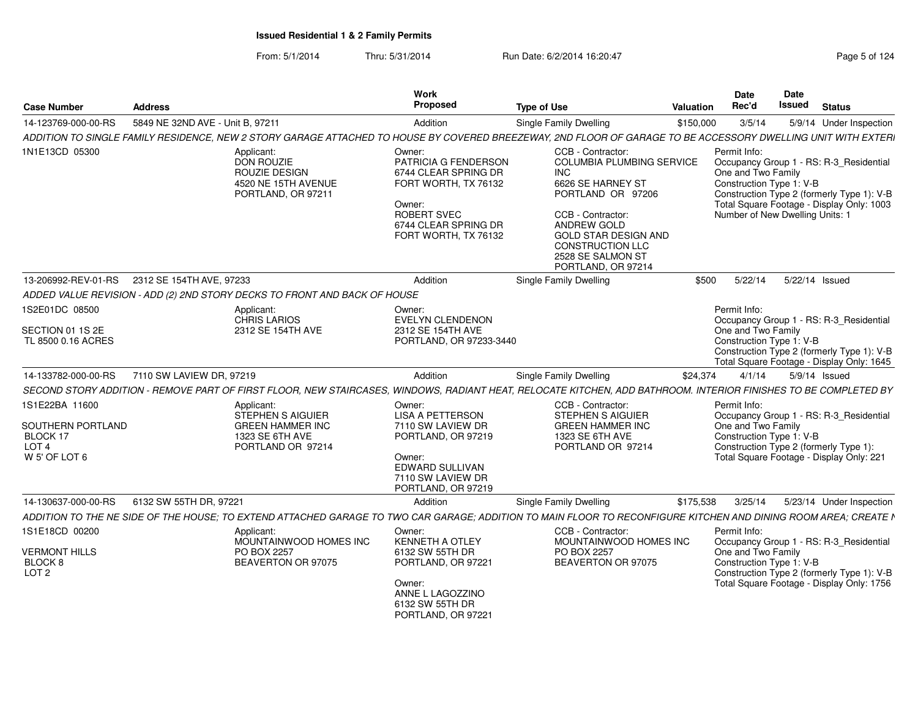**Issued Residential 1 & 2 Family Permits**

From: 5/1/2014 Thru: 5/31/2014 Run Date: 6/2/2014 16:20:47

| Case Number | Address | Work Proposed | Type of Use | Valuation | Date Rec'd | Date Issued | Status |
|---|---|---|---|---|---|---|---|
| 14-123769-000-00-RS | 5849 NE 32ND AVE - Unit B, 97211 | Addition | Single Family Dwelling | $150,000 | 3/5/14 | 5/9/14 | Under Inspection |

ADDITION TO SINGLE FAMILY RESIDENCE, NEW 2 STORY GARAGE ATTACHED TO HOUSE BY COVERED BREEZEWAY, 2ND FLOOR OF GARAGE TO BE ACCESSORY DWELLING UNIT WITH EXTERI

1N1E13CD 05300

Applicant: DON ROUZIE, ROUZIE DESIGN, 4520 NE 15TH AVENUE, PORTLAND, OR 97211

Owner: PATRICIA G FENDERSON, 6744 CLEAR SPRING DR, FORT WORTH, TX 76132

Owner: ROBERT SVEC, 6744 CLEAR SPRING DR, FORT WORTH, TX 76132

CCB - Contractor: COLUMBIA PLUMBING SERVICE INC, 6626 SE HARNEY ST, PORTLAND OR 97206

CCB - Contractor: ANDREW GOLD, GOLD STAR DESIGN AND CONSTRUCTION LLC, 2528 SE SALMON ST, PORTLAND, OR 97214

Permit Info: Occupancy Group 1 - RS: R-3_Residential One and Two Family; Construction Type 1: V-B; Construction Type 2 (formerly Type 1): V-B; Total Square Footage - Display Only: 1003; Number of New Dwelling Units: 1

| Case Number | Address | Work Proposed | Type of Use | Valuation | Date Rec'd | Date Issued | Status |
|---|---|---|---|---|---|---|---|
| 13-206992-REV-01-RS | 2312 SE 154TH AVE, 97233 | Addition | Single Family Dwelling | $500 | 5/22/14 | 5/22/14 | Issued |

ADDED VALUE REVISION - ADD (2) 2ND STORY DECKS TO FRONT AND BACK OF HOUSE

1S2E01DC 08500

SECTION 01 1S 2E
TL 8500 0.16 ACRES

Applicant: CHRIS LARIOS, 2312 SE 154TH AVE

Owner: EVELYN CLENDENON, 2312 SE 154TH AVE, PORTLAND, OR 97233-3440

Permit Info: Occupancy Group 1 - RS: R-3_Residential One and Two Family; Construction Type 1: V-B; Construction Type 2 (formerly Type 1): V-B; Total Square Footage - Display Only: 1645

| Case Number | Address | Work Proposed | Type of Use | Valuation | Date Rec'd | Date Issued | Status |
|---|---|---|---|---|---|---|---|
| 14-133782-000-00-RS | 7110 SW LAVIEW DR, 97219 | Addition | Single Family Dwelling | $24,374 | 4/1/14 | 5/9/14 | Issued |

SECOND STORY ADDITION - REMOVE PART OF FIRST FLOOR, NEW STAIRCASES, WINDOWS, RADIANT HEAT, RELOCATE KITCHEN, ADD BATHROOM. INTERIOR FINISHES TO BE COMPLETED BY

1S1E22BA 11600

SOUTHERN PORTLAND
BLOCK 17
LOT 4
W 5' OF LOT 6

Applicant: STEPHEN S AIGUIER, GREEN HAMMER INC, 1323 SE 6TH AVE, PORTLAND OR 97214

Owner: LISA A PETTERSON, 7110 SW LAVIEW DR, PORTLAND, OR 97219

Owner: EDWARD SULLIVAN, 7110 SW LAVIEW DR, PORTLAND, OR 97219

CCB - Contractor: STEPHEN S AIGUIER, GREEN HAMMER INC, 1323 SE 6TH AVE, PORTLAND OR 97214

Permit Info: Occupancy Group 1 - RS: R-3_Residential One and Two Family; Construction Type 1: V-B; Construction Type 2 (formerly Type 1):; Total Square Footage - Display Only: 221

| Case Number | Address | Work Proposed | Type of Use | Valuation | Date Rec'd | Date Issued | Status |
|---|---|---|---|---|---|---|---|
| 14-130637-000-00-RS | 6132 SW 55TH DR, 97221 | Addition | Single Family Dwelling | $175,538 | 3/25/14 | 5/23/14 | Under Inspection |

ADDITION TO THE NE SIDE OF THE HOUSE; TO EXTEND ATTACHED GARAGE TO TWO CAR GARAGE; ADDITION TO MAIN FLOOR TO RECONFIGURE KITCHEN AND DINING ROOM AREA; CREATE N

1S1E18CD 00200

VERMONT HILLS
BLOCK 8
LOT 2

Applicant: MOUNTAINWOOD HOMES INC, PO BOX 2257, BEAVERTON OR 97075

Owner: KENNETH A OTLEY, 6132 SW 55TH DR, PORTLAND, OR 97221

Owner: ANNE L LAGOZZINO, 6132 SW 55TH DR, PORTLAND, OR 97221

CCB - Contractor: MOUNTAINWOOD HOMES INC, PO BOX 2257, BEAVERTON OR 97075

Permit Info: Occupancy Group 1 - RS: R-3_Residential One and Two Family; Construction Type 1: V-B; Construction Type 2 (formerly Type 1): V-B; Total Square Footage - Display Only: 1756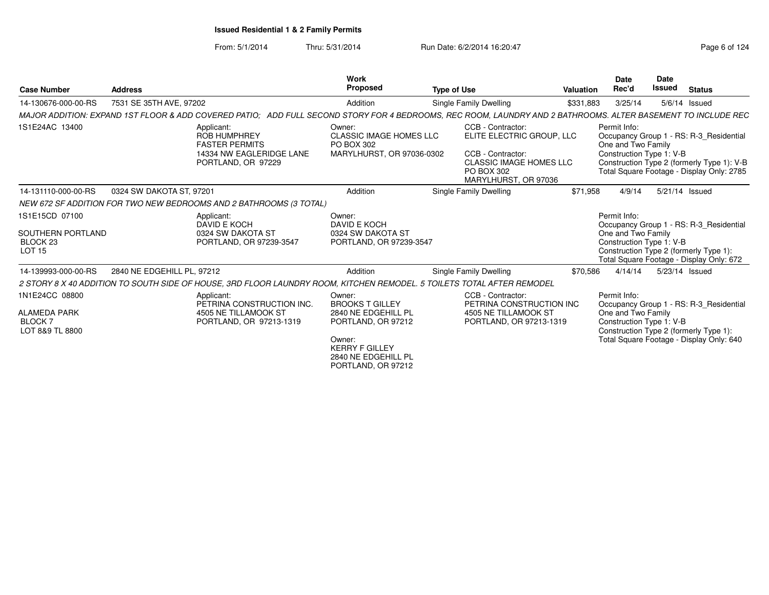**Issued Residential 1 & 2 Family Permits**

From: 5/1/2014 Thru: 5/31/2014 Run Date: 6/2/2014 16:20:47

| Case Number | Address | Work Proposed | Type of Use | Valuation | Date Rec'd | Date Issued | Status |
|---|---|---|---|---|---|---|---|
| 14-130676-000-00-RS | 7531 SE 35TH AVE, 97202 | Addition | Single Family Dwelling | $331,883 | 3/25/14 | 5/6/14 | Issued |

*MAJOR ADDITION: EXPAND 1ST FLOOR & ADD COVERED PATIO; ADD FULL SECOND STORY FOR 4 BEDROOMS, REC ROOM, LAUNDRY AND 2 BATHROOMS. ALTER BASEMENT TO INCLUDE REC*

1S1E24AC 13400

Applicant:
ROB HUMPHREY
FASTER PERMITS
14334 NW EAGLERIDGE LANE
PORTLAND, OR 97229

Owner:
CLASSIC IMAGE HOMES LLC
PO BOX 302
MARYLHURST, OR 97036-0302

CCB - Contractor:
ELITE ELECTRIC GROUP, LLC

CCB - Contractor:
CLASSIC IMAGE HOMES LLC
PO BOX 302
MARYLHURST, OR 97036

Permit Info:
Occupancy Group 1 - RS: R-3_Residential One and Two Family
Construction Type 1: V-B
Construction Type 2 (formerly Type 1): V-B
Total Square Footage - Display Only: 2785

| Case Number | Address | Work Proposed | Type of Use | Valuation | Date Rec'd | Date Issued | Status |
|---|---|---|---|---|---|---|---|
| 14-131110-000-00-RS | 0324 SW DAKOTA ST, 97201 | Addition | Single Family Dwelling | $71,958 | 4/9/14 | 5/21/14 | Issued |

*NEW 672 SF ADDITION FOR TWO NEW BEDROOMS AND 2 BATHROOMS (3 TOTAL)*

1S1E15CD 07100
SOUTHERN PORTLAND
BLOCK 23
LOT 15

Applicant:
DAVID E KOCH
0324 SW DAKOTA ST
PORTLAND, OR 97239-3547

Owner:
DAVID E KOCH
0324 SW DAKOTA ST
PORTLAND, OR 97239-3547

Permit Info:
Occupancy Group 1 - RS: R-3_Residential One and Two Family
Construction Type 1: V-B
Construction Type 2 (formerly Type 1):
Total Square Footage - Display Only: 672

| Case Number | Address | Work Proposed | Type of Use | Valuation | Date Rec'd | Date Issued | Status |
|---|---|---|---|---|---|---|---|
| 14-139993-000-00-RS | 2840 NE EDGEHILL PL, 97212 | Addition | Single Family Dwelling | $70,586 | 4/14/14 | 5/23/14 | Issued |

*2 STORY 8 X 40 ADDITION TO SOUTH SIDE OF HOUSE, 3RD FLOOR LAUNDRY ROOM, KITCHEN REMODEL. 5 TOILETS TOTAL AFTER REMODEL*

1N1E24CC 08800
ALAMEDA PARK
BLOCK 7
LOT 8&9 TL 8800

Applicant:
PETRINA CONSTRUCTION INC.
4505 NE TILLAMOOK ST
PORTLAND, OR 97213-1319

Owner:
BROOKS T GILLEY
2840 NE EDGEHILL PL
PORTLAND, OR 97212

Owner:
KERRY F GILLEY
2840 NE EDGEHILL PL
PORTLAND, OR 97212

CCB - Contractor:
PETRINA CONSTRUCTION INC
4505 NE TILLAMOOK ST
PORTLAND, OR 97213-1319

Permit Info:
Occupancy Group 1 - RS: R-3_Residential One and Two Family
Construction Type 1: V-B
Construction Type 2 (formerly Type 1):
Total Square Footage - Display Only: 640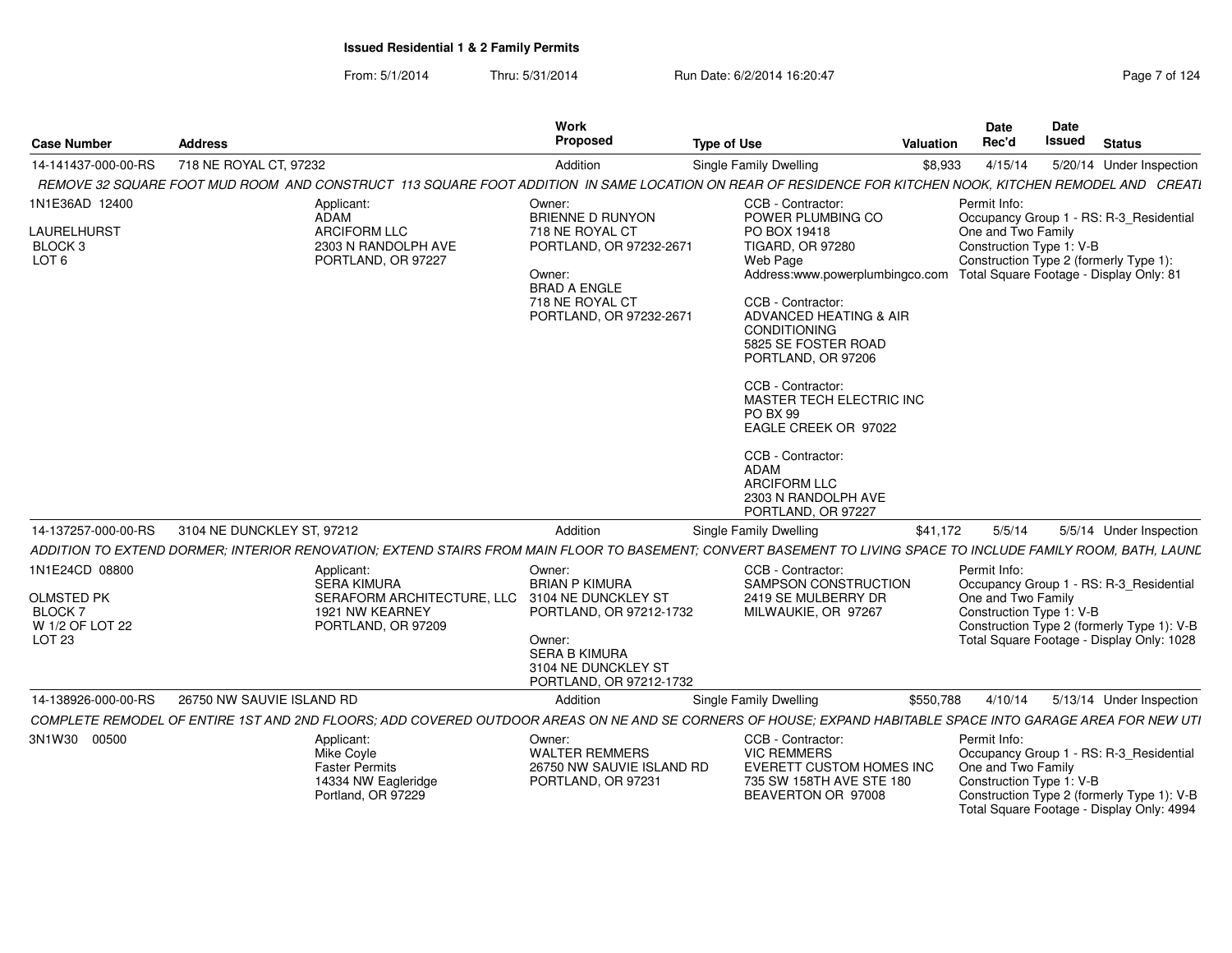**Issued Residential 1 & 2 Family Permits**

From: 5/1/2014 Thru: 5/31/2014 Run Date: 6/2/2014 16:20:47

| Case Number | Address | Work Proposed | Type of Use | Valuation | Date Rec'd | Date Issued | Status |
|---|---|---|---|---|---|---|---|
| 14-141437-000-00-RS | 718 NE ROYAL CT, 97232 | Addition | Single Family Dwelling | $8,933 | 4/15/14 | 5/20/14 | Under Inspection |

*REMOVE 32 SQUARE FOOT MUD ROOM AND CONSTRUCT 113 SQUARE FOOT ADDITION IN SAME LOCATION ON REAR OF RESIDENCE FOR KITCHEN NOOK, KITCHEN REMODEL AND CREATI*

1N1E36AD 12400
LAURELHURST
BLOCK 3
LOT 6

Applicant:
ADAM
ARCIFORM LLC
2303 N RANDOLPH AVE
PORTLAND, OR 97227

Owner:
BRIENNE D RUNYON
718 NE ROYAL CT
PORTLAND, OR 97232-2671

Owner:
BRAD A ENGLE
718 NE ROYAL CT
PORTLAND, OR 97232-2671

CCB - Contractor:
POWER PLUMBING CO
PO BOX 19418
TIGARD, OR 97280
Web Page
Address:www.powerplumbingco.com

CCB - Contractor:
ADVANCED HEATING & AIR CONDITIONING
5825 SE FOSTER ROAD
PORTLAND, OR 97206

CCB - Contractor:
MASTER TECH ELECTRIC INC
PO BX 99
EAGLE CREEK OR 97022

CCB - Contractor:
ADAM
ARCIFORM LLC
2303 N RANDOLPH AVE
PORTLAND, OR 97227

Permit Info:
Occupancy Group 1 - RS: R-3_Residential One and Two Family
Construction Type 1: V-B
Construction Type 2 (formerly Type 1):
Total Square Footage - Display Only: 81

| Case Number | Address | Work Proposed | Type of Use | Valuation | Date Rec'd | Date Issued | Status |
|---|---|---|---|---|---|---|---|
| 14-137257-000-00-RS | 3104 NE DUNCKLEY ST, 97212 | Addition | Single Family Dwelling | $41,172 | 5/5/14 | 5/5/14 | Under Inspection |

*ADDITION TO EXTEND DORMER; INTERIOR RENOVATION; EXTEND STAIRS FROM MAIN FLOOR TO BASEMENT; CONVERT BASEMENT TO LIVING SPACE TO INCLUDE FAMILY ROOM, BATH, LAUND*

1N1E24CD 08800
OLMSTED PK
BLOCK 7
W 1/2 OF LOT 22
LOT 23

Applicant:
SERA KIMURA
SERAFORM ARCHITECTURE, LLC
1921 NW KEARNEY
PORTLAND, OR 97209

Owner:
BRIAN P KIMURA
3104 NE DUNCKLEY ST
PORTLAND, OR 97212-1732

Owner:
SERA B KIMURA
3104 NE DUNCKLEY ST
PORTLAND, OR 97212-1732

CCB - Contractor:
SAMPSON CONSTRUCTION
2419 SE MULBERRY DR
MILWAUKIE, OR 97267

Permit Info:
Occupancy Group 1 - RS: R-3_Residential One and Two Family
Construction Type 1: V-B
Construction Type 2 (formerly Type 1): V-B
Total Square Footage - Display Only: 1028

| Case Number | Address | Work Proposed | Type of Use | Valuation | Date Rec'd | Date Issued | Status |
|---|---|---|---|---|---|---|---|
| 14-138926-000-00-RS | 26750 NW SAUVIE ISLAND RD | Addition | Single Family Dwelling | $550,788 | 4/10/14 | 5/13/14 | Under Inspection |

*COMPLETE REMODEL OF ENTIRE 1ST AND 2ND FLOORS; ADD COVERED OUTDOOR AREAS ON NE AND SE CORNERS OF HOUSE; EXPAND HABITABLE SPACE INTO GARAGE AREA FOR NEW UTI*

3N1W30 00500

Applicant:
Mike Coyle
Faster Permits
14334 NW Eagleridge
Portland, OR 97229

Owner:
WALTER REMMERS
26750 NW SAUVIE ISLAND RD
PORTLAND, OR 97231

CCB - Contractor:
VIC REMMERS
EVERETT CUSTOM HOMES INC
735 SW 158TH AVE STE 180
BEAVERTON OR 97008

Permit Info:
Occupancy Group 1 - RS: R-3_Residential One and Two Family
Construction Type 1: V-B
Construction Type 2 (formerly Type 1): V-B
Total Square Footage - Display Only: 4994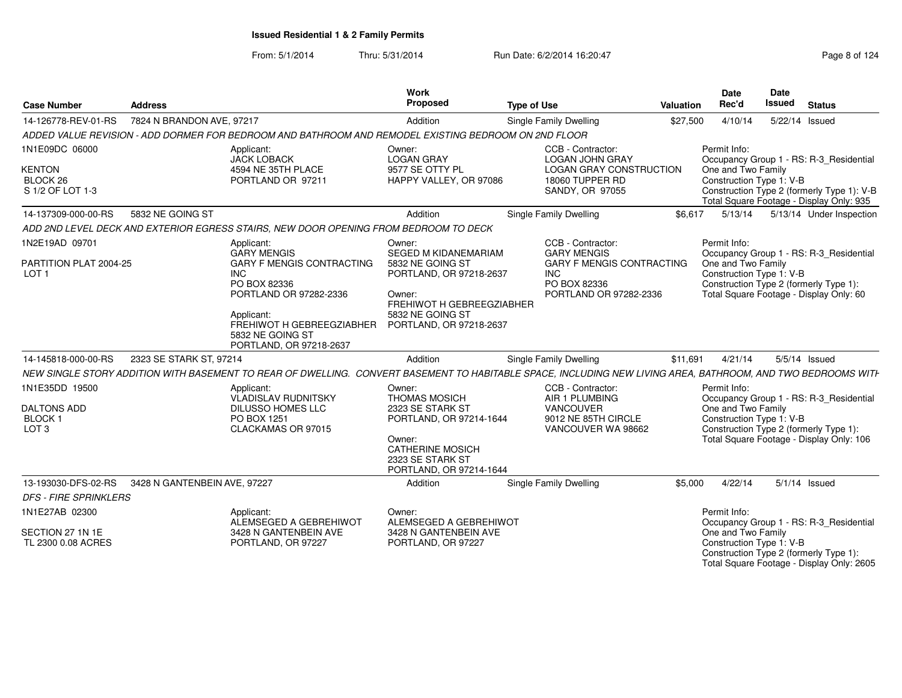**Issued Residential 1 & 2 Family Permits**

From: 5/1/2014 Thru: 5/31/2014 Run Date: 6/2/2014 16:20:47

| Case Number | Address | Work Proposed | Type of Use | Valuation | Date Rec'd | Date Issued | Status |
|---|---|---|---|---|---|---|---|
| 14-126778-REV-01-RS | 7824 N BRANDON AVE, 97217 | Addition | Single Family Dwelling | $27,500 | 4/10/14 | 5/22/14 | Issued |

*ADDED VALUE REVISION - ADD DORMER FOR BEDROOM AND BATHROOM AND REMODEL EXISTING BEDROOM ON 2ND FLOOR*

1N1E09DC 06000
KENTON
BLOCK 26
S 1/2 OF LOT 1-3

Applicant:
JACK LOBACK
4594 NE 35TH PLACE
PORTLAND OR 97211

Owner:
LOGAN GRAY
9577 SE OTTY PL
HAPPY VALLEY, OR 97086

CCB - Contractor:
LOGAN JOHN GRAY
LOGAN GRAY CONSTRUCTION
18060 TUPPER RD
SANDY, OR 97055

Permit Info:
Occupancy Group 1 - RS: R-3_Residential One and Two Family
Construction Type 1: V-B
Construction Type 2 (formerly Type 1): V-B
Total Square Footage - Display Only: 935

| Case Number | Address | Work Proposed | Type of Use | Valuation | Date Rec'd | Date Issued | Status |
|---|---|---|---|---|---|---|---|
| 14-137309-000-00-RS | 5832 NE GOING ST | Addition | Single Family Dwelling | $6,617 | 5/13/14 | 5/13/14 | Under Inspection |

*ADD 2ND LEVEL DECK AND EXTERIOR EGRESS STAIRS, NEW DOOR OPENING FROM BEDROOM TO DECK*

1N2E19AD 09701
PARTITION PLAT 2004-25
LOT 1

Applicant:
GARY MENGIS
GARY F MENGIS CONTRACTING INC
PO BOX 82336
PORTLAND OR 97282-2336

Applicant:
FREHIWOT H GEBREEGZIABHER
5832 NE GOING ST
PORTLAND, OR 97218-2637

Owner:
SEGED M KIDANEMARIAM
5832 NE GOING ST
PORTLAND, OR 97218-2637

Owner:
FREHIWOT H GEBREEGZIABHER
5832 NE GOING ST
PORTLAND, OR 97218-2637

CCB - Contractor:
GARY MENGIS
GARY F MENGIS CONTRACTING INC
PO BOX 82336
PORTLAND OR 97282-2336

Permit Info:
Occupancy Group 1 - RS: R-3_Residential One and Two Family
Construction Type 1: V-B
Construction Type 2 (formerly Type 1):
Total Square Footage - Display Only: 60

| Case Number | Address | Work Proposed | Type of Use | Valuation | Date Rec'd | Date Issued | Status |
|---|---|---|---|---|---|---|---|
| 14-145818-000-00-RS | 2323 SE STARK ST, 97214 | Addition | Single Family Dwelling | $11,691 | 4/21/14 | 5/5/14 | Issued |

*NEW SINGLE STORY ADDITION WITH BASEMENT TO REAR OF DWELLING. CONVERT BASEMENT TO HABITABLE SPACE, INCLUDING NEW LIVING AREA, BATHROOM, AND TWO BEDROOMS WITH*

1N1E35DD 19500
DALTONS ADD
BLOCK 1
LOT 3

Applicant:
VLADISLAV RUDNITSKY
DILUSSO HOMES LLC
PO BOX 1251
CLACKAMAS OR 97015

Owner:
THOMAS MOSICH
2323 SE STARK ST
PORTLAND, OR 97214-1644

Owner:
CATHERINE MOSICH
2323 SE STARK ST
PORTLAND, OR 97214-1644

CCB - Contractor:
AIR 1 PLUMBING
VANCOUVER
9012 NE 85TH CIRCLE
VANCOUVER WA 98662

Permit Info:
Occupancy Group 1 - RS: R-3_Residential One and Two Family
Construction Type 1: V-B
Construction Type 2 (formerly Type 1):
Total Square Footage - Display Only: 106

| Case Number | Address | Work Proposed | Type of Use | Valuation | Date Rec'd | Date Issued | Status |
|---|---|---|---|---|---|---|---|
| 13-193030-DFS-02-RS | 3428 N GANTENBEIN AVE, 97227 | Addition | Single Family Dwelling | $5,000 | 4/22/14 | 5/1/14 | Issued |

*DFS - FIRE SPRINKLERS*

1N1E27AB 02300
SECTION 27 1N 1E
TL 2300 0.08 ACRES

Applicant:
ALEMSEGED A GEBREHIWOT
3428 N GANTENBEIN AVE
PORTLAND, OR 97227

Owner:
ALEMSEGED A GEBREHIWOT
3428 N GANTENBEIN AVE
PORTLAND, OR 97227

Permit Info:
Occupancy Group 1 - RS: R-3_Residential One and Two Family
Construction Type 1: V-B
Construction Type 2 (formerly Type 1):
Total Square Footage - Display Only: 2605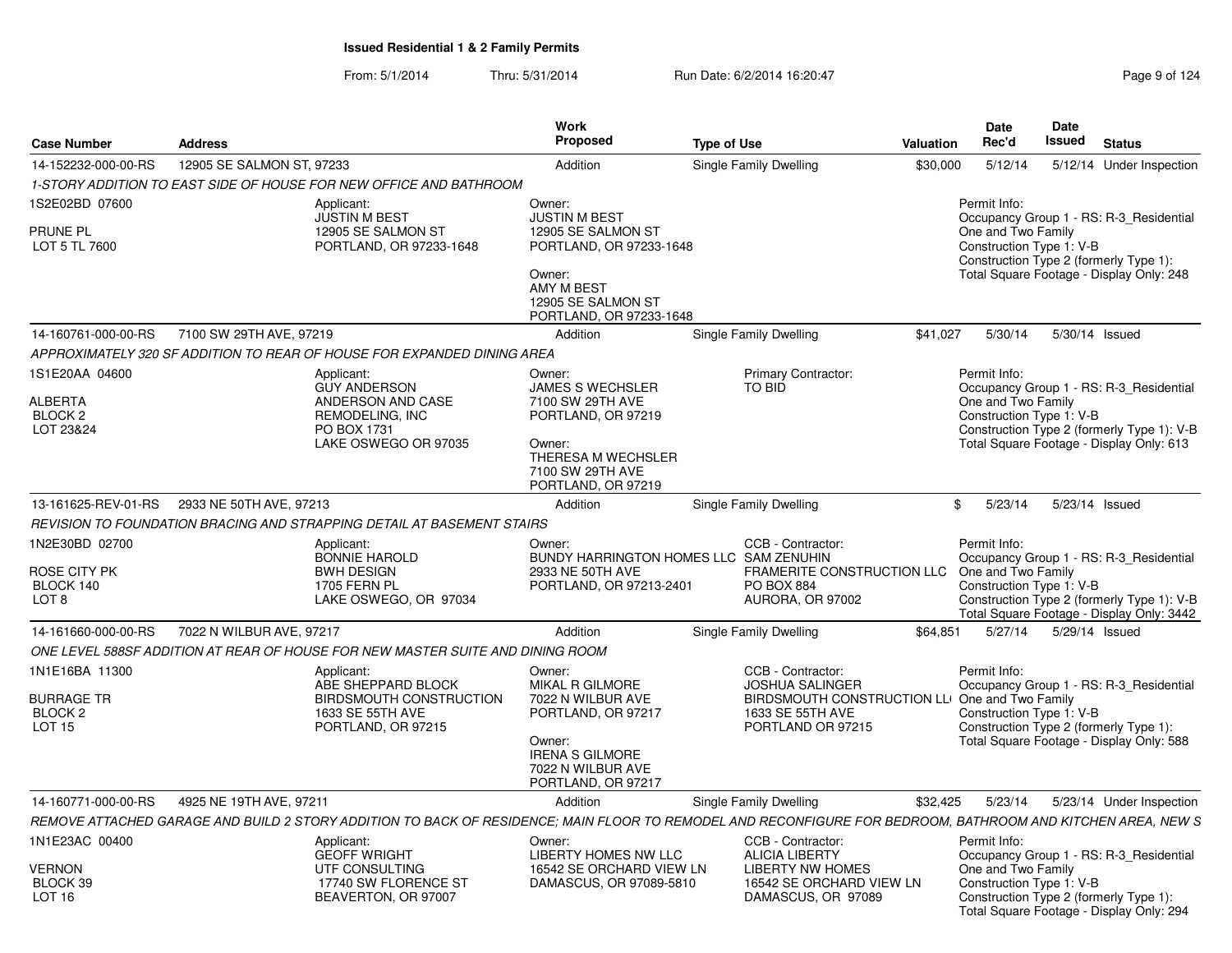**Issued Residential 1 & 2 Family Permits**

From: 5/1/2014 Thru: 5/31/2014 Run Date: 6/2/2014 16:20:47

| Case Number | Address | Work Proposed | Type of Use | Valuation | Date Rec'd | Date Issued | Status |
|---|---|---|---|---|---|---|---|
| 14-152232-000-00-RS | 12905 SE SALMON ST, 97233 | Addition | Single Family Dwelling | $30,000 | 5/12/14 | 5/12/14 | Under Inspection |
| 14-160761-000-00-RS | 7100 SW 29TH AVE, 97219 | Addition | Single Family Dwelling | $41,027 | 5/30/14 | 5/30/14 | Issued |
| 13-161625-REV-01-RS | 2933 NE 50TH AVE, 97213 | Addition | Single Family Dwelling | $ | 5/23/14 | 5/23/14 | Issued |
| 14-161660-000-00-RS | 7022 N WILBUR AVE, 97217 | Addition | Single Family Dwelling | $64,851 | 5/27/14 | 5/29/14 | Issued |
| 14-160771-000-00-RS | 4925 NE 19TH AVE, 97211 | Addition | Single Family Dwelling | $32,425 | 5/23/14 | 5/23/14 | Under Inspection |

**14-152232-000-00-RS** — 12905 SE SALMON ST, 97233

*1-STORY ADDITION TO EAST SIDE OF HOUSE FOR NEW OFFICE AND BATHROOM*

1S2E02BD 07600
PRUNE PL
LOT 5 TL 7600

Applicant:
JUSTIN M BEST
12905 SE SALMON ST
PORTLAND, OR 97233-1648

Owner:
JUSTIN M BEST
12905 SE SALMON ST
PORTLAND, OR 97233-1648

Owner:
AMY M BEST
12905 SE SALMON ST
PORTLAND, OR 97233-1648

Permit Info:
Occupancy Group 1 - RS: R-3_Residential One and Two Family
Construction Type 1: V-B
Construction Type 2 (formerly Type 1):
Total Square Footage - Display Only: 248

**14-160761-000-00-RS** — 7100 SW 29TH AVE, 97219

*APPROXIMATELY 320 SF ADDITION TO REAR OF HOUSE FOR EXPANDED DINING AREA*

1S1E20AA 04600
ALBERTA
BLOCK 2
LOT 23&24

Applicant:
GUY ANDERSON
ANDERSON AND CASE REMODELING, INC
PO BOX 1731
LAKE OSWEGO OR 97035

Owner:
JAMES S WECHSLER
7100 SW 29TH AVE
PORTLAND, OR 97219

Owner:
THERESA M WECHSLER
7100 SW 29TH AVE
PORTLAND, OR 97219

Primary Contractor:
TO BID

Permit Info:
Occupancy Group 1 - RS: R-3_Residential One and Two Family
Construction Type 1: V-B
Construction Type 2 (formerly Type 1): V-B
Total Square Footage - Display Only: 613

**13-161625-REV-01-RS** — 2933 NE 50TH AVE, 97213

*REVISION TO FOUNDATION BRACING AND STRAPPING DETAIL AT BASEMENT STAIRS*

1N2E30BD 02700
ROSE CITY PK
BLOCK 140
LOT 8

Applicant:
BONNIE HAROLD
BWH DESIGN
1705 FERN PL
LAKE OSWEGO, OR 97034

Owner:
BUNDY HARRINGTON HOMES LLC
2933 NE 50TH AVE
PORTLAND, OR 97213-2401

CCB - Contractor:
SAM ZENUHIN
FRAMERITE CONSTRUCTION LLC
PO BOX 884
AURORA, OR 97002

Permit Info:
Occupancy Group 1 - RS: R-3_Residential One and Two Family
Construction Type 1: V-B
Construction Type 2 (formerly Type 1): V-B
Total Square Footage - Display Only: 3442

**14-161660-000-00-RS** — 7022 N WILBUR AVE, 97217

*ONE LEVEL 588SF ADDITION AT REAR OF HOUSE FOR NEW MASTER SUITE AND DINING ROOM*

1N1E16BA 11300
BURRAGE TR
BLOCK 2
LOT 15

Applicant:
ABE SHEPPARD BLOCK
BIRDSMOUTH CONSTRUCTION
1633 SE 55TH AVE
PORTLAND, OR 97215

Owner:
MIKAL R GILMORE
7022 N WILBUR AVE
PORTLAND, OR 97217

Owner:
IRENA S GILMORE
7022 N WILBUR AVE
PORTLAND, OR 97217

CCB - Contractor:
JOSHUA SALINGER
BIRDSMOUTH CONSTRUCTION LL(
1633 SE 55TH AVE
PORTLAND OR 97215

Permit Info:
Occupancy Group 1 - RS: R-3_Residential One and Two Family
Construction Type 1: V-B
Construction Type 2 (formerly Type 1):
Total Square Footage - Display Only: 588

**14-160771-000-00-RS** — 4925 NE 19TH AVE, 97211

*REMOVE ATTACHED GARAGE AND BUILD 2 STORY ADDITION TO BACK OF RESIDENCE; MAIN FLOOR TO REMODEL AND RECONFIGURE FOR BEDROOM, BATHROOM AND KITCHEN AREA, NEW S*

1N1E23AC 00400
VERNON
BLOCK 39
LOT 16

Applicant:
GEOFF WRIGHT
UTF CONSULTING
17740 SW FLORENCE ST
BEAVERTON, OR 97007

Owner:
LIBERTY HOMES NW LLC
16542 SE ORCHARD VIEW LN
DAMASCUS, OR 97089-5810

CCB - Contractor:
ALICIA LIBERTY
LIBERTY NW HOMES
16542 SE ORCHARD VIEW LN
DAMASCUS, OR 97089

Permit Info:
Occupancy Group 1 - RS: R-3_Residential One and Two Family
Construction Type 1: V-B
Construction Type 2 (formerly Type 1):
Total Square Footage - Display Only: 294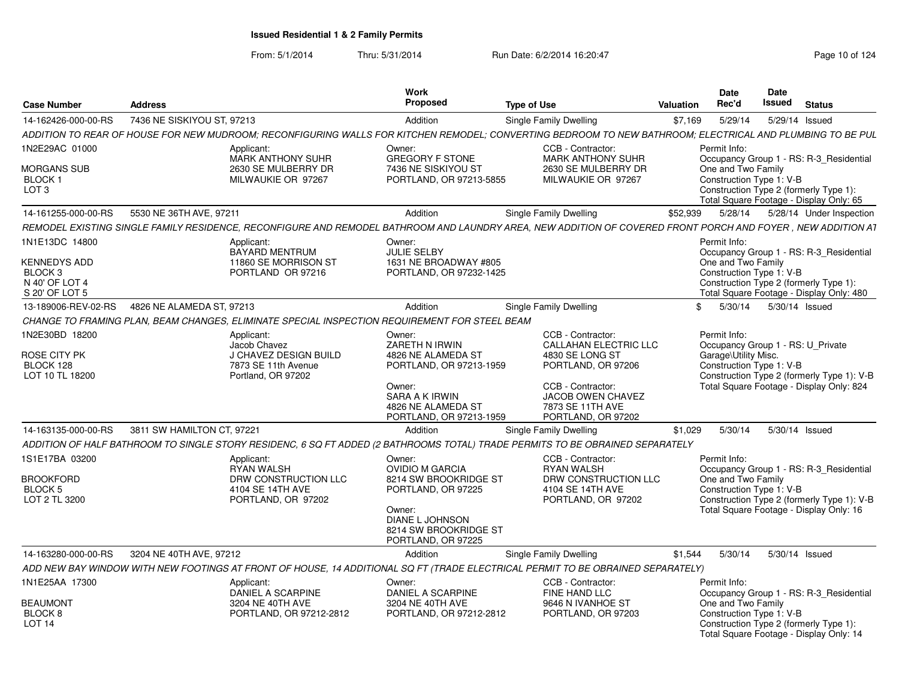# Issued Residential 1 & 2 Family Permits

From: 5/1/2014 Thru: 5/31/2014 Run Date: 6/2/2014 16:20:47

| Case Number | Address | Work Proposed | Type of Use | Valuation | Date Rec'd | Date Issued | Status |
|---|---|---|---|---|---|---|---|
| 14-162426-000-00-RS | 7436 NE SISKIYOU ST, 97213 | Addition | Single Family Dwelling | $7,169 | 5/29/14 | 5/29/14 | Issued |

*ADDITION TO REAR OF HOUSE FOR NEW MUDROOM; RECONFIGURING WALLS FOR KITCHEN REMODEL; CONVERTING BEDROOM TO NEW BATHROOM; ELECTRICAL AND PLUMBING TO BE PUL*

1N2E29AC 01000
MORGANS SUB
BLOCK 1
LOT 3

Applicant:
MARK ANTHONY SUHR
2630 SE MULBERRY DR
MILWAUKIE OR 97267

Owner:
GREGORY F STONE
7436 NE SISKIYOU ST
PORTLAND, OR 97213-5855

CCB - Contractor:
MARK ANTHONY SUHR
2630 SE MULBERRY DR
MILWAUKIE OR 97267

Permit Info:
Occupancy Group 1 - RS: R-3_Residential One and Two Family
Construction Type 1: V-B
Construction Type 2 (formerly Type 1):
Total Square Footage - Display Only: 65

| Case Number | Address | Work Proposed | Type of Use | Valuation | Date Rec'd | Date Issued | Status |
|---|---|---|---|---|---|---|---|
| 14-161255-000-00-RS | 5530 NE 36TH AVE, 97211 | Addition | Single Family Dwelling | $52,939 | 5/28/14 | 5/28/14 | Under Inspection |

*REMODEL EXISTING SINGLE FAMILY RESIDENCE, RECONFIGURE AND REMODEL BATHROOM AND LAUNDRY AREA, NEW ADDITION OF COVERED FRONT PORCH AND FOYER , NEW ADDITION AT*

1N1E13DC 14800
KENNEDYS ADD
BLOCK 3
N 40' OF LOT 4
S 20' OF LOT 5

Applicant:
BAYARD MENTRUM
11860 SE MORRISON ST
PORTLAND OR 97216

Owner:
JULIE SELBY
1631 NE BROADWAY #805
PORTLAND, OR 97232-1425

Permit Info:
Occupancy Group 1 - RS: R-3_Residential One and Two Family
Construction Type 1: V-B
Construction Type 2 (formerly Type 1):
Total Square Footage - Display Only: 480

| Case Number | Address | Work Proposed | Type of Use | Valuation | Date Rec'd | Date Issued | Status |
|---|---|---|---|---|---|---|---|
| 13-189006-REV-02-RS | 4826 NE ALAMEDA ST, 97213 | Addition | Single Family Dwelling | $ | 5/30/14 | 5/30/14 | Issued |

*CHANGE TO FRAMING PLAN, BEAM CHANGES, ELIMINATE SPECIAL INSPECTION REQUIREMENT FOR STEEL BEAM*

1N2E30BD 18200
ROSE CITY PK
BLOCK 128
LOT 10 TL 18200

Applicant:
Jacob Chavez
J CHAVEZ DESIGN BUILD
7873 SE 11th Avenue
Portland, OR 97202

Owner:
ZARETH N IRWIN
4826 NE ALAMEDA ST
PORTLAND, OR 97213-1959

Owner:
SARA A K IRWIN
4826 NE ALAMEDA ST
PORTLAND, OR 97213-1959

CCB - Contractor:
CALLAHAN ELECTRIC LLC
4830 SE LONG ST
PORTLAND, OR 97206

CCB - Contractor:
JACOB OWEN CHAVEZ
7873 SE 11TH AVE
PORTLAND, OR 97202

Permit Info:
Occupancy Group 1 - RS: U_Private Garage\Utility Misc.
Construction Type 1: V-B
Construction Type 2 (formerly Type 1): V-B
Total Square Footage - Display Only: 824

| Case Number | Address | Work Proposed | Type of Use | Valuation | Date Rec'd | Date Issued | Status |
|---|---|---|---|---|---|---|---|
| 14-163135-000-00-RS | 3811 SW HAMILTON CT, 97221 | Addition | Single Family Dwelling | $1,029 | 5/30/14 | 5/30/14 | Issued |

*ADDITION OF HALF BATHROOM TO SINGLE STORY RESIDENC, 6 SQ FT ADDED (2 BATHROOMS TOTAL) TRADE PERMITS TO BE OBRAINED SEPARATELY*

1S1E17BA 03200
BROOKFORD
BLOCK 5
LOT 2 TL 3200

Applicant:
RYAN WALSH
DRW CONSTRUCTION LLC
4104 SE 14TH AVE
PORTLAND, OR 97202

Owner:
OVIDIO M GARCIA
8214 SW BROOKRIDGE ST
PORTLAND, OR 97225

Owner:
DIANE L JOHNSON
8214 SW BROOKRIDGE ST
PORTLAND, OR 97225

CCB - Contractor:
RYAN WALSH
DRW CONSTRUCTION LLC
4104 SE 14TH AVE
PORTLAND, OR 97202

Permit Info:
Occupancy Group 1 - RS: R-3_Residential One and Two Family
Construction Type 1: V-B
Construction Type 2 (formerly Type 1): V-B
Total Square Footage - Display Only: 16

| Case Number | Address | Work Proposed | Type of Use | Valuation | Date Rec'd | Date Issued | Status |
|---|---|---|---|---|---|---|---|
| 14-163280-000-00-RS | 3204 NE 40TH AVE, 97212 | Addition | Single Family Dwelling | $1,544 | 5/30/14 | 5/30/14 | Issued |

*ADD NEW BAY WINDOW WITH NEW FOOTINGS AT FRONT OF HOUSE, 14 ADDITIONAL SQ FT (TRADE ELECTRICAL PERMIT TO BE OBRAINED SEPARATELY)*

1N1E25AA 17300
BEAUMONT
BLOCK 8
LOT 14

Applicant:
DANIEL A SCARPINE
3204 NE 40TH AVE
PORTLAND, OR 97212-2812

Owner:
DANIEL A SCARPINE
3204 NE 40TH AVE
PORTLAND, OR 97212-2812

CCB - Contractor:
FINE HAND LLC
9646 N IVANHOE ST
PORTLAND, OR 97203

Permit Info:
Occupancy Group 1 - RS: R-3_Residential One and Two Family
Construction Type 1: V-B
Construction Type 2 (formerly Type 1):
Total Square Footage - Display Only: 14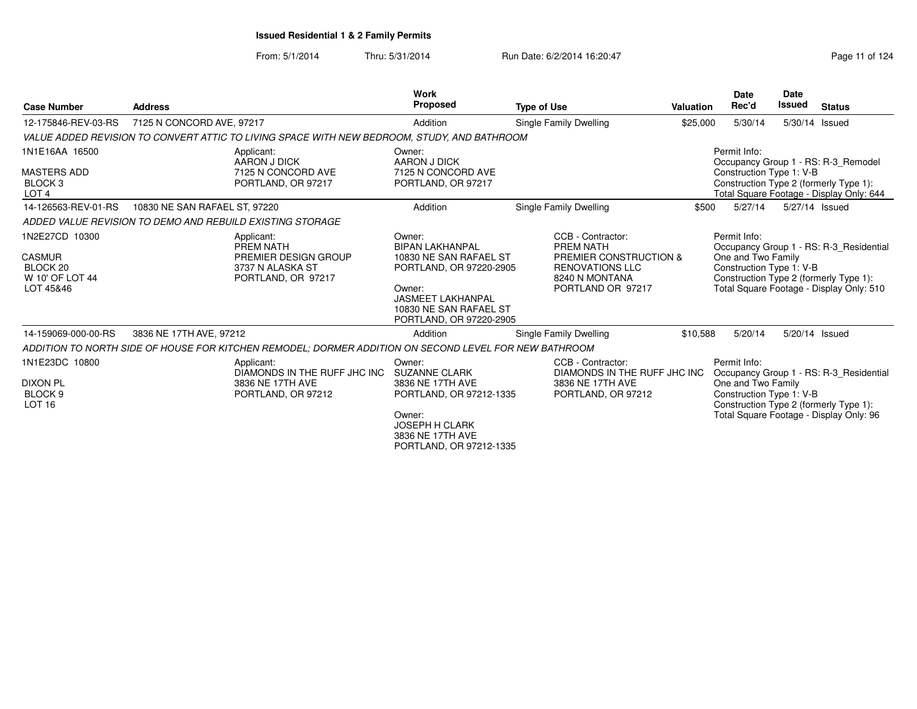**Issued Residential 1 & 2 Family Permits**

From: 5/1/2014 Thru: 5/31/2014 Run Date: 6/2/2014 16:20:47

| Case Number | Address | Work Proposed | Type of Use | Valuation | Date Rec'd | Date Issued | Status |
|---|---|---|---|---|---|---|---|
| 12-175846-REV-03-RS | 7125 N CONCORD AVE, 97217 | Addition | Single Family Dwelling | $25,000 | 5/30/14 | 5/30/14 | Issued |

*VALUE ADDED REVISION TO CONVERT ATTIC TO LIVING SPACE WITH NEW BEDROOM, STUDY, AND BATHROOM*

1N1E16AA 16500
MASTERS ADD
BLOCK 3
LOT 4

Applicant:
AARON J DICK
7125 N CONCORD AVE
PORTLAND, OR 97217

Owner:
AARON J DICK
7125 N CONCORD AVE
PORTLAND, OR 97217

Permit Info:
Occupancy Group 1 - RS: R-3_Remodel
Construction Type 1: V-B
Construction Type 2 (formerly Type 1):
Total Square Footage - Display Only: 644

| Case Number | Address | Work Proposed | Type of Use | Valuation | Date Rec'd | Date Issued | Status |
|---|---|---|---|---|---|---|---|
| 14-126563-REV-01-RS | 10830 NE SAN RAFAEL ST, 97220 | Addition | Single Family Dwelling | $500 | 5/27/14 | 5/27/14 | Issued |

*ADDED VALUE REVISION TO DEMO AND REBUILD EXISTING STORAGE*

1N2E27CD 10300
CASMUR
BLOCK 20
W 10' OF LOT 44
LOT 45&46

Applicant:
PREM NATH
PREMIER DESIGN GROUP
3737 N ALASKA ST
PORTLAND, OR 97217

Owner:
BIPAN LAKHANPAL
10830 NE SAN RAFAEL ST
PORTLAND, OR 97220-2905

Owner:
JASMEET LAKHANPAL
10830 NE SAN RAFAEL ST
PORTLAND, OR 97220-2905

CCB - Contractor:
PREM NATH
PREMIER CONSTRUCTION &
RENOVATIONS LLC
8240 N MONTANA
PORTLAND OR 97217

Permit Info:
Occupancy Group 1 - RS: R-3_Residential One and Two Family
Construction Type 1: V-B
Construction Type 2 (formerly Type 1):
Total Square Footage - Display Only: 510

| Case Number | Address | Work Proposed | Type of Use | Valuation | Date Rec'd | Date Issued | Status |
|---|---|---|---|---|---|---|---|
| 14-159069-000-00-RS | 3836 NE 17TH AVE, 97212 | Addition | Single Family Dwelling | $10,588 | 5/20/14 | 5/20/14 | Issued |

*ADDITION TO NORTH SIDE OF HOUSE FOR KITCHEN REMODEL; DORMER ADDITION ON SECOND LEVEL FOR NEW BATHROOM*

1N1E23DC 10800
DIXON PL
BLOCK 9
LOT 16

Applicant:
DIAMONDS IN THE RUFF JHC INC
3836 NE 17TH AVE
PORTLAND, OR 97212

Owner:
SUZANNE CLARK
3836 NE 17TH AVE
PORTLAND, OR 97212-1335

Owner:
JOSEPH H CLARK
3836 NE 17TH AVE
PORTLAND, OR 97212-1335

CCB - Contractor:
DIAMONDS IN THE RUFF JHC INC
3836 NE 17TH AVE
PORTLAND, OR 97212

Permit Info:
Occupancy Group 1 - RS: R-3_Residential One and Two Family
Construction Type 1: V-B
Construction Type 2 (formerly Type 1):
Total Square Footage - Display Only: 96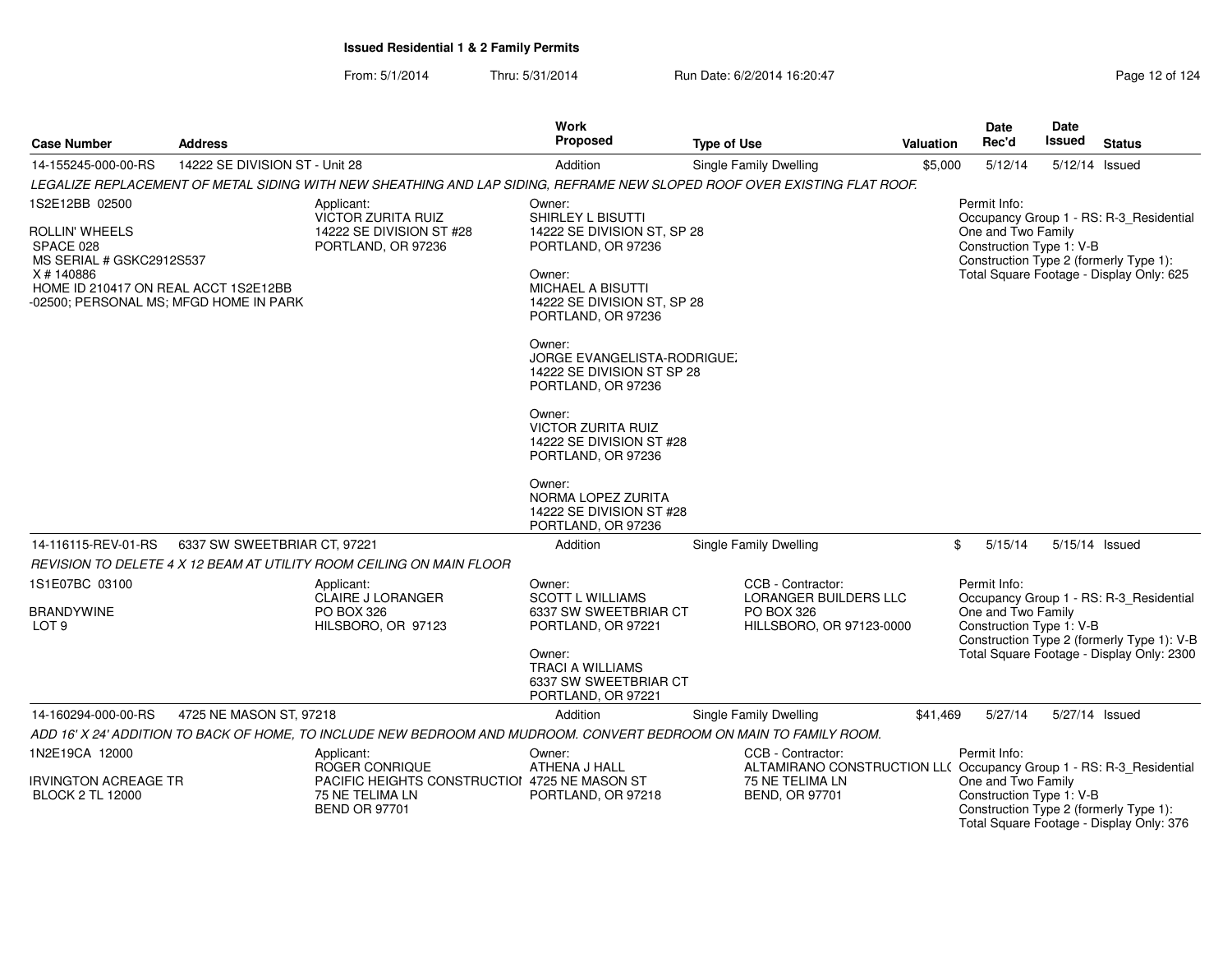## Issued Residential 1 & 2 Family Permits

From: 5/1/2014 Thru: 5/31/2014 Run Date: 6/2/2014 16:20:47

| Case Number | Address | Work Proposed | Type of Use | Valuation | Date Rec'd | Date Issued | Status |
|---|---|---|---|---|---|---|---|
| 14-155245-000-00-RS | 14222 SE DIVISION ST - Unit 28 | Addition | Single Family Dwelling | $5,000 | 5/12/14 | 5/12/14 | Issued |

*LEGALIZE REPLACEMENT OF METAL SIDING WITH NEW SHEATHING AND LAP SIDING, REFRAME NEW SLOPED ROOF OVER EXISTING FLAT ROOF.*

1S2E12BB 02500

ROLLIN' WHEELS
SPACE 028
MS SERIAL # GSKC2912S537
X # 140886
HOME ID 210417 ON REAL ACCT 1S2E12BB -02500; PERSONAL MS; MFGD HOME IN PARK

Applicant:
VICTOR ZURITA RUIZ
14222 SE DIVISION ST #28
PORTLAND, OR 97236

Owner:
SHIRLEY L BISUTTI
14222 SE DIVISION ST, SP 28
PORTLAND, OR 97236

Owner:
MICHAEL A BISUTTI
14222 SE DIVISION ST, SP 28
PORTLAND, OR 97236

Owner:
JORGE EVANGELISTA-RODRIGUEZ
14222 SE DIVISION ST SP 28
PORTLAND, OR 97236

Owner:
VICTOR ZURITA RUIZ
14222 SE DIVISION ST #28
PORTLAND, OR 97236

Owner:
NORMA LOPEZ ZURITA
14222 SE DIVISION ST #28
PORTLAND, OR 97236

Permit Info:
Occupancy Group 1 - RS: R-3_Residential One and Two Family
Construction Type 1: V-B
Construction Type 2 (formerly Type 1):
Total Square Footage - Display Only: 625

| Case Number | Address | Work Proposed | Type of Use | Valuation | Date Rec'd | Date Issued | Status |
|---|---|---|---|---|---|---|---|
| 14-116115-REV-01-RS | 6337 SW SWEETBRIAR CT, 97221 | Addition | Single Family Dwelling | $ | 5/15/14 | 5/15/14 | Issued |

*REVISION TO DELETE 4 X 12 BEAM AT UTILITY ROOM CEILING ON MAIN FLOOR*

1S1E07BC 03100

BRANDYWINE
LOT 9

Applicant:
CLAIRE J LORANGER
PO BOX 326
HILSBORO, OR 97123

Owner:
SCOTT L WILLIAMS
6337 SW SWEETBRIAR CT
PORTLAND, OR 97221

Owner:
TRACI A WILLIAMS
6337 SW SWEETBRIAR CT
PORTLAND, OR 97221

CCB - Contractor:
LORANGER BUILDERS LLC
PO BOX 326
HILLSBORO, OR 97123-0000

Permit Info:
Occupancy Group 1 - RS: R-3_Residential One and Two Family
Construction Type 1: V-B
Construction Type 2 (formerly Type 1): V-B
Total Square Footage - Display Only: 2300

| Case Number | Address | Work Proposed | Type of Use | Valuation | Date Rec'd | Date Issued | Status |
|---|---|---|---|---|---|---|---|
| 14-160294-000-00-RS | 4725 NE MASON ST, 97218 | Addition | Single Family Dwelling | $41,469 | 5/27/14 | 5/27/14 | Issued |

*ADD 16' X 24' ADDITION TO BACK OF HOME, TO INCLUDE NEW BEDROOM AND MUDROOM. CONVERT BEDROOM ON MAIN TO FAMILY ROOM.*

1N2E19CA 12000

IRVINGTON ACREAGE TR
BLOCK 2 TL 12000

Applicant:
ROGER CONRIQUE
PACIFIC HEIGHTS CONSTRUCTION
75 NE TELIMA LN
BEND OR 97701

Owner:
ATHENA J HALL
4725 NE MASON ST
PORTLAND, OR 97218

CCB - Contractor:
ALTAMIRANO CONSTRUCTION LLC
75 NE TELIMA LN
BEND, OR 97701

Permit Info:
Occupancy Group 1 - RS: R-3_Residential One and Two Family
Construction Type 1: V-B
Construction Type 2 (formerly Type 1):
Total Square Footage - Display Only: 376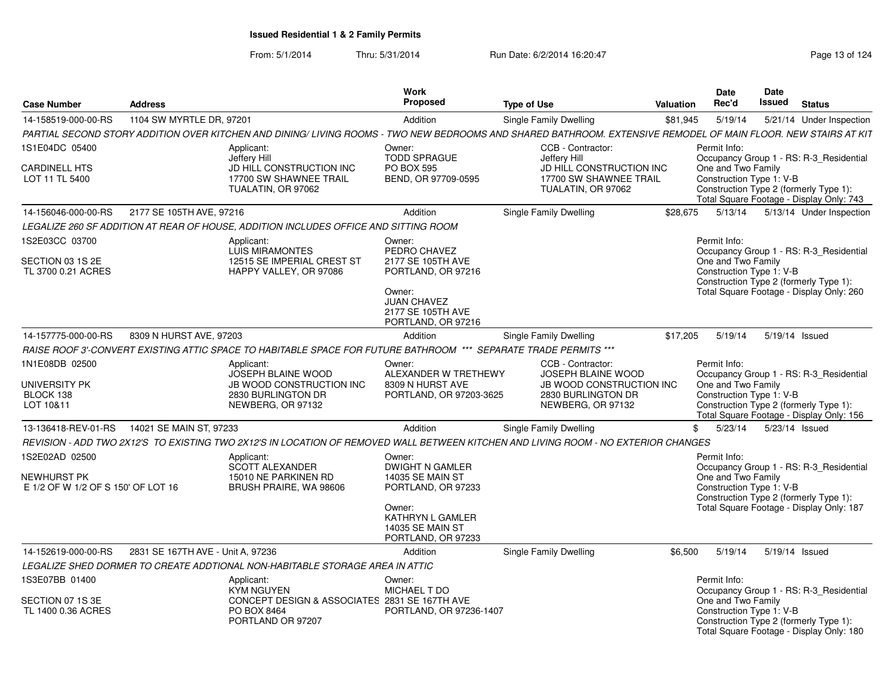# Issued Residential 1 & 2 Family Permits

From: 5/1/2014 Thru: 5/31/2014 Run Date: 6/2/2014 16:20:47

| Case Number | Address | Work Proposed | Type of Use | Valuation | Date Rec'd | Date Issued | Status |
|---|---|---|---|---|---|---|---|
| 14-158519-000-00-RS | 1104 SW MYRTLE DR, 97201 | Addition | Single Family Dwelling | $81,945 | 5/19/14 | 5/21/14 | Under Inspection |

PARTIAL SECOND STORY ADDITION OVER KITCHEN AND DINING/ LIVING ROOMS - TWO NEW BEDROOMS AND SHARED BATHROOM. EXTENSIVE REMODEL OF MAIN FLOOR. NEW STAIRS AT KIT

1S1E04DC 05400
CARDINELL HTS
LOT 11 TL 5400

Applicant: Jeffery Hill, JD HILL CONSTRUCTION INC, 17700 SW SHAWNEE TRAIL, TUALATIN, OR 97062

Owner: TODD SPRAGUE, PO BOX 595, BEND, OR 97709-0595

CCB - Contractor: Jeffery Hill, JD HILL CONSTRUCTION INC, 17700 SW SHAWNEE TRAIL, TUALATIN, OR 97062

Permit Info:
Occupancy Group 1 - RS: R-3_Residential One and Two Family
Construction Type 1: V-B
Construction Type 2 (formerly Type 1):
Total Square Footage - Display Only: 743

| Case Number | Address | Work Proposed | Type of Use | Valuation | Date Rec'd | Date Issued | Status |
|---|---|---|---|---|---|---|---|
| 14-156046-000-00-RS | 2177 SE 105TH AVE, 97216 | Addition | Single Family Dwelling | $28,675 | 5/13/14 | 5/13/14 | Under Inspection |

LEGALIZE 260 SF ADDITION AT REAR OF HOUSE, ADDITION INCLUDES OFFICE AND SITTING ROOM

1S2E03CC 03700
SECTION 03 1S 2E
TL 3700 0.21 ACRES

Applicant: LUIS MIRAMONTES, 12515 SE IMPERIAL CREST ST, HAPPY VALLEY, OR 97086

Owner: PEDRO CHAVEZ, 2177 SE 105TH AVE, PORTLAND, OR 97216

Owner: JUAN CHAVEZ, 2177 SE 105TH AVE, PORTLAND, OR 97216

Permit Info:
Occupancy Group 1 - RS: R-3_Residential One and Two Family
Construction Type 1: V-B
Construction Type 2 (formerly Type 1):
Total Square Footage - Display Only: 260

| Case Number | Address | Work Proposed | Type of Use | Valuation | Date Rec'd | Date Issued | Status |
|---|---|---|---|---|---|---|---|
| 14-157775-000-00-RS | 8309 N HURST AVE, 97203 | Addition | Single Family Dwelling | $17,205 | 5/19/14 | 5/19/14 | Issued |

RAISE ROOF 3'-CONVERT EXISTING ATTIC SPACE TO HABITABLE SPACE FOR FUTURE BATHROOM *** SEPARATE TRADE PERMITS ***

1N1E08DB 02500
UNIVERSITY PK
BLOCK 138
LOT 10&11

Applicant: JOSEPH BLAINE WOOD, JB WOOD CONSTRUCTION INC, 2830 BURLINGTON DR, NEWBERG, OR 97132

Owner: ALEXANDER W TRETHEWY, 8309 N HURST AVE, PORTLAND, OR 97203-3625

CCB - Contractor: JOSEPH BLAINE WOOD, JB WOOD CONSTRUCTION INC, 2830 BURLINGTON DR, NEWBERG, OR 97132

Permit Info:
Occupancy Group 1 - RS: R-3_Residential One and Two Family
Construction Type 1: V-B
Construction Type 2 (formerly Type 1):
Total Square Footage - Display Only: 156

| Case Number | Address | Work Proposed | Type of Use | Valuation | Date Rec'd | Date Issued | Status |
|---|---|---|---|---|---|---|---|
| 13-136418-REV-01-RS | 14021 SE MAIN ST, 97233 | Addition | Single Family Dwelling | $ | 5/23/14 | 5/23/14 | Issued |

REVISION - ADD TWO 2X12'S TO EXISTING TWO 2X12'S IN LOCATION OF REMOVED WALL BETWEEN KITCHEN AND LIVING ROOM - NO EXTERIOR CHANGES

1S2E02AD 02500
NEWHURST PK
E 1/2 OF W 1/2 OF S 150' OF LOT 16

Applicant: SCOTT ALEXANDER, 15010 NE PARKINEN RD, BRUSH PRAIRE, WA 98606

Owner: DWIGHT N GAMLER, 14035 SE MAIN ST, PORTLAND, OR 97233

Owner: KATHRYN L GAMLER, 14035 SE MAIN ST, PORTLAND, OR 97233

Permit Info:
Occupancy Group 1 - RS: R-3_Residential One and Two Family
Construction Type 1: V-B
Construction Type 2 (formerly Type 1):
Total Square Footage - Display Only: 187

| Case Number | Address | Work Proposed | Type of Use | Valuation | Date Rec'd | Date Issued | Status |
|---|---|---|---|---|---|---|---|
| 14-152619-000-00-RS | 2831 SE 167TH AVE - Unit A, 97236 | Addition | Single Family Dwelling | $6,500 | 5/19/14 | 5/19/14 | Issued |

LEGALIZE SHED DORMER TO CREATE ADDTIONAL NON-HABITABLE STORAGE AREA IN ATTIC

1S3E07BB 01400
SECTION 07 1S 3E
TL 1400 0.36 ACRES

Applicant: KYM NGUYEN, CONCEPT DESIGN & ASSOCIATES, PO BOX 8464, PORTLAND OR 97207

Owner: MICHAEL T DO, 2831 SE 167TH AVE, PORTLAND, OR 97236-1407

Permit Info:
Occupancy Group 1 - RS: R-3_Residential One and Two Family
Construction Type 1: V-B
Construction Type 2 (formerly Type 1):
Total Square Footage - Display Only: 180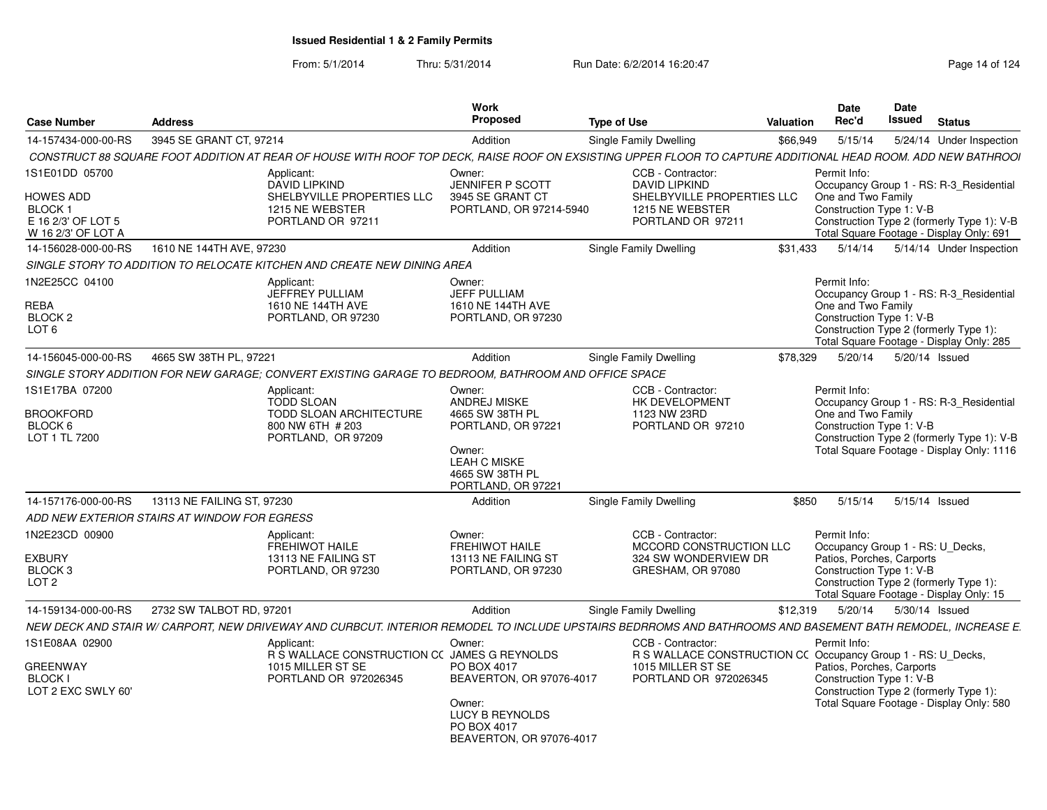**Issued Residential 1 & 2 Family Permits**

From: 5/1/2014 Thru: 5/31/2014 Run Date: 6/2/2014 16:20:47

| Case Number | Address | Work Proposed | Type of Use | Valuation | Date Rec'd | Date Issued | Status |
|---|---|---|---|---|---|---|---|
| 14-157434-000-00-RS | 3945 SE GRANT CT, 97214 | Addition | Single Family Dwelling | $66,949 | 5/15/14 | 5/24/14 | Under Inspection |

*CONSTRUCT 88 SQUARE FOOT ADDITION AT REAR OF HOUSE WITH ROOF TOP DECK, RAISE ROOF ON EXSISTING UPPER FLOOR TO CAPTURE ADDITIONAL HEAD ROOM. ADD NEW BATHROOI*

1S1E01DD 05700
HOWES ADD
BLOCK 1
E 16 2/3' OF LOT 5
W 16 2/3' OF LOT A

Applicant: DAVID LIPKIND, SHELBYVILLE PROPERTIES LLC, 1215 NE WEBSTER, PORTLAND OR 97211
Owner: JENNIFER P SCOTT, 3945 SE GRANT CT, PORTLAND, OR 97214-5940
CCB - Contractor: DAVID LIPKIND, SHELBYVILLE PROPERTIES LLC, 1215 NE WEBSTER, PORTLAND OR 97211
Permit Info: Occupancy Group 1 - RS: R-3_Residential One and Two Family; Construction Type 1: V-B; Construction Type 2 (formerly Type 1): V-B; Total Square Footage - Display Only: 691

| Case Number | Address | Work Proposed | Type of Use | Valuation | Date Rec'd | Date Issued | Status |
|---|---|---|---|---|---|---|---|
| 14-156028-000-00-RS | 1610 NE 144TH AVE, 97230 | Addition | Single Family Dwelling | $31,433 | 5/14/14 | 5/14/14 | Under Inspection |

*SINGLE STORY TO ADDITION TO RELOCATE KITCHEN AND CREATE NEW DINING AREA*

1N2E25CC 04100
REBA
BLOCK 2
LOT 6

Applicant: JEFFREY PULLIAM, 1610 NE 144TH AVE, PORTLAND, OR 97230
Owner: JEFF PULLIAM, 1610 NE 144TH AVE, PORTLAND, OR 97230
Permit Info: Occupancy Group 1 - RS: R-3_Residential One and Two Family; Construction Type 1: V-B; Construction Type 2 (formerly Type 1):; Total Square Footage - Display Only: 285

| Case Number | Address | Work Proposed | Type of Use | Valuation | Date Rec'd | Date Issued | Status |
|---|---|---|---|---|---|---|---|
| 14-156045-000-00-RS | 4665 SW 38TH PL, 97221 | Addition | Single Family Dwelling | $78,329 | 5/20/14 | 5/20/14 | Issued |

*SINGLE STORY ADDITION FOR NEW GARAGE; CONVERT EXISTING GARAGE TO BEDROOM, BATHROOM AND OFFICE SPACE*

1S1E17BA 07200
BROOKFORD
BLOCK 6
LOT 1 TL 7200

Applicant: TODD SLOAN, TODD SLOAN ARCHITECTURE, 800 NW 6TH # 203, PORTLAND, OR 97209
Owner: ANDREJ MISKE, 4665 SW 38TH PL, PORTLAND, OR 97221
Owner: LEAH C MISKE, 4665 SW 38TH PL, PORTLAND, OR 97221
CCB - Contractor: HK DEVELOPMENT, 1123 NW 23RD, PORTLAND OR 97210
Permit Info: Occupancy Group 1 - RS: R-3_Residential One and Two Family; Construction Type 1: V-B; Construction Type 2 (formerly Type 1): V-B; Total Square Footage - Display Only: 1116

| Case Number | Address | Work Proposed | Type of Use | Valuation | Date Rec'd | Date Issued | Status |
|---|---|---|---|---|---|---|---|
| 14-157176-000-00-RS | 13113 NE FAILING ST, 97230 | Addition | Single Family Dwelling | $850 | 5/15/14 | 5/15/14 | Issued |

*ADD NEW EXTERIOR STAIRS AT WINDOW FOR EGRESS*

1N2E23CD 00900
EXBURY
BLOCK 3
LOT 2

Applicant: FREHIWOT HAILE, 13113 NE FAILING ST, PORTLAND, OR 97230
Owner: FREHIWOT HAILE, 13113 NE FAILING ST, PORTLAND, OR 97230
CCB - Contractor: MCCORD CONSTRUCTION LLC, 324 SW WONDERVIEW DR, GRESHAM, OR 97080
Permit Info: Occupancy Group 1 - RS: U_Decks, Patios, Porches, Carports; Construction Type 1: V-B; Construction Type 2 (formerly Type 1):; Total Square Footage - Display Only: 15

| Case Number | Address | Work Proposed | Type of Use | Valuation | Date Rec'd | Date Issued | Status |
|---|---|---|---|---|---|---|---|
| 14-159134-000-00-RS | 2732 SW TALBOT RD, 97201 | Addition | Single Family Dwelling | $12,319 | 5/20/14 | 5/30/14 | Issued |

*NEW DECK AND STAIR W/ CARPORT, NEW DRIVEWAY AND CURBCUT. INTERIOR REMODEL TO INCLUDE UPSTAIRS BEDRROMS AND BATHROOMS AND BASEMENT BATH REMODEL, INCREASE E.*

1S1E08AA 02900
GREENWAY
BLOCK I
LOT 2 EXC SWLY 60'

Applicant: R S WALLACE CONSTRUCTION CC, 1015 MILLER ST SE, PORTLAND OR 972026345
Owner: JAMES G REYNOLDS, PO BOX 4017, BEAVERTON, OR 97076-4017
Owner: LUCY B REYNOLDS, PO BOX 4017, BEAVERTON, OR 97076-4017
CCB - Contractor: R S WALLACE CONSTRUCTION CC, 1015 MILLER ST SE, PORTLAND OR 972026345
Permit Info: Occupancy Group 1 - RS: U_Decks, Patios, Porches, Carports; Construction Type 1: V-B; Construction Type 2 (formerly Type 1):; Total Square Footage - Display Only: 580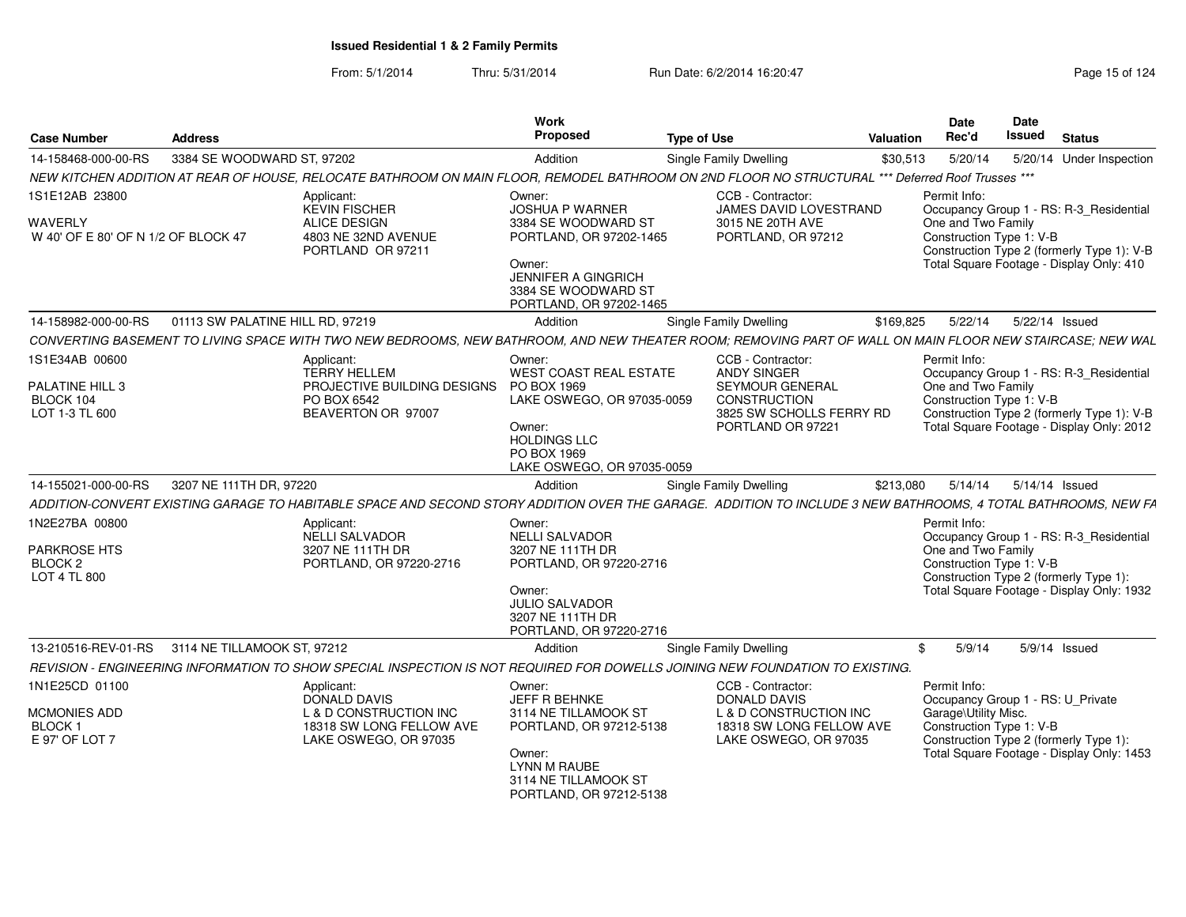**Issued Residential 1 & 2 Family Permits**

From: 5/1/2014 Thru: 5/31/2014 Run Date: 6/2/2014 16:20:47

| Case Number | Address | Work Proposed | Type of Use | Valuation | Date Rec'd | Date Issued | Status |
|---|---|---|---|---|---|---|---|
| 14-158468-000-00-RS | 3384 SE WOODWARD ST, 97202 | Addition | Single Family Dwelling | $30,513 | 5/20/14 | 5/20/14 | Under Inspection |

NEW KITCHEN ADDITION AT REAR OF HOUSE, RELOCATE BATHROOM ON MAIN FLOOR, REMODEL BATHROOM ON 2ND FLOOR NO STRUCTURAL *** Deferred Roof Trusses ***

1S1E12AB 23800
WAVERLY
W 40' OF E 80' OF N 1/2 OF BLOCK 47

Applicant:
KEVIN FISCHER
ALICE DESIGN
4803 NE 32ND AVENUE
PORTLAND OR 97211

Owner:
JOSHUA P WARNER
3384 SE WOODWARD ST
PORTLAND, OR 97202-1465

Owner:
JENNIFER A GINGRICH
3384 SE WOODWARD ST
PORTLAND, OR 97202-1465

CCB - Contractor:
JAMES DAVID LOVESTRAND
3015 NE 20TH AVE
PORTLAND, OR 97212

Permit Info:
Occupancy Group 1 - RS: R-3_Residential One and Two Family
Construction Type 1: V-B
Construction Type 2 (formerly Type 1): V-B
Total Square Footage - Display Only: 410

| Case Number | Address | Work Proposed | Type of Use | Valuation | Date Rec'd | Date Issued | Status |
|---|---|---|---|---|---|---|---|
| 14-158982-000-00-RS | 01113 SW PALATINE HILL RD, 97219 | Addition | Single Family Dwelling | $169,825 | 5/22/14 | 5/22/14 | Issued |

CONVERTING BASEMENT TO LIVING SPACE WITH TWO NEW BEDROOMS, NEW BATHROOM, AND NEW THEATER ROOM; REMOVING PART OF WALL ON MAIN FLOOR NEW STAIRCASE; NEW WAL

1S1E34AB 00600
PALATINE HILL 3
BLOCK 104
LOT 1-3 TL 600

Applicant:
TERRY HELLEM
PROJECTIVE BUILDING DESIGNS
PO BOX 6542
BEAVERTON OR 97007

Owner:
WEST COAST REAL ESTATE
PO BOX 1969
LAKE OSWEGO, OR 97035-0059

Owner:
HOLDINGS LLC
PO BOX 1969
LAKE OSWEGO, OR 97035-0059

CCB - Contractor:
ANDY SINGER
SEYMOUR GENERAL CONSTRUCTION
3825 SW SCHOLLS FERRY RD
PORTLAND OR 97221

Permit Info:
Occupancy Group 1 - RS: R-3_Residential One and Two Family
Construction Type 1: V-B
Construction Type 2 (formerly Type 1): V-B
Total Square Footage - Display Only: 2012

| Case Number | Address | Work Proposed | Type of Use | Valuation | Date Rec'd | Date Issued | Status |
|---|---|---|---|---|---|---|---|
| 14-155021-000-00-RS | 3207 NE 111TH DR, 97220 | Addition | Single Family Dwelling | $213,080 | 5/14/14 | 5/14/14 | Issued |

ADDITION-CONVERT EXISTING GARAGE TO HABITABLE SPACE AND SECOND STORY ADDITION OVER THE GARAGE. ADDITION TO INCLUDE 3 NEW BATHROOMS, 4 TOTAL BATHROOMS, NEW FA

1N2E27BA 00800
PARKROSE HTS
BLOCK 2
LOT 4 TL 800

Applicant:
NELLI SALVADOR
3207 NE 111TH DR
PORTLAND, OR 97220-2716

Owner:
NELLI SALVADOR
3207 NE 111TH DR
PORTLAND, OR 97220-2716

Owner:
JULIO SALVADOR
3207 NE 111TH DR
PORTLAND, OR 97220-2716

Permit Info:
Occupancy Group 1 - RS: R-3_Residential One and Two Family
Construction Type 1: V-B
Construction Type 2 (formerly Type 1):
Total Square Footage - Display Only: 1932

| Case Number | Address | Work Proposed | Type of Use | Valuation | Date Rec'd | Date Issued | Status |
|---|---|---|---|---|---|---|---|
| 13-210516-REV-01-RS | 3114 NE TILLAMOOK ST, 97212 | Addition | Single Family Dwelling | $ | 5/9/14 | 5/9/14 | Issued |

REVISION - ENGINEERING INFORMATION TO SHOW SPECIAL INSPECTION IS NOT REQUIRED FOR DOWELLS JOINING NEW FOUNDATION TO EXISTING.

1N1E25CD 01100
MCMONIES ADD
BLOCK 1
E 97' OF LOT 7

Applicant:
DONALD DAVIS
L & D CONSTRUCTION INC
18318 SW LONG FELLOW AVE
LAKE OSWEGO, OR 97035

Owner:
JEFF R BEHNKE
3114 NE TILLAMOOK ST
PORTLAND, OR 97212-5138

Owner:
LYNN M RAUBE
3114 NE TILLAMOOK ST
PORTLAND, OR 97212-5138

CCB - Contractor:
DONALD DAVIS
L & D CONSTRUCTION INC
18318 SW LONG FELLOW AVE
LAKE OSWEGO, OR 97035

Permit Info:
Occupancy Group 1 - RS: U_Private Garage\Utility Misc.
Construction Type 1: V-B
Construction Type 2 (formerly Type 1):
Total Square Footage - Display Only: 1453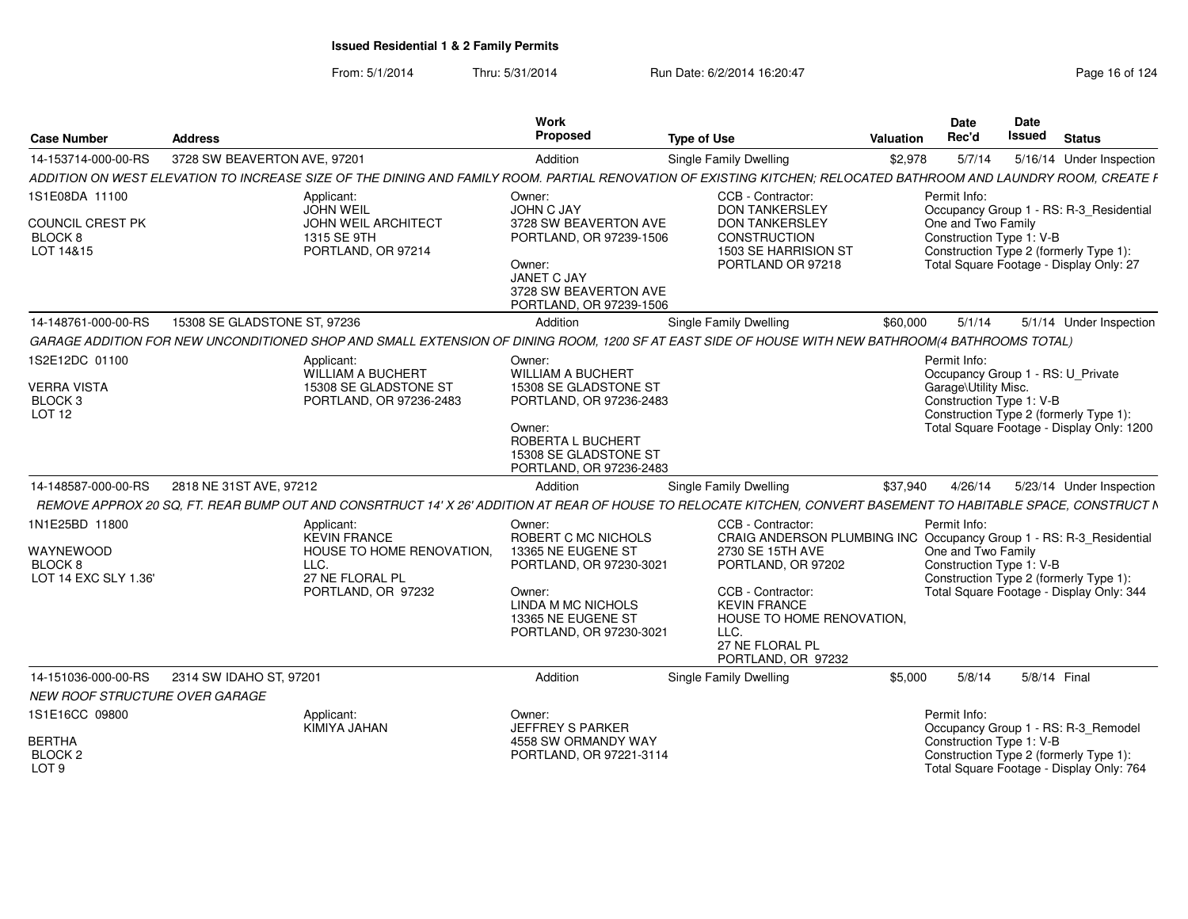# Issued Residential 1 & 2 Family Permits

From: 5/1/2014 Thru: 5/31/2014 Run Date: 6/2/2014 16:20:47

| Case Number | Address | Work Proposed | Type of Use | Valuation | Date Rec'd | Date Issued | Status |
|---|---|---|---|---|---|---|---|
| 14-153714-000-00-RS | 3728 SW BEAVERTON AVE, 97201 | Addition | Single Family Dwelling | $2,978 | 5/7/14 | 5/16/14 | Under Inspection |

*ADDITION ON WEST ELEVATION TO INCREASE SIZE OF THE DINING AND FAMILY ROOM. PARTIAL RENOVATION OF EXISTING KITCHEN; RELOCATED BATHROOM AND LAUNDRY ROOM, CREATE F*

1S1E08DA 11100
COUNCIL CREST PK
BLOCK 8
LOT 14&15

Applicant:
JOHN WEIL
JOHN WEIL ARCHITECT
1315 SE 9TH
PORTLAND, OR 97214

Owner:
JOHN C JAY
3728 SW BEAVERTON AVE
PORTLAND, OR 97239-1506

Owner:
JANET C JAY
3728 SW BEAVERTON AVE
PORTLAND, OR 97239-1506

CCB - Contractor:
DON TANKERSLEY
DON TANKERSLEY
CONSTRUCTION
1503 SE HARRISION ST
PORTLAND OR 97218

Permit Info:
Occupancy Group 1 - RS: R-3_Residential One and Two Family
Construction Type 1: V-B
Construction Type 2 (formerly Type 1):
Total Square Footage - Display Only: 27

| Case Number | Address | Work Proposed | Type of Use | Valuation | Date Rec'd | Date Issued | Status |
|---|---|---|---|---|---|---|---|
| 14-148761-000-00-RS | 15308 SE GLADSTONE ST, 97236 | Addition | Single Family Dwelling | $60,000 | 5/1/14 | 5/1/14 | Under Inspection |

*GARAGE ADDITION FOR NEW UNCONDITIONED SHOP AND SMALL EXTENSION OF DINING ROOM, 1200 SF AT EAST SIDE OF HOUSE WITH NEW BATHROOM(4 BATHROOMS TOTAL)*

1S2E12DC 01100
VERRA VISTA
BLOCK 3
LOT 12

Applicant:
WILLIAM A BUCHERT
15308 SE GLADSTONE ST
PORTLAND, OR 97236-2483

Owner:
WILLIAM A BUCHERT
15308 SE GLADSTONE ST
PORTLAND, OR 97236-2483

Owner:
ROBERTA L BUCHERT
15308 SE GLADSTONE ST
PORTLAND, OR 97236-2483

Permit Info:
Occupancy Group 1 - RS: U_Private Garage\Utility Misc.
Construction Type 1: V-B
Construction Type 2 (formerly Type 1):
Total Square Footage - Display Only: 1200

| Case Number | Address | Work Proposed | Type of Use | Valuation | Date Rec'd | Date Issued | Status |
|---|---|---|---|---|---|---|---|
| 14-148587-000-00-RS | 2818 NE 31ST AVE, 97212 | Addition | Single Family Dwelling | $37,940 | 4/26/14 | 5/23/14 | Under Inspection |

*REMOVE APPROX 20 SQ, FT. REAR BUMP OUT AND CONSRTRUCT 14' X 26' ADDITION AT REAR OF HOUSE TO RELOCATE KITCHEN, CONVERT BASEMENT TO HABITABLE SPACE, CONSTRUCT N*

1N1E25BD 11800
WAYNEWOOD
BLOCK 8
LOT 14 EXC SLY 1.36'

Applicant:
KEVIN FRANCE
HOUSE TO HOME RENOVATION, LLC.
27 NE FLORAL PL
PORTLAND, OR 97232

Owner:
ROBERT C MC NICHOLS
13365 NE EUGENE ST
PORTLAND, OR 97230-3021

Owner:
LINDA M MC NICHOLS
13365 NE EUGENE ST
PORTLAND, OR 97230-3021

CCB - Contractor:
CRAIG ANDERSON PLUMBING INC
2730 SE 15TH AVE
PORTLAND, OR 97202

CCB - Contractor:
KEVIN FRANCE
HOUSE TO HOME RENOVATION, LLC.
27 NE FLORAL PL
PORTLAND, OR 97232

Permit Info:
Occupancy Group 1 - RS: R-3_Residential One and Two Family
Construction Type 1: V-B
Construction Type 2 (formerly Type 1):
Total Square Footage - Display Only: 344

| Case Number | Address | Work Proposed | Type of Use | Valuation | Date Rec'd | Date Issued | Status |
|---|---|---|---|---|---|---|---|
| 14-151036-000-00-RS | 2314 SW IDAHO ST, 97201 | Addition | Single Family Dwelling | $5,000 | 5/8/14 | 5/8/14 | Final |

*NEW ROOF STRUCTURE OVER GARAGE*

1S1E16CC 09800
BERTHA
BLOCK 2
LOT 9

Applicant:
KIMIYA JAHAN

Owner:
JEFFREY S PARKER
4558 SW ORMANDY WAY
PORTLAND, OR 97221-3114

Permit Info:
Occupancy Group 1 - RS: R-3_Remodel
Construction Type 1: V-B
Construction Type 2 (formerly Type 1):
Total Square Footage - Display Only: 764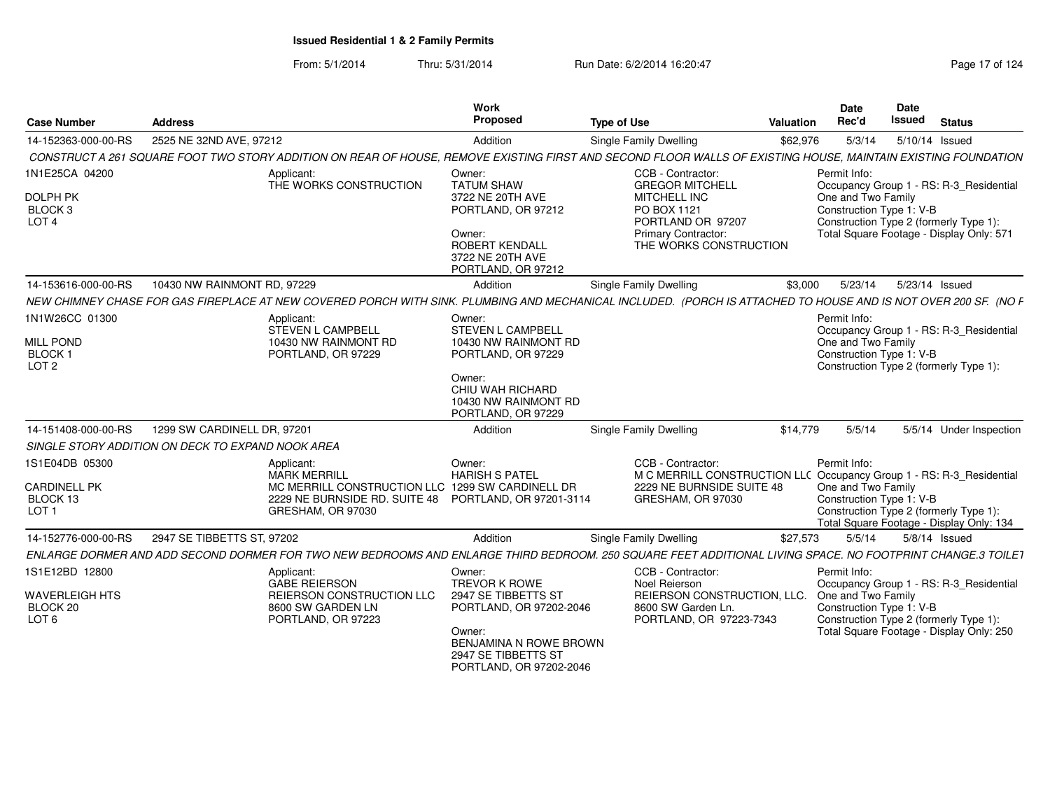**Issued Residential 1 & 2 Family Permits**

From: 5/1/2014 Thru: 5/31/2014 Run Date: 6/2/2014 16:20:47

| Case Number | Address | Work Proposed | Type of Use | Valuation | Date Rec'd | Date Issued | Status |
|---|---|---|---|---|---|---|---|
| 14-152363-000-00-RS | 2525 NE 32ND AVE, 97212 | Addition | Single Family Dwelling | $62,976 | 5/3/14 | 5/10/14 | Issued |

*CONSTRUCT A 261 SQUARE FOOT TWO STORY ADDITION ON REAR OF HOUSE, REMOVE EXISTING FIRST AND SECOND FLOOR WALLS OF EXISTING HOUSE, MAINTAIN EXISTING FOUNDATION*

1N1E25CA 04200
DOLPH PK
BLOCK 3
LOT 4

Applicant:
THE WORKS CONSTRUCTION

Owner:
TATUM SHAW
3722 NE 20TH AVE
PORTLAND, OR 97212

Owner:
ROBERT KENDALL
3722 NE 20TH AVE
PORTLAND, OR 97212

CCB - Contractor:
GREGOR MITCHELL
MITCHELL INC
PO BOX 1121
PORTLAND OR 97207
Primary Contractor:
THE WORKS CONSTRUCTION

Permit Info:
Occupancy Group 1 - RS: R-3_Residential One and Two Family
Construction Type 1: V-B
Construction Type 2 (formerly Type 1):
Total Square Footage - Display Only: 571

| Case Number | Address | Work Proposed | Type of Use | Valuation | Date Rec'd | Date Issued | Status |
|---|---|---|---|---|---|---|---|
| 14-153616-000-00-RS | 10430 NW RAINMONT RD, 97229 | Addition | Single Family Dwelling | $3,000 | 5/23/14 | 5/23/14 | Issued |

*NEW CHIMNEY CHASE FOR GAS FIREPLACE AT NEW COVERED PORCH WITH SINK. PLUMBING AND MECHANICAL INCLUDED. (PORCH IS ATTACHED TO HOUSE AND IS NOT OVER 200 SF. (NO F*

1N1W26CC 01300
MILL POND
BLOCK 1
LOT 2

Applicant:
STEVEN L CAMPBELL
10430 NW RAINMONT RD
PORTLAND, OR 97229

Owner:
STEVEN L CAMPBELL
10430 NW RAINMONT RD
PORTLAND, OR 97229

Owner:
CHIU WAH RICHARD
10430 NW RAINMONT RD
PORTLAND, OR 97229

Permit Info:
Occupancy Group 1 - RS: R-3_Residential One and Two Family
Construction Type 1: V-B
Construction Type 2 (formerly Type 1):

| Case Number | Address | Work Proposed | Type of Use | Valuation | Date Rec'd | Date Issued | Status |
|---|---|---|---|---|---|---|---|
| 14-151408-000-00-RS | 1299 SW CARDINELL DR, 97201 | Addition | Single Family Dwelling | $14,779 | 5/5/14 | 5/5/14 | Under Inspection |

*SINGLE STORY ADDITION ON DECK TO EXPAND NOOK AREA*

1S1E04DB 05300
CARDINELL PK
BLOCK 13
LOT 1

Applicant:
MARK MERRILL
MC MERRILL CONSTRUCTION LLC
2229 NE BURNSIDE RD. SUITE 48
GRESHAM, OR 97030

Owner:
HARISH S PATEL
1299 SW CARDINELL DR
PORTLAND, OR 97201-3114

CCB - Contractor:
M C MERRILL CONSTRUCTION LLC
2229 NE BURNSIDE SUITE 48
GRESHAM, OR 97030

Permit Info:
Occupancy Group 1 - RS: R-3_Residential One and Two Family
Construction Type 1: V-B
Construction Type 2 (formerly Type 1):
Total Square Footage - Display Only: 134

| Case Number | Address | Work Proposed | Type of Use | Valuation | Date Rec'd | Date Issued | Status |
|---|---|---|---|---|---|---|---|
| 14-152776-000-00-RS | 2947 SE TIBBETTS ST, 97202 | Addition | Single Family Dwelling | $27,573 | 5/5/14 | 5/8/14 | Issued |

*ENLARGE DORMER AND ADD SECOND DORMER FOR TWO NEW BEDROOMS AND ENLARGE THIRD BEDROOM. 250 SQUARE FEET ADDITIONAL LIVING SPACE. NO FOOTPRINT CHANGE.3 TOILET*

1S1E12BD 12800
WAVERLEIGH HTS
BLOCK 20
LOT 6

Applicant:
GABE REIERSON
REIERSON CONSTRUCTION LLC
8600 SW GARDEN LN
PORTLAND, OR 97223

Owner:
TREVOR K ROWE
2947 SE TIBBETTS ST
PORTLAND, OR 97202-2046

Owner:
BENJAMINA N ROWE BROWN
2947 SE TIBBETTS ST
PORTLAND, OR 97202-2046

CCB - Contractor:
Noel Reierson
REIERSON CONSTRUCTION, LLC.
8600 SW Garden Ln.
PORTLAND, OR 97223-7343

Permit Info:
Occupancy Group 1 - RS: R-3_Residential One and Two Family
Construction Type 1: V-B
Construction Type 2 (formerly Type 1):
Total Square Footage - Display Only: 250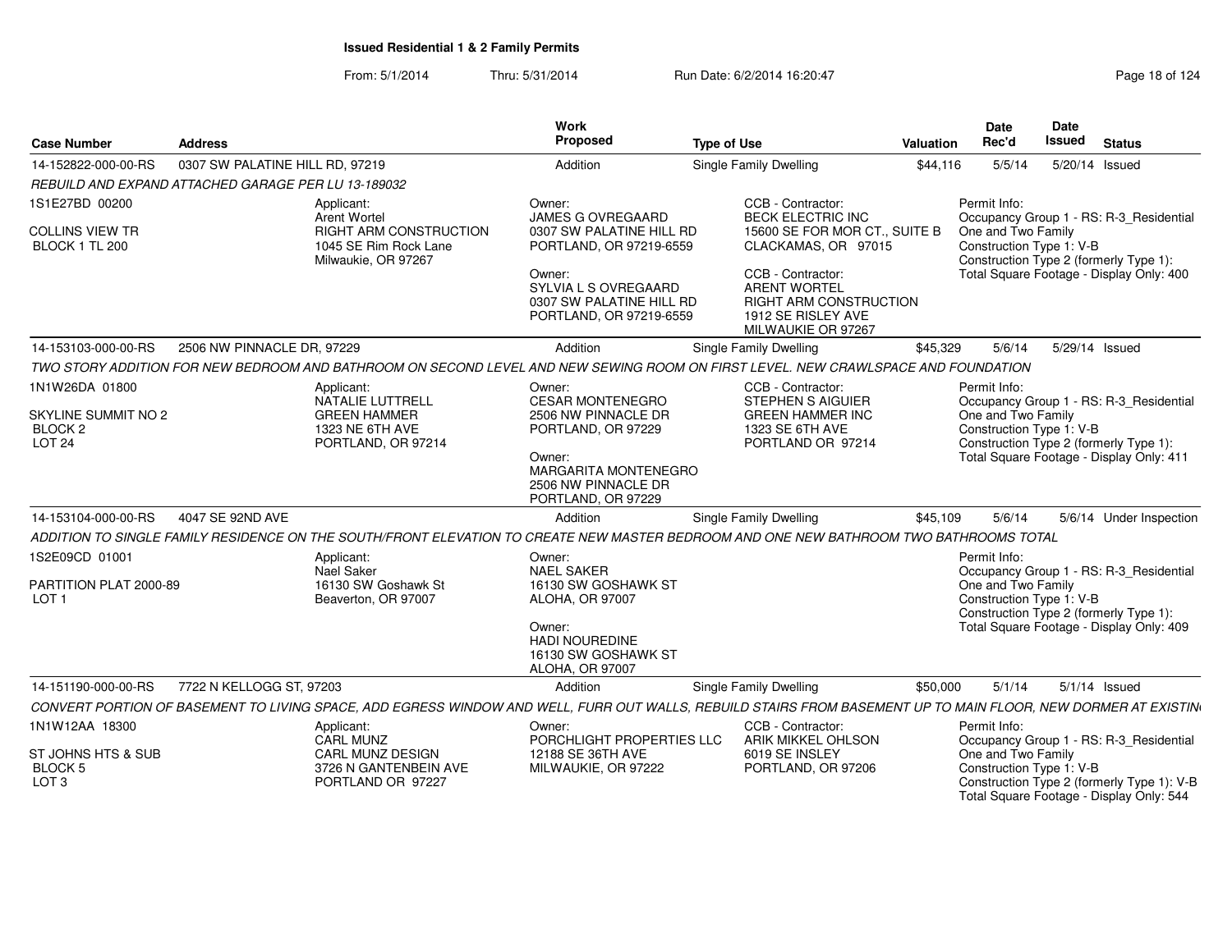# Issued Residential 1 & 2 Family Permits

From: 5/1/2014 Thru: 5/31/2014 Run Date: 6/2/2014 16:20:47

| Case Number | Address | Work Proposed | Type of Use | Valuation | Date Rec'd | Date Issued | Status |
|---|---|---|---|---|---|---|---|
| 14-152822-000-00-RS | 0307 SW PALATINE HILL RD, 97219 | Addition | Single Family Dwelling | $44,116 | 5/5/14 | 5/20/14 | Issued |

*REBUILD AND EXPAND ATTACHED GARAGE PER LU 13-189032*

1S1E27BD 00200

COLLINS VIEW TR
BLOCK 1 TL 200

Applicant:
Arent Wortel
RIGHT ARM CONSTRUCTION
1045 SE Rim Rock Lane
Milwaukie, OR 97267

Owner:
JAMES G OVREGAARD
0307 SW PALATINE HILL RD
PORTLAND, OR 97219-6559

Owner:
SYLVIA L S OVREGAARD
0307 SW PALATINE HILL RD
PORTLAND, OR 97219-6559

CCB - Contractor:
BECK ELECTRIC INC
15600 SE FOR MOR CT., SUITE B
CLACKAMAS, OR 97015

CCB - Contractor:
ARENT WORTEL
RIGHT ARM CONSTRUCTION
1912 SE RISLEY AVE
MILWAUKIE OR 97267

Permit Info:
Occupancy Group 1 - RS: R-3_Residential One and Two Family
Construction Type 1: V-B
Construction Type 2 (formerly Type 1):
Total Square Footage - Display Only: 400

---

| Case Number | Address | Work Proposed | Type of Use | Valuation | Date Rec'd | Date Issued | Status |
|---|---|---|---|---|---|---|---|
| 14-153103-000-00-RS | 2506 NW PINNACLE DR, 97229 | Addition | Single Family Dwelling | $45,329 | 5/6/14 | 5/29/14 | Issued |

*TWO STORY ADDITION FOR NEW BEDROOM AND BATHROOM ON SECOND LEVEL AND NEW SEWING ROOM ON FIRST LEVEL. NEW CRAWLSPACE AND FOUNDATION*

1N1W26DA 01800

SKYLINE SUMMIT NO 2
BLOCK 2
LOT 24

Applicant:
NATALIE LUTTRELL
GREEN HAMMER
1323 NE 6TH AVE
PORTLAND, OR 97214

Owner:
CESAR MONTENEGRO
2506 NW PINNACLE DR
PORTLAND, OR 97229

Owner:
MARGARITA MONTENEGRO
2506 NW PINNACLE DR
PORTLAND, OR 97229

CCB - Contractor:
STEPHEN S AIGUIER
GREEN HAMMER INC
1323 SE 6TH AVE
PORTLAND OR 97214

Permit Info:
Occupancy Group 1 - RS: R-3_Residential One and Two Family
Construction Type 1: V-B
Construction Type 2 (formerly Type 1):
Total Square Footage - Display Only: 411

---

| Case Number | Address | Work Proposed | Type of Use | Valuation | Date Rec'd | Date Issued | Status |
|---|---|---|---|---|---|---|---|
| 14-153104-000-00-RS | 4047 SE 92ND AVE | Addition | Single Family Dwelling | $45,109 | 5/6/14 | 5/6/14 | Under Inspection |

*ADDITION TO SINGLE FAMILY RESIDENCE ON THE SOUTH/FRONT ELEVATION TO CREATE NEW MASTER BEDROOM AND ONE NEW BATHROOM TWO BATHROOMS TOTAL*

1S2E09CD 01001

PARTITION PLAT 2000-89
LOT 1

Applicant:
Nael Saker
16130 SW Goshawk St
Beaverton, OR 97007

Owner:
NAEL SAKER
16130 SW GOSHAWK ST
ALOHA, OR 97007

Owner:
HADI NOUREDINE
16130 SW GOSHAWK ST
ALOHA, OR 97007

Permit Info:
Occupancy Group 1 - RS: R-3_Residential One and Two Family
Construction Type 1: V-B
Construction Type 2 (formerly Type 1):
Total Square Footage - Display Only: 409

---

| Case Number | Address | Work Proposed | Type of Use | Valuation | Date Rec'd | Date Issued | Status |
|---|---|---|---|---|---|---|---|
| 14-151190-000-00-RS | 7722 N KELLOGG ST, 97203 | Addition | Single Family Dwelling | $50,000 | 5/1/14 | 5/1/14 | Issued |

*CONVERT PORTION OF BASEMENT TO LIVING SPACE, ADD EGRESS WINDOW AND WELL, FURR OUT WALLS, REBUILD STAIRS FROM BASEMENT UP TO MAIN FLOOR, NEW DORMER AT EXISTIN*

1N1W12AA 18300

ST JOHNS HTS & SUB
BLOCK 5
LOT 3

Applicant:
CARL MUNZ
CARL MUNZ DESIGN
3726 N GANTENBEIN AVE
PORTLAND OR 97227

Owner:
PORCHLIGHT PROPERTIES LLC
12188 SE 36TH AVE
MILWAUKIE, OR 97222

CCB - Contractor:
ARIK MIKKEL OHLSON
6019 SE INSLEY
PORTLAND, OR 97206

Permit Info:
Occupancy Group 1 - RS: R-3_Residential One and Two Family
Construction Type 1: V-B
Construction Type 2 (formerly Type 1): V-B
Total Square Footage - Display Only: 544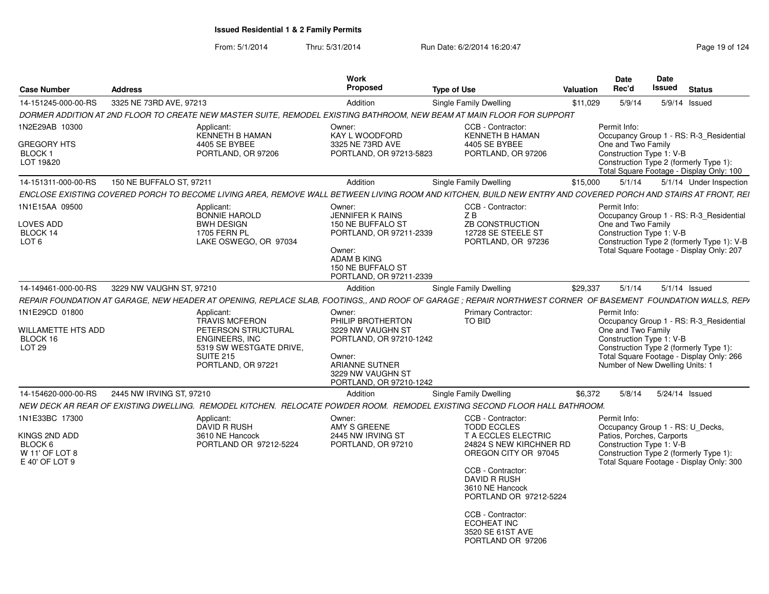**Issued Residential 1 & 2 Family Permits**

From: 5/1/2014 Thru: 5/31/2014 Run Date: 6/2/2014 16:20:47

| Case Number | Address | Work Proposed | Type of Use | Valuation | Date Rec'd | Date Issued | Status |
|---|---|---|---|---|---|---|---|
| 14-151245-000-00-RS | 3325 NE 73RD AVE, 97213 | Addition | Single Family Dwelling | $11,029 | 5/9/14 | 5/9/14 | Issued |

*DORMER ADDITION AT 2ND FLOOR TO CREATE NEW MASTER SUITE, REMODEL EXISTING BATHROOM, NEW BEAM AT MAIN FLOOR FOR SUPPORT*

1N2E29AB 10300
GREGORY HTS
BLOCK 1
LOT 19&20

Applicant:
KENNETH B HAMAN
4405 SE BYBEE
PORTLAND, OR 97206

Owner:
KAY L WOODFORD
3325 NE 73RD AVE
PORTLAND, OR 97213-5823

CCB - Contractor:
KENNETH B HAMAN
4405 SE BYBEE
PORTLAND, OR 97206

Permit Info:
Occupancy Group 1 - RS: R-3_Residential One and Two Family
Construction Type 1: V-B
Construction Type 2 (formerly Type 1):
Total Square Footage - Display Only: 100

---

| Case Number | Address | Work Proposed | Type of Use | Valuation | Date Rec'd | Date Issued | Status |
|---|---|---|---|---|---|---|---|
| 14-151311-000-00-RS | 150 NE BUFFALO ST, 97211 | Addition | Single Family Dwelling | $15,000 | 5/1/14 | 5/1/14 | Under Inspection |

*ENCLOSE EXISTING COVERED PORCH TO BECOME LIVING AREA, REMOVE WALL BETWEEN LIVING ROOM AND KITCHEN, BUILD NEW ENTRY AND COVERED PORCH AND STAIRS AT FRONT, REI*

1N1E15AA 09500
LOVES ADD
BLOCK 14
LOT 6

Applicant:
BONNIE HAROLD
BWH DESIGN
1705 FERN PL
LAKE OSWEGO, OR 97034

Owner:
JENNIFER K RAINS
150 NE BUFFALO ST
PORTLAND, OR 97211-2339

Owner:
ADAM B KING
150 NE BUFFALO ST
PORTLAND, OR 97211-2339

CCB - Contractor:
Z B
ZB CONSTRUCTION
12728 SE STEELE ST
PORTLAND, OR 97236

Permit Info:
Occupancy Group 1 - RS: R-3_Residential One and Two Family
Construction Type 1: V-B
Construction Type 2 (formerly Type 1): V-B
Total Square Footage - Display Only: 207

---

| Case Number | Address | Work Proposed | Type of Use | Valuation | Date Rec'd | Date Issued | Status |
|---|---|---|---|---|---|---|---|
| 14-149461-000-00-RS | 3229 NW VAUGHN ST, 97210 | Addition | Single Family Dwelling | $29,337 | 5/1/14 | 5/1/14 | Issued |

*REPAIR FOUNDATION AT GARAGE, NEW HEADER AT OPENING, REPLACE SLAB, FOOTINGS,, AND ROOF OF GARAGE ; REPAIR NORTHWEST CORNER OF BASEMENT FOUNDATION WALLS, REP/*

1N1E29CD 01800
WILLAMETTE HTS ADD
BLOCK 16
LOT 29

Applicant:
TRAVIS MCFERON
PETERSON STRUCTURAL ENGINEERS, INC
5319 SW WESTGATE DRIVE, SUITE 215
PORTLAND, OR 97221

Owner:
PHILIP BROTHERTON
3229 NW VAUGHN ST
PORTLAND, OR 97210-1242

Owner:
ARIANNE SUTNER
3229 NW VAUGHN ST
PORTLAND, OR 97210-1242

Primary Contractor:
TO BID

Permit Info:
Occupancy Group 1 - RS: R-3_Residential One and Two Family
Construction Type 1: V-B
Construction Type 2 (formerly Type 1):
Total Square Footage - Display Only: 266
Number of New Dwelling Units: 1

---

| Case Number | Address | Work Proposed | Type of Use | Valuation | Date Rec'd | Date Issued | Status |
|---|---|---|---|---|---|---|---|
| 14-154620-000-00-RS | 2445 NW IRVING ST, 97210 | Addition | Single Family Dwelling | $6,372 | 5/8/14 | 5/24/14 | Issued |

*NEW DECK AR REAR OF EXISTING DWELLING. REMODEL KITCHEN. RELOCATE POWDER ROOM. REMODEL EXISTING SECOND FLOOR HALL BATHROOM.*

1N1E33BC 17300
KINGS 2ND ADD
BLOCK 6
W 11' OF LOT 8
E 40' OF LOT 9

Applicant:
DAVID R RUSH
3610 NE Hancock
PORTLAND OR 97212-5224

Owner:
AMY S GREENE
2445 NW IRVING ST
PORTLAND, OR 97210

CCB - Contractor:
TODD ECCLES
T A ECCLES ELECTRIC
24824 S NEW KIRCHNER RD
OREGON CITY OR 97045

CCB - Contractor:
DAVID R RUSH
3610 NE Hancock
PORTLAND OR 97212-5224

CCB - Contractor:
ECOHEAT INC
3520 SE 61ST AVE
PORTLAND OR 97206

Permit Info:
Occupancy Group 1 - RS: U_Decks, Patios, Porches, Carports
Construction Type 1: V-B
Construction Type 2 (formerly Type 1):
Total Square Footage - Display Only: 300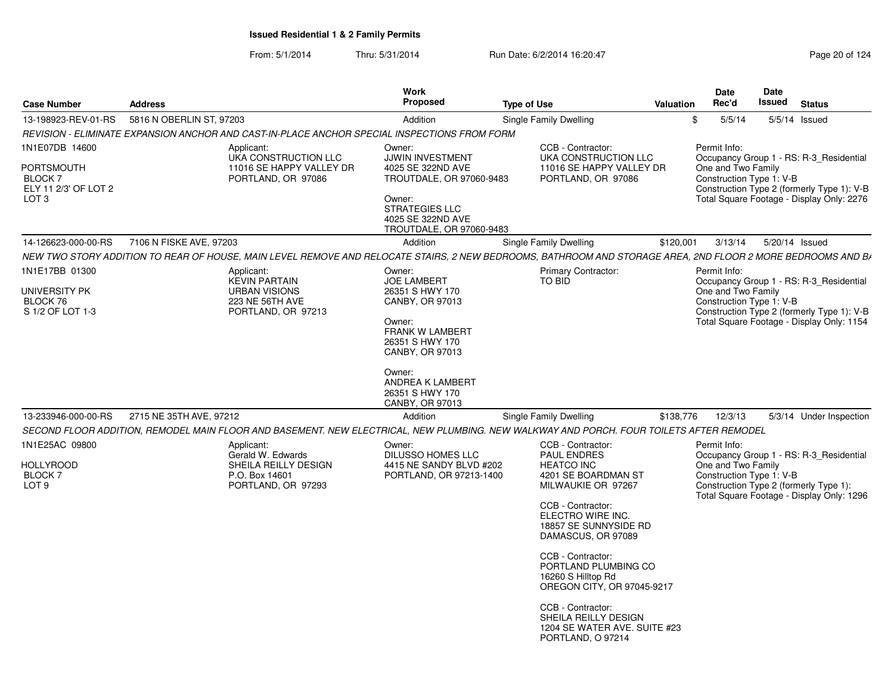## Issued Residential 1 & 2 Family Permits

From: 5/1/2014 Thru: 5/31/2014 Run Date: 6/2/2014 16:20:47

| Case Number | Address | Work Proposed | Type of Use | Valuation | Date Rec'd | Date Issued | Status |
|---|---|---|---|---|---|---|---|
| 13-198923-REV-01-RS | 5816 N OBERLIN ST, 97203 | Addition | Single Family Dwelling | $ | 5/5/14 | 5/5/14 | Issued |

*REVISION - ELIMINATE EXPANSION ANCHOR AND CAST-IN-PLACE ANCHOR SPECIAL INSPECTIONS FROM FORM*

1N1E07DB 14600
PORTSMOUTH
BLOCK 7
ELY 11 2/3' OF LOT 2
LOT 3

Applicant:
UKA CONSTRUCTION LLC
11016 SE HAPPY VALLEY DR
PORTLAND, OR 97086

Owner:
JJWIN INVESTMENT
4025 SE 322ND AVE
TROUTDALE, OR 97060-9483

Owner:
STRATEGIES LLC
4025 SE 322ND AVE
TROUTDALE, OR 97060-9483

CCB - Contractor:
UKA CONSTRUCTION LLC
11016 SE HAPPY VALLEY DR
PORTLAND, OR 97086

Permit Info:
Occupancy Group 1 - RS: R-3_Residential One and Two Family
Construction Type 1: V-B
Construction Type 2 (formerly Type 1): V-B
Total Square Footage - Display Only: 2276

| Case Number | Address | Work Proposed | Type of Use | Valuation | Date Rec'd | Date Issued | Status |
|---|---|---|---|---|---|---|---|
| 14-126623-000-00-RS | 7106 N FISKE AVE, 97203 | Addition | Single Family Dwelling | $120,001 | 3/13/14 | 5/20/14 | Issued |

*NEW TWO STORY ADDITION TO REAR OF HOUSE, MAIN LEVEL REMOVE AND RELOCATE STAIRS, 2 NEW BEDROOMS, BATHROOM AND STORAGE AREA, 2ND FLOOR 2 MORE BEDROOMS AND BA*

1N1E17BB 01300
UNIVERSITY PK
BLOCK 76
S 1/2 OF LOT 1-3

Applicant:
KEVIN PARTAIN
URBAN VISIONS
223 NE 56TH AVE
PORTLAND, OR 97213

Owner:
JOE LAMBERT
26351 S HWY 170
CANBY, OR 97013

Owner:
FRANK W LAMBERT
26351 S HWY 170
CANBY, OR 97013

Owner:
ANDREA K LAMBERT
26351 S HWY 170
CANBY, OR 97013

Primary Contractor:
TO BID

Permit Info:
Occupancy Group 1 - RS: R-3_Residential One and Two Family
Construction Type 1: V-B
Construction Type 2 (formerly Type 1): V-B
Total Square Footage - Display Only: 1154

| Case Number | Address | Work Proposed | Type of Use | Valuation | Date Rec'd | Date Issued | Status |
|---|---|---|---|---|---|---|---|
| 13-233946-000-00-RS | 2715 NE 35TH AVE, 97212 | Addition | Single Family Dwelling | $138,776 | 12/3/13 | 5/3/14 | Under Inspection |

*SECOND FLOOR ADDITION, REMODEL MAIN FLOOR AND BASEMENT. NEW ELECTRICAL, NEW PLUMBING. NEW WALKWAY AND PORCH. FOUR TOILETS AFTER REMODEL*

1N1E25AC 09800
HOLLYROOD
BLOCK 7
LOT 9

Applicant:
Gerald W. Edwards
SHEILA REILLY DESIGN
P.O. Box 14601
PORTLAND, OR 97293

Owner:
DILUSSO HOMES LLC
4415 NE SANDY BLVD #202
PORTLAND, OR 97213-1400

CCB - Contractor:
PAUL ENDRES
HEATCO INC
4201 SE BOARDMAN ST
MILWAUKIE OR 97267

CCB - Contractor:
ELECTRO WIRE INC.
18857 SE SUNNYSIDE RD
DAMASCUS, OR 97089

CCB - Contractor:
PORTLAND PLUMBING CO
16260 S Hilltop Rd
OREGON CITY, OR 97045-9217

CCB - Contractor:
SHEILA REILLY DESIGN
1204 SE WATER AVE. SUITE #23
PORTLAND, O 97214

Permit Info:
Occupancy Group 1 - RS: R-3_Residential One and Two Family
Construction Type 1: V-B
Construction Type 2 (formerly Type 1):
Total Square Footage - Display Only: 1296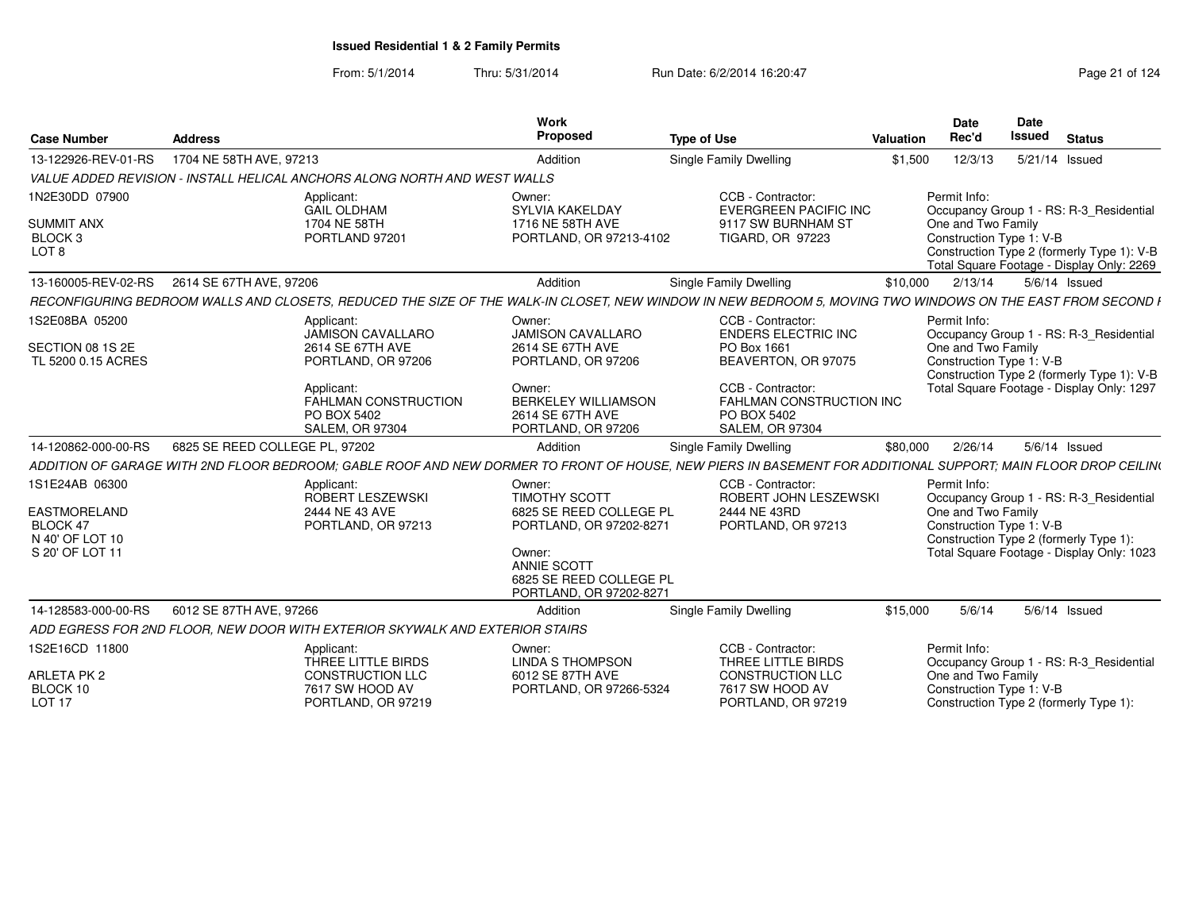**Issued Residential 1 & 2 Family Permits**

From: 5/1/2014 Thru: 5/31/2014 Run Date: 6/2/2014 16:20:47

| Case Number | Address | Work Proposed | Type of Use | Valuation | Date Rec'd | Date Issued | Status |
|---|---|---|---|---|---|---|---|
| 13-122926-REV-01-RS | 1704 NE 58TH AVE, 97213 | Addition | Single Family Dwelling | $1,500 | 12/3/13 | 5/21/14 | Issued |

*VALUE ADDED REVISION - INSTALL HELICAL ANCHORS ALONG NORTH AND WEST WALLS*

1N2E30DD 07900
SUMMIT ANX
BLOCK 3
LOT 8

Applicant:
GAIL OLDHAM
1704 NE 58TH
PORTLAND 97201

Owner:
SYLVIA KAKELDAY
1716 NE 58TH AVE
PORTLAND, OR 97213-4102

CCB - Contractor:
EVERGREEN PACIFIC INC
9117 SW BURNHAM ST
TIGARD, OR 97223

Permit Info:
Occupancy Group 1 - RS: R-3_Residential One and Two Family
Construction Type 1: V-B
Construction Type 2 (formerly Type 1): V-B
Total Square Footage - Display Only: 2269

| Case Number | Address | Work Proposed | Type of Use | Valuation | Date Rec'd | Date Issued | Status |
|---|---|---|---|---|---|---|---|
| 13-160005-REV-02-RS | 2614 SE 67TH AVE, 97206 | Addition | Single Family Dwelling | $10,000 | 2/13/14 | 5/6/14 | Issued |

*RECONFIGURING BEDROOM WALLS AND CLOSETS, REDUCED THE SIZE OF THE WALK-IN CLOSET, NEW WINDOW IN NEW BEDROOM 5, MOVING TWO WINDOWS ON THE EAST FROM SECOND F*

1S2E08BA 05200
SECTION 08 1S 2E
TL 5200 0.15 ACRES

Applicant:
JAMISON CAVALLARO
2614 SE 67TH AVE
PORTLAND, OR 97206

Applicant:
FAHLMAN CONSTRUCTION
PO BOX 5402
SALEM, OR 97304

Owner:
JAMISON CAVALLARO
2614 SE 67TH AVE
PORTLAND, OR 97206

Owner:
BERKELEY WILLIAMSON
2614 SE 67TH AVE
PORTLAND, OR 97206

CCB - Contractor:
ENDERS ELECTRIC INC
PO Box 1661
BEAVERTON, OR 97075

CCB - Contractor:
FAHLMAN CONSTRUCTION INC
PO BOX 5402
SALEM, OR 97304

Permit Info:
Occupancy Group 1 - RS: R-3_Residential One and Two Family
Construction Type 1: V-B
Construction Type 2 (formerly Type 1): V-B
Total Square Footage - Display Only: 1297

| Case Number | Address | Work Proposed | Type of Use | Valuation | Date Rec'd | Date Issued | Status |
|---|---|---|---|---|---|---|---|
| 14-120862-000-00-RS | 6825 SE REED COLLEGE PL, 97202 | Addition | Single Family Dwelling | $80,000 | 2/26/14 | 5/6/14 | Issued |

*ADDITION OF GARAGE WITH 2ND FLOOR BEDROOM; GABLE ROOF AND NEW DORMER TO FRONT OF HOUSE, NEW PIERS IN BASEMENT FOR ADDITIONAL SUPPORT; MAIN FLOOR DROP CEILIN*

1S1E24AB 06300
EASTMORELAND
BLOCK 47
N 40' OF LOT 10
S 20' OF LOT 11

Applicant:
ROBERT LESZEWSKI
2444 NE 43 AVE
PORTLAND, OR 97213

Owner:
TIMOTHY SCOTT
6825 SE REED COLLEGE PL
PORTLAND, OR 97202-8271

Owner:
ANNIE SCOTT
6825 SE REED COLLEGE PL
PORTLAND, OR 97202-8271

CCB - Contractor:
ROBERT JOHN LESZEWSKI
2444 NE 43RD
PORTLAND, OR 97213

Permit Info:
Occupancy Group 1 - RS: R-3_Residential One and Two Family
Construction Type 1: V-B
Construction Type 2 (formerly Type 1):
Total Square Footage - Display Only: 1023

| Case Number | Address | Work Proposed | Type of Use | Valuation | Date Rec'd | Date Issued | Status |
|---|---|---|---|---|---|---|---|
| 14-128583-000-00-RS | 6012 SE 87TH AVE, 97266 | Addition | Single Family Dwelling | $15,000 | 5/6/14 | 5/6/14 | Issued |

*ADD EGRESS FOR 2ND FLOOR, NEW DOOR WITH EXTERIOR SKYWALK AND EXTERIOR STAIRS*

1S2E16CD 11800
ARLETA PK 2
BLOCK 10
LOT 17

Applicant:
THREE LITTLE BIRDS CONSTRUCTION LLC
7617 SW HOOD AV
PORTLAND, OR 97219

Owner:
LINDA S THOMPSON
6012 SE 87TH AVE
PORTLAND, OR 97266-5324

CCB - Contractor:
THREE LITTLE BIRDS CONSTRUCTION LLC
7617 SW HOOD AV
PORTLAND, OR 97219

Permit Info:
Occupancy Group 1 - RS: R-3_Residential One and Two Family
Construction Type 1: V-B
Construction Type 2 (formerly Type 1):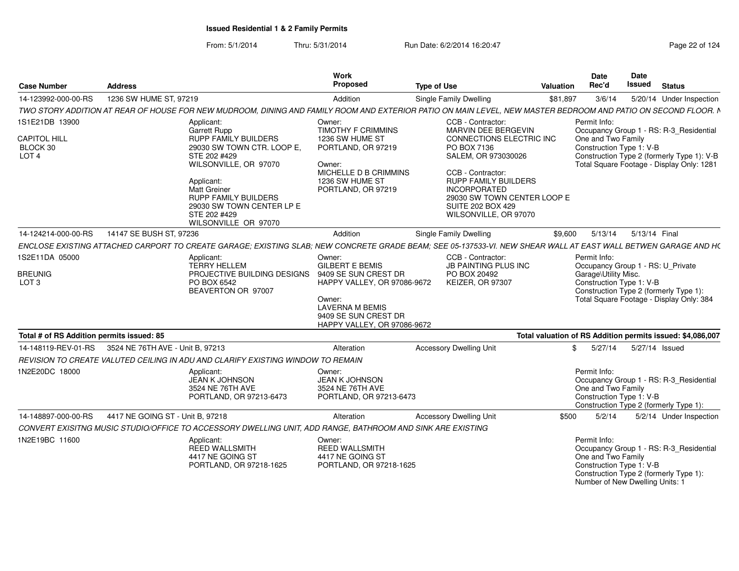**Issued Residential 1 & 2 Family Permits**

From: 5/1/2014 Thru: 5/31/2014 Run Date: 6/2/2014 16:20:47

| Case Number | Address | Work Proposed | Type of Use | Valuation | Date Rec'd | Date Issued | Status |
|---|---|---|---|---|---|---|---|
| 14-123992-000-00-RS | 1236 SW HUME ST, 97219 | Addition | Single Family Dwelling | $81,897 | 3/6/14 | 5/20/14 | Under Inspection |

TWO STORY ADDITION AT REAR OF HOUSE FOR NEW MUDROOM, DINING AND FAMILY ROOM AND EXTERIOR PATIO ON MAIN LEVEL, NEW MASTER BEDROOM AND PATIO ON SECOND FLOOR. N

1S1E21DB 13900
CAPITOL HILL
BLOCK 30
LOT 4

Applicant:
Garrett Rupp
RUPP FAMILY BUILDERS
29030 SW TOWN CTR. LOOP E, STE 202 #429
WILSONVILLE, OR 97070

Applicant:
Matt Greiner
RUPP FAMILY BUILDERS
29030 SW TOWN CENTER LP E STE 202 #429
WILSONVILLE OR 97070

Owner:
TIMOTHY F CRIMMINS
1236 SW HUME ST
PORTLAND, OR 97219

Owner:
MICHELLE D B CRIMMINS
1236 SW HUME ST
PORTLAND, OR 97219

CCB - Contractor:
MARVIN DEE BERGEVIN
CONNECTIONS ELECTRIC INC
PO BOX 7136
SALEM, OR 973030026

CCB - Contractor:
RUPP FAMILY BUILDERS INCORPORATED
29030 SW TOWN CENTER LOOP E SUITE 202 BOX 429
WILSONVILLE, OR 97070

Permit Info:
Occupancy Group 1 - RS: R-3_Residential One and Two Family
Construction Type 1: V-B
Construction Type 2 (formerly Type 1): V-B
Total Square Footage - Display Only: 1281

| Case Number | Address | Work Proposed | Type of Use | Valuation | Date Rec'd | Date Issued | Status |
|---|---|---|---|---|---|---|---|
| 14-124214-000-00-RS | 14147 SE BUSH ST, 97236 | Addition | Single Family Dwelling | $9,600 | 5/13/14 | 5/13/14 | Final |

ENCLOSE EXISTING ATTACHED CARPORT TO CREATE GARAGE; EXISTING SLAB; NEW CONCRETE GRADE BEAM; SEE 05-137533-VI. NEW SHEAR WALL AT EAST WALL BETWEN GARAGE AND HC

1S2E11DA 05000
BREUNIG
LOT 3

Applicant:
TERRY HELLEM
PROJECTIVE BUILDING DESIGNS
PO BOX 6542
BEAVERTON OR 97007

Owner:
GILBERT E BEMIS
9409 SE SUN CREST DR
HAPPY VALLEY, OR 97086-9672

Owner:
LAVERNA M BEMIS
9409 SE SUN CREST DR
HAPPY VALLEY, OR 97086-9672

CCB - Contractor:
JB PAINTING PLUS INC
PO BOX 20492
KEIZER, OR 97307

Permit Info:
Occupancy Group 1 - RS: U_Private Garage\Utility Misc.
Construction Type 1: V-B
Construction Type 2 (formerly Type 1):
Total Square Footage - Display Only: 384

**Total # of RS Addition permits issued: 85** — **Total valuation of RS Addition permits issued: $4,086,007**

| Case Number | Address | Work Proposed | Type of Use | Valuation | Date Rec'd | Date Issued | Status |
|---|---|---|---|---|---|---|---|
| 14-148119-REV-01-RS | 3524 NE 76TH AVE - Unit B, 97213 | Alteration | Accessory Dwelling Unit | $ | 5/27/14 | 5/27/14 | Issued |

REVISION TO CREATE VALUTED CEILING IN ADU AND CLARIFY EXISTING WINDOW TO REMAIN

1N2E20DC 18000

Applicant:
JEAN K JOHNSON
3524 NE 76TH AVE
PORTLAND, OR 97213-6473

Owner:
JEAN K JOHNSON
3524 NE 76TH AVE
PORTLAND, OR 97213-6473

Permit Info:
Occupancy Group 1 - RS: R-3_Residential One and Two Family
Construction Type 1: V-B
Construction Type 2 (formerly Type 1):

| Case Number | Address | Work Proposed | Type of Use | Valuation | Date Rec'd | Date Issued | Status |
|---|---|---|---|---|---|---|---|
| 14-148897-000-00-RS | 4417 NE GOING ST - Unit B, 97218 | Alteration | Accessory Dwelling Unit | $500 | 5/2/14 | 5/2/14 | Under Inspection |

CONVERT EXISITNG MUSIC STUDIO/OFFICE TO ACCESSORY DWELLING UNIT, ADD RANGE, BATHROOM AND SINK ARE EXISTING

1N2E19BC 11600

Applicant:
REED WALLSMITH
4417 NE GOING ST
PORTLAND, OR 97218-1625

Owner:
REED WALLSMITH
4417 NE GOING ST
PORTLAND, OR 97218-1625

Permit Info:
Occupancy Group 1 - RS: R-3_Residential One and Two Family
Construction Type 1: V-B
Construction Type 2 (formerly Type 1):
Number of New Dwelling Units: 1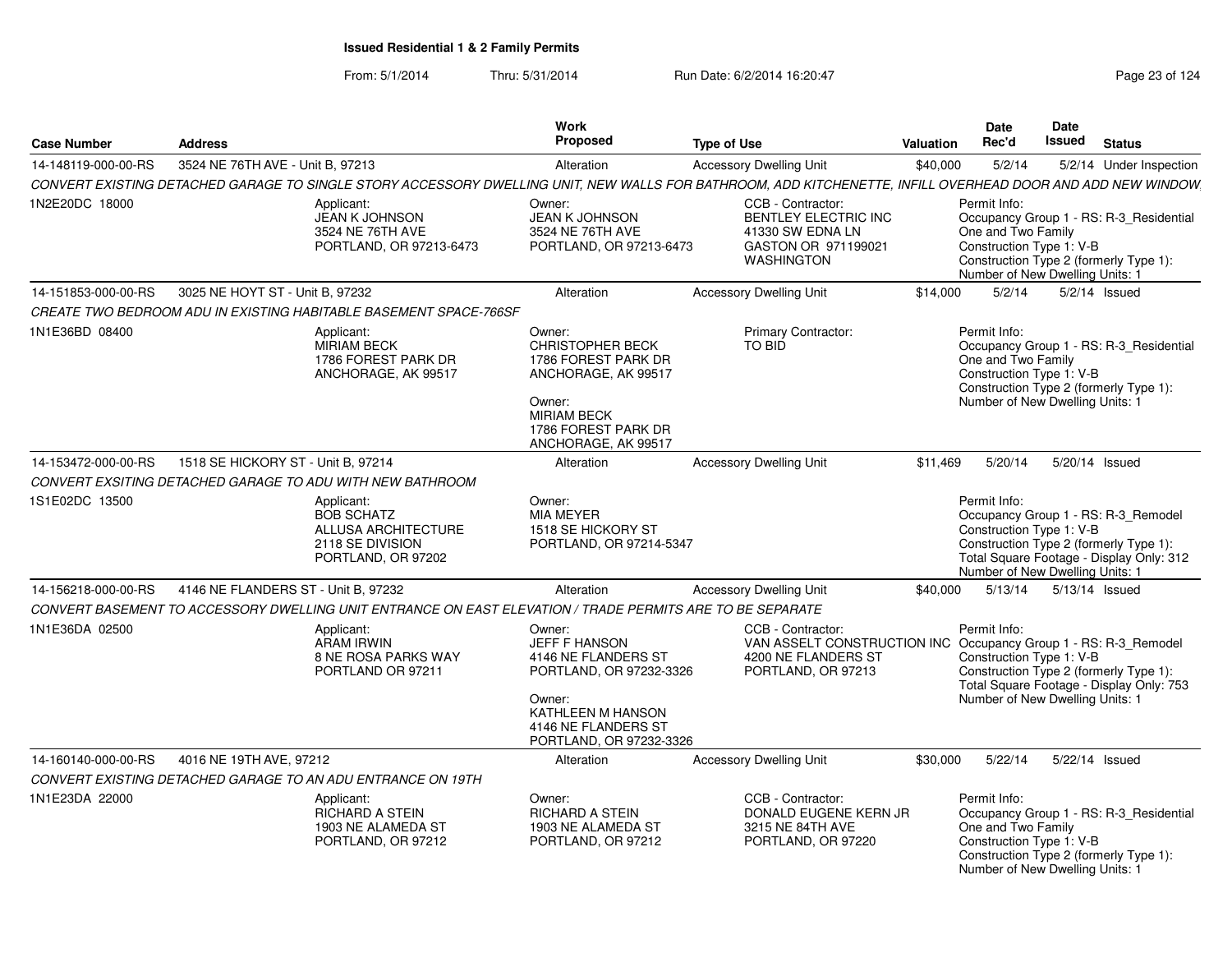# Issued Residential 1 & 2 Family Permits

From: 5/1/2014 Thru: 5/31/2014 Run Date: 6/2/2014 16:20:47

| Case Number | Address | Work Proposed | Type of Use | Valuation | Date Rec'd | Date Issued | Status |
|---|---|---|---|---|---|---|---|
| 14-148119-000-00-RS | 3524 NE 76TH AVE - Unit B, 97213 | Alteration | Accessory Dwelling Unit | $40,000 | 5/2/14 | 5/2/14 | Under Inspection |

*CONVERT EXISTING DETACHED GARAGE TO SINGLE STORY ACCESSORY DWELLING UNIT, NEW WALLS FOR BATHROOM, ADD KITCHENETTE, INFILL OVERHEAD DOOR AND ADD NEW WINDOW*

1N2E20DC 18000

- Applicant: JEAN K JOHNSON, 3524 NE 76TH AVE, PORTLAND, OR 97213-6473
- Owner: JEAN K JOHNSON, 3524 NE 76TH AVE, PORTLAND, OR 97213-6473
- CCB - Contractor: BENTLEY ELECTRIC INC, 41330 SW EDNA LN, GASTON OR 971199021, WASHINGTON
- Permit Info: Occupancy Group 1 - RS: R-3_Residential One and Two Family; Construction Type 1: V-B; Construction Type 2 (formerly Type 1):; Number of New Dwelling Units: 1

| Case Number | Address | Work Proposed | Type of Use | Valuation | Date Rec'd | Date Issued | Status |
|---|---|---|---|---|---|---|---|
| 14-151853-000-00-RS | 3025 NE HOYT ST - Unit B, 97232 | Alteration | Accessory Dwelling Unit | $14,000 | 5/2/14 | 5/2/14 | Issued |

*CREATE TWO BEDROOM ADU IN EXISTING HABITABLE BASEMENT SPACE-766SF*

1N1E36BD 08400

- Applicant: MIRIAM BECK, 1786 FOREST PARK DR, ANCHORAGE, AK 99517
- Owner: CHRISTOPHER BECK, 1786 FOREST PARK DR, ANCHORAGE, AK 99517
- Owner: MIRIAM BECK, 1786 FOREST PARK DR, ANCHORAGE, AK 99517
- Primary Contractor: TO BID
- Permit Info: Occupancy Group 1 - RS: R-3_Residential One and Two Family; Construction Type 1: V-B; Construction Type 2 (formerly Type 1):; Number of New Dwelling Units: 1

| Case Number | Address | Work Proposed | Type of Use | Valuation | Date Rec'd | Date Issued | Status |
|---|---|---|---|---|---|---|---|
| 14-153472-000-00-RS | 1518 SE HICKORY ST - Unit B, 97214 | Alteration | Accessory Dwelling Unit | $11,469 | 5/20/14 | 5/20/14 | Issued |

*CONVERT EXSITING DETACHED GARAGE TO ADU WITH NEW BATHROOM*

1S1E02DC 13500

- Applicant: BOB SCHATZ, ALLUSA ARCHITECTURE, 2118 SE DIVISION, PORTLAND, OR 97202
- Owner: MIA MEYER, 1518 SE HICKORY ST, PORTLAND, OR 97214-5347
- Permit Info: Occupancy Group 1 - RS: R-3_Remodel; Construction Type 1: V-B; Construction Type 2 (formerly Type 1):; Total Square Footage - Display Only: 312; Number of New Dwelling Units: 1

| Case Number | Address | Work Proposed | Type of Use | Valuation | Date Rec'd | Date Issued | Status |
|---|---|---|---|---|---|---|---|
| 14-156218-000-00-RS | 4146 NE FLANDERS ST - Unit B, 97232 | Alteration | Accessory Dwelling Unit | $40,000 | 5/13/14 | 5/13/14 | Issued |

*CONVERT BASEMENT TO ACCESSORY DWELLING UNIT ENTRANCE ON EAST ELEVATION / TRADE PERMITS ARE TO BE SEPARATE*

1N1E36DA 02500

- Applicant: ARAM IRWIN, 8 NE ROSA PARKS WAY, PORTLAND OR 97211
- Owner: JEFF F HANSON, 4146 NE FLANDERS ST, PORTLAND, OR 97232-3326
- Owner: KATHLEEN M HANSON, 4146 NE FLANDERS ST, PORTLAND, OR 97232-3326
- CCB - Contractor: VAN ASSELT CONSTRUCTION INC, 4200 NE FLANDERS ST, PORTLAND, OR 97213
- Permit Info: Occupancy Group 1 - RS: R-3_Remodel; Construction Type 1: V-B; Construction Type 2 (formerly Type 1):; Total Square Footage - Display Only: 753; Number of New Dwelling Units: 1

| Case Number | Address | Work Proposed | Type of Use | Valuation | Date Rec'd | Date Issued | Status |
|---|---|---|---|---|---|---|---|
| 14-160140-000-00-RS | 4016 NE 19TH AVE, 97212 | Alteration | Accessory Dwelling Unit | $30,000 | 5/22/14 | 5/22/14 | Issued |

*CONVERT EXISTING DETACHED GARAGE TO AN ADU ENTRANCE ON 19TH*

1N1E23DA 22000

- Applicant: RICHARD A STEIN, 1903 NE ALAMEDA ST, PORTLAND, OR 97212
- Owner: RICHARD A STEIN, 1903 NE ALAMEDA ST, PORTLAND, OR 97212
- CCB - Contractor: DONALD EUGENE KERN JR, 3215 NE 84TH AVE, PORTLAND, OR 97220
- Permit Info: Occupancy Group 1 - RS: R-3_Residential One and Two Family; Construction Type 1: V-B; Construction Type 2 (formerly Type 1):; Number of New Dwelling Units: 1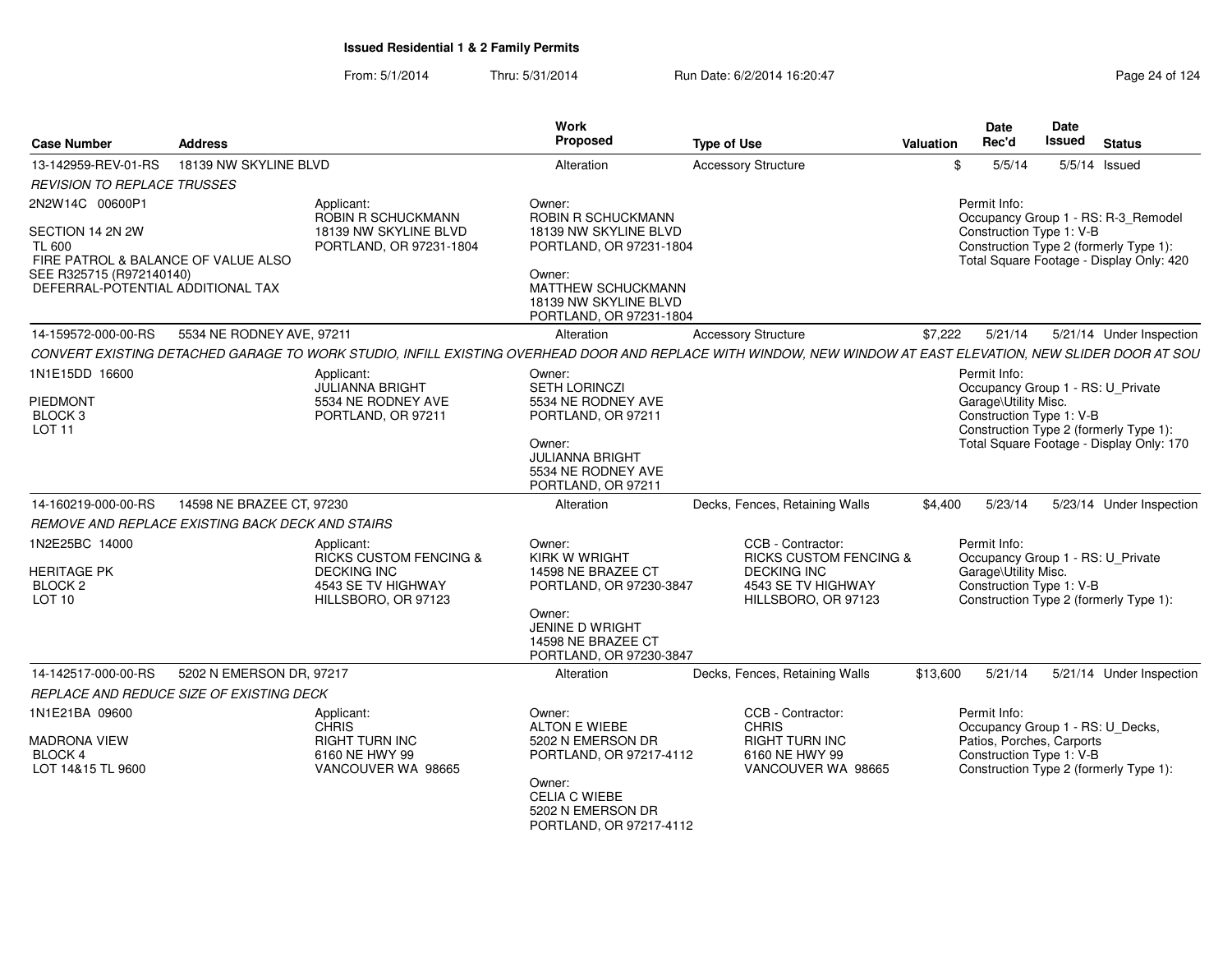# Issued Residential 1 & 2 Family Permits

From: 5/1/2014 Thru: 5/31/2014 Run Date: 6/2/2014 16:20:47

| Case Number | Address | Work Proposed | Type of Use | Valuation | Date Rec'd | Date Issued | Status |
|---|---|---|---|---|---|---|---|
| 13-142959-REV-01-RS | 18139 NW SKYLINE BLVD | Alteration | Accessory Structure | $ | 5/5/14 | 5/5/14 | Issued |

*REVISION TO REPLACE TRUSSES*

2N2W14C 00600P1

SECTION 14 2N 2W
TL 600
FIRE PATROL & BALANCE OF VALUE ALSO
SEE R325715 (R972140140)
DEFERRAL-POTENTIAL ADDITIONAL TAX

Applicant:
ROBIN R SCHUCKMANN
18139 NW SKYLINE BLVD
PORTLAND, OR 97231-1804

Owner:
ROBIN R SCHUCKMANN
18139 NW SKYLINE BLVD
PORTLAND, OR 97231-1804

Owner:
MATTHEW SCHUCKMANN
18139 NW SKYLINE BLVD
PORTLAND, OR 97231-1804

Permit Info:
Occupancy Group 1 - RS: R-3_Remodel
Construction Type 1: V-B
Construction Type 2 (formerly Type 1):
Total Square Footage - Display Only: 420

---

| Case Number | Address | Work Proposed | Type of Use | Valuation | Date Rec'd | Date Issued | Status |
|---|---|---|---|---|---|---|---|
| 14-159572-000-00-RS | 5534 NE RODNEY AVE, 97211 | Alteration | Accessory Structure | $7,222 | 5/21/14 | 5/21/14 | Under Inspection |

*CONVERT EXISTING DETACHED GARAGE TO WORK STUDIO, INFILL EXISTING OVERHEAD DOOR AND REPLACE WITH WINDOW, NEW WINDOW AT EAST ELEVATION, NEW SLIDER DOOR AT SOU*

1N1E15DD 16600

PIEDMONT
BLOCK 3
LOT 11

Applicant:
JULIANNA BRIGHT
5534 NE RODNEY AVE
PORTLAND, OR 97211

Owner:
SETH LORINCZI
5534 NE RODNEY AVE
PORTLAND, OR 97211

Owner:
JULIANNA BRIGHT
5534 NE RODNEY AVE
PORTLAND, OR 97211

Permit Info:
Occupancy Group 1 - RS: U_Private Garage\Utility Misc.
Construction Type 1: V-B
Construction Type 2 (formerly Type 1):
Total Square Footage - Display Only: 170

---

| Case Number | Address | Work Proposed | Type of Use | Valuation | Date Rec'd | Date Issued | Status |
|---|---|---|---|---|---|---|---|
| 14-160219-000-00-RS | 14598 NE BRAZEE CT, 97230 | Alteration | Decks, Fences, Retaining Walls | $4,400 | 5/23/14 | 5/23/14 | Under Inspection |

*REMOVE AND REPLACE EXISTING BACK DECK AND STAIRS*

1N2E25BC 14000

HERITAGE PK
BLOCK 2
LOT 10

Applicant:
RICKS CUSTOM FENCING & DECKING INC
4543 SE TV HIGHWAY
HILLSBORO, OR 97123

Owner:
KIRK W WRIGHT
14598 NE BRAZEE CT
PORTLAND, OR 97230-3847

Owner:
JENINE D WRIGHT
14598 NE BRAZEE CT
PORTLAND, OR 97230-3847

CCB - Contractor:
RICKS CUSTOM FENCING & DECKING INC
4543 SE TV HIGHWAY
HILLSBORO, OR 97123

Permit Info:
Occupancy Group 1 - RS: U_Private Garage\Utility Misc.
Construction Type 1: V-B
Construction Type 2 (formerly Type 1):

---

| Case Number | Address | Work Proposed | Type of Use | Valuation | Date Rec'd | Date Issued | Status |
|---|---|---|---|---|---|---|---|
| 14-142517-000-00-RS | 5202 N EMERSON DR, 97217 | Alteration | Decks, Fences, Retaining Walls | $13,600 | 5/21/14 | 5/21/14 | Under Inspection |

*REPLACE AND REDUCE SIZE OF EXISTING DECK*

1N1E21BA 09600

MADRONA VIEW
BLOCK 4
LOT 14&15 TL 9600

Applicant:
CHRIS
RIGHT TURN INC
6160 NE HWY 99
VANCOUVER WA 98665

Owner:
ALTON E WIEBE
5202 N EMERSON DR
PORTLAND, OR 97217-4112

Owner:
CELIA C WIEBE
5202 N EMERSON DR
PORTLAND, OR 97217-4112

CCB - Contractor:
CHRIS
RIGHT TURN INC
6160 NE HWY 99
VANCOUVER WA 98665

Permit Info:
Occupancy Group 1 - RS: U_Decks, Patios, Porches, Carports
Construction Type 1: V-B
Construction Type 2 (formerly Type 1):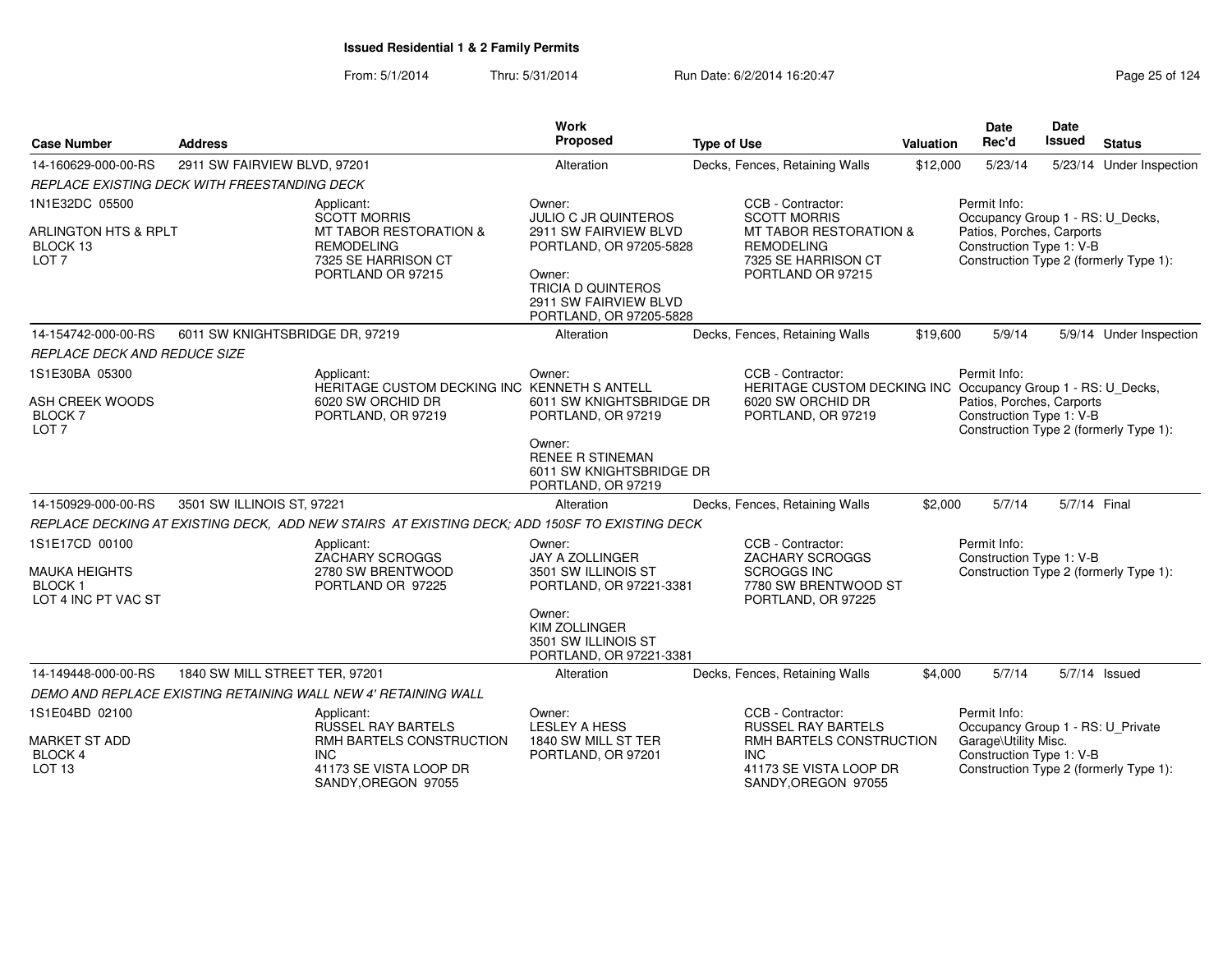# Issued Residential 1 & 2 Family Permits

From: 5/1/2014 Thru: 5/31/2014 Run Date: 6/2/2014 16:20:47

| Case Number | Address | Work Proposed | Type of Use | Valuation | Date Rec'd | Date Issued | Status |
|---|---|---|---|---|---|---|---|
| 14-160629-000-00-RS | 2911 SW FAIRVIEW BLVD, 97201 | Alteration | Decks, Fences, Retaining Walls | $12,000 | 5/23/14 | 5/23/14 | Under Inspection |

*REPLACE EXISTING DECK WITH FREESTANDING DECK*

1N1E32DC 05500
ARLINGTON HTS & RPLT
BLOCK 13
LOT 7

Applicant: SCOTT MORRIS, MT TABOR RESTORATION & REMODELING, 7325 SE HARRISON CT, PORTLAND OR 97215

Owner: JULIO C JR QUINTEROS, 2911 SW FAIRVIEW BLVD, PORTLAND, OR 97205-5828

Owner: TRICIA D QUINTEROS, 2911 SW FAIRVIEW BLVD, PORTLAND, OR 97205-5828

CCB - Contractor: SCOTT MORRIS, MT TABOR RESTORATION & REMODELING, 7325 SE HARRISON CT, PORTLAND OR 97215

Permit Info: Occupancy Group 1 - RS: U_Decks, Patios, Porches, Carports; Construction Type 1: V-B; Construction Type 2 (formerly Type 1):

---

| Case Number | Address | Work Proposed | Type of Use | Valuation | Date Rec'd | Date Issued | Status |
|---|---|---|---|---|---|---|---|
| 14-154742-000-00-RS | 6011 SW KNIGHTSBRIDGE DR, 97219 | Alteration | Decks, Fences, Retaining Walls | $19,600 | 5/9/14 | 5/9/14 | Under Inspection |

*REPLACE DECK AND REDUCE SIZE*

1S1E30BA 05300
ASH CREEK WOODS
BLOCK 7
LOT 7

Applicant: HERITAGE CUSTOM DECKING INC, 6020 SW ORCHID DR, PORTLAND, OR 97219

Owner: KENNETH S ANTELL, 6011 SW KNIGHTSBRIDGE DR, PORTLAND, OR 97219

Owner: RENEE R STINEMAN, 6011 SW KNIGHTSBRIDGE DR, PORTLAND, OR 97219

CCB - Contractor: HERITAGE CUSTOM DECKING INC, 6020 SW ORCHID DR, PORTLAND, OR 97219

Permit Info: Occupancy Group 1 - RS: U_Decks, Patios, Porches, Carports; Construction Type 1: V-B; Construction Type 2 (formerly Type 1):

---

| Case Number | Address | Work Proposed | Type of Use | Valuation | Date Rec'd | Date Issued | Status |
|---|---|---|---|---|---|---|---|
| 14-150929-000-00-RS | 3501 SW ILLINOIS ST, 97221 | Alteration | Decks, Fences, Retaining Walls | $2,000 | 5/7/14 | 5/7/14 | Final |

*REPLACE DECKING AT EXISTING DECK, ADD NEW STAIRS AT EXISTING DECK; ADD 150SF TO EXISTING DECK*

1S1E17CD 00100
MAUKA HEIGHTS
BLOCK 1
LOT 4 INC PT VAC ST

Applicant: ZACHARY SCROGGS, 2780 SW BRENTWOOD, PORTLAND OR 97225

Owner: JAY A ZOLLINGER, 3501 SW ILLINOIS ST, PORTLAND, OR 97221-3381

Owner: KIM ZOLLINGER, 3501 SW ILLINOIS ST, PORTLAND, OR 97221-3381

CCB - Contractor: ZACHARY SCROGGS, SCROGGS INC, 7780 SW BRENTWOOD ST, PORTLAND, OR 97225

Permit Info: Construction Type 1: V-B; Construction Type 2 (formerly Type 1):

---

| Case Number | Address | Work Proposed | Type of Use | Valuation | Date Rec'd | Date Issued | Status |
|---|---|---|---|---|---|---|---|
| 14-149448-000-00-RS | 1840 SW MILL STREET TER, 97201 | Alteration | Decks, Fences, Retaining Walls | $4,000 | 5/7/14 | 5/7/14 | Issued |

*DEMO AND REPLACE EXISTING RETAINING WALL NEW 4' RETAINING WALL*

1S1E04BD 02100
MARKET ST ADD
BLOCK 4
LOT 13

Applicant: RUSSEL RAY BARTELS, RMH BARTELS CONSTRUCTION INC, 41173 SE VISTA LOOP DR, SANDY,OREGON 97055

Owner: LESLEY A HESS, 1840 SW MILL ST TER, PORTLAND, OR 97201

CCB - Contractor: RUSSEL RAY BARTELS, RMH BARTELS CONSTRUCTION INC, 41173 SE VISTA LOOP DR, SANDY,OREGON 97055

Permit Info: Occupancy Group 1 - RS: U_Private Garage\Utility Misc.; Construction Type 1: V-B; Construction Type 2 (formerly Type 1):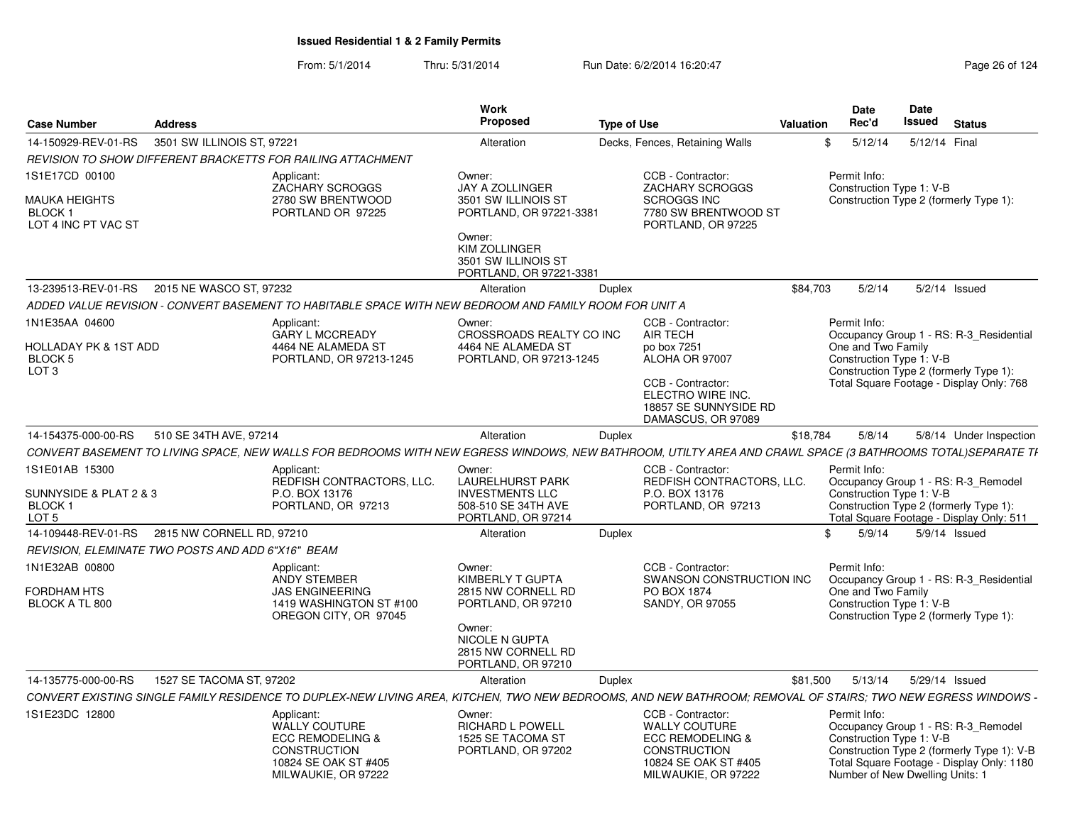**Issued Residential 1 & 2 Family Permits**

From: 5/1/2014 Thru: 5/31/2014 Run Date: 6/2/2014 16:20:47

| Case Number | Address | Work Proposed | Type of Use | Valuation | Date Rec'd | Date Issued | Status |
|---|---|---|---|---|---|---|---|
| 14-150929-REV-01-RS | 3501 SW ILLINOIS ST, 97221 | Alteration | Decks, Fences, Retaining Walls | $ | 5/12/14 | 5/12/14 | Final |

*REVISION TO SHOW DIFFERENT BRACKETTS FOR RAILING ATTACHMENT*

1S1E17CD 00100
MAUKA HEIGHTS
BLOCK 1
LOT 4 INC PT VAC ST

Applicant:
ZACHARY SCROGGS
2780 SW BRENTWOOD
PORTLAND OR 97225

Owner:
JAY A ZOLLINGER
3501 SW ILLINOIS ST
PORTLAND, OR 97221-3381

Owner:
KIM ZOLLINGER
3501 SW ILLINOIS ST
PORTLAND, OR 97221-3381

CCB - Contractor:
ZACHARY SCROGGS
SCROGGS INC
7780 SW BRENTWOOD ST
PORTLAND, OR 97225

Permit Info:
Construction Type 1: V-B
Construction Type 2 (formerly Type 1):

| Case Number | Address | Work Proposed | Type of Use | Valuation | Date Rec'd | Date Issued | Status |
|---|---|---|---|---|---|---|---|
| 13-239513-REV-01-RS | 2015 NE WASCO ST, 97232 | Alteration | Duplex | $84,703 | 5/2/14 | 5/2/14 | Issued |

*ADDED VALUE REVISION - CONVERT BASEMENT TO HABITABLE SPACE WITH NEW BEDROOM AND FAMILY ROOM FOR UNIT A*

1N1E35AA 04600
HOLLADAY PK & 1ST ADD
BLOCK 5
LOT 3

Applicant:
GARY L MCCREADY
4464 NE ALAMEDA ST
PORTLAND, OR 97213-1245

Owner:
CROSSROADS REALTY CO INC
4464 NE ALAMEDA ST
PORTLAND, OR 97213-1245

CCB - Contractor:
AIR TECH
po box 7251
ALOHA OR 97007

CCB - Contractor:
ELECTRO WIRE INC.
18857 SE SUNNYSIDE RD
DAMASCUS, OR 97089

Permit Info:
Occupancy Group 1 - RS: R-3_Residential One and Two Family
Construction Type 1: V-B
Construction Type 2 (formerly Type 1):
Total Square Footage - Display Only: 768

| Case Number | Address | Work Proposed | Type of Use | Valuation | Date Rec'd | Date Issued | Status |
|---|---|---|---|---|---|---|---|
| 14-154375-000-00-RS | 510 SE 34TH AVE, 97214 | Alteration | Duplex | $18,784 | 5/8/14 | 5/8/14 | Under Inspection |

*CONVERT BASEMENT TO LIVING SPACE, NEW WALLS FOR BEDROOMS WITH NEW EGRESS WINDOWS, NEW BATHROOM, UTILTY AREA AND CRAWL SPACE (3 BATHROOMS TOTAL)SEPARATE TI*

1S1E01AB 15300
SUNNYSIDE & PLAT 2 & 3
BLOCK 1
LOT 5

Applicant:
REDFISH CONTRACTORS, LLC.
P.O. BOX 13176
PORTLAND, OR 97213

Owner:
LAURELHURST PARK INVESTMENTS LLC
508-510 SE 34TH AVE
PORTLAND, OR 97214

CCB - Contractor:
REDFISH CONTRACTORS, LLC.
P.O. BOX 13176
PORTLAND, OR 97213

Permit Info:
Occupancy Group 1 - RS: R-3_Remodel
Construction Type 1: V-B
Construction Type 2 (formerly Type 1):
Total Square Footage - Display Only: 511

| Case Number | Address | Work Proposed | Type of Use | Valuation | Date Rec'd | Date Issued | Status |
|---|---|---|---|---|---|---|---|
| 14-109448-REV-01-RS | 2815 NW CORNELL RD, 97210 | Alteration | Duplex | $ | 5/9/14 | 5/9/14 | Issued |

*REVISION, ELEMINATE TWO POSTS AND ADD 6"X16" BEAM*

1N1E32AB 00800
FORDHAM HTS
BLOCK A TL 800

Applicant:
ANDY STEMBER
JAS ENGINEERING
1419 WASHINGTON ST #100
OREGON CITY, OR 97045

Owner:
KIMBERLY T GUPTA
2815 NW CORNELL RD
PORTLAND, OR 97210

Owner:
NICOLE N GUPTA
2815 NW CORNELL RD
PORTLAND, OR 97210

CCB - Contractor:
SWANSON CONSTRUCTION INC
PO BOX 1874
SANDY, OR 97055

Permit Info:
Occupancy Group 1 - RS: R-3_Residential One and Two Family
Construction Type 1: V-B
Construction Type 2 (formerly Type 1):

| Case Number | Address | Work Proposed | Type of Use | Valuation | Date Rec'd | Date Issued | Status |
|---|---|---|---|---|---|---|---|
| 14-135775-000-00-RS | 1527 SE TACOMA ST, 97202 | Alteration | Duplex | $81,500 | 5/13/14 | 5/29/14 | Issued |

*CONVERT EXISTING SINGLE FAMILY RESIDENCE TO DUPLEX-NEW LIVING AREA, KITCHEN, TWO NEW BEDROOMS, AND NEW BATHROOM; REMOVAL OF STAIRS; TWO NEW EGRESS WINDOWS -*

1S1E23DC 12800

Applicant:
WALLY COUTURE
ECC REMODELING & CONSTRUCTION
10824 SE OAK ST #405
MILWAUKIE, OR 97222

Owner:
RICHARD L POWELL
1525 SE TACOMA ST
PORTLAND, OR 97202

CCB - Contractor:
WALLY COUTURE
ECC REMODELING & CONSTRUCTION
10824 SE OAK ST #405
MILWAUKIE, OR 97222

Permit Info:
Occupancy Group 1 - RS: R-3_Remodel
Construction Type 1: V-B
Construction Type 2 (formerly Type 1): V-B
Total Square Footage - Display Only: 1180
Number of New Dwelling Units: 1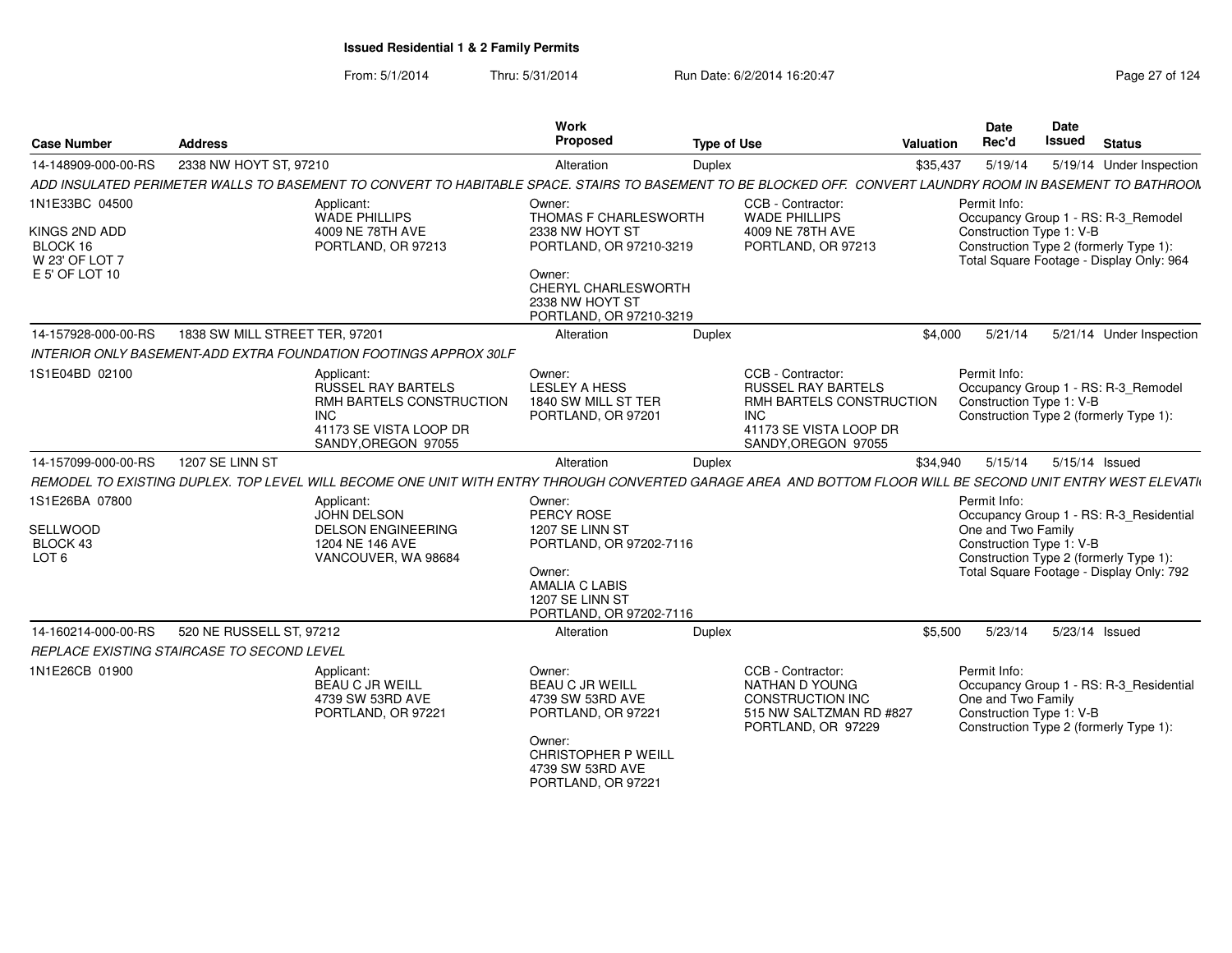**Issued Residential 1 & 2 Family Permits**

From: 5/1/2014 Thru: 5/31/2014 Run Date: 6/2/2014 16:20:47

| Case Number | Address | Work Proposed | Type of Use | Valuation | Date Rec'd | Date Issued | Status |
|---|---|---|---|---|---|---|---|
| 14-148909-000-00-RS | 2338 NW HOYT ST, 97210 | Alteration | Duplex | $35,437 | 5/19/14 | 5/19/14 | Under Inspection |

*ADD INSULATED PERIMETER WALLS TO BASEMENT TO CONVERT TO HABITABLE SPACE. STAIRS TO BASEMENT TO BE BLOCKED OFF. CONVERT LAUNDRY ROOM IN BASEMENT TO BATHROOM*

1N1E33BC 04500
KINGS 2ND ADD
BLOCK 16
W 23' OF LOT 7
E 5' OF LOT 10

Applicant:
WADE PHILLIPS
4009 NE 78TH AVE
PORTLAND, OR 97213

Owner:
THOMAS F CHARLESWORTH
2338 NW HOYT ST
PORTLAND, OR 97210-3219

Owner:
CHERYL CHARLESWORTH
2338 NW HOYT ST
PORTLAND, OR 97210-3219

CCB - Contractor:
WADE PHILLIPS
4009 NE 78TH AVE
PORTLAND, OR 97213

Permit Info:
Occupancy Group 1 - RS: R-3_Remodel
Construction Type 1: V-B
Construction Type 2 (formerly Type 1):
Total Square Footage - Display Only: 964

---

| Case Number | Address | Work Proposed | Type of Use | Valuation | Date Rec'd | Date Issued | Status |
|---|---|---|---|---|---|---|---|
| 14-157928-000-00-RS | 1838 SW MILL STREET TER, 97201 | Alteration | Duplex | $4,000 | 5/21/14 | 5/21/14 | Under Inspection |

*INTERIOR ONLY BASEMENT-ADD EXTRA FOUNDATION FOOTINGS APPROX 30LF*

1S1E04BD 02100

Applicant:
RUSSEL RAY BARTELS
RMH BARTELS CONSTRUCTION INC
41173 SE VISTA LOOP DR
SANDY,OREGON 97055

Owner:
LESLEY A HESS
1840 SW MILL ST TER
PORTLAND, OR 97201

CCB - Contractor:
RUSSEL RAY BARTELS
RMH BARTELS CONSTRUCTION INC
41173 SE VISTA LOOP DR
SANDY,OREGON 97055

Permit Info:
Occupancy Group 1 - RS: R-3_Remodel
Construction Type 1: V-B
Construction Type 2 (formerly Type 1):

---

| Case Number | Address | Work Proposed | Type of Use | Valuation | Date Rec'd | Date Issued | Status |
|---|---|---|---|---|---|---|---|
| 14-157099-000-00-RS | 1207 SE LINN ST | Alteration | Duplex | $34,940 | 5/15/14 | 5/15/14 | Issued |

*REMODEL TO EXISTING DUPLEX. TOP LEVEL WILL BECOME ONE UNIT WITH ENTRY THROUGH CONVERTED GARAGE AREA AND BOTTOM FLOOR WILL BE SECOND UNIT ENTRY WEST ELEVATI*

1S1E26BA 07800
SELLWOOD
BLOCK 43
LOT 6

Applicant:
JOHN DELSON
DELSON ENGINEERING
1204 NE 146 AVE
VANCOUVER, WA 98684

Owner:
PERCY ROSE
1207 SE LINN ST
PORTLAND, OR 97202-7116

Owner:
AMALIA C LABIS
1207 SE LINN ST
PORTLAND, OR 97202-7116

Permit Info:
Occupancy Group 1 - RS: R-3_Residential One and Two Family
Construction Type 1: V-B
Construction Type 2 (formerly Type 1):
Total Square Footage - Display Only: 792

---

| Case Number | Address | Work Proposed | Type of Use | Valuation | Date Rec'd | Date Issued | Status |
|---|---|---|---|---|---|---|---|
| 14-160214-000-00-RS | 520 NE RUSSELL ST, 97212 | Alteration | Duplex | $5,500 | 5/23/14 | 5/23/14 | Issued |

*REPLACE EXISTING STAIRCASE TO SECOND LEVEL*

1N1E26CB 01900

Applicant:
BEAU C JR WEILL
4739 SW 53RD AVE
PORTLAND, OR 97221

Owner:
BEAU C JR WEILL
4739 SW 53RD AVE
PORTLAND, OR 97221

Owner:
CHRISTOPHER P WEILL
4739 SW 53RD AVE
PORTLAND, OR 97221

CCB - Contractor:
NATHAN D YOUNG
CONSTRUCTION INC
515 NW SALTZMAN RD #827
PORTLAND, OR 97229

Permit Info:
Occupancy Group 1 - RS: R-3_Residential One and Two Family
Construction Type 1: V-B
Construction Type 2 (formerly Type 1):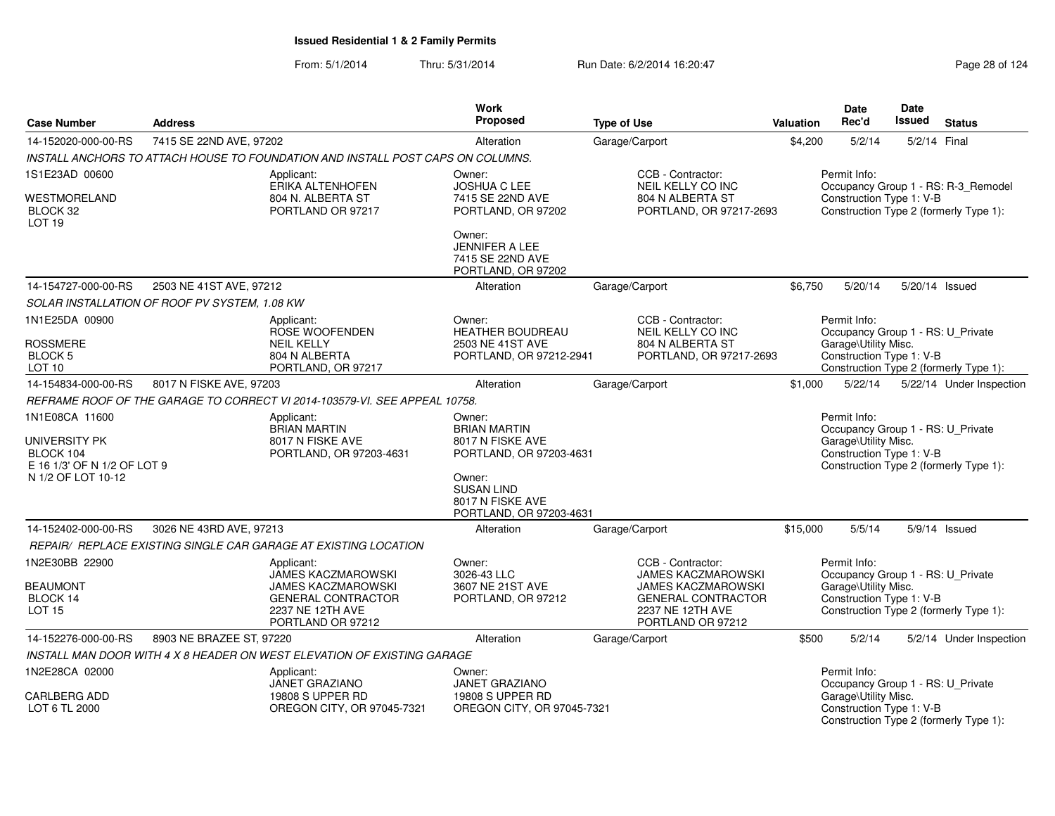# Issued Residential 1 & 2 Family Permits

From: 5/1/2014 Thru: 5/31/2014 Run Date: 6/2/2014 16:20:47

| Case Number | Address | Work Proposed | Type of Use | Valuation | Date Rec'd | Date Issued | Status |
|---|---|---|---|---|---|---|---|
| 14-152020-000-00-RS | 7415 SE 22ND AVE, 97202 | Alteration | Garage/Carport | $4,200 | 5/2/14 | 5/2/14 | Final |

*INSTALL ANCHORS TO ATTACH HOUSE TO FOUNDATION AND INSTALL POST CAPS ON COLUMNS.*

1S1E23AD 00600
WESTMORELAND
BLOCK 32
LOT 19

Applicant:
ERIKA ALTENHOFEN
804 N. ALBERTA ST
PORTLAND OR 97217

Owner:
JOSHUA C LEE
7415 SE 22ND AVE
PORTLAND, OR 97202

Owner:
JENNIFER A LEE
7415 SE 22ND AVE
PORTLAND, OR 97202

CCB - Contractor:
NEIL KELLY CO INC
804 N ALBERTA ST
PORTLAND, OR 97217-2693

Permit Info:
Occupancy Group 1 - RS: R-3_Remodel
Construction Type 1: V-B
Construction Type 2 (formerly Type 1):

| Case Number | Address | Work Proposed | Type of Use | Valuation | Date Rec'd | Date Issued | Status |
|---|---|---|---|---|---|---|---|
| 14-154727-000-00-RS | 2503 NE 41ST AVE, 97212 | Alteration | Garage/Carport | $6,750 | 5/20/14 | 5/20/14 | Issued |

*SOLAR INSTALLATION OF ROOF PV SYSTEM, 1.08 KW*

1N1E25DA 00900
ROSSMERE
BLOCK 5
LOT 10

Applicant:
ROSE WOOFENDEN
NEIL KELLY
804 N ALBERTA
PORTLAND, OR 97217

Owner:
HEATHER BOUDREAU
2503 NE 41ST AVE
PORTLAND, OR 97212-2941

CCB - Contractor:
NEIL KELLY CO INC
804 N ALBERTA ST
PORTLAND, OR 97217-2693

Permit Info:
Occupancy Group 1 - RS: U_Private Garage\Utility Misc.
Construction Type 1: V-B
Construction Type 2 (formerly Type 1):

| Case Number | Address | Work Proposed | Type of Use | Valuation | Date Rec'd | Date Issued | Status |
|---|---|---|---|---|---|---|---|
| 14-154834-000-00-RS | 8017 N FISKE AVE, 97203 | Alteration | Garage/Carport | $1,000 | 5/22/14 | 5/22/14 | Under Inspection |

*REFRAME ROOF OF THE GARAGE TO CORRECT VI 2014-103579-VI. SEE APPEAL 10758.*

1N1E08CA 11600
UNIVERSITY PK
BLOCK 104
E 16 1/3' OF N 1/2 OF LOT 9
N 1/2 OF LOT 10-12

Applicant:
BRIAN MARTIN
8017 N FISKE AVE
PORTLAND, OR 97203-4631

Owner:
BRIAN MARTIN
8017 N FISKE AVE
PORTLAND, OR 97203-4631

Owner:
SUSAN LIND
8017 N FISKE AVE
PORTLAND, OR 97203-4631

Permit Info:
Occupancy Group 1 - RS: U_Private Garage\Utility Misc.
Construction Type 1: V-B
Construction Type 2 (formerly Type 1):

| Case Number | Address | Work Proposed | Type of Use | Valuation | Date Rec'd | Date Issued | Status |
|---|---|---|---|---|---|---|---|
| 14-152402-000-00-RS | 3026 NE 43RD AVE, 97213 | Alteration | Garage/Carport | $15,000 | 5/5/14 | 5/9/14 | Issued |

*REPAIR/ REPLACE EXISTING SINGLE CAR GARAGE AT EXISTING LOCATION*

1N2E30BB 22900
BEAUMONT
BLOCK 14
LOT 15

Applicant:
JAMES KACZMAROWSKI
JAMES KACZMAROWSKI
GENERAL CONTRACTOR
2237 NE 12TH AVE
PORTLAND OR 97212

Owner:
3026-43 LLC
3607 NE 21ST AVE
PORTLAND, OR 97212

CCB - Contractor:
JAMES KACZMAROWSKI
JAMES KACZMAROWSKI
GENERAL CONTRACTOR
2237 NE 12TH AVE
PORTLAND OR 97212

Permit Info:
Occupancy Group 1 - RS: U_Private Garage\Utility Misc.
Construction Type 1: V-B
Construction Type 2 (formerly Type 1):

| Case Number | Address | Work Proposed | Type of Use | Valuation | Date Rec'd | Date Issued | Status |
|---|---|---|---|---|---|---|---|
| 14-152276-000-00-RS | 8903 NE BRAZEE ST, 97220 | Alteration | Garage/Carport | $500 | 5/2/14 | 5/2/14 | Under Inspection |

*INSTALL MAN DOOR WITH 4 X 8 HEADER ON WEST ELEVATION OF EXISTING GARAGE*

1N2E28CA 02000
CARLBERG ADD
LOT 6 TL 2000

Applicant:
JANET GRAZIANO
19808 S UPPER RD
OREGON CITY, OR 97045-7321

Owner:
JANET GRAZIANO
19808 S UPPER RD
OREGON CITY, OR 97045-7321

Permit Info:
Occupancy Group 1 - RS: U_Private Garage\Utility Misc.
Construction Type 1: V-B
Construction Type 2 (formerly Type 1):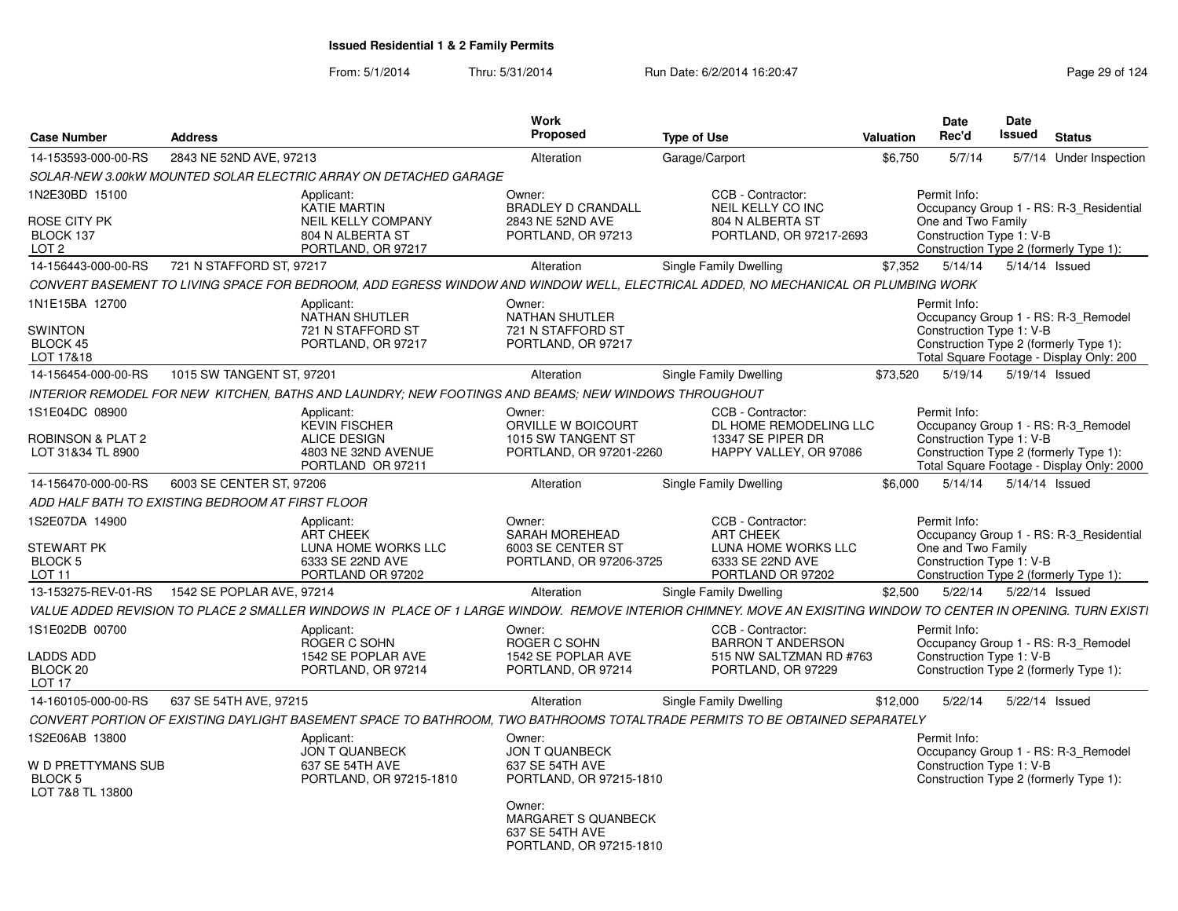# Issued Residential 1 & 2 Family Permits

From: 5/1/2014 Thru: 5/31/2014 Run Date: 6/2/2014 16:20:47

| Case Number | Address | Work Proposed | Type of Use | Valuation | Date Rec'd | Date Issued | Status |
|---|---|---|---|---|---|---|---|
| 14-153593-000-00-RS | 2843 NE 52ND AVE, 97213 | Alteration | Garage/Carport | $6,750 | 5/7/14 | 5/7/14 | Under Inspection |

*SOLAR-NEW 3.00kW MOUNTED SOLAR ELECTRIC ARRAY ON DETACHED GARAGE*

1N2E30BD 15100
ROSE CITY PK
BLOCK 137
LOT 2

Applicant:
KATIE MARTIN
NEIL KELLY COMPANY
804 N ALBERTA ST
PORTLAND, OR 97217

Owner:
BRADLEY D CRANDALL
2843 NE 52ND AVE
PORTLAND, OR 97213

CCB - Contractor:
NEIL KELLY CO INC
804 N ALBERTA ST
PORTLAND, OR 97217-2693

Permit Info:
Occupancy Group 1 - RS: R-3_Residential One and Two Family
Construction Type 1: V-B
Construction Type 2 (formerly Type 1):

| Case Number | Address | Work Proposed | Type of Use | Valuation | Date Rec'd | Date Issued | Status |
|---|---|---|---|---|---|---|---|
| 14-156443-000-00-RS | 721 N STAFFORD ST, 97217 | Alteration | Single Family Dwelling | $7,352 | 5/14/14 | 5/14/14 | Issued |

*CONVERT BASEMENT TO LIVING SPACE FOR BEDROOM, ADD EGRESS WINDOW AND WINDOW WELL, ELECTRICAL ADDED, NO MECHANICAL OR PLUMBING WORK*

1N1E15BA 12700
SWINTON
BLOCK 45
LOT 17&18

Applicant:
NATHAN SHUTLER
721 N STAFFORD ST
PORTLAND, OR 97217

Owner:
NATHAN SHUTLER
721 N STAFFORD ST
PORTLAND, OR 97217

Permit Info:
Occupancy Group 1 - RS: R-3_Remodel
Construction Type 1: V-B
Construction Type 2 (formerly Type 1):
Total Square Footage - Display Only: 200

| Case Number | Address | Work Proposed | Type of Use | Valuation | Date Rec'd | Date Issued | Status |
|---|---|---|---|---|---|---|---|
| 14-156454-000-00-RS | 1015 SW TANGENT ST, 97201 | Alteration | Single Family Dwelling | $73,520 | 5/19/14 | 5/19/14 | Issued |

*INTERIOR REMODEL FOR NEW KITCHEN, BATHS AND LAUNDRY; NEW FOOTINGS AND BEAMS; NEW WINDOWS THROUGHOUT*

1S1E04DC 08900
ROBINSON & PLAT 2
LOT 31&34 TL 8900

Applicant:
KEVIN FISCHER
ALICE DESIGN
4803 NE 32ND AVENUE
PORTLAND OR 97211

Owner:
ORVILLE W BOICOURT
1015 SW TANGENT ST
PORTLAND, OR 97201-2260

CCB - Contractor:
DL HOME REMODELING LLC
13347 SE PIPER DR
HAPPY VALLEY, OR 97086

Permit Info:
Occupancy Group 1 - RS: R-3_Remodel
Construction Type 1: V-B
Construction Type 2 (formerly Type 1):
Total Square Footage - Display Only: 2000

| Case Number | Address | Work Proposed | Type of Use | Valuation | Date Rec'd | Date Issued | Status |
|---|---|---|---|---|---|---|---|
| 14-156470-000-00-RS | 6003 SE CENTER ST, 97206 | Alteration | Single Family Dwelling | $6,000 | 5/14/14 | 5/14/14 | Issued |

*ADD HALF BATH TO EXISTING BEDROOM AT FIRST FLOOR*

1S2E07DA 14900
STEWART PK
BLOCK 5
LOT 11

Applicant:
ART CHEEK
LUNA HOME WORKS LLC
6333 SE 22ND AVE
PORTLAND OR 97202

Owner:
SARAH MOREHEAD
6003 SE CENTER ST
PORTLAND, OR 97206-3725

CCB - Contractor:
ART CHEEK
LUNA HOME WORKS LLC
6333 SE 22ND AVE
PORTLAND OR 97202

Permit Info:
Occupancy Group 1 - RS: R-3_Residential One and Two Family
Construction Type 1: V-B
Construction Type 2 (formerly Type 1):

| Case Number | Address | Work Proposed | Type of Use | Valuation | Date Rec'd | Date Issued | Status |
|---|---|---|---|---|---|---|---|
| 13-153275-REV-01-RS | 1542 SE POPLAR AVE, 97214 | Alteration | Single Family Dwelling | $2,500 | 5/22/14 | 5/22/14 | Issued |

*VALUE ADDED REVISION TO PLACE 2 SMALLER WINDOWS IN PLACE OF 1 LARGE WINDOW. REMOVE INTERIOR CHIMNEY. MOVE AN EXISITING WINDOW TO CENTER IN OPENING. TURN EXISTI*

1S1E02DB 00700
LADDS ADD
BLOCK 20
LOT 17

Applicant:
ROGER C SOHN
1542 SE POPLAR AVE
PORTLAND, OR 97214

Owner:
ROGER C SOHN
1542 SE POPLAR AVE
PORTLAND, OR 97214

CCB - Contractor:
BARRON T ANDERSON
515 NW SALTZMAN RD #763
PORTLAND, OR 97229

Permit Info:
Occupancy Group 1 - RS: R-3_Remodel
Construction Type 1: V-B
Construction Type 2 (formerly Type 1):

| Case Number | Address | Work Proposed | Type of Use | Valuation | Date Rec'd | Date Issued | Status |
|---|---|---|---|---|---|---|---|
| 14-160105-000-00-RS | 637 SE 54TH AVE, 97215 | Alteration | Single Family Dwelling | $12,000 | 5/22/14 | 5/22/14 | Issued |

*CONVERT PORTION OF EXISTING DAYLIGHT BASEMENT SPACE TO BATHROOM, TWO BATHROOMS TOTALTRADE PERMITS TO BE OBTAINED SEPARATELY*

1S2E06AB 13800
W D PRETTYMANS SUB
BLOCK 5
LOT 7&8 TL 13800

Applicant:
JON T QUANBECK
637 SE 54TH AVE
PORTLAND, OR 97215-1810

Owner:
JON T QUANBECK
637 SE 54TH AVE
PORTLAND, OR 97215-1810

Owner:
MARGARET S QUANBECK
637 SE 54TH AVE
PORTLAND, OR 97215-1810

Permit Info:
Occupancy Group 1 - RS: R-3_Remodel
Construction Type 1: V-B
Construction Type 2 (formerly Type 1):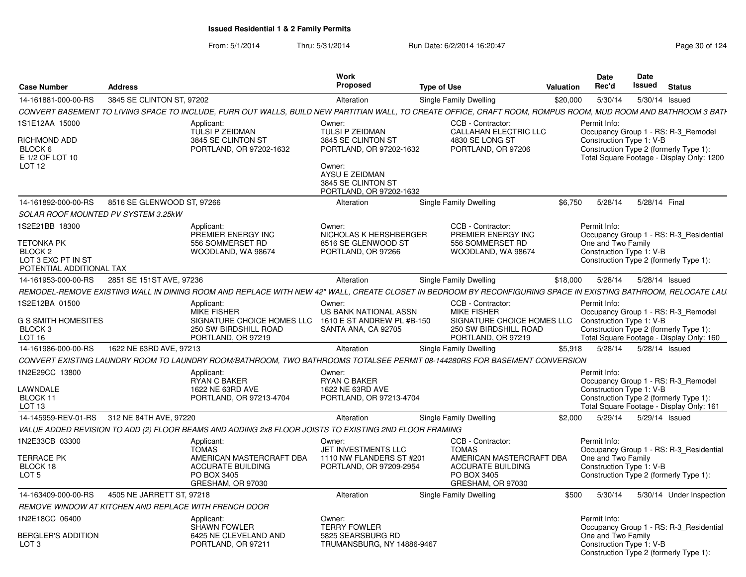## Issued Residential 1 & 2 Family Permits

From: 5/1/2014 Thru: 5/31/2014 Run Date: 6/2/2014 16:20:47

| Case Number | Address | Work Proposed | Type of Use | Valuation | Date Rec'd | Date Issued | Status |
|---|---|---|---|---|---|---|---|
| 14-161881-000-00-RS | 3845 SE CLINTON ST, 97202 | Alteration | Single Family Dwelling | $20,000 | 5/30/14 | 5/30/14 | Issued |

*CONVERT BASEMENT TO LIVING SPACE TO INCLUDE, FURR OUT WALLS, BUILD NEW PARTITIAN WALL, TO CREATE OFFICE, CRAFT ROOM, ROMPUS ROOM, MUD ROOM AND BATHROOM 3 BATH*

1S1E12AA 15000
RICHMOND ADD
BLOCK 6
E 1/2 OF LOT 10
LOT 12

Applicant: TULSI P ZEIDMAN, 3845 SE CLINTON ST, PORTLAND, OR 97202-1632

Owner: TULSI P ZEIDMAN, 3845 SE CLINTON ST, PORTLAND, OR 97202-1632

Owner: AYSU E ZEIDMAN, 3845 SE CLINTON ST, PORTLAND, OR 97202-1632

CCB - Contractor: CALLAHAN ELECTRIC LLC, 4830 SE LONG ST, PORTLAND, OR 97206

Permit Info:
Occupancy Group 1 - RS: R-3_Remodel
Construction Type 1: V-B
Construction Type 2 (formerly Type 1):
Total Square Footage - Display Only: 1200

| Case Number | Address | Work Proposed | Type of Use | Valuation | Date Rec'd | Date Issued | Status |
|---|---|---|---|---|---|---|---|
| 14-161892-000-00-RS | 8516 SE GLENWOOD ST, 97266 | Alteration | Single Family Dwelling | $6,750 | 5/28/14 | 5/28/14 | Final |

*SOLAR ROOF MOUNTED PV SYSTEM 3.25kW*

1S2E21BB 18300
TETONKA PK
BLOCK 2
LOT 3 EXC PT IN ST
POTENTIAL ADDITIONAL TAX

Applicant: PREMIER ENERGY INC, 556 SOMMERSET RD, WOODLAND, WA 98674

Owner: NICHOLAS K HERSHBERGER, 8516 SE GLENWOOD ST, PORTLAND, OR 97266

CCB - Contractor: PREMIER ENERGY INC, 556 SOMMERSET RD, WOODLAND, WA 98674

Permit Info:
Occupancy Group 1 - RS: R-3_Residential One and Two Family
Construction Type 1: V-B
Construction Type 2 (formerly Type 1):

| Case Number | Address | Work Proposed | Type of Use | Valuation | Date Rec'd | Date Issued | Status |
|---|---|---|---|---|---|---|---|
| 14-161953-000-00-RS | 2851 SE 151ST AVE, 97236 | Alteration | Single Family Dwelling | $18,000 | 5/28/14 | 5/28/14 | Issued |

*REMODEL-REMOVE EXISTING WALL IN DINING ROOM AND REPLACE WITH NEW 42" WALL, CREATE CLOSET IN BEDROOM BY RECONFIGURING SPACE IN EXISTING BATHROOM, RELOCATE LAU*

1S2E12BA 01500
G S SMITH HOMESITES
BLOCK 3
LOT 16

Applicant: MIKE FISHER, SIGNATURE CHOICE HOMES LLC, 250 SW BIRDSHILL ROAD, PORTLAND, OR 97219

Owner: US BANK NATIONAL ASSN, 1610 E ST ANDREW PL #B-150, SANTA ANA, CA 92705

CCB - Contractor: MIKE FISHER, SIGNATURE CHOICE HOMES LLC, 250 SW BIRDSHILL ROAD, PORTLAND, OR 97219

Permit Info:
Occupancy Group 1 - RS: R-3_Remodel
Construction Type 1: V-B
Construction Type 2 (formerly Type 1):
Total Square Footage - Display Only: 160

| Case Number | Address | Work Proposed | Type of Use | Valuation | Date Rec'd | Date Issued | Status |
|---|---|---|---|---|---|---|---|
| 14-161986-000-00-RS | 1622 NE 63RD AVE, 97213 | Alteration | Single Family Dwelling | $5,918 | 5/28/14 | 5/28/14 | Issued |

*CONVERT EXISTING LAUNDRY ROOM TO LAUNDRY ROOM/BATHROOM, TWO BATHROOMS TOTALSEE PERMIT 08-144280RS FOR BASEMENT CONVERSION*

1N2E29CC 13800
LAWNDALE
BLOCK 11
LOT 13

Applicant: RYAN C BAKER, 1622 NE 63RD AVE, PORTLAND, OR 97213-4704

Owner: RYAN C BAKER, 1622 NE 63RD AVE, PORTLAND, OR 97213-4704

Permit Info:
Occupancy Group 1 - RS: R-3_Remodel
Construction Type 1: V-B
Construction Type 2 (formerly Type 1):
Total Square Footage - Display Only: 161

| Case Number | Address | Work Proposed | Type of Use | Valuation | Date Rec'd | Date Issued | Status |
|---|---|---|---|---|---|---|---|
| 14-145959-REV-01-RS | 312 NE 84TH AVE, 97220 | Alteration | Single Family Dwelling | $2,000 | 5/29/14 | 5/29/14 | Issued |

*VALUE ADDED REVISION TO ADD (2) FLOOR BEAMS AND ADDING 2x8 FLOOR JOISTS TO EXISTING 2ND FLOOR FRAMING*

1N2E33CB 03300
TERRACE PK
BLOCK 18
LOT 5

Applicant: TOMAS, AMERICAN MASTERCRAFT DBA, ACCURATE BUILDING, PO BOX 3405, GRESHAM, OR 97030

Owner: JET INVESTMENTS LLC, 1110 NW FLANDERS ST #201, PORTLAND, OR 97209-2954

CCB - Contractor: TOMAS, AMERICAN MASTERCRAFT DBA, ACCURATE BUILDING, PO BOX 3405, GRESHAM, OR 97030

Permit Info:
Occupancy Group 1 - RS: R-3_Residential One and Two Family
Construction Type 1: V-B
Construction Type 2 (formerly Type 1):

| Case Number | Address | Work Proposed | Type of Use | Valuation | Date Rec'd | Date Issued | Status |
|---|---|---|---|---|---|---|---|
| 14-163409-000-00-RS | 4505 NE JARRETT ST, 97218 | Alteration | Single Family Dwelling | $500 | 5/30/14 | 5/30/14 | Under Inspection |

*REMOVE WINDOW AT KITCHEN AND REPLACE WITH FRENCH DOOR*

1N2E18CC 06400
BERGLER'S ADDITION
LOT 3

Applicant: SHAWN FOWLER, 6425 NE CLEVELAND AND, PORTLAND, OR 97211

Owner: TERRY FOWLER, 5825 SEARSBURG RD, TRUMANSBURG, NY 14886-9467

Permit Info:
Occupancy Group 1 - RS: R-3_Residential One and Two Family
Construction Type 1: V-B
Construction Type 2 (formerly Type 1):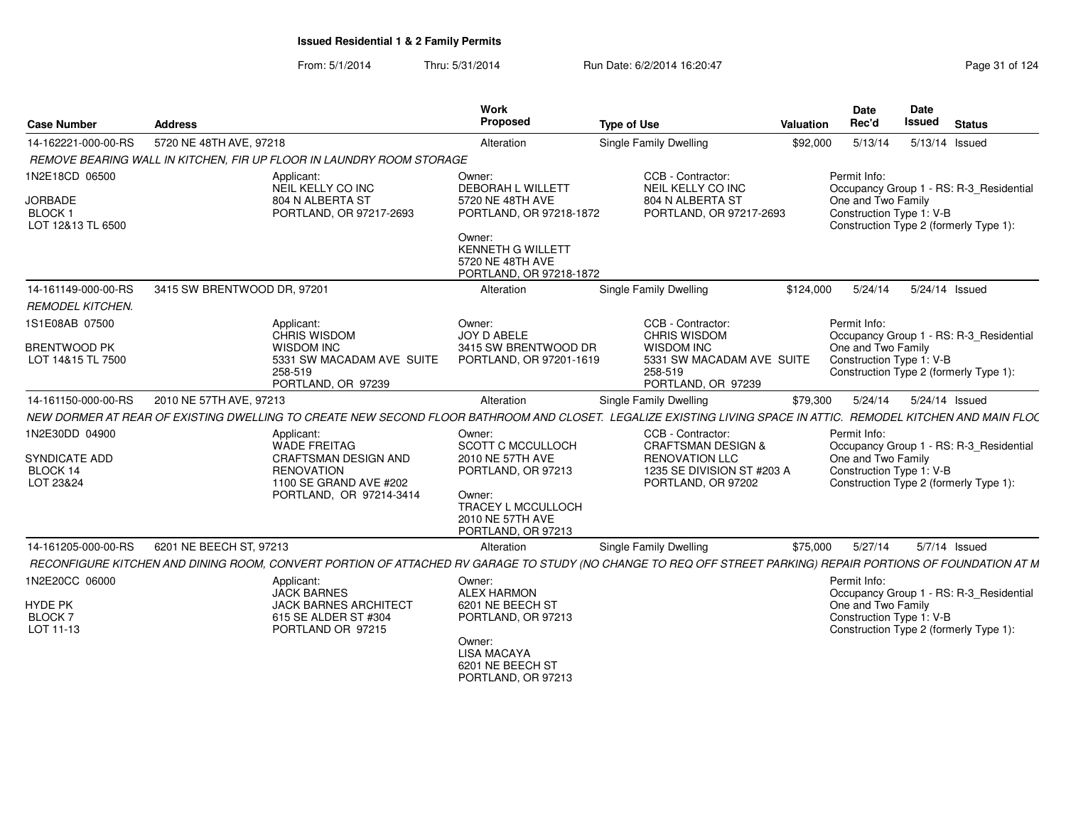**Issued Residential 1 & 2 Family Permits**

From: 5/1/2014 Thru: 5/31/2014 Run Date: 6/2/2014 16:20:47

| Case Number | Address | Work Proposed | Type of Use | Valuation | Date Rec'd | Date Issued | Status |
|---|---|---|---|---|---|---|---|
| 14-162221-000-00-RS | 5720 NE 48TH AVE, 97218 | Alteration | Single Family Dwelling | $92,000 | 5/13/14 | 5/13/14 | Issued |

*REMOVE BEARING WALL IN KITCHEN, FIR UP FLOOR IN LAUNDRY ROOM STORAGE*

1N2E18CD 06500
JORBADE
BLOCK 1
LOT 12&13 TL 6500

Applicant:
NEIL KELLY CO INC
804 N ALBERTA ST
PORTLAND, OR 97217-2693

Owner:
DEBORAH L WILLETT
5720 NE 48TH AVE
PORTLAND, OR 97218-1872

Owner:
KENNETH G WILLETT
5720 NE 48TH AVE
PORTLAND, OR 97218-1872

CCB - Contractor:
NEIL KELLY CO INC
804 N ALBERTA ST
PORTLAND, OR 97217-2693

Permit Info:
Occupancy Group 1 - RS: R-3_Residential One and Two Family
Construction Type 1: V-B
Construction Type 2 (formerly Type 1):

| Case Number | Address | Work Proposed | Type of Use | Valuation | Date Rec'd | Date Issued | Status |
|---|---|---|---|---|---|---|---|
| 14-161149-000-00-RS | 3415 SW BRENTWOOD DR, 97201 | Alteration | Single Family Dwelling | $124,000 | 5/24/14 | 5/24/14 | Issued |

*REMODEL KITCHEN.*

1S1E08AB 07500
BRENTWOOD PK
LOT 14&15 TL 7500

Applicant:
CHRIS WISDOM
WISDOM INC
5331 SW MACADAM AVE SUITE 258-519
PORTLAND, OR 97239

Owner:
JOY D ABELE
3415 SW BRENTWOOD DR
PORTLAND, OR 97201-1619

CCB - Contractor:
CHRIS WISDOM
WISDOM INC
5331 SW MACADAM AVE SUITE 258-519
PORTLAND, OR 97239

Permit Info:
Occupancy Group 1 - RS: R-3_Residential One and Two Family
Construction Type 1: V-B
Construction Type 2 (formerly Type 1):

| Case Number | Address | Work Proposed | Type of Use | Valuation | Date Rec'd | Date Issued | Status |
|---|---|---|---|---|---|---|---|
| 14-161150-000-00-RS | 2010 NE 57TH AVE, 97213 | Alteration | Single Family Dwelling | $79,300 | 5/24/14 | 5/24/14 | Issued |

*NEW DORMER AT REAR OF EXISTING DWELLING TO CREATE NEW SECOND FLOOR BATHROOM AND CLOSET. LEGALIZE EXISTING LIVING SPACE IN ATTIC. REMODEL KITCHEN AND MAIN FLOC*

1N2E30DD 04900
SYNDICATE ADD
BLOCK 14
LOT 23&24

Applicant:
WADE FREITAG
CRAFTSMAN DESIGN AND RENOVATION
1100 SE GRAND AVE #202
PORTLAND, OR 97214-3414

Owner:
SCOTT C MCCULLOCH
2010 NE 57TH AVE
PORTLAND, OR 97213

Owner:
TRACEY L MCCULLOCH
2010 NE 57TH AVE
PORTLAND, OR 97213

CCB - Contractor:
CRAFTSMAN DESIGN & RENOVATION LLC
1235 SE DIVISION ST #203 A
PORTLAND, OR 97202

Permit Info:
Occupancy Group 1 - RS: R-3_Residential One and Two Family
Construction Type 1: V-B
Construction Type 2 (formerly Type 1):

| Case Number | Address | Work Proposed | Type of Use | Valuation | Date Rec'd | Date Issued | Status |
|---|---|---|---|---|---|---|---|
| 14-161205-000-00-RS | 6201 NE BEECH ST, 97213 | Alteration | Single Family Dwelling | $75,000 | 5/27/14 | 5/7/14 | Issued |

*RECONFIGURE KITCHEN AND DINING ROOM, CONVERT PORTION OF ATTACHED RV GARAGE TO STUDY (NO CHANGE TO REQ OFF STREET PARKING) REPAIR PORTIONS OF FOUNDATION AT M*

1N2E20CC 06000
HYDE PK
BLOCK 7
LOT 11-13

Applicant:
JACK BARNES
JACK BARNES ARCHITECT
615 SE ALDER ST #304
PORTLAND OR 97215

Owner:
ALEX HARMON
6201 NE BEECH ST
PORTLAND, OR 97213

Owner:
LISA MACAYA
6201 NE BEECH ST
PORTLAND, OR 97213

Permit Info:
Occupancy Group 1 - RS: R-3_Residential One and Two Family
Construction Type 1: V-B
Construction Type 2 (formerly Type 1):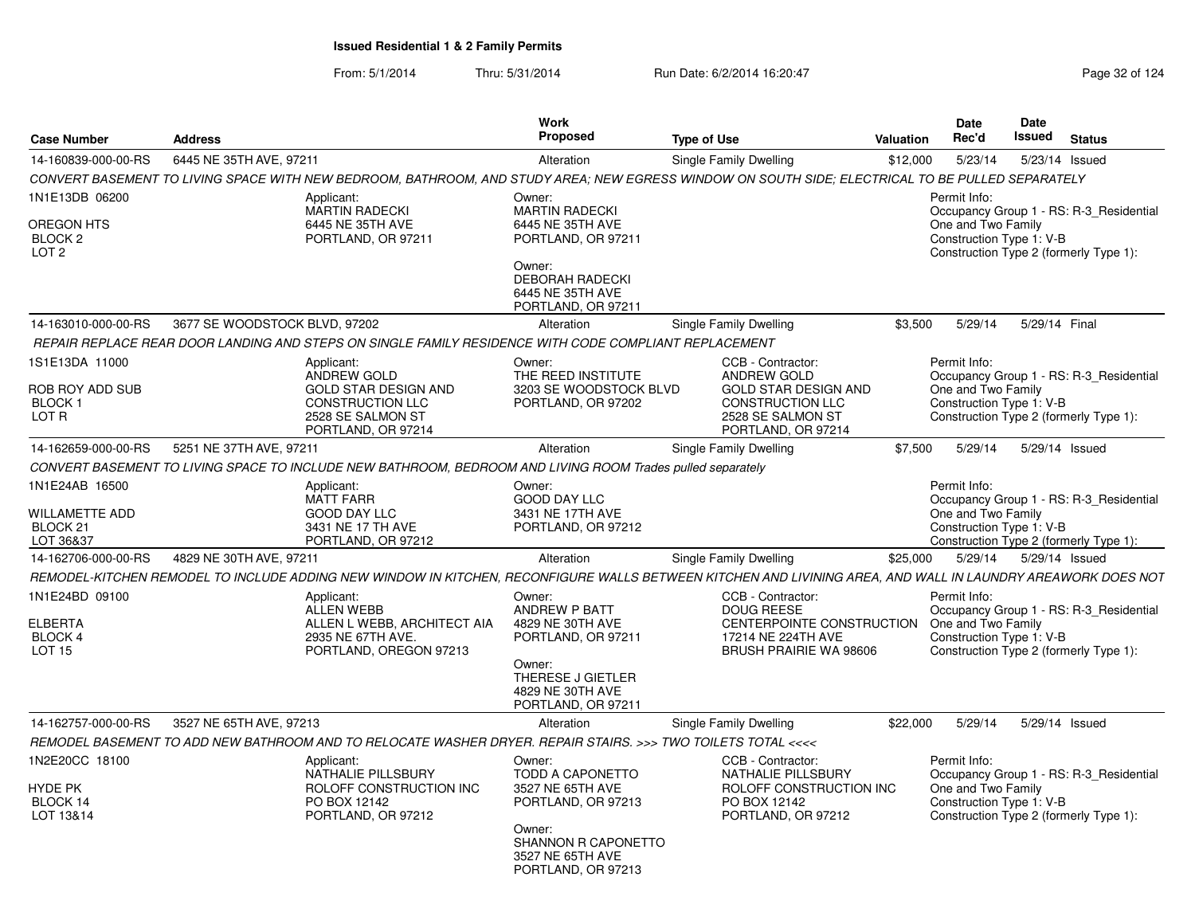## Issued Residential 1 & 2 Family Permits

From: 5/1/2014 Thru: 5/31/2014 Run Date: 6/2/2014 16:20:47

| Case Number | Address | Work Proposed | Type of Use | Valuation | Date Rec'd | Date Issued | Status |
|---|---|---|---|---|---|---|---|
| 14-160839-000-00-RS | 6445 NE 35TH AVE, 97211 | Alteration | Single Family Dwelling | $12,000 | 5/23/14 | 5/23/14 | Issued |

CONVERT BASEMENT TO LIVING SPACE WITH NEW BEDROOM, BATHROOM, AND STUDY AREA; NEW EGRESS WINDOW ON SOUTH SIDE; ELECTRICAL TO BE PULLED SEPARATELY

1N1E13DB 06200
OREGON HTS
BLOCK 2
LOT 2

Applicant:
MARTIN RADECKI
6445 NE 35TH AVE
PORTLAND, OR 97211

Owner:
MARTIN RADECKI
6445 NE 35TH AVE
PORTLAND, OR 97211

Owner:
DEBORAH RADECKI
6445 NE 35TH AVE
PORTLAND, OR 97211

Permit Info:
Occupancy Group 1 - RS: R-3_Residential One and Two Family
Construction Type 1: V-B
Construction Type 2 (formerly Type 1):

---

| Case Number | Address | Work Proposed | Type of Use | Valuation | Date Rec'd | Date Issued | Status |
|---|---|---|---|---|---|---|---|
| 14-163010-000-00-RS | 3677 SE WOODSTOCK BLVD, 97202 | Alteration | Single Family Dwelling | $3,500 | 5/29/14 | 5/29/14 | Final |

REPAIR REPLACE REAR DOOR LANDING AND STEPS ON SINGLE FAMILY RESIDENCE WITH CODE COMPLIANT REPLACEMENT

1S1E13DA 11000
ROB ROY ADD SUB
BLOCK 1
LOT R

Applicant:
ANDREW GOLD
GOLD STAR DESIGN AND CONSTRUCTION LLC
2528 SE SALMON ST
PORTLAND, OR 97214

Owner:
THE REED INSTITUTE
3203 SE WOODSTOCK BLVD
PORTLAND, OR 97202

CCB - Contractor:
ANDREW GOLD
GOLD STAR DESIGN AND CONSTRUCTION LLC
2528 SE SALMON ST
PORTLAND, OR 97214

Permit Info:
Occupancy Group 1 - RS: R-3_Residential One and Two Family
Construction Type 1: V-B
Construction Type 2 (formerly Type 1):

---

| Case Number | Address | Work Proposed | Type of Use | Valuation | Date Rec'd | Date Issued | Status |
|---|---|---|---|---|---|---|---|
| 14-162659-000-00-RS | 5251 NE 37TH AVE, 97211 | Alteration | Single Family Dwelling | $7,500 | 5/29/14 | 5/29/14 | Issued |

CONVERT BASEMENT TO LIVING SPACE TO INCLUDE NEW BATHROOM, BEDROOM AND LIVING ROOM Trades pulled separately

1N1E24AB 16500
WILLAMETTE ADD
BLOCK 21
LOT 36&37

Applicant:
MATT FARR
GOOD DAY LLC
3431 NE 17 TH AVE
PORTLAND, OR 97212

Owner:
GOOD DAY LLC
3431 NE 17TH AVE
PORTLAND, OR 97212

Permit Info:
Occupancy Group 1 - RS: R-3_Residential One and Two Family
Construction Type 1: V-B
Construction Type 2 (formerly Type 1):

---

| Case Number | Address | Work Proposed | Type of Use | Valuation | Date Rec'd | Date Issued | Status |
|---|---|---|---|---|---|---|---|
| 14-162706-000-00-RS | 4829 NE 30TH AVE, 97211 | Alteration | Single Family Dwelling | $25,000 | 5/29/14 | 5/29/14 | Issued |

REMODEL-KITCHEN REMODEL TO INCLUDE ADDING NEW WINDOW IN KITCHEN, RECONFIGURE WALLS BETWEEN KITCHEN AND LIVINING AREA, AND WALL IN LAUNDRY AREAWORK DOES NOT

1N1E24BD 09100
ELBERTA
BLOCK 4
LOT 15

Applicant:
ALLEN WEBB
ALLEN L WEBB, ARCHITECT AIA
2935 NE 67TH AVE.
PORTLAND, OREGON 97213

Owner:
ANDREW P BATT
4829 NE 30TH AVE
PORTLAND, OR 97211

Owner:
THERESE J GIETLER
4829 NE 30TH AVE
PORTLAND, OR 97211

CCB - Contractor:
DOUG REESE
CENTERPOINTE CONSTRUCTION
17214 NE 224TH AVE
BRUSH PRAIRIE WA 98606

Permit Info:
Occupancy Group 1 - RS: R-3_Residential One and Two Family
Construction Type 1: V-B
Construction Type 2 (formerly Type 1):

---

| Case Number | Address | Work Proposed | Type of Use | Valuation | Date Rec'd | Date Issued | Status |
|---|---|---|---|---|---|---|---|
| 14-162757-000-00-RS | 3527 NE 65TH AVE, 97213 | Alteration | Single Family Dwelling | $22,000 | 5/29/14 | 5/29/14 | Issued |

REMODEL BASEMENT TO ADD NEW BATHROOM AND TO RELOCATE WASHER DRYER. REPAIR STAIRS. >>> TWO TOILETS TOTAL <<<<

1N2E20CC 18100
HYDE PK
BLOCK 14
LOT 13&14

Applicant:
NATHALIE PILLSBURY
ROLOFF CONSTRUCTION INC
PO BOX 12142
PORTLAND, OR 97212

Owner:
TODD A CAPONETTO
3527 NE 65TH AVE
PORTLAND, OR 97213

Owner:
SHANNON R CAPONETTO
3527 NE 65TH AVE
PORTLAND, OR 97213

CCB - Contractor:
NATHALIE PILLSBURY
ROLOFF CONSTRUCTION INC
PO BOX 12142
PORTLAND, OR 97212

Permit Info:
Occupancy Group 1 - RS: R-3_Residential One and Two Family
Construction Type 1: V-B
Construction Type 2 (formerly Type 1):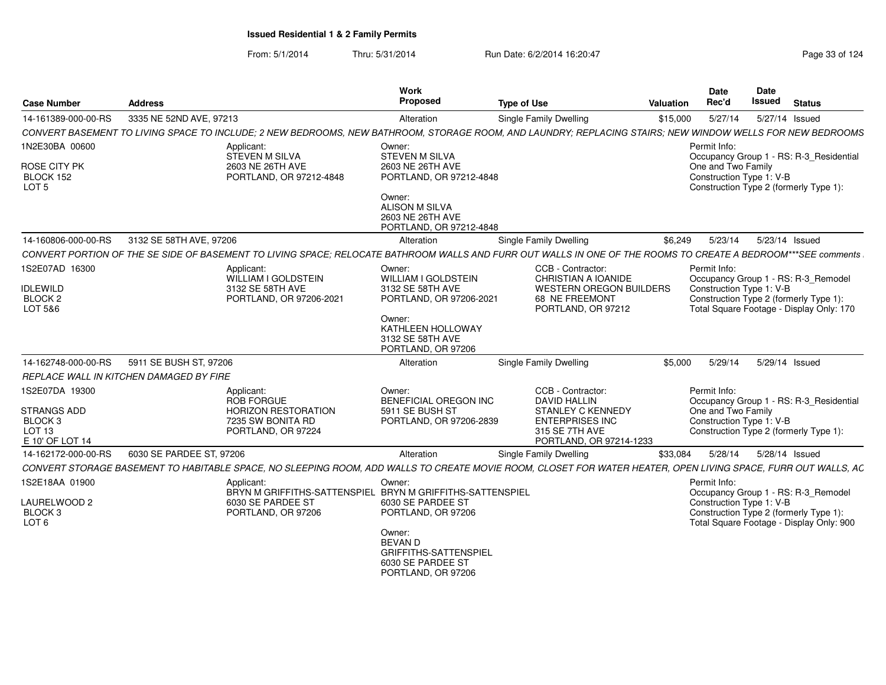# Issued Residential 1 & 2 Family Permits

From: 5/1/2014 Thru: 5/31/2014 Run Date: 6/2/2014 16:20:47

| Case Number | Address | Work Proposed | Type of Use | Valuation | Date Rec'd | Date Issued | Status |
|---|---|---|---|---|---|---|---|
| 14-161389-000-00-RS | 3335 NE 52ND AVE, 97213 | Alteration | Single Family Dwelling | $15,000 | 5/27/14 | 5/27/14 | Issued |

CONVERT BASEMENT TO LIVING SPACE TO INCLUDE; 2 NEW BEDROOMS, NEW BATHROOM, STORAGE ROOM, AND LAUNDRY; REPLACING STAIRS; NEW WINDOW WELLS FOR NEW BEDROOMS

1N2E30BA 00600
ROSE CITY PK
BLOCK 152
LOT 5

Applicant:
STEVEN M SILVA
2603 NE 26TH AVE
PORTLAND, OR 97212-4848

Owner:
STEVEN M SILVA
2603 NE 26TH AVE
PORTLAND, OR 97212-4848

Owner:
ALISON M SILVA
2603 NE 26TH AVE
PORTLAND, OR 97212-4848

Permit Info:
Occupancy Group 1 - RS: R-3_Residential One and Two Family
Construction Type 1: V-B
Construction Type 2 (formerly Type 1):

| Case Number | Address | Work Proposed | Type of Use | Valuation | Date Rec'd | Date Issued | Status |
|---|---|---|---|---|---|---|---|
| 14-160806-000-00-RS | 3132 SE 58TH AVE, 97206 | Alteration | Single Family Dwelling | $6,249 | 5/23/14 | 5/23/14 | Issued |

CONVERT PORTION OF THE SE SIDE OF BASEMENT TO LIVING SPACE; RELOCATE BATHROOM WALLS AND FURR OUT WALLS IN ONE OF THE ROOMS TO CREATE A BEDROOM***SEE comments

1S2E07AD 16300
IDLEWILD
BLOCK 2
LOT 5&6

Applicant:
WILLIAM I GOLDSTEIN
3132 SE 58TH AVE
PORTLAND, OR 97206-2021

Owner:
WILLIAM I GOLDSTEIN
3132 SE 58TH AVE
PORTLAND, OR 97206-2021

Owner:
KATHLEEN HOLLOWAY
3132 SE 58TH AVE
PORTLAND, OR 97206

CCB - Contractor:
CHRISTIAN A IOANIDE
WESTERN OREGON BUILDERS
68 NE FREEMONT
PORTLAND, OR 97212

Permit Info:
Occupancy Group 1 - RS: R-3_Remodel
Construction Type 1: V-B
Construction Type 2 (formerly Type 1):
Total Square Footage - Display Only: 170

| Case Number | Address | Work Proposed | Type of Use | Valuation | Date Rec'd | Date Issued | Status |
|---|---|---|---|---|---|---|---|
| 14-162748-000-00-RS | 5911 SE BUSH ST, 97206 | Alteration | Single Family Dwelling | $5,000 | 5/29/14 | 5/29/14 | Issued |

REPLACE WALL IN KITCHEN DAMAGED BY FIRE

1S2E07DA 19300
STRANGS ADD
BLOCK 3
LOT 13
E 10' OF LOT 14

Applicant:
ROB FORGUE
HORIZON RESTORATION
7235 SW BONITA RD
PORTLAND, OR 97224

Owner:
BENEFICIAL OREGON INC
5911 SE BUSH ST
PORTLAND, OR 97206-2839

CCB - Contractor:
DAVID HALLIN
STANLEY C KENNEDY
ENTERPRISES INC
315 SE 7TH AVE
PORTLAND, OR 97214-1233

Permit Info:
Occupancy Group 1 - RS: R-3_Residential One and Two Family
Construction Type 1: V-B
Construction Type 2 (formerly Type 1):

| Case Number | Address | Work Proposed | Type of Use | Valuation | Date Rec'd | Date Issued | Status |
|---|---|---|---|---|---|---|---|
| 14-162172-000-00-RS | 6030 SE PARDEE ST, 97206 | Alteration | Single Family Dwelling | $33,084 | 5/28/14 | 5/28/14 | Issued |

CONVERT STORAGE BASEMENT TO HABITABLE SPACE, NO SLEEPING ROOM, ADD WALLS TO CREATE MOVIE ROOM, CLOSET FOR WATER HEATER, OPEN LIVING SPACE, FURR OUT WALLS, AC

1S2E18AA 01900
LAURELWOOD 2
BLOCK 3
LOT 6

Applicant:
BRYN M GRIFFITHS-SATTENSPIEL
6030 SE PARDEE ST
PORTLAND, OR 97206

Owner:
BRYN M GRIFFITHS-SATTENSPIEL
6030 SE PARDEE ST
PORTLAND, OR 97206

Owner:
BEVAN D
GRIFFITHS-SATTENSPIEL
6030 SE PARDEE ST
PORTLAND, OR 97206

Permit Info:
Occupancy Group 1 - RS: R-3_Remodel
Construction Type 1: V-B
Construction Type 2 (formerly Type 1):
Total Square Footage - Display Only: 900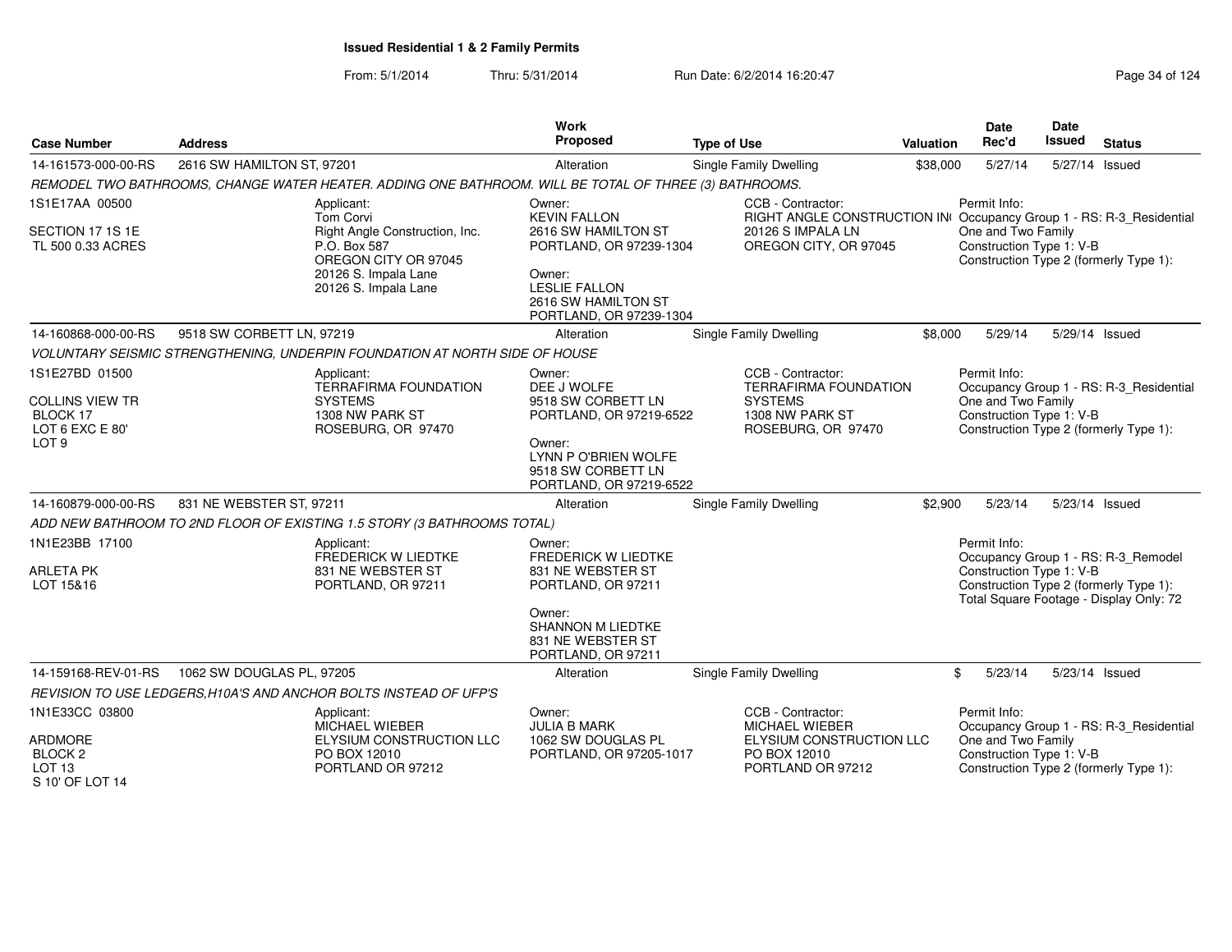# Issued Residential 1 & 2 Family Permits

From: 5/1/2014 Thru: 5/31/2014 Run Date: 6/2/2014 16:20:47

| Case Number | Address | Work Proposed | Type of Use | Valuation | Date Rec'd | Date Issued | Status |
|---|---|---|---|---|---|---|---|
| 14-161573-000-00-RS | 2616 SW HAMILTON ST, 97201 | Alteration | Single Family Dwelling | $38,000 | 5/27/14 | 5/27/14 | Issued |

*REMODEL TWO BATHROOMS, CHANGE WATER HEATER. ADDING ONE BATHROOM. WILL BE TOTAL OF THREE (3) BATHROOMS.*

1S1E17AA 00500
SECTION 17 1S 1E
TL 500 0.33 ACRES

Applicant:
Tom Corvi
Right Angle Construction, Inc.
P.O. Box 587
OREGON CITY OR 97045
20126 S. Impala Lane
20126 S. Impala Lane

Owner:
KEVIN FALLON
2616 SW HAMILTON ST
PORTLAND, OR 97239-1304

Owner:
LESLIE FALLON
2616 SW HAMILTON ST
PORTLAND, OR 97239-1304

CCB - Contractor:
RIGHT ANGLE CONSTRUCTION IN(
20126 S IMPALA LN
OREGON CITY, OR 97045

Permit Info:
Occupancy Group 1 - RS: R-3_Residential One and Two Family
Construction Type 1: V-B
Construction Type 2 (formerly Type 1):

---

| Case Number | Address | Work Proposed | Type of Use | Valuation | Date Rec'd | Date Issued | Status |
|---|---|---|---|---|---|---|---|
| 14-160868-000-00-RS | 9518 SW CORBETT LN, 97219 | Alteration | Single Family Dwelling | $8,000 | 5/29/14 | 5/29/14 | Issued |

*VOLUNTARY SEISMIC STRENGTHENING, UNDERPIN FOUNDATION AT NORTH SIDE OF HOUSE*

1S1E27BD 01500
COLLINS VIEW TR
BLOCK 17
LOT 6 EXC E 80'
LOT 9

Applicant:
TERRAFIRMA FOUNDATION SYSTEMS
1308 NW PARK ST
ROSEBURG, OR 97470

Owner:
DEE J WOLFE
9518 SW CORBETT LN
PORTLAND, OR 97219-6522

Owner:
LYNN P O'BRIEN WOLFE
9518 SW CORBETT LN
PORTLAND, OR 97219-6522

CCB - Contractor:
TERRAFIRMA FOUNDATION SYSTEMS
1308 NW PARK ST
ROSEBURG, OR 97470

Permit Info:
Occupancy Group 1 - RS: R-3_Residential One and Two Family
Construction Type 1: V-B
Construction Type 2 (formerly Type 1):

---

| Case Number | Address | Work Proposed | Type of Use | Valuation | Date Rec'd | Date Issued | Status |
|---|---|---|---|---|---|---|---|
| 14-160879-000-00-RS | 831 NE WEBSTER ST, 97211 | Alteration | Single Family Dwelling | $2,900 | 5/23/14 | 5/23/14 | Issued |

*ADD NEW BATHROOM TO 2ND FLOOR OF EXISTING 1.5 STORY (3 BATHROOMS TOTAL)*

1N1E23BB 17100
ARLETA PK
LOT 15&16

Applicant:
FREDERICK W LIEDTKE
831 NE WEBSTER ST
PORTLAND, OR 97211

Owner:
FREDERICK W LIEDTKE
831 NE WEBSTER ST
PORTLAND, OR 97211

Owner:
SHANNON M LIEDTKE
831 NE WEBSTER ST
PORTLAND, OR 97211

Permit Info:
Occupancy Group 1 - RS: R-3_Remodel
Construction Type 1: V-B
Construction Type 2 (formerly Type 1):
Total Square Footage - Display Only: 72

---

| Case Number | Address | Work Proposed | Type of Use | Valuation | Date Rec'd | Date Issued | Status |
|---|---|---|---|---|---|---|---|
| 14-159168-REV-01-RS | 1062 SW DOUGLAS PL, 97205 | Alteration | Single Family Dwelling | $ | 5/23/14 | 5/23/14 | Issued |

*REVISION TO USE LEDGERS,H10A'S AND ANCHOR BOLTS INSTEAD OF UFP'S*

1N1E33CC 03800
ARDMORE
BLOCK 2
LOT 13
S 10' OF LOT 14

Applicant:
MICHAEL WIEBER
ELYSIUM CONSTRUCTION LLC
PO BOX 12010
PORTLAND OR 97212

Owner:
JULIA B MARK
1062 SW DOUGLAS PL
PORTLAND, OR 97205-1017

CCB - Contractor:
MICHAEL WIEBER
ELYSIUM CONSTRUCTION LLC
PO BOX 12010
PORTLAND OR 97212

Permit Info:
Occupancy Group 1 - RS: R-3_Residential One and Two Family
Construction Type 1: V-B
Construction Type 2 (formerly Type 1):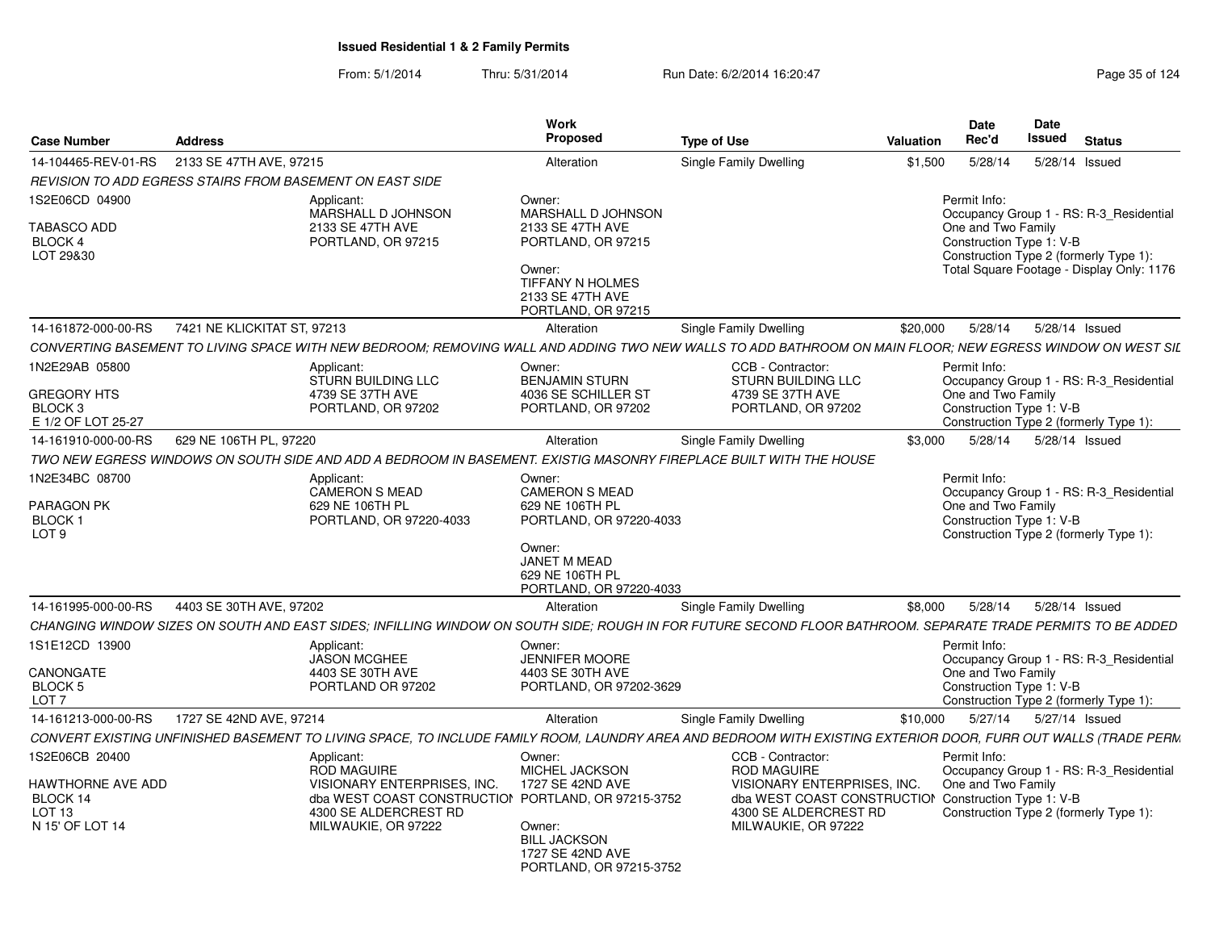# Issued Residential 1 & 2 Family Permits

From: 5/1/2014 Thru: 5/31/2014 Run Date: 6/2/2014 16:20:47

| Case Number | Address | Work Proposed | Type of Use | Valuation | Date Rec'd | Date Issued | Status |
|---|---|---|---|---|---|---|---|
| 14-104465-REV-01-RS | 2133 SE 47TH AVE, 97215 | Alteration | Single Family Dwelling | $1,500 | 5/28/14 | 5/28/14 | Issued |

REVISION TO ADD EGRESS STAIRS FROM BASEMENT ON EAST SIDE

1S2E06CD 04900
TABASCO ADD
BLOCK 4
LOT 29&30

Applicant:
MARSHALL D JOHNSON
2133 SE 47TH AVE
PORTLAND, OR 97215

Owner:
MARSHALL D JOHNSON
2133 SE 47TH AVE
PORTLAND, OR 97215

Owner:
TIFFANY N HOLMES
2133 SE 47TH AVE
PORTLAND, OR 97215

Permit Info:
Occupancy Group 1 - RS: R-3_Residential One and Two Family
Construction Type 1: V-B
Construction Type 2 (formerly Type 1):
Total Square Footage - Display Only: 1176

| Case Number | Address | Work Proposed | Type of Use | Valuation | Date Rec'd | Date Issued | Status |
|---|---|---|---|---|---|---|---|
| 14-161872-000-00-RS | 7421 NE KLICKITAT ST, 97213 | Alteration | Single Family Dwelling | $20,000 | 5/28/14 | 5/28/14 | Issued |

CONVERTING BASEMENT TO LIVING SPACE WITH NEW BEDROOM; REMOVING WALL AND ADDING TWO NEW WALLS TO ADD BATHROOM ON MAIN FLOOR; NEW EGRESS WINDOW ON WEST SIL

1N2E29AB 05800
GREGORY HTS
BLOCK 3
E 1/2 OF LOT 25-27

Applicant:
STURN BUILDING LLC
4739 SE 37TH AVE
PORTLAND, OR 97202

Owner:
BENJAMIN STURN
4036 SE SCHILLER ST
PORTLAND, OR 97202

CCB - Contractor:
STURN BUILDING LLC
4739 SE 37TH AVE
PORTLAND, OR 97202

Permit Info:
Occupancy Group 1 - RS: R-3_Residential One and Two Family
Construction Type 1: V-B
Construction Type 2 (formerly Type 1):

| Case Number | Address | Work Proposed | Type of Use | Valuation | Date Rec'd | Date Issued | Status |
|---|---|---|---|---|---|---|---|
| 14-161910-000-00-RS | 629 NE 106TH PL, 97220 | Alteration | Single Family Dwelling | $3,000 | 5/28/14 | 5/28/14 | Issued |

TWO NEW EGRESS WINDOWS ON SOUTH SIDE AND ADD A BEDROOM IN BASEMENT. EXISTIG MASONRY FIREPLACE BUILT WITH THE HOUSE

1N2E34BC 08700
PARAGON PK
BLOCK 1
LOT 9

Applicant:
CAMERON S MEAD
629 NE 106TH PL
PORTLAND, OR 97220-4033

Owner:
CAMERON S MEAD
629 NE 106TH PL
PORTLAND, OR 97220-4033

Owner:
JANET M MEAD
629 NE 106TH PL
PORTLAND, OR 97220-4033

Permit Info:
Occupancy Group 1 - RS: R-3_Residential One and Two Family
Construction Type 1: V-B
Construction Type 2 (formerly Type 1):

| Case Number | Address | Work Proposed | Type of Use | Valuation | Date Rec'd | Date Issued | Status |
|---|---|---|---|---|---|---|---|
| 14-161995-000-00-RS | 4403 SE 30TH AVE, 97202 | Alteration | Single Family Dwelling | $8,000 | 5/28/14 | 5/28/14 | Issued |

CHANGING WINDOW SIZES ON SOUTH AND EAST SIDES; INFILLING WINDOW ON SOUTH SIDE; ROUGH IN FOR FUTURE SECOND FLOOR BATHROOM. SEPARATE TRADE PERMITS TO BE ADDED

1S1E12CD 13900
CANONGATE
BLOCK 5
LOT 7

Applicant:
JASON MCGHEE
4403 SE 30TH AVE
PORTLAND OR 97202

Owner:
JENNIFER MOORE
4403 SE 30TH AVE
PORTLAND, OR 97202-3629

Permit Info:
Occupancy Group 1 - RS: R-3_Residential One and Two Family
Construction Type 1: V-B
Construction Type 2 (formerly Type 1):

| Case Number | Address | Work Proposed | Type of Use | Valuation | Date Rec'd | Date Issued | Status |
|---|---|---|---|---|---|---|---|
| 14-161213-000-00-RS | 1727 SE 42ND AVE, 97214 | Alteration | Single Family Dwelling | $10,000 | 5/27/14 | 5/27/14 | Issued |

CONVERT EXISTING UNFINISHED BASEMENT TO LIVING SPACE, TO INCLUDE FAMILY ROOM, LAUNDRY AREA AND BEDROOM WITH EXISTING EXTERIOR DOOR, FURR OUT WALLS (TRADE PERM

1S2E06CB 20400
HAWTHORNE AVE ADD
BLOCK 14
LOT 13
N 15' OF LOT 14

Applicant:
ROD MAGUIRE
VISIONARY ENTERPRISES, INC.
dba WEST COAST CONSTRUCTION
4300 SE ALDERCREST RD
MILWAUKIE, OR 97222

Owner:
MICHEL JACKSON
1727 SE 42ND AVE
PORTLAND, OR 97215-3752

Owner:
BILL JACKSON
1727 SE 42ND AVE
PORTLAND, OR 97215-3752

CCB - Contractor:
ROD MAGUIRE
VISIONARY ENTERPRISES, INC.
dba WEST COAST CONSTRUCTION
4300 SE ALDERCREST RD
MILWAUKIE, OR 97222

Permit Info:
Occupancy Group 1 - RS: R-3_Residential One and Two Family
Construction Type 1: V-B
Construction Type 2 (formerly Type 1):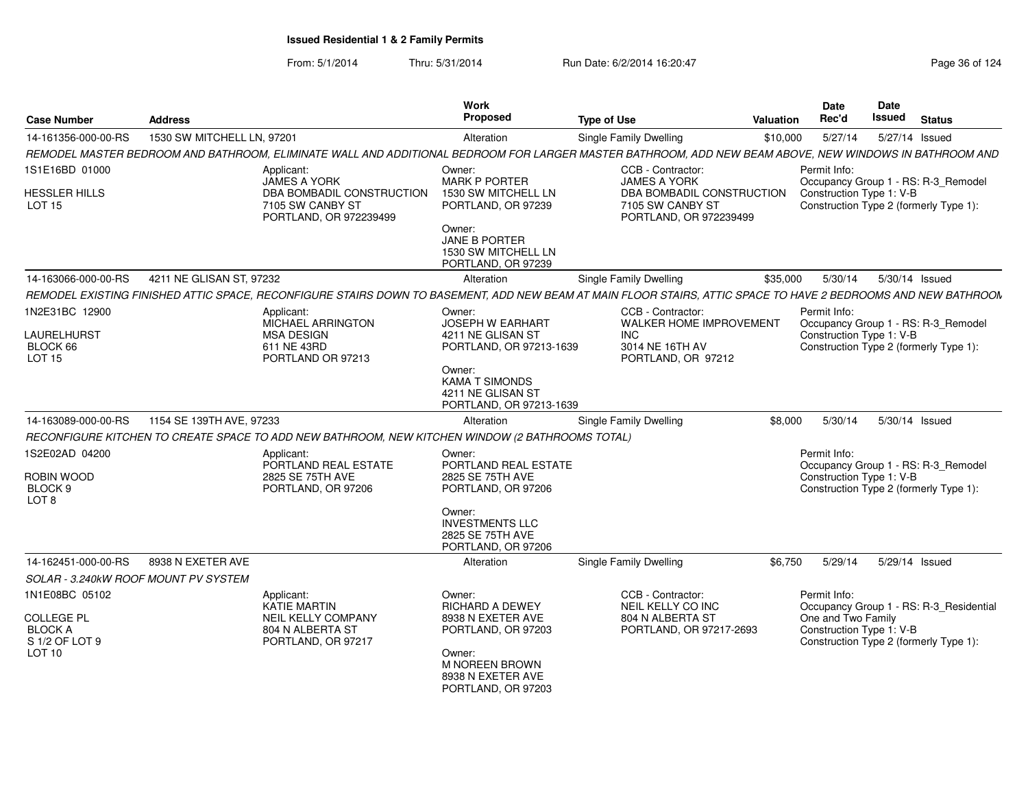# Issued Residential 1 & 2 Family Permits

From: 5/1/2014 Thru: 5/31/2014 Run Date: 6/2/2014 16:20:47

| Case Number | Address | Work Proposed | Type of Use | Valuation | Date Rec'd | Date Issued | Status |
|---|---|---|---|---|---|---|---|
| 14-161356-000-00-RS | 1530 SW MITCHELL LN, 97201 | Alteration | Single Family Dwelling | $10,000 | 5/27/14 | 5/27/14 | Issued |

*REMODEL MASTER BEDROOM AND BATHROOM, ELIMINATE WALL AND ADDITIONAL BEDROOM FOR LARGER MASTER BATHROOM, ADD NEW BEAM ABOVE, NEW WINDOWS IN BATHROOM AND*

1S1E16BD 01000
HESSLER HILLS
LOT 15

Applicant:
JAMES A YORK
DBA BOMBADIL CONSTRUCTION
7105 SW CANBY ST
PORTLAND, OR 972239499

Owner:
MARK P PORTER
1530 SW MITCHELL LN
PORTLAND, OR 97239

Owner:
JANE B PORTER
1530 SW MITCHELL LN
PORTLAND, OR 97239

CCB - Contractor:
JAMES A YORK
DBA BOMBADIL CONSTRUCTION
7105 SW CANBY ST
PORTLAND, OR 972239499

Permit Info:
Occupancy Group 1 - RS: R-3_Remodel
Construction Type 1: V-B
Construction Type 2 (formerly Type 1):

| Case Number | Address | Work Proposed | Type of Use | Valuation | Date Rec'd | Date Issued | Status |
|---|---|---|---|---|---|---|---|
| 14-163066-000-00-RS | 4211 NE GLISAN ST, 97232 | Alteration | Single Family Dwelling | $35,000 | 5/30/14 | 5/30/14 | Issued |

*REMODEL EXISTING FINISHED ATTIC SPACE, RECONFIGURE STAIRS DOWN TO BASEMENT, ADD NEW BEAM AT MAIN FLOOR STAIRS, ATTIC SPACE TO HAVE 2 BEDROOMS AND NEW BATHROOM*

1N2E31BC 12900
LAURELHURST
BLOCK 66
LOT 15

Applicant:
MICHAEL ARRINGTON
MSA DESIGN
611 NE 43RD
PORTLAND OR 97213

Owner:
JOSEPH W EARHART
4211 NE GLISAN ST
PORTLAND, OR 97213-1639

Owner:
KAMA T SIMONDS
4211 NE GLISAN ST
PORTLAND, OR 97213-1639

CCB - Contractor:
WALKER HOME IMPROVEMENT INC
3014 NE 16TH AV
PORTLAND, OR 97212

Permit Info:
Occupancy Group 1 - RS: R-3_Remodel
Construction Type 1: V-B
Construction Type 2 (formerly Type 1):

| Case Number | Address | Work Proposed | Type of Use | Valuation | Date Rec'd | Date Issued | Status |
|---|---|---|---|---|---|---|---|
| 14-163089-000-00-RS | 1154 SE 139TH AVE, 97233 | Alteration | Single Family Dwelling | $8,000 | 5/30/14 | 5/30/14 | Issued |

*RECONFIGURE KITCHEN TO CREATE SPACE TO ADD NEW BATHROOM, NEW KITCHEN WINDOW (2 BATHROOMS TOTAL)*

1S2E02AD 04200
ROBIN WOOD
BLOCK 9
LOT 8

Applicant:
PORTLAND REAL ESTATE
2825 SE 75TH AVE
PORTLAND, OR 97206

Owner:
PORTLAND REAL ESTATE
2825 SE 75TH AVE
PORTLAND, OR 97206

Owner:
INVESTMENTS LLC
2825 SE 75TH AVE
PORTLAND, OR 97206

Permit Info:
Occupancy Group 1 - RS: R-3_Remodel
Construction Type 1: V-B
Construction Type 2 (formerly Type 1):

| Case Number | Address | Work Proposed | Type of Use | Valuation | Date Rec'd | Date Issued | Status |
|---|---|---|---|---|---|---|---|
| 14-162451-000-00-RS | 8938 N EXETER AVE | Alteration | Single Family Dwelling | $6,750 | 5/29/14 | 5/29/14 | Issued |

*SOLAR - 3.240kW ROOF MOUNT PV SYSTEM*

1N1E08BC 05102
COLLEGE PL
BLOCK A
S 1/2 OF LOT 9
LOT 10

Applicant:
KATIE MARTIN
NEIL KELLY COMPANY
804 N ALBERTA ST
PORTLAND, OR 97217

Owner:
RICHARD A DEWEY
8938 N EXETER AVE
PORTLAND, OR 97203

Owner:
M NOREEN BROWN
8938 N EXETER AVE
PORTLAND, OR 97203

CCB - Contractor:
NEIL KELLY CO INC
804 N ALBERTA ST
PORTLAND, OR 97217-2693

Permit Info:
Occupancy Group 1 - RS: R-3_Residential One and Two Family
Construction Type 1: V-B
Construction Type 2 (formerly Type 1):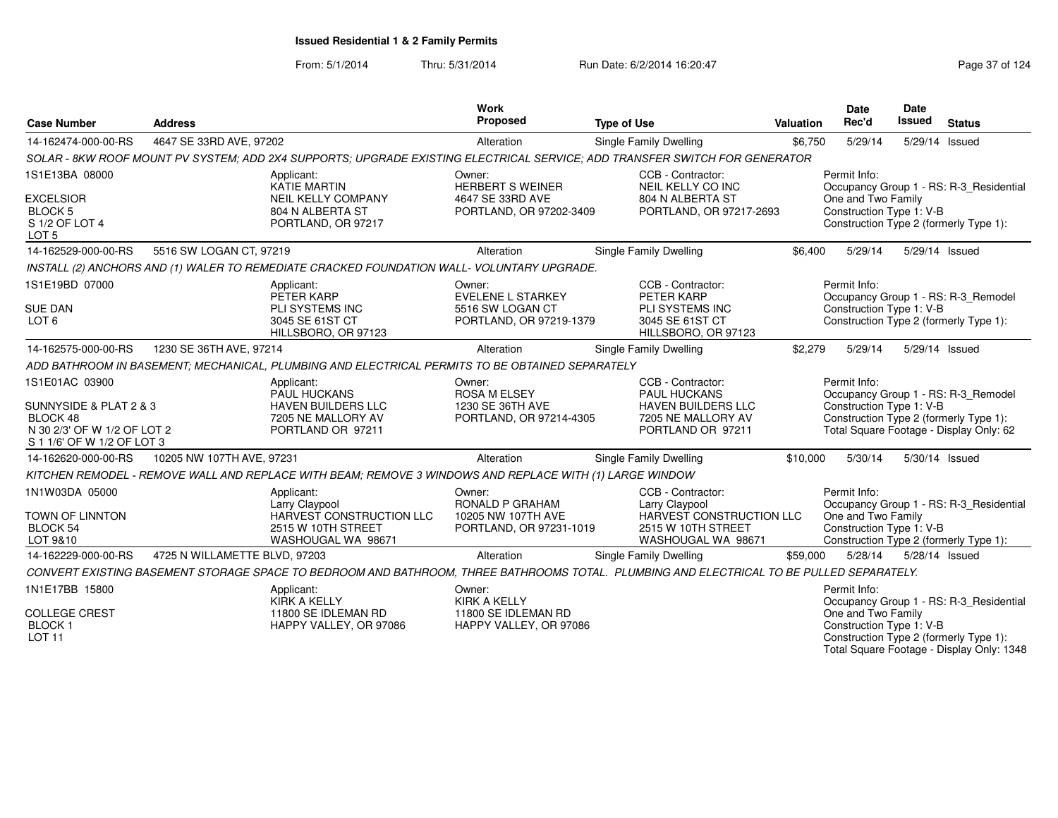# Issued Residential 1 & 2 Family Permits

From: 5/1/2014 Thru: 5/31/2014 Run Date: 6/2/2014 16:20:47

| Case Number | Address | Work Proposed | Type of Use | Valuation | Date Rec'd | Date Issued | Status |
|---|---|---|---|---|---|---|---|
| 14-162474-000-00-RS | 4647 SE 33RD AVE, 97202 | Alteration | Single Family Dwelling | $6,750 | 5/29/14 | 5/29/14 | Issued |

*SOLAR - 8KW ROOF MOUNT PV SYSTEM; ADD 2X4 SUPPORTS; UPGRADE EXISTING ELECTRICAL SERVICE; ADD TRANSFER SWITCH FOR GENERATOR*

- 1S1E13BA 08000 — EXCELSIOR, BLOCK 5, S 1/2 OF LOT 4, LOT 5
- Applicant: KATIE MARTIN, NEIL KELLY COMPANY, 804 N ALBERTA ST, PORTLAND, OR 97217
- Owner: HERBERT S WEINER, 4647 SE 33RD AVE, PORTLAND, OR 97202-3409
- CCB - Contractor: NEIL KELLY CO INC, 804 N ALBERTA ST, PORTLAND, OR 97217-2693
- Permit Info: Occupancy Group 1 - RS: R-3_Residential One and Two Family; Construction Type 1: V-B; Construction Type 2 (formerly Type 1):

| Case Number | Address | Work Proposed | Type of Use | Valuation | Date Rec'd | Date Issued | Status |
|---|---|---|---|---|---|---|---|
| 14-162529-000-00-RS | 5516 SW LOGAN CT, 97219 | Alteration | Single Family Dwelling | $6,400 | 5/29/14 | 5/29/14 | Issued |

*INSTALL (2) ANCHORS AND (1) WALER TO REMEDIATE CRACKED FOUNDATION WALL- VOLUNTARY UPGRADE.*

- 1S1E19BD 07000 — SUE DAN, LOT 6
- Applicant: PETER KARP, PLI SYSTEMS INC, 3045 SE 61ST CT, HILLSBORO, OR 97123
- Owner: EVELENE L STARKEY, 5516 SW LOGAN CT, PORTLAND, OR 97219-1379
- CCB - Contractor: PETER KARP, PLI SYSTEMS INC, 3045 SE 61ST CT, HILLSBORO, OR 97123
- Permit Info: Occupancy Group 1 - RS: R-3_Remodel; Construction Type 1: V-B; Construction Type 2 (formerly Type 1):

| Case Number | Address | Work Proposed | Type of Use | Valuation | Date Rec'd | Date Issued | Status |
|---|---|---|---|---|---|---|---|
| 14-162575-000-00-RS | 1230 SE 36TH AVE, 97214 | Alteration | Single Family Dwelling | $2,279 | 5/29/14 | 5/29/14 | Issued |

*ADD BATHROOM IN BASEMENT; MECHANICAL, PLUMBING AND ELECTRICAL PERMITS TO BE OBTAINED SEPARATELY*

- 1S1E01AC 03900 — SUNNYSIDE & PLAT 2 & 3, BLOCK 48, N 30 2/3' OF W 1/2 OF LOT 2, S 1 1/6' OF W 1/2 OF LOT 3
- Applicant: PAUL HUCKANS, HAVEN BUILDERS LLC, 7205 NE MALLORY AV, PORTLAND OR 97211
- Owner: ROSA M ELSEY, 1230 SE 36TH AVE, PORTLAND, OR 97214-4305
- CCB - Contractor: PAUL HUCKANS, HAVEN BUILDERS LLC, 7205 NE MALLORY AV, PORTLAND OR 97211
- Permit Info: Occupancy Group 1 - RS: R-3_Remodel; Construction Type 1: V-B; Construction Type 2 (formerly Type 1):; Total Square Footage - Display Only: 62

| Case Number | Address | Work Proposed | Type of Use | Valuation | Date Rec'd | Date Issued | Status |
|---|---|---|---|---|---|---|---|
| 14-162620-000-00-RS | 10205 NW 107TH AVE, 97231 | Alteration | Single Family Dwelling | $10,000 | 5/30/14 | 5/30/14 | Issued |

*KITCHEN REMODEL - REMOVE WALL AND REPLACE WITH BEAM; REMOVE 3 WINDOWS AND REPLACE WITH (1) LARGE WINDOW*

- 1N1W03DA 05000 — TOWN OF LINNTON, BLOCK 54, LOT 9&10
- Applicant: Larry Claypool, HARVEST CONSTRUCTION LLC, 2515 W 10TH STREET, WASHOUGAL WA 98671
- Owner: RONALD P GRAHAM, 10205 NW 107TH AVE, PORTLAND, OR 97231-1019
- CCB - Contractor: Larry Claypool, HARVEST CONSTRUCTION LLC, 2515 W 10TH STREET, WASHOUGAL WA 98671
- Permit Info: Occupancy Group 1 - RS: R-3_Residential One and Two Family; Construction Type 1: V-B; Construction Type 2 (formerly Type 1):

| Case Number | Address | Work Proposed | Type of Use | Valuation | Date Rec'd | Date Issued | Status |
|---|---|---|---|---|---|---|---|
| 14-162229-000-00-RS | 4725 N WILLAMETTE BLVD, 97203 | Alteration | Single Family Dwelling | $59,000 | 5/28/14 | 5/28/14 | Issued |

*CONVERT EXISTING BASEMENT STORAGE SPACE TO BEDROOM AND BATHROOM, THREE BATHROOMS TOTAL. PLUMBING AND ELECTRICAL TO BE PULLED SEPARATELY.*

- 1N1E17BB 15800 — COLLEGE CREST, BLOCK 1, LOT 11
- Applicant: KIRK A KELLY, 11800 SE IDLEMAN RD, HAPPY VALLEY, OR 97086
- Owner: KIRK A KELLY, 11800 SE IDLEMAN RD, HAPPY VALLEY, OR 97086
- Permit Info: Occupancy Group 1 - RS: R-3_Residential One and Two Family; Construction Type 1: V-B; Construction Type 2 (formerly Type 1):; Total Square Footage - Display Only: 1348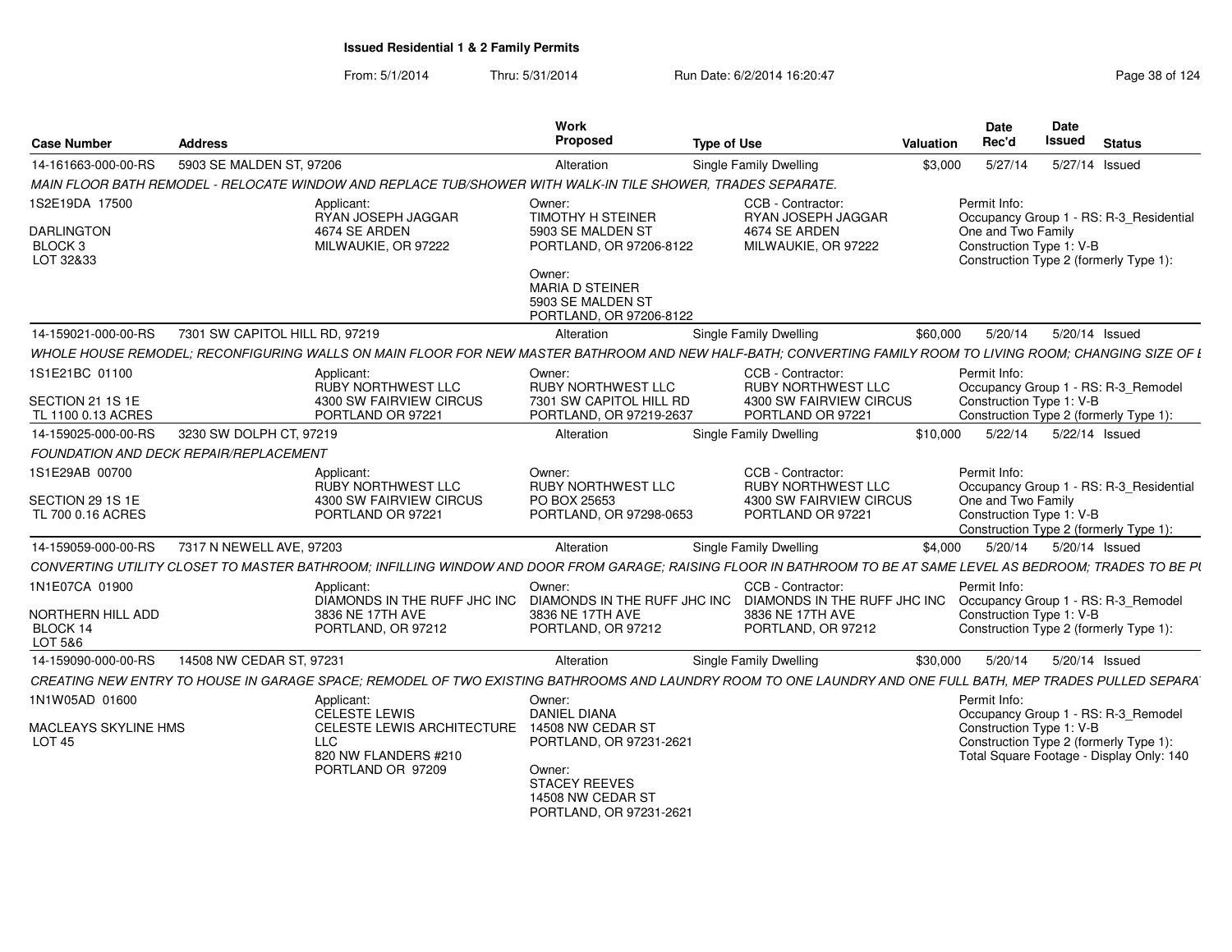# Issued Residential 1 & 2 Family Permits

From: 5/1/2014 Thru: 5/31/2014 Run Date: 6/2/2014 16:20:47

| Case Number | Address | Work Proposed | Type of Use | Valuation | Date Rec'd | Date Issued | Status |
|---|---|---|---|---|---|---|---|
| 14-161663-000-00-RS | 5903 SE MALDEN ST, 97206 | Alteration | Single Family Dwelling | $3,000 | 5/27/14 | 5/27/14 | Issued |

*MAIN FLOOR BATH REMODEL - RELOCATE WINDOW AND REPLACE TUB/SHOWER WITH WALK-IN TILE SHOWER, TRADES SEPARATE.*

1S2E19DA 17500
DARLINGTON
BLOCK 3
LOT 32&33

Applicant: RYAN JOSEPH JAGGAR, 4674 SE ARDEN, MILWAUKIE, OR 97222

Owner: TIMOTHY H STEINER, 5903 SE MALDEN ST, PORTLAND, OR 97206-8122

Owner: MARIA D STEINER, 5903 SE MALDEN ST, PORTLAND, OR 97206-8122

CCB - Contractor: RYAN JOSEPH JAGGAR, 4674 SE ARDEN, MILWAUKIE, OR 97222

Permit Info: Occupancy Group 1 - RS: R-3_Residential One and Two Family; Construction Type 1: V-B; Construction Type 2 (formerly Type 1):

| Case Number | Address | Work Proposed | Type of Use | Valuation | Date Rec'd | Date Issued | Status |
|---|---|---|---|---|---|---|---|
| 14-159021-000-00-RS | 7301 SW CAPITOL HILL RD, 97219 | Alteration | Single Family Dwelling | $60,000 | 5/20/14 | 5/20/14 | Issued |

*WHOLE HOUSE REMODEL; RECONFIGURING WALLS ON MAIN FLOOR FOR NEW MASTER BATHROOM AND NEW HALF-BATH; CONVERTING FAMILY ROOM TO LIVING ROOM; CHANGING SIZE OF I*

1S1E21BC 01100
SECTION 21 1S 1E
TL 1100 0.13 ACRES

Applicant: RUBY NORTHWEST LLC, 4300 SW FAIRVIEW CIRCUS, PORTLAND OR 97221

Owner: RUBY NORTHWEST LLC, 7301 SW CAPITOL HILL RD, PORTLAND, OR 97219-2637

CCB - Contractor: RUBY NORTHWEST LLC, 4300 SW FAIRVIEW CIRCUS, PORTLAND OR 97221

Permit Info: Occupancy Group 1 - RS: R-3_Remodel; Construction Type 1: V-B; Construction Type 2 (formerly Type 1):

| Case Number | Address | Work Proposed | Type of Use | Valuation | Date Rec'd | Date Issued | Status |
|---|---|---|---|---|---|---|---|
| 14-159025-000-00-RS | 3230 SW DOLPH CT, 97219 | Alteration | Single Family Dwelling | $10,000 | 5/22/14 | 5/22/14 | Issued |

*FOUNDATION AND DECK REPAIR/REPLACEMENT*

1S1E29AB 00700
SECTION 29 1S 1E
TL 700 0.16 ACRES

Applicant: RUBY NORTHWEST LLC, 4300 SW FAIRVIEW CIRCUS, PORTLAND OR 97221

Owner: RUBY NORTHWEST LLC, PO BOX 25653, PORTLAND, OR 97298-0653

CCB - Contractor: RUBY NORTHWEST LLC, 4300 SW FAIRVIEW CIRCUS, PORTLAND OR 97221

Permit Info: Occupancy Group 1 - RS: R-3_Residential One and Two Family; Construction Type 1: V-B; Construction Type 2 (formerly Type 1):

| Case Number | Address | Work Proposed | Type of Use | Valuation | Date Rec'd | Date Issued | Status |
|---|---|---|---|---|---|---|---|
| 14-159059-000-00-RS | 7317 N NEWELL AVE, 97203 | Alteration | Single Family Dwelling | $4,000 | 5/20/14 | 5/20/14 | Issued |

*CONVERTING UTILITY CLOSET TO MASTER BATHROOM; INFILLING WINDOW AND DOOR FROM GARAGE; RAISING FLOOR IN BATHROOM TO BE AT SAME LEVEL AS BEDROOM; TRADES TO BE PU*

1N1E07CA 01900
NORTHERN HILL ADD
BLOCK 14
LOT 5&6

Applicant: DIAMONDS IN THE RUFF JHC INC, 3836 NE 17TH AVE, PORTLAND, OR 97212

Owner: DIAMONDS IN THE RUFF JHC INC, 3836 NE 17TH AVE, PORTLAND, OR 97212

CCB - Contractor: DIAMONDS IN THE RUFF JHC INC, 3836 NE 17TH AVE, PORTLAND, OR 97212

Permit Info: Occupancy Group 1 - RS: R-3_Remodel; Construction Type 1: V-B; Construction Type 2 (formerly Type 1):

| Case Number | Address | Work Proposed | Type of Use | Valuation | Date Rec'd | Date Issued | Status |
|---|---|---|---|---|---|---|---|
| 14-159090-000-00-RS | 14508 NW CEDAR ST, 97231 | Alteration | Single Family Dwelling | $30,000 | 5/20/14 | 5/20/14 | Issued |

*CREATING NEW ENTRY TO HOUSE IN GARAGE SPACE; REMODEL OF TWO EXISTING BATHROOMS AND LAUNDRY ROOM TO ONE LAUNDRY AND ONE FULL BATH, MEP TRADES PULLED SEPARA*

1N1W05AD 01600
MACLEAYS SKYLINE HMS
LOT 45

Applicant: CELESTE LEWIS, CELESTE LEWIS ARCHITECTURE LLC, 820 NW FLANDERS #210, PORTLAND OR 97209

Owner: DANIEL DIANA, 14508 NW CEDAR ST, PORTLAND, OR 97231-2621

Owner: STACEY REEVES, 14508 NW CEDAR ST, PORTLAND, OR 97231-2621

Permit Info: Occupancy Group 1 - RS: R-3_Remodel; Construction Type 1: V-B; Construction Type 2 (formerly Type 1):; Total Square Footage - Display Only: 140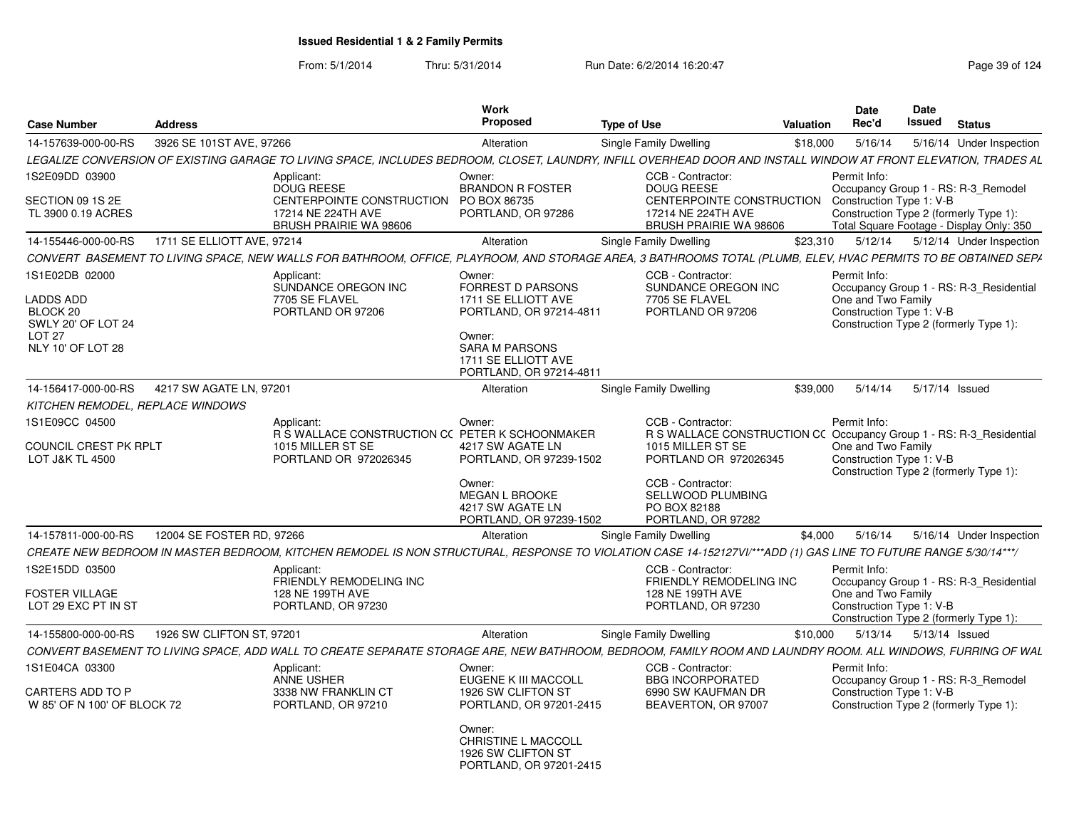# Issued Residential 1 & 2 Family Permits

From: 5/1/2014 Thru: 5/31/2014 Run Date: 6/2/2014 16:20:47

| Case Number | Address | Work Proposed | Type of Use | Valuation | Date Rec'd | Date Issued | Status |
|---|---|---|---|---|---|---|---|
| 14-157639-000-00-RS | 3926 SE 101ST AVE, 97266 | Alteration | Single Family Dwelling | $18,000 | 5/16/14 | 5/16/14 | Under Inspection |

*LEGALIZE CONVERSION OF EXISTING GARAGE TO LIVING SPACE, INCLUDES BEDROOM, CLOSET, LAUNDRY, INFILL OVERHEAD DOOR AND INSTALL WINDOW AT FRONT ELEVATION, TRADES AL*

1S2E09DD 03900
SECTION 09 1S 2E
TL 3900 0.19 ACRES

Applicant: DOUG REESE, CENTERPOINTE CONSTRUCTION, 17214 NE 224TH AVE, BRUSH PRAIRIE WA 98606

Owner: BRANDON R FOSTER, PO BOX 86735, PORTLAND, OR 97286

CCB - Contractor: DOUG REESE, CENTERPOINTE CONSTRUCTION, 17214 NE 224TH AVE, BRUSH PRAIRIE WA 98606

Permit Info: Occupancy Group 1 - RS: R-3_Remodel; Construction Type 1: V-B; Construction Type 2 (formerly Type 1):; Total Square Footage - Display Only: 350

---

| Case Number | Address | Work Proposed | Type of Use | Valuation | Date Rec'd | Date Issued | Status |
|---|---|---|---|---|---|---|---|
| 14-155446-000-00-RS | 1711 SE ELLIOTT AVE, 97214 | Alteration | Single Family Dwelling | $23,310 | 5/12/14 | 5/12/14 | Under Inspection |

*CONVERT BASEMENT TO LIVING SPACE, NEW WALLS FOR BATHROOM, OFFICE, PLAYROOM, AND STORAGE AREA, 3 BATHROOMS TOTAL (PLUMB, ELEV, HVAC PERMITS TO BE OBTAINED SEPA*

1S1E02DB 02000
LADDS ADD
BLOCK 20
SWLY 20' OF LOT 24
LOT 27
NLY 10' OF LOT 28

Applicant: SUNDANCE OREGON INC, 7705 SE FLAVEL, PORTLAND OR 97206

Owner: FORREST D PARSONS, 1711 SE ELLIOTT AVE, PORTLAND, OR 97214-4811

Owner: SARA M PARSONS, 1711 SE ELLIOTT AVE, PORTLAND, OR 97214-4811

CCB - Contractor: SUNDANCE OREGON INC, 7705 SE FLAVEL, PORTLAND OR 97206

Permit Info: Occupancy Group 1 - RS: R-3_Residential One and Two Family; Construction Type 1: V-B; Construction Type 2 (formerly Type 1):

---

| Case Number | Address | Work Proposed | Type of Use | Valuation | Date Rec'd | Date Issued | Status |
|---|---|---|---|---|---|---|---|
| 14-156417-000-00-RS | 4217 SW AGATE LN, 97201 | Alteration | Single Family Dwelling | $39,000 | 5/14/14 | 5/17/14 | Issued |

*KITCHEN REMODEL, REPLACE WINDOWS*

1S1E09CC 04500
COUNCIL CREST PK RPLT
LOT J&K TL 4500

Applicant: R S WALLACE CONSTRUCTION CO, 1015 MILLER ST SE, PORTLAND OR 972026345

Owner: PETER K SCHOONMAKER, 4217 SW AGATE LN, PORTLAND, OR 97239-1502

Owner: MEGAN L BROOKE, 4217 SW AGATE LN, PORTLAND, OR 97239-1502

CCB - Contractor: R S WALLACE CONSTRUCTION CO, 1015 MILLER ST SE, PORTLAND OR 972026345

CCB - Contractor: SELLWOOD PLUMBING, PO BOX 82188, PORTLAND, OR 97282

Permit Info: Occupancy Group 1 - RS: R-3_Residential One and Two Family; Construction Type 1: V-B; Construction Type 2 (formerly Type 1):

---

| Case Number | Address | Work Proposed | Type of Use | Valuation | Date Rec'd | Date Issued | Status |
|---|---|---|---|---|---|---|---|
| 14-157811-000-00-RS | 12004 SE FOSTER RD, 97266 | Alteration | Single Family Dwelling | $4,000 | 5/16/14 | 5/16/14 | Under Inspection |

*CREATE NEW BEDROOM IN MASTER BEDROOM, KITCHEN REMODEL IS NON STRUCTURAL, RESPONSE TO VIOLATION CASE 14-152127VI/***ADD (1) GAS LINE TO FUTURE RANGE 5/30/14***/*

1S2E15DD 03500
FOSTER VILLAGE
LOT 29 EXC PT IN ST

Applicant: FRIENDLY REMODELING INC, 128 NE 199TH AVE, PORTLAND, OR 97230

CCB - Contractor: FRIENDLY REMODELING INC, 128 NE 199TH AVE, PORTLAND, OR 97230

Permit Info: Occupancy Group 1 - RS: R-3_Residential One and Two Family; Construction Type 1: V-B; Construction Type 2 (formerly Type 1):

---

| Case Number | Address | Work Proposed | Type of Use | Valuation | Date Rec'd | Date Issued | Status |
|---|---|---|---|---|---|---|---|
| 14-155800-000-00-RS | 1926 SW CLIFTON ST, 97201 | Alteration | Single Family Dwelling | $10,000 | 5/13/14 | 5/13/14 | Issued |

*CONVERT BASEMENT TO LIVING SPACE, ADD WALL TO CREATE SEPARATE STORAGE ARE, NEW BATHROOM, BEDROOM, FAMILY ROOM AND LAUNDRY ROOM. ALL WINDOWS, FURRING OF WAL*

1S1E04CA 03300
CARTERS ADD TO P
W 85' OF N 100' OF BLOCK 72

Applicant: ANNE USHER, 3338 NW FRANKLIN CT, PORTLAND, OR 97210

Owner: EUGENE K III MACCOLL, 1926 SW CLIFTON ST, PORTLAND, OR 97201-2415

Owner: CHRISTINE L MACCOLL, 1926 SW CLIFTON ST, PORTLAND, OR 97201-2415

CCB - Contractor: BBG INCORPORATED, 6990 SW KAUFMAN DR, BEAVERTON, OR 97007

Permit Info: Occupancy Group 1 - RS: R-3_Remodel; Construction Type 1: V-B; Construction Type 2 (formerly Type 1):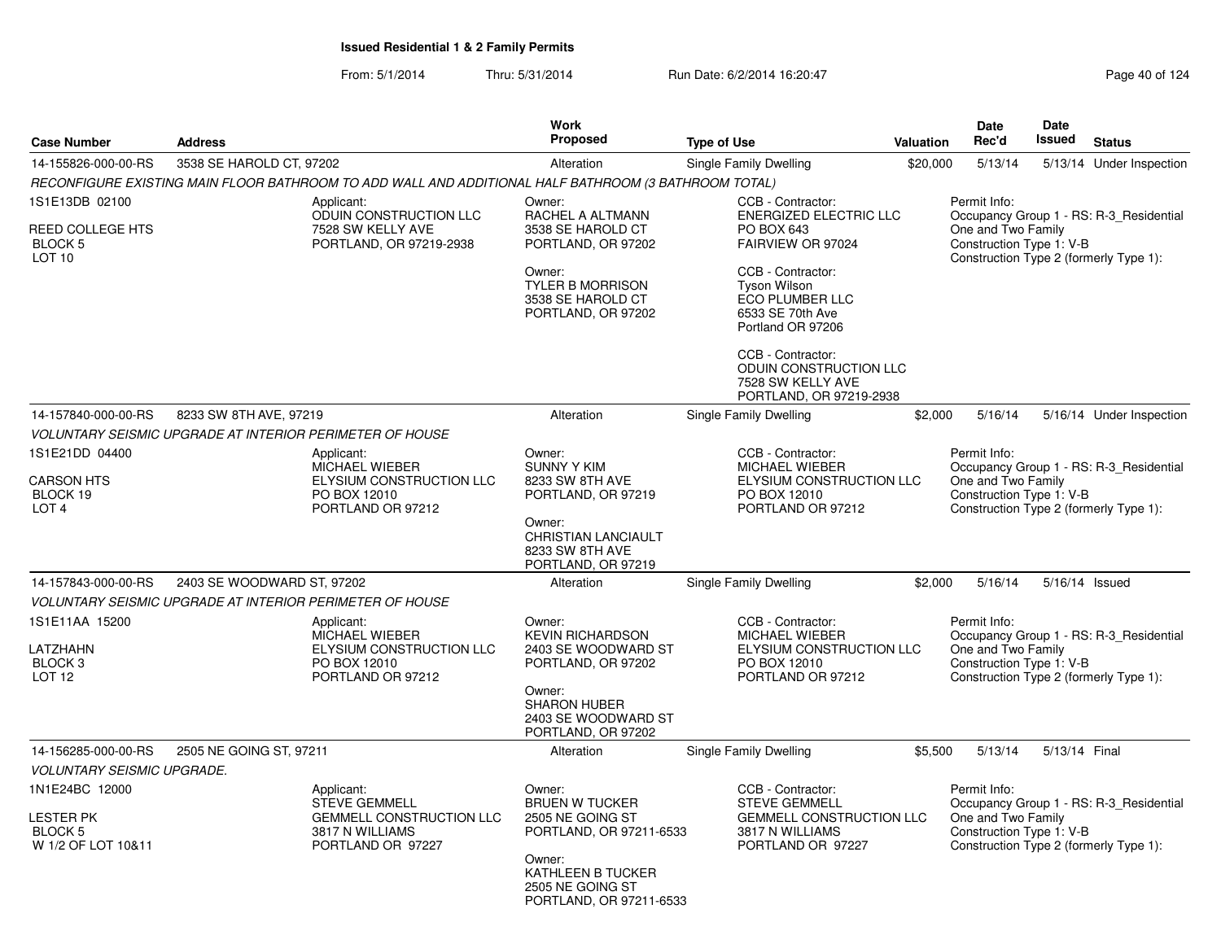**Issued Residential 1 & 2 Family Permits**

From: 5/1/2014 Thru: 5/31/2014 Run Date: 6/2/2014 16:20:47

| Case Number | Address | Work Proposed | Type of Use | Valuation | Date Rec'd | Date Issued | Status |
|---|---|---|---|---|---|---|---|
| 14-155826-000-00-RS | 3538 SE HAROLD CT, 97202 | Alteration | Single Family Dwelling | $20,000 | 5/13/14 | 5/13/14 | Under Inspection |

*RECONFIGURE EXISTING MAIN FLOOR BATHROOM TO ADD WALL AND ADDITIONAL HALF BATHROOM (3 BATHROOM TOTAL)*

1S1E13DB 02100
REED COLLEGE HTS
BLOCK 5
LOT 10

Applicant:
ODUIN CONSTRUCTION LLC
7528 SW KELLY AVE
PORTLAND, OR 97219-2938

Owner:
RACHEL A ALTMANN
3538 SE HAROLD CT
PORTLAND, OR 97202

Owner:
TYLER B MORRISON
3538 SE HAROLD CT
PORTLAND, OR 97202

CCB - Contractor:
ENERGIZED ELECTRIC LLC
PO BOX 643
FAIRVIEW OR 97024

CCB - Contractor:
Tyson Wilson
ECO PLUMBER LLC
6533 SE 70th Ave
Portland OR 97206

CCB - Contractor:
ODUIN CONSTRUCTION LLC
7528 SW KELLY AVE
PORTLAND, OR 97219-2938

Permit Info:
Occupancy Group 1 - RS: R-3_Residential One and Two Family
Construction Type 1: V-B
Construction Type 2 (formerly Type 1):

| Case Number | Address | Work Proposed | Type of Use | Valuation | Date Rec'd | Date Issued | Status |
|---|---|---|---|---|---|---|---|
| 14-157840-000-00-RS | 8233 SW 8TH AVE, 97219 | Alteration | Single Family Dwelling | $2,000 | 5/16/14 | 5/16/14 | Under Inspection |

*VOLUNTARY SEISMIC UPGRADE AT INTERIOR PERIMETER OF HOUSE*

1S1E21DD 04400
CARSON HTS
BLOCK 19
LOT 4

Applicant:
MICHAEL WIEBER
ELYSIUM CONSTRUCTION LLC
PO BOX 12010
PORTLAND OR 97212

Owner:
SUNNY Y KIM
8233 SW 8TH AVE
PORTLAND, OR 97219

Owner:
CHRISTIAN LANCIAULT
8233 SW 8TH AVE
PORTLAND, OR 97219

CCB - Contractor:
MICHAEL WIEBER
ELYSIUM CONSTRUCTION LLC
PO BOX 12010
PORTLAND OR 97212

Permit Info:
Occupancy Group 1 - RS: R-3_Residential One and Two Family
Construction Type 1: V-B
Construction Type 2 (formerly Type 1):

| Case Number | Address | Work Proposed | Type of Use | Valuation | Date Rec'd | Date Issued | Status |
|---|---|---|---|---|---|---|---|
| 14-157843-000-00-RS | 2403 SE WOODWARD ST, 97202 | Alteration | Single Family Dwelling | $2,000 | 5/16/14 | 5/16/14 | Issued |

*VOLUNTARY SEISMIC UPGRADE AT INTERIOR PERIMETER OF HOUSE*

1S1E11AA 15200
LATZHAHN
BLOCK 3
LOT 12

Applicant:
MICHAEL WIEBER
ELYSIUM CONSTRUCTION LLC
PO BOX 12010
PORTLAND OR 97212

Owner:
KEVIN RICHARDSON
2403 SE WOODWARD ST
PORTLAND, OR 97202

Owner:
SHARON HUBER
2403 SE WOODWARD ST
PORTLAND, OR 97202

CCB - Contractor:
MICHAEL WIEBER
ELYSIUM CONSTRUCTION LLC
PO BOX 12010
PORTLAND OR 97212

Permit Info:
Occupancy Group 1 - RS: R-3_Residential One and Two Family
Construction Type 1: V-B
Construction Type 2 (formerly Type 1):

| Case Number | Address | Work Proposed | Type of Use | Valuation | Date Rec'd | Date Issued | Status |
|---|---|---|---|---|---|---|---|
| 14-156285-000-00-RS | 2505 NE GOING ST, 97211 | Alteration | Single Family Dwelling | $5,500 | 5/13/14 | 5/13/14 | Final |

*VOLUNTARY SEISMIC UPGRADE.*

1N1E24BC 12000
LESTER PK
BLOCK 5
W 1/2 OF LOT 10&11

Applicant:
STEVE GEMMELL
GEMMELL CONSTRUCTION LLC
3817 N WILLIAMS
PORTLAND OR 97227

Owner:
BRUEN W TUCKER
2505 NE GOING ST
PORTLAND, OR 97211-6533

Owner:
KATHLEEN B TUCKER
2505 NE GOING ST
PORTLAND, OR 97211-6533

CCB - Contractor:
STEVE GEMMELL
GEMMELL CONSTRUCTION LLC
3817 N WILLIAMS
PORTLAND OR 97227

Permit Info:
Occupancy Group 1 - RS: R-3_Residential One and Two Family
Construction Type 1: V-B
Construction Type 2 (formerly Type 1):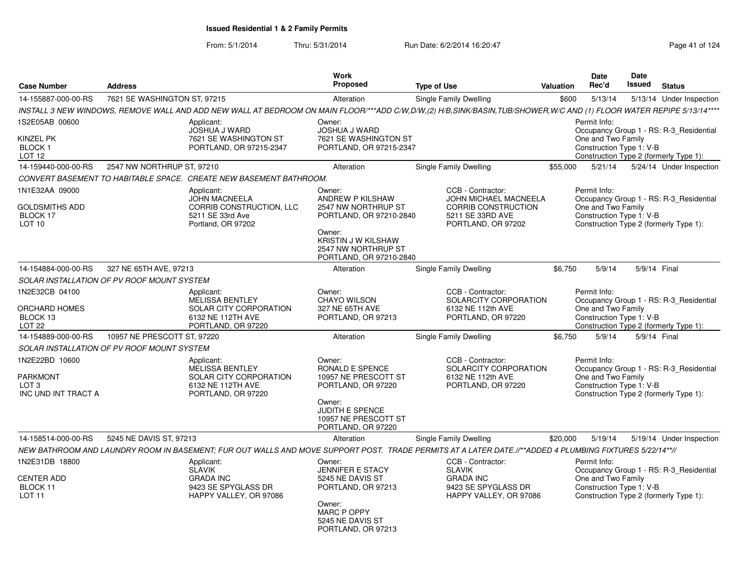## Issued Residential 1 & 2 Family Permits

From: 5/1/2014 Thru: 5/31/2014 Run Date: 6/2/2014 16:20:47

| Case Number | Address | Work Proposed | Type of Use | Valuation | Date Rec'd | Date Issued | Status |
|---|---|---|---|---|---|---|---|
| 14-155887-000-00-RS | 7621 SE WASHINGTON ST, 97215 | Alteration | Single Family Dwelling | $600 | 5/13/14 | 5/13/14 | Under Inspection |

*INSTALL 3 NEW WINDOWS, REMOVE WALL AND ADD NEW WALL AT BEDROOM ON MAIN FLOOR/***ADD C/W,D/W,(2) H/B,SINK/BASIN,TUB/SHOWER,W/C AND (1) FLOOR WATER REPIPE 5/13/14*****

1S2E05AB 00600
KINZEL PK
BLOCK 1
LOT 12

Applicant: JOSHUA J WARD, 7621 SE WASHINGTON ST, PORTLAND, OR 97215-2347

Owner: JOSHUA J WARD, 7621 SE WASHINGTON ST, PORTLAND, OR 97215-2347

Permit Info: Occupancy Group 1 - RS: R-3_Residential One and Two Family; Construction Type 1: V-B; Construction Type 2 (formerly Type 1):

| Case Number | Address | Work Proposed | Type of Use | Valuation | Date Rec'd | Date Issued | Status |
|---|---|---|---|---|---|---|---|
| 14-159440-000-00-RS | 2547 NW NORTHRUP ST, 97210 | Alteration | Single Family Dwelling | $55,000 | 5/21/14 | 5/24/14 | Under Inspection |

*CONVERT BASEMENT TO HABITABLE SPACE. CREATE NEW BASEMENT BATHROOM.*

1N1E32AA 09000
GOLDSMITHS ADD
BLOCK 17
LOT 10

Applicant: JOHN MACNEELA, CORRIB CONSTRUCTION, LLC, 5211 SE 33rd Ave, Portland, OR 97202

Owner: ANDREW P KILSHAW, 2547 NW NORTHRUP ST, PORTLAND, OR 97210-2840

Owner: KRISTIN J W KILSHAW, 2547 NW NORTHRUP ST, PORTLAND, OR 97210-2840

CCB - Contractor: JOHN MICHAEL MACNEELA, CORRIB CONSTRUCTION, 5211 SE 33RD AVE, PORTLAND, OR 97202

Permit Info: Occupancy Group 1 - RS: R-3_Residential One and Two Family; Construction Type 1: V-B; Construction Type 2 (formerly Type 1):

| Case Number | Address | Work Proposed | Type of Use | Valuation | Date Rec'd | Date Issued | Status |
|---|---|---|---|---|---|---|---|
| 14-154884-000-00-RS | 327 NE 65TH AVE, 97213 | Alteration | Single Family Dwelling | $6,750 | 5/9/14 | 5/9/14 | Final |

*SOLAR INSTALLATION OF PV ROOF MOUNT SYSTEM*

1N2E32CB 04100
ORCHARD HOMES
BLOCK 13
LOT 22

Applicant: MELISSA BENTLEY, SOLAR CITY CORPORATION, 6132 NE 112TH AVE, PORTLAND, OR 97220

Owner: CHAYO WILSON, 327 NE 65TH AVE, PORTLAND, OR 97213

CCB - Contractor: SOLARCITY CORPORATION, 6132 NE 112th AVE, PORTLAND, OR 97220

Permit Info: Occupancy Group 1 - RS: R-3_Residential One and Two Family; Construction Type 1: V-B; Construction Type 2 (formerly Type 1):

| Case Number | Address | Work Proposed | Type of Use | Valuation | Date Rec'd | Date Issued | Status |
|---|---|---|---|---|---|---|---|
| 14-154889-000-00-RS | 10957 NE PRESCOTT ST, 97220 | Alteration | Single Family Dwelling | $6,750 | 5/9/14 | 5/9/14 | Final |

*SOLAR INSTALLATION OF PV ROOF MOUNT SYSTEM*

1N2E22BD 10600
PARKMONT
LOT 3
INC UND INT TRACT A

Applicant: MELISSA BENTLEY, SOLAR CITY CORPORATION, 6132 NE 112TH AVE, PORTLAND, OR 97220

Owner: RONALD E SPENCE, 10957 NE PRESCOTT ST, PORTLAND, OR 97220

Owner: JUDITH E SPENCE, 10957 NE PRESCOTT ST, PORTLAND, OR 97220

CCB - Contractor: SOLARCITY CORPORATION, 6132 NE 112th AVE, PORTLAND, OR 97220

Permit Info: Occupancy Group 1 - RS: R-3_Residential One and Two Family; Construction Type 1: V-B; Construction Type 2 (formerly Type 1):

| Case Number | Address | Work Proposed | Type of Use | Valuation | Date Rec'd | Date Issued | Status |
|---|---|---|---|---|---|---|---|
| 14-158514-000-00-RS | 5245 NE DAVIS ST, 97213 | Alteration | Single Family Dwelling | $20,000 | 5/19/14 | 5/19/14 | Under Inspection |

*NEW BATHROOM AND LAUNDRY ROOM IN BASEMENT; FUR OUT WALLS AND MOVE SUPPORT POST. TRADE PERMITS AT A LATER DATE.//**ADDED 4 PLUMBING FIXTURES 5/22/14**//*

1N2E31DB 18800
CENTER ADD
BLOCK 11
LOT 11

Applicant: SLAVIK, GRADA INC, 9423 SE SPYGLASS DR, HAPPY VALLEY, OR 97086

Owner: JENNIFER E STACY, 5245 NE DAVIS ST, PORTLAND, OR 97213

Owner: MARC P OPPY, 5245 NE DAVIS ST, PORTLAND, OR 97213

CCB - Contractor: SLAVIK, GRADA INC, 9423 SE SPYGLASS DR, HAPPY VALLEY, OR 97086

Permit Info: Occupancy Group 1 - RS: R-3_Residential One and Two Family; Construction Type 1: V-B; Construction Type 2 (formerly Type 1):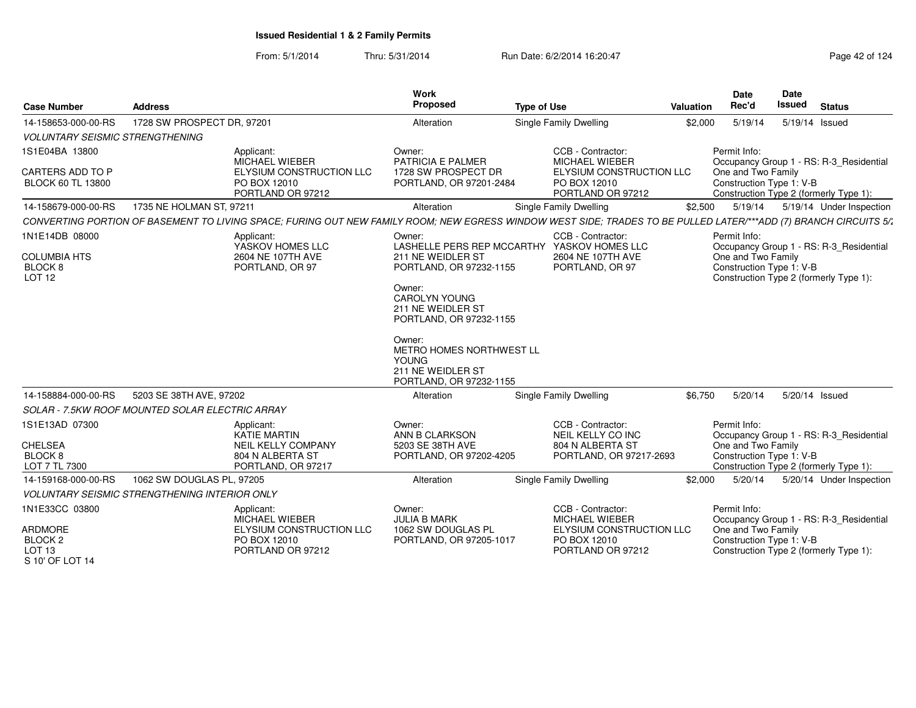## Issued Residential 1 & 2 Family Permits

From: 5/1/2014 Thru: 5/31/2014 Run Date: 6/2/2014 16:20:47

| Case Number | Address | Work Proposed | Type of Use | Valuation | Date Rec'd | Date Issued | Status |
|---|---|---|---|---|---|---|---|
| 14-158653-000-00-RS | 1728 SW PROSPECT DR, 97201 | Alteration | Single Family Dwelling | $2,000 | 5/19/14 | 5/19/14 | Issued |

*VOLUNTARY SEISMIC STRENGTHENING*

| Legal | Applicant | Owner | CCB - Contractor | Permit Info |
|---|---|---|---|---|
| 1S1E04BA 13800<br>CARTERS ADD TO P<br>BLOCK 60 TL 13800 | Applicant:<br>MICHAEL WIEBER<br>ELYSIUM CONSTRUCTION LLC<br>PO BOX 12010<br>PORTLAND OR 97212 | Owner:<br>PATRICIA E PALMER<br>1728 SW PROSPECT DR<br>PORTLAND, OR 97201-2484 | CCB - Contractor:<br>MICHAEL WIEBER<br>ELYSIUM CONSTRUCTION LLC<br>PO BOX 12010<br>PORTLAND OR 97212 | Permit Info:<br>Occupancy Group 1 - RS: R-3_Residential One and Two Family<br>Construction Type 1: V-B<br>Construction Type 2 (formerly Type 1): |

| Case Number | Address | Work Proposed | Type of Use | Valuation | Date Rec'd | Date Issued | Status |
|---|---|---|---|---|---|---|---|
| 14-158679-000-00-RS | 1735 NE HOLMAN ST, 97211 | Alteration | Single Family Dwelling | $2,500 | 5/19/14 | 5/19/14 | Under Inspection |

*CONVERTING PORTION OF BASEMENT TO LIVING SPACE; FURING OUT NEW FAMILY ROOM; NEW EGRESS WINDOW WEST SIDE; TRADES TO BE PULLED LATER/***ADD (7) BRANCH CIRCUITS 5/*

| Legal | Applicant | Owner | CCB - Contractor | Permit Info |
|---|---|---|---|---|
| 1N1E14DB 08000<br>COLUMBIA HTS<br>BLOCK 8<br>LOT 12 | Applicant:<br>YASKOV HOMES LLC<br>2604 NE 107TH AVE<br>PORTLAND, OR 97 | Owner:<br>LASHELLE PERS REP MCCARTHY<br>211 NE WEIDLER ST<br>PORTLAND, OR 97232-1155<br><br>Owner:<br>CAROLYN YOUNG<br>211 NE WEIDLER ST<br>PORTLAND, OR 97232-1155<br><br>Owner:<br>METRO HOMES NORTHWEST LL YOUNG<br>211 NE WEIDLER ST<br>PORTLAND, OR 97232-1155 | CCB - Contractor:<br>YASKOV HOMES LLC<br>2604 NE 107TH AVE<br>PORTLAND, OR 97 | Permit Info:<br>Occupancy Group 1 - RS: R-3_Residential One and Two Family<br>Construction Type 1: V-B<br>Construction Type 2 (formerly Type 1): |

| Case Number | Address | Work Proposed | Type of Use | Valuation | Date Rec'd | Date Issued | Status |
|---|---|---|---|---|---|---|---|
| 14-158884-000-00-RS | 5203 SE 38TH AVE, 97202 | Alteration | Single Family Dwelling | $6,750 | 5/20/14 | 5/20/14 | Issued |

*SOLAR - 7.5KW ROOF MOUNTED SOLAR ELECTRIC ARRAY*

| Legal | Applicant | Owner | CCB - Contractor | Permit Info |
|---|---|---|---|---|
| 1S1E13AD 07300<br>CHELSEA<br>BLOCK 8<br>LOT 7 TL 7300 | Applicant:<br>KATIE MARTIN<br>NEIL KELLY COMPANY<br>804 N ALBERTA ST<br>PORTLAND, OR 97217 | Owner:<br>ANN B CLARKSON<br>5203 SE 38TH AVE<br>PORTLAND, OR 97202-4205 | CCB - Contractor:<br>NEIL KELLY CO INC<br>804 N ALBERTA ST<br>PORTLAND, OR 97217-2693 | Permit Info:<br>Occupancy Group 1 - RS: R-3_Residential One and Two Family<br>Construction Type 1: V-B<br>Construction Type 2 (formerly Type 1): |

| Case Number | Address | Work Proposed | Type of Use | Valuation | Date Rec'd | Date Issued | Status |
|---|---|---|---|---|---|---|---|
| 14-159168-000-00-RS | 1062 SW DOUGLAS PL, 97205 | Alteration | Single Family Dwelling | $2,000 | 5/20/14 | 5/20/14 | Under Inspection |

*VOLUNTARY SEISMIC STRENGTHENING INTERIOR ONLY*

| Legal | Applicant | Owner | CCB - Contractor | Permit Info |
|---|---|---|---|---|
| 1N1E33CC 03800<br>ARDMORE<br>BLOCK 2<br>LOT 13<br>S 10' OF LOT 14 | Applicant:<br>MICHAEL WIEBER<br>ELYSIUM CONSTRUCTION LLC<br>PO BOX 12010<br>PORTLAND OR 97212 | Owner:<br>JULIA B MARK<br>1062 SW DOUGLAS PL<br>PORTLAND, OR 97205-1017 | CCB - Contractor:<br>MICHAEL WIEBER<br>ELYSIUM CONSTRUCTION LLC<br>PO BOX 12010<br>PORTLAND OR 97212 | Permit Info:<br>Occupancy Group 1 - RS: R-3_Residential One and Two Family<br>Construction Type 1: V-B<br>Construction Type 2 (formerly Type 1): |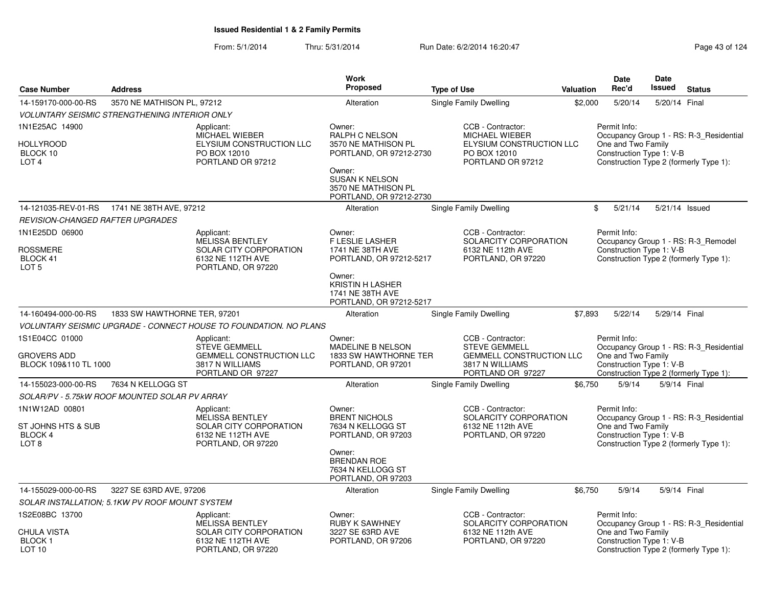**Issued Residential 1 & 2 Family Permits**

From: 5/1/2014 Thru: 5/31/2014 Run Date: 6/2/2014 16:20:47

| Case Number | Address | Work Proposed | Type of Use | Valuation | Date Rec'd | Date Issued | Status |
|---|---|---|---|---|---|---|---|
| 14-159170-000-00-RS | 3570 NE MATHISON PL, 97212 | Alteration | Single Family Dwelling | $2,000 | 5/20/14 | 5/20/14 | Final |

*VOLUNTARY SEISMIC STRENGTHENING INTERIOR ONLY*

1N1E25AC 14900
HOLLYROOD
BLOCK 10
LOT 4

Applicant: MICHAEL WIEBER, ELYSIUM CONSTRUCTION LLC, PO BOX 12010, PORTLAND OR 97212

Owner: RALPH C NELSON, 3570 NE MATHISON PL, PORTLAND, OR 97212-2730
Owner: SUSAN K NELSON, 3570 NE MATHISON PL, PORTLAND, OR 97212-2730

CCB - Contractor: MICHAEL WIEBER, ELYSIUM CONSTRUCTION LLC, PO BOX 12010, PORTLAND OR 97212

Permit Info: Occupancy Group 1 - RS: R-3_Residential One and Two Family; Construction Type 1: V-B; Construction Type 2 (formerly Type 1):

| Case Number | Address | Work Proposed | Type of Use | Valuation | Date Rec'd | Date Issued | Status |
|---|---|---|---|---|---|---|---|
| 14-121035-REV-01-RS | 1741 NE 38TH AVE, 97212 | Alteration | Single Family Dwelling | $ | 5/21/14 | 5/21/14 | Issued |

*REVISION-CHANGED RAFTER UPGRADES*

1N1E25DD 06900
ROSSMERE
BLOCK 41
LOT 5

Applicant: MELISSA BENTLEY, SOLAR CITY CORPORATION, 6132 NE 112TH AVE, PORTLAND, OR 97220

Owner: F LESLIE LASHER, 1741 NE 38TH AVE, PORTLAND, OR 97212-5217
Owner: KRISTIN H LASHER, 1741 NE 38TH AVE, PORTLAND, OR 97212-5217

CCB - Contractor: SOLARCITY CORPORATION, 6132 NE 112th AVE, PORTLAND, OR 97220

Permit Info: Occupancy Group 1 - RS: R-3_Remodel; Construction Type 1: V-B; Construction Type 2 (formerly Type 1):

| Case Number | Address | Work Proposed | Type of Use | Valuation | Date Rec'd | Date Issued | Status |
|---|---|---|---|---|---|---|---|
| 14-160494-000-00-RS | 1833 SW HAWTHORNE TER, 97201 | Alteration | Single Family Dwelling | $7,893 | 5/22/14 | 5/29/14 | Final |

*VOLUNTARY SEISMIC UPGRADE - CONNECT HOUSE TO FOUNDATION. NO PLANS*

1S1E04CC 01000
GROVERS ADD
BLOCK 109&110 TL 1000

Applicant: STEVE GEMMELL, GEMMELL CONSTRUCTION LLC, 3817 N WILLIAMS, PORTLAND OR 97227

Owner: MADELINE B NELSON, 1833 SW HAWTHORNE TER, PORTLAND, OR 97201

CCB - Contractor: STEVE GEMMELL, GEMMELL CONSTRUCTION LLC, 3817 N WILLIAMS, PORTLAND OR 97227

Permit Info: Occupancy Group 1 - RS: R-3_Residential One and Two Family; Construction Type 1: V-B; Construction Type 2 (formerly Type 1):

| Case Number | Address | Work Proposed | Type of Use | Valuation | Date Rec'd | Date Issued | Status |
|---|---|---|---|---|---|---|---|
| 14-155023-000-00-RS | 7634 N KELLOGG ST | Alteration | Single Family Dwelling | $6,750 | 5/9/14 | 5/9/14 | Final |

*SOLAR/PV - 5.75kW ROOF MOUNTED SOLAR PV ARRAY*

1N1W12AD 00801
ST JOHNS HTS & SUB
BLOCK 4
LOT 8

Applicant: MELISSA BENTLEY, SOLAR CITY CORPORATION, 6132 NE 112TH AVE, PORTLAND, OR 97220

Owner: BRENT NICHOLS, 7634 N KELLOGG ST, PORTLAND, OR 97203
Owner: BRENDAN ROE, 7634 N KELLOGG ST, PORTLAND, OR 97203

CCB - Contractor: SOLARCITY CORPORATION, 6132 NE 112th AVE, PORTLAND, OR 97220

Permit Info: Occupancy Group 1 - RS: R-3_Residential One and Two Family; Construction Type 1: V-B; Construction Type 2 (formerly Type 1):

| Case Number | Address | Work Proposed | Type of Use | Valuation | Date Rec'd | Date Issued | Status |
|---|---|---|---|---|---|---|---|
| 14-155029-000-00-RS | 3227 SE 63RD AVE, 97206 | Alteration | Single Family Dwelling | $6,750 | 5/9/14 | 5/9/14 | Final |

*SOLAR INSTALLATION; 5.1KW PV ROOF MOUNT SYSTEM*

1S2E08BC 13700
CHULA VISTA
BLOCK 1
LOT 10

Applicant: MELISSA BENTLEY, SOLAR CITY CORPORATION, 6132 NE 112TH AVE, PORTLAND, OR 97220

Owner: RUBY K SAWHNEY, 3227 SE 63RD AVE, PORTLAND, OR 97206

CCB - Contractor: SOLARCITY CORPORATION, 6132 NE 112th AVE, PORTLAND, OR 97220

Permit Info: Occupancy Group 1 - RS: R-3_Residential One and Two Family; Construction Type 1: V-B; Construction Type 2 (formerly Type 1):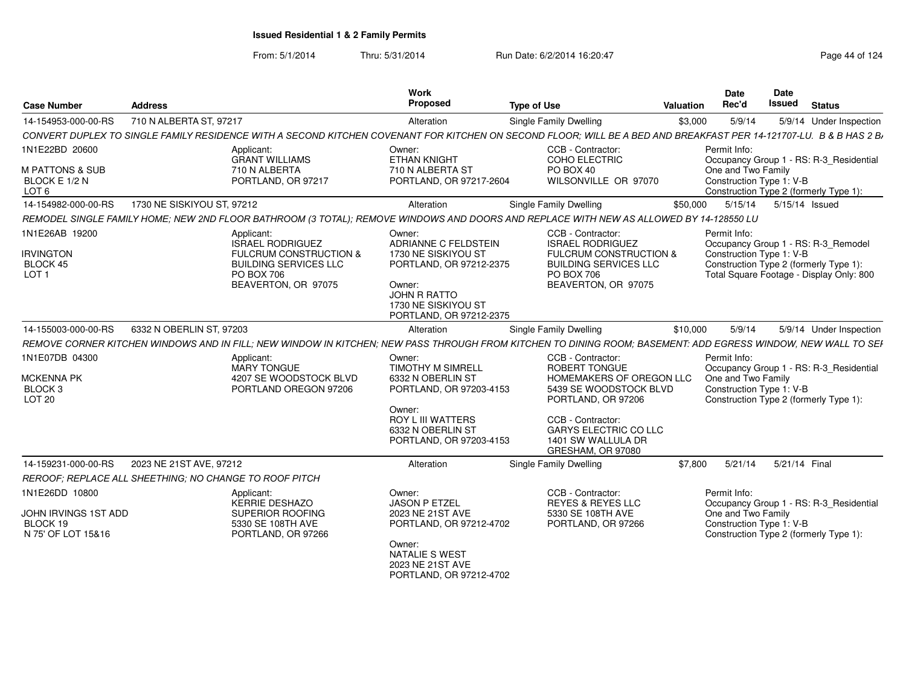**Issued Residential 1 & 2 Family Permits**

From: 5/1/2014 Thru: 5/31/2014 Run Date: 6/2/2014 16:20:47

| Case Number | Address | Work Proposed | Type of Use | Valuation | Date Rec'd | Date Issued | Status |
|---|---|---|---|---|---|---|---|
| 14-154953-000-00-RS | 710 N ALBERTA ST, 97217 | Alteration | Single Family Dwelling | $3,000 | 5/9/14 | 5/9/14 | Under Inspection |

CONVERT DUPLEX TO SINGLE FAMILY RESIDENCE WITH A SECOND KITCHEN COVENANT FOR KITCHEN ON SECOND FLOOR; WILL BE A BED AND BREAKFAST PER 14-121707-LU. B & B HAS 2 B/

1N1E22BD 20600
M PATTONS & SUB
BLOCK E 1/2 N
LOT 6

Applicant:
GRANT WILLIAMS
710 N ALBERTA
PORTLAND, OR 97217

Owner:
ETHAN KNIGHT
710 N ALBERTA ST
PORTLAND, OR 97217-2604

CCB - Contractor:
COHO ELECTRIC
PO BOX 40
WILSONVILLE OR 97070

Permit Info:
Occupancy Group 1 - RS: R-3_Residential
One and Two Family
Construction Type 1: V-B
Construction Type 2 (formerly Type 1):

| Case Number | Address | Work Proposed | Type of Use | Valuation | Date Rec'd | Date Issued | Status |
|---|---|---|---|---|---|---|---|
| 14-154982-000-00-RS | 1730 NE SISKIYOU ST, 97212 | Alteration | Single Family Dwelling | $50,000 | 5/15/14 | 5/15/14 | Issued |

REMODEL SINGLE FAMILY HOME; NEW 2ND FLOOR BATHROOM (3 TOTAL); REMOVE WINDOWS AND DOORS AND REPLACE WITH NEW AS ALLOWED BY 14-128550 LU

1N1E26AB 19200
IRVINGTON
BLOCK 45
LOT 1

Applicant:
ISRAEL RODRIGUEZ
FULCRUM CONSTRUCTION &
BUILDING SERVICES LLC
PO BOX 706
BEAVERTON, OR 97075

Owner:
ADRIANNE C FELDSTEIN
1730 NE SISKIYOU ST
PORTLAND, OR 97212-2375

Owner:
JOHN R RATTO
1730 NE SISKIYOU ST
PORTLAND, OR 97212-2375

CCB - Contractor:
ISRAEL RODRIGUEZ
FULCRUM CONSTRUCTION &
BUILDING SERVICES LLC
PO BOX 706
BEAVERTON, OR 97075

Permit Info:
Occupancy Group 1 - RS: R-3_Remodel
Construction Type 1: V-B
Construction Type 2 (formerly Type 1):
Total Square Footage - Display Only: 800

| Case Number | Address | Work Proposed | Type of Use | Valuation | Date Rec'd | Date Issued | Status |
|---|---|---|---|---|---|---|---|
| 14-155003-000-00-RS | 6332 N OBERLIN ST, 97203 | Alteration | Single Family Dwelling | $10,000 | 5/9/14 | 5/9/14 | Under Inspection |

REMOVE CORNER KITCHEN WINDOWS AND IN FILL; NEW WINDOW IN KITCHEN; NEW PASS THROUGH FROM KITCHEN TO DINING ROOM; BASEMENT: ADD EGRESS WINDOW, NEW WALL TO SEI

1N1E07DB 04300
MCKENNA PK
BLOCK 3
LOT 20

Applicant:
MARY TONGUE
4207 SE WOODSTOCK BLVD
PORTLAND OREGON 97206

Owner:
TIMOTHY M SIMRELL
6332 N OBERLIN ST
PORTLAND, OR 97203-4153

Owner:
ROY L III WATTERS
6332 N OBERLIN ST
PORTLAND, OR 97203-4153

CCB - Contractor:
ROBERT TONGUE
HOMEMAKERS OF OREGON LLC
5439 SE WOODSTOCK BLVD
PORTLAND, OR 97206

CCB - Contractor:
GARYS ELECTRIC CO LLC
1401 SW WALLULA DR
GRESHAM, OR 97080

Permit Info:
Occupancy Group 1 - RS: R-3_Residential
One and Two Family
Construction Type 1: V-B
Construction Type 2 (formerly Type 1):

| Case Number | Address | Work Proposed | Type of Use | Valuation | Date Rec'd | Date Issued | Status |
|---|---|---|---|---|---|---|---|
| 14-159231-000-00-RS | 2023 NE 21ST AVE, 97212 | Alteration | Single Family Dwelling | $7,800 | 5/21/14 | 5/21/14 | Final |

REROOF; REPLACE ALL SHEETHING; NO CHANGE TO ROOF PITCH

1N1E26DD 10800
JOHN IRVINGS 1ST ADD
BLOCK 19
N 75' OF LOT 15&16

Applicant:
KERRIE DESHAZO
SUPERIOR ROOFING
5330 SE 108TH AVE
PORTLAND, OR 97266

Owner:
JASON P ETZEL
2023 NE 21ST AVE
PORTLAND, OR 97212-4702

Owner:
NATALIE S WEST
2023 NE 21ST AVE
PORTLAND, OR 97212-4702

CCB - Contractor:
REYES & REYES LLC
5330 SE 108TH AVE
PORTLAND, OR 97266

Permit Info:
Occupancy Group 1 - RS: R-3_Residential
One and Two Family
Construction Type 1: V-B
Construction Type 2 (formerly Type 1):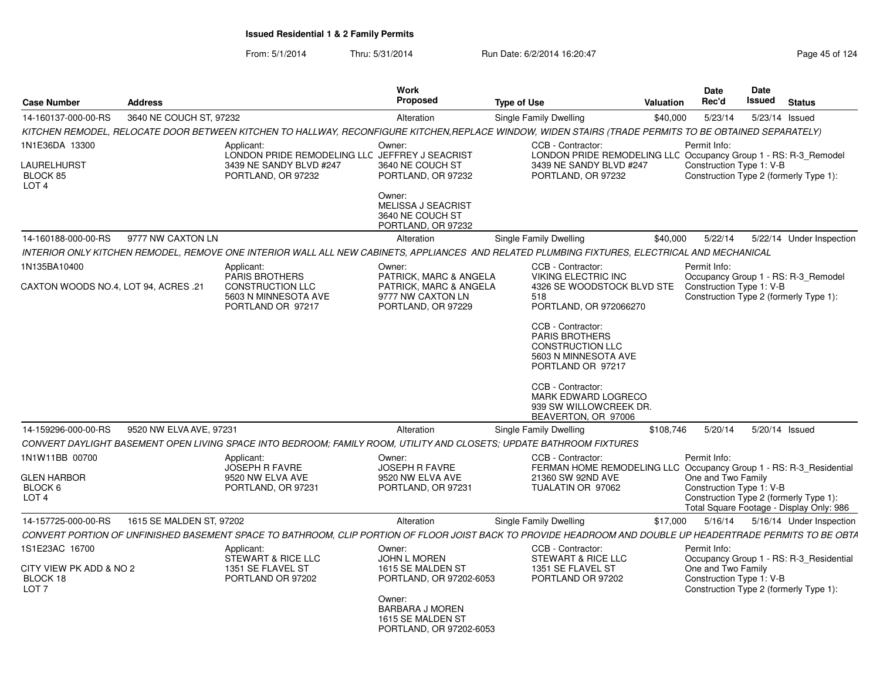## Issued Residential 1 & 2 Family Permits

From: 5/1/2014 Thru: 5/31/2014 Run Date: 6/2/2014 16:20:47

| Case Number | Address | Work Proposed | Type of Use | Valuation | Date Rec'd | Date Issued | Status |
|---|---|---|---|---|---|---|---|
| 14-160137-000-00-RS | 3640 NE COUCH ST, 97232 | Alteration | Single Family Dwelling | $40,000 | 5/23/14 | 5/23/14 | Issued |

*KITCHEN REMODEL, RELOCATE DOOR BETWEEN KITCHEN TO HALLWAY, RECONFIGURE KITCHEN,REPLACE WINDOW, WIDEN STAIRS (TRADE PERMITS TO BE OBTAINED SEPARATELY)*

1N1E36DA 13300
LAURELHURST
BLOCK 85
LOT 4

Applicant:
LONDON PRIDE REMODELING LLC
3439 NE SANDY BLVD #247
PORTLAND, OR 97232

Owner:
JEFFREY J SEACRIST
3640 NE COUCH ST
PORTLAND, OR 97232

Owner:
MELISSA J SEACRIST
3640 NE COUCH ST
PORTLAND, OR 97232

CCB - Contractor:
LONDON PRIDE REMODELING LLC
3439 NE SANDY BLVD #247
PORTLAND, OR 97232

Permit Info:
Occupancy Group 1 - RS: R-3_Remodel
Construction Type 1: V-B
Construction Type 2 (formerly Type 1):

| Case Number | Address | Work Proposed | Type of Use | Valuation | Date Rec'd | Date Issued | Status |
|---|---|---|---|---|---|---|---|
| 14-160188-000-00-RS | 9777 NW CAXTON LN | Alteration | Single Family Dwelling | $40,000 | 5/22/14 | 5/22/14 | Under Inspection |

*INTERIOR ONLY KITCHEN REMODEL, REMOVE ONE INTERIOR WALL ALL NEW CABINETS, APPLIANCES AND RELATED PLUMBING FIXTURES, ELECTRICAL AND MECHANICAL*

1N135BA10400
CAXTON WOODS NO.4, LOT 94, ACRES .21

Applicant:
PARIS BROTHERS CONSTRUCTION LLC
5603 N MINNESOTA AVE
PORTLAND OR 97217

Owner:
PATRICK, MARC & ANGELA
PATRICK, MARC & ANGELA
9777 NW CAXTON LN
PORTLAND, OR 97229

CCB - Contractor:
VIKING ELECTRIC INC
4326 SE WOODSTOCK BLVD STE 518
PORTLAND, OR 972066270

CCB - Contractor:
PARIS BROTHERS CONSTRUCTION LLC
5603 N MINNESOTA AVE
PORTLAND OR 97217

CCB - Contractor:
MARK EDWARD LOGRECO
939 SW WILLOWCREEK DR.
BEAVERTON, OR 97006

Permit Info:
Occupancy Group 1 - RS: R-3_Remodel
Construction Type 1: V-B
Construction Type 2 (formerly Type 1):

| Case Number | Address | Work Proposed | Type of Use | Valuation | Date Rec'd | Date Issued | Status |
|---|---|---|---|---|---|---|---|
| 14-159296-000-00-RS | 9520 NW ELVA AVE, 97231 | Alteration | Single Family Dwelling | $108,746 | 5/20/14 | 5/20/14 | Issued |

*CONVERT DAYLIGHT BASEMENT OPEN LIVING SPACE INTO BEDROOM; FAMILY ROOM, UTILITY AND CLOSETS; UPDATE BATHROOM FIXTURES*

1N1W11BB 00700
GLEN HARBOR
BLOCK 6
LOT 4

Applicant:
JOSEPH R FAVRE
9520 NW ELVA AVE
PORTLAND, OR 97231

Owner:
JOSEPH R FAVRE
9520 NW ELVA AVE
PORTLAND, OR 97231

CCB - Contractor:
FERMAN HOME REMODELING LLC
21360 SW 92ND AVE
TUALATIN OR 97062

Permit Info:
Occupancy Group 1 - RS: R-3_Residential One and Two Family
Construction Type 1: V-B
Construction Type 2 (formerly Type 1):
Total Square Footage - Display Only: 986

| Case Number | Address | Work Proposed | Type of Use | Valuation | Date Rec'd | Date Issued | Status |
|---|---|---|---|---|---|---|---|
| 14-157725-000-00-RS | 1615 SE MALDEN ST, 97202 | Alteration | Single Family Dwelling | $17,000 | 5/16/14 | 5/16/14 | Under Inspection |

*CONVERT PORTION OF UNFINISHED BASEMENT SPACE TO BATHROOM, CLIP PORTION OF FLOOR JOIST BACK TO PROVIDE HEADROOM AND DOUBLE UP HEADERTRADE PERMITS TO BE OBTA*

1S1E23AC 16700
CITY VIEW PK ADD & NO 2
BLOCK 18
LOT 7

Applicant:
STEWART & RICE LLC
1351 SE FLAVEL ST
PORTLAND OR 97202

Owner:
JOHN L MOREN
1615 SE MALDEN ST
PORTLAND, OR 97202-6053

Owner:
BARBARA J MOREN
1615 SE MALDEN ST
PORTLAND, OR 97202-6053

CCB - Contractor:
STEWART & RICE LLC
1351 SE FLAVEL ST
PORTLAND OR 97202

Permit Info:
Occupancy Group 1 - RS: R-3_Residential One and Two Family
Construction Type 1: V-B
Construction Type 2 (formerly Type 1):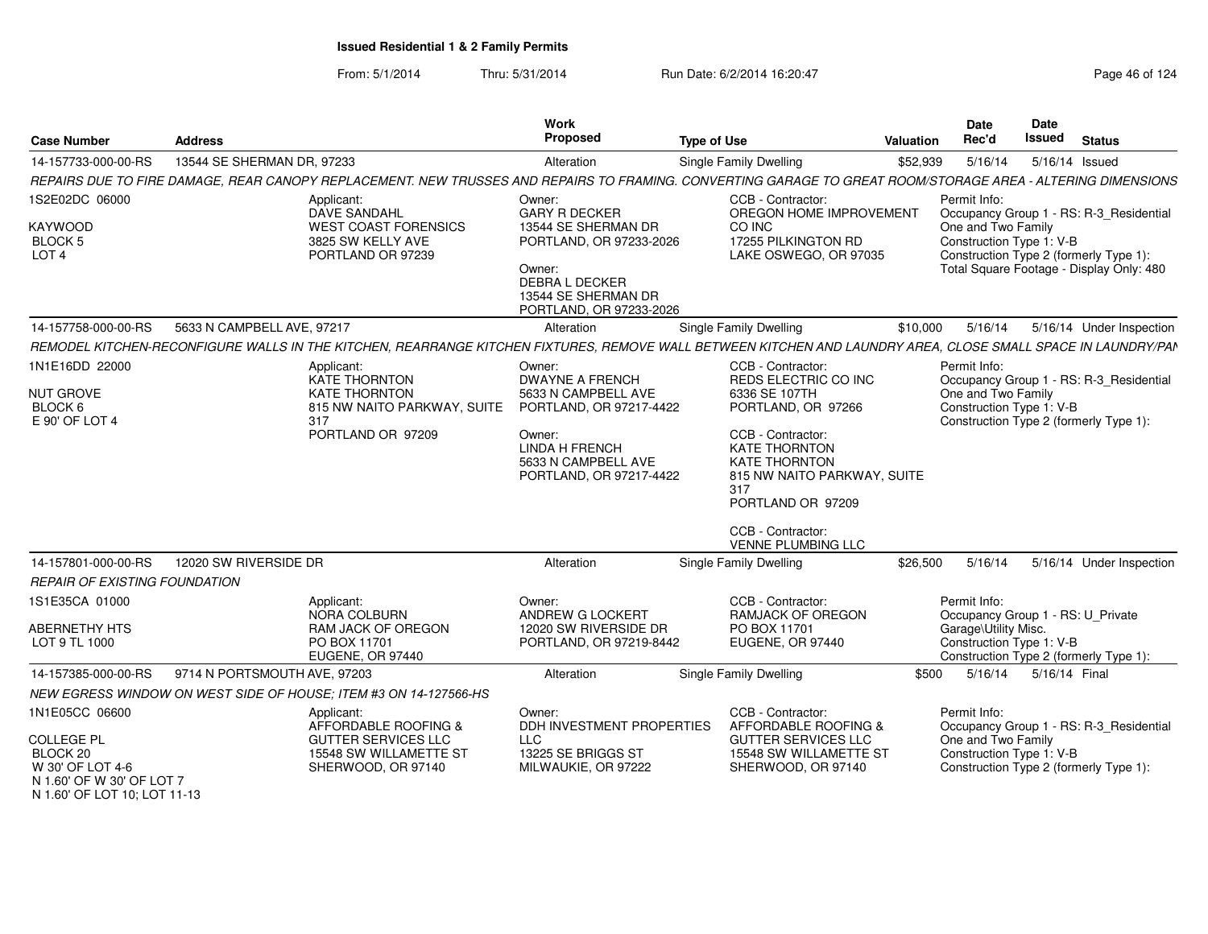## Issued Residential 1 & 2 Family Permits

From: 5/1/2014 Thru: 5/31/2014 Run Date: 6/2/2014 16:20:47

| Case Number | Address | Work Proposed | Type of Use | Valuation | Date Rec'd | Date Issued | Status |
|---|---|---|---|---|---|---|---|
| 14-157733-000-00-RS | 13544 SE SHERMAN DR, 97233 | Alteration | Single Family Dwelling | $52,939 | 5/16/14 | 5/16/14 | Issued |

REPAIRS DUE TO FIRE DAMAGE, REAR CANOPY REPLACEMENT. NEW TRUSSES AND REPAIRS TO FRAMING. CONVERTING GARAGE TO GREAT ROOM/STORAGE AREA - ALTERING DIMENSIONS

1S2E02DC 06000
KAYWOOD
BLOCK 5
LOT 4

Applicant: DAVE SANDAHL, WEST COAST FORENSICS, 3825 SW KELLY AVE, PORTLAND OR 97239

Owner: GARY R DECKER, 13544 SE SHERMAN DR, PORTLAND, OR 97233-2026
Owner: DEBRA L DECKER, 13544 SE SHERMAN DR, PORTLAND, OR 97233-2026

CCB - Contractor: OREGON HOME IMPROVEMENT CO INC, 17255 PILKINGTON RD, LAKE OSWEGO, OR 97035

Permit Info: Occupancy Group 1 - RS: R-3_Residential One and Two Family; Construction Type 1: V-B; Construction Type 2 (formerly Type 1):; Total Square Footage - Display Only: 480

| Case Number | Address | Work Proposed | Type of Use | Valuation | Date Rec'd | Date Issued | Status |
|---|---|---|---|---|---|---|---|
| 14-157758-000-00-RS | 5633 N CAMPBELL AVE, 97217 | Alteration | Single Family Dwelling | $10,000 | 5/16/14 | 5/16/14 | Under Inspection |

REMODEL KITCHEN-RECONFIGURE WALLS IN THE KITCHEN, REARRANGE KITCHEN FIXTURES, REMOVE WALL BETWEEN KITCHEN AND LAUNDRY AREA, CLOSE SMALL SPACE IN LAUNDRY/PAN

1N1E16DD 22000
NUT GROVE
BLOCK 6
E 90' OF LOT 4

Applicant: KATE THORNTON, KATE THORNTON, 815 NW NAITO PARKWAY, SUITE 317, PORTLAND OR 97209

Owner: DWAYNE A FRENCH, 5633 N CAMPBELL AVE, PORTLAND, OR 97217-4422
Owner: LINDA H FRENCH, 5633 N CAMPBELL AVE, PORTLAND, OR 97217-4422

CCB - Contractor: REDS ELECTRIC CO INC, 6336 SE 107TH, PORTLAND, OR 97266
CCB - Contractor: KATE THORNTON, KATE THORNTON, 815 NW NAITO PARKWAY, SUITE 317, PORTLAND OR 97209
CCB - Contractor: VENNE PLUMBING LLC

Permit Info: Occupancy Group 1 - RS: R-3_Residential One and Two Family; Construction Type 1: V-B; Construction Type 2 (formerly Type 1):

| Case Number | Address | Work Proposed | Type of Use | Valuation | Date Rec'd | Date Issued | Status |
|---|---|---|---|---|---|---|---|
| 14-157801-000-00-RS | 12020 SW RIVERSIDE DR | Alteration | Single Family Dwelling | $26,500 | 5/16/14 | 5/16/14 | Under Inspection |

REPAIR OF EXISTING FOUNDATION

1S1E35CA 01000
ABERNETHY HTS
LOT 9 TL 1000

Applicant: NORA COLBURN, RAM JACK OF OREGON, PO BOX 11701, EUGENE, OR 97440

Owner: ANDREW G LOCKERT, 12020 SW RIVERSIDE DR, PORTLAND, OR 97219-8442

CCB - Contractor: RAMJACK OF OREGON, PO BOX 11701, EUGENE, OR 97440

Permit Info: Occupancy Group 1 - RS: U_Private Garage\Utility Misc.; Construction Type 1: V-B; Construction Type 2 (formerly Type 1):

| Case Number | Address | Work Proposed | Type of Use | Valuation | Date Rec'd | Date Issued | Status |
|---|---|---|---|---|---|---|---|
| 14-157385-000-00-RS | 9714 N PORTSMOUTH AVE, 97203 | Alteration | Single Family Dwelling | $500 | 5/16/14 | 5/16/14 | Final |

NEW EGRESS WINDOW ON WEST SIDE OF HOUSE; ITEM #3 ON 14-127566-HS

1N1E05CC 06600
COLLEGE PL
BLOCK 20
W 30' OF LOT 4-6
N 1.60' OF W 30' OF LOT 7
N 1.60' OF LOT 10; LOT 11-13

Applicant: AFFORDABLE ROOFING & GUTTER SERVICES LLC, 15548 SW WILLAMETTE ST, SHERWOOD, OR 97140

Owner: DDH INVESTMENT PROPERTIES LLC, 13225 SE BRIGGS ST, MILWAUKIE, OR 97222

CCB - Contractor: AFFORDABLE ROOFING & GUTTER SERVICES LLC, 15548 SW WILLAMETTE ST, SHERWOOD, OR 97140

Permit Info: Occupancy Group 1 - RS: R-3_Residential One and Two Family; Construction Type 1: V-B; Construction Type 2 (formerly Type 1):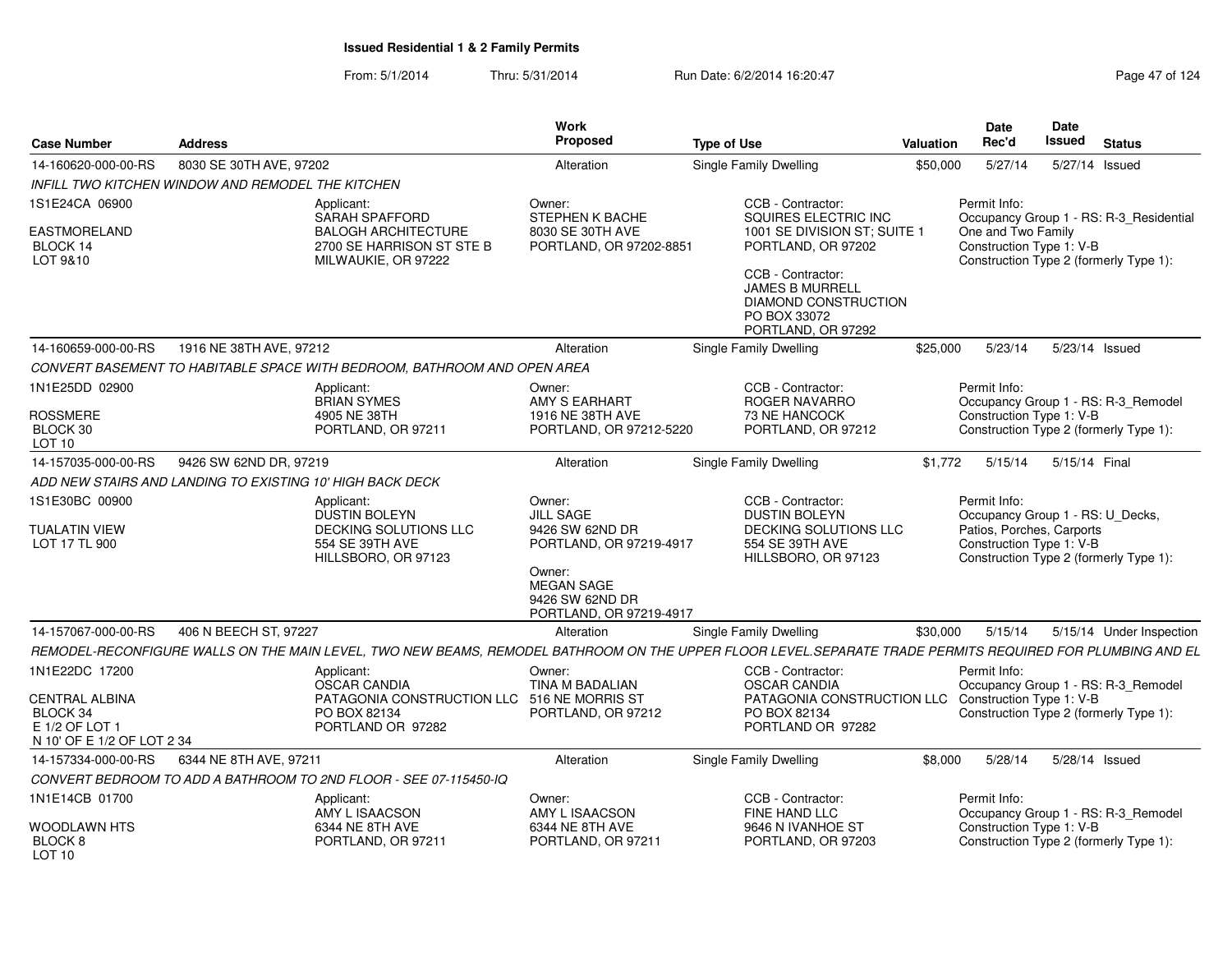**Issued Residential 1 & 2 Family Permits**

From: 5/1/2014 Thru: 5/31/2014 Run Date: 6/2/2014 16:20:47

| Case Number | Address | Work Proposed | Type of Use | Valuation | Date Rec'd | Date Issued | Status |
|---|---|---|---|---|---|---|---|
| 14-160620-000-00-RS | 8030 SE 30TH AVE, 97202 | Alteration | Single Family Dwelling | $50,000 | 5/27/14 | 5/27/14 | Issued |

*INFILL TWO KITCHEN WINDOW AND REMODEL THE KITCHEN*

1S1E24CA 06900
EASTMORELAND
BLOCK 14
LOT 9&10

Applicant: SARAH SPAFFORD, BALOGH ARCHITECTURE, 2700 SE HARRISON ST STE B, MILWAUKIE, OR 97222

Owner: STEPHEN K BACHE, 8030 SE 30TH AVE, PORTLAND, OR 97202-8851

CCB - Contractor: SQUIRES ELECTRIC INC, 1001 SE DIVISION ST; SUITE 1, PORTLAND, OR 97202

CCB - Contractor: JAMES B MURRELL, DIAMOND CONSTRUCTION, PO BOX 33072, PORTLAND, OR 97292

Permit Info: Occupancy Group 1 - RS: R-3_Residential One and Two Family; Construction Type 1: V-B; Construction Type 2 (formerly Type 1):

| Case Number | Address | Work Proposed | Type of Use | Valuation | Date Rec'd | Date Issued | Status |
|---|---|---|---|---|---|---|---|
| 14-160659-000-00-RS | 1916 NE 38TH AVE, 97212 | Alteration | Single Family Dwelling | $25,000 | 5/23/14 | 5/23/14 | Issued |

*CONVERT BASEMENT TO HABITABLE SPACE WITH BEDROOM, BATHROOM AND OPEN AREA*

1N1E25DD 02900
ROSSMERE
BLOCK 30
LOT 10

Applicant: BRIAN SYMES, 4905 NE 38TH, PORTLAND, OR 97211

Owner: AMY S EARHART, 1916 NE 38TH AVE, PORTLAND, OR 97212-5220

CCB - Contractor: ROGER NAVARRO, 73 NE HANCOCK, PORTLAND, OR 97212

Permit Info: Occupancy Group 1 - RS: R-3_Remodel; Construction Type 1: V-B; Construction Type 2 (formerly Type 1):

| Case Number | Address | Work Proposed | Type of Use | Valuation | Date Rec'd | Date Issued | Status |
|---|---|---|---|---|---|---|---|
| 14-157035-000-00-RS | 9426 SW 62ND DR, 97219 | Alteration | Single Family Dwelling | $1,772 | 5/15/14 | 5/15/14 | Final |

*ADD NEW STAIRS AND LANDING TO EXISTING 10' HIGH BACK DECK*

1S1E30BC 00900
TUALATIN VIEW
LOT 17 TL 900

Applicant: DUSTIN BOLEYN, DECKING SOLUTIONS LLC, 554 SE 39TH AVE, HILLSBORO, OR 97123

Owner: JILL SAGE, 9426 SW 62ND DR, PORTLAND, OR 97219-4917

Owner: MEGAN SAGE, 9426 SW 62ND DR, PORTLAND, OR 97219-4917

CCB - Contractor: DUSTIN BOLEYN, DECKING SOLUTIONS LLC, 554 SE 39TH AVE, HILLSBORO, OR 97123

Permit Info: Occupancy Group 1 - RS: U_Decks, Patios, Porches, Carports; Construction Type 1: V-B; Construction Type 2 (formerly Type 1):

| Case Number | Address | Work Proposed | Type of Use | Valuation | Date Rec'd | Date Issued | Status |
|---|---|---|---|---|---|---|---|
| 14-157067-000-00-RS | 406 N BEECH ST, 97227 | Alteration | Single Family Dwelling | $30,000 | 5/15/14 | 5/15/14 | Under Inspection |

*REMODEL-RECONFIGURE WALLS ON THE MAIN LEVEL, TWO NEW BEAMS, REMODEL BATHROOM ON THE UPPER FLOOR LEVEL.SEPARATE TRADE PERMITS REQUIRED FOR PLUMBING AND EL*

1N1E22DC 17200
CENTRAL ALBINA
BLOCK 34
E 1/2 OF LOT 1
N 10' OF E 1/2 OF LOT 2 34

Applicant: OSCAR CANDIA, PATAGONIA CONSTRUCTION LLC, PO BOX 82134, PORTLAND OR 97282

Owner: TINA M BADALIAN, 516 NE MORRIS ST, PORTLAND, OR 97212

CCB - Contractor: OSCAR CANDIA, PATAGONIA CONSTRUCTION LLC, PO BOX 82134, PORTLAND OR 97282

Permit Info: Occupancy Group 1 - RS: R-3_Remodel; Construction Type 1: V-B; Construction Type 2 (formerly Type 1):

| Case Number | Address | Work Proposed | Type of Use | Valuation | Date Rec'd | Date Issued | Status |
|---|---|---|---|---|---|---|---|
| 14-157334-000-00-RS | 6344 NE 8TH AVE, 97211 | Alteration | Single Family Dwelling | $8,000 | 5/28/14 | 5/28/14 | Issued |

*CONVERT BEDROOM TO ADD A BATHROOM TO 2ND FLOOR - SEE 07-115450-IQ*

1N1E14CB 01700
WOODLAWN HTS
BLOCK 8
LOT 10

Applicant: AMY L ISAACSON, 6344 NE 8TH AVE, PORTLAND, OR 97211

Owner: AMY L ISAACSON, 6344 NE 8TH AVE, PORTLAND, OR 97211

CCB - Contractor: FINE HAND LLC, 9646 N IVANHOE ST, PORTLAND, OR 97203

Permit Info: Occupancy Group 1 - RS: R-3_Remodel; Construction Type 1: V-B; Construction Type 2 (formerly Type 1):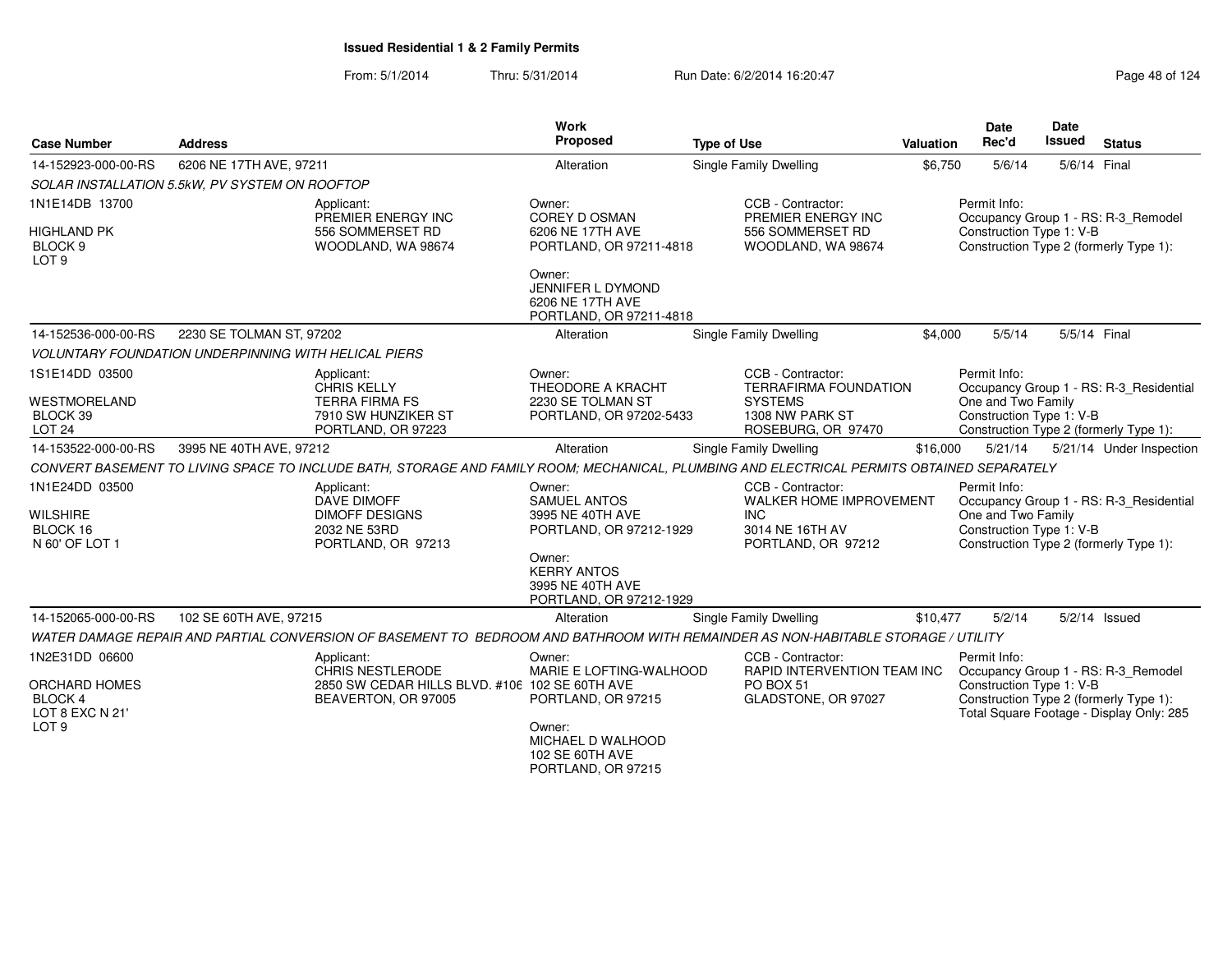**Issued Residential 1 & 2 Family Permits**

From: 5/1/2014 Thru: 5/31/2014 Run Date: 6/2/2014 16:20:47

| Case Number | Address | Work Proposed | Type of Use | Valuation | Date Rec'd | Date Issued | Status |
|---|---|---|---|---|---|---|---|
| 14-152923-000-00-RS | 6206 NE 17TH AVE, 97211 | Alteration | Single Family Dwelling | $6,750 | 5/6/14 | 5/6/14 | Final |

*SOLAR INSTALLATION 5.5kW, PV SYSTEM ON ROOFTOP*

1N1E14DB 13700
HIGHLAND PK
BLOCK 9
LOT 9

Applicant:
PREMIER ENERGY INC
556 SOMMERSET RD
WOODLAND, WA 98674

Owner:
COREY D OSMAN
6206 NE 17TH AVE
PORTLAND, OR 97211-4818

Owner:
JENNIFER L DYMOND
6206 NE 17TH AVE
PORTLAND, OR 97211-4818

CCB - Contractor:
PREMIER ENERGY INC
556 SOMMERSET RD
WOODLAND, WA 98674

Permit Info:
Occupancy Group 1 - RS: R-3_Remodel
Construction Type 1: V-B
Construction Type 2 (formerly Type 1):

| Case Number | Address | Work Proposed | Type of Use | Valuation | Date Rec'd | Date Issued | Status |
|---|---|---|---|---|---|---|---|
| 14-152536-000-00-RS | 2230 SE TOLMAN ST, 97202 | Alteration | Single Family Dwelling | $4,000 | 5/5/14 | 5/5/14 | Final |

*VOLUNTARY FOUNDATION UNDERPINNING WITH HELICAL PIERS*

1S1E14DD 03500
WESTMORELAND
BLOCK 39
LOT 24

Applicant:
CHRIS KELLY
TERRA FIRMA FS
7910 SW HUNZIKER ST
PORTLAND, OR 97223

Owner:
THEODORE A KRACHT
2230 SE TOLMAN ST
PORTLAND, OR 97202-5433

CCB - Contractor:
TERRAFIRMA FOUNDATION SYSTEMS
1308 NW PARK ST
ROSEBURG, OR 97470

Permit Info:
Occupancy Group 1 - RS: R-3_Residential One and Two Family
Construction Type 1: V-B
Construction Type 2 (formerly Type 1):

| Case Number | Address | Work Proposed | Type of Use | Valuation | Date Rec'd | Date Issued | Status |
|---|---|---|---|---|---|---|---|
| 14-153522-000-00-RS | 3995 NE 40TH AVE, 97212 | Alteration | Single Family Dwelling | $16,000 | 5/21/14 | 5/21/14 | Under Inspection |

*CONVERT BASEMENT TO LIVING SPACE TO INCLUDE BATH, STORAGE AND FAMILY ROOM; MECHANICAL, PLUMBING AND ELECTRICAL PERMITS OBTAINED SEPARATELY*

1N1E24DD 03500
WILSHIRE
BLOCK 16
N 60' OF LOT 1

Applicant:
DAVE DIMOFF
DIMOFF DESIGNS
2032 NE 53RD
PORTLAND, OR 97213

Owner:
SAMUEL ANTOS
3995 NE 40TH AVE
PORTLAND, OR 97212-1929

Owner:
KERRY ANTOS
3995 NE 40TH AVE
PORTLAND, OR 97212-1929

CCB - Contractor:
WALKER HOME IMPROVEMENT INC
3014 NE 16TH AV
PORTLAND, OR 97212

Permit Info:
Occupancy Group 1 - RS: R-3_Residential One and Two Family
Construction Type 1: V-B
Construction Type 2 (formerly Type 1):

| Case Number | Address | Work Proposed | Type of Use | Valuation | Date Rec'd | Date Issued | Status |
|---|---|---|---|---|---|---|---|
| 14-152065-000-00-RS | 102 SE 60TH AVE, 97215 | Alteration | Single Family Dwelling | $10,477 | 5/2/14 | 5/2/14 | Issued |

*WATER DAMAGE REPAIR AND PARTIAL CONVERSION OF BASEMENT TO BEDROOM AND BATHROOM WITH REMAINDER AS NON-HABITABLE STORAGE / UTILITY*

1N2E31DD 06600
ORCHARD HOMES
BLOCK 4
LOT 8 EXC N 21'
LOT 9

Applicant:
CHRIS NESTLERODE
2850 SW CEDAR HILLS BLVD. #106
BEAVERTON, OR 97005

Owner:
MARIE E LOFTING-WALHOOD
102 SE 60TH AVE
PORTLAND, OR 97215

Owner:
MICHAEL D WALHOOD
102 SE 60TH AVE
PORTLAND, OR 97215

CCB - Contractor:
RAPID INTERVENTION TEAM INC
PO BOX 51
GLADSTONE, OR 97027

Permit Info:
Occupancy Group 1 - RS: R-3_Remodel
Construction Type 1: V-B
Construction Type 2 (formerly Type 1):
Total Square Footage - Display Only: 285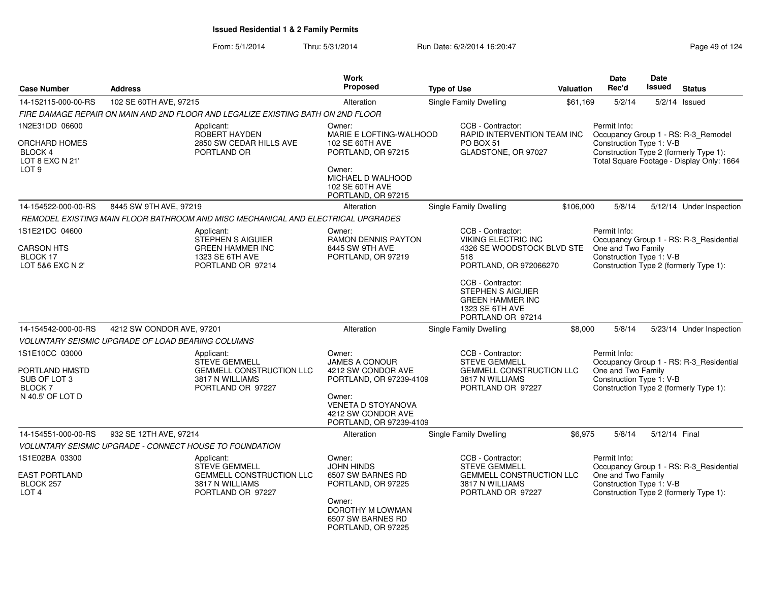# Issued Residential 1 & 2 Family Permits

From: 5/1/2014 Thru: 5/31/2014 Run Date: 6/2/2014 16:20:47

| Case Number | Address | Work Proposed | Type of Use | Valuation | Date Rec'd | Date Issued | Status |
|---|---|---|---|---|---|---|---|
| 14-152115-000-00-RS | 102 SE 60TH AVE, 97215 | Alteration | Single Family Dwelling | $61,169 | 5/2/14 | 5/2/14 | Issued |

*FIRE DAMAGE REPAIR ON MAIN AND 2ND FLOOR AND LEGALIZE EXISTING BATH ON 2ND FLOOR*

1N2E31DD 06600
ORCHARD HOMES
BLOCK 4
LOT 8 EXC N 21'
LOT 9

Applicant:
ROBERT HAYDEN
2850 SW CEDAR HILLS AVE
PORTLAND OR

Owner:
MARIE E LOFTING-WALHOOD
102 SE 60TH AVE
PORTLAND, OR 97215

Owner:
MICHAEL D WALHOOD
102 SE 60TH AVE
PORTLAND, OR 97215

CCB - Contractor:
RAPID INTERVENTION TEAM INC
PO BOX 51
GLADSTONE, OR 97027

Permit Info:
Occupancy Group 1 - RS: R-3_Remodel
Construction Type 1: V-B
Construction Type 2 (formerly Type 1):
Total Square Footage - Display Only: 1664

---

| Case Number | Address | Work Proposed | Type of Use | Valuation | Date Rec'd | Date Issued | Status |
|---|---|---|---|---|---|---|---|
| 14-154522-000-00-RS | 8445 SW 9TH AVE, 97219 | Alteration | Single Family Dwelling | $106,000 | 5/8/14 | 5/12/14 | Under Inspection |

*REMODEL EXISTING MAIN FLOOR BATHROOM AND MISC MECHANICAL AND ELECTRICAL UPGRADES*

1S1E21DC 04600
CARSON HTS
BLOCK 17
LOT 5&6 EXC N 2'

Applicant:
STEPHEN S AIGUIER
GREEN HAMMER INC
1323 SE 6TH AVE
PORTLAND OR 97214

Owner:
RAMON DENNIS PAYTON
8445 SW 9TH AVE
PORTLAND, OR 97219

CCB - Contractor:
VIKING ELECTRIC INC
4326 SE WOODSTOCK BLVD STE 518
PORTLAND, OR 972066270

CCB - Contractor:
STEPHEN S AIGUIER
GREEN HAMMER INC
1323 SE 6TH AVE
PORTLAND OR 97214

Permit Info:
Occupancy Group 1 - RS: R-3_Residential One and Two Family
Construction Type 1: V-B
Construction Type 2 (formerly Type 1):

---

| Case Number | Address | Work Proposed | Type of Use | Valuation | Date Rec'd | Date Issued | Status |
|---|---|---|---|---|---|---|---|
| 14-154542-000-00-RS | 4212 SW CONDOR AVE, 97201 | Alteration | Single Family Dwelling | $8,000 | 5/8/14 | 5/23/14 | Under Inspection |

*VOLUNTARY SEISMIC UPGRADE OF LOAD BEARING COLUMNS*

1S1E10CC 03000
PORTLAND HMSTD
SUB OF LOT 3
BLOCK 7
N 40.5' OF LOT D

Applicant:
STEVE GEMMELL
GEMMELL CONSTRUCTION LLC
3817 N WILLIAMS
PORTLAND OR 97227

Owner:
JAMES A CONOUR
4212 SW CONDOR AVE
PORTLAND, OR 97239-4109

Owner:
VENETA D STOYANOVA
4212 SW CONDOR AVE
PORTLAND, OR 97239-4109

CCB - Contractor:
STEVE GEMMELL
GEMMELL CONSTRUCTION LLC
3817 N WILLIAMS
PORTLAND OR 97227

Permit Info:
Occupancy Group 1 - RS: R-3_Residential One and Two Family
Construction Type 1: V-B
Construction Type 2 (formerly Type 1):

---

| Case Number | Address | Work Proposed | Type of Use | Valuation | Date Rec'd | Date Issued | Status |
|---|---|---|---|---|---|---|---|
| 14-154551-000-00-RS | 932 SE 12TH AVE, 97214 | Alteration | Single Family Dwelling | $6,975 | 5/8/14 | 5/12/14 | Final |

*VOLUNTARY SEISMIC UPGRADE - CONNECT HOUSE TO FOUNDATION*

1S1E02BA 03300
EAST PORTLAND
BLOCK 257
LOT 4

Applicant:
STEVE GEMMELL
GEMMELL CONSTRUCTION LLC
3817 N WILLIAMS
PORTLAND OR 97227

Owner:
JOHN HINDS
6507 SW BARNES RD
PORTLAND, OR 97225

Owner:
DOROTHY M LOWMAN
6507 SW BARNES RD
PORTLAND, OR 97225

CCB - Contractor:
STEVE GEMMELL
GEMMELL CONSTRUCTION LLC
3817 N WILLIAMS
PORTLAND OR 97227

Permit Info:
Occupancy Group 1 - RS: R-3_Residential One and Two Family
Construction Type 1: V-B
Construction Type 2 (formerly Type 1):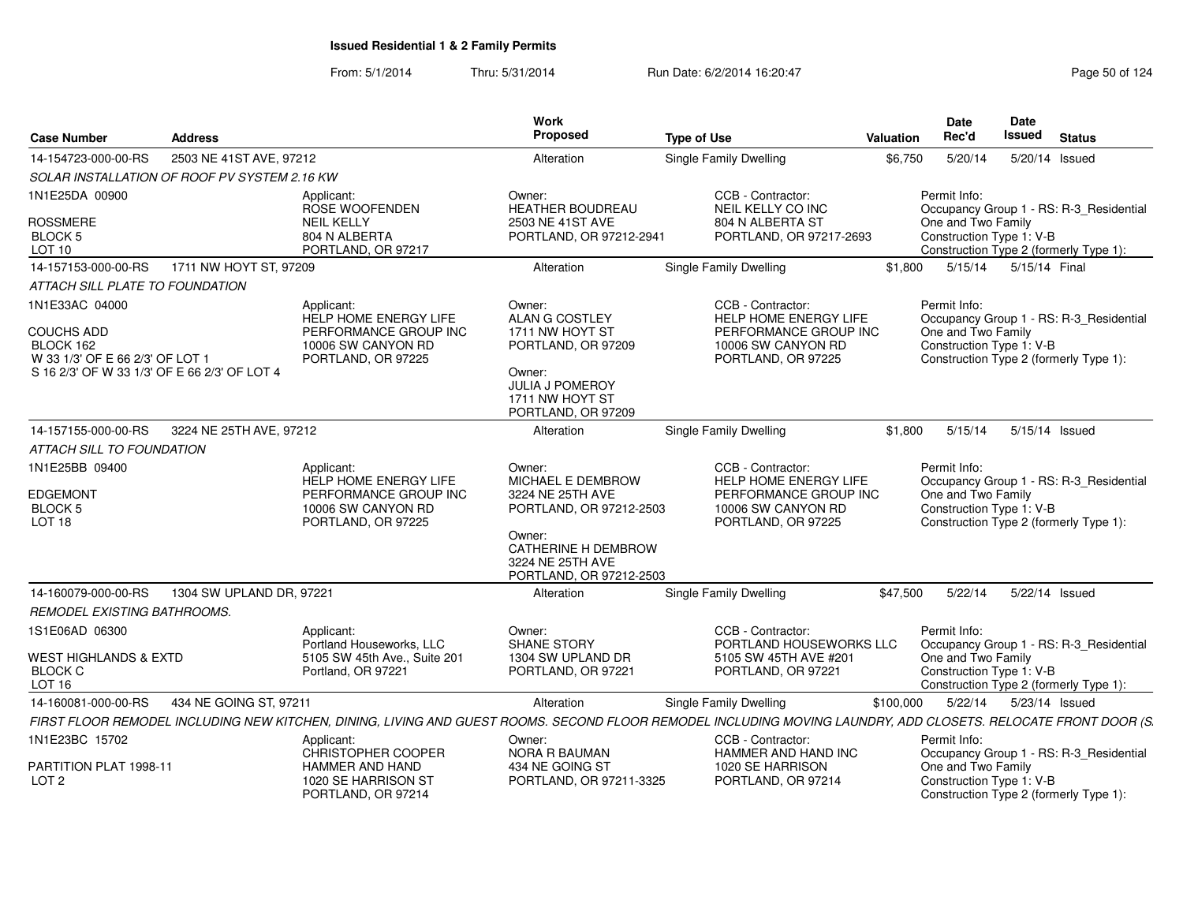# Issued Residential 1 & 2 Family Permits

From: 5/1/2014 Thru: 5/31/2014 Run Date: 6/2/2014 16:20:47

| Case Number | Address | Work Proposed | Type of Use | Valuation | Date Rec'd | Date Issued | Status |
|---|---|---|---|---|---|---|---|
| 14-154723-000-00-RS | 2503 NE 41ST AVE, 97212 | Alteration | Single Family Dwelling | $6,750 | 5/20/14 | 5/20/14 | Issued |

*SOLAR INSTALLATION OF ROOF PV SYSTEM 2.16 KW*

1N1E25DA 00900
ROSSMERE
BLOCK 5
LOT 10

Applicant: ROSE WOOFENDEN, NEIL KELLY, 804 N ALBERTA, PORTLAND, OR 97217

Owner: HEATHER BOUDREAU, 2503 NE 41ST AVE, PORTLAND, OR 97212-2941

CCB - Contractor: NEIL KELLY CO INC, 804 N ALBERTA ST, PORTLAND, OR 97217-2693

Permit Info: Occupancy Group 1 - RS: R-3_Residential One and Two Family; Construction Type 1: V-B; Construction Type 2 (formerly Type 1):

| Case Number | Address | Work Proposed | Type of Use | Valuation | Date Rec'd | Date Issued | Status |
|---|---|---|---|---|---|---|---|
| 14-157153-000-00-RS | 1711 NW HOYT ST, 97209 | Alteration | Single Family Dwelling | $1,800 | 5/15/14 | 5/15/14 | Final |

*ATTACH SILL PLATE TO FOUNDATION*

1N1E33AC 04000
COUCHS ADD
BLOCK 162
W 33 1/3' OF E 66 2/3' OF LOT 1
S 16 2/3' OF W 33 1/3' OF E 66 2/3' OF LOT 4

Applicant: HELP HOME ENERGY LIFE PERFORMANCE GROUP INC, 10006 SW CANYON RD, PORTLAND, OR 97225

Owner: ALAN G COSTLEY, 1711 NW HOYT ST, PORTLAND, OR 97209

Owner: JULIA J POMEROY, 1711 NW HOYT ST, PORTLAND, OR 97209

CCB - Contractor: HELP HOME ENERGY LIFE PERFORMANCE GROUP INC, 10006 SW CANYON RD, PORTLAND, OR 97225

Permit Info: Occupancy Group 1 - RS: R-3_Residential One and Two Family; Construction Type 1: V-B; Construction Type 2 (formerly Type 1):

| Case Number | Address | Work Proposed | Type of Use | Valuation | Date Rec'd | Date Issued | Status |
|---|---|---|---|---|---|---|---|
| 14-157155-000-00-RS | 3224 NE 25TH AVE, 97212 | Alteration | Single Family Dwelling | $1,800 | 5/15/14 | 5/15/14 | Issued |

*ATTACH SILL TO FOUNDATION*

1N1E25BB 09400
EDGEMONT
BLOCK 5
LOT 18

Applicant: HELP HOME ENERGY LIFE PERFORMANCE GROUP INC, 10006 SW CANYON RD, PORTLAND, OR 97225

Owner: MICHAEL E DEMBROW, 3224 NE 25TH AVE, PORTLAND, OR 97212-2503

Owner: CATHERINE H DEMBROW, 3224 NE 25TH AVE, PORTLAND, OR 97212-2503

CCB - Contractor: HELP HOME ENERGY LIFE PERFORMANCE GROUP INC, 10006 SW CANYON RD, PORTLAND, OR 97225

Permit Info: Occupancy Group 1 - RS: R-3_Residential One and Two Family; Construction Type 1: V-B; Construction Type 2 (formerly Type 1):

| Case Number | Address | Work Proposed | Type of Use | Valuation | Date Rec'd | Date Issued | Status |
|---|---|---|---|---|---|---|---|
| 14-160079-000-00-RS | 1304 SW UPLAND DR, 97221 | Alteration | Single Family Dwelling | $47,500 | 5/22/14 | 5/22/14 | Issued |

*REMODEL EXISTING BATHROOMS.*

1S1E06AD 06300
WEST HIGHLANDS & EXTD
BLOCK C
LOT 16

Applicant: Portland Houseworks, LLC, 5105 SW 45th Ave., Suite 201, Portland, OR 97221

Owner: SHANE STORY, 1304 SW UPLAND DR, PORTLAND, OR 97221

CCB - Contractor: PORTLAND HOUSEWORKS LLC, 5105 SW 45TH AVE #201, PORTLAND, OR 97221

Permit Info: Occupancy Group 1 - RS: R-3_Residential One and Two Family; Construction Type 1: V-B; Construction Type 2 (formerly Type 1):

| Case Number | Address | Work Proposed | Type of Use | Valuation | Date Rec'd | Date Issued | Status |
|---|---|---|---|---|---|---|---|
| 14-160081-000-00-RS | 434 NE GOING ST, 97211 | Alteration | Single Family Dwelling | $100,000 | 5/22/14 | 5/23/14 | Issued |

*FIRST FLOOR REMODEL INCLUDING NEW KITCHEN, DINING, LIVING AND GUEST ROOMS. SECOND FLOOR REMODEL INCLUDING MOVING LAUNDRY, ADD CLOSETS. RELOCATE FRONT DOOR (S*

1N1E23BC 15702
PARTITION PLAT 1998-11
LOT 2

Applicant: CHRISTOPHER COOPER, HAMMER AND HAND, 1020 SE HARRISON ST, PORTLAND, OR 97214

Owner: NORA R BAUMAN, 434 NE GOING ST, PORTLAND, OR 97211-3325

CCB - Contractor: HAMMER AND HAND INC, 1020 SE HARRISON, PORTLAND, OR 97214

Permit Info: Occupancy Group 1 - RS: R-3_Residential One and Two Family; Construction Type 1: V-B; Construction Type 2 (formerly Type 1):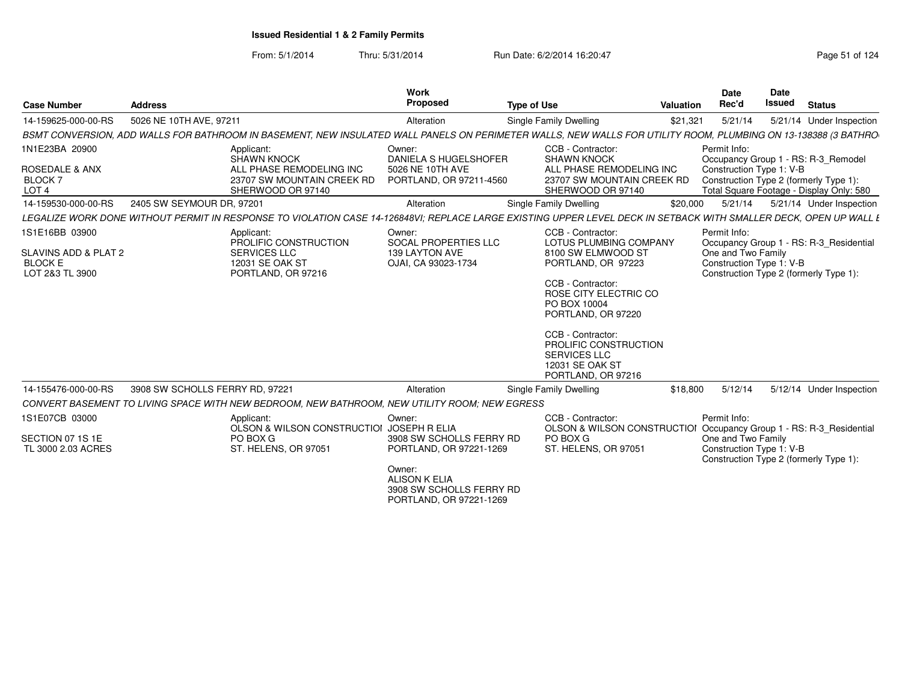**Issued Residential 1 & 2 Family Permits**

From: 5/1/2014 Thru: 5/31/2014 Run Date: 6/2/2014 16:20:47

| Case Number | Address | Work Proposed | Type of Use | Valuation | Date Rec'd | Date Issued | Status |
|---|---|---|---|---|---|---|---|
| 14-159625-000-00-RS | 5026 NE 10TH AVE, 97211 | Alteration | Single Family Dwelling | $21,321 | 5/21/14 | 5/21/14 | Under Inspection |

BSMT CONVERSION, ADD WALLS FOR BATHROOM IN BASEMENT, NEW INSULATED WALL PANELS ON PERIMETER WALLS, NEW WALLS FOR UTILITY ROOM, PLUMBING ON 13-138388 (3 BATHRO

1N1E23BA 20900
ROSEDALE & ANX
BLOCK 7
LOT 4

Applicant:
SHAWN KNOCK
ALL PHASE REMODELING INC
23707 SW MOUNTAIN CREEK RD
SHERWOOD OR 97140

Owner:
DANIELA S HUGELSHOFER
5026 NE 10TH AVE
PORTLAND, OR 97211-4560

CCB - Contractor:
SHAWN KNOCK
ALL PHASE REMODELING INC
23707 SW MOUNTAIN CREEK RD
SHERWOOD OR 97140

Permit Info:
Occupancy Group 1 - RS: R-3_Remodel
Construction Type 1: V-B
Construction Type 2 (formerly Type 1):
Total Square Footage - Display Only: 580

| Case Number | Address | Work Proposed | Type of Use | Valuation | Date Rec'd | Date Issued | Status |
|---|---|---|---|---|---|---|---|
| 14-159530-000-00-RS | 2405 SW SEYMOUR DR, 97201 | Alteration | Single Family Dwelling | $20,000 | 5/21/14 | 5/21/14 | Under Inspection |

LEGALIZE WORK DONE WITHOUT PERMIT IN RESPONSE TO VIOLATION CASE 14-126848VI; REPLACE LARGE EXISTING UPPER LEVEL DECK IN SETBACK WITH SMALLER DECK, OPEN UP WALL E

1S1E16BB 03900
SLAVINS ADD & PLAT 2
BLOCK E
LOT 2&3 TL 3900

Applicant:
PROLIFIC CONSTRUCTION
SERVICES LLC
12031 SE OAK ST
PORTLAND, OR 97216

Owner:
SOCAL PROPERTIES LLC
139 LAYTON AVE
OJAI, CA 93023-1734

CCB - Contractor:
LOTUS PLUMBING COMPANY
8100 SW ELMWOOD ST
PORTLAND, OR 97223

CCB - Contractor:
ROSE CITY ELECTRIC CO
PO BOX 10004
PORTLAND, OR 97220

CCB - Contractor:
PROLIFIC CONSTRUCTION
SERVICES LLC
12031 SE OAK ST
PORTLAND, OR 97216

Permit Info:
Occupancy Group 1 - RS: R-3_Residential
One and Two Family
Construction Type 1: V-B
Construction Type 2 (formerly Type 1):

| Case Number | Address | Work Proposed | Type of Use | Valuation | Date Rec'd | Date Issued | Status |
|---|---|---|---|---|---|---|---|
| 14-155476-000-00-RS | 3908 SW SCHOLLS FERRY RD, 97221 | Alteration | Single Family Dwelling | $18,800 | 5/12/14 | 5/12/14 | Under Inspection |

CONVERT BASEMENT TO LIVING SPACE WITH NEW BEDROOM, NEW BATHROOM, NEW UTILITY ROOM; NEW EGRESS

1S1E07CB 03000
SECTION 07 1S 1E
TL 3000 2.03 ACRES

Applicant:
OLSON & WILSON CONSTRUCTIOI
PO BOX G
ST. HELENS, OR 97051

Owner:
JOSEPH R ELIA
3908 SW SCHOLLS FERRY RD
PORTLAND, OR 97221-1269

Owner:
ALISON K ELIA
3908 SW SCHOLLS FERRY RD
PORTLAND, OR 97221-1269

CCB - Contractor:
OLSON & WILSON CONSTRUCTIOI
PO BOX G
ST. HELENS, OR 97051

Permit Info:
Occupancy Group 1 - RS: R-3_Residential
One and Two Family
Construction Type 1: V-B
Construction Type 2 (formerly Type 1):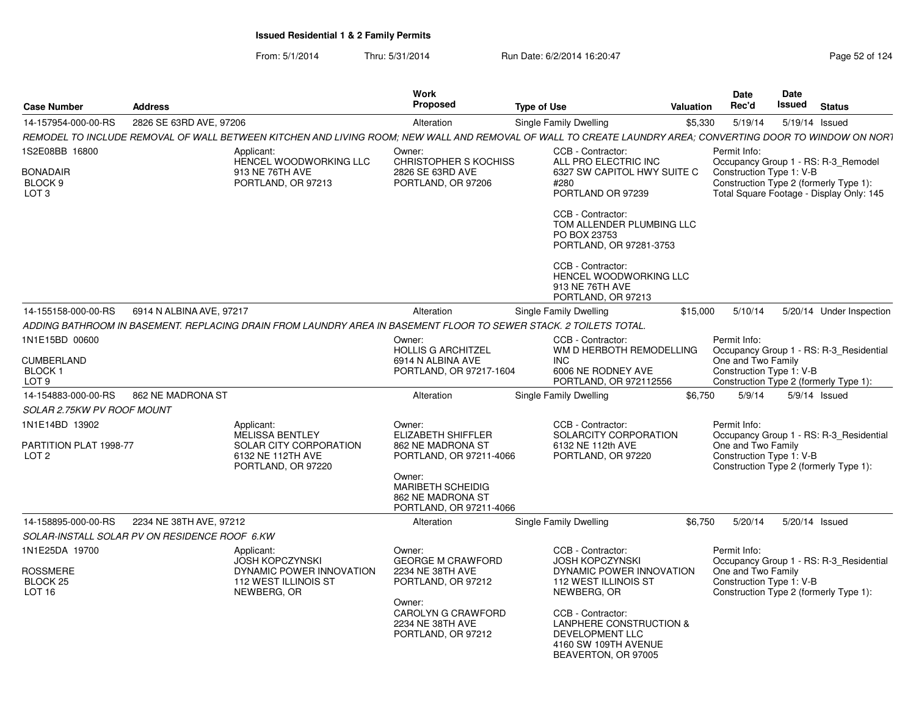# Issued Residential 1 & 2 Family Permits

From: 5/1/2014 Thru: 5/31/2014 Run Date: 6/2/2014 16:20:47

| Case Number | Address | Work Proposed | Type of Use | Valuation | Date Rec'd | Date Issued | Status |
|---|---|---|---|---|---|---|---|
| 14-157954-000-00-RS | 2826 SE 63RD AVE, 97206 | Alteration | Single Family Dwelling | $5,330 | 5/19/14 | 5/19/14 | Issued |

*REMODEL TO INCLUDE REMOVAL OF WALL BETWEEN KITCHEN AND LIVING ROOM; NEW WALL AND REMOVAL OF WALL TO CREATE LAUNDRY AREA; CONVERTING DOOR TO WINDOW ON NORT*

1S2E08BB 16800
BONADAIR
BLOCK 9
LOT 3

Applicant:
HENCEL WOODWORKING LLC
913 NE 76TH AVE
PORTLAND, OR 97213

Owner:
CHRISTOPHER S KOCHISS
2826 SE 63RD AVE
PORTLAND, OR 97206

CCB - Contractor:
ALL PRO ELECTRIC INC
6327 SW CAPITOL HWY SUITE C #280
PORTLAND OR 97239

CCB - Contractor:
TOM ALLENDER PLUMBING LLC
PO BOX 23753
PORTLAND, OR 97281-3753

CCB - Contractor:
HENCEL WOODWORKING LLC
913 NE 76TH AVE
PORTLAND, OR 97213

Permit Info:
Occupancy Group 1 - RS: R-3_Remodel
Construction Type 1: V-B
Construction Type 2 (formerly Type 1):
Total Square Footage - Display Only: 145

| Case Number | Address | Work Proposed | Type of Use | Valuation | Date Rec'd | Date Issued | Status |
|---|---|---|---|---|---|---|---|
| 14-155158-000-00-RS | 6914 N ALBINA AVE, 97217 | Alteration | Single Family Dwelling | $15,000 | 5/10/14 | 5/20/14 | Under Inspection |

*ADDING BATHROOM IN BASEMENT. REPLACING DRAIN FROM LAUNDRY AREA IN BASEMENT FLOOR TO SEWER STACK. 2 TOILETS TOTAL.*

1N1E15BD 00600
CUMBERLAND
BLOCK 1
LOT 9

Owner:
HOLLIS G ARCHITZEL
6914 N ALBINA AVE
PORTLAND, OR 97217-1604

CCB - Contractor:
WM D HERBOTH REMODELLING INC
6006 NE RODNEY AVE
PORTLAND, OR 972112556

Permit Info:
Occupancy Group 1 - RS: R-3_Residential One and Two Family
Construction Type 1: V-B
Construction Type 2 (formerly Type 1):

| Case Number | Address | Work Proposed | Type of Use | Valuation | Date Rec'd | Date Issued | Status |
|---|---|---|---|---|---|---|---|
| 14-154883-000-00-RS | 862 NE MADRONA ST | Alteration | Single Family Dwelling | $6,750 | 5/9/14 | 5/9/14 | Issued |

*SOLAR 2.75KW PV ROOF MOUNT*

1N1E14BD 13902
PARTITION PLAT 1998-77
LOT 2

Applicant:
MELISSA BENTLEY
SOLAR CITY CORPORATION
6132 NE 112TH AVE
PORTLAND, OR 97220

Owner:
ELIZABETH SHIFFLER
862 NE MADRONA ST
PORTLAND, OR 97211-4066

Owner:
MARIBETH SCHEIDIG
862 NE MADRONA ST
PORTLAND, OR 97211-4066

CCB - Contractor:
SOLARCITY CORPORATION
6132 NE 112th AVE
PORTLAND, OR 97220

Permit Info:
Occupancy Group 1 - RS: R-3_Residential One and Two Family
Construction Type 1: V-B
Construction Type 2 (formerly Type 1):

| Case Number | Address | Work Proposed | Type of Use | Valuation | Date Rec'd | Date Issued | Status |
|---|---|---|---|---|---|---|---|
| 14-158895-000-00-RS | 2234 NE 38TH AVE, 97212 | Alteration | Single Family Dwelling | $6,750 | 5/20/14 | 5/20/14 | Issued |

*SOLAR-INSTALL SOLAR PV ON RESIDENCE ROOF 6.KW*

1N1E25DA 19700
ROSSMERE
BLOCK 25
LOT 16

Applicant:
JOSH KOPCZYNSKI
DYNAMIC POWER INNOVATION
112 WEST ILLINOIS ST
NEWBERG, OR

Owner:
GEORGE M CRAWFORD
2234 NE 38TH AVE
PORTLAND, OR 97212

Owner:
CAROLYN G CRAWFORD
2234 NE 38TH AVE
PORTLAND, OR 97212

CCB - Contractor:
JOSH KOPCZYNSKI
DYNAMIC POWER INNOVATION
112 WEST ILLINOIS ST
NEWBERG, OR

CCB - Contractor:
LANPHERE CONSTRUCTION & DEVELOPMENT LLC
4160 SW 109TH AVENUE
BEAVERTON, OR 97005

Permit Info:
Occupancy Group 1 - RS: R-3_Residential One and Two Family
Construction Type 1: V-B
Construction Type 2 (formerly Type 1):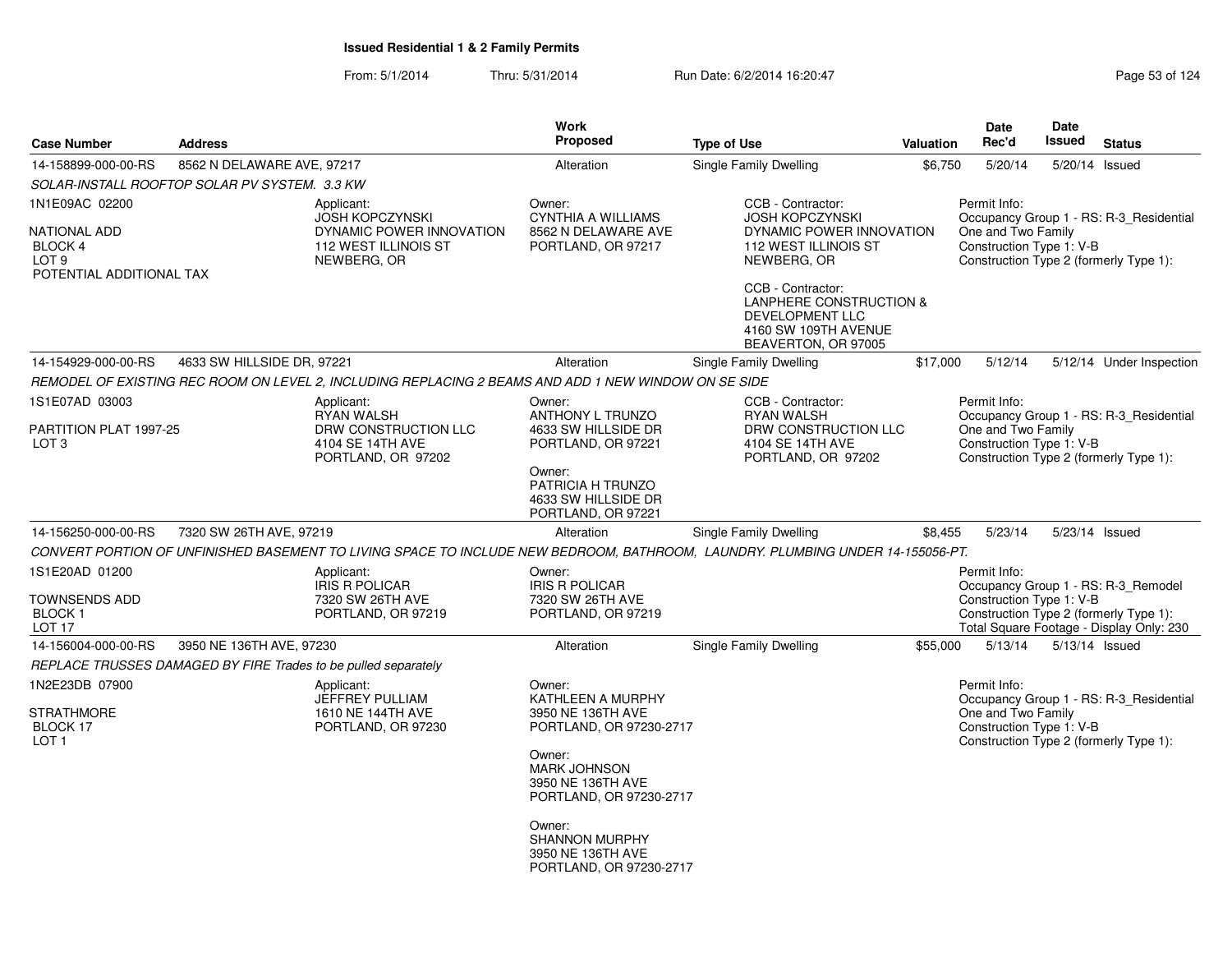# Issued Residential 1 & 2 Family Permits

From: 5/1/2014 Thru: 5/31/2014 Run Date: 6/2/2014 16:20:47

| Case Number | Address | Work Proposed | Type of Use | Valuation | Date Rec'd | Date Issued | Status |
|---|---|---|---|---|---|---|---|
| 14-158899-000-00-RS | 8562 N DELAWARE AVE, 97217 | Alteration | Single Family Dwelling | $6,750 | 5/20/14 | 5/20/14 | Issued |

*SOLAR-INSTALL ROOFTOP SOLAR PV SYSTEM. 3.3 KW*

1N1E09AC 02200
NATIONAL ADD
BLOCK 4
LOT 9
POTENTIAL ADDITIONAL TAX

Applicant:
JOSH KOPCZYNSKI
DYNAMIC POWER INNOVATION
112 WEST ILLINOIS ST
NEWBERG, OR

Owner:
CYNTHIA A WILLIAMS
8562 N DELAWARE AVE
PORTLAND, OR 97217

CCB - Contractor:
JOSH KOPCZYNSKI
DYNAMIC POWER INNOVATION
112 WEST ILLINOIS ST
NEWBERG, OR

CCB - Contractor:
LANPHERE CONSTRUCTION & DEVELOPMENT LLC
4160 SW 109TH AVENUE
BEAVERTON, OR 97005

Permit Info:
Occupancy Group 1 - RS: R-3_Residential One and Two Family
Construction Type 1: V-B
Construction Type 2 (formerly Type 1):

| Case Number | Address | Work Proposed | Type of Use | Valuation | Date Rec'd | Date Issued | Status |
|---|---|---|---|---|---|---|---|
| 14-154929-000-00-RS | 4633 SW HILLSIDE DR, 97221 | Alteration | Single Family Dwelling | $17,000 | 5/12/14 | 5/12/14 | Under Inspection |

*REMODEL OF EXISTING REC ROOM ON LEVEL 2, INCLUDING REPLACING 2 BEAMS AND ADD 1 NEW WINDOW ON SE SIDE*

1S1E07AD 03003
PARTITION PLAT 1997-25
LOT 3

Applicant:
RYAN WALSH
DRW CONSTRUCTION LLC
4104 SE 14TH AVE
PORTLAND, OR 97202

Owner:
ANTHONY L TRUNZO
4633 SW HILLSIDE DR
PORTLAND, OR 97221

Owner:
PATRICIA H TRUNZO
4633 SW HILLSIDE DR
PORTLAND, OR 97221

CCB - Contractor:
RYAN WALSH
DRW CONSTRUCTION LLC
4104 SE 14TH AVE
PORTLAND, OR 97202

Permit Info:
Occupancy Group 1 - RS: R-3_Residential One and Two Family
Construction Type 1: V-B
Construction Type 2 (formerly Type 1):

| Case Number | Address | Work Proposed | Type of Use | Valuation | Date Rec'd | Date Issued | Status |
|---|---|---|---|---|---|---|---|
| 14-156250-000-00-RS | 7320 SW 26TH AVE, 97219 | Alteration | Single Family Dwelling | $8,455 | 5/23/14 | 5/23/14 | Issued |

*CONVERT PORTION OF UNFINISHED BASEMENT TO LIVING SPACE TO INCLUDE NEW BEDROOM, BATHROOM, LAUNDRY. PLUMBING UNDER 14-155056-PT.*

1S1E20AD 01200
TOWNSENDS ADD
BLOCK 1
LOT 17

Applicant:
IRIS R POLICAR
7320 SW 26TH AVE
PORTLAND, OR 97219

Owner:
IRIS R POLICAR
7320 SW 26TH AVE
PORTLAND, OR 97219

Permit Info:
Occupancy Group 1 - RS: R-3_Remodel
Construction Type 1: V-B
Construction Type 2 (formerly Type 1):
Total Square Footage - Display Only: 230

| Case Number | Address | Work Proposed | Type of Use | Valuation | Date Rec'd | Date Issued | Status |
|---|---|---|---|---|---|---|---|
| 14-156004-000-00-RS | 3950 NE 136TH AVE, 97230 | Alteration | Single Family Dwelling | $55,000 | 5/13/14 | 5/13/14 | Issued |

*REPLACE TRUSSES DAMAGED BY FIRE Trades to be pulled separately*

1N2E23DB 07900
STRATHMORE
BLOCK 17
LOT 1

Applicant:
JEFFREY PULLIAM
1610 NE 144TH AVE
PORTLAND, OR 97230

Owner:
KATHLEEN A MURPHY
3950 NE 136TH AVE
PORTLAND, OR 97230-2717

Owner:
MARK JOHNSON
3950 NE 136TH AVE
PORTLAND, OR 97230-2717

Owner:
SHANNON MURPHY
3950 NE 136TH AVE
PORTLAND, OR 97230-2717

Permit Info:
Occupancy Group 1 - RS: R-3_Residential One and Two Family
Construction Type 1: V-B
Construction Type 2 (formerly Type 1):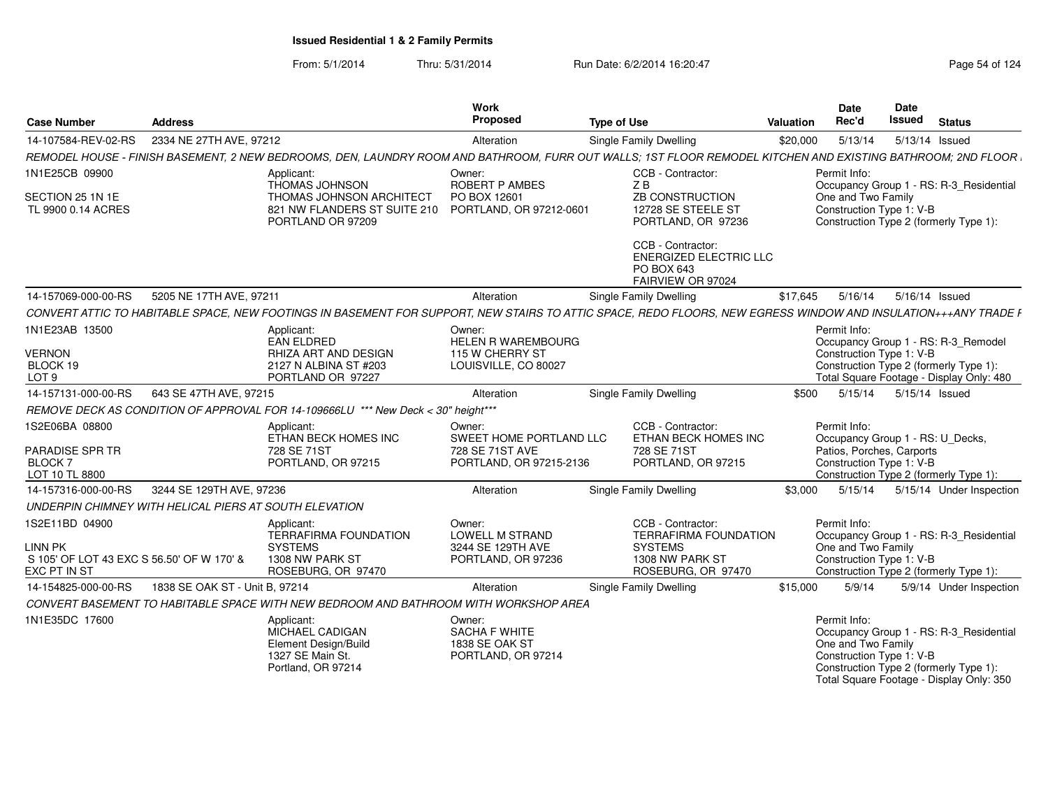## Issued Residential 1 & 2 Family Permits

From: 5/1/2014 Thru: 5/31/2014 Run Date: 6/2/2014 16:20:47

| Case Number | Address | Work Proposed | Type of Use | Valuation | Date Rec'd | Date Issued | Status |
|---|---|---|---|---|---|---|---|
| 14-107584-REV-02-RS | 2334 NE 27TH AVE, 97212 | Alteration | Single Family Dwelling | $20,000 | 5/13/14 | 5/13/14 | Issued |

REMODEL HOUSE - FINISH BASEMENT, 2 NEW BEDROOMS, DEN, LAUNDRY ROOM AND BATHROOM, FURR OUT WALLS; 1ST FLOOR REMODEL KITCHEN AND EXISTING BATHROOM; 2ND FLOOR

1N1E25CB 09900
SECTION 25 1N 1E
TL 9900 0.14 ACRES

Applicant:
THOMAS JOHNSON
THOMAS JOHNSON ARCHITECT
821 NW FLANDERS ST SUITE 210
PORTLAND OR 97209

Owner:
ROBERT P AMBES
PO BOX 12601
PORTLAND, OR 97212-0601

CCB - Contractor:
Z B
ZB CONSTRUCTION
12728 SE STEELE ST
PORTLAND, OR 97236

CCB - Contractor:
ENERGIZED ELECTRIC LLC
PO BOX 643
FAIRVIEW OR 97024

Permit Info:
Occupancy Group 1 - RS: R-3_Residential One and Two Family
Construction Type 1: V-B
Construction Type 2 (formerly Type 1):

| Case Number | Address | Work Proposed | Type of Use | Valuation | Date Rec'd | Date Issued | Status |
|---|---|---|---|---|---|---|---|
| 14-157069-000-00-RS | 5205 NE 17TH AVE, 97211 | Alteration | Single Family Dwelling | $17,645 | 5/16/14 | 5/16/14 | Issued |

CONVERT ATTIC TO HABITABLE SPACE, NEW FOOTINGS IN BASEMENT FOR SUPPORT, NEW STAIRS TO ATTIC SPACE, REDO FLOORS, NEW EGRESS WINDOW AND INSULATION+++ANY TRADE F

1N1E23AB 13500
VERNON
BLOCK 19
LOT 9

Applicant:
EAN ELDRED
RHIZA ART AND DESIGN
2127 N ALBINA ST #203
PORTLAND OR 97227

Owner:
HELEN R WAREMBOURG
115 W CHERRY ST
LOUISVILLE, CO 80027

Permit Info:
Occupancy Group 1 - RS: R-3_Remodel
Construction Type 1: V-B
Construction Type 2 (formerly Type 1):
Total Square Footage - Display Only: 480

| Case Number | Address | Work Proposed | Type of Use | Valuation | Date Rec'd | Date Issued | Status |
|---|---|---|---|---|---|---|---|
| 14-157131-000-00-RS | 643 SE 47TH AVE, 97215 | Alteration | Single Family Dwelling | $500 | 5/15/14 | 5/15/14 | Issued |

REMOVE DECK AS CONDITION OF APPROVAL FOR 14-109666LU *** New Deck < 30" height***

1S2E06BA 08800
PARADISE SPR TR
BLOCK 7
LOT 10 TL 8800

Applicant:
ETHAN BECK HOMES INC
728 SE 71ST
PORTLAND, OR 97215

Owner:
SWEET HOME PORTLAND LLC
728 SE 71ST AVE
PORTLAND, OR 97215-2136

CCB - Contractor:
ETHAN BECK HOMES INC
728 SE 71ST
PORTLAND, OR 97215

Permit Info:
Occupancy Group 1 - RS: U_Decks, Patios, Porches, Carports
Construction Type 1: V-B
Construction Type 2 (formerly Type 1):

| Case Number | Address | Work Proposed | Type of Use | Valuation | Date Rec'd | Date Issued | Status |
|---|---|---|---|---|---|---|---|
| 14-157316-000-00-RS | 3244 SE 129TH AVE, 97236 | Alteration | Single Family Dwelling | $3,000 | 5/15/14 | 5/15/14 | Under Inspection |

UNDERPIN CHIMNEY WITH HELICAL PIERS AT SOUTH ELEVATION

1S2E11BD 04900
LINN PK
S 105' OF LOT 43 EXC S 56.50' OF W 170' & EXC PT IN ST

Applicant:
TERRAFIRMA FOUNDATION SYSTEMS
1308 NW PARK ST
ROSEBURG, OR 97470

Owner:
LOWELL M STRAND
3244 SE 129TH AVE
PORTLAND, OR 97236

CCB - Contractor:
TERRAFIRMA FOUNDATION SYSTEMS
1308 NW PARK ST
ROSEBURG, OR 97470

Permit Info:
Occupancy Group 1 - RS: R-3_Residential One and Two Family
Construction Type 1: V-B
Construction Type 2 (formerly Type 1):

| Case Number | Address | Work Proposed | Type of Use | Valuation | Date Rec'd | Date Issued | Status |
|---|---|---|---|---|---|---|---|
| 14-154825-000-00-RS | 1838 SE OAK ST - Unit B, 97214 | Alteration | Single Family Dwelling | $15,000 | 5/9/14 | 5/9/14 | Under Inspection |

CONVERT BASEMENT TO HABITABLE SPACE WITH NEW BEDROOM AND BATHROOM WITH WORKSHOP AREA

1N1E35DC 17600

Applicant:
MICHAEL CADIGAN
Element Design/Build
1327 SE Main St.
Portland, OR 97214

Owner:
SACHA F WHITE
1838 SE OAK ST
PORTLAND, OR 97214

Permit Info:
Occupancy Group 1 - RS: R-3_Residential One and Two Family
Construction Type 1: V-B
Construction Type 2 (formerly Type 1):
Total Square Footage - Display Only: 350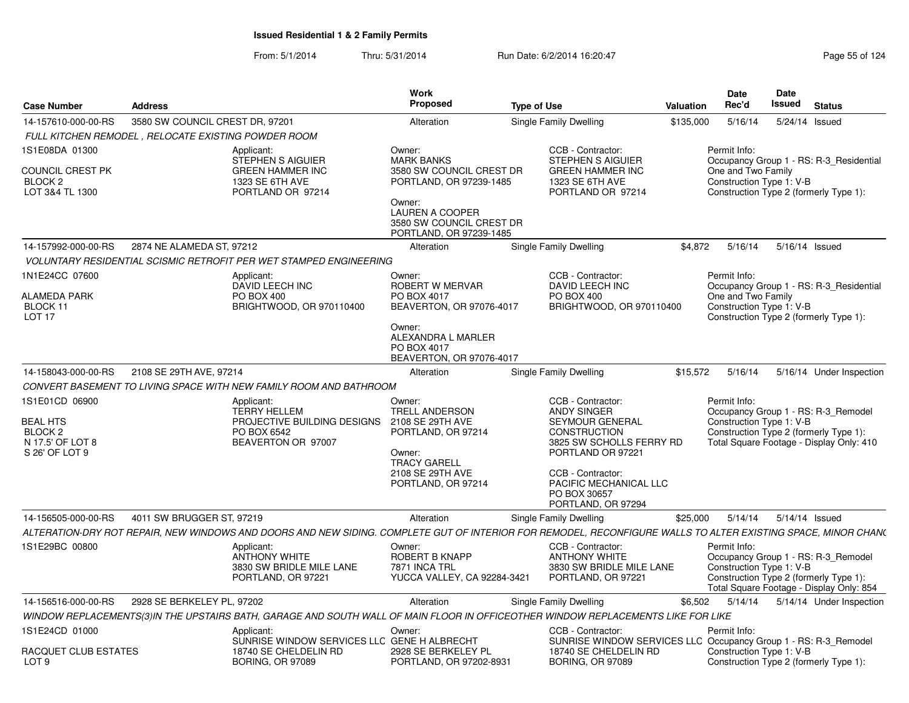## Issued Residential 1 & 2 Family Permits

From: 5/1/2014 Thru: 5/31/2014 Run Date: 6/2/2014 16:20:47

| Case Number | Address | Work Proposed | Type of Use | Valuation | Date Rec'd | Date Issued | Status |
|---|---|---|---|---|---|---|---|
| 14-157610-000-00-RS | 3580 SW COUNCIL CREST DR, 97201 | Alteration | Single Family Dwelling | $135,000 | 5/16/14 | 5/24/14 | Issued |
| 14-157992-000-00-RS | 2874 NE ALAMEDA ST, 97212 | Alteration | Single Family Dwelling | $4,872 | 5/16/14 | 5/16/14 | Issued |
| 14-158043-000-00-RS | 2108 SE 29TH AVE, 97214 | Alteration | Single Family Dwelling | $15,572 | 5/16/14 | 5/16/14 | Under Inspection |
| 14-156505-000-00-RS | 4011 SW BRUGGER ST, 97219 | Alteration | Single Family Dwelling | $25,000 | 5/14/14 | 5/14/14 | Issued |
| 14-156516-000-00-RS | 2928 SE BERKELEY PL, 97202 | Alteration | Single Family Dwelling | $6,502 | 5/14/14 | 5/14/14 | Under Inspection |

### 14-157610-000-00-RS — 3580 SW COUNCIL CREST DR, 97201

*FULL KITCHEN REMODEL , RELOCATE EXISTING POWDER ROOM*

1S1E08DA 01300
COUNCIL CREST PK
BLOCK 2
LOT 3&4 TL 1300

Applicant:
STEPHEN S AIGUIER
GREEN HAMMER INC
1323 SE 6TH AVE
PORTLAND OR 97214

Owner:
MARK BANKS
3580 SW COUNCIL CREST DR
PORTLAND, OR 97239-1485

Owner:
LAUREN A COOPER
3580 SW COUNCIL CREST DR
PORTLAND, OR 97239-1485

CCB - Contractor:
STEPHEN S AIGUIER
GREEN HAMMER INC
1323 SE 6TH AVE
PORTLAND OR 97214

Permit Info:
Occupancy Group 1 - RS: R-3_Residential One and Two Family
Construction Type 1: V-B
Construction Type 2 (formerly Type 1):

### 14-157992-000-00-RS — 2874 NE ALAMEDA ST, 97212

*VOLUNTARY RESIDENTIAL SCISMIC RETROFIT PER WET STAMPED ENGINEERING*

1N1E24CC 07600
ALAMEDA PARK
BLOCK 11
LOT 17

Applicant:
DAVID LEECH INC
PO BOX 400
BRIGHTWOOD, OR 970110400

Owner:
ROBERT W MERVAR
PO BOX 4017
BEAVERTON, OR 97076-4017

Owner:
ALEXANDRA L MARLER
PO BOX 4017
BEAVERTON, OR 97076-4017

CCB - Contractor:
DAVID LEECH INC
PO BOX 400
BRIGHTWOOD, OR 970110400

Permit Info:
Occupancy Group 1 - RS: R-3_Residential One and Two Family
Construction Type 1: V-B
Construction Type 2 (formerly Type 1):

### 14-158043-000-00-RS — 2108 SE 29TH AVE, 97214

*CONVERT BASEMENT TO LIVING SPACE WITH NEW FAMILY ROOM AND BATHROOM*

1S1E01CD 06900
BEAL HTS
BLOCK 2
N 17.5' OF LOT 8
S 26' OF LOT 9

Applicant:
TERRY HELLEM
PROJECTIVE BUILDING DESIGNS
PO BOX 6542
BEAVERTON OR 97007

Owner:
TRELL ANDERSON
2108 SE 29TH AVE
PORTLAND, OR 97214

Owner:
TRACY GARELL
2108 SE 29TH AVE
PORTLAND, OR 97214

CCB - Contractor:
ANDY SINGER
SEYMOUR GENERAL CONSTRUCTION
3825 SW SCHOLLS FERRY RD
PORTLAND OR 97221

CCB - Contractor:
PACIFIC MECHANICAL LLC
PO BOX 30657
PORTLAND, OR 97294

Permit Info:
Occupancy Group 1 - RS: R-3_Remodel
Construction Type 1: V-B
Construction Type 2 (formerly Type 1):
Total Square Footage - Display Only: 410

### 14-156505-000-00-RS — 4011 SW BRUGGER ST, 97219

*ALTERATION-DRY ROT REPAIR, NEW WINDOWS AND DOORS AND NEW SIDING. COMPLETE GUT OF INTERIOR FOR REMODEL, RECONFIGURE WALLS TO ALTER EXISTING SPACE, MINOR CHAN(*

1S1E29BC 00800

Applicant:
ANTHONY WHITE
3830 SW BRIDLE MILE LANE
PORTLAND, OR 97221

Owner:
ROBERT B KNAPP
7871 INCA TRL
YUCCA VALLEY, CA 92284-3421

CCB - Contractor:
ANTHONY WHITE
3830 SW BRIDLE MILE LANE
PORTLAND, OR 97221

Permit Info:
Occupancy Group 1 - RS: R-3_Remodel
Construction Type 1: V-B
Construction Type 2 (formerly Type 1):
Total Square Footage - Display Only: 854

### 14-156516-000-00-RS — 2928 SE BERKELEY PL, 97202

*WINDOW REPLACEMENTS(3)IN THE UPSTAIRS BATH, GARAGE AND SOUTH WALL OF MAIN FLOOR IN OFFICEOTHER WINDOW REPLACEMENTS LIKE FOR LIKE*

1S1E24CD 01000
RACQUET CLUB ESTATES
LOT 9

Applicant:
SUNRISE WINDOW SERVICES LLC
18740 SE CHELDELIN RD
BORING, OR 97089

Owner:
GENE H ALBRECHT
2928 SE BERKELEY PL
PORTLAND, OR 97202-8931

CCB - Contractor:
SUNRISE WINDOW SERVICES LLC
18740 SE CHELDELIN RD
BORING, OR 97089

Permit Info:
Occupancy Group 1 - RS: R-3_Remodel
Construction Type 1: V-B
Construction Type 2 (formerly Type 1):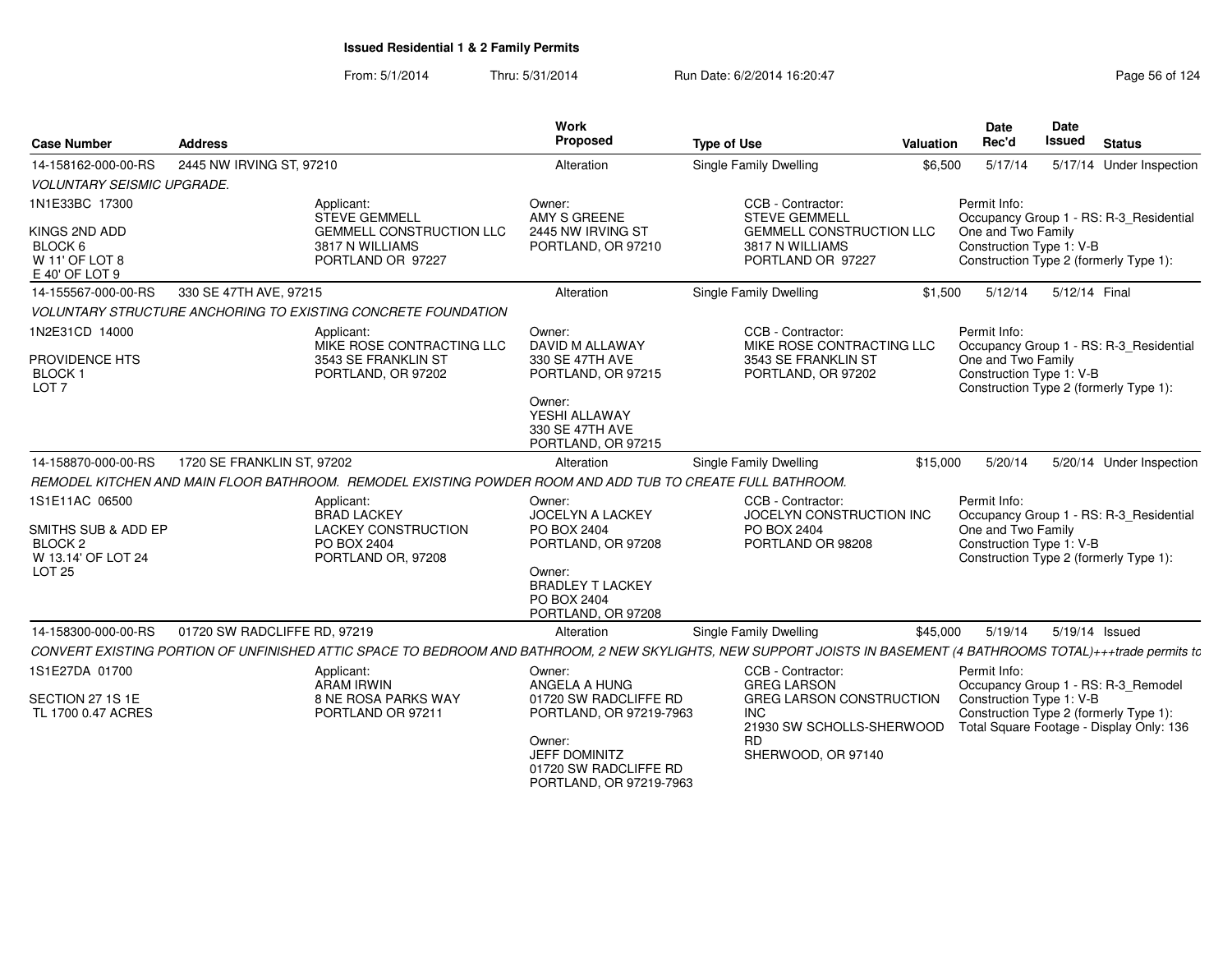**Issued Residential 1 & 2 Family Permits**

From: 5/1/2014 Thru: 5/31/2014 Run Date: 6/2/2014 16:20:47

| Case Number | Address | Work Proposed | Type of Use | Valuation | Date Rec'd | Date Issued | Status |
|---|---|---|---|---|---|---|---|
| 14-158162-000-00-RS | 2445 NW IRVING ST, 97210 | Alteration | Single Family Dwelling | $6,500 | 5/17/14 | 5/17/14 | Under Inspection |

*VOLUNTARY SEISMIC UPGRADE.*

1N1E33BC 17300
KINGS 2ND ADD
BLOCK 6
W 11' OF LOT 8
E 40' OF LOT 9

Applicant:
STEVE GEMMELL
GEMMELL CONSTRUCTION LLC
3817 N WILLIAMS
PORTLAND OR 97227

Owner:
AMY S GREENE
2445 NW IRVING ST
PORTLAND, OR 97210

CCB - Contractor:
STEVE GEMMELL
GEMMELL CONSTRUCTION LLC
3817 N WILLIAMS
PORTLAND OR 97227

Permit Info:
Occupancy Group 1 - RS: R-3_Residential One and Two Family
Construction Type 1: V-B
Construction Type 2 (formerly Type 1):

| Case Number | Address | Work Proposed | Type of Use | Valuation | Date Rec'd | Date Issued | Status |
|---|---|---|---|---|---|---|---|
| 14-155567-000-00-RS | 330 SE 47TH AVE, 97215 | Alteration | Single Family Dwelling | $1,500 | 5/12/14 | 5/12/14 | Final |

*VOLUNTARY STRUCTURE ANCHORING TO EXISTING CONCRETE FOUNDATION*

1N2E31CD 14000
PROVIDENCE HTS
BLOCK 1
LOT 7

Applicant:
MIKE ROSE CONTRACTING LLC
3543 SE FRANKLIN ST
PORTLAND, OR 97202

Owner:
DAVID M ALLAWAY
330 SE 47TH AVE
PORTLAND, OR 97215

Owner:
YESHI ALLAWAY
330 SE 47TH AVE
PORTLAND, OR 97215

CCB - Contractor:
MIKE ROSE CONTRACTING LLC
3543 SE FRANKLIN ST
PORTLAND, OR 97202

Permit Info:
Occupancy Group 1 - RS: R-3_Residential One and Two Family
Construction Type 1: V-B
Construction Type 2 (formerly Type 1):

| Case Number | Address | Work Proposed | Type of Use | Valuation | Date Rec'd | Date Issued | Status |
|---|---|---|---|---|---|---|---|
| 14-158870-000-00-RS | 1720 SE FRANKLIN ST, 97202 | Alteration | Single Family Dwelling | $15,000 | 5/20/14 | 5/20/14 | Under Inspection |

*REMODEL KITCHEN AND MAIN FLOOR BATHROOM. REMODEL EXISTING POWDER ROOM AND ADD TUB TO CREATE FULL BATHROOM.*

1S1E11AC 06500
SMITHS SUB & ADD EP
BLOCK 2
W 13.14' OF LOT 24
LOT 25

Applicant:
BRAD LACKEY
LACKEY CONSTRUCTION
PO BOX 2404
PORTLAND OR, 97208

Owner:
JOCELYN A LACKEY
PO BOX 2404
PORTLAND, OR 97208

Owner:
BRADLEY T LACKEY
PO BOX 2404
PORTLAND, OR 97208

CCB - Contractor:
JOCELYN CONSTRUCTION INC
PO BOX 2404
PORTLAND OR 98208

Permit Info:
Occupancy Group 1 - RS: R-3_Residential One and Two Family
Construction Type 1: V-B
Construction Type 2 (formerly Type 1):

| Case Number | Address | Work Proposed | Type of Use | Valuation | Date Rec'd | Date Issued | Status |
|---|---|---|---|---|---|---|---|
| 14-158300-000-00-RS | 01720 SW RADCLIFFE RD, 97219 | Alteration | Single Family Dwelling | $45,000 | 5/19/14 | 5/19/14 | Issued |

*CONVERT EXISTING PORTION OF UNFINISHED ATTIC SPACE TO BEDROOM AND BATHROOM, 2 NEW SKYLIGHTS, NEW SUPPORT JOISTS IN BASEMENT (4 BATHROOMS TOTAL)+++trade permits to*

1S1E27DA 01700
SECTION 27 1S 1E
TL 1700 0.47 ACRES

Applicant:
ARAM IRWIN
8 NE ROSA PARKS WAY
PORTLAND OR 97211

Owner:
ANGELA A HUNG
01720 SW RADCLIFFE RD
PORTLAND, OR 97219-7963

Owner:
JEFF DOMINITZ
01720 SW RADCLIFFE RD
PORTLAND, OR 97219-7963

CCB - Contractor:
GREG LARSON
GREG LARSON CONSTRUCTION INC
21930 SW SCHOLLS-SHERWOOD RD
SHERWOOD, OR 97140

Permit Info:
Occupancy Group 1 - RS: R-3_Remodel
Construction Type 1: V-B
Construction Type 2 (formerly Type 1):
Total Square Footage - Display Only: 136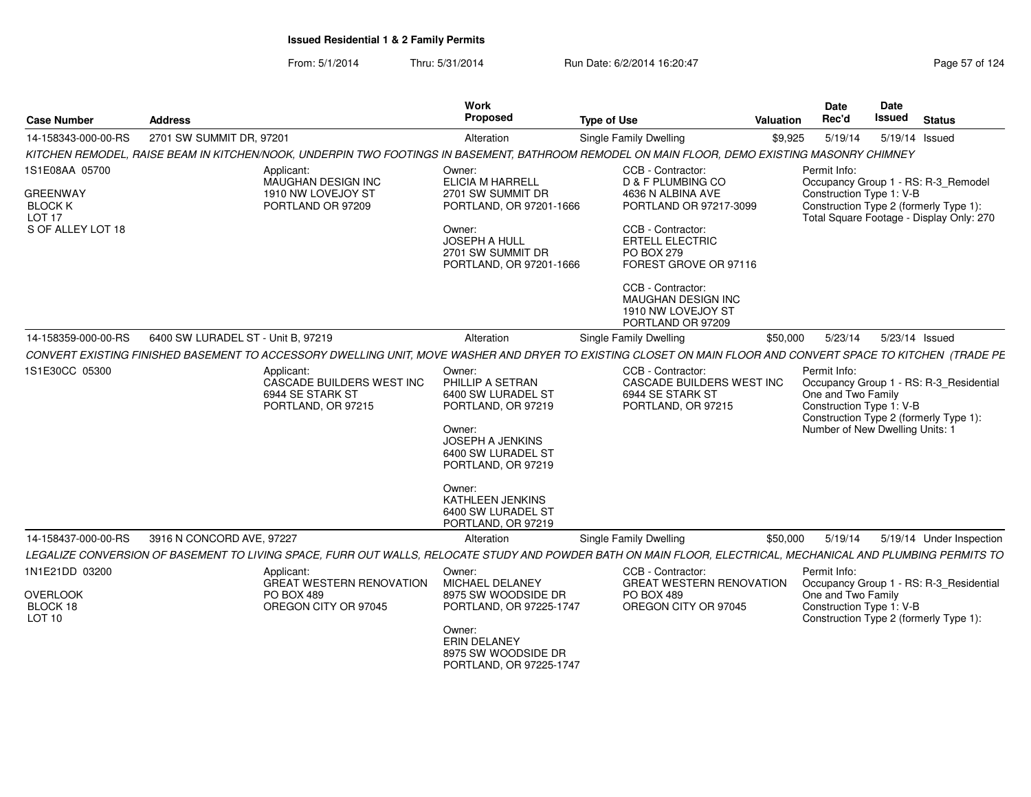**Issued Residential 1 & 2 Family Permits**

From: 5/1/2014 Thru: 5/31/2014 Run Date: 6/2/2014 16:20:47

| Case Number | Address | Work Proposed | Type of Use | Valuation | Date Rec'd | Date Issued | Status |
|---|---|---|---|---|---|---|---|
| 14-158343-000-00-RS | 2701 SW SUMMIT DR, 97201 | Alteration | Single Family Dwelling | $9,925 | 5/19/14 | 5/19/14 | Issued |

*KITCHEN REMODEL, RAISE BEAM IN KITCHEN/NOOK, UNDERPIN TWO FOOTINGS IN BASEMENT, BATHROOM REMODEL ON MAIN FLOOR, DEMO EXISTING MASONRY CHIMNEY*

1S1E08AA 05700
GREENWAY
BLOCK K
LOT 17
S OF ALLEY LOT 18

Applicant:
MAUGHAN DESIGN INC
1910 NW LOVEJOY ST
PORTLAND OR 97209

Owner:
ELICIA M HARRELL
2701 SW SUMMIT DR
PORTLAND, OR 97201-1666

Owner:
JOSEPH A HULL
2701 SW SUMMIT DR
PORTLAND, OR 97201-1666

CCB - Contractor:
D & F PLUMBING CO
4636 N ALBINA AVE
PORTLAND OR 97217-3099

CCB - Contractor:
ERTELL ELECTRIC
PO BOX 279
FOREST GROVE OR 97116

CCB - Contractor:
MAUGHAN DESIGN INC
1910 NW LOVEJOY ST
PORTLAND OR 97209

Permit Info:
Occupancy Group 1 - RS: R-3_Remodel
Construction Type 1: V-B
Construction Type 2 (formerly Type 1):
Total Square Footage - Display Only: 270

| Case Number | Address | Work Proposed | Type of Use | Valuation | Date Rec'd | Date Issued | Status |
|---|---|---|---|---|---|---|---|
| 14-158359-000-00-RS | 6400 SW LURADEL ST - Unit B, 97219 | Alteration | Single Family Dwelling | $50,000 | 5/23/14 | 5/23/14 | Issued |

*CONVERT EXISTING FINISHED BASEMENT TO ACCESSORY DWELLING UNIT, MOVE WASHER AND DRYER TO EXISTING CLOSET ON MAIN FLOOR AND CONVERT SPACE TO KITCHEN (TRADE PE*

1S1E30CC 05300

Applicant:
CASCADE BUILDERS WEST INC
6944 SE STARK ST
PORTLAND, OR 97215

Owner:
PHILLIP A SETRAN
6400 SW LURADEL ST
PORTLAND, OR 97219

Owner:
JOSEPH A JENKINS
6400 SW LURADEL ST
PORTLAND, OR 97219

Owner:
KATHLEEN JENKINS
6400 SW LURADEL ST
PORTLAND, OR 97219

CCB - Contractor:
CASCADE BUILDERS WEST INC
6944 SE STARK ST
PORTLAND, OR 97215

Permit Info:
Occupancy Group 1 - RS: R-3_Residential One and Two Family
Construction Type 1: V-B
Construction Type 2 (formerly Type 1):
Number of New Dwelling Units: 1

| Case Number | Address | Work Proposed | Type of Use | Valuation | Date Rec'd | Date Issued | Status |
|---|---|---|---|---|---|---|---|
| 14-158437-000-00-RS | 3916 N CONCORD AVE, 97227 | Alteration | Single Family Dwelling | $50,000 | 5/19/14 | 5/19/14 | Under Inspection |

*LEGALIZE CONVERSION OF BASEMENT TO LIVING SPACE, FURR OUT WALLS, RELOCATE STUDY AND POWDER BATH ON MAIN FLOOR, ELECTRICAL, MECHANICAL AND PLUMBING PERMITS TO*

1N1E21DD 03200
OVERLOOK
BLOCK 18
LOT 10

Applicant:
GREAT WESTERN RENOVATION
PO BOX 489
OREGON CITY OR 97045

Owner:
MICHAEL DELANEY
8975 SW WOODSIDE DR
PORTLAND, OR 97225-1747

Owner:
ERIN DELANEY
8975 SW WOODSIDE DR
PORTLAND, OR 97225-1747

CCB - Contractor:
GREAT WESTERN RENOVATION
PO BOX 489
OREGON CITY OR 97045

Permit Info:
Occupancy Group 1 - RS: R-3_Residential One and Two Family
Construction Type 1: V-B
Construction Type 2 (formerly Type 1):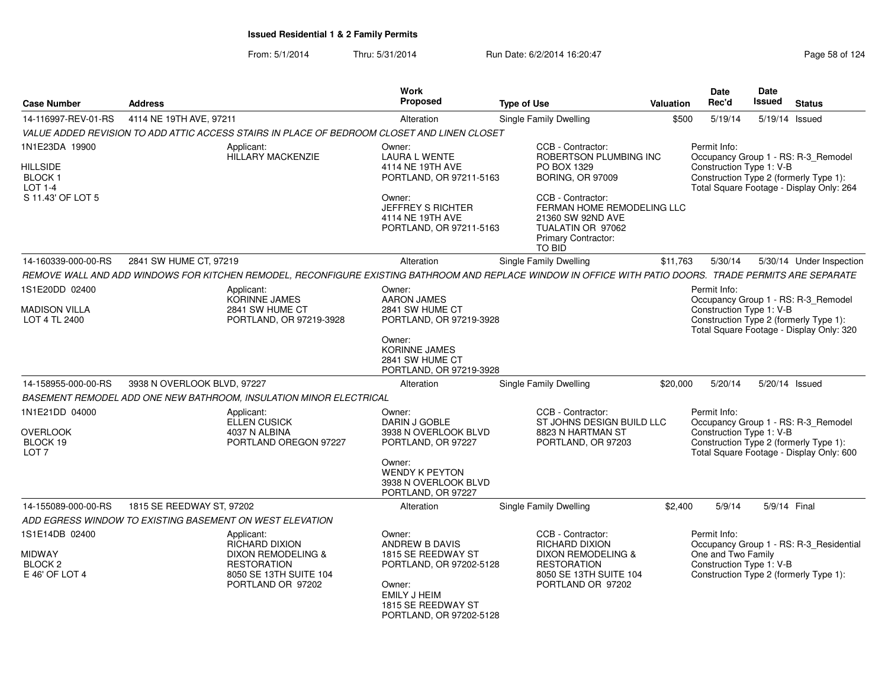**Issued Residential 1 & 2 Family Permits**

From: 5/1/2014 Thru: 5/31/2014 Run Date: 6/2/2014 16:20:47

| Case Number | Address | Work Proposed | Type of Use | Valuation | Date Rec'd | Date Issued | Status |
|---|---|---|---|---|---|---|---|
| 14-116997-REV-01-RS | 4114 NE 19TH AVE, 97211 | Alteration | Single Family Dwelling | $500 | 5/19/14 | 5/19/14 | Issued |

*VALUE ADDED REVISION TO ADD ATTIC ACCESS STAIRS IN PLACE OF BEDROOM CLOSET AND LINEN CLOSET*

1N1E23DA 19900
HILLSIDE
BLOCK 1
LOT 1-4
S 11.43' OF LOT 5

Applicant:
HILLARY MACKENZIE

Owner:
LAURA L WENTE
4114 NE 19TH AVE
PORTLAND, OR 97211-5163

Owner:
JEFFREY S RICHTER
4114 NE 19TH AVE
PORTLAND, OR 97211-5163

CCB - Contractor:
ROBERTSON PLUMBING INC
PO BOX 1329
BORING, OR 97009

CCB - Contractor:
FERMAN HOME REMODELING LLC
21360 SW 92ND AVE
TUALATIN OR 97062
Primary Contractor:
TO BID

Permit Info:
Occupancy Group 1 - RS: R-3_Remodel
Construction Type 1: V-B
Construction Type 2 (formerly Type 1):
Total Square Footage - Display Only: 264

| Case Number | Address | Work Proposed | Type of Use | Valuation | Date Rec'd | Date Issued | Status |
|---|---|---|---|---|---|---|---|
| 14-160339-000-00-RS | 2841 SW HUME CT, 97219 | Alteration | Single Family Dwelling | $11,763 | 5/30/14 | 5/30/14 | Under Inspection |

*REMOVE WALL AND ADD WINDOWS FOR KITCHEN REMODEL, RECONFIGURE EXISTING BATHROOM AND REPLACE WINDOW IN OFFICE WITH PATIO DOORS. TRADE PERMITS ARE SEPARATE*

1S1E20DD 02400
MADISON VILLA
LOT 4 TL 2400

Applicant:
KORINNE JAMES
2841 SW HUME CT
PORTLAND, OR 97219-3928

Owner:
AARON JAMES
2841 SW HUME CT
PORTLAND, OR 97219-3928

Owner:
KORINNE JAMES
2841 SW HUME CT
PORTLAND, OR 97219-3928

Permit Info:
Occupancy Group 1 - RS: R-3_Remodel
Construction Type 1: V-B
Construction Type 2 (formerly Type 1):
Total Square Footage - Display Only: 320

| Case Number | Address | Work Proposed | Type of Use | Valuation | Date Rec'd | Date Issued | Status |
|---|---|---|---|---|---|---|---|
| 14-158955-000-00-RS | 3938 N OVERLOOK BLVD, 97227 | Alteration | Single Family Dwelling | $20,000 | 5/20/14 | 5/20/14 | Issued |

*BASEMENT REMODEL ADD ONE NEW BATHROOM, INSULATION MINOR ELECTRICAL*

1N1E21DD 04000
OVERLOOK
BLOCK 19
LOT 7

Applicant:
ELLEN CUSICK
4037 N ALBINA
PORTLAND OREGON 97227

Owner:
DARIN J GOBLE
3938 N OVERLOOK BLVD
PORTLAND, OR 97227

Owner:
WENDY K PEYTON
3938 N OVERLOOK BLVD
PORTLAND, OR 97227

CCB - Contractor:
ST JOHNS DESIGN BUILD LLC
8823 N HARTMAN ST
PORTLAND, OR 97203

Permit Info:
Occupancy Group 1 - RS: R-3_Remodel
Construction Type 1: V-B
Construction Type 2 (formerly Type 1):
Total Square Footage - Display Only: 600

| Case Number | Address | Work Proposed | Type of Use | Valuation | Date Rec'd | Date Issued | Status |
|---|---|---|---|---|---|---|---|
| 14-155089-000-00-RS | 1815 SE REEDWAY ST, 97202 | Alteration | Single Family Dwelling | $2,400 | 5/9/14 | 5/9/14 | Final |

*ADD EGRESS WINDOW TO EXISTING BASEMENT ON WEST ELEVATION*

1S1E14DB 02400
MIDWAY
BLOCK 2
E 46' OF LOT 4

Applicant:
RICHARD DIXON
DIXON REMODELING &
RESTORATION
8050 SE 13TH SUITE 104
PORTLAND OR 97202

Owner:
ANDREW B DAVIS
1815 SE REEDWAY ST
PORTLAND, OR 97202-5128

Owner:
EMILY J HEIM
1815 SE REEDWAY ST
PORTLAND, OR 97202-5128

CCB - Contractor:
RICHARD DIXON
DIXON REMODELING &
RESTORATION
8050 SE 13TH SUITE 104
PORTLAND OR 97202

Permit Info:
Occupancy Group 1 - RS: R-3_Residential
One and Two Family
Construction Type 1: V-B
Construction Type 2 (formerly Type 1):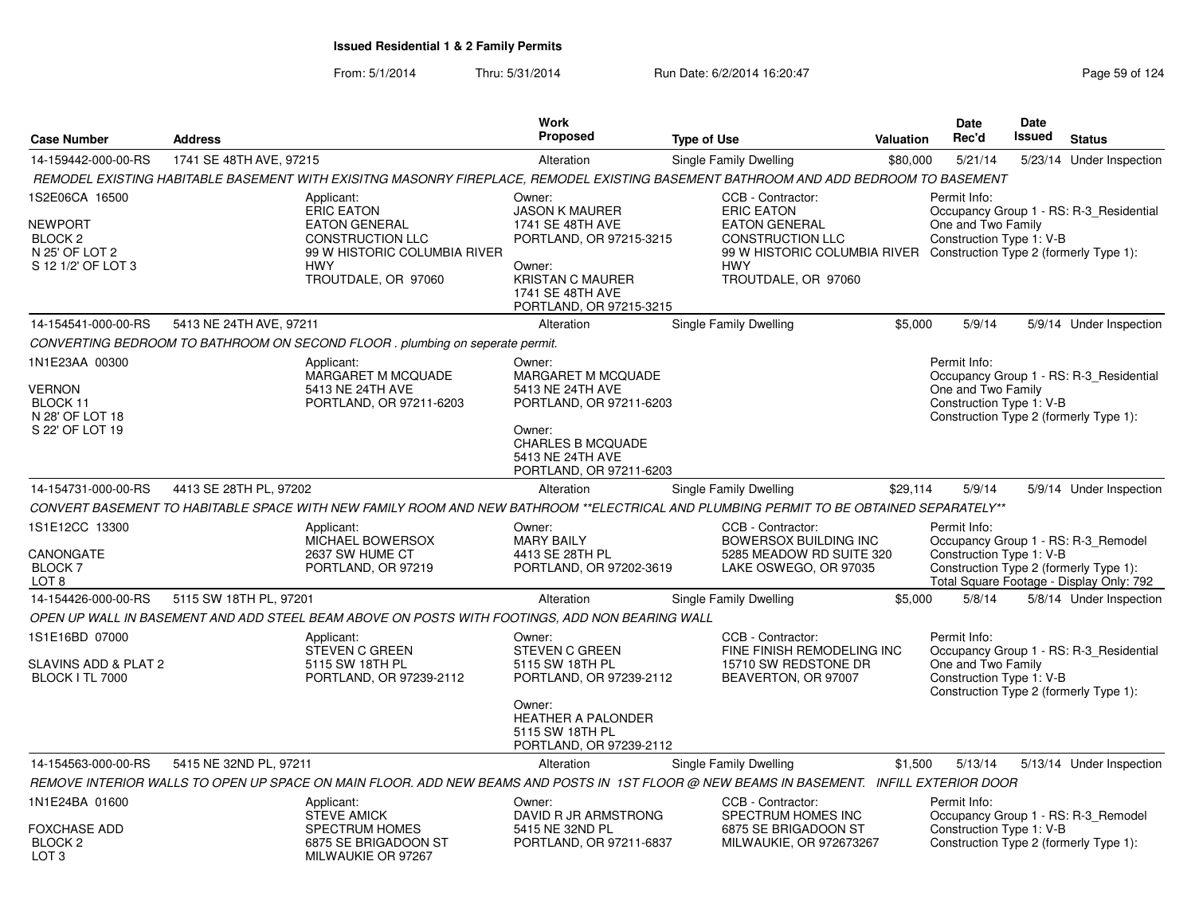**Issued Residential 1 & 2 Family Permits**

From: 5/1/2014 Thru: 5/31/2014 Run Date: 6/2/2014 16:20:47

| Case Number | Address | Work Proposed | Type of Use | Valuation | Date Rec'd | Date Issued | Status |
|---|---|---|---|---|---|---|---|
| 14-159442-000-00-RS | 1741 SE 48TH AVE, 97215 | Alteration | Single Family Dwelling | $80,000 | 5/21/14 | 5/23/14 | Under Inspection |

*REMODEL EXISTING HABITABLE BASEMENT WITH EXISITNG MASONRY FIREPLACE, REMODEL EXISTING BASEMENT BATHROOM AND ADD BEDROOM TO BASEMENT*

1S2E06CA 16500
NEWPORT
BLOCK 2
N 25' OF LOT 2
S 12 1/2' OF LOT 3

Applicant: ERIC EATON, EATON GENERAL CONSTRUCTION LLC, 99 W HISTORIC COLUMBIA RIVER HWY, TROUTDALE, OR 97060

Owner: JASON K MAURER, 1741 SE 48TH AVE, PORTLAND, OR 97215-3215
Owner: KRISTAN C MAURER, 1741 SE 48TH AVE, PORTLAND, OR 97215-3215

CCB - Contractor: ERIC EATON, EATON GENERAL CONSTRUCTION LLC, 99 W HISTORIC COLUMBIA RIVER HWY, TROUTDALE, OR 97060

Permit Info: Occupancy Group 1 - RS: R-3_Residential One and Two Family; Construction Type 1: V-B; Construction Type 2 (formerly Type 1):

---

| Case Number | Address | Work Proposed | Type of Use | Valuation | Date Rec'd | Date Issued | Status |
|---|---|---|---|---|---|---|---|
| 14-154541-000-00-RS | 5413 NE 24TH AVE, 97211 | Alteration | Single Family Dwelling | $5,000 | 5/9/14 | 5/9/14 | Under Inspection |

*CONVERTING BEDROOM TO BATHROOM ON SECOND FLOOR . plumbing on seperate permit.*

1N1E23AA 00300
VERNON
BLOCK 11
N 28' OF LOT 18
S 22' OF LOT 19

Applicant: MARGARET M MCQUADE, 5413 NE 24TH AVE, PORTLAND, OR 97211-6203

Owner: MARGARET M MCQUADE, 5413 NE 24TH AVE, PORTLAND, OR 97211-6203
Owner: CHARLES B MCQUADE, 5413 NE 24TH AVE, PORTLAND, OR 97211-6203

Permit Info: Occupancy Group 1 - RS: R-3_Residential One and Two Family; Construction Type 1: V-B; Construction Type 2 (formerly Type 1):

---

| Case Number | Address | Work Proposed | Type of Use | Valuation | Date Rec'd | Date Issued | Status |
|---|---|---|---|---|---|---|---|
| 14-154731-000-00-RS | 4413 SE 28TH PL, 97202 | Alteration | Single Family Dwelling | $29,114 | 5/9/14 | 5/9/14 | Under Inspection |

*CONVERT BASEMENT TO HABITABLE SPACE WITH NEW FAMILY ROOM AND NEW BATHROOM **ELECTRICAL AND PLUMBING PERMIT TO BE OBTAINED SEPARATELY***

1S1E12CC 13300
CANONGATE
BLOCK 7
LOT 8

Applicant: MICHAEL BOWERSOX, 2637 SW HUME CT, PORTLAND, OR 97219

Owner: MARY BAILY, 4413 SE 28TH PL, PORTLAND, OR 97202-3619

CCB - Contractor: BOWERSOX BUILDING INC, 5285 MEADOW RD SUITE 320, LAKE OSWEGO, OR 97035

Permit Info: Occupancy Group 1 - RS: R-3_Remodel; Construction Type 1: V-B; Construction Type 2 (formerly Type 1):; Total Square Footage - Display Only: 792

---

| Case Number | Address | Work Proposed | Type of Use | Valuation | Date Rec'd | Date Issued | Status |
|---|---|---|---|---|---|---|---|
| 14-154426-000-00-RS | 5115 SW 18TH PL, 97201 | Alteration | Single Family Dwelling | $5,000 | 5/8/14 | 5/8/14 | Under Inspection |

*OPEN UP WALL IN BASEMENT AND ADD STEEL BEAM ABOVE ON POSTS WITH FOOTINGS, ADD NON BEARING WALL*

1S1E16BD 07000
SLAVINS ADD & PLAT 2
BLOCK I TL 7000

Applicant: STEVEN C GREEN, 5115 SW 18TH PL, PORTLAND, OR 97239-2112

Owner: STEVEN C GREEN, 5115 SW 18TH PL, PORTLAND, OR 97239-2112
Owner: HEATHER A PALONDER, 5115 SW 18TH PL, PORTLAND, OR 97239-2112

CCB - Contractor: FINE FINISH REMODELING INC, 15710 SW REDSTONE DR, BEAVERTON, OR 97007

Permit Info: Occupancy Group 1 - RS: R-3_Residential One and Two Family; Construction Type 1: V-B; Construction Type 2 (formerly Type 1):

---

| Case Number | Address | Work Proposed | Type of Use | Valuation | Date Rec'd | Date Issued | Status |
|---|---|---|---|---|---|---|---|
| 14-154563-000-00-RS | 5415 NE 32ND PL, 97211 | Alteration | Single Family Dwelling | $1,500 | 5/13/14 | 5/13/14 | Under Inspection |

*REMOVE INTERIOR WALLS TO OPEN UP SPACE ON MAIN FLOOR. ADD NEW BEAMS AND POSTS IN 1ST FLOOR @ NEW BEAMS IN BASEMENT. INFILL EXTERIOR DOOR*

1N1E24BA 01600
FOXCHASE ADD
BLOCK 2
LOT 3

Applicant: STEVE AMICK, SPECTRUM HOMES, 6875 SE BRIGADOON ST, MILWAUKIE OR 97267

Owner: DAVID R JR ARMSTRONG, 5415 NE 32ND PL, PORTLAND, OR 97211-6837

CCB - Contractor: SPECTRUM HOMES INC, 6875 SE BRIGADOON ST, MILWAUKIE, OR 972673267

Permit Info: Occupancy Group 1 - RS: R-3_Remodel; Construction Type 1: V-B; Construction Type 2 (formerly Type 1):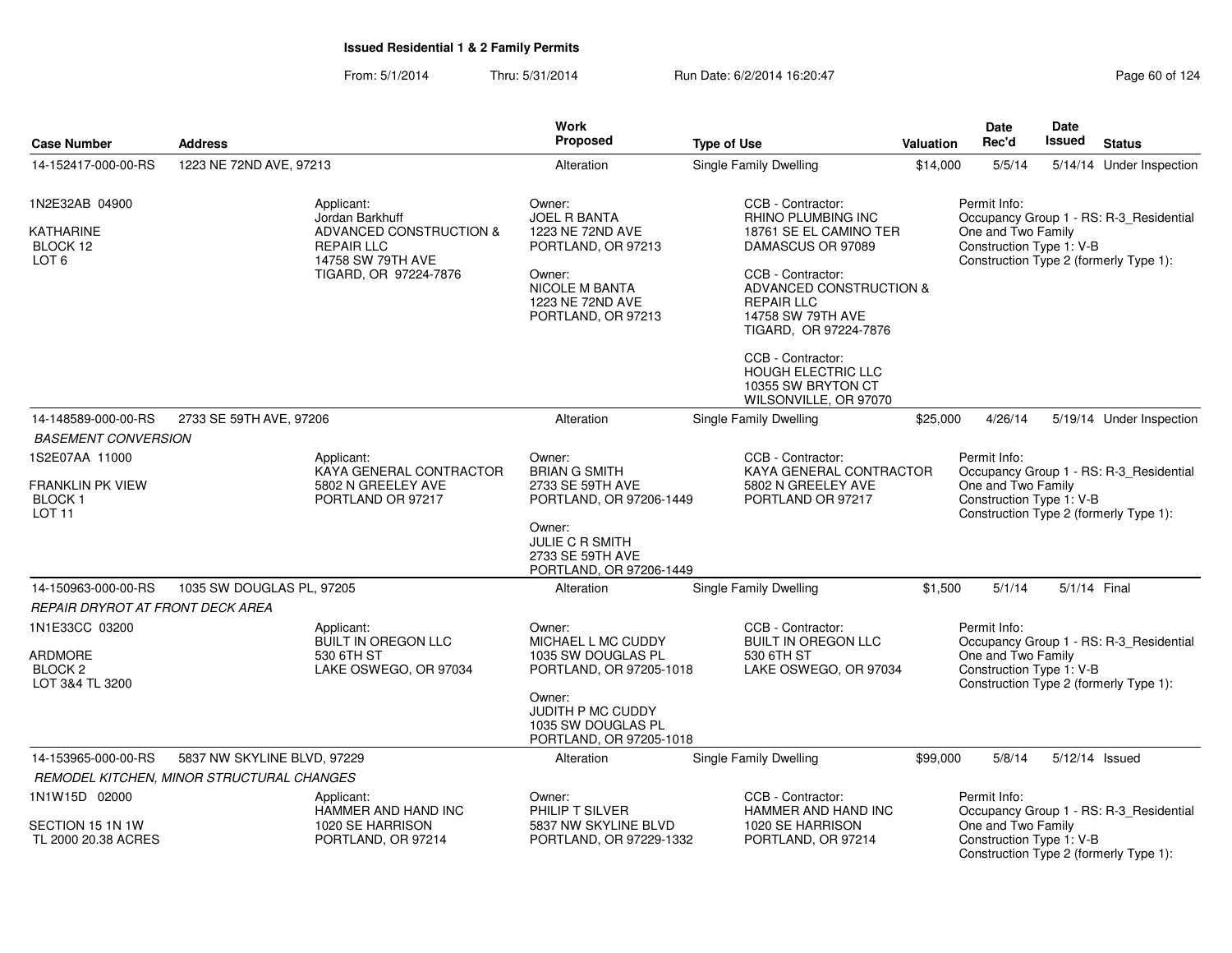# Issued Residential 1 & 2 Family Permits

From: 5/1/2014 Thru: 5/31/2014 Run Date: 6/2/2014 16:20:47

| Case Number | Address | Work Proposed | Type of Use | Valuation | Date Rec'd | Date Issued | Status |
|---|---|---|---|---|---|---|---|
| 14-152417-000-00-RS | 1223 NE 72ND AVE, 97213 | Alteration | Single Family Dwelling | $14,000 | 5/5/14 | 5/14/14 | Under Inspection |

1N2E32AB 04900
KATHARINE
BLOCK 12
LOT 6

Applicant:
Jordan Barkhuff
ADVANCED CONSTRUCTION & REPAIR LLC
14758 SW 79TH AVE
TIGARD, OR 97224-7876

Owner:
JOEL R BANTA
1223 NE 72ND AVE
PORTLAND, OR 97213

Owner:
NICOLE M BANTA
1223 NE 72ND AVE
PORTLAND, OR 97213

CCB - Contractor:
RHINO PLUMBING INC
18761 SE EL CAMINO TER
DAMASCUS OR 97089

CCB - Contractor:
ADVANCED CONSTRUCTION & REPAIR LLC
14758 SW 79TH AVE
TIGARD, OR 97224-7876

CCB - Contractor:
HOUGH ELECTRIC LLC
10355 SW BRYTON CT
WILSONVILLE, OR 97070

Permit Info:
Occupancy Group 1 - RS: R-3_Residential One and Two Family
Construction Type 1: V-B
Construction Type 2 (formerly Type 1):

| Case Number | Address | Work Proposed | Type of Use | Valuation | Date Rec'd | Date Issued | Status |
|---|---|---|---|---|---|---|---|
| 14-148589-000-00-RS | 2733 SE 59TH AVE, 97206 | Alteration | Single Family Dwelling | $25,000 | 4/26/14 | 5/19/14 | Under Inspection |

*BASEMENT CONVERSION*

1S2E07AA 11000
FRANKLIN PK VIEW
BLOCK 1
LOT 11

Applicant:
KAYA GENERAL CONTRACTOR
5802 N GREELEY AVE
PORTLAND OR 97217

Owner:
BRIAN G SMITH
2733 SE 59TH AVE
PORTLAND, OR 97206-1449

Owner:
JULIE C R SMITH
2733 SE 59TH AVE
PORTLAND, OR 97206-1449

CCB - Contractor:
KAYA GENERAL CONTRACTOR
5802 N GREELEY AVE
PORTLAND OR 97217

Permit Info:
Occupancy Group 1 - RS: R-3_Residential One and Two Family
Construction Type 1: V-B
Construction Type 2 (formerly Type 1):

| Case Number | Address | Work Proposed | Type of Use | Valuation | Date Rec'd | Date Issued | Status |
|---|---|---|---|---|---|---|---|
| 14-150963-000-00-RS | 1035 SW DOUGLAS PL, 97205 | Alteration | Single Family Dwelling | $1,500 | 5/1/14 | 5/1/14 | Final |

*REPAIR DRYROT AT FRONT DECK AREA*

1N1E33CC 03200
ARDMORE
BLOCK 2
LOT 3&4 TL 3200

Applicant:
BUILT IN OREGON LLC
530 6TH ST
LAKE OSWEGO, OR 97034

Owner:
MICHAEL L MC CUDDY
1035 SW DOUGLAS PL
PORTLAND, OR 97205-1018

Owner:
JUDITH P MC CUDDY
1035 SW DOUGLAS PL
PORTLAND, OR 97205-1018

CCB - Contractor:
BUILT IN OREGON LLC
530 6TH ST
LAKE OSWEGO, OR 97034

Permit Info:
Occupancy Group 1 - RS: R-3_Residential One and Two Family
Construction Type 1: V-B
Construction Type 2 (formerly Type 1):

| Case Number | Address | Work Proposed | Type of Use | Valuation | Date Rec'd | Date Issued | Status |
|---|---|---|---|---|---|---|---|
| 14-153965-000-00-RS | 5837 NW SKYLINE BLVD, 97229 | Alteration | Single Family Dwelling | $99,000 | 5/8/14 | 5/12/14 | Issued |

*REMODEL KITCHEN, MINOR STRUCTURAL CHANGES*

1N1W15D 02000
SECTION 15 1N 1W
TL 2000 20.38 ACRES

Applicant:
HAMMER AND HAND INC
1020 SE HARRISON
PORTLAND, OR 97214

Owner:
PHILIP T SILVER
5837 NW SKYLINE BLVD
PORTLAND, OR 97229-1332

CCB - Contractor:
HAMMER AND HAND INC
1020 SE HARRISON
PORTLAND, OR 97214

Permit Info:
Occupancy Group 1 - RS: R-3_Residential One and Two Family
Construction Type 1: V-B
Construction Type 2 (formerly Type 1):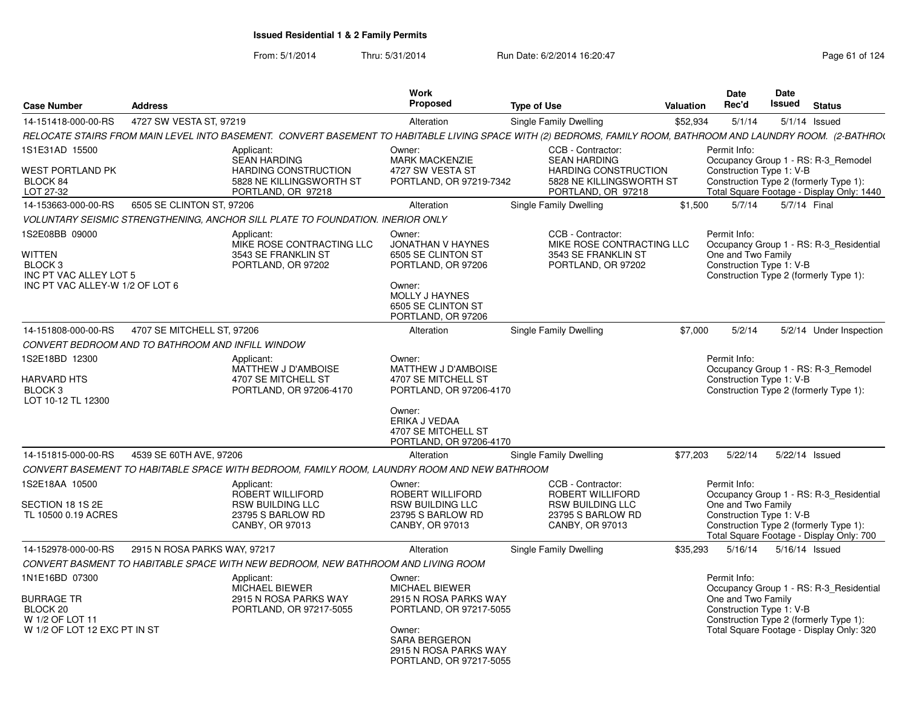**Issued Residential 1 & 2 Family Permits**

From: 5/1/2014 Thru: 5/31/2014 Run Date: 6/2/2014 16:20:47

| Case Number | Address | Work Proposed | Type of Use | Valuation | Date Rec'd | Date Issued | Status |
|---|---|---|---|---|---|---|---|
| 14-151418-000-00-RS | 4727 SW VESTA ST, 97219 | Alteration | Single Family Dwelling | $52,934 | 5/1/14 | 5/1/14 | Issued |

RELOCATE STAIRS FROM MAIN LEVEL INTO BASEMENT. CONVERT BASEMENT TO HABITABLE LIVING SPACE WITH (2) BEDROMS, FAMILY ROOM, BATHROOM AND LAUNDRY ROOM. (2-BATHRO(

1S1E31AD 15500
WEST PORTLAND PK
BLOCK 84
LOT 27-32

Applicant: SEAN HARDING, HARDING CONSTRUCTION, 5828 NE KILLINGSWORTH ST, PORTLAND, OR 97218

Owner: MARK MACKENZIE, 4727 SW VESTA ST, PORTLAND, OR 97219-7342

CCB - Contractor: SEAN HARDING, HARDING CONSTRUCTION, 5828 NE KILLINGSWORTH ST, PORTLAND, OR 97218

Permit Info: Occupancy Group 1 - RS: R-3_Remodel; Construction Type 1: V-B; Construction Type 2 (formerly Type 1):; Total Square Footage - Display Only: 1440

| Case Number | Address | Work Proposed | Type of Use | Valuation | Date Rec'd | Date Issued | Status |
|---|---|---|---|---|---|---|---|
| 14-153663-000-00-RS | 6505 SE CLINTON ST, 97206 | Alteration | Single Family Dwelling | $1,500 | 5/7/14 | 5/7/14 | Final |

VOLUNTARY SEISMIC STRENGTHENING, ANCHOR SILL PLATE TO FOUNDATION. INERIOR ONLY

1S2E08BB 09000
WITTEN
BLOCK 3
INC PT VAC ALLEY LOT 5
INC PT VAC ALLEY-W 1/2 OF LOT 6

Applicant: MIKE ROSE CONTRACTING LLC, 3543 SE FRANKLIN ST, PORTLAND, OR 97202

Owner: JONATHAN V HAYNES, 6505 SE CLINTON ST, PORTLAND, OR 97206

Owner: MOLLY J HAYNES, 6505 SE CLINTON ST, PORTLAND, OR 97206

CCB - Contractor: MIKE ROSE CONTRACTING LLC, 3543 SE FRANKLIN ST, PORTLAND, OR 97202

Permit Info: Occupancy Group 1 - RS: R-3_Residential One and Two Family; Construction Type 1: V-B; Construction Type 2 (formerly Type 1):

| Case Number | Address | Work Proposed | Type of Use | Valuation | Date Rec'd | Date Issued | Status |
|---|---|---|---|---|---|---|---|
| 14-151808-000-00-RS | 4707 SE MITCHELL ST, 97206 | Alteration | Single Family Dwelling | $7,000 | 5/2/14 | 5/2/14 | Under Inspection |

CONVERT BEDROOM AND TO BATHROOM AND INFILL WINDOW

1S2E18BD 12300
HARVARD HTS
BLOCK 3
LOT 10-12 TL 12300

Applicant: MATTHEW J D'AMBOISE, 4707 SE MITCHELL ST, PORTLAND, OR 97206-4170

Owner: MATTHEW J D'AMBOISE, 4707 SE MITCHELL ST, PORTLAND, OR 97206-4170

Owner: ERIKA J VEDAA, 4707 SE MITCHELL ST, PORTLAND, OR 97206-4170

Permit Info: Occupancy Group 1 - RS: R-3_Remodel; Construction Type 1: V-B; Construction Type 2 (formerly Type 1):

| Case Number | Address | Work Proposed | Type of Use | Valuation | Date Rec'd | Date Issued | Status |
|---|---|---|---|---|---|---|---|
| 14-151815-000-00-RS | 4539 SE 60TH AVE, 97206 | Alteration | Single Family Dwelling | $77,203 | 5/22/14 | 5/22/14 | Issued |

CONVERT BASEMENT TO HABITABLE SPACE WITH BEDROOM, FAMILY ROOM, LAUNDRY ROOM AND NEW BATHROOM

1S2E18AA 10500
SECTION 18 1S 2E
TL 10500 0.19 ACRES

Applicant: ROBERT WILLIFORD, RSW BUILDING LLC, 23795 S BARLOW RD, CANBY, OR 97013

Owner: ROBERT WILLIFORD, RSW BUILDING LLC, 23795 S BARLOW RD, CANBY, OR 97013

CCB - Contractor: ROBERT WILLIFORD, RSW BUILDING LLC, 23795 S BARLOW RD, CANBY, OR 97013

Permit Info: Occupancy Group 1 - RS: R-3_Residential One and Two Family; Construction Type 1: V-B; Construction Type 2 (formerly Type 1):; Total Square Footage - Display Only: 700

| Case Number | Address | Work Proposed | Type of Use | Valuation | Date Rec'd | Date Issued | Status |
|---|---|---|---|---|---|---|---|
| 14-152978-000-00-RS | 2915 N ROSA PARKS WAY, 97217 | Alteration | Single Family Dwelling | $35,293 | 5/16/14 | 5/16/14 | Issued |

CONVERT BASMENT TO HABITABLE SPACE WITH NEW BEDROOM, NEW BATHROOM AND LIVING ROOM

1N1E16BD 07300
BURRAGE TR
BLOCK 20
W 1/2 OF LOT 11
W 1/2 OF LOT 12 EXC PT IN ST

Applicant: MICHAEL BIEWER, 2915 N ROSA PARKS WAY, PORTLAND, OR 97217-5055

Owner: MICHAEL BIEWER, 2915 N ROSA PARKS WAY, PORTLAND, OR 97217-5055

Owner: SARA BERGERON, 2915 N ROSA PARKS WAY, PORTLAND, OR 97217-5055

Permit Info: Occupancy Group 1 - RS: R-3_Residential One and Two Family; Construction Type 1: V-B; Construction Type 2 (formerly Type 1):; Total Square Footage - Display Only: 320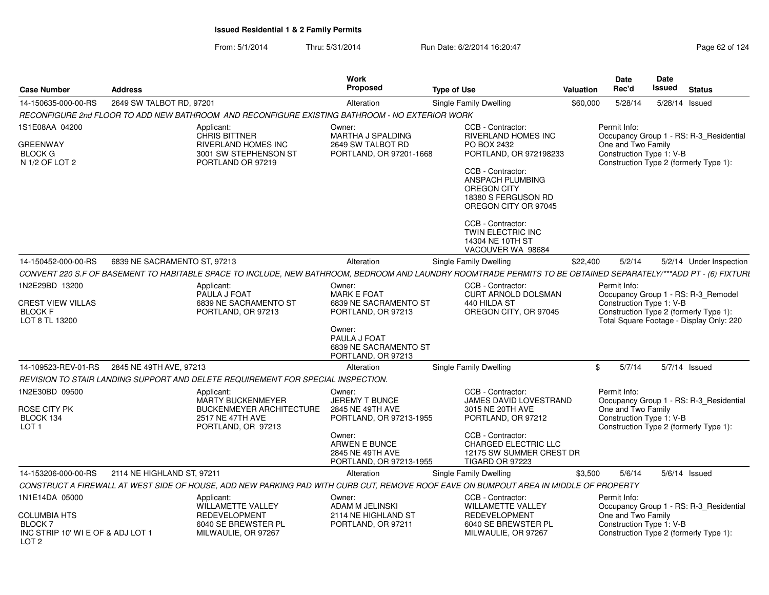## Issued Residential 1 & 2 Family Permits

From: 5/1/2014 Thru: 5/31/2014 Run Date: 6/2/2014 16:20:47

| Case Number | Address | Work Proposed | Type of Use | Valuation | Date Rec'd | Date Issued | Status |
|---|---|---|---|---|---|---|---|
| 14-150635-000-00-RS | 2649 SW TALBOT RD, 97201 | Alteration | Single Family Dwelling | $60,000 | 5/28/14 | 5/28/14 | Issued |

*RECONFIGURE 2nd FLOOR TO ADD NEW BATHROOM AND RECONFIGURE EXISTING BATHROOM - NO EXTERIOR WORK*

1S1E08AA 04200
GREENWAY
BLOCK G
N 1/2 OF LOT 2

Applicant:
CHRIS BITTNER
RIVERLAND HOMES INC
3001 SW STEPHENSON ST
PORTLAND OR 97219

Owner:
MARTHA J SPALDING
2649 SW TALBOT RD
PORTLAND, OR 97201-1668

CCB - Contractor:
RIVERLAND HOMES INC
PO BOX 2432
PORTLAND, OR 972198233

CCB - Contractor:
ANSPACH PLUMBING
OREGON CITY
18380 S FERGUSON RD
OREGON CITY OR 97045

CCB - Contractor:
TWIN ELECTRIC INC
14304 NE 10TH ST
VACOUVER WA 98684

Permit Info:
Occupancy Group 1 - RS: R-3_Residential One and Two Family
Construction Type 1: V-B
Construction Type 2 (formerly Type 1):

| Case Number | Address | Work Proposed | Type of Use | Valuation | Date Rec'd | Date Issued | Status |
|---|---|---|---|---|---|---|---|
| 14-150452-000-00-RS | 6839 NE SACRAMENTO ST, 97213 | Alteration | Single Family Dwelling | $22,400 | 5/2/14 | 5/2/14 | Under Inspection |

*CONVERT 220 S.F OF BASEMENT TO HABITABLE SPACE TO INCLUDE, NEW BATHROOM, BEDROOM AND LAUNDRY ROOMTRADE PERMITS TO BE OBTAINED SEPARATELY/***ADD PT - (6) FIXTURI*

1N2E29BD 13200
CREST VIEW VILLAS
BLOCK F
LOT 8 TL 13200

Applicant:
PAULA J FOAT
6839 NE SACRAMENTO ST
PORTLAND, OR 97213

Owner:
MARK E FOAT
6839 NE SACRAMENTO ST
PORTLAND, OR 97213

Owner:
PAULA J FOAT
6839 NE SACRAMENTO ST
PORTLAND, OR 97213

CCB - Contractor:
CURT ARNOLD DOLSMAN
440 HILDA ST
OREGON CITY, OR 97045

Permit Info:
Occupancy Group 1 - RS: R-3_Remodel
Construction Type 1: V-B
Construction Type 2 (formerly Type 1):
Total Square Footage - Display Only: 220

| Case Number | Address | Work Proposed | Type of Use | Valuation | Date Rec'd | Date Issued | Status |
|---|---|---|---|---|---|---|---|
| 14-109523-REV-01-RS | 2845 NE 49TH AVE, 97213 | Alteration | Single Family Dwelling | $ | 5/7/14 | 5/7/14 | Issued |

*REVISION TO STAIR LANDING SUPPORT AND DELETE REQUIREMENT FOR SPECIAL INSPECTION.*

1N2E30BD 09500
ROSE CITY PK
BLOCK 134
LOT 1

Applicant:
MARTY BUCKENMEYER
BUCKENMEYER ARCHITECTURE
2517 NE 47TH AVE
PORTLAND, OR 97213

Owner:
JEREMY T BUNCE
2845 NE 49TH AVE
PORTLAND, OR 97213-1955

Owner:
ARWEN E BUNCE
2845 NE 49TH AVE
PORTLAND, OR 97213-1955

CCB - Contractor:
JAMES DAVID LOVESTRAND
3015 NE 20TH AVE
PORTLAND, OR 97212

CCB - Contractor:
CHARGED ELECTRIC LLC
12175 SW SUMMER CREST DR
TIGARD OR 97223

Permit Info:
Occupancy Group 1 - RS: R-3_Residential One and Two Family
Construction Type 1: V-B
Construction Type 2 (formerly Type 1):

| Case Number | Address | Work Proposed | Type of Use | Valuation | Date Rec'd | Date Issued | Status |
|---|---|---|---|---|---|---|---|
| 14-153206-000-00-RS | 2114 NE HIGHLAND ST, 97211 | Alteration | Single Family Dwelling | $3,500 | 5/6/14 | 5/6/14 | Issued |

*CONSTRUCT A FIREWALL AT WEST SIDE OF HOUSE, ADD NEW PARKING PAD WITH CURB CUT, REMOVE ROOF EAVE ON BUMPOUT AREA IN MIDDLE OF PROPERTY*

1N1E14DA 05000
COLUMBIA HTS
BLOCK 7
INC STRIP 10' WI E OF & ADJ LOT 1
LOT 2

Applicant:
WILLAMETTE VALLEY
REDEVELOPMENT
6040 SE BREWSTER PL
MILWAULIE, OR 97267

Owner:
ADAM M JELINSKI
2114 NE HIGHLAND ST
PORTLAND, OR 97211

CCB - Contractor:
WILLAMETTE VALLEY
REDEVELOPMENT
6040 SE BREWSTER PL
MILWAULIE, OR 97267

Permit Info:
Occupancy Group 1 - RS: R-3_Residential One and Two Family
Construction Type 1: V-B
Construction Type 2 (formerly Type 1):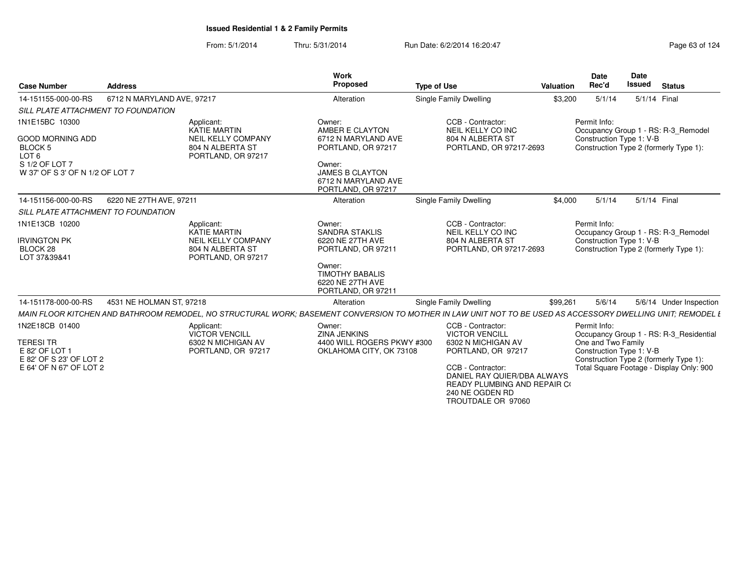**Issued Residential 1 & 2 Family Permits**

From: 5/1/2014 Thru: 5/31/2014 Run Date: 6/2/2014 16:20:47

| Case Number | Address | Work Proposed | Type of Use | Valuation | Date Rec'd | Date Issued | Status |
|---|---|---|---|---|---|---|---|
| 14-151155-000-00-RS | 6712 N MARYLAND AVE, 97217 | Alteration | Single Family Dwelling | $3,200 | 5/1/14 | 5/1/14 | Final |

*SILL PLATE ATTACHMENT TO FOUNDATION*

1N1E15BC 10300

GOOD MORNING ADD
BLOCK 5
LOT 6
S 1/2 OF LOT 7
W 37' OF S 3' OF N 1/2 OF LOT 7

Applicant:
KATIE MARTIN
NEIL KELLY COMPANY
804 N ALBERTA ST
PORTLAND, OR 97217

Owner:
AMBER E CLAYTON
6712 N MARYLAND AVE
PORTLAND, OR 97217

Owner:
JAMES B CLAYTON
6712 N MARYLAND AVE
PORTLAND, OR 97217

CCB - Contractor:
NEIL KELLY CO INC
804 N ALBERTA ST
PORTLAND, OR 97217-2693

Permit Info:
Occupancy Group 1 - RS: R-3_Remodel
Construction Type 1: V-B
Construction Type 2 (formerly Type 1):

| Case Number | Address | Work Proposed | Type of Use | Valuation | Date Rec'd | Date Issued | Status |
|---|---|---|---|---|---|---|---|
| 14-151156-000-00-RS | 6220 NE 27TH AVE, 97211 | Alteration | Single Family Dwelling | $4,000 | 5/1/14 | 5/1/14 | Final |

*SILL PLATE ATTACHMENT TO FOUNDATION*

1N1E13CB 10200

IRVINGTON PK
BLOCK 28
LOT 37&39&41

Applicant:
KATIE MARTIN
NEIL KELLY COMPANY
804 N ALBERTA ST
PORTLAND, OR 97217

Owner:
SANDRA STAKLIS
6220 NE 27TH AVE
PORTLAND, OR 97211

Owner:
TIMOTHY BABALIS
6220 NE 27TH AVE
PORTLAND, OR 97211

CCB - Contractor:
NEIL KELLY CO INC
804 N ALBERTA ST
PORTLAND, OR 97217-2693

Permit Info:
Occupancy Group 1 - RS: R-3_Remodel
Construction Type 1: V-B
Construction Type 2 (formerly Type 1):

| Case Number | Address | Work Proposed | Type of Use | Valuation | Date Rec'd | Date Issued | Status |
|---|---|---|---|---|---|---|---|
| 14-151178-000-00-RS | 4531 NE HOLMAN ST, 97218 | Alteration | Single Family Dwelling | $99,261 | 5/6/14 | 5/6/14 | Under Inspection |

*MAIN FLOOR KITCHEN AND BATHROOM REMODEL, NO STRUCTURAL WORK; BASEMENT CONVERSION TO MOTHER IN LAW UNIT NOT TO BE USED AS ACCESSORY DWELLING UNIT; REMODEL E*

1N2E18CB 01400

TERESI TR
E 82' OF LOT 1
E 82' OF S 23' OF LOT 2
E 64' OF N 67' OF LOT 2

Applicant:
VICTOR VENCILL
6302 N MICHIGAN AV
PORTLAND, OR 97217

Owner:
ZINA JENKINS
4400 WILL ROGERS PKWY #300
OKLAHOMA CITY, OK 73108

CCB - Contractor:
VICTOR VENCILL
6302 N MICHIGAN AV
PORTLAND, OR 97217

CCB - Contractor:
DANIEL RAY QUIER/DBA ALWAYS
READY PLUMBING AND REPAIR C(
240 NE OGDEN RD
TROUTDALE OR 97060

Permit Info:
Occupancy Group 1 - RS: R-3_Residential
One and Two Family
Construction Type 1: V-B
Construction Type 2 (formerly Type 1):
Total Square Footage - Display Only: 900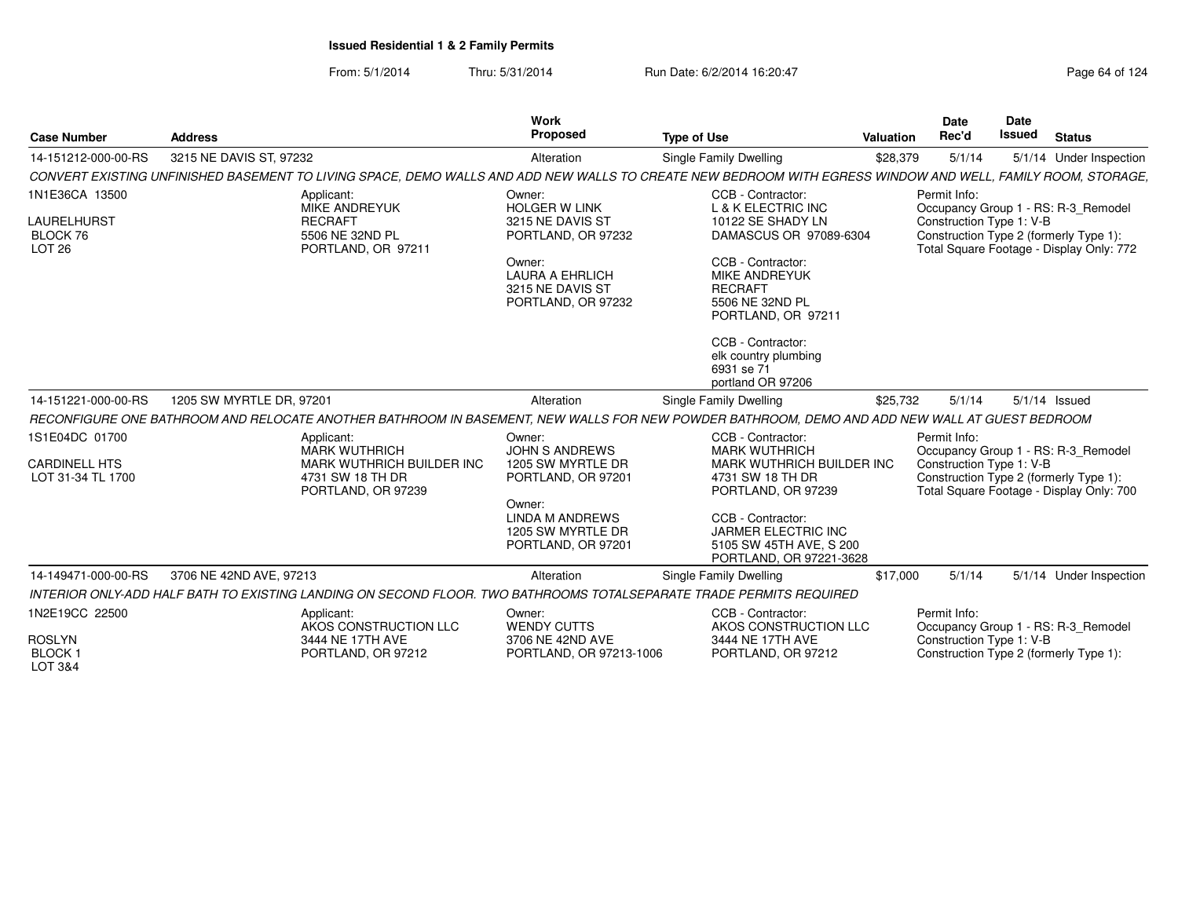**Issued Residential 1 & 2 Family Permits**

From: 5/1/2014 Thru: 5/31/2014 Run Date: 6/2/2014 16:20:47

| Case Number | Address | Work Proposed | Type of Use | Valuation | Date Rec'd | Date Issued | Status |
|---|---|---|---|---|---|---|---|
| 14-151212-000-00-RS | 3215 NE DAVIS ST, 97232 | Alteration | Single Family Dwelling | $28,379 | 5/1/14 | 5/1/14 | Under Inspection |

*CONVERT EXISTING UNFINISHED BASEMENT TO LIVING SPACE, DEMO WALLS AND ADD NEW WALLS TO CREATE NEW BEDROOM WITH EGRESS WINDOW AND WELL, FAMILY ROOM, STORAGE,*

1N1E36CA 13500
LAURELHURST
BLOCK 76
LOT 26

Applicant:
MIKE ANDREYUK
RECRAFT
5506 NE 32ND PL
PORTLAND, OR 97211

Owner:
HOLGER W LINK
3215 NE DAVIS ST
PORTLAND, OR 97232

Owner:
LAURA A EHRLICH
3215 NE DAVIS ST
PORTLAND, OR 97232

CCB - Contractor:
L & K ELECTRIC INC
10122 SE SHADY LN
DAMASCUS OR 97089-6304

CCB - Contractor:
MIKE ANDREYUK
RECRAFT
5506 NE 32ND PL
PORTLAND, OR 97211

CCB - Contractor:
elk country plumbing
6931 se 71
portland OR 97206

Permit Info:
Occupancy Group 1 - RS: R-3_Remodel
Construction Type 1: V-B
Construction Type 2 (formerly Type 1):
Total Square Footage - Display Only: 772

| Case Number | Address | Work Proposed | Type of Use | Valuation | Date Rec'd | Date Issued | Status |
|---|---|---|---|---|---|---|---|
| 14-151221-000-00-RS | 1205 SW MYRTLE DR, 97201 | Alteration | Single Family Dwelling | $25,732 | 5/1/14 | 5/1/14 | Issued |

*RECONFIGURE ONE BATHROOM AND RELOCATE ANOTHER BATHROOM IN BASEMENT, NEW WALLS FOR NEW POWDER BATHROOM, DEMO AND ADD NEW WALL AT GUEST BEDROOM*

1S1E04DC 01700
CARDINELL HTS
LOT 31-34 TL 1700

Applicant:
MARK WUTHRICH
MARK WUTHRICH BUILDER INC
4731 SW 18 TH DR
PORTLAND, OR 97239

Owner:
JOHN S ANDREWS
1205 SW MYRTLE DR
PORTLAND, OR 97201

Owner:
LINDA M ANDREWS
1205 SW MYRTLE DR
PORTLAND, OR 97201

CCB - Contractor:
MARK WUTHRICH
MARK WUTHRICH BUILDER INC
4731 SW 18 TH DR
PORTLAND, OR 97239

CCB - Contractor:
JARMER ELECTRIC INC
5105 SW 45TH AVE, S 200
PORTLAND, OR 97221-3628

Permit Info:
Occupancy Group 1 - RS: R-3_Remodel
Construction Type 1: V-B
Construction Type 2 (formerly Type 1):
Total Square Footage - Display Only: 700

| Case Number | Address | Work Proposed | Type of Use | Valuation | Date Rec'd | Date Issued | Status |
|---|---|---|---|---|---|---|---|
| 14-149471-000-00-RS | 3706 NE 42ND AVE, 97213 | Alteration | Single Family Dwelling | $17,000 | 5/1/14 | 5/1/14 | Under Inspection |

*INTERIOR ONLY-ADD HALF BATH TO EXISTING LANDING ON SECOND FLOOR. TWO BATHROOMS TOTALSEPARATE TRADE PERMITS REQUIRED*

1N2E19CC 22500
ROSLYN
BLOCK 1
LOT 3&4

Applicant:
AKOS CONSTRUCTION LLC
3444 NE 17TH AVE
PORTLAND, OR 97212

Owner:
WENDY CUTTS
3706 NE 42ND AVE
PORTLAND, OR 97213-1006

CCB - Contractor:
AKOS CONSTRUCTION LLC
3444 NE 17TH AVE
PORTLAND, OR 97212

Permit Info:
Occupancy Group 1 - RS: R-3_Remodel
Construction Type 1: V-B
Construction Type 2 (formerly Type 1):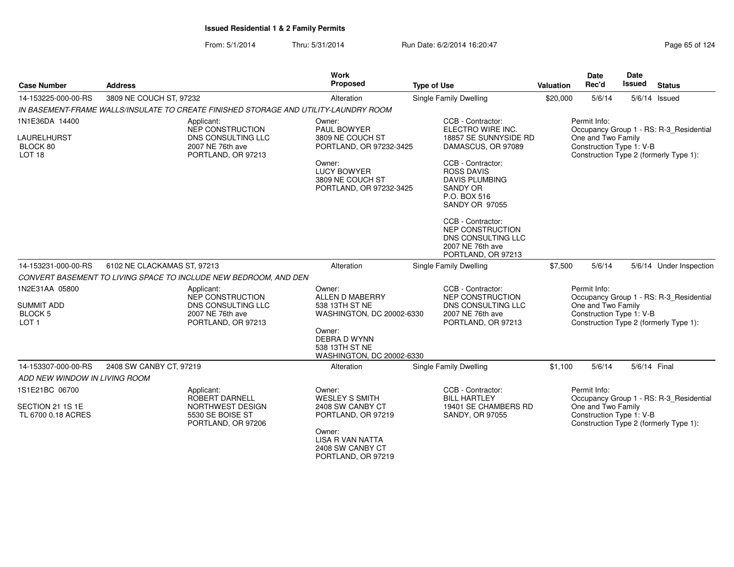**Issued Residential 1 & 2 Family Permits**

From: 5/1/2014 Thru: 5/31/2014 Run Date: 6/2/2014 16:20:47

| Case Number | Address | Work Proposed | Type of Use | Valuation | Date Rec'd | Date Issued | Status |
|---|---|---|---|---|---|---|---|
| 14-153225-000-00-RS | 3809 NE COUCH ST, 97232 | Alteration | Single Family Dwelling | $20,000 | 5/6/14 | 5/6/14 | Issued |

*IN BASEMENT-FRAME WALLS/INSULATE TO CREATE FINISHED STORAGE AND UTILITY-LAUNDRY ROOM*

1N1E36DA 14400
LAURELHURST
BLOCK 80
LOT 18

Applicant:
NEP CONSTRUCTION
DNS CONSULTING LLC
2007 NE 76th ave
PORTLAND, OR 97213

Owner:
PAUL BOWYER
3809 NE COUCH ST
PORTLAND, OR 97232-3425

Owner:
LUCY BOWYER
3809 NE COUCH ST
PORTLAND, OR 97232-3425

CCB - Contractor:
ELECTRO WIRE INC.
18857 SE SUNNYSIDE RD
DAMASCUS, OR 97089

CCB - Contractor:
ROSS DAVIS
DAVIS PLUMBING
SANDY OR
P.O. BOX 516
SANDY OR 97055

CCB - Contractor:
NEP CONSTRUCTION
DNS CONSULTING LLC
2007 NE 76th ave
PORTLAND, OR 97213

Permit Info:
Occupancy Group 1 - RS: R-3_Residential One and Two Family
Construction Type 1: V-B
Construction Type 2 (formerly Type 1):

| Case Number | Address | Work Proposed | Type of Use | Valuation | Date Rec'd | Date Issued | Status |
|---|---|---|---|---|---|---|---|
| 14-153231-000-00-RS | 6102 NE CLACKAMAS ST, 97213 | Alteration | Single Family Dwelling | $7,500 | 5/6/14 | 5/6/14 | Under Inspection |

*CONVERT BASEMENT TO LIVING SPACE TO INCLUDE NEW BEDROOM, AND DEN*

1N2E31AA 05800
SUMMIT ADD
BLOCK 5
LOT 1

Applicant:
NEP CONSTRUCTION
DNS CONSULTING LLC
2007 NE 76th ave
PORTLAND, OR 97213

Owner:
ALLEN D MABERRY
538 13TH ST NE
WASHINGTON, DC 20002-6330

Owner:
DEBRA D WYNN
538 13TH ST NE
WASHINGTON, DC 20002-6330

CCB - Contractor:
NEP CONSTRUCTION
DNS CONSULTING LLC
2007 NE 76th ave
PORTLAND, OR 97213

Permit Info:
Occupancy Group 1 - RS: R-3_Residential One and Two Family
Construction Type 1: V-B
Construction Type 2 (formerly Type 1):

| Case Number | Address | Work Proposed | Type of Use | Valuation | Date Rec'd | Date Issued | Status |
|---|---|---|---|---|---|---|---|
| 14-153307-000-00-RS | 2408 SW CANBY CT, 97219 | Alteration | Single Family Dwelling | $1,100 | 5/6/14 | 5/6/14 | Final |

*ADD NEW WINDOW IN LIVING ROOM*

1S1E21BC 06700
SECTION 21 1S 1E
TL 6700 0.18 ACRES

Applicant:
ROBERT DARNELL
NORTHWEST DESIGN
5530 SE BOISE ST
PORTLAND, OR 97206

Owner:
WESLEY S SMITH
2408 SW CANBY CT
PORTLAND, OR 97219

Owner:
LISA R VAN NATTA
2408 SW CANBY CT
PORTLAND, OR 97219

CCB - Contractor:
BILL HARTLEY
19401 SE CHAMBERS RD
SANDY, OR 97055

Permit Info:
Occupancy Group 1 - RS: R-3_Residential One and Two Family
Construction Type 1: V-B
Construction Type 2 (formerly Type 1):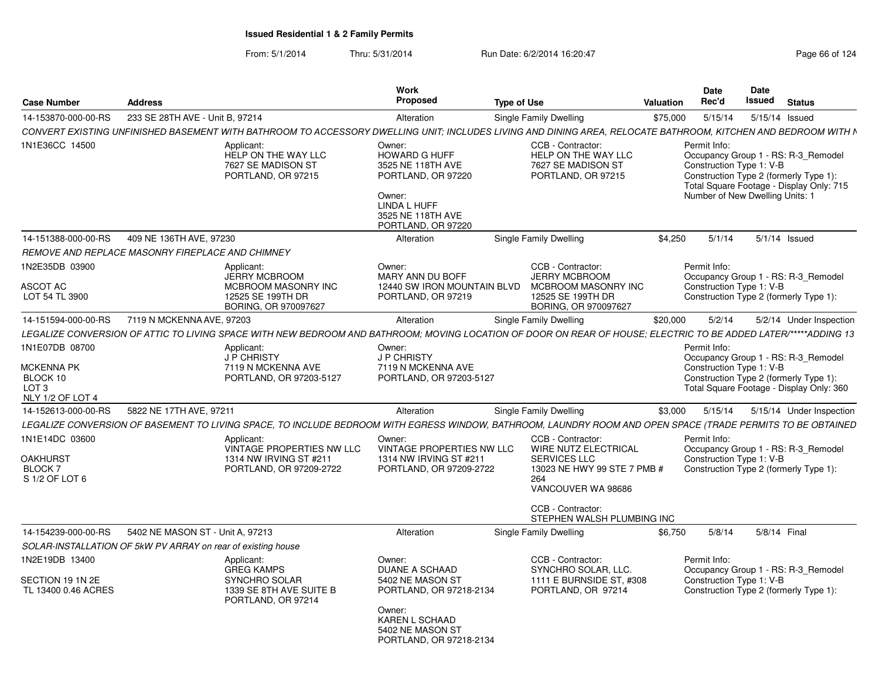## Issued Residential 1 & 2 Family Permits

From: 5/1/2014 Thru: 5/31/2014 Run Date: 6/2/2014 16:20:47

| Case Number | Address | Work Proposed | Type of Use | Valuation | Date Rec'd | Date Issued | Status |
|---|---|---|---|---|---|---|---|
| 14-153870-000-00-RS | 233 SE 28TH AVE - Unit B, 97214 | Alteration | Single Family Dwelling | $75,000 | 5/15/14 | 5/15/14 | Issued |

*CONVERT EXISTING UNFINISHED BASEMENT WITH BATHROOM TO ACCESSORY DWELLING UNIT; INCLUDES LIVING AND DINING AREA, RELOCATE BATHROOM, KITCHEN AND BEDROOM WITH N*

1N1E36CC 14500

Applicant: HELP ON THE WAY LLC, 7627 SE MADISON ST, PORTLAND, OR 97215

Owner: HOWARD G HUFF, 3525 NE 118TH AVE, PORTLAND, OR 97220

Owner: LINDA L HUFF, 3525 NE 118TH AVE, PORTLAND, OR 97220

CCB - Contractor: HELP ON THE WAY LLC, 7627 SE MADISON ST, PORTLAND, OR 97215

Permit Info: Occupancy Group 1 - RS: R-3_Remodel; Construction Type 1: V-B; Construction Type 2 (formerly Type 1):; Total Square Footage - Display Only: 715; Number of New Dwelling Units: 1

---

| Case Number | Address | Work Proposed | Type of Use | Valuation | Date Rec'd | Date Issued | Status |
|---|---|---|---|---|---|---|---|
| 14-151388-000-00-RS | 409 NE 136TH AVE, 97230 | Alteration | Single Family Dwelling | $4,250 | 5/1/14 | 5/1/14 | Issued |

*REMOVE AND REPLACE MASONRY FIREPLACE AND CHIMNEY*

1N2E35DB 03900
ASCOT AC
LOT 54 TL 3900

Applicant: JERRY MCBROOM, MCBROOM MASONRY INC, 12525 SE 199TH DR, BORING, OR 970097627

Owner: MARY ANN DU BOFF, 12440 SW IRON MOUNTAIN BLVD, PORTLAND, OR 97219

CCB - Contractor: JERRY MCBROOM, MCBROOM MASONRY INC, 12525 SE 199TH DR, BORING, OR 970097627

Permit Info: Occupancy Group 1 - RS: R-3_Remodel; Construction Type 1: V-B; Construction Type 2 (formerly Type 1):

---

| Case Number | Address | Work Proposed | Type of Use | Valuation | Date Rec'd | Date Issued | Status |
|---|---|---|---|---|---|---|---|
| 14-151594-000-00-RS | 7119 N MCKENNA AVE, 97203 | Alteration | Single Family Dwelling | $20,000 | 5/2/14 | 5/2/14 | Under Inspection |

*LEGALIZE CONVERSION OF ATTIC TO LIVING SPACE WITH NEW BEDROOM AND BATHROOM; MOVING LOCATION OF DOOR ON REAR OF HOUSE; ELECTRIC TO BE ADDED LATER/*****ADDING 13*

1N1E07DB 08700
MCKENNA PK
BLOCK 10
LOT 3
NLY 1/2 OF LOT 4

Applicant: J P CHRISTY, 7119 N MCKENNA AVE, PORTLAND, OR 97203-5127

Owner: J P CHRISTY, 7119 N MCKENNA AVE, PORTLAND, OR 97203-5127

Permit Info: Occupancy Group 1 - RS: R-3_Remodel; Construction Type 1: V-B; Construction Type 2 (formerly Type 1):; Total Square Footage - Display Only: 360

---

| Case Number | Address | Work Proposed | Type of Use | Valuation | Date Rec'd | Date Issued | Status |
|---|---|---|---|---|---|---|---|
| 14-152613-000-00-RS | 5822 NE 17TH AVE, 97211 | Alteration | Single Family Dwelling | $3,000 | 5/15/14 | 5/15/14 | Under Inspection |

*LEGALIZE CONVERSION OF BASEMENT TO LIVING SPACE, TO INCLUDE BEDROOM WITH EGRESS WINDOW, BATHROOM, LAUNDRY ROOM AND OPEN SPACE (TRADE PERMITS TO BE OBTAINED*

1N1E14DC 03600
OAKHURST
BLOCK 7
S 1/2 OF LOT 6

Applicant: VINTAGE PROPERTIES NW LLC, 1314 NW IRVING ST #211, PORTLAND, OR 97209-2722

Owner: VINTAGE PROPERTIES NW LLC, 1314 NW IRVING ST #211, PORTLAND, OR 97209-2722

CCB - Contractor: WIRE NUTZ ELECTRICAL SERVICES LLC, 13023 NE HWY 99 STE 7 PMB # 264, VANCOUVER WA 98686

CCB - Contractor: STEPHEN WALSH PLUMBING INC

Permit Info: Occupancy Group 1 - RS: R-3_Remodel; Construction Type 1: V-B; Construction Type 2 (formerly Type 1):

---

| Case Number | Address | Work Proposed | Type of Use | Valuation | Date Rec'd | Date Issued | Status |
|---|---|---|---|---|---|---|---|
| 14-154239-000-00-RS | 5402 NE MASON ST - Unit A, 97213 | Alteration | Single Family Dwelling | $6,750 | 5/8/14 | 5/8/14 | Final |

*SOLAR-INSTALLATION OF 5kW PV ARRAY on rear of existing house*

1N2E19DB 13400
SECTION 19 1N 2E
TL 13400 0.46 ACRES

Applicant: GREG KAMPS, SYNCHRO SOLAR, 1339 SE 8TH AVE SUITE B, PORTLAND, OR 97214

Owner: DUANE A SCHAAD, 5402 NE MASON ST, PORTLAND, OR 97218-2134

Owner: KAREN L SCHAAD, 5402 NE MASON ST, PORTLAND, OR 97218-2134

CCB - Contractor: SYNCHRO SOLAR, LLC., 1111 E BURNSIDE ST, #308, PORTLAND, OR 97214

Permit Info: Occupancy Group 1 - RS: R-3_Remodel; Construction Type 1: V-B; Construction Type 2 (formerly Type 1):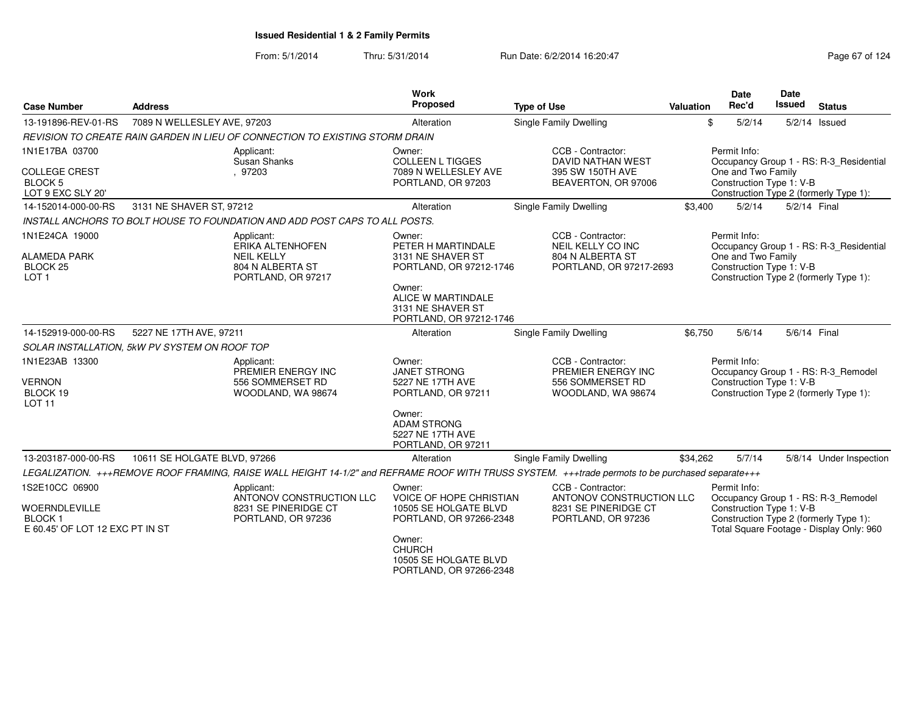**Issued Residential 1 & 2 Family Permits**

From: 5/1/2014 Thru: 5/31/2014 Run Date: 6/2/2014 16:20:47

| Case Number | Address | Work Proposed | Type of Use | Valuation | Date Rec'd | Date Issued | Status |
|---|---|---|---|---|---|---|---|
| 13-191896-REV-01-RS | 7089 N WELLESLEY AVE, 97203 | Alteration | Single Family Dwelling | $ | 5/2/14 | 5/2/14 | Issued |

*REVISION TO CREATE RAIN GARDEN IN LIEU OF CONNECTION TO EXISTING STORM DRAIN*

1N1E17BA 03700
COLLEGE CREST
BLOCK 5
LOT 9 EXC SLY 20'

Applicant: Susan Shanks, , 97203

Owner: COLLEEN L TIGGES, 7089 N WELLESLEY AVE, PORTLAND, OR 97203

CCB - Contractor: DAVID NATHAN WEST, 395 SW 150TH AVE, BEAVERTON, OR 97006

Permit Info: Occupancy Group 1 - RS: R-3_Residential One and Two Family; Construction Type 1: V-B; Construction Type 2 (formerly Type 1):

| Case Number | Address | Work Proposed | Type of Use | Valuation | Date Rec'd | Date Issued | Status |
|---|---|---|---|---|---|---|---|
| 14-152014-000-00-RS | 3131 NE SHAVER ST, 97212 | Alteration | Single Family Dwelling | $3,400 | 5/2/14 | 5/2/14 | Final |

*INSTALL ANCHORS TO BOLT HOUSE TO FOUNDATION AND ADD POST CAPS TO ALL POSTS.*

1N1E24CA 19000
ALAMEDA PARK
BLOCK 25
LOT 1

Applicant: ERIKA ALTENHOFEN, NEIL KELLY, 804 N ALBERTA ST, PORTLAND, OR 97217

Owner: PETER H MARTINDALE, 3131 NE SHAVER ST, PORTLAND, OR 97212-1746

Owner: ALICE W MARTINDALE, 3131 NE SHAVER ST, PORTLAND, OR 97212-1746

CCB - Contractor: NEIL KELLY CO INC, 804 N ALBERTA ST, PORTLAND, OR 97217-2693

Permit Info: Occupancy Group 1 - RS: R-3_Residential One and Two Family; Construction Type 1: V-B; Construction Type 2 (formerly Type 1):

| Case Number | Address | Work Proposed | Type of Use | Valuation | Date Rec'd | Date Issued | Status |
|---|---|---|---|---|---|---|---|
| 14-152919-000-00-RS | 5227 NE 17TH AVE, 97211 | Alteration | Single Family Dwelling | $6,750 | 5/6/14 | 5/6/14 | Final |

*SOLAR INSTALLATION, 5kW PV SYSTEM ON ROOF TOP*

1N1E23AB 13300
VERNON
BLOCK 19
LOT 11

Applicant: PREMIER ENERGY INC, 556 SOMMERSET RD, WOODLAND, WA 98674

Owner: JANET STRONG, 5227 NE 17TH AVE, PORTLAND, OR 97211

Owner: ADAM STRONG, 5227 NE 17TH AVE, PORTLAND, OR 97211

CCB - Contractor: PREMIER ENERGY INC, 556 SOMMERSET RD, WOODLAND, WA 98674

Permit Info: Occupancy Group 1 - RS: R-3_Remodel; Construction Type 1: V-B; Construction Type 2 (formerly Type 1):

| Case Number | Address | Work Proposed | Type of Use | Valuation | Date Rec'd | Date Issued | Status |
|---|---|---|---|---|---|---|---|
| 13-203187-000-00-RS | 10611 SE HOLGATE BLVD, 97266 | Alteration | Single Family Dwelling | $34,262 | 5/7/14 | 5/8/14 | Under Inspection |

*LEGALIZATION. +++REMOVE ROOF FRAMING, RAISE WALL HEIGHT 14-1/2" and REFRAME ROOF WITH TRUSS SYSTEM. +++trade permots to be purchased separate+++*

1S2E10CC 06900
WOERNDLEVILLE
BLOCK 1
E 60.45' OF LOT 12 EXC PT IN ST

Applicant: ANTONOV CONSTRUCTION LLC, 8231 SE PINERIDGE CT, PORTLAND, OR 97236

Owner: VOICE OF HOPE CHRISTIAN, 10505 SE HOLGATE BLVD, PORTLAND, OR 97266-2348

Owner: CHURCH, 10505 SE HOLGATE BLVD, PORTLAND, OR 97266-2348

CCB - Contractor: ANTONOV CONSTRUCTION LLC, 8231 SE PINERIDGE CT, PORTLAND, OR 97236

Permit Info: Occupancy Group 1 - RS: R-3_Remodel; Construction Type 1: V-B; Construction Type 2 (formerly Type 1):; Total Square Footage - Display Only: 960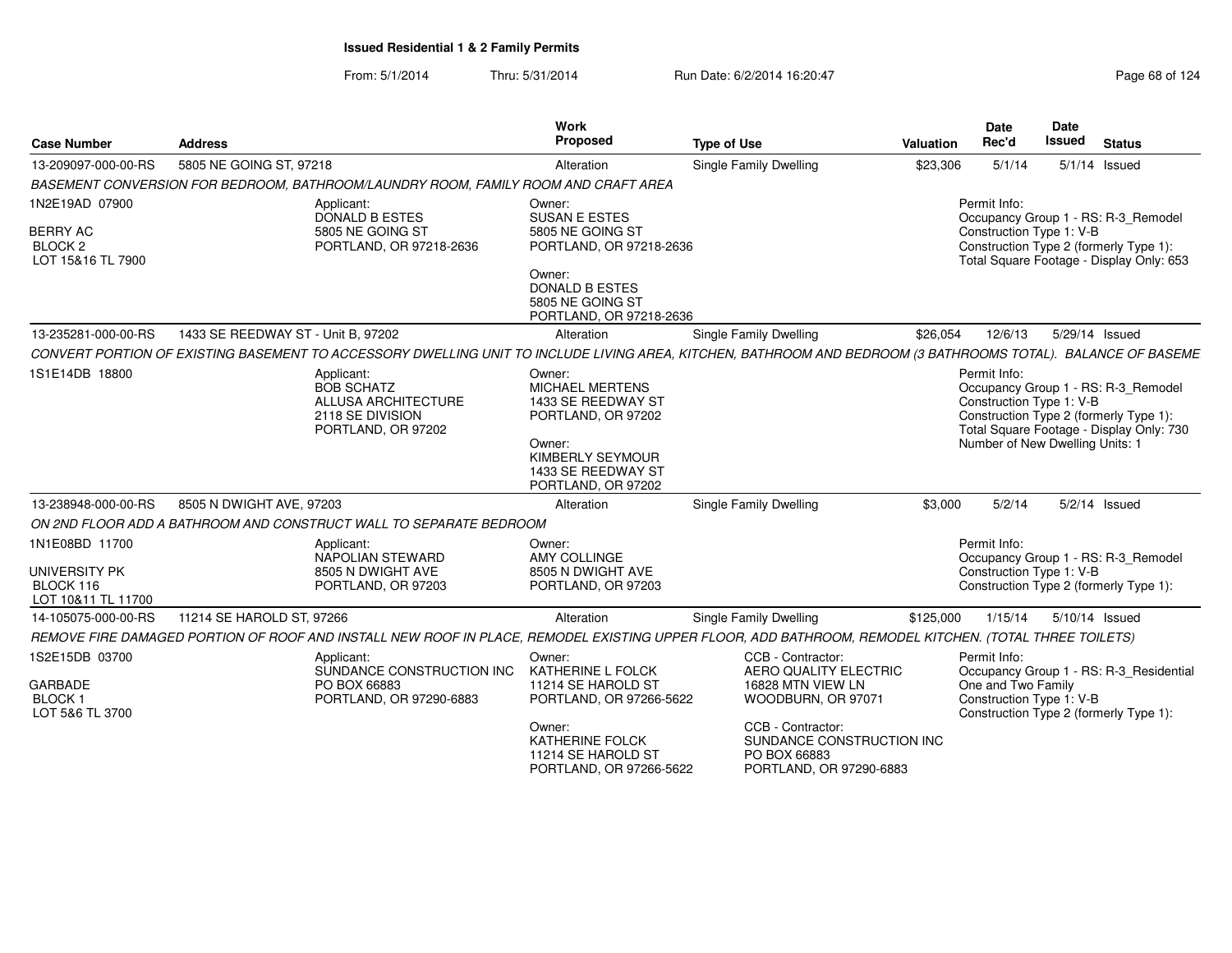**Issued Residential 1 & 2 Family Permits**

From: 5/1/2014 Thru: 5/31/2014 Run Date: 6/2/2014 16:20:47

| Case Number | Address | Work Proposed | Type of Use | Valuation | Date Rec'd | Date Issued | Status |
|---|---|---|---|---|---|---|---|
| 13-209097-000-00-RS | 5805 NE GOING ST, 97218 | Alteration | Single Family Dwelling | $23,306 | 5/1/14 | 5/1/14 | Issued |

*BASEMENT CONVERSION FOR BEDROOM, BATHROOM/LAUNDRY ROOM, FAMILY ROOM AND CRAFT AREA*

1N2E19AD 07900
BERRY AC
BLOCK 2
LOT 15&16 TL 7900

Applicant:
DONALD B ESTES
5805 NE GOING ST
PORTLAND, OR 97218-2636

Owner:
SUSAN E ESTES
5805 NE GOING ST
PORTLAND, OR 97218-2636

Owner:
DONALD B ESTES
5805 NE GOING ST
PORTLAND, OR 97218-2636

Permit Info:
Occupancy Group 1 - RS: R-3_Remodel
Construction Type 1: V-B
Construction Type 2 (formerly Type 1):
Total Square Footage - Display Only: 653

---

| Case Number | Address | Work Proposed | Type of Use | Valuation | Date Rec'd | Date Issued | Status |
|---|---|---|---|---|---|---|---|
| 13-235281-000-00-RS | 1433 SE REEDWAY ST - Unit B, 97202 | Alteration | Single Family Dwelling | $26,054 | 12/6/13 | 5/29/14 | Issued |

*CONVERT PORTION OF EXISTING BASEMENT TO ACCESSORY DWELLING UNIT TO INCLUDE LIVING AREA, KITCHEN, BATHROOM AND BEDROOM (3 BATHROOMS TOTAL). BALANCE OF BASEME*

1S1E14DB 18800

Applicant:
BOB SCHATZ
ALLUSA ARCHITECTURE
2118 SE DIVISION
PORTLAND, OR 97202

Owner:
MICHAEL MERTENS
1433 SE REEDWAY ST
PORTLAND, OR 97202

Owner:
KIMBERLY SEYMOUR
1433 SE REEDWAY ST
PORTLAND, OR 97202

Permit Info:
Occupancy Group 1 - RS: R-3_Remodel
Construction Type 1: V-B
Construction Type 2 (formerly Type 1):
Total Square Footage - Display Only: 730
Number of New Dwelling Units: 1

---

| Case Number | Address | Work Proposed | Type of Use | Valuation | Date Rec'd | Date Issued | Status |
|---|---|---|---|---|---|---|---|
| 13-238948-000-00-RS | 8505 N DWIGHT AVE, 97203 | Alteration | Single Family Dwelling | $3,000 | 5/2/14 | 5/2/14 | Issued |

*ON 2ND FLOOR ADD A BATHROOM AND CONSTRUCT WALL TO SEPARATE BEDROOM*

1N1E08BD 11700
UNIVERSITY PK
BLOCK 116
LOT 10&11 TL 11700

Applicant:
NAPOLIAN STEWARD
8505 N DWIGHT AVE
PORTLAND, OR 97203

Owner:
AMY COLLINGE
8505 N DWIGHT AVE
PORTLAND, OR 97203

Permit Info:
Occupancy Group 1 - RS: R-3_Remodel
Construction Type 1: V-B
Construction Type 2 (formerly Type 1):

---

| Case Number | Address | Work Proposed | Type of Use | Valuation | Date Rec'd | Date Issued | Status |
|---|---|---|---|---|---|---|---|
| 14-105075-000-00-RS | 11214 SE HAROLD ST, 97266 | Alteration | Single Family Dwelling | $125,000 | 1/15/14 | 5/10/14 | Issued |

*REMOVE FIRE DAMAGED PORTION OF ROOF AND INSTALL NEW ROOF IN PLACE, REMODEL EXISTING UPPER FLOOR, ADD BATHROOM, REMODEL KITCHEN. (TOTAL THREE TOILETS)*

1S2E15DB 03700
GARBADE
BLOCK 1
LOT 5&6 TL 3700

Applicant:
SUNDANCE CONSTRUCTION INC
PO BOX 66883
PORTLAND, OR 97290-6883

Owner:
KATHERINE L FOLCK
11214 SE HAROLD ST
PORTLAND, OR 97266-5622

Owner:
KATHERINE FOLCK
11214 SE HAROLD ST
PORTLAND, OR 97266-5622

CCB - Contractor:
AERO QUALITY ELECTRIC
16828 MTN VIEW LN
WOODBURN, OR 97071

CCB - Contractor:
SUNDANCE CONSTRUCTION INC
PO BOX 66883
PORTLAND, OR 97290-6883

Permit Info:
Occupancy Group 1 - RS: R-3_Residential One and Two Family
Construction Type 1: V-B
Construction Type 2 (formerly Type 1):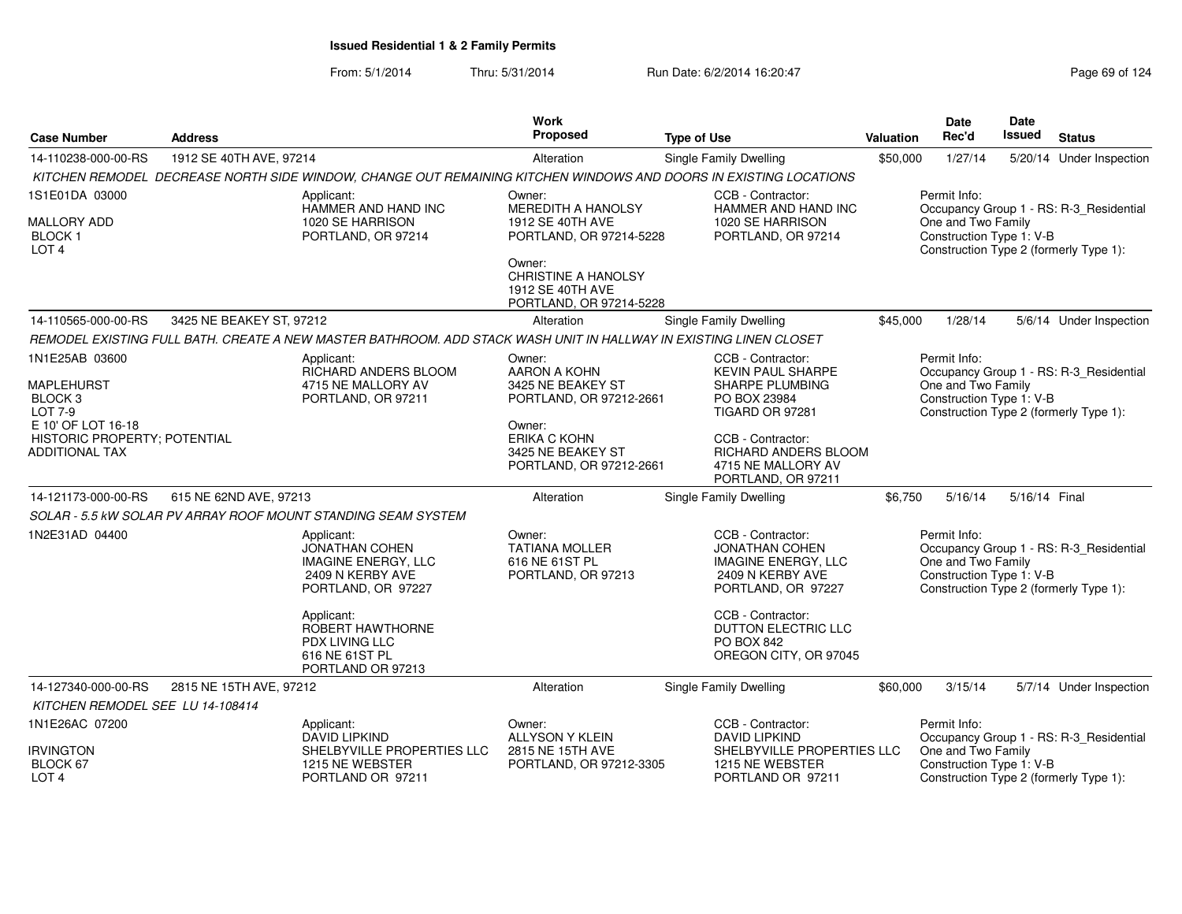## Issued Residential 1 & 2 Family Permits

From: 5/1/2014 Thru: 5/31/2014 Run Date: 6/2/2014 16:20:47

| Case Number | Address | Work Proposed | Type of Use | Valuation | Date Rec'd | Date Issued | Status |
|---|---|---|---|---|---|---|---|
| 14-110238-000-00-RS | 1912 SE 40TH AVE, 97214 | Alteration | Single Family Dwelling | $50,000 | 1/27/14 | 5/20/14 | Under Inspection |

KITCHEN REMODEL DECREASE NORTH SIDE WINDOW, CHANGE OUT REMAINING KITCHEN WINDOWS AND DOORS IN EXISTING LOCATIONS

1S1E01DA 03000
MALLORY ADD
BLOCK 1
LOT 4

Applicant:
HAMMER AND HAND INC
1020 SE HARRISON
PORTLAND, OR 97214

Owner:
MEREDITH A HANOLSY
1912 SE 40TH AVE
PORTLAND, OR 97214-5228

Owner:
CHRISTINE A HANOLSY
1912 SE 40TH AVE
PORTLAND, OR 97214-5228

CCB - Contractor:
HAMMER AND HAND INC
1020 SE HARRISON
PORTLAND, OR 97214

Permit Info:
Occupancy Group 1 - RS: R-3_Residential One and Two Family
Construction Type 1: V-B
Construction Type 2 (formerly Type 1):

| Case Number | Address | Work Proposed | Type of Use | Valuation | Date Rec'd | Date Issued | Status |
|---|---|---|---|---|---|---|---|
| 14-110565-000-00-RS | 3425 NE BEAKEY ST, 97212 | Alteration | Single Family Dwelling | $45,000 | 1/28/14 | 5/6/14 | Under Inspection |

REMODEL EXISTING FULL BATH. CREATE A NEW MASTER BATHROOM. ADD STACK WASH UNIT IN HALLWAY IN EXISTING LINEN CLOSET

1N1E25AB 03600
MAPLEHURST
BLOCK 3
LOT 7-9
E 10' OF LOT 16-18
HISTORIC PROPERTY; POTENTIAL ADDITIONAL TAX

Applicant:
RICHARD ANDERS BLOOM
4715 NE MALLORY AV
PORTLAND, OR 97211

Owner:
AARON A KOHN
3425 NE BEAKEY ST
PORTLAND, OR 97212-2661

Owner:
ERIKA C KOHN
3425 NE BEAKEY ST
PORTLAND, OR 97212-2661

CCB - Contractor:
KEVIN PAUL SHARPE
SHARPE PLUMBING
PO BOX 23984
TIGARD OR 97281

CCB - Contractor:
RICHARD ANDERS BLOOM
4715 NE MALLORY AV
PORTLAND, OR 97211

Permit Info:
Occupancy Group 1 - RS: R-3_Residential One and Two Family
Construction Type 1: V-B
Construction Type 2 (formerly Type 1):

| Case Number | Address | Work Proposed | Type of Use | Valuation | Date Rec'd | Date Issued | Status |
|---|---|---|---|---|---|---|---|
| 14-121173-000-00-RS | 615 NE 62ND AVE, 97213 | Alteration | Single Family Dwelling | $6,750 | 5/16/14 | 5/16/14 | Final |

SOLAR - 5.5 kW SOLAR PV ARRAY ROOF MOUNT STANDING SEAM SYSTEM

1N2E31AD 04400

Applicant:
JONATHAN COHEN
IMAGINE ENERGY, LLC
2409 N KERBY AVE
PORTLAND, OR 97227

Applicant:
ROBERT HAWTHORNE
PDX LIVING LLC
616 NE 61ST PL
PORTLAND OR 97213

Owner:
TATIANA MOLLER
616 NE 61ST PL
PORTLAND, OR 97213

CCB - Contractor:
JONATHAN COHEN
IMAGINE ENERGY, LLC
2409 N KERBY AVE
PORTLAND, OR 97227

CCB - Contractor:
DUTTON ELECTRIC LLC
PO BOX 842
OREGON CITY, OR 97045

Permit Info:
Occupancy Group 1 - RS: R-3_Residential One and Two Family
Construction Type 1: V-B
Construction Type 2 (formerly Type 1):

| Case Number | Address | Work Proposed | Type of Use | Valuation | Date Rec'd | Date Issued | Status |
|---|---|---|---|---|---|---|---|
| 14-127340-000-00-RS | 2815 NE 15TH AVE, 97212 | Alteration | Single Family Dwelling | $60,000 | 3/15/14 | 5/7/14 | Under Inspection |

KITCHEN REMODEL SEE LU 14-108414

1N1E26AC 07200
IRVINGTON
BLOCK 67
LOT 4

Applicant:
DAVID LIPKIND
SHELBYVILLE PROPERTIES LLC
1215 NE WEBSTER
PORTLAND OR 97211

Owner:
ALLYSON Y KLEIN
2815 NE 15TH AVE
PORTLAND, OR 97212-3305

CCB - Contractor:
DAVID LIPKIND
SHELBYVILLE PROPERTIES LLC
1215 NE WEBSTER
PORTLAND OR 97211

Permit Info:
Occupancy Group 1 - RS: R-3_Residential One and Two Family
Construction Type 1: V-B
Construction Type 2 (formerly Type 1):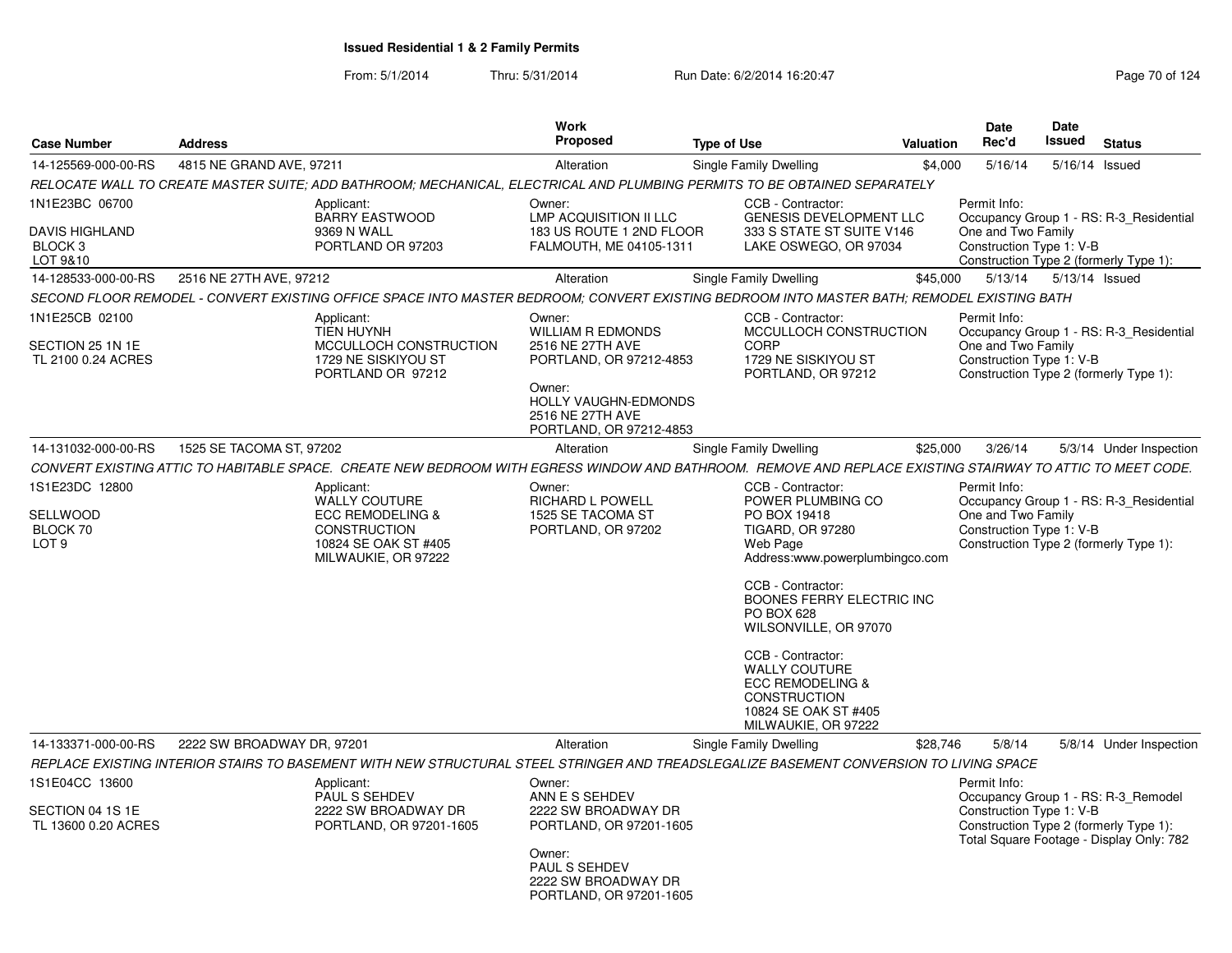# Issued Residential 1 & 2 Family Permits

From: 5/1/2014 Thru: 5/31/2014 Run Date: 6/2/2014 16:20:47

| Case Number | Address | Work Proposed | Type of Use | Valuation | Date Rec'd | Date Issued | Status |
|---|---|---|---|---|---|---|---|
| 14-125569-000-00-RS | 4815 NE GRAND AVE, 97211 | Alteration | Single Family Dwelling | $4,000 | 5/16/14 | 5/16/14 | Issued |

*RELOCATE WALL TO CREATE MASTER SUITE; ADD BATHROOM; MECHANICAL, ELECTRICAL AND PLUMBING PERMITS TO BE OBTAINED SEPARATELY*

1N1E23BC 06700
DAVIS HIGHLAND
BLOCK 3
LOT 9&10

Applicant:
BARRY EASTWOOD
9369 N WALL
PORTLAND OR 97203

Owner:
LMP ACQUISITION II LLC
183 US ROUTE 1 2ND FLOOR
FALMOUTH, ME 04105-1311

CCB - Contractor:
GENESIS DEVELOPMENT LLC
333 S STATE ST SUITE V146
LAKE OSWEGO, OR 97034

Permit Info:
Occupancy Group 1 - RS: R-3_Residential One and Two Family
Construction Type 1: V-B
Construction Type 2 (formerly Type 1):

| Case Number | Address | Work Proposed | Type of Use | Valuation | Date Rec'd | Date Issued | Status |
|---|---|---|---|---|---|---|---|
| 14-128533-000-00-RS | 2516 NE 27TH AVE, 97212 | Alteration | Single Family Dwelling | $45,000 | 5/13/14 | 5/13/14 | Issued |

*SECOND FLOOR REMODEL - CONVERT EXISTING OFFICE SPACE INTO MASTER BEDROOM; CONVERT EXISTING BEDROOM INTO MASTER BATH; REMODEL EXISTING BATH*

1N1E25CB 02100
SECTION 25 1N 1E
TL 2100 0.24 ACRES

Applicant:
TIEN HUYNH
MCCULLOCH CONSTRUCTION
1729 NE SISKIYOU ST
PORTLAND OR 97212

Owner:
WILLIAM R EDMONDS
2516 NE 27TH AVE
PORTLAND, OR 97212-4853

Owner:
HOLLY VAUGHN-EDMONDS
2516 NE 27TH AVE
PORTLAND, OR 97212-4853

CCB - Contractor:
MCCULLOCH CONSTRUCTION CORP
1729 NE SISKIYOU ST
PORTLAND, OR 97212

Permit Info:
Occupancy Group 1 - RS: R-3_Residential One and Two Family
Construction Type 1: V-B
Construction Type 2 (formerly Type 1):

| Case Number | Address | Work Proposed | Type of Use | Valuation | Date Rec'd | Date Issued | Status |
|---|---|---|---|---|---|---|---|
| 14-131032-000-00-RS | 1525 SE TACOMA ST, 97202 | Alteration | Single Family Dwelling | $25,000 | 3/26/14 | 5/3/14 | Under Inspection |

*CONVERT EXISTING ATTIC TO HABITABLE SPACE. CREATE NEW BEDROOM WITH EGRESS WINDOW AND BATHROOM. REMOVE AND REPLACE EXISTING STAIRWAY TO ATTIC TO MEET CODE.*

1S1E23DC 12800
SELLWOOD
BLOCK 70
LOT 9

Applicant:
WALLY COUTURE
ECC REMODELING & CONSTRUCTION
10824 SE OAK ST #405
MILWAUKIE, OR 97222

Owner:
RICHARD L POWELL
1525 SE TACOMA ST
PORTLAND, OR 97202

CCB - Contractor:
POWER PLUMBING CO
PO BOX 19418
TIGARD, OR 97280
Web Page Address:www.powerplumbingco.com

CCB - Contractor:
BOONES FERRY ELECTRIC INC
PO BOX 628
WILSONVILLE, OR 97070

CCB - Contractor:
WALLY COUTURE
ECC REMODELING & CONSTRUCTION
10824 SE OAK ST #405
MILWAUKIE, OR 97222

Permit Info:
Occupancy Group 1 - RS: R-3_Residential One and Two Family
Construction Type 1: V-B
Construction Type 2 (formerly Type 1):

| Case Number | Address | Work Proposed | Type of Use | Valuation | Date Rec'd | Date Issued | Status |
|---|---|---|---|---|---|---|---|
| 14-133371-000-00-RS | 2222 SW BROADWAY DR, 97201 | Alteration | Single Family Dwelling | $28,746 | 5/8/14 | 5/8/14 | Under Inspection |

*REPLACE EXISTING INTERIOR STAIRS TO BASEMENT WITH NEW STRUCTURAL STEEL STRINGER AND TREADSLEGALIZE BASEMENT CONVERSION TO LIVING SPACE*

1S1E04CC 13600
SECTION 04 1S 1E
TL 13600 0.20 ACRES

Applicant:
PAUL S SEHDEV
2222 SW BROADWAY DR
PORTLAND, OR 97201-1605

Owner:
ANN E S SEHDEV
2222 SW BROADWAY DR
PORTLAND, OR 97201-1605

Owner:
PAUL S SEHDEV
2222 SW BROADWAY DR
PORTLAND, OR 97201-1605

Permit Info:
Occupancy Group 1 - RS: R-3_Remodel
Construction Type 1: V-B
Construction Type 2 (formerly Type 1):
Total Square Footage - Display Only: 782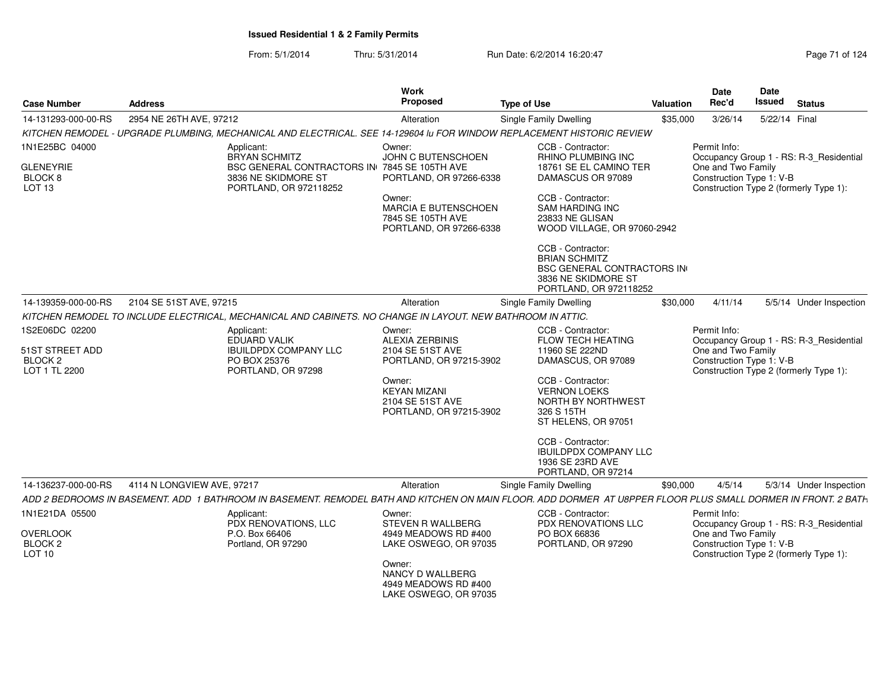**Issued Residential 1 & 2 Family Permits**

From: 5/1/2014 Thru: 5/31/2014 Run Date: 6/2/2014 16:20:47

| Case Number | Address | Work Proposed | Type of Use | Valuation | Date Rec'd | Date Issued | Status |
|---|---|---|---|---|---|---|---|
| 14-131293-000-00-RS | 2954 NE 26TH AVE, 97212 | Alteration | Single Family Dwelling | $35,000 | 3/26/14 | 5/22/14 | Final |

*KITCHEN REMODEL - UPGRADE PLUMBING, MECHANICAL AND ELECTRICAL. SEE 14-129604 lu FOR WINDOW REPLACEMENT HISTORIC REVIEW*

1N1E25BC 04000
GLENEYRIE
BLOCK 8
LOT 13

Applicant:
BRYAN SCHMITZ
BSC GENERAL CONTRACTORS IN
3836 NE SKIDMORE ST
PORTLAND, OR 972118252

Owner:
JOHN C BUTENSCHOEN
7845 SE 105TH AVE
PORTLAND, OR 97266-6338

Owner:
MARCIA E BUTENSCHOEN
7845 SE 105TH AVE
PORTLAND, OR 97266-6338

CCB - Contractor:
RHINO PLUMBING INC
18761 SE EL CAMINO TER
DAMASCUS OR 97089

CCB - Contractor:
SAM HARDING INC
23833 NE GLISAN
WOOD VILLAGE, OR 97060-2942

CCB - Contractor:
BRIAN SCHMITZ
BSC GENERAL CONTRACTORS IN
3836 NE SKIDMORE ST
PORTLAND, OR 972118252

Permit Info:
Occupancy Group 1 - RS: R-3_Residential One and Two Family
Construction Type 1: V-B
Construction Type 2 (formerly Type 1):

| Case Number | Address | Work Proposed | Type of Use | Valuation | Date Rec'd | Date Issued | Status |
|---|---|---|---|---|---|---|---|
| 14-139359-000-00-RS | 2104 SE 51ST AVE, 97215 | Alteration | Single Family Dwelling | $30,000 | 4/11/14 | 5/5/14 | Under Inspection |

*KITCHEN REMODEL TO INCLUDE ELECTRICAL, MECHANICAL AND CABINETS. NO CHANGE IN LAYOUT. NEW BATHROOM IN ATTIC.*

1S2E06DC 02200
51ST STREET ADD
BLOCK 2
LOT 1 TL 2200

Applicant:
EDUARD VALIK
IBUILDPDX COMPANY LLC
PO BOX 25376
PORTLAND, OR 97298

Owner:
ALEXIA ZERBINIS
2104 SE 51ST AVE
PORTLAND, OR 97215-3902

Owner:
KEYAN MIZANI
2104 SE 51ST AVE
PORTLAND, OR 97215-3902

CCB - Contractor:
FLOW TECH HEATING
11960 SE 222ND
DAMASCUS, OR 97089

CCB - Contractor:
VERNON LOEKS
NORTH BY NORTHWEST
326 S 15TH
ST HELENS, OR 97051

CCB - Contractor:
IBUILDPDX COMPANY LLC
1936 SE 23RD AVE
PORTLAND, OR 97214

Permit Info:
Occupancy Group 1 - RS: R-3_Residential One and Two Family
Construction Type 1: V-B
Construction Type 2 (formerly Type 1):

| Case Number | Address | Work Proposed | Type of Use | Valuation | Date Rec'd | Date Issued | Status |
|---|---|---|---|---|---|---|---|
| 14-136237-000-00-RS | 4114 N LONGVIEW AVE, 97217 | Alteration | Single Family Dwelling | $90,000 | 4/5/14 | 5/3/14 | Under Inspection |

*ADD 2 BEDROOMS IN BASEMENT. ADD 1 BATHROOM IN BASEMENT. REMODEL BATH AND KITCHEN ON MAIN FLOOR. ADD DORMER AT U8PPER FLOOR PLUS SMALL DORMER IN FRONT. 2 BATH*

1N1E21DA 05500
OVERLOOK
BLOCK 2
LOT 10

Applicant:
PDX RENOVATIONS, LLC
P.O. Box 66406
Portland, OR 97290

Owner:
STEVEN R WALLBERG
4949 MEADOWS RD #400
LAKE OSWEGO, OR 97035

Owner:
NANCY D WALLBERG
4949 MEADOWS RD #400
LAKE OSWEGO, OR 97035

CCB - Contractor:
PDX RENOVATIONS LLC
PO BOX 66836
PORTLAND, OR 97290

Permit Info:
Occupancy Group 1 - RS: R-3_Residential One and Two Family
Construction Type 1: V-B
Construction Type 2 (formerly Type 1):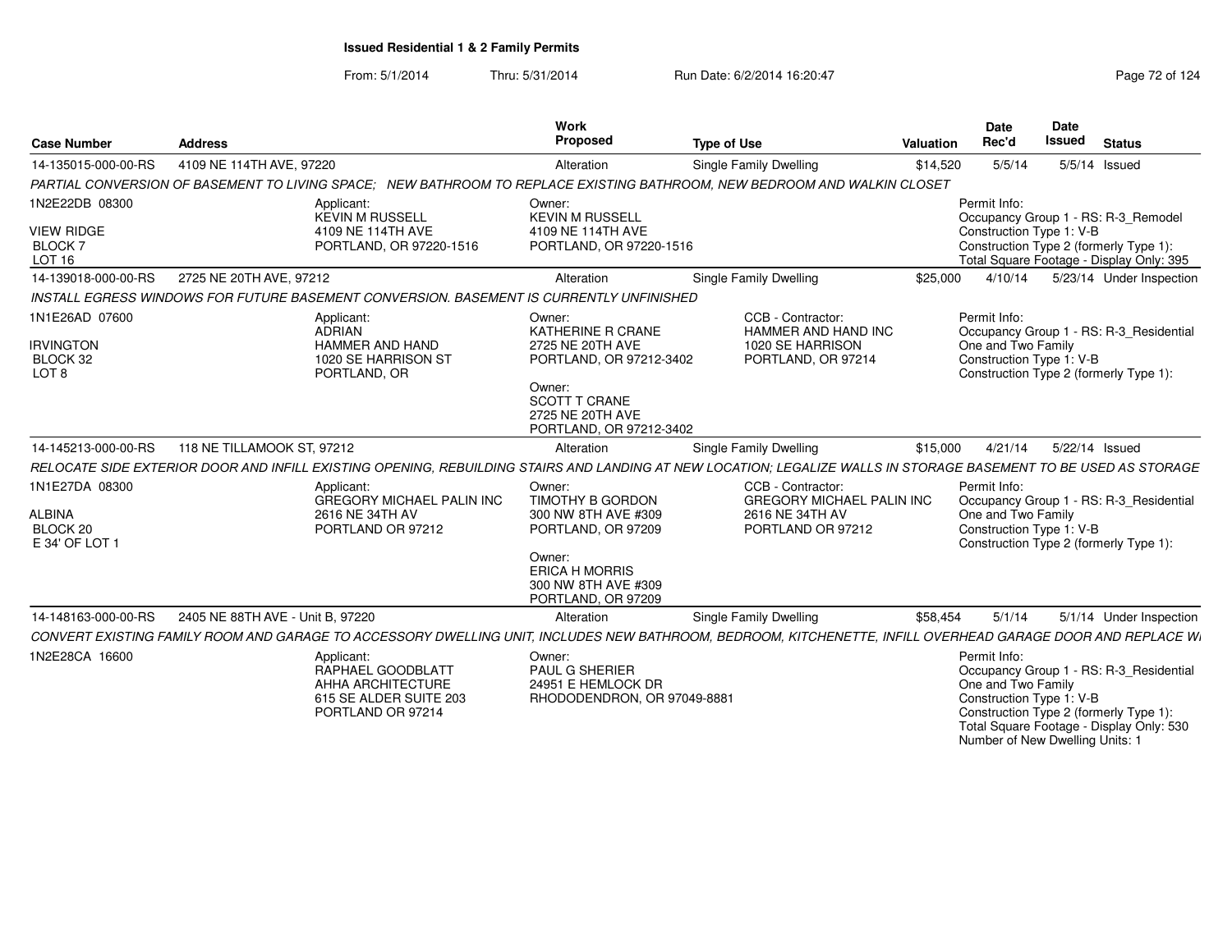**Issued Residential 1 & 2 Family Permits**

From: 5/1/2014 Thru: 5/31/2014 Run Date: 6/2/2014 16:20:47

| Case Number | Address | Work Proposed | Type of Use | Valuation | Date Rec'd | Date Issued | Status |
|---|---|---|---|---|---|---|---|
| 14-135015-000-00-RS | 4109 NE 114TH AVE, 97220 | Alteration | Single Family Dwelling | $14,520 | 5/5/14 | 5/5/14 | Issued |

*PARTIAL CONVERSION OF BASEMENT TO LIVING SPACE; NEW BATHROOM TO REPLACE EXISTING BATHROOM, NEW BEDROOM AND WALKIN CLOSET*

1N2E22DB 08300
VIEW RIDGE
BLOCK 7
LOT 16

Applicant:
KEVIN M RUSSELL
4109 NE 114TH AVE
PORTLAND, OR 97220-1516

Owner:
KEVIN M RUSSELL
4109 NE 114TH AVE
PORTLAND, OR 97220-1516

Permit Info:
Occupancy Group 1 - RS: R-3_Remodel
Construction Type 1: V-B
Construction Type 2 (formerly Type 1):
Total Square Footage - Display Only: 395

| Case Number | Address | Work Proposed | Type of Use | Valuation | Date Rec'd | Date Issued | Status |
|---|---|---|---|---|---|---|---|
| 14-139018-000-00-RS | 2725 NE 20TH AVE, 97212 | Alteration | Single Family Dwelling | $25,000 | 4/10/14 | 5/23/14 | Under Inspection |

*INSTALL EGRESS WINDOWS FOR FUTURE BASEMENT CONVERSION. BASEMENT IS CURRENTLY UNFINISHED*

1N1E26AD 07600
IRVINGTON
BLOCK 32
LOT 8

Applicant:
ADRIAN
HAMMER AND HAND
1020 SE HARRISON ST
PORTLAND, OR

Owner:
KATHERINE R CRANE
2725 NE 20TH AVE
PORTLAND, OR 97212-3402

Owner:
SCOTT T CRANE
2725 NE 20TH AVE
PORTLAND, OR 97212-3402

CCB - Contractor:
HAMMER AND HAND INC
1020 SE HARRISON
PORTLAND, OR 97214

Permit Info:
Occupancy Group 1 - RS: R-3_Residential One and Two Family
Construction Type 1: V-B
Construction Type 2 (formerly Type 1):

| Case Number | Address | Work Proposed | Type of Use | Valuation | Date Rec'd | Date Issued | Status |
|---|---|---|---|---|---|---|---|
| 14-145213-000-00-RS | 118 NE TILLAMOOK ST, 97212 | Alteration | Single Family Dwelling | $15,000 | 4/21/14 | 5/22/14 | Issued |

*RELOCATE SIDE EXTERIOR DOOR AND INFILL EXISTING OPENING, REBUILDING STAIRS AND LANDING AT NEW LOCATION; LEGALIZE WALLS IN STORAGE BASEMENT TO BE USED AS STORAGE*

1N1E27DA 08300
ALBINA
BLOCK 20
E 34' OF LOT 1

Applicant:
GREGORY MICHAEL PALIN INC
2616 NE 34TH AV
PORTLAND OR 97212

Owner:
TIMOTHY B GORDON
300 NW 8TH AVE #309
PORTLAND, OR 97209

Owner:
ERICA H MORRIS
300 NW 8TH AVE #309
PORTLAND, OR 97209

CCB - Contractor:
GREGORY MICHAEL PALIN INC
2616 NE 34TH AV
PORTLAND OR 97212

Permit Info:
Occupancy Group 1 - RS: R-3_Residential One and Two Family
Construction Type 1: V-B
Construction Type 2 (formerly Type 1):

| Case Number | Address | Work Proposed | Type of Use | Valuation | Date Rec'd | Date Issued | Status |
|---|---|---|---|---|---|---|---|
| 14-148163-000-00-RS | 2405 NE 88TH AVE - Unit B, 97220 | Alteration | Single Family Dwelling | $58,454 | 5/1/14 | 5/1/14 | Under Inspection |

*CONVERT EXISTING FAMILY ROOM AND GARAGE TO ACCESSORY DWELLING UNIT, INCLUDES NEW BATHROOM, BEDROOM, KITCHENETTE, INFILL OVERHEAD GARAGE DOOR AND REPLACE WI*

1N2E28CA 16600

Applicant:
RAPHAEL GOODBLATT
AHHA ARCHITECTURE
615 SE ALDER SUITE 203
PORTLAND OR 97214

Owner:
PAUL G SHERIER
24951 E HEMLOCK DR
RHODODENDRON, OR 97049-8881

Permit Info:
Occupancy Group 1 - RS: R-3_Residential One and Two Family
Construction Type 1: V-B
Construction Type 2 (formerly Type 1):
Total Square Footage - Display Only: 530
Number of New Dwelling Units: 1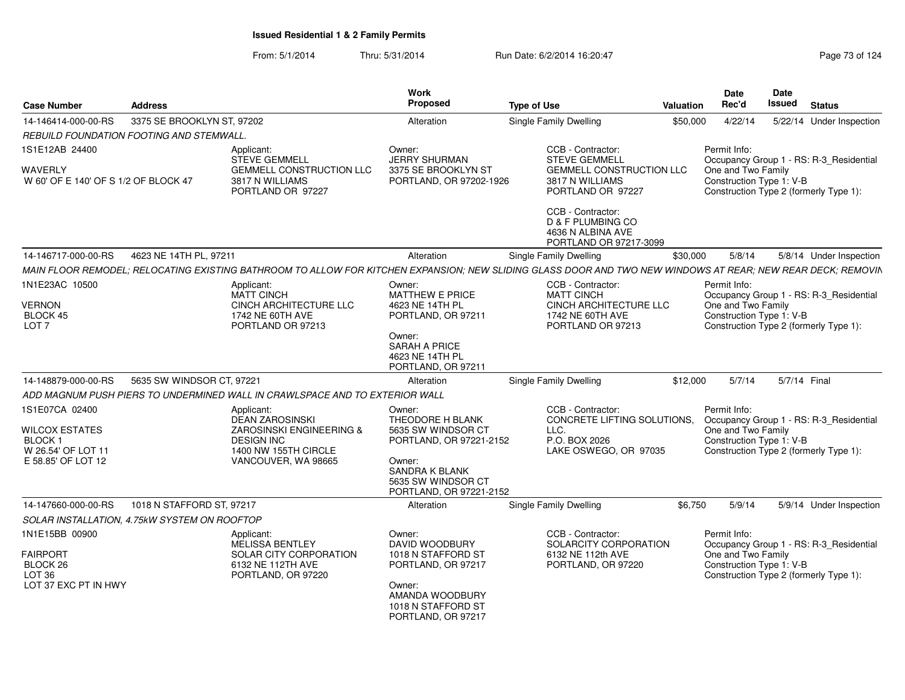# Issued Residential 1 & 2 Family Permits

From: 5/1/2014 Thru: 5/31/2014 Run Date: 6/2/2014 16:20:47

| Case Number | Address | Work Proposed | Type of Use | Valuation | Date Rec'd | Date Issued | Status |
|---|---|---|---|---|---|---|---|
| 14-146414-000-00-RS | 3375 SE BROOKLYN ST, 97202 | Alteration | Single Family Dwelling | $50,000 | 4/22/14 | 5/22/14 | Under Inspection |
| 14-146717-000-00-RS | 4623 NE 14TH PL, 97211 | Alteration | Single Family Dwelling | $30,000 | 5/8/14 | 5/8/14 | Under Inspection |
| 14-148879-000-00-RS | 5635 SW WINDSOR CT, 97221 | Alteration | Single Family Dwelling | $12,000 | 5/7/14 | 5/7/14 | Final |
| 14-147660-000-00-RS | 1018 N STAFFORD ST, 97217 | Alteration | Single Family Dwelling | $6,750 | 5/9/14 | 5/9/14 | Under Inspection |

## 14-146414-000-00-RS — 3375 SE BROOKLYN ST, 97202

*REBUILD FOUNDATION FOOTING AND STEMWALL.*

1S1E12AB 24400
WAVERLY
W 60' OF E 140' OF S 1/2 OF BLOCK 47

Applicant:
STEVE GEMMELL
GEMMELL CONSTRUCTION LLC
3817 N WILLIAMS
PORTLAND OR 97227

Owner:
JERRY SHURMAN
3375 SE BROOKLYN ST
PORTLAND, OR 97202-1926

CCB - Contractor:
STEVE GEMMELL
GEMMELL CONSTRUCTION LLC
3817 N WILLIAMS
PORTLAND OR 97227

CCB - Contractor:
D & F PLUMBING CO
4636 N ALBINA AVE
PORTLAND OR 97217-3099

Permit Info:
Occupancy Group 1 - RS: R-3_Residential One and Two Family
Construction Type 1: V-B
Construction Type 2 (formerly Type 1):

## 14-146717-000-00-RS — 4623 NE 14TH PL, 97211

*MAIN FLOOR REMODEL; RELOCATING EXISTING BATHROOM TO ALLOW FOR KITCHEN EXPANSION; NEW SLIDING GLASS DOOR AND TWO NEW WINDOWS AT REAR; NEW REAR DECK; REMOVIN*

1N1E23AC 10500
VERNON
BLOCK 45
LOT 7

Applicant:
MATT CINCH
CINCH ARCHITECTURE LLC
1742 NE 60TH AVE
PORTLAND OR 97213

Owner:
MATTHEW E PRICE
4623 NE 14TH PL
PORTLAND, OR 97211

Owner:
SARAH A PRICE
4623 NE 14TH PL
PORTLAND, OR 97211

CCB - Contractor:
MATT CINCH
CINCH ARCHITECTURE LLC
1742 NE 60TH AVE
PORTLAND OR 97213

Permit Info:
Occupancy Group 1 - RS: R-3_Residential One and Two Family
Construction Type 1: V-B
Construction Type 2 (formerly Type 1):

## 14-148879-000-00-RS — 5635 SW WINDSOR CT, 97221

*ADD MAGNUM PUSH PIERS TO UNDERMINED WALL IN CRAWLSPACE AND TO EXTERIOR WALL*

1S1E07CA 02400
WILCOX ESTATES
BLOCK 1
W 26.54' OF LOT 11
E 58.85' OF LOT 12

Applicant:
DEAN ZAROSINSKI
ZAROSINSKI ENGINEERING & DESIGN INC
1400 NW 155TH CIRCLE
VANCOUVER, WA 98665

Owner:
THEODORE H BLANK
5635 SW WINDSOR CT
PORTLAND, OR 97221-2152

Owner:
SANDRA K BLANK
5635 SW WINDSOR CT
PORTLAND, OR 97221-2152

CCB - Contractor:
CONCRETE LIFTING SOLUTIONS, LLC.
P.O. BOX 2026
LAKE OSWEGO, OR 97035

Permit Info:
Occupancy Group 1 - RS: R-3_Residential One and Two Family
Construction Type 1: V-B
Construction Type 2 (formerly Type 1):

## 14-147660-000-00-RS — 1018 N STAFFORD ST, 97217

*SOLAR INSTALLATION, 4.75kW SYSTEM ON ROOFTOP*

1N1E15BB 00900
FAIRPORT
BLOCK 26
LOT 36
LOT 37 EXC PT IN HWY

Applicant:
MELISSA BENTLEY
SOLAR CITY CORPORATION
6132 NE 112TH AVE
PORTLAND, OR 97220

Owner:
DAVID WOODBURY
1018 N STAFFORD ST
PORTLAND, OR 97217

Owner:
AMANDA WOODBURY
1018 N STAFFORD ST
PORTLAND, OR 97217

CCB - Contractor:
SOLARCITY CORPORATION
6132 NE 112th AVE
PORTLAND, OR 97220

Permit Info:
Occupancy Group 1 - RS: R-3_Residential One and Two Family
Construction Type 1: V-B
Construction Type 2 (formerly Type 1):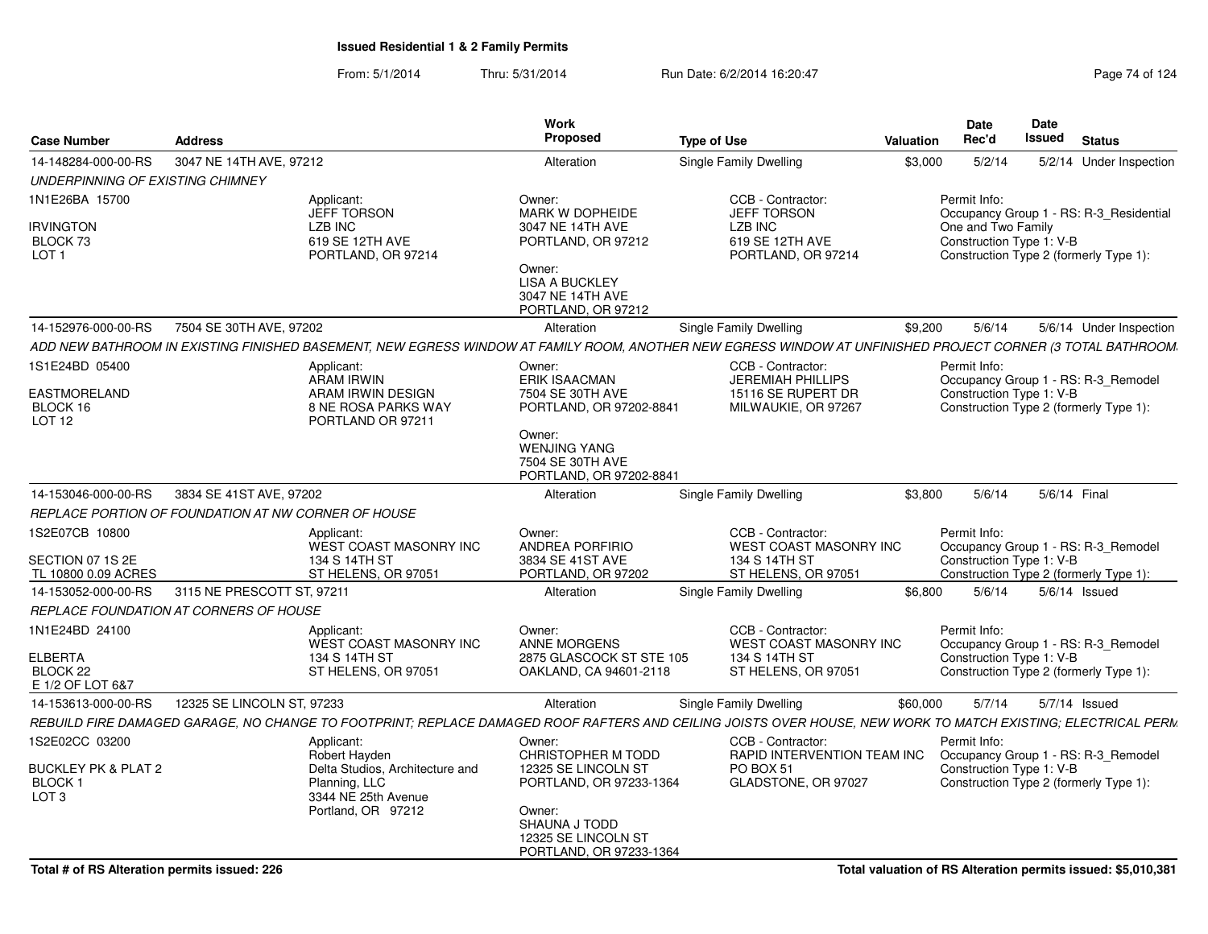**Issued Residential 1 & 2 Family Permits**

From: 5/1/2014 Thru: 5/31/2014 Run Date: 6/2/2014 16:20:47

| Case Number | Address | Work Proposed | Type of Use | Valuation | Date Rec'd | Date Issued | Status |
|---|---|---|---|---|---|---|---|
| 14-148284-000-00-RS | 3047 NE 14TH AVE, 97212 | Alteration | Single Family Dwelling | $3,000 | 5/2/14 | 5/2/14 | Under Inspection |

*UNDERPINNING OF EXISTING CHIMNEY*

1N1E26BA 15700
IRVINGTON
BLOCK 73
LOT 1

Applicant: JEFF TORSON, LZB INC, 619 SE 12TH AVE, PORTLAND, OR 97214

Owner: MARK W DOPHEIDE, 3047 NE 14TH AVE, PORTLAND, OR 97212

Owner: LISA A BUCKLEY, 3047 NE 14TH AVE, PORTLAND, OR 97212

CCB - Contractor: JEFF TORSON, LZB INC, 619 SE 12TH AVE, PORTLAND, OR 97214

Permit Info: Occupancy Group 1 - RS: R-3_Residential One and Two Family; Construction Type 1: V-B; Construction Type 2 (formerly Type 1):

| Case Number | Address | Work Proposed | Type of Use | Valuation | Date Rec'd | Date Issued | Status |
|---|---|---|---|---|---|---|---|
| 14-152976-000-00-RS | 7504 SE 30TH AVE, 97202 | Alteration | Single Family Dwelling | $9,200 | 5/6/14 | 5/6/14 | Under Inspection |

*ADD NEW BATHROOM IN EXISTING FINISHED BASEMENT, NEW EGRESS WINDOW AT FAMILY ROOM, ANOTHER NEW EGRESS WINDOW AT UNFINISHED PROJECT CORNER (3 TOTAL BATHROOM*

1S1E24BD 05400
EASTMORELAND
BLOCK 16
LOT 12

Applicant: ARAM IRWIN, ARAM IRWIN DESIGN, 8 NE ROSA PARKS WAY, PORTLAND OR 97211

Owner: ERIK ISAACMAN, 7504 SE 30TH AVE, PORTLAND, OR 97202-8841

Owner: WENJING YANG, 7504 SE 30TH AVE, PORTLAND, OR 97202-8841

CCB - Contractor: JEREMIAH PHILLIPS, 15116 SE RUPERT DR, MILWAUKIE, OR 97267

Permit Info: Occupancy Group 1 - RS: R-3_Remodel; Construction Type 1: V-B; Construction Type 2 (formerly Type 1):

| Case Number | Address | Work Proposed | Type of Use | Valuation | Date Rec'd | Date Issued | Status |
|---|---|---|---|---|---|---|---|
| 14-153046-000-00-RS | 3834 SE 41ST AVE, 97202 | Alteration | Single Family Dwelling | $3,800 | 5/6/14 | 5/6/14 | Final |

*REPLACE PORTION OF FOUNDATION AT NW CORNER OF HOUSE*

1S2E07CB 10800
SECTION 07 1S 2E
TL 10800 0.09 ACRES

Applicant: WEST COAST MASONRY INC, 134 S 14TH ST, ST HELENS, OR 97051

Owner: ANDREA PORFIRIO, 3834 SE 41ST AVE, PORTLAND, OR 97202

CCB - Contractor: WEST COAST MASONRY INC, 134 S 14TH ST, ST HELENS, OR 97051

Permit Info: Occupancy Group 1 - RS: R-3_Remodel; Construction Type 1: V-B; Construction Type 2 (formerly Type 1):

| Case Number | Address | Work Proposed | Type of Use | Valuation | Date Rec'd | Date Issued | Status |
|---|---|---|---|---|---|---|---|
| 14-153052-000-00-RS | 3115 NE PRESCOTT ST, 97211 | Alteration | Single Family Dwelling | $6,800 | 5/6/14 | 5/6/14 | Issued |

*REPLACE FOUNDATION AT CORNERS OF HOUSE*

1N1E24BD 24100
ELBERTA
BLOCK 22
E 1/2 OF LOT 6&7

Applicant: WEST COAST MASONRY INC, 134 S 14TH ST, ST HELENS, OR 97051

Owner: ANNE MORGENS, 2875 GLASCOCK ST STE 105, OAKLAND, CA 94601-2118

CCB - Contractor: WEST COAST MASONRY INC, 134 S 14TH ST, ST HELENS, OR 97051

Permit Info: Occupancy Group 1 - RS: R-3_Remodel; Construction Type 1: V-B; Construction Type 2 (formerly Type 1):

| Case Number | Address | Work Proposed | Type of Use | Valuation | Date Rec'd | Date Issued | Status |
|---|---|---|---|---|---|---|---|
| 14-153613-000-00-RS | 12325 SE LINCOLN ST, 97233 | Alteration | Single Family Dwelling | $60,000 | 5/7/14 | 5/7/14 | Issued |

*REBUILD FIRE DAMAGED GARAGE, NO CHANGE TO FOOTPRINT; REPLACE DAMAGED ROOF RAFTERS AND CEILING JOISTS OVER HOUSE, NEW WORK TO MATCH EXISTING; ELECTRICAL PERM*

1S2E02CC 03200
BUCKLEY PK & PLAT 2
BLOCK 1
LOT 3

Applicant: Robert Hayden, Delta Studios, Architecture and Planning, LLC, 3344 NE 25th Avenue, Portland, OR 97212

Owner: CHRISTOPHER M TODD, 12325 SE LINCOLN ST, PORTLAND, OR 97233-1364

Owner: SHAUNA J TODD, 12325 SE LINCOLN ST, PORTLAND, OR 97233-1364

CCB - Contractor: RAPID INTERVENTION TEAM INC, PO BOX 51, GLADSTONE, OR 97027

Permit Info: Occupancy Group 1 - RS: R-3_Remodel; Construction Type 1: V-B; Construction Type 2 (formerly Type 1):

**Total # of RS Alteration permits issued: 226**

**Total valuation of RS Alteration permits issued: $5,010,381**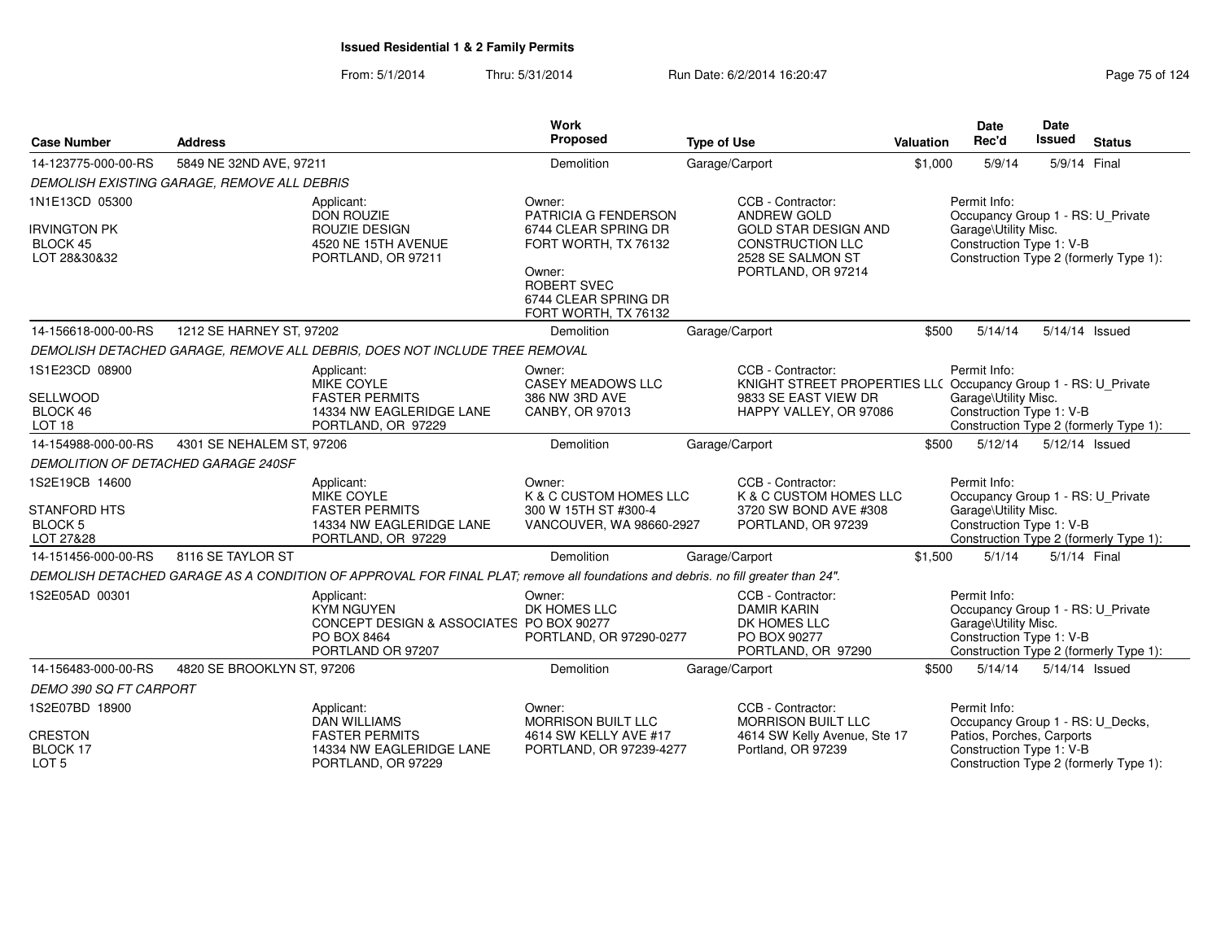# Issued Residential 1 & 2 Family Permits

From: 5/1/2014 Thru: 5/31/2014 Run Date: 6/2/2014 16:20:47

| Case Number | Address | Work Proposed | Type of Use | Valuation | Date Rec'd | Date Issued | Status |
|---|---|---|---|---|---|---|---|
| 14-123775-000-00-RS | 5849 NE 32ND AVE, 97211 | Demolition | Garage/Carport | $1,000 | 5/9/14 | 5/9/14 | Final |

*DEMOLISH EXISTING GARAGE, REMOVE ALL DEBRIS*

1N1E13CD 05300
IRVINGTON PK
BLOCK 45
LOT 28&30&32

Applicant:
DON ROUZIE
ROUZIE DESIGN
4520 NE 15TH AVENUE
PORTLAND, OR 97211

Owner:
PATRICIA G FENDERSON
6744 CLEAR SPRING DR
FORT WORTH, TX 76132

Owner:
ROBERT SVEC
6744 CLEAR SPRING DR
FORT WORTH, TX 76132

CCB - Contractor:
ANDREW GOLD
GOLD STAR DESIGN AND CONSTRUCTION LLC
2528 SE SALMON ST
PORTLAND, OR 97214

Permit Info:
Occupancy Group 1 - RS: U_Private Garage\Utility Misc.
Construction Type 1: V-B
Construction Type 2 (formerly Type 1):

| Case Number | Address | Work Proposed | Type of Use | Valuation | Date Rec'd | Date Issued | Status |
|---|---|---|---|---|---|---|---|
| 14-156618-000-00-RS | 1212 SE HARNEY ST, 97202 | Demolition | Garage/Carport | $500 | 5/14/14 | 5/14/14 | Issued |

*DEMOLISH DETACHED GARAGE, REMOVE ALL DEBRIS, DOES NOT INCLUDE TREE REMOVAL*

1S1E23CD 08900
SELLWOOD
BLOCK 46
LOT 18

Applicant:
MIKE COYLE
FASTER PERMITS
14334 NW EAGLERIDGE LANE
PORTLAND, OR 97229

Owner:
CASEY MEADOWS LLC
386 NW 3RD AVE
CANBY, OR 97013

CCB - Contractor:
KNIGHT STREET PROPERTIES LLC
9833 SE EAST VIEW DR
HAPPY VALLEY, OR 97086

Permit Info:
Occupancy Group 1 - RS: U_Private Garage\Utility Misc.
Construction Type 1: V-B
Construction Type 2 (formerly Type 1):

| Case Number | Address | Work Proposed | Type of Use | Valuation | Date Rec'd | Date Issued | Status |
|---|---|---|---|---|---|---|---|
| 14-154988-000-00-RS | 4301 SE NEHALEM ST, 97206 | Demolition | Garage/Carport | $500 | 5/12/14 | 5/12/14 | Issued |

*DEMOLITION OF DETACHED GARAGE 240SF*

1S2E19CB 14600
STANFORD HTS
BLOCK 5
LOT 27&28

Applicant:
MIKE COYLE
FASTER PERMITS
14334 NW EAGLERIDGE LANE
PORTLAND, OR 97229

Owner:
K & C CUSTOM HOMES LLC
300 W 15TH ST #300-4
VANCOUVER, WA 98660-2927

CCB - Contractor:
K & C CUSTOM HOMES LLC
3720 SW BOND AVE #308
PORTLAND, OR 97239

Permit Info:
Occupancy Group 1 - RS: U_Private Garage\Utility Misc.
Construction Type 1: V-B
Construction Type 2 (formerly Type 1):

| Case Number | Address | Work Proposed | Type of Use | Valuation | Date Rec'd | Date Issued | Status |
|---|---|---|---|---|---|---|---|
| 14-151456-000-00-RS | 8116 SE TAYLOR ST | Demolition | Garage/Carport | $1,500 | 5/1/14 | 5/1/14 | Final |

*DEMOLISH DETACHED GARAGE AS A CONDITION OF APPROVAL FOR FINAL PLAT; remove all foundations and debris. no fill greater than 24".*

1S2E05AD 00301

Applicant:
KYM NGUYEN
CONCEPT DESIGN & ASSOCIATES
PO BOX 8464
PORTLAND OR 97207

Owner:
DK HOMES LLC
PO BOX 90277
PORTLAND, OR 97290-0277

CCB - Contractor:
DAMIR KARIN
DK HOMES LLC
PO BOX 90277
PORTLAND, OR 97290

Permit Info:
Occupancy Group 1 - RS: U_Private Garage\Utility Misc.
Construction Type 1: V-B
Construction Type 2 (formerly Type 1):

| Case Number | Address | Work Proposed | Type of Use | Valuation | Date Rec'd | Date Issued | Status |
|---|---|---|---|---|---|---|---|
| 14-156483-000-00-RS | 4820 SE BROOKLYN ST, 97206 | Demolition | Garage/Carport | $500 | 5/14/14 | 5/14/14 | Issued |

*DEMO 390 SQ FT CARPORT*

1S2E07BD 18900
CRESTON
BLOCK 17
LOT 5

Applicant:
DAN WILLIAMS
FASTER PERMITS
14334 NW EAGLERIDGE LANE
PORTLAND, OR 97229

Owner:
MORRISON BUILT LLC
4614 SW KELLY AVE #17
PORTLAND, OR 97239-4277

CCB - Contractor:
MORRISON BUILT LLC
4614 SW Kelly Avenue, Ste 17
Portland, OR 97239

Permit Info:
Occupancy Group 1 - RS: U_Decks, Patios, Porches, Carports
Construction Type 1: V-B
Construction Type 2 (formerly Type 1):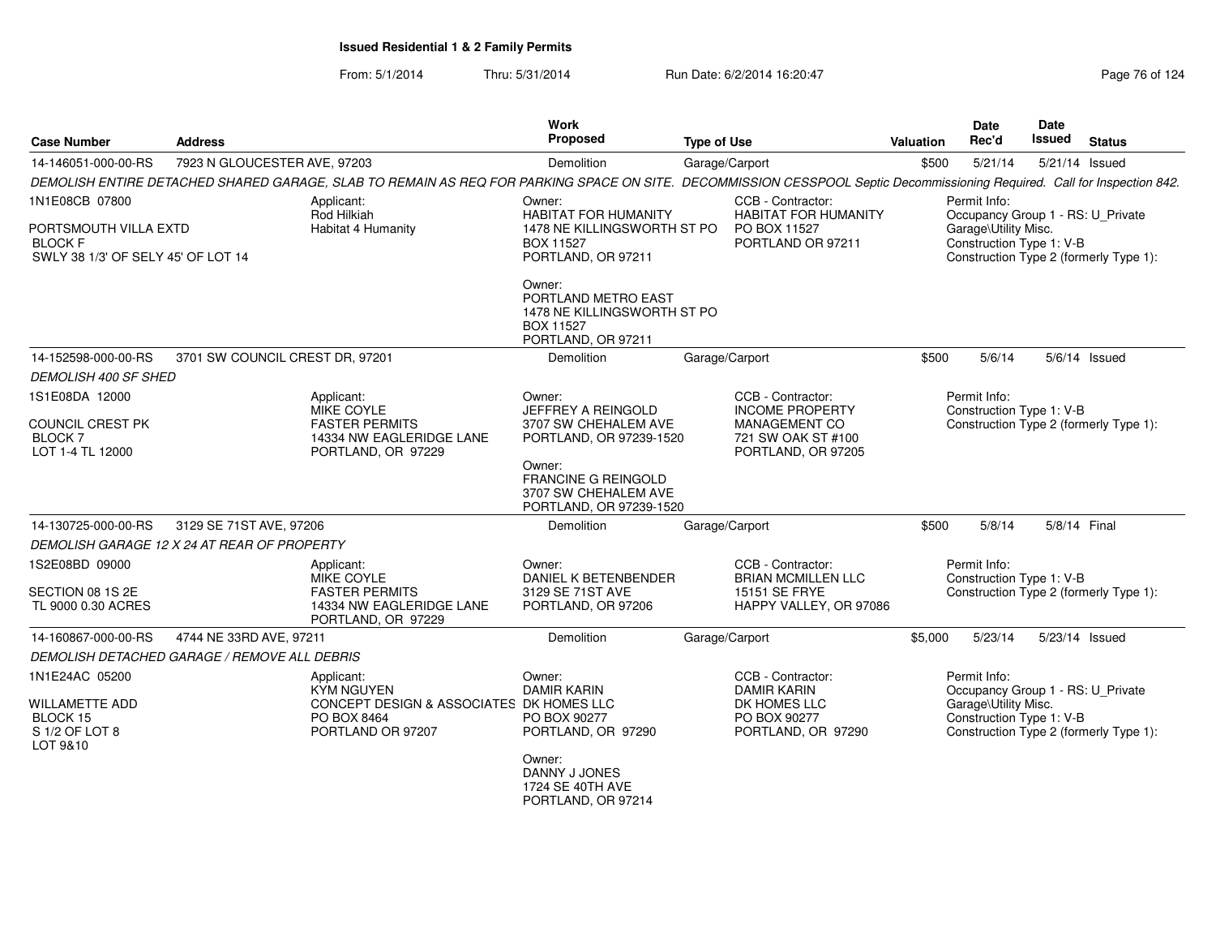**Issued Residential 1 & 2 Family Permits**

From: 5/1/2014 Thru: 5/31/2014 Run Date: 6/2/2014 16:20:47

| Case Number | Address | Work Proposed | Type of Use | Valuation | Date Rec'd | Date Issued | Status |
|---|---|---|---|---|---|---|---|
| 14-146051-000-00-RS | 7923 N GLOUCESTER AVE, 97203 | Demolition | Garage/Carport | $500 | 5/21/14 | 5/21/14 | Issued |

*DEMOLISH ENTIRE DETACHED SHARED GARAGE, SLAB TO REMAIN AS REQ FOR PARKING SPACE ON SITE. DECOMMISSION CESSPOOL Septic Decommissioning Required. Call for Inspection 842.*

1N1E08CB 07800

PORTSMOUTH VILLA EXTD
BLOCK F
SWLY 38 1/3' OF SELY 45' OF LOT 14

Applicant:
Rod Hilkiah
Habitat 4 Humanity

Owner:
HABITAT FOR HUMANITY
1478 NE KILLINGSWORTH ST PO BOX 11527
PORTLAND, OR 97211

Owner:
PORTLAND METRO EAST
1478 NE KILLINGSWORTH ST PO BOX 11527
PORTLAND, OR 97211

CCB - Contractor:
HABITAT FOR HUMANITY
PO BOX 11527
PORTLAND OR 97211

Permit Info:
Occupancy Group 1 - RS: U_Private Garage\Utility Misc.
Construction Type 1: V-B
Construction Type 2 (formerly Type 1):

| Case Number | Address | Work Proposed | Type of Use | Valuation | Date Rec'd | Date Issued | Status |
|---|---|---|---|---|---|---|---|
| 14-152598-000-00-RS | 3701 SW COUNCIL CREST DR, 97201 | Demolition | Garage/Carport | $500 | 5/6/14 | 5/6/14 | Issued |

*DEMOLISH 400 SF SHED*

1S1E08DA 12000

COUNCIL CREST PK
BLOCK 7
LOT 1-4 TL 12000

Applicant:
MIKE COYLE
FASTER PERMITS
14334 NW EAGLERIDGE LANE
PORTLAND, OR 97229

Owner:
JEFFREY A REINGOLD
3707 SW CHEHALEM AVE
PORTLAND, OR 97239-1520

Owner:
FRANCINE G REINGOLD
3707 SW CHEHALEM AVE
PORTLAND, OR 97239-1520

CCB - Contractor:
INCOME PROPERTY MANAGEMENT CO
721 SW OAK ST #100
PORTLAND, OR 97205

Permit Info:
Construction Type 1: V-B
Construction Type 2 (formerly Type 1):

| Case Number | Address | Work Proposed | Type of Use | Valuation | Date Rec'd | Date Issued | Status |
|---|---|---|---|---|---|---|---|
| 14-130725-000-00-RS | 3129 SE 71ST AVE, 97206 | Demolition | Garage/Carport | $500 | 5/8/14 | 5/8/14 | Final |

*DEMOLISH GARAGE 12 X 24 AT REAR OF PROPERTY*

1S2E08BD 09000

SECTION 08 1S 2E
TL 9000 0.30 ACRES

Applicant:
MIKE COYLE
FASTER PERMITS
14334 NW EAGLERIDGE LANE
PORTLAND, OR 97229

Owner:
DANIEL K BETENBENDER
3129 SE 71ST AVE
PORTLAND, OR 97206

CCB - Contractor:
BRIAN MCMILLEN LLC
15151 SE FRYE
HAPPY VALLEY, OR 97086

Permit Info:
Construction Type 1: V-B
Construction Type 2 (formerly Type 1):

| Case Number | Address | Work Proposed | Type of Use | Valuation | Date Rec'd | Date Issued | Status |
|---|---|---|---|---|---|---|---|
| 14-160867-000-00-RS | 4744 NE 33RD AVE, 97211 | Demolition | Garage/Carport | $5,000 | 5/23/14 | 5/23/14 | Issued |

*DEMOLISH DETACHED GARAGE / REMOVE ALL DEBRIS*

1N1E24AC 05200

WILLAMETTE ADD
BLOCK 15
S 1/2 OF LOT 8
LOT 9&10

Applicant:
KYM NGUYEN
CONCEPT DESIGN & ASSOCIATES
PO BOX 8464
PORTLAND OR 97207

Owner:
DAMIR KARIN
DK HOMES LLC
PO BOX 90277
PORTLAND, OR 97290

Owner:
DANNY J JONES
1724 SE 40TH AVE
PORTLAND, OR 97214

CCB - Contractor:
DAMIR KARIN
DK HOMES LLC
PO BOX 90277
PORTLAND, OR 97290

Permit Info:
Occupancy Group 1 - RS: U_Private Garage\Utility Misc.
Construction Type 1: V-B
Construction Type 2 (formerly Type 1):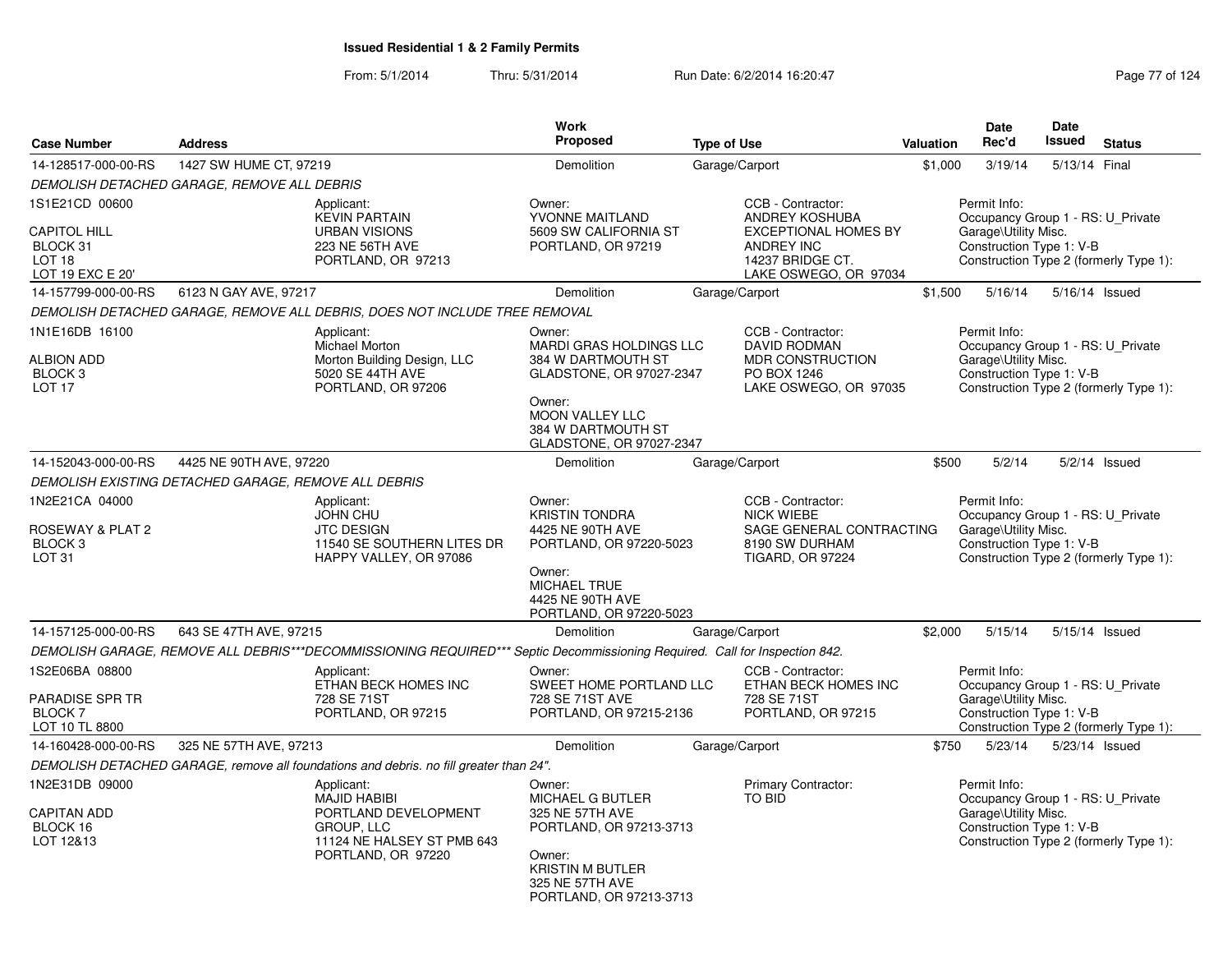# Issued Residential 1 & 2 Family Permits

From: 5/1/2014 Thru: 5/31/2014 Run Date: 6/2/2014 16:20:47

| Case Number | Address | Work Proposed | Type of Use | Valuation | Date Rec'd | Date Issued | Status |
|---|---|---|---|---|---|---|---|
| 14-128517-000-00-RS | 1427 SW HUME CT, 97219 | Demolition | Garage/Carport | $1,000 | 3/19/14 | 5/13/14 | Final |

DEMOLISH DETACHED GARAGE, REMOVE ALL DEBRIS

1S1E21CD 00600
CAPITOL HILL
BLOCK 31
LOT 18
LOT 19 EXC E 20'

Applicant:
KEVIN PARTAIN
URBAN VISIONS
223 NE 56TH AVE
PORTLAND, OR 97213

Owner:
YVONNE MAITLAND
5609 SW CALIFORNIA ST
PORTLAND, OR 97219

CCB - Contractor:
ANDREY KOSHUBA
EXCEPTIONAL HOMES BY ANDREY INC
14237 BRIDGE CT.
LAKE OSWEGO, OR 97034

Permit Info:
Occupancy Group 1 - RS: U_Private Garage\Utility Misc.
Construction Type 1: V-B
Construction Type 2 (formerly Type 1):

---

| Case Number | Address | Work Proposed | Type of Use | Valuation | Date Rec'd | Date Issued | Status |
|---|---|---|---|---|---|---|---|
| 14-157799-000-00-RS | 6123 N GAY AVE, 97217 | Demolition | Garage/Carport | $1,500 | 5/16/14 | 5/16/14 | Issued |

DEMOLISH DETACHED GARAGE, REMOVE ALL DEBRIS, DOES NOT INCLUDE TREE REMOVAL

1N1E16DB 16100
ALBION ADD
BLOCK 3
LOT 17

Applicant:
Michael Morton
Morton Building Design, LLC
5020 SE 44TH AVE
PORTLAND, OR 97206

Owner:
MARDI GRAS HOLDINGS LLC
384 W DARTMOUTH ST
GLADSTONE, OR 97027-2347

Owner:
MOON VALLEY LLC
384 W DARTMOUTH ST
GLADSTONE, OR 97027-2347

CCB - Contractor:
DAVID RODMAN
MDR CONSTRUCTION
PO BOX 1246
LAKE OSWEGO, OR 97035

Permit Info:
Occupancy Group 1 - RS: U_Private Garage\Utility Misc.
Construction Type 1: V-B
Construction Type 2 (formerly Type 1):

---

| Case Number | Address | Work Proposed | Type of Use | Valuation | Date Rec'd | Date Issued | Status |
|---|---|---|---|---|---|---|---|
| 14-152043-000-00-RS | 4425 NE 90TH AVE, 97220 | Demolition | Garage/Carport | $500 | 5/2/14 | 5/2/14 | Issued |

DEMOLISH EXISTING DETACHED GARAGE, REMOVE ALL DEBRIS

1N2E21CA 04000
ROSEWAY & PLAT 2
BLOCK 3
LOT 31

Applicant:
JOHN CHU
JTC DESIGN
11540 SE SOUTHERN LITES DR
HAPPY VALLEY, OR 97086

Owner:
KRISTIN TONDRA
4425 NE 90TH AVE
PORTLAND, OR 97220-5023

Owner:
MICHAEL TRUE
4425 NE 90TH AVE
PORTLAND, OR 97220-5023

CCB - Contractor:
NICK WIEBE
SAGE GENERAL CONTRACTING
8190 SW DURHAM
TIGARD, OR 97224

Permit Info:
Occupancy Group 1 - RS: U_Private Garage\Utility Misc.
Construction Type 1: V-B
Construction Type 2 (formerly Type 1):

---

| Case Number | Address | Work Proposed | Type of Use | Valuation | Date Rec'd | Date Issued | Status |
|---|---|---|---|---|---|---|---|
| 14-157125-000-00-RS | 643 SE 47TH AVE, 97215 | Demolition | Garage/Carport | $2,000 | 5/15/14 | 5/15/14 | Issued |

DEMOLISH GARAGE, REMOVE ALL DEBRIS***DECOMMISSIONING REQUIRED*** Septic Decommissioning Required. Call for Inspection 842.

1S2E06BA 08800
PARADISE SPR TR
BLOCK 7
LOT 10 TL 8800

Applicant:
ETHAN BECK HOMES INC
728 SE 71ST
PORTLAND, OR 97215

Owner:
SWEET HOME PORTLAND LLC
728 SE 71ST AVE
PORTLAND, OR 97215-2136

CCB - Contractor:
ETHAN BECK HOMES INC
728 SE 71ST
PORTLAND, OR 97215

Permit Info:
Occupancy Group 1 - RS: U_Private Garage\Utility Misc.
Construction Type 1: V-B
Construction Type 2 (formerly Type 1):

---

| Case Number | Address | Work Proposed | Type of Use | Valuation | Date Rec'd | Date Issued | Status |
|---|---|---|---|---|---|---|---|
| 14-160428-000-00-RS | 325 NE 57TH AVE, 97213 | Demolition | Garage/Carport | $750 | 5/23/14 | 5/23/14 | Issued |

DEMOLISH DETACHED GARAGE, remove all foundations and debris. no fill greater than 24".

1N2E31DB 09000
CAPITAN ADD
BLOCK 16
LOT 12&13

Applicant:
MAJID HABIBI
PORTLAND DEVELOPMENT GROUP, LLC
11124 NE HALSEY ST PMB 643
PORTLAND, OR 97220

Owner:
MICHAEL G BUTLER
325 NE 57TH AVE
PORTLAND, OR 97213-3713

Owner:
KRISTIN M BUTLER
325 NE 57TH AVE
PORTLAND, OR 97213-3713

Primary Contractor:
TO BID

Permit Info:
Occupancy Group 1 - RS: U_Private Garage\Utility Misc.
Construction Type 1: V-B
Construction Type 2 (formerly Type 1):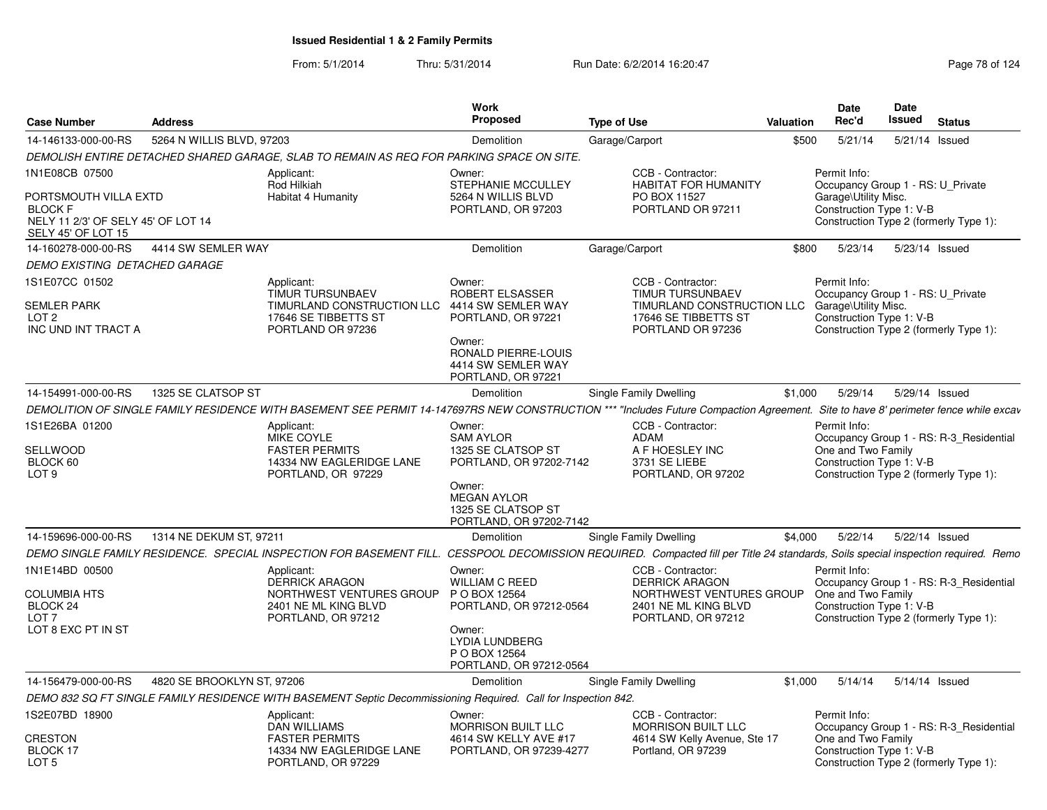## Issued Residential 1 & 2 Family Permits

From: 5/1/2014 Thru: 5/31/2014 Run Date: 6/2/2014 16:20:47

| Case Number | Address | Work Proposed | Type of Use | Valuation | Date Rec'd | Date Issued | Status |
|---|---|---|---|---|---|---|---|
| 14-146133-000-00-RS | 5264 N WILLIS BLVD, 97203 | Demolition | Garage/Carport | $500 | 5/21/14 | 5/21/14 | Issued |

*DEMOLISH ENTIRE DETACHED SHARED GARAGE, SLAB TO REMAIN AS REQ FOR PARKING SPACE ON SITE.*

1N1E08CB 07500

PORTSMOUTH VILLA EXTD
BLOCK F
NELY 11 2/3' OF SELY 45' OF LOT 14
SELY 45' OF LOT 15

Applicant:
Rod Hilkiah
Habitat 4 Humanity

Owner:
STEPHANIE MCCULLEY
5264 N WILLIS BLVD
PORTLAND, OR 97203

CCB - Contractor:
HABITAT FOR HUMANITY
PO BOX 11527
PORTLAND OR 97211

Permit Info:
Occupancy Group 1 - RS: U_Private Garage\Utility Misc.
Construction Type 1: V-B
Construction Type 2 (formerly Type 1):

| Case Number | Address | Work Proposed | Type of Use | Valuation | Date Rec'd | Date Issued | Status |
|---|---|---|---|---|---|---|---|
| 14-160278-000-00-RS | 4414 SW SEMLER WAY | Demolition | Garage/Carport | $800 | 5/23/14 | 5/23/14 | Issued |

*DEMO EXISTING DETACHED GARAGE*

1S1E07CC 01502

SEMLER PARK
LOT 2
INC UND INT TRACT A

Applicant:
TIMUR TURSUNBAEV
TIMURLAND CONSTRUCTION LLC
17646 SE TIBBETTS ST
PORTLAND OR 97236

Owner:
ROBERT ELSASSER
4414 SW SEMLER WAY
PORTLAND, OR 97221

Owner:
RONALD PIERRE-LOUIS
4414 SW SEMLER WAY
PORTLAND, OR 97221

CCB - Contractor:
TIMUR TURSUNBAEV
TIMURLAND CONSTRUCTION LLC
17646 SE TIBBETTS ST
PORTLAND OR 97236

Permit Info:
Occupancy Group 1 - RS: U_Private Garage\Utility Misc.
Construction Type 1: V-B
Construction Type 2 (formerly Type 1):

| Case Number | Address | Work Proposed | Type of Use | Valuation | Date Rec'd | Date Issued | Status |
|---|---|---|---|---|---|---|---|
| 14-154991-000-00-RS | 1325 SE CLATSOP ST | Demolition | Single Family Dwelling | $1,000 | 5/29/14 | 5/29/14 | Issued |

*DEMOLITION OF SINGLE FAMILY RESIDENCE WITH BASEMENT SEE PERMIT 14-147697RS NEW CONSTRUCTION *** "Includes Future Compaction Agreement. Site to have 8' perimeter fence while excav*

1S1E26BA 01200

SELLWOOD
BLOCK 60
LOT 9

Applicant:
MIKE COYLE
FASTER PERMITS
14334 NW EAGLERIDGE LANE
PORTLAND, OR 97229

Owner:
SAM AYLOR
1325 SE CLATSOP ST
PORTLAND, OR 97202-7142

Owner:
MEGAN AYLOR
1325 SE CLATSOP ST
PORTLAND, OR 97202-7142

CCB - Contractor:
ADAM
A F HOESLEY INC
3731 SE LIEBE
PORTLAND, OR 97202

Permit Info:
Occupancy Group 1 - RS: R-3_Residential One and Two Family
Construction Type 1: V-B
Construction Type 2 (formerly Type 1):

| Case Number | Address | Work Proposed | Type of Use | Valuation | Date Rec'd | Date Issued | Status |
|---|---|---|---|---|---|---|---|
| 14-159696-000-00-RS | 1314 NE DEKUM ST, 97211 | Demolition | Single Family Dwelling | $4,000 | 5/22/14 | 5/22/14 | Issued |

*DEMO SINGLE FAMILY RESIDENCE. SPECIAL INSPECTION FOR BASEMENT FILL. CESSPOOL DECOMISSION REQUIRED. Compacted fill per Title 24 standards, Soils special inspection required. Remo*

1N1E14BD 00500

COLUMBIA HTS
BLOCK 24
LOT 7
LOT 8 EXC PT IN ST

Applicant:
DERRICK ARAGON
NORTHWEST VENTURES GROUP
2401 NE ML KING BLVD
PORTLAND, OR 97212

Owner:
WILLIAM C REED
P O BOX 12564
PORTLAND, OR 97212-0564

Owner:
LYDIA LUNDBERG
P O BOX 12564
PORTLAND, OR 97212-0564

CCB - Contractor:
DERRICK ARAGON
NORTHWEST VENTURES GROUP
2401 NE ML KING BLVD
PORTLAND, OR 97212

Permit Info:
Occupancy Group 1 - RS: R-3_Residential One and Two Family
Construction Type 1: V-B
Construction Type 2 (formerly Type 1):

| Case Number | Address | Work Proposed | Type of Use | Valuation | Date Rec'd | Date Issued | Status |
|---|---|---|---|---|---|---|---|
| 14-156479-000-00-RS | 4820 SE BROOKLYN ST, 97206 | Demolition | Single Family Dwelling | $1,000 | 5/14/14 | 5/14/14 | Issued |

*DEMO 832 SQ FT SINGLE FAMILY RESIDENCE WITH BASEMENT Septic Decommissioning Required. Call for Inspection 842.*

1S2E07BD 18900

CRESTON
BLOCK 17
LOT 5

Applicant:
DAN WILLIAMS
FASTER PERMITS
14334 NW EAGLERIDGE LANE
PORTLAND, OR 97229

Owner:
MORRISON BUILT LLC
4614 SW KELLY AVE #17
PORTLAND, OR 97239-4277

CCB - Contractor:
MORRISON BUILT LLC
4614 SW Kelly Avenue, Ste 17
Portland, OR 97239

Permit Info:
Occupancy Group 1 - RS: R-3_Residential One and Two Family
Construction Type 1: V-B
Construction Type 2 (formerly Type 1):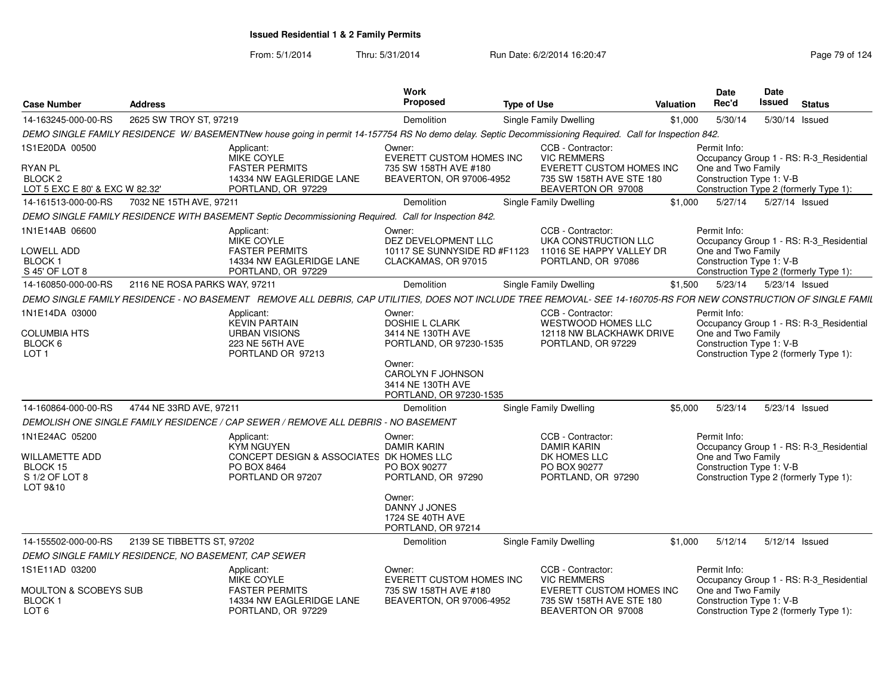# Issued Residential 1 & 2 Family Permits

From: 5/1/2014 Thru: 5/31/2014 Run Date: 6/2/2014 16:20:47

| Case Number | Address | Work Proposed | Type of Use | Valuation | Date Rec'd | Date Issued | Status |
|---|---|---|---|---|---|---|---|
| 14-163245-000-00-RS | 2625 SW TROY ST, 97219 | Demolition | Single Family Dwelling | $1,000 | 5/30/14 | 5/30/14 | Issued |

*DEMO SINGLE FAMILY RESIDENCE W/ BASEMENTNew house going in permit 14-157754 RS No demo delay. Septic Decommissioning Required. Call for Inspection 842.*

1S1E20DA 00500
RYAN PL
BLOCK 2
LOT 5 EXC E 80' & EXC W 82.32'

Applicant:
MIKE COYLE
FASTER PERMITS
14334 NW EAGLERIDGE LANE
PORTLAND, OR 97229

Owner:
EVERETT CUSTOM HOMES INC
735 SW 158TH AVE #180
BEAVERTON, OR 97006-4952

CCB - Contractor:
VIC REMMERS
EVERETT CUSTOM HOMES INC
735 SW 158TH AVE STE 180
BEAVERTON OR 97008

Permit Info:
Occupancy Group 1 - RS: R-3_Residential One and Two Family
Construction Type 1: V-B
Construction Type 2 (formerly Type 1):

| Case Number | Address | Work Proposed | Type of Use | Valuation | Date Rec'd | Date Issued | Status |
|---|---|---|---|---|---|---|---|
| 14-161513-000-00-RS | 7032 NE 15TH AVE, 97211 | Demolition | Single Family Dwelling | $1,000 | 5/27/14 | 5/27/14 | Issued |

*DEMO SINGLE FAMILY RESIDENCE WITH BASEMENT Septic Decommissioning Required. Call for Inspection 842.*

1N1E14AB 06600
LOWELL ADD
BLOCK 1
S 45' OF LOT 8

Applicant:
MIKE COYLE
FASTER PERMITS
14334 NW EAGLERIDGE LANE
PORTLAND, OR 97229

Owner:
DEZ DEVELOPMENT LLC
10117 SE SUNNYSIDE RD #F1123
CLACKAMAS, OR 97015

CCB - Contractor:
UKA CONSTRUCTION LLC
11016 SE HAPPY VALLEY DR
PORTLAND, OR 97086

Permit Info:
Occupancy Group 1 - RS: R-3_Residential One and Two Family
Construction Type 1: V-B
Construction Type 2 (formerly Type 1):

| Case Number | Address | Work Proposed | Type of Use | Valuation | Date Rec'd | Date Issued | Status |
|---|---|---|---|---|---|---|---|
| 14-160850-000-00-RS | 2116 NE ROSA PARKS WAY, 97211 | Demolition | Single Family Dwelling | $1,500 | 5/23/14 | 5/23/14 | Issued |

*DEMO SINGLE FAMILY RESIDENCE - NO BASEMENT REMOVE ALL DEBRIS, CAP UTILITIES, DOES NOT INCLUDE TREE REMOVAL- SEE 14-160705-RS FOR NEW CONSTRUCTION OF SINGLE FAMIL*

1N1E14DA 03000
COLUMBIA HTS
BLOCK 6
LOT 1

Applicant:
KEVIN PARTAIN
URBAN VISIONS
223 NE 56TH AVE
PORTLAND OR 97213

Owner:
DOSHIE L CLARK
3414 NE 130TH AVE
PORTLAND, OR 97230-1535

Owner:
CAROLYN F JOHNSON
3414 NE 130TH AVE
PORTLAND, OR 97230-1535

CCB - Contractor:
WESTWOOD HOMES LLC
12118 NW BLACKHAWK DRIVE
PORTLAND, OR 97229

Permit Info:
Occupancy Group 1 - RS: R-3_Residential One and Two Family
Construction Type 1: V-B
Construction Type 2 (formerly Type 1):

| Case Number | Address | Work Proposed | Type of Use | Valuation | Date Rec'd | Date Issued | Status |
|---|---|---|---|---|---|---|---|
| 14-160864-000-00-RS | 4744 NE 33RD AVE, 97211 | Demolition | Single Family Dwelling | $5,000 | 5/23/14 | 5/23/14 | Issued |

*DEMOLISH ONE SINGLE FAMILY RESIDENCE / CAP SEWER / REMOVE ALL DEBRIS - NO BASEMENT*

1N1E24AC 05200
WILLAMETTE ADD
BLOCK 15
S 1/2 OF LOT 8
LOT 9&10

Applicant:
KYM NGUYEN
CONCEPT DESIGN & ASSOCIATES
PO BOX 8464
PORTLAND OR 97207

Owner:
DAMIR KARIN
DK HOMES LLC
PO BOX 90277
PORTLAND, OR 97290

Owner:
DANNY J JONES
1724 SE 40TH AVE
PORTLAND, OR 97214

CCB - Contractor:
DAMIR KARIN
DK HOMES LLC
PO BOX 90277
PORTLAND, OR 97290

Permit Info:
Occupancy Group 1 - RS: R-3_Residential One and Two Family
Construction Type 1: V-B
Construction Type 2 (formerly Type 1):

| Case Number | Address | Work Proposed | Type of Use | Valuation | Date Rec'd | Date Issued | Status |
|---|---|---|---|---|---|---|---|
| 14-155502-000-00-RS | 2139 SE TIBBETTS ST, 97202 | Demolition | Single Family Dwelling | $1,000 | 5/12/14 | 5/12/14 | Issued |

*DEMO SINGLE FAMILY RESIDENCE, NO BASEMENT, CAP SEWER*

1S1E11AD 03200
MOULTON & SCOBEYS SUB
BLOCK 1
LOT 6

Applicant:
MIKE COYLE
FASTER PERMITS
14334 NW EAGLERIDGE LANE
PORTLAND, OR 97229

Owner:
EVERETT CUSTOM HOMES INC
735 SW 158TH AVE #180
BEAVERTON, OR 97006-4952

CCB - Contractor:
VIC REMMERS
EVERETT CUSTOM HOMES INC
735 SW 158TH AVE STE 180
BEAVERTON OR 97008

Permit Info:
Occupancy Group 1 - RS: R-3_Residential One and Two Family
Construction Type 1: V-B
Construction Type 2 (formerly Type 1):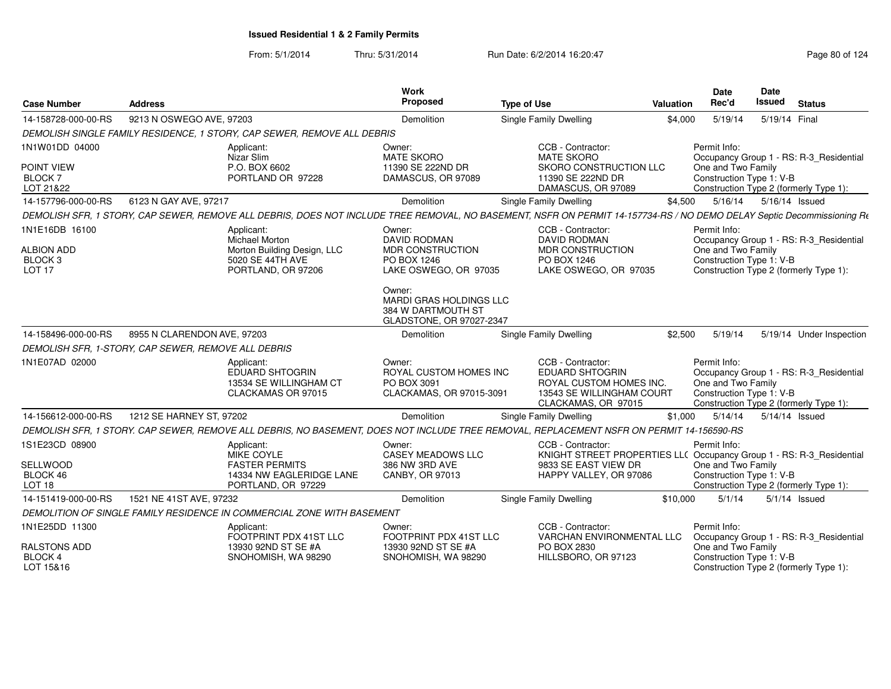# Issued Residential 1 & 2 Family Permits

From: 5/1/2014 Thru: 5/31/2014 Run Date: 6/2/2014 16:20:47

| Case Number | Address | Work Proposed | Type of Use | Valuation | Date Rec'd | Date Issued | Status |
|---|---|---|---|---|---|---|---|
| 14-158728-000-00-RS | 9213 N OSWEGO AVE, 97203 | Demolition | Single Family Dwelling | $4,000 | 5/19/14 | 5/19/14 | Final |

DEMOLISH SINGLE FAMILY RESIDENCE, 1 STORY, CAP SEWER, REMOVE ALL DEBRIS

1N1W01DD 04000
POINT VIEW
BLOCK 7
LOT 21&22

Applicant: Nizar Slim, P.O. BOX 6602, PORTLAND OR 97228

Owner: MATE SKORO, 11390 SE 222ND DR, DAMASCUS, OR 97089

CCB - Contractor: MATE SKORO, SKORO CONSTRUCTION LLC, 11390 SE 222ND DR, DAMASCUS, OR 97089

Permit Info: Occupancy Group 1 - RS: R-3_Residential One and Two Family; Construction Type 1: V-B; Construction Type 2 (formerly Type 1):

| Case Number | Address | Work Proposed | Type of Use | Valuation | Date Rec'd | Date Issued | Status |
|---|---|---|---|---|---|---|---|
| 14-157796-000-00-RS | 6123 N GAY AVE, 97217 | Demolition | Single Family Dwelling | $4,500 | 5/16/14 | 5/16/14 | Issued |

DEMOLISH SFR, 1 STORY, CAP SEWER, REMOVE ALL DEBRIS, DOES NOT INCLUDE TREE REMOVAL, NO BASEMENT, NSFR ON PERMIT 14-157734-RS / NO DEMO DELAY Septic Decommissioning Re

1N1E16DB 16100
ALBION ADD
BLOCK 3
LOT 17

Applicant: Michael Morton, Morton Building Design, LLC, 5020 SE 44TH AVE, PORTLAND, OR 97206

Owner: DAVID RODMAN, MDR CONSTRUCTION, PO BOX 1246, LAKE OSWEGO, OR 97035

Owner: MARDI GRAS HOLDINGS LLC, 384 W DARTMOUTH ST, GLADSTONE, OR 97027-2347

CCB - Contractor: DAVID RODMAN, MDR CONSTRUCTION, PO BOX 1246, LAKE OSWEGO, OR 97035

Permit Info: Occupancy Group 1 - RS: R-3_Residential One and Two Family; Construction Type 1: V-B; Construction Type 2 (formerly Type 1):

| Case Number | Address | Work Proposed | Type of Use | Valuation | Date Rec'd | Date Issued | Status |
|---|---|---|---|---|---|---|---|
| 14-158496-000-00-RS | 8955 N CLARENDON AVE, 97203 | Demolition | Single Family Dwelling | $2,500 | 5/19/14 | 5/19/14 | Under Inspection |

DEMOLISH SFR, 1-STORY, CAP SEWER, REMOVE ALL DEBRIS

1N1E07AD 02000

Applicant: EDUARD SHTOGRIN, 13534 SE WILLINGHAM CT, CLACKAMAS OR 97015

Owner: ROYAL CUSTOM HOMES INC, PO BOX 3091, CLACKAMAS, OR 97015-3091

CCB - Contractor: EDUARD SHTOGRIN, ROYAL CUSTOM HOMES INC., 13543 SE WILLINGHAM COURT, CLACKAMAS, OR 97015

Permit Info: Occupancy Group 1 - RS: R-3_Residential One and Two Family; Construction Type 1: V-B; Construction Type 2 (formerly Type 1):

| Case Number | Address | Work Proposed | Type of Use | Valuation | Date Rec'd | Date Issued | Status |
|---|---|---|---|---|---|---|---|
| 14-156612-000-00-RS | 1212 SE HARNEY ST, 97202 | Demolition | Single Family Dwelling | $1,000 | 5/14/14 | 5/14/14 | Issued |

DEMOLISH SFR, 1 STORY. CAP SEWER, REMOVE ALL DEBRIS, NO BASEMENT, DOES NOT INCLUDE TREE REMOVAL, REPLACEMENT NSFR ON PERMIT 14-156590-RS

1S1E23CD 08900
SELLWOOD
BLOCK 46
LOT 18

Applicant: MIKE COYLE, FASTER PERMITS, 14334 NW EAGLERIDGE LANE, PORTLAND, OR 97229

Owner: CASEY MEADOWS LLC, 386 NW 3RD AVE, CANBY, OR 97013

CCB - Contractor: KNIGHT STREET PROPERTIES LLC, 9833 SE EAST VIEW DR, HAPPY VALLEY, OR 97086

Permit Info: Occupancy Group 1 - RS: R-3_Residential One and Two Family; Construction Type 1: V-B; Construction Type 2 (formerly Type 1):

| Case Number | Address | Work Proposed | Type of Use | Valuation | Date Rec'd | Date Issued | Status |
|---|---|---|---|---|---|---|---|
| 14-151419-000-00-RS | 1521 NE 41ST AVE, 97232 | Demolition | Single Family Dwelling | $10,000 | 5/1/14 | 5/1/14 | Issued |

DEMOLITION OF SINGLE FAMILY RESIDENCE IN COMMERCIAL ZONE WITH BASEMENT

1N1E25DD 11300
RALSTONS ADD
BLOCK 4
LOT 15&16

Applicant: FOOTPRINT PDX 41ST LLC, 13930 92ND ST SE #A, SNOHOMISH, WA 98290

Owner: FOOTPRINT PDX 41ST LLC, 13930 92ND ST SE #A, SNOHOMISH, WA 98290

CCB - Contractor: VARCHAN ENVIRONMENTAL LLC, PO BOX 2830, HILLSBORO, OR 97123

Permit Info: Occupancy Group 1 - RS: R-3_Residential One and Two Family; Construction Type 1: V-B; Construction Type 2 (formerly Type 1):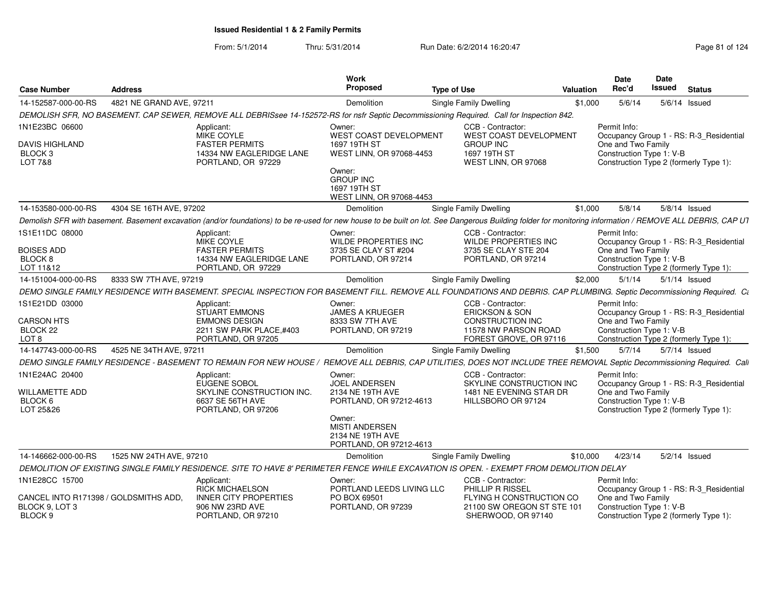## Issued Residential 1 & 2 Family Permits

From: 5/1/2014 Thru: 5/31/2014 Run Date: 6/2/2014 16:20:47

| Case Number | Address | Work Proposed | Type of Use | Valuation | Date Rec'd | Date Issued | Status |
|---|---|---|---|---|---|---|---|
| 14-152587-000-00-RS | 4821 NE GRAND AVE, 97211 | Demolition | Single Family Dwelling | $1,000 | 5/6/14 | 5/6/14 | Issued |

*DEMOLISH SFR, NO BASEMENT. CAP SEWER, REMOVE ALL DEBRISsee 14-152572-RS for nsfr Septic Decommissioning Required. Call for Inspection 842.*

1N1E23BC 06600
DAVIS HIGHLAND
BLOCK 3
LOT 7&8

Applicant: MIKE COYLE, FASTER PERMITS, 14334 NW EAGLERIDGE LANE, PORTLAND, OR 97229

Owner: WEST COAST DEVELOPMENT, 1697 19TH ST, WEST LINN, OR 97068-4453

Owner: GROUP INC, 1697 19TH ST, WEST LINN, OR 97068-4453

CCB - Contractor: WEST COAST DEVELOPMENT GROUP INC, 1697 19TH ST, WEST LINN, OR 97068

Permit Info: Occupancy Group 1 - RS: R-3_Residential One and Two Family; Construction Type 1: V-B; Construction Type 2 (formerly Type 1):

| Case Number | Address | Work Proposed | Type of Use | Valuation | Date Rec'd | Date Issued | Status |
|---|---|---|---|---|---|---|---|
| 14-153580-000-00-RS | 4304 SE 16TH AVE, 97202 | Demolition | Single Family Dwelling | $1,000 | 5/8/14 | 5/8/14 | Issued |

*Demolish SFR with basement. Basement excavation (and/or foundations) to be re-used for new house to be built on lot. See Dangerous Building folder for monitoring information / REMOVE ALL DEBRIS, CAP UT*

1S1E11DC 08000
BOISES ADD
BLOCK 8
LOT 11&12

Applicant: MIKE COYLE, FASTER PERMITS, 14334 NW EAGLERIDGE LANE, PORTLAND, OR 97229

Owner: WILDE PROPERTIES INC, 3735 SE CLAY ST #204, PORTLAND, OR 97214

CCB - Contractor: WILDE PROPERTIES INC, 3735 SE CLAY STE 204, PORTLAND, OR 97214

Permit Info: Occupancy Group 1 - RS: R-3_Residential One and Two Family; Construction Type 1: V-B; Construction Type 2 (formerly Type 1):

| Case Number | Address | Work Proposed | Type of Use | Valuation | Date Rec'd | Date Issued | Status |
|---|---|---|---|---|---|---|---|
| 14-151004-000-00-RS | 8333 SW 7TH AVE, 97219 | Demolition | Single Family Dwelling | $2,000 | 5/1/14 | 5/1/14 | Issued |

*DEMO SINGLE FAMILY RESIDENCE WITH BASEMENT. SPECIAL INSPECTION FOR BASEMENT FILL. REMOVE ALL FOUNDATIONS AND DEBRIS. CAP PLUMBING. Septic Decommissioning Required. Ca*

1S1E21DD 03000
CARSON HTS
BLOCK 22
LOT 8

Applicant: STUART EMMONS, EMMONS DESIGN, 2211 SW PARK PLACE,#403, PORTLAND, OR 97205

Owner: JAMES A KRUEGER, 8333 SW 7TH AVE, PORTLAND, OR 97219

CCB - Contractor: ERICKSON & SON CONSTRUCTION INC, 11578 NW PARSON ROAD, FOREST GROVE, OR 97116

Permit Info: Occupancy Group 1 - RS: R-3_Residential One and Two Family; Construction Type 1: V-B; Construction Type 2 (formerly Type 1):

| Case Number | Address | Work Proposed | Type of Use | Valuation | Date Rec'd | Date Issued | Status |
|---|---|---|---|---|---|---|---|
| 14-147743-000-00-RS | 4525 NE 34TH AVE, 97211 | Demolition | Single Family Dwelling | $1,500 | 5/7/14 | 5/7/14 | Issued |

*DEMO SINGLE FAMILY RESIDENCE - BASEMENT TO REMAIN FOR NEW HOUSE / REMOVE ALL DEBRIS, CAP UTILITIES, DOES NOT INCLUDE TREE REMOVAL Septic Decommissioning Required. Call*

1N1E24AC 20400
WILLAMETTE ADD
BLOCK 6
LOT 25&26

Applicant: EUGENE SOBOL, SKYLINE CONSTRUCTION INC., 6637 SE 56TH AVE, PORTLAND, OR 97206

Owner: JOEL ANDERSEN, 2134 NE 19TH AVE, PORTLAND, OR 97212-4613

Owner: MISTI ANDERSEN, 2134 NE 19TH AVE, PORTLAND, OR 97212-4613

CCB - Contractor: SKYLINE CONSTRUCTION INC, 1481 NE EVENING STAR DR, HILLSBORO OR 97124

Permit Info: Occupancy Group 1 - RS: R-3_Residential One and Two Family; Construction Type 1: V-B; Construction Type 2 (formerly Type 1):

| Case Number | Address | Work Proposed | Type of Use | Valuation | Date Rec'd | Date Issued | Status |
|---|---|---|---|---|---|---|---|
| 14-146662-000-00-RS | 1525 NW 24TH AVE, 97210 | Demolition | Single Family Dwelling | $10,000 | 4/23/14 | 5/2/14 | Issued |

*DEMOLITION OF EXISTING SINGLE FAMILY RESIDENCE. SITE TO HAVE 8' PERIMETER FENCE WHILE EXCAVATION IS OPEN. - EXEMPT FROM DEMOLITION DELAY*

1N1E28CC 15700
CANCEL INTO R171398 / GOLDSMITHS ADD, BLOCK 9, LOT 3
BLOCK 9

Applicant: RICK MICHAELSON, INNER CITY PROPERTIES, 906 NW 23RD AVE, PORTLAND, OR 97210

Owner: PORTLAND LEEDS LIVING LLC, PO BOX 69501, PORTLAND, OR 97239

CCB - Contractor: PHILLIP R RISSEL, FLYING H CONSTRUCTION CO, 21100 SW OREGON ST STE 101, SHERWOOD, OR 97140

Permit Info: Occupancy Group 1 - RS: R-3_Residential One and Two Family; Construction Type 1: V-B; Construction Type 2 (formerly Type 1):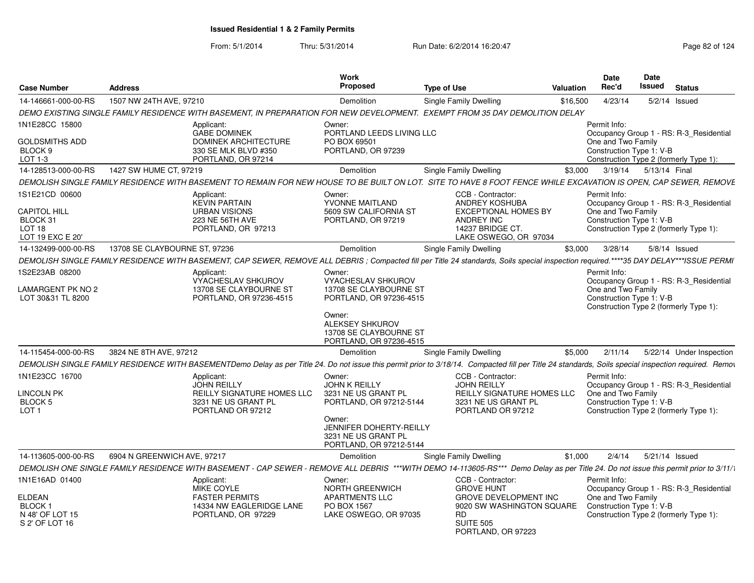# Issued Residential 1 & 2 Family Permits

From: 5/1/2014 Thru: 5/31/2014 Run Date: 6/2/2014 16:20:47

| Case Number | Address | Work Proposed | Type of Use | Valuation | Date Rec'd | Date Issued | Status |
|---|---|---|---|---|---|---|---|
| 14-146661-000-00-RS | 1507 NW 24TH AVE, 97210 | Demolition | Single Family Dwelling | $16,500 | 4/23/14 | 5/2/14 | Issued |

DEMO EXISTING SINGLE FAMILY RESIDENCE WITH BASEMENT, IN PREPARATION FOR NEW DEVELOPMENT. EXEMPT FROM 35 DAY DEMOLITION DELAY

1N1E28CC 15800
GOLDSMITHS ADD
BLOCK 9
LOT 1-3

Applicant: GABE DOMINEK, DOMINEK ARCHITECTURE, 330 SE MLK BLVD #350, PORTLAND, OR 97214

Owner: PORTLAND LEEDS LIVING LLC, PO BOX 69501, PORTLAND, OR 97239

Permit Info: Occupancy Group 1 - RS: R-3_Residential One and Two Family; Construction Type 1: V-B; Construction Type 2 (formerly Type 1):

| Case Number | Address | Work Proposed | Type of Use | Valuation | Date Rec'd | Date Issued | Status |
|---|---|---|---|---|---|---|---|
| 14-128513-000-00-RS | 1427 SW HUME CT, 97219 | Demolition | Single Family Dwelling | $3,000 | 3/19/14 | 5/13/14 | Final |

DEMOLISH SINGLE FAMILY RESIDENCE WITH BASEMENT TO REMAIN FOR NEW HOUSE TO BE BUILT ON LOT. SITE TO HAVE 8 FOOT FENCE WHILE EXCAVATION IS OPEN, CAP SEWER, REMOVE

1S1E21CD 00600
CAPITOL HILL
BLOCK 31
LOT 18
LOT 19 EXC E 20'

Applicant: KEVIN PARTAIN, URBAN VISIONS, 223 NE 56TH AVE, PORTLAND, OR 97213

Owner: YVONNE MAITLAND, 5609 SW CALIFORNIA ST, PORTLAND, OR 97219

CCB - Contractor: ANDREY KOSHUBA, EXCEPTIONAL HOMES BY ANDREY INC, 14237 BRIDGE CT., LAKE OSWEGO, OR 97034

Permit Info: Occupancy Group 1 - RS: R-3_Residential One and Two Family; Construction Type 1: V-B; Construction Type 2 (formerly Type 1):

| Case Number | Address | Work Proposed | Type of Use | Valuation | Date Rec'd | Date Issued | Status |
|---|---|---|---|---|---|---|---|
| 14-132499-000-00-RS | 13708 SE CLAYBOURNE ST, 97236 | Demolition | Single Family Dwelling | $3,000 | 3/28/14 | 5/8/14 | Issued |

DEMOLISH SINGLE FAMILY RESIDENCE WITH BASEMENT, CAP SEWER, REMOVE ALL DEBRIS ; Compacted fill per Title 24 standards, Soils special inspection required.****35 DAY DELAY***ISSUE PERMI

1S2E23AB 08200
LAMARGENT PK NO 2
LOT 30&31 TL 8200

Applicant: VYACHESLAV SHKUROV, 13708 SE CLAYBOURNE ST, PORTLAND, OR 97236-4515

Owner: VYACHESLAV SHKUROV, 13708 SE CLAYBOURNE ST, PORTLAND, OR 97236-4515

Owner: ALEKSEY SHKUROV, 13708 SE CLAYBOURNE ST, PORTLAND, OR 97236-4515

Permit Info: Occupancy Group 1 - RS: R-3_Residential One and Two Family; Construction Type 1: V-B; Construction Type 2 (formerly Type 1):

| Case Number | Address | Work Proposed | Type of Use | Valuation | Date Rec'd | Date Issued | Status |
|---|---|---|---|---|---|---|---|
| 14-115454-000-00-RS | 3824 NE 8TH AVE, 97212 | Demolition | Single Family Dwelling | $5,000 | 2/11/14 | 5/22/14 | Under Inspection |

DEMOLISH SINGLE FAMILY RESIDENCE WITH BASEMENTDemo Delay as per Title 24. Do not issue this permit prior to 3/18/14. Compacted fill per Title 24 standards, Soils special inspection required. Remov

1N1E23CC 16700
LINCOLN PK
BLOCK 5
LOT 1

Applicant: JOHN REILLY, REILLY SIGNATURE HOMES LLC, 3231 NE US GRANT PL, PORTLAND OR 97212

Owner: JOHN K REILLY, 3231 NE US GRANT PL, PORTLAND, OR 97212-5144

Owner: JENNIFER DOHERTY-REILLY, 3231 NE US GRANT PL, PORTLAND, OR 97212-5144

CCB - Contractor: JOHN REILLY, REILLY SIGNATURE HOMES LLC, 3231 NE US GRANT PL, PORTLAND OR 97212

Permit Info: Occupancy Group 1 - RS: R-3_Residential One and Two Family; Construction Type 1: V-B; Construction Type 2 (formerly Type 1):

| Case Number | Address | Work Proposed | Type of Use | Valuation | Date Rec'd | Date Issued | Status |
|---|---|---|---|---|---|---|---|
| 14-113605-000-00-RS | 6904 N GREENWICH AVE, 97217 | Demolition | Single Family Dwelling | $1,000 | 2/4/14 | 5/21/14 | Issued |

DEMOLISH ONE SINGLE FAMILY RESIDENCE WITH BASEMENT - CAP SEWER - REMOVE ALL DEBRIS ***WITH DEMO 14-113605-RS*** Demo Delay as per Title 24. Do not issue this permit prior to 3/11/1

1N1E16AD 01400
ELDEAN
BLOCK 1
N 48' OF LOT 15
S 2' OF LOT 16

Applicant: MIKE COYLE, FASTER PERMITS, 14334 NW EAGLERIDGE LANE, PORTLAND, OR 97229

Owner: NORTH GREENWICH APARTMENTS LLC, PO BOX 1567, LAKE OSWEGO, OR 97035

CCB - Contractor: GROVE HUNT, GROVE DEVELOPMENT INC, 9020 SW WASHINGTON SQUARE RD, SUITE 505, PORTLAND, OR 97223

Permit Info: Occupancy Group 1 - RS: R-3_Residential One and Two Family; Construction Type 1: V-B; Construction Type 2 (formerly Type 1):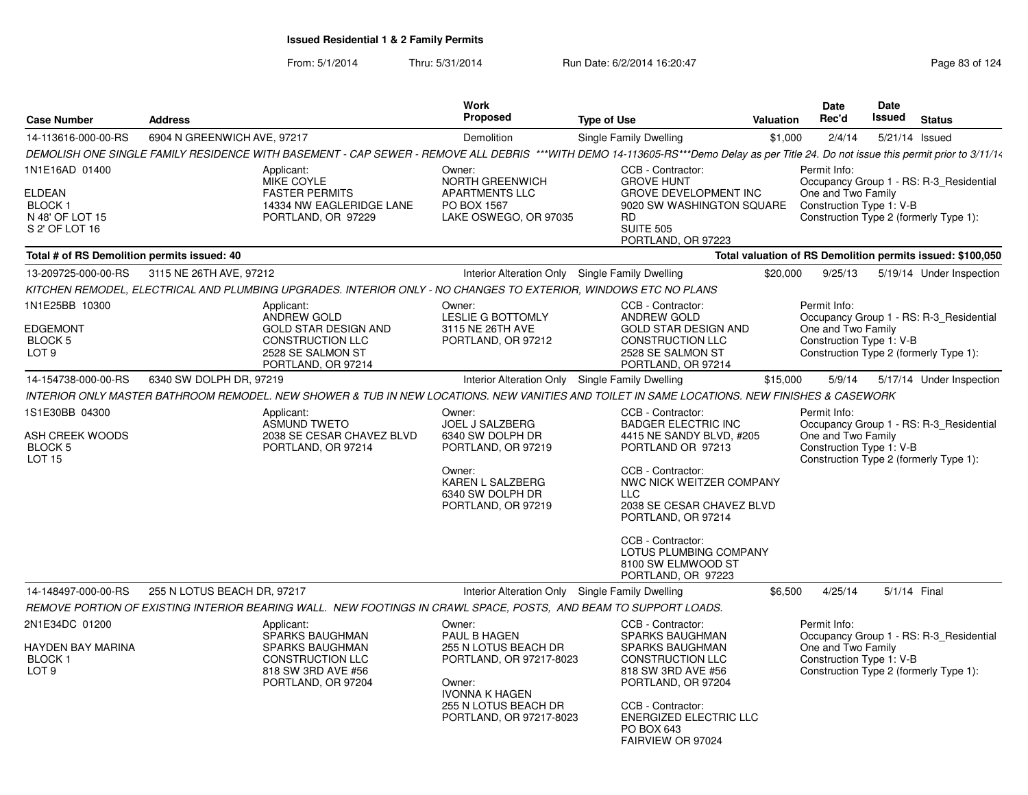## Issued Residential 1 & 2 Family Permits

From: 5/1/2014 Thru: 5/31/2014 Run Date: 6/2/2014 16:20:47

| Case Number | Address | Work Proposed | Type of Use | Valuation | Date Rec'd | Date Issued | Status |
|---|---|---|---|---|---|---|---|
| 14-113616-000-00-RS | 6904 N GREENWICH AVE, 97217 | Demolition | Single Family Dwelling | $1,000 | 2/4/14 | 5/21/14 | Issued |

*DEMOLISH ONE SINGLE FAMILY RESIDENCE WITH BASEMENT - CAP SEWER - REMOVE ALL DEBRIS ***WITH DEMO 14-113605-RS***Demo Delay as per Title 24. Do not issue this permit prior to 3/11/14*

1N1E16AD 01400
ELDEAN
BLOCK 1
N 48' OF LOT 15
S 2' OF LOT 16

Applicant:
MIKE COYLE
FASTER PERMITS
14334 NW EAGLERIDGE LANE
PORTLAND, OR 97229

Owner:
NORTH GREENWICH APARTMENTS LLC
PO BOX 1567
LAKE OSWEGO, OR 97035

CCB - Contractor:
GROVE HUNT
GROVE DEVELOPMENT INC
9020 SW WASHINGTON SQUARE RD
SUITE 505
PORTLAND, OR 97223

Permit Info:
Occupancy Group 1 - RS: R-3_Residential One and Two Family
Construction Type 1: V-B
Construction Type 2 (formerly Type 1):

**Total # of RS Demolition permits issued: 40** — **Total valuation of RS Demolition permits issued: $100,050**

| Case Number | Address | Work Proposed | Type of Use | Valuation | Date Rec'd | Date Issued | Status |
|---|---|---|---|---|---|---|---|
| 13-209725-000-00-RS | 3115 NE 26TH AVE, 97212 | Interior Alteration Only | Single Family Dwelling | $20,000 | 9/25/13 | 5/19/14 | Under Inspection |

*KITCHEN REMODEL, ELECTRICAL AND PLUMBING UPGRADES. INTERIOR ONLY - NO CHANGES TO EXTERIOR, WINDOWS ETC NO PLANS*

1N1E25BB 10300
EDGEMONT
BLOCK 5
LOT 9

Applicant:
ANDREW GOLD
GOLD STAR DESIGN AND CONSTRUCTION LLC
2528 SE SALMON ST
PORTLAND, OR 97214

Owner:
LESLIE G BOTTOMLY
3115 NE 26TH AVE
PORTLAND, OR 97212

CCB - Contractor:
ANDREW GOLD
GOLD STAR DESIGN AND CONSTRUCTION LLC
2528 SE SALMON ST
PORTLAND, OR 97214

Permit Info:
Occupancy Group 1 - RS: R-3_Residential One and Two Family
Construction Type 1: V-B
Construction Type 2 (formerly Type 1):

| Case Number | Address | Work Proposed | Type of Use | Valuation | Date Rec'd | Date Issued | Status |
|---|---|---|---|---|---|---|---|
| 14-154738-000-00-RS | 6340 SW DOLPH DR, 97219 | Interior Alteration Only | Single Family Dwelling | $15,000 | 5/9/14 | 5/17/14 | Under Inspection |

*INTERIOR ONLY MASTER BATHROOM REMODEL. NEW SHOWER & TUB IN NEW LOCATIONS. NEW VANITIES AND TOILET IN SAME LOCATIONS. NEW FINISHES & CASEWORK*

1S1E30BB 04300
ASH CREEK WOODS
BLOCK 5
LOT 15

Applicant:
ASMUND TWETO
2038 SE CESAR CHAVEZ BLVD
PORTLAND, OR 97214

Owner:
JOEL J SALZBERG
6340 SW DOLPH DR
PORTLAND, OR 97219

Owner:
KAREN L SALZBERG
6340 SW DOLPH DR
PORTLAND, OR 97219

CCB - Contractor:
BADGER ELECTRIC INC
4415 NE SANDY BLVD, #205
PORTLAND OR 97213

CCB - Contractor:
NWC NICK WEITZER COMPANY LLC
2038 SE CESAR CHAVEZ BLVD
PORTLAND, OR 97214

CCB - Contractor:
LOTUS PLUMBING COMPANY
8100 SW ELMWOOD ST
PORTLAND, OR 97223

Permit Info:
Occupancy Group 1 - RS: R-3_Residential One and Two Family
Construction Type 1: V-B
Construction Type 2 (formerly Type 1):

| Case Number | Address | Work Proposed | Type of Use | Valuation | Date Rec'd | Date Issued | Status |
|---|---|---|---|---|---|---|---|
| 14-148497-000-00-RS | 255 N LOTUS BEACH DR, 97217 | Interior Alteration Only | Single Family Dwelling | $6,500 | 4/25/14 | 5/1/14 | Final |

*REMOVE PORTION OF EXISTING INTERIOR BEARING WALL. NEW FOOTINGS IN CRAWL SPACE, POSTS, AND BEAM TO SUPPORT LOADS.*

2N1E34DC 01200
HAYDEN BAY MARINA
BLOCK 1
LOT 9

Applicant:
SPARKS BAUGHMAN
SPARKS BAUGHMAN CONSTRUCTION LLC
818 SW 3RD AVE #56
PORTLAND, OR 97204

Owner:
PAUL B HAGEN
255 N LOTUS BEACH DR
PORTLAND, OR 97217-8023

Owner:
IVONNA K HAGEN
255 N LOTUS BEACH DR
PORTLAND, OR 97217-8023

CCB - Contractor:
SPARKS BAUGHMAN
SPARKS BAUGHMAN CONSTRUCTION LLC
818 SW 3RD AVE #56
PORTLAND, OR 97204

CCB - Contractor:
ENERGIZED ELECTRIC LLC
PO BOX 643
FAIRVIEW OR 97024

Permit Info:
Occupancy Group 1 - RS: R-3_Residential One and Two Family
Construction Type 1: V-B
Construction Type 2 (formerly Type 1):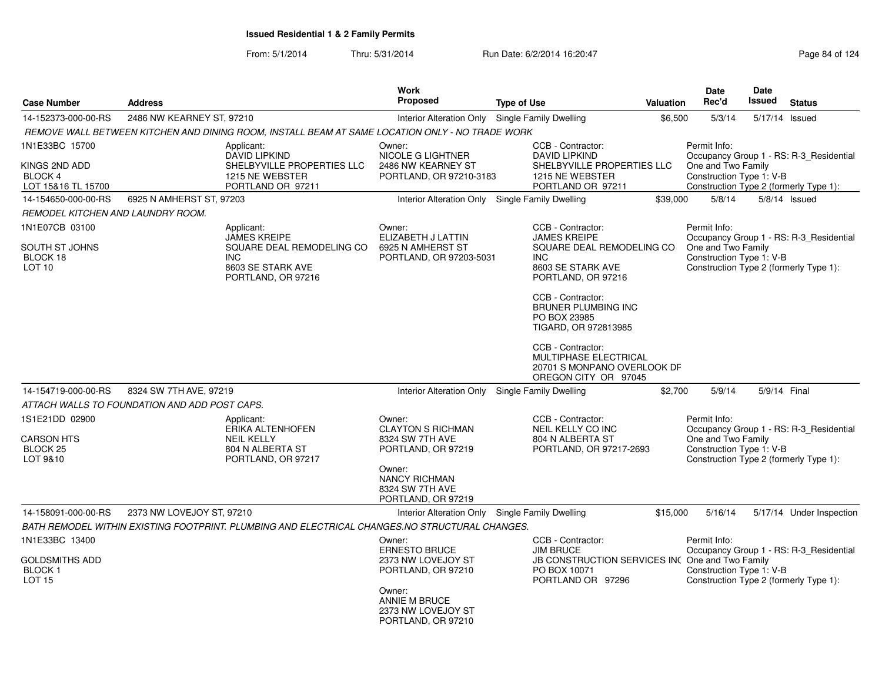## Issued Residential 1 & 2 Family Permits

From: 5/1/2014 Thru: 5/31/2014 Run Date: 6/2/2014 16:20:47

| Case Number | Address | Work Proposed | Type of Use | Valuation | Date Rec'd | Date Issued | Status |
|---|---|---|---|---|---|---|---|
| 14-152373-000-00-RS | 2486 NW KEARNEY ST, 97210 | Interior Alteration Only | Single Family Dwelling | $6,500 | 5/3/14 | 5/17/14 | Issued |

*REMOVE WALL BETWEEN KITCHEN AND DINING ROOM, INSTALL BEAM AT SAME LOCATION ONLY - NO TRADE WORK*

1N1E33BC 15700
KINGS 2ND ADD
BLOCK 4
LOT 15&16 TL 15700

Applicant:
DAVID LIPKIND
SHELBYVILLE PROPERTIES LLC
1215 NE WEBSTER
PORTLAND OR 97211

Owner:
NICOLE G LIGHTNER
2486 NW KEARNEY ST
PORTLAND, OR 97210-3183

CCB - Contractor:
DAVID LIPKIND
SHELBYVILLE PROPERTIES LLC
1215 NE WEBSTER
PORTLAND OR 97211

Permit Info:
Occupancy Group 1 - RS: R-3_Residential One and Two Family
Construction Type 1: V-B
Construction Type 2 (formerly Type 1):

| Case Number | Address | Work Proposed | Type of Use | Valuation | Date Rec'd | Date Issued | Status |
|---|---|---|---|---|---|---|---|
| 14-154650-000-00-RS | 6925 N AMHERST ST, 97203 | Interior Alteration Only | Single Family Dwelling | $39,000 | 5/8/14 | 5/8/14 | Issued |

*REMODEL KITCHEN AND LAUNDRY ROOM.*

1N1E07CB 03100
SOUTH ST JOHNS
BLOCK 18
LOT 10

Applicant:
JAMES KREIPE
SQUARE DEAL REMODELING CO INC
8603 SE STARK AVE
PORTLAND, OR 97216

Owner:
ELIZABETH J LATTIN
6925 N AMHERST ST
PORTLAND, OR 97203-5031

CCB - Contractor:
JAMES KREIPE
SQUARE DEAL REMODELING CO INC
8603 SE STARK AVE
PORTLAND, OR 97216

CCB - Contractor:
BRUNER PLUMBING INC
PO BOX 23985
TIGARD, OR 972813985

CCB - Contractor:
MULTIPHASE ELECTRICAL
20701 S MONPANO OVERLOOK DF
OREGON CITY OR 97045

Permit Info:
Occupancy Group 1 - RS: R-3_Residential One and Two Family
Construction Type 1: V-B
Construction Type 2 (formerly Type 1):

| Case Number | Address | Work Proposed | Type of Use | Valuation | Date Rec'd | Date Issued | Status |
|---|---|---|---|---|---|---|---|
| 14-154719-000-00-RS | 8324 SW 7TH AVE, 97219 | Interior Alteration Only | Single Family Dwelling | $2,700 | 5/9/14 | 5/9/14 | Final |

*ATTACH WALLS TO FOUNDATION AND ADD POST CAPS.*

1S1E21DD 02900
CARSON HTS
BLOCK 25
LOT 9&10

Applicant:
ERIKA ALTENHOFEN
NEIL KELLY
804 N ALBERTA ST
PORTLAND, OR 97217

Owner:
CLAYTON S RICHMAN
8324 SW 7TH AVE
PORTLAND, OR 97219

Owner:
NANCY RICHMAN
8324 SW 7TH AVE
PORTLAND, OR 97219

CCB - Contractor:
NEIL KELLY CO INC
804 N ALBERTA ST
PORTLAND, OR 97217-2693

Permit Info:
Occupancy Group 1 - RS: R-3_Residential One and Two Family
Construction Type 1: V-B
Construction Type 2 (formerly Type 1):

| Case Number | Address | Work Proposed | Type of Use | Valuation | Date Rec'd | Date Issued | Status |
|---|---|---|---|---|---|---|---|
| 14-158091-000-00-RS | 2373 NW LOVEJOY ST, 97210 | Interior Alteration Only | Single Family Dwelling | $15,000 | 5/16/14 | 5/17/14 | Under Inspection |

*BATH REMODEL WITHIN EXISTING FOOTPRINT. PLUMBING AND ELECTRICAL CHANGES.NO STRUCTURAL CHANGES.*

1N1E33BC 13400
GOLDSMITHS ADD
BLOCK 1
LOT 15

Owner:
ERNESTO BRUCE
2373 NW LOVEJOY ST
PORTLAND, OR 97210

Owner:
ANNIE M BRUCE
2373 NW LOVEJOY ST
PORTLAND, OR 97210

CCB - Contractor:
JIM BRUCE
JB CONSTRUCTION SERVICES INC
PO BOX 10071
PORTLAND OR 97296

Permit Info:
Occupancy Group 1 - RS: R-3_Residential One and Two Family
Construction Type 1: V-B
Construction Type 2 (formerly Type 1):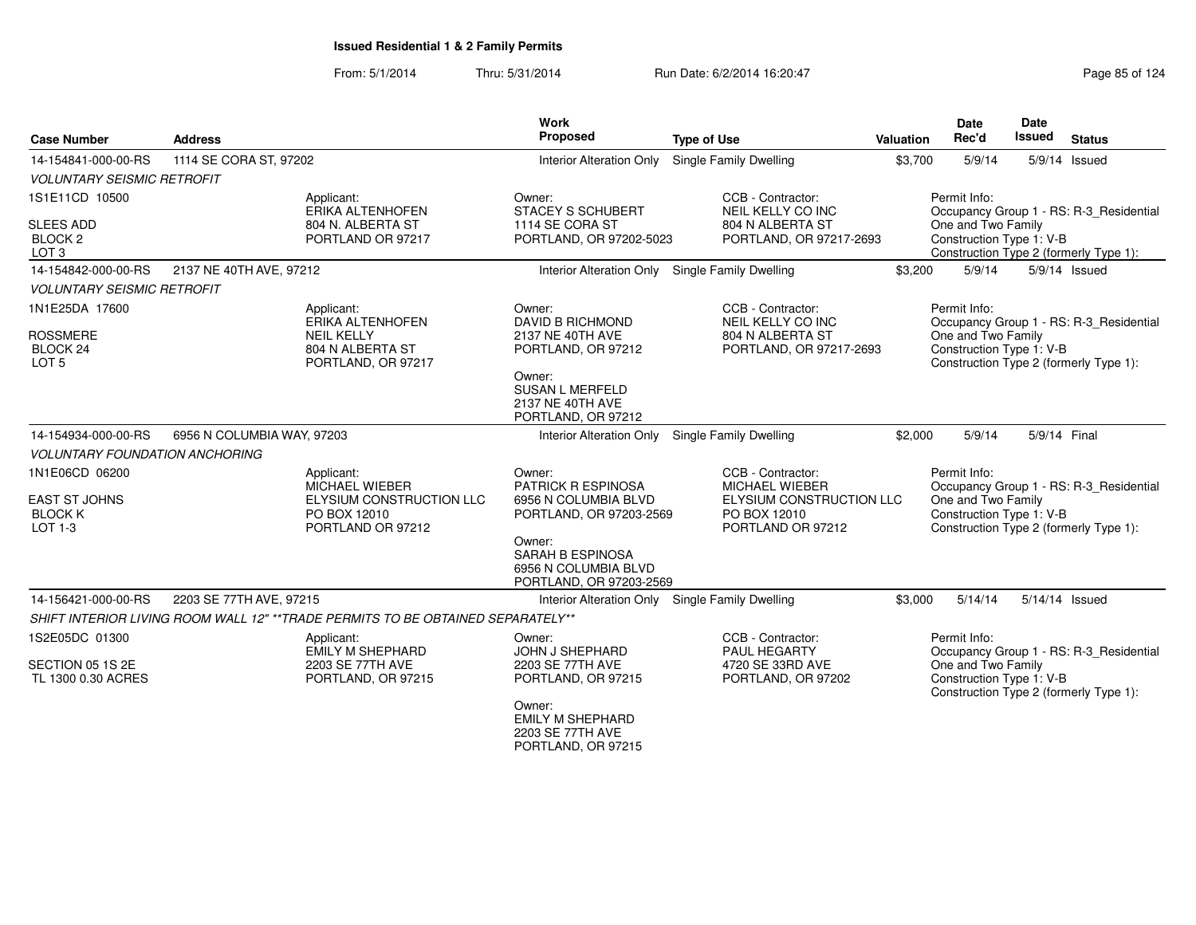**Issued Residential 1 & 2 Family Permits**

From: 5/1/2014 Thru: 5/31/2014 Run Date: 6/2/2014 16:20:47

| Case Number | Address | Work Proposed | Type of Use | Valuation | Date Rec'd | Date Issued | Status |
|---|---|---|---|---|---|---|---|
| 14-154841-000-00-RS | 1114 SE CORA ST, 97202 | Interior Alteration Only | Single Family Dwelling | $3,700 | 5/9/14 | 5/9/14 | Issued |

*VOLUNTARY SEISMIC RETROFIT*

1S1E11CD 10500
SLEES ADD
BLOCK 2
LOT 3

Applicant:
ERIKA ALTENHOFEN
804 N. ALBERTA ST
PORTLAND OR 97217

Owner:
STACEY S SCHUBERT
1114 SE CORA ST
PORTLAND, OR 97202-5023

CCB - Contractor:
NEIL KELLY CO INC
804 N ALBERTA ST
PORTLAND, OR 97217-2693

Permit Info:
Occupancy Group 1 - RS: R-3_Residential One and Two Family
Construction Type 1: V-B
Construction Type 2 (formerly Type 1):

| Case Number | Address | Work Proposed | Type of Use | Valuation | Date Rec'd | Date Issued | Status |
|---|---|---|---|---|---|---|---|
| 14-154842-000-00-RS | 2137 NE 40TH AVE, 97212 | Interior Alteration Only | Single Family Dwelling | $3,200 | 5/9/14 | 5/9/14 | Issued |

*VOLUNTARY SEISMIC RETROFIT*

1N1E25DA 17600
ROSSMERE
BLOCK 24
LOT 5

Applicant:
ERIKA ALTENHOFEN
NEIL KELLY
804 N ALBERTA ST
PORTLAND, OR 97217

Owner:
DAVID B RICHMOND
2137 NE 40TH AVE
PORTLAND, OR 97212

Owner:
SUSAN L MERFELD
2137 NE 40TH AVE
PORTLAND, OR 97212

CCB - Contractor:
NEIL KELLY CO INC
804 N ALBERTA ST
PORTLAND, OR 97217-2693

Permit Info:
Occupancy Group 1 - RS: R-3_Residential One and Two Family
Construction Type 1: V-B
Construction Type 2 (formerly Type 1):

| Case Number | Address | Work Proposed | Type of Use | Valuation | Date Rec'd | Date Issued | Status |
|---|---|---|---|---|---|---|---|
| 14-154934-000-00-RS | 6956 N COLUMBIA WAY, 97203 | Interior Alteration Only | Single Family Dwelling | $2,000 | 5/9/14 | 5/9/14 | Final |

*VOLUNTARY FOUNDATION ANCHORING*

1N1E06CD 06200
EAST ST JOHNS
BLOCK K
LOT 1-3

Applicant:
MICHAEL WIEBER
ELYSIUM CONSTRUCTION LLC
PO BOX 12010
PORTLAND OR 97212

Owner:
PATRICK R ESPINOSA
6956 N COLUMBIA BLVD
PORTLAND, OR 97203-2569

Owner:
SARAH B ESPINOSA
6956 N COLUMBIA BLVD
PORTLAND, OR 97203-2569

CCB - Contractor:
MICHAEL WIEBER
ELYSIUM CONSTRUCTION LLC
PO BOX 12010
PORTLAND OR 97212

Permit Info:
Occupancy Group 1 - RS: R-3_Residential One and Two Family
Construction Type 1: V-B
Construction Type 2 (formerly Type 1):

| Case Number | Address | Work Proposed | Type of Use | Valuation | Date Rec'd | Date Issued | Status |
|---|---|---|---|---|---|---|---|
| 14-156421-000-00-RS | 2203 SE 77TH AVE, 97215 | Interior Alteration Only | Single Family Dwelling | $3,000 | 5/14/14 | 5/14/14 | Issued |

*SHIFT INTERIOR LIVING ROOM WALL 12" **TRADE PERMITS TO BE OBTAINED SEPARATELY***

1S2E05DC 01300
SECTION 05 1S 2E
TL 1300 0.30 ACRES

Applicant:
EMILY M SHEPHARD
2203 SE 77TH AVE
PORTLAND, OR 97215

Owner:
JOHN J SHEPHARD
2203 SE 77TH AVE
PORTLAND, OR 97215

Owner:
EMILY M SHEPHARD
2203 SE 77TH AVE
PORTLAND, OR 97215

CCB - Contractor:
PAUL HEGARTY
4720 SE 33RD AVE
PORTLAND, OR 97202

Permit Info:
Occupancy Group 1 - RS: R-3_Residential One and Two Family
Construction Type 1: V-B
Construction Type 2 (formerly Type 1):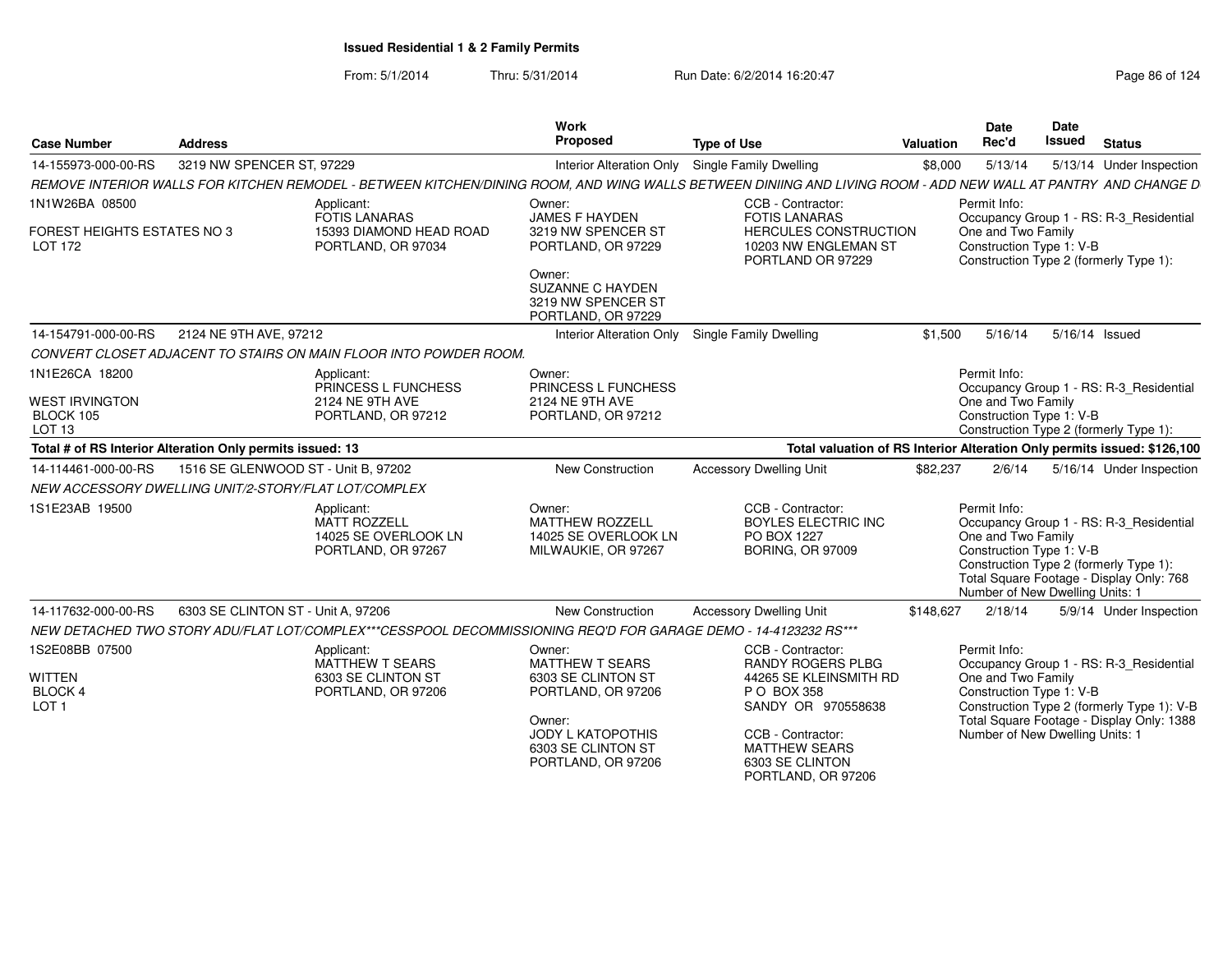**Issued Residential 1 & 2 Family Permits**

From: 5/1/2014 Thru: 5/31/2014 Run Date: 6/2/2014 16:20:47

| Case Number | Address | Work Proposed | Type of Use | Valuation | Date Rec'd | Date Issued | Status |
|---|---|---|---|---|---|---|---|
| 14-155973-000-00-RS | 3219 NW SPENCER ST, 97229 | Interior Alteration Only | Single Family Dwelling | $8,000 | 5/13/14 | 5/13/14 | Under Inspection |

*REMOVE INTERIOR WALLS FOR KITCHEN REMODEL - BETWEEN KITCHEN/DINING ROOM, AND WING WALLS BETWEEN DINIING AND LIVING ROOM - ADD NEW WALL AT PANTRY AND CHANGE D*

1N1W26BA 08500
FOREST HEIGHTS ESTATES NO 3
LOT 172

Applicant:
FOTIS LANARAS
15393 DIAMOND HEAD ROAD
PORTLAND, OR 97034

Owner:
JAMES F HAYDEN
3219 NW SPENCER ST
PORTLAND, OR 97229

Owner:
SUZANNE C HAYDEN
3219 NW SPENCER ST
PORTLAND, OR 97229

CCB - Contractor:
FOTIS LANARAS
HERCULES CONSTRUCTION
10203 NW ENGLEMAN ST
PORTLAND OR 97229

Permit Info:
Occupancy Group 1 - RS: R-3_Residential One and Two Family
Construction Type 1: V-B
Construction Type 2 (formerly Type 1):

---

| Case Number | Address | Work Proposed | Type of Use | Valuation | Date Rec'd | Date Issued | Status |
|---|---|---|---|---|---|---|---|
| 14-154791-000-00-RS | 2124 NE 9TH AVE, 97212 | Interior Alteration Only | Single Family Dwelling | $1,500 | 5/16/14 | 5/16/14 | Issued |

*CONVERT CLOSET ADJACENT TO STAIRS ON MAIN FLOOR INTO POWDER ROOM.*

1N1E26CA 18200
WEST IRVINGTON
BLOCK 105
LOT 13

Applicant:
PRINCESS L FUNCHESS
2124 NE 9TH AVE
PORTLAND, OR 97212

Owner:
PRINCESS L FUNCHESS
2124 NE 9TH AVE
PORTLAND, OR 97212

Permit Info:
Occupancy Group 1 - RS: R-3_Residential One and Two Family
Construction Type 1: V-B
Construction Type 2 (formerly Type 1):

**Total # of RS Interior Alteration Only permits issued: 13**

**Total valuation of RS Interior Alteration Only permits issued: $126,100**

---

| Case Number | Address | Work Proposed | Type of Use | Valuation | Date Rec'd | Date Issued | Status |
|---|---|---|---|---|---|---|---|
| 14-114461-000-00-RS | 1516 SE GLENWOOD ST - Unit B, 97202 | New Construction | Accessory Dwelling Unit | $82,237 | 2/6/14 | 5/16/14 | Under Inspection |

*NEW ACCESSORY DWELLING UNIT/2-STORY/FLAT LOT/COMPLEX*

1S1E23AB 19500

Applicant:
MATT ROZZELL
14025 SE OVERLOOK LN
PORTLAND, OR 97267

Owner:
MATTHEW ROZZELL
14025 SE OVERLOOK LN
MILWAUKIE, OR 97267

CCB - Contractor:
BOYLES ELECTRIC INC
PO BOX 1227
BORING, OR 97009

Permit Info:
Occupancy Group 1 - RS: R-3_Residential One and Two Family
Construction Type 1: V-B
Construction Type 2 (formerly Type 1):
Total Square Footage - Display Only: 768
Number of New Dwelling Units: 1

---

| Case Number | Address | Work Proposed | Type of Use | Valuation | Date Rec'd | Date Issued | Status |
|---|---|---|---|---|---|---|---|
| 14-117632-000-00-RS | 6303 SE CLINTON ST - Unit A, 97206 | New Construction | Accessory Dwelling Unit | $148,627 | 2/18/14 | 5/9/14 | Under Inspection |

*NEW DETACHED TWO STORY ADU/FLAT LOT/COMPLEX***CESSPOOL DECOMMISSIONING REQ'D FOR GARAGE DEMO - 14-4123232 RS****

1S2E08BB 07500
WITTEN
BLOCK 4
LOT 1

Applicant:
MATTHEW T SEARS
6303 SE CLINTON ST
PORTLAND, OR 97206

Owner:
MATTHEW T SEARS
6303 SE CLINTON ST
PORTLAND, OR 97206

Owner:
JODY L KATOPOTHIS
6303 SE CLINTON ST
PORTLAND, OR 97206

CCB - Contractor:
RANDY ROGERS PLBG
44265 SE KLEINSMITH RD
P O BOX 358
SANDY OR 970558638

CCB - Contractor:
MATTHEW SEARS
6303 SE CLINTON
PORTLAND, OR 97206

Permit Info:
Occupancy Group 1 - RS: R-3_Residential One and Two Family
Construction Type 1: V-B
Construction Type 2 (formerly Type 1): V-B
Total Square Footage - Display Only: 1388
Number of New Dwelling Units: 1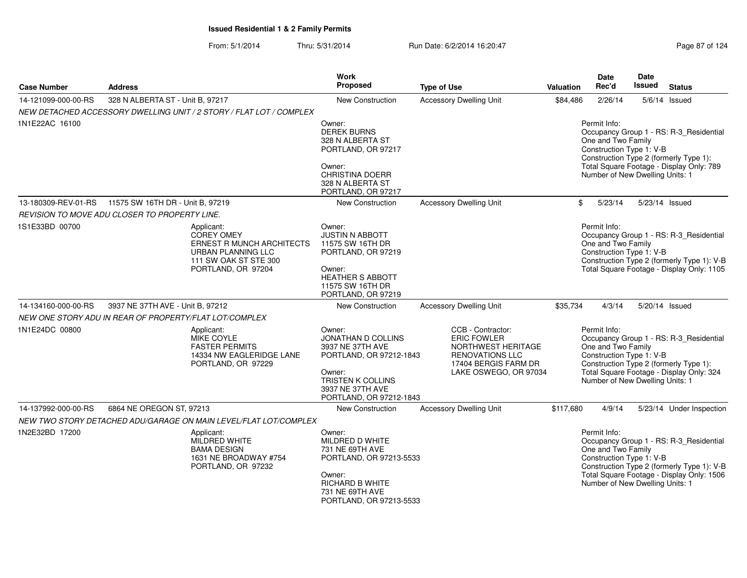**Issued Residential 1 & 2 Family Permits**

From: 5/1/2014 Thru: 5/31/2014 Run Date: 6/2/2014 16:20:47

| Case Number | Address | Work Proposed | Type of Use | Valuation | Date Rec'd | Date Issued | Status |
|---|---|---|---|---|---|---|---|
| 14-121099-000-00-RS | 328 N ALBERTA ST - Unit B, 97217 | New Construction | Accessory Dwelling Unit | $84,486 | 2/26/14 | 5/6/14 | Issued |
| | NEW DETACHED ACCESSORY DWELLING UNIT / 2 STORY / FLAT LOT / COMPLEX | | | | | | |
| 1N1E22AC 16100 | | Owner: DEREK BURNS 328 N ALBERTA ST PORTLAND, OR 97217<br>Owner: CHRISTINA DOERR 328 N ALBERTA ST PORTLAND, OR 97217 | | | Permit Info: Occupancy Group 1 - RS: R-3_Residential One and Two Family Construction Type 1: V-B Construction Type 2 (formerly Type 1): Total Square Footage - Display Only: 789 Number of New Dwelling Units: 1 | | |
| 13-180309-REV-01-RS | 11575 SW 16TH DR - Unit B, 97219 | New Construction | Accessory Dwelling Unit | $ | 5/23/14 | 5/23/14 | Issued |
| | REVISION TO MOVE ADU CLOSER TO PROPERTY LINE. | | | | | | |
| 1S1E33BD 00700 | Applicant: COREY OMEY ERNEST R MUNCH ARCHITECTS URBAN PLANNING LLC 111 SW OAK ST STE 300 PORTLAND, OR 97204 | Owner: JUSTIN N ABBOTT 11575 SW 16TH DR PORTLAND, OR 97219<br>Owner: HEATHER S ABBOTT 11575 SW 16TH DR PORTLAND, OR 97219 | | | Permit Info: Occupancy Group 1 - RS: R-3_Residential One and Two Family Construction Type 1: V-B Construction Type 2 (formerly Type 1): V-B Total Square Footage - Display Only: 1105 | | |
| 14-134160-000-00-RS | 3937 NE 37TH AVE - Unit B, 97212 | New Construction | Accessory Dwelling Unit | $35,734 | 4/3/14 | 5/20/14 | Issued |
| | NEW ONE STORY ADU IN REAR OF PROPERTY/FLAT LOT/COMPLEX | | | | | | |
| 1N1E24DC 00800 | Applicant: MIKE COYLE FASTER PERMITS 14334 NW EAGLERIDGE LANE PORTLAND, OR 97229 | Owner: JONATHAN D COLLINS 3937 NE 37TH AVE PORTLAND, OR 97212-1843<br>Owner: TRISTEN K COLLINS 3937 NE 37TH AVE PORTLAND, OR 97212-1843 | CCB - Contractor: ERIC FOWLER NORTHWEST HERITAGE RENOVATIONS LLC 17404 BERGIS FARM DR LAKE OSWEGO, OR 97034 | | Permit Info: Occupancy Group 1 - RS: R-3_Residential One and Two Family Construction Type 1: V-B Construction Type 2 (formerly Type 1): Total Square Footage - Display Only: 324 Number of New Dwelling Units: 1 | | |
| 14-137992-000-00-RS | 6864 NE OREGON ST, 97213 | New Construction | Accessory Dwelling Unit | $117,680 | 4/9/14 | 5/23/14 | Under Inspection |
| | NEW TWO STORY DETACHED ADU/GARAGE ON MAIN LEVEL/FLAT LOT/COMPLEX | | | | | | |
| 1N2E32BD 17200 | Applicant: MILDRED WHITE BAMA DESIGN 1631 NE BROADWAY #754 PORTLAND, OR 97232 | Owner: MILDRED D WHITE 731 NE 69TH AVE PORTLAND, OR 97213-5533<br>Owner: RICHARD B WHITE 731 NE 69TH AVE PORTLAND, OR 97213-5533 | | | Permit Info: Occupancy Group 1 - RS: R-3_Residential One and Two Family Construction Type 1: V-B Construction Type 2 (formerly Type 1): V-B Total Square Footage - Display Only: 1506 Number of New Dwelling Units: 1 | | |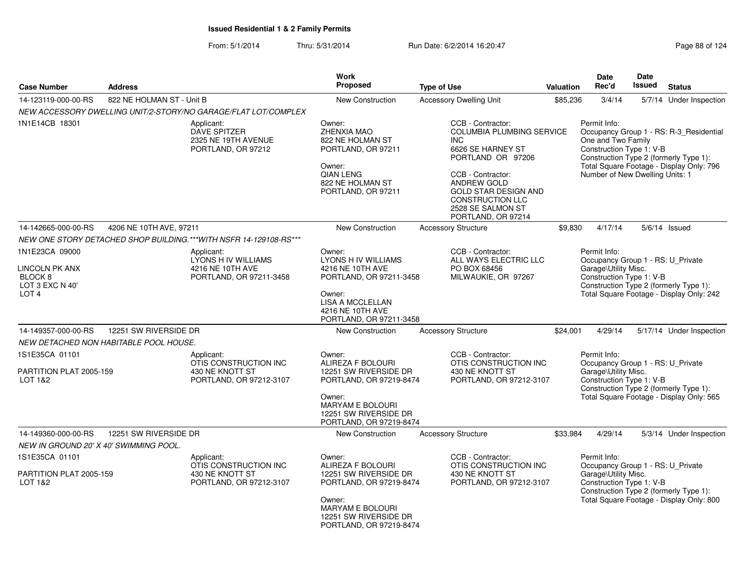**Issued Residential 1 & 2 Family Permits**

From: 5/1/2014 Thru: 5/31/2014 Run Date: 6/2/2014 16:20:47

| Case Number | Address | Work Proposed | Type of Use | Valuation | Date Rec'd | Date Issued | Status |
|---|---|---|---|---|---|---|---|
| 14-123119-000-00-RS | 822 NE HOLMAN ST - Unit B | New Construction | Accessory Dwelling Unit | $85,236 | 3/4/14 | 5/7/14 | Under Inspection |

NEW ACCESSORY DWELLING UNIT/2-STORY/NO GARAGE/FLAT LOT/COMPLEX

1N1E14CB 18301

Applicant:
DAVE SPITZER
2325 NE 19TH AVENUE
PORTLAND, OR 97212

Owner:
ZHENXIA MAO
822 NE HOLMAN ST
PORTLAND, OR 97211

Owner:
QIAN LENG
822 NE HOLMAN ST
PORTLAND, OR 97211

CCB - Contractor:
COLUMBIA PLUMBING SERVICE INC
6626 SE HARNEY ST
PORTLAND OR 97206

CCB - Contractor:
ANDREW GOLD
GOLD STAR DESIGN AND CONSTRUCTION LLC
2528 SE SALMON ST
PORTLAND, OR 97214

Permit Info:
Occupancy Group 1 - RS: R-3_Residential One and Two Family
Construction Type 1: V-B
Construction Type 2 (formerly Type 1):
Total Square Footage - Display Only: 796
Number of New Dwelling Units: 1

| Case Number | Address | Work Proposed | Type of Use | Valuation | Date Rec'd | Date Issued | Status |
|---|---|---|---|---|---|---|---|
| 14-142665-000-00-RS | 4206 NE 10TH AVE, 97211 | New Construction | Accessory Structure | $9,830 | 4/17/14 | 5/6/14 | Issued |

NEW ONE STORY DETACHED SHOP BUILDING.***WITH NSFR 14-129108-RS***

1N1E23CA 09000

LINCOLN PK ANX
BLOCK 8
LOT 3 EXC N 40'
LOT 4

Applicant:
LYONS H IV WILLIAMS
4216 NE 10TH AVE
PORTLAND, OR 97211-3458

Owner:
LYONS H IV WILLIAMS
4216 NE 10TH AVE
PORTLAND, OR 97211-3458

Owner:
LISA A MCCLELLAN
4216 NE 10TH AVE
PORTLAND, OR 97211-3458

CCB - Contractor:
ALL WAYS ELECTRIC LLC
PO BOX 68456
MILWAUKIE, OR 97267

Permit Info:
Occupancy Group 1 - RS: U_Private Garage\Utility Misc.
Construction Type 1: V-B
Construction Type 2 (formerly Type 1):
Total Square Footage - Display Only: 242

| Case Number | Address | Work Proposed | Type of Use | Valuation | Date Rec'd | Date Issued | Status |
|---|---|---|---|---|---|---|---|
| 14-149357-000-00-RS | 12251 SW RIVERSIDE DR | New Construction | Accessory Structure | $24,001 | 4/29/14 | 5/17/14 | Under Inspection |

NEW DETACHED NON HABITABLE POOL HOUSE.

1S1E35CA 01101

PARTITION PLAT 2005-159
LOT 1&2

Applicant:
OTIS CONSTRUCTION INC
430 NE KNOTT ST
PORTLAND, OR 97212-3107

Owner:
ALIREZA F BOLOURI
12251 SW RIVERSIDE DR
PORTLAND, OR 97219-8474

Owner:
MARYAM E BOLOURI
12251 SW RIVERSIDE DR
PORTLAND, OR 97219-8474

CCB - Contractor:
OTIS CONSTRUCTION INC
430 NE KNOTT ST
PORTLAND, OR 97212-3107

Permit Info:
Occupancy Group 1 - RS: U_Private Garage\Utility Misc.
Construction Type 1: V-B
Construction Type 2 (formerly Type 1):
Total Square Footage - Display Only: 565

| Case Number | Address | Work Proposed | Type of Use | Valuation | Date Rec'd | Date Issued | Status |
|---|---|---|---|---|---|---|---|
| 14-149360-000-00-RS | 12251 SW RIVERSIDE DR | New Construction | Accessory Structure | $33,984 | 4/29/14 | 5/3/14 | Under Inspection |

NEW IN GROUND 20' X 40' SWIMMING POOL.

1S1E35CA 01101

PARTITION PLAT 2005-159
LOT 1&2

Applicant:
OTIS CONSTRUCTION INC
430 NE KNOTT ST
PORTLAND, OR 97212-3107

Owner:
ALIREZA F BOLOURI
12251 SW RIVERSIDE DR
PORTLAND, OR 97219-8474

Owner:
MARYAM E BOLOURI
12251 SW RIVERSIDE DR
PORTLAND, OR 97219-8474

CCB - Contractor:
OTIS CONSTRUCTION INC
430 NE KNOTT ST
PORTLAND, OR 97212-3107

Permit Info:
Occupancy Group 1 - RS: U_Private Garage\Utility Misc.
Construction Type 1: V-B
Construction Type 2 (formerly Type 1):
Total Square Footage - Display Only: 800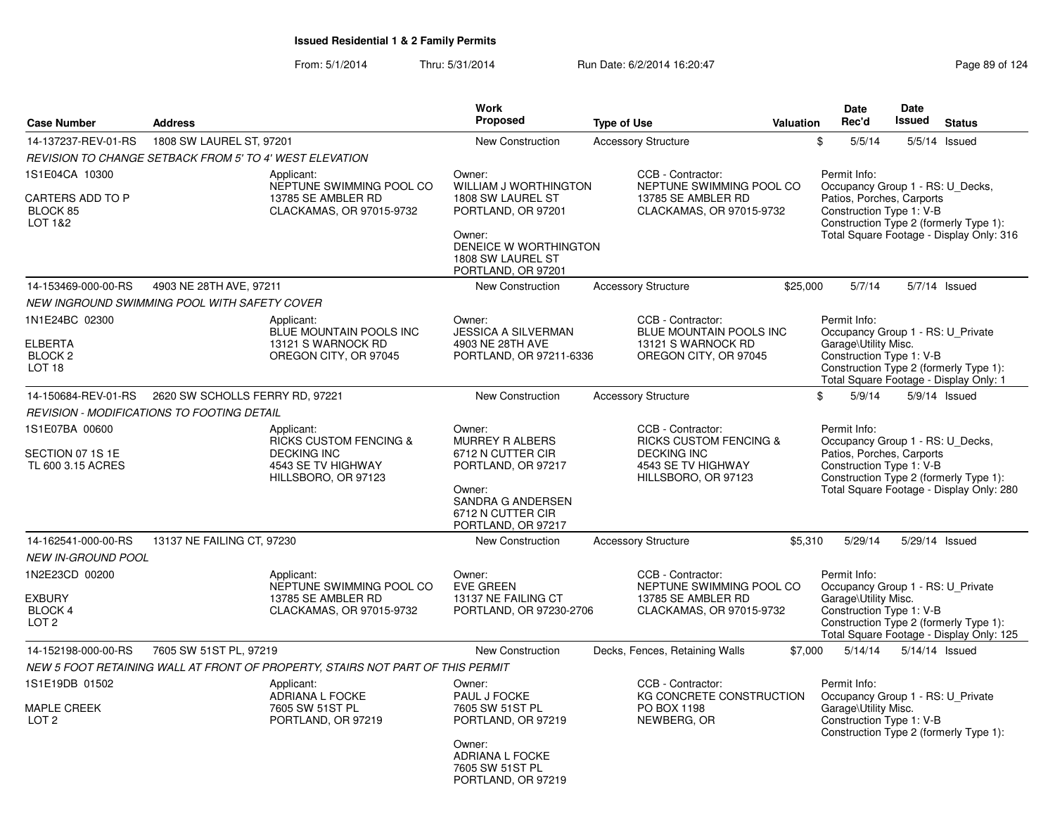# Issued Residential 1 & 2 Family Permits

From: 5/1/2014 Thru: 5/31/2014 Run Date: 6/2/2014 16:20:47

| Case Number | Address | Work Proposed | Type of Use | Valuation | Date Rec'd | Date Issued | Status |
|---|---|---|---|---|---|---|---|
| 14-137237-REV-01-RS | 1808 SW LAUREL ST, 97201 | New Construction | Accessory Structure | $ | 5/5/14 | 5/5/14 | Issued |

REVISION TO CHANGE SETBACK FROM 5' TO 4' WEST ELEVATION

1S1E04CA 10300
CARTERS ADD TO P
BLOCK 85
LOT 1&2

Applicant:
NEPTUNE SWIMMING POOL CO
13785 SE AMBLER RD
CLACKAMAS, OR 97015-9732

Owner:
WILLIAM J WORTHINGTON
1808 SW LAUREL ST
PORTLAND, OR 97201

Owner:
DENEICE W WORTHINGTON
1808 SW LAUREL ST
PORTLAND, OR 97201

CCB - Contractor:
NEPTUNE SWIMMING POOL CO
13785 SE AMBLER RD
CLACKAMAS, OR 97015-9732

Permit Info:
Occupancy Group 1 - RS: U_Decks, Patios, Porches, Carports
Construction Type 1: V-B
Construction Type 2 (formerly Type 1):
Total Square Footage - Display Only: 316

| Case Number | Address | Work Proposed | Type of Use | Valuation | Date Rec'd | Date Issued | Status |
|---|---|---|---|---|---|---|---|
| 14-153469-000-00-RS | 4903 NE 28TH AVE, 97211 | New Construction | Accessory Structure | $25,000 | 5/7/14 | 5/7/14 | Issued |

NEW INGROUND SWIMMING POOL WITH SAFETY COVER

1N1E24BC 02300
ELBERTA
BLOCK 2
LOT 18

Applicant:
BLUE MOUNTAIN POOLS INC
13121 S WARNOCK RD
OREGON CITY, OR 97045

Owner:
JESSICA A SILVERMAN
4903 NE 28TH AVE
PORTLAND, OR 97211-6336

CCB - Contractor:
BLUE MOUNTAIN POOLS INC
13121 S WARNOCK RD
OREGON CITY, OR 97045

Permit Info:
Occupancy Group 1 - RS: U_Private Garage\Utility Misc.
Construction Type 1: V-B
Construction Type 2 (formerly Type 1):
Total Square Footage - Display Only: 1

| Case Number | Address | Work Proposed | Type of Use | Valuation | Date Rec'd | Date Issued | Status |
|---|---|---|---|---|---|---|---|
| 14-150684-REV-01-RS | 2620 SW SCHOLLS FERRY RD, 97221 | New Construction | Accessory Structure | $ | 5/9/14 | 5/9/14 | Issued |

REVISION - MODIFICATIONS TO FOOTING DETAIL

1S1E07BA 00600
SECTION 07 1S 1E
TL 600 3.15 ACRES

Applicant:
RICKS CUSTOM FENCING & DECKING INC
4543 SE TV HIGHWAY
HILLSBORO, OR 97123

Owner:
MURREY R ALBERS
6712 N CUTTER CIR
PORTLAND, OR 97217

Owner:
SANDRA G ANDERSEN
6712 N CUTTER CIR
PORTLAND, OR 97217

CCB - Contractor:
RICKS CUSTOM FENCING & DECKING INC
4543 SE TV HIGHWAY
HILLSBORO, OR 97123

Permit Info:
Occupancy Group 1 - RS: U_Decks, Patios, Porches, Carports
Construction Type 1: V-B
Construction Type 2 (formerly Type 1):
Total Square Footage - Display Only: 280

| Case Number | Address | Work Proposed | Type of Use | Valuation | Date Rec'd | Date Issued | Status |
|---|---|---|---|---|---|---|---|
| 14-162541-000-00-RS | 13137 NE FAILING CT, 97230 | New Construction | Accessory Structure | $5,310 | 5/29/14 | 5/29/14 | Issued |

NEW IN-GROUND POOL

1N2E23CD 00200
EXBURY
BLOCK 4
LOT 2

Applicant:
NEPTUNE SWIMMING POOL CO
13785 SE AMBLER RD
CLACKAMAS, OR 97015-9732

Owner:
EVE GREEN
13137 NE FAILING CT
PORTLAND, OR 97230-2706

CCB - Contractor:
NEPTUNE SWIMMING POOL CO
13785 SE AMBLER RD
CLACKAMAS, OR 97015-9732

Permit Info:
Occupancy Group 1 - RS: U_Private Garage\Utility Misc.
Construction Type 1: V-B
Construction Type 2 (formerly Type 1):
Total Square Footage - Display Only: 125

| Case Number | Address | Work Proposed | Type of Use | Valuation | Date Rec'd | Date Issued | Status |
|---|---|---|---|---|---|---|---|
| 14-152198-000-00-RS | 7605 SW 51ST PL, 97219 | New Construction | Decks, Fences, Retaining Walls | $7,000 | 5/14/14 | 5/14/14 | Issued |

NEW 5 FOOT RETAINING WALL AT FRONT OF PROPERTY, STAIRS NOT PART OF THIS PERMIT

1S1E19DB 01502
MAPLE CREEK
LOT 2

Applicant:
ADRIANA L FOCKE
7605 SW 51ST PL
PORTLAND, OR 97219

Owner:
PAUL J FOCKE
7605 SW 51ST PL
PORTLAND, OR 97219

Owner:
ADRIANA L FOCKE
7605 SW 51ST PL
PORTLAND, OR 97219

CCB - Contractor:
KG CONCRETE CONSTRUCTION
PO BOX 1198
NEWBERG, OR

Permit Info:
Occupancy Group 1 - RS: U_Private Garage\Utility Misc.
Construction Type 1: V-B
Construction Type 2 (formerly Type 1):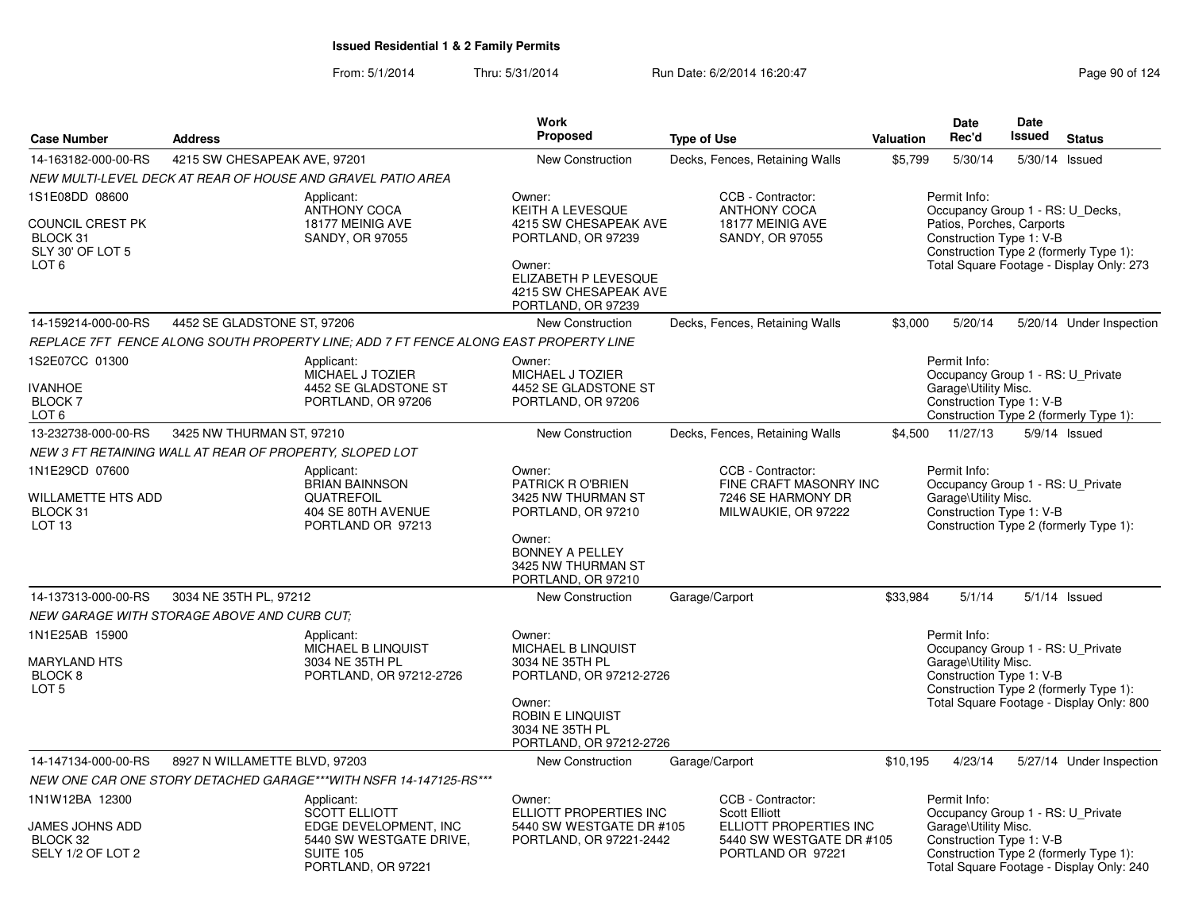**Issued Residential 1 & 2 Family Permits**

From: 5/1/2014 Thru: 5/31/2014 Run Date: 6/2/2014 16:20:47

| Case Number | Address | Work Proposed | Type of Use | Valuation | Date Rec'd | Date Issued | Status |
|---|---|---|---|---|---|---|---|
| 14-163182-000-00-RS | 4215 SW CHESAPEAK AVE, 97201 | New Construction | Decks, Fences, Retaining Walls | $5,799 | 5/30/14 | 5/30/14 | Issued |

NEW MULTI-LEVEL DECK AT REAR OF HOUSE AND GRAVEL PATIO AREA

1S1E08DD 08600
COUNCIL CREST PK
BLOCK 31
SLY 30' OF LOT 5
LOT 6

Applicant: ANTHONY COCA, 18177 MEINIG AVE, SANDY, OR 97055

Owner: KEITH A LEVESQUE, 4215 SW CHESAPEAK AVE, PORTLAND, OR 97239

Owner: ELIZABETH P LEVESQUE, 4215 SW CHESAPEAK AVE, PORTLAND, OR 97239

CCB - Contractor: ANTHONY COCA, 18177 MEINIG AVE, SANDY, OR 97055

Permit Info: Occupancy Group 1 - RS: U_Decks, Patios, Porches, Carports; Construction Type 1: V-B; Construction Type 2 (formerly Type 1):; Total Square Footage - Display Only: 273

| Case Number | Address | Work Proposed | Type of Use | Valuation | Date Rec'd | Date Issued | Status |
|---|---|---|---|---|---|---|---|
| 14-159214-000-00-RS | 4452 SE GLADSTONE ST, 97206 | New Construction | Decks, Fences, Retaining Walls | $3,000 | 5/20/14 | 5/20/14 | Under Inspection |

REPLACE 7FT FENCE ALONG SOUTH PROPERTY LINE; ADD 7 FT FENCE ALONG EAST PROPERTY LINE

1S2E07CC 01300
IVANHOE
BLOCK 7
LOT 6

Applicant: MICHAEL J TOZIER, 4452 SE GLADSTONE ST, PORTLAND, OR 97206

Owner: MICHAEL J TOZIER, 4452 SE GLADSTONE ST, PORTLAND, OR 97206

Permit Info: Occupancy Group 1 - RS: U_Private Garage\Utility Misc.; Construction Type 1: V-B; Construction Type 2 (formerly Type 1):

| Case Number | Address | Work Proposed | Type of Use | Valuation | Date Rec'd | Date Issued | Status |
|---|---|---|---|---|---|---|---|
| 13-232738-000-00-RS | 3425 NW THURMAN ST, 97210 | New Construction | Decks, Fences, Retaining Walls | $4,500 | 11/27/13 | 5/9/14 | Issued |

NEW 3 FT RETAINING WALL AT REAR OF PROPERTY, SLOPED LOT

1N1E29CD 07600
WILLAMETTE HTS ADD
BLOCK 31
LOT 13

Applicant: BRIAN BAINNSON, QUATREFOIL, 404 SE 80TH AVENUE, PORTLAND OR 97213

Owner: PATRICK R O'BRIEN, 3425 NW THURMAN ST, PORTLAND, OR 97210

Owner: BONNEY A PELLEY, 3425 NW THURMAN ST, PORTLAND, OR 97210

CCB - Contractor: FINE CRAFT MASONRY INC, 7246 SE HARMONY DR, MILWAUKIE, OR 97222

Permit Info: Occupancy Group 1 - RS: U_Private Garage\Utility Misc.; Construction Type 1: V-B; Construction Type 2 (formerly Type 1):

| Case Number | Address | Work Proposed | Type of Use | Valuation | Date Rec'd | Date Issued | Status |
|---|---|---|---|---|---|---|---|
| 14-137313-000-00-RS | 3034 NE 35TH PL, 97212 | New Construction | Garage/Carport | $33,984 | 5/1/14 | 5/1/14 | Issued |

NEW GARAGE WITH STORAGE ABOVE AND CURB CUT;

1N1E25AB 15900
MARYLAND HTS
BLOCK 8
LOT 5

Applicant: MICHAEL B LINQUIST, 3034 NE 35TH PL, PORTLAND, OR 97212-2726

Owner: MICHAEL B LINQUIST, 3034 NE 35TH PL, PORTLAND, OR 97212-2726

Owner: ROBIN E LINQUIST, 3034 NE 35TH PL, PORTLAND, OR 97212-2726

Permit Info: Occupancy Group 1 - RS: U_Private Garage\Utility Misc.; Construction Type 1: V-B; Construction Type 2 (formerly Type 1):; Total Square Footage - Display Only: 800

| Case Number | Address | Work Proposed | Type of Use | Valuation | Date Rec'd | Date Issued | Status |
|---|---|---|---|---|---|---|---|
| 14-147134-000-00-RS | 8927 N WILLAMETTE BLVD, 97203 | New Construction | Garage/Carport | $10,195 | 4/23/14 | 5/27/14 | Under Inspection |

NEW ONE CAR ONE STORY DETACHED GARAGE***WITH NSFR 14-147125-RS***

1N1W12BA 12300
JAMES JOHNS ADD
BLOCK 32
SELY 1/2 OF LOT 2

Applicant: SCOTT ELLIOTT, EDGE DEVELOPMENT, INC, 5440 SW WESTGATE DRIVE, SUITE 105, PORTLAND, OR 97221

Owner: ELLIOTT PROPERTIES INC, 5440 SW WESTGATE DR #105, PORTLAND, OR 97221-2442

CCB - Contractor: Scott Elliott, ELLIOTT PROPERTIES INC, 5440 SW WESTGATE DR #105, PORTLAND OR 97221

Permit Info: Occupancy Group 1 - RS: U_Private Garage\Utility Misc.; Construction Type 1: V-B; Construction Type 2 (formerly Type 1):; Total Square Footage - Display Only: 240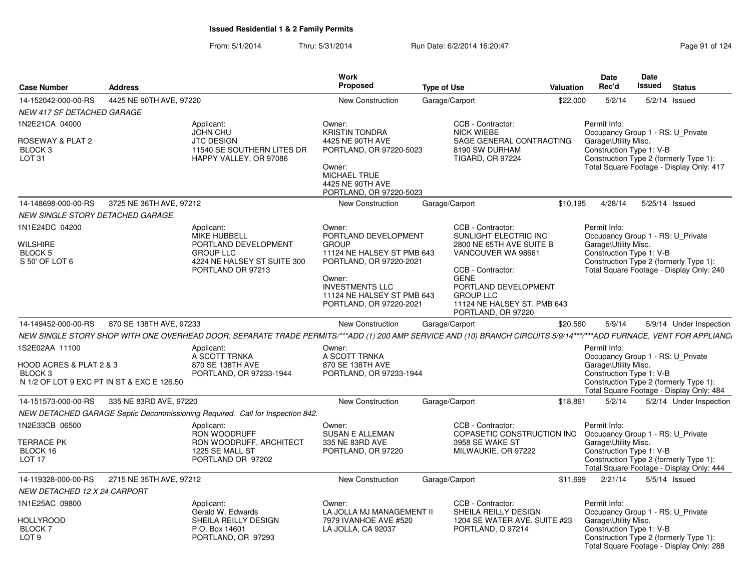# Issued Residential 1 & 2 Family Permits

From: 5/1/2014 Thru: 5/31/2014 Run Date: 6/2/2014 16:20:47

| Case Number | Address | Work Proposed | Type of Use | Valuation | Date Rec'd | Date Issued | Status |
|---|---|---|---|---|---|---|---|
| 14-152042-000-00-RS | 4425 NE 90TH AVE, 97220 | New Construction | Garage/Carport | $22,000 | 5/2/14 | 5/2/14 | Issued |

*NEW 417 SF DETACHED GARAGE*

1N2E21CA 04000

ROSEWAY & PLAT 2
BLOCK 3
LOT 31

Applicant:
JOHN CHU
JTC DESIGN
11540 SE SOUTHERN LITES DR
HAPPY VALLEY, OR 97086

Owner:
KRISTIN TONDRA
4425 NE 90TH AVE
PORTLAND, OR 97220-5023

Owner:
MICHAEL TRUE
4425 NE 90TH AVE
PORTLAND, OR 97220-5023

CCB - Contractor:
NICK WIEBE
SAGE GENERAL CONTRACTING
8190 SW DURHAM
TIGARD, OR 97224

Permit Info:
Occupancy Group 1 - RS: U_Private Garage\Utility Misc.
Construction Type 1: V-B
Construction Type 2 (formerly Type 1):
Total Square Footage - Display Only: 417

| Case Number | Address | Work Proposed | Type of Use | Valuation | Date Rec'd | Date Issued | Status |
|---|---|---|---|---|---|---|---|
| 14-148698-000-00-RS | 3725 NE 36TH AVE, 97212 | New Construction | Garage/Carport | $10,195 | 4/28/14 | 5/25/14 | Issued |

*NEW SINGLE STORY DETACHED GARAGE.*

1N1E24DC 04200

WILSHIRE
BLOCK 5
S 50' OF LOT 6

Applicant:
MIKE HUBBELL
PORTLAND DEVELOPMENT GROUP LLC
4224 NE HALSEY ST SUITE 300
PORTLAND OR 97213

Owner:
PORTLAND DEVELOPMENT GROUP
11124 NE HALSEY ST PMB 643
PORTLAND, OR 97220-2021

Owner:
INVESTMENTS LLC
11124 NE HALSEY ST PMB 643
PORTLAND, OR 97220-2021

CCB - Contractor:
SUNLIGHT ELECTRIC INC
2800 NE 65TH AVE SUITE B
VANCOUVER WA 98661

CCB - Contractor:
GENE
PORTLAND DEVELOPMENT GROUP LLC
11124 NE HALSEY ST. PMB 643
PORTLAND, OR 97220

Permit Info:
Occupancy Group 1 - RS: U_Private Garage\Utility Misc.
Construction Type 1: V-B
Construction Type 2 (formerly Type 1):
Total Square Footage - Display Only: 240

| Case Number | Address | Work Proposed | Type of Use | Valuation | Date Rec'd | Date Issued | Status |
|---|---|---|---|---|---|---|---|
| 14-149452-000-00-RS | 870 SE 138TH AVE, 97233 | New Construction | Garage/Carport | $20,560 | 5/9/14 | 5/9/14 | Under Inspection |

*NEW SINGLE STORY SHOP WITH ONE OVERHEAD DOOR, SEPARATE TRADE PERMITS/***ADD (1) 200 AMP SERVICE AND (10) BRANCH CIRCUITS 5/9/14***/***ADD FURNACE, VENT FOR APPLIANC*

1S2E02AA 11100

HOOD ACRES & PLAT 2 & 3
BLOCK 3
N 1/2 OF LOT 9 EXC PT IN ST & EXC E 126.50

Applicant:
A SCOTT TRNKA
870 SE 138TH AVE
PORTLAND, OR 97233-1944

Owner:
A SCOTT TRNKA
870 SE 138TH AVE
PORTLAND, OR 97233-1944

Permit Info:
Occupancy Group 1 - RS: U_Private Garage\Utility Misc.
Construction Type 1: V-B
Construction Type 2 (formerly Type 1):
Total Square Footage - Display Only: 484

| Case Number | Address | Work Proposed | Type of Use | Valuation | Date Rec'd | Date Issued | Status |
|---|---|---|---|---|---|---|---|
| 14-151573-000-00-RS | 335 NE 83RD AVE, 97220 | New Construction | Garage/Carport | $18,861 | 5/2/14 | 5/2/14 | Under Inspection |

*NEW DETACHED GARAGE Septic Decommissioning Required. Call for Inspection 842.*

1N2E33CB 06500

TERRACE PK
BLOCK 16
LOT 17

Applicant:
RON WOODRUFF
RON WOODRUFF, ARCHITECT
1225 SE MALL ST
PORTLAND OR 97202

Owner:
SUSAN E ALLEMAN
335 NE 83RD AVE
PORTLAND, OR 97220

CCB - Contractor:
COPASETIC CONSTRUCTION INC
3958 SE WAKE ST
MILWAUKIE, OR 97222

Permit Info:
Occupancy Group 1 - RS: U_Private Garage\Utility Misc.
Construction Type 1: V-B
Construction Type 2 (formerly Type 1):
Total Square Footage - Display Only: 444

| Case Number | Address | Work Proposed | Type of Use | Valuation | Date Rec'd | Date Issued | Status |
|---|---|---|---|---|---|---|---|
| 14-119328-000-00-RS | 2715 NE 35TH AVE, 97212 | New Construction | Garage/Carport | $11,699 | 2/21/14 | 5/5/14 | Issued |

*NEW DETACHED 12 X 24 CARPORT*

1N1E25AC 09800

HOLLYROOD
BLOCK 7
LOT 9

Applicant:
Gerald W. Edwards
SHEILA REILLY DESIGN
P.O. Box 14601
PORTLAND, OR 97293

Owner:
LA JOLLA MJ MANAGEMENT II
7979 IVANHOE AVE #520
LA JOLLA, CA 92037

CCB - Contractor:
SHEILA REILLY DESIGN
1204 SE WATER AVE. SUITE #23
PORTLAND, O 97214

Permit Info:
Occupancy Group 1 - RS: U_Private Garage\Utility Misc.
Construction Type 1: V-B
Construction Type 2 (formerly Type 1):
Total Square Footage - Display Only: 288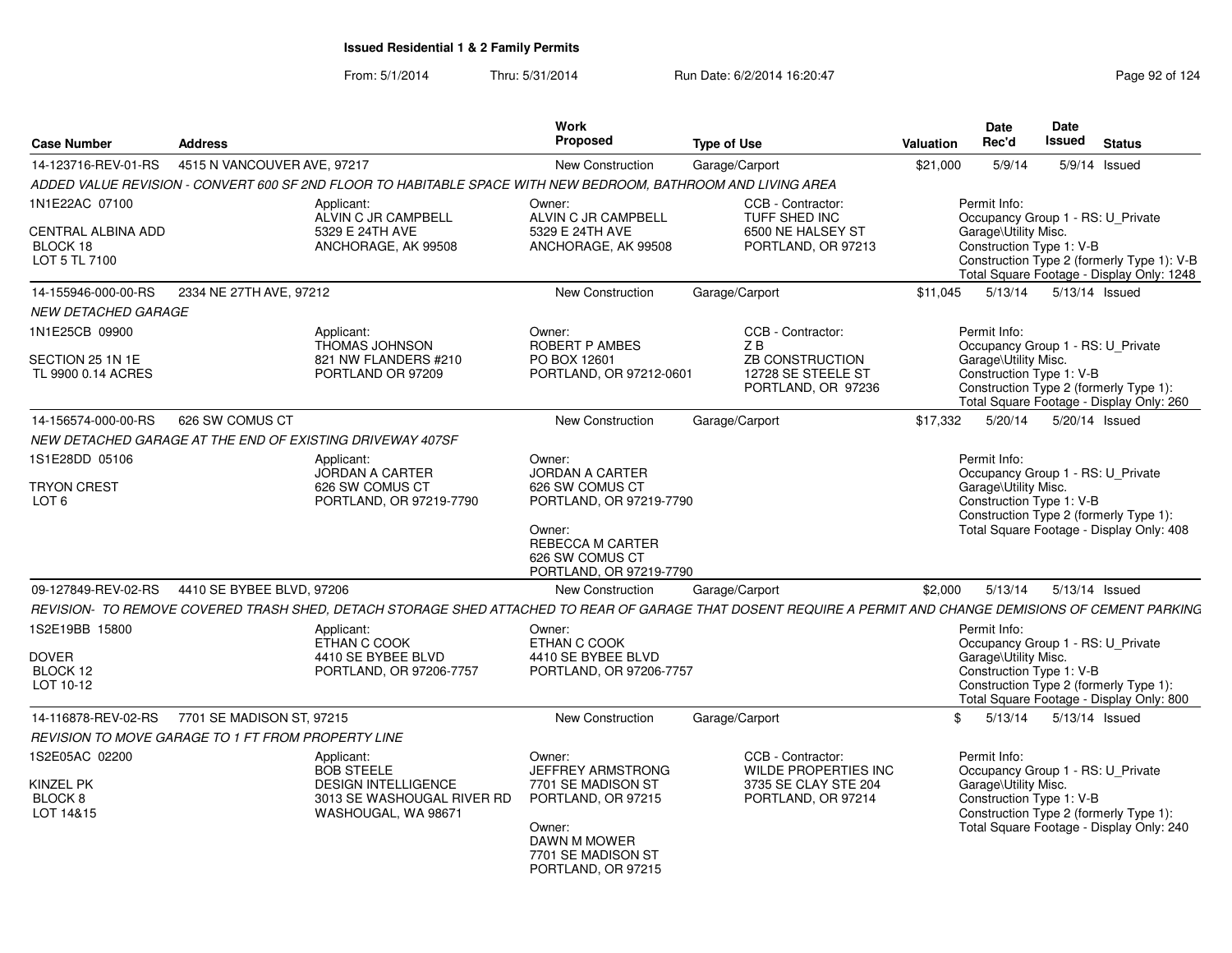# Issued Residential 1 & 2 Family Permits

From: 5/1/2014 Thru: 5/31/2014 Run Date: 6/2/2014 16:20:47

| Case Number | Address | Work Proposed | Type of Use | Valuation | Date Rec'd | Date Issued | Status |
|---|---|---|---|---|---|---|---|
| 14-123716-REV-01-RS | 4515 N VANCOUVER AVE, 97217 | New Construction | Garage/Carport | $21,000 | 5/9/14 | 5/9/14 | Issued |

*ADDED VALUE REVISION - CONVERT 600 SF 2ND FLOOR TO HABITABLE SPACE WITH NEW BEDROOM, BATHROOM AND LIVING AREA*

1N1E22AC 07100
CENTRAL ALBINA ADD
BLOCK 18
LOT 5 TL 7100

Applicant: ALVIN C JR CAMPBELL, 5329 E 24TH AVE, ANCHORAGE, AK 99508

Owner: ALVIN C JR CAMPBELL, 5329 E 24TH AVE, ANCHORAGE, AK 99508

CCB - Contractor: TUFF SHED INC, 6500 NE HALSEY ST, PORTLAND, OR 97213

Permit Info:
Occupancy Group 1 - RS: U_Private
Garage\Utility Misc.
Construction Type 1: V-B
Construction Type 2 (formerly Type 1): V-B
Total Square Footage - Display Only: 1248

| Case Number | Address | Work Proposed | Type of Use | Valuation | Date Rec'd | Date Issued | Status |
|---|---|---|---|---|---|---|---|
| 14-155946-000-00-RS | 2334 NE 27TH AVE, 97212 | New Construction | Garage/Carport | $11,045 | 5/13/14 | 5/13/14 | Issued |

*NEW DETACHED GARAGE*

1N1E25CB 09900
SECTION 25 1N 1E
TL 9900 0.14 ACRES

Applicant: THOMAS JOHNSON, 821 NW FLANDERS #210, PORTLAND OR 97209

Owner: ROBERT P AMBES, PO BOX 12601, PORTLAND, OR 97212-0601

CCB - Contractor: Z B, ZB CONSTRUCTION, 12728 SE STEELE ST, PORTLAND, OR 97236

Permit Info:
Occupancy Group 1 - RS: U_Private
Garage\Utility Misc.
Construction Type 1: V-B
Construction Type 2 (formerly Type 1):
Total Square Footage - Display Only: 260

| Case Number | Address | Work Proposed | Type of Use | Valuation | Date Rec'd | Date Issued | Status |
|---|---|---|---|---|---|---|---|
| 14-156574-000-00-RS | 626 SW COMUS CT | New Construction | Garage/Carport | $17,332 | 5/20/14 | 5/20/14 | Issued |

*NEW DETACHED GARAGE AT THE END OF EXISTING DRIVEWAY 407SF*

1S1E28DD 05106
TRYON CREST
LOT 6

Applicant: JORDAN A CARTER, 626 SW COMUS CT, PORTLAND, OR 97219-7790

Owner: JORDAN A CARTER, 626 SW COMUS CT, PORTLAND, OR 97219-7790

Owner: REBECCA M CARTER, 626 SW COMUS CT, PORTLAND, OR 97219-7790

Permit Info:
Occupancy Group 1 - RS: U_Private
Garage\Utility Misc.
Construction Type 1: V-B
Construction Type 2 (formerly Type 1):
Total Square Footage - Display Only: 408

| Case Number | Address | Work Proposed | Type of Use | Valuation | Date Rec'd | Date Issued | Status |
|---|---|---|---|---|---|---|---|
| 09-127849-REV-02-RS | 4410 SE BYBEE BLVD, 97206 | New Construction | Garage/Carport | $2,000 | 5/13/14 | 5/13/14 | Issued |

*REVISION- TO REMOVE COVERED TRASH SHED, DETACH STORAGE SHED ATTACHED TO REAR OF GARAGE THAT DOSENT REQUIRE A PERMIT AND CHANGE DEMISIONS OF CEMENT PARKING*

1S2E19BB 15800
DOVER
BLOCK 12
LOT 10-12

Applicant: ETHAN C COOK, 4410 SE BYBEE BLVD, PORTLAND, OR 97206-7757

Owner: ETHAN C COOK, 4410 SE BYBEE BLVD, PORTLAND, OR 97206-7757

Permit Info:
Occupancy Group 1 - RS: U_Private
Garage\Utility Misc.
Construction Type 1: V-B
Construction Type 2 (formerly Type 1):
Total Square Footage - Display Only: 800

| Case Number | Address | Work Proposed | Type of Use | Valuation | Date Rec'd | Date Issued | Status |
|---|---|---|---|---|---|---|---|
| 14-116878-REV-02-RS | 7701 SE MADISON ST, 97215 | New Construction | Garage/Carport | $ | 5/13/14 | 5/13/14 | Issued |

*REVISION TO MOVE GARAGE TO 1 FT FROM PROPERTY LINE*

1S2E05AC 02200
KINZEL PK
BLOCK 8
LOT 14&15

Applicant: BOB STEELE, DESIGN INTELLIGENCE, 3013 SE WASHOUGAL RIVER RD, WASHOUGAL, WA 98671

Owner: JEFFREY ARMSTRONG, 7701 SE MADISON ST, PORTLAND, OR 97215

Owner: DAWN M MOWER, 7701 SE MADISON ST, PORTLAND, OR 97215

CCB - Contractor: WILDE PROPERTIES INC, 3735 SE CLAY STE 204, PORTLAND, OR 97214

Permit Info:
Occupancy Group 1 - RS: U_Private
Garage\Utility Misc.
Construction Type 1: V-B
Construction Type 2 (formerly Type 1):
Total Square Footage - Display Only: 240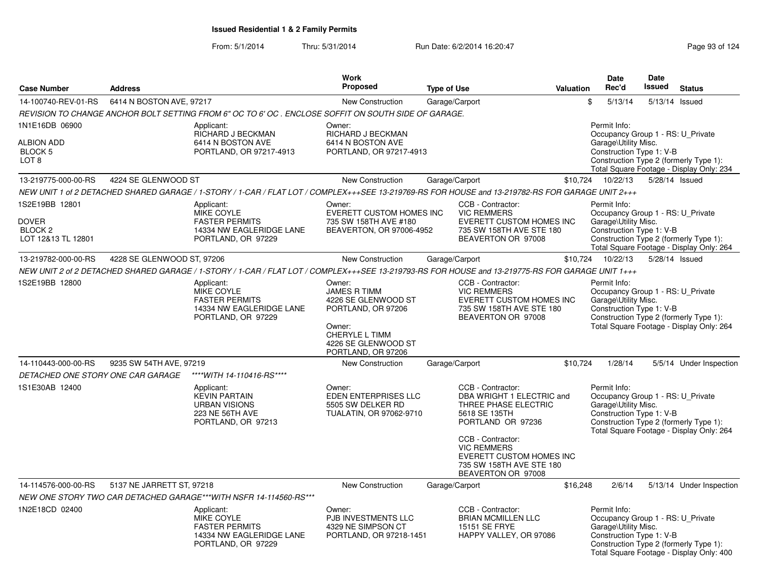**Issued Residential 1 & 2 Family Permits**

From: 5/1/2014 Thru: 5/31/2014 Run Date: 6/2/2014 16:20:47

| Case Number | Address | | Work Proposed | Type of Use | | Valuation | Date Rec'd | Date Issued | Status |
|---|---|---|---|---|---|---|---|---|---|
| 14-100740-REV-01-RS | 6414 N BOSTON AVE, 97217 | | New Construction | Garage/Carport | | $ | 5/13/14 | 5/13/14 | Issued |
| *REVISION TO CHANGE ANCHOR BOLT SETTING FROM 6" OC TO 6' OC . ENCLOSE SOFFIT ON SOUTH SIDE OF GARAGE.* | | | | | | | | | |
| 1N1E16DB 06900<br><br>ALBION ADD<br>BLOCK 5<br>LOT 8 | | Applicant:<br>RICHARD J BECKMAN<br>6414 N BOSTON AVE<br>PORTLAND, OR 97217-4913 | Owner:<br>RICHARD J BECKMAN<br>6414 N BOSTON AVE<br>PORTLAND, OR 97217-4913 | | | | Permit Info:<br>Occupancy Group 1 - RS: U_Private Garage\Utility Misc.<br>Construction Type 1: V-B<br>Construction Type 2 (formerly Type 1):<br>Total Square Footage - Display Only: 234 | | |
| 13-219775-000-00-RS | 4224 SE GLENWOOD ST | | New Construction | Garage/Carport | | $10,724 | 10/22/13 | 5/28/14 | Issued |
| *NEW UNIT 1 of 2 DETACHED SHARED GARAGE / 1-STORY / 1-CAR / FLAT LOT / COMPLEX+++SEE 13-219769-RS FOR HOUSE and 13-219782-RS FOR GARAGE UNIT 2+++* | | | | | | | | | |
| 1S2E19BB 12801<br><br>DOVER<br>BLOCK 2<br>LOT 12&13 TL 12801 | | Applicant:<br>MIKE COYLE<br>FASTER PERMITS<br>14334 NW EAGLERIDGE LANE<br>PORTLAND, OR 97229 | Owner:<br>EVERETT CUSTOM HOMES INC<br>735 SW 158TH AVE #180<br>BEAVERTON, OR 97006-4952 | | CCB - Contractor:<br>VIC REMMERS<br>EVERETT CUSTOM HOMES INC<br>735 SW 158TH AVE STE 180<br>BEAVERTON OR 97008 | | Permit Info:<br>Occupancy Group 1 - RS: U_Private Garage\Utility Misc.<br>Construction Type 1: V-B<br>Construction Type 2 (formerly Type 1):<br>Total Square Footage - Display Only: 264 | | |
| 13-219782-000-00-RS | 4228 SE GLENWOOD ST, 97206 | | New Construction | Garage/Carport | | $10,724 | 10/22/13 | 5/28/14 | Issued |
| *NEW UNIT 2 of 2 DETACHED SHARED GARAGE / 1-STORY / 1-CAR / FLAT LOT / COMPLEX+++SEE 13-219793-RS FOR HOUSE and 13-219775-RS FOR GARAGE UNIT 1+++* | | | | | | | | | |
| 1S2E19BB 12800 | | Applicant:<br>MIKE COYLE<br>FASTER PERMITS<br>14334 NW EAGLERIDGE LANE<br>PORTLAND, OR 97229 | Owner:<br>JAMES R TIMM<br>4226 SE GLENWOOD ST<br>PORTLAND, OR 97206<br><br>Owner:<br>CHERYLE L TIMM<br>4226 SE GLENWOOD ST<br>PORTLAND, OR 97206 | | CCB - Contractor:<br>VIC REMMERS<br>EVERETT CUSTOM HOMES INC<br>735 SW 158TH AVE STE 180<br>BEAVERTON OR 97008 | | Permit Info:<br>Occupancy Group 1 - RS: U_Private Garage\Utility Misc.<br>Construction Type 1: V-B<br>Construction Type 2 (formerly Type 1):<br>Total Square Footage - Display Only: 264 | | |
| 14-110443-000-00-RS | 9235 SW 54TH AVE, 97219 | | New Construction | Garage/Carport | | $10,724 | 1/28/14 | 5/5/14 | Under Inspection |
| *DETACHED ONE STORY ONE CAR GARAGE* | | *\*\*\*\*WITH 14-110416-RS\*\*\*\** | | | | | | | |
| 1S1E30AB 12400 | | Applicant:<br>KEVIN PARTAIN<br>URBAN VISIONS<br>223 NE 56TH AVE<br>PORTLAND, OR 97213 | Owner:<br>EDEN ENTERPRISES LLC<br>5505 SW DELKER RD<br>TUALATIN, OR 97062-9710 | | CCB - Contractor:<br>DBA WRIGHT 1 ELECTRIC and THREE PHASE ELECTRIC<br>5618 SE 135TH<br>PORTLAND OR 97236<br><br>CCB - Contractor:<br>VIC REMMERS<br>EVERETT CUSTOM HOMES INC<br>735 SW 158TH AVE STE 180<br>BEAVERTON OR 97008 | | Permit Info:<br>Occupancy Group 1 - RS: U_Private Garage\Utility Misc.<br>Construction Type 1: V-B<br>Construction Type 2 (formerly Type 1):<br>Total Square Footage - Display Only: 264 | | |
| 14-114576-000-00-RS | 5137 NE JARRETT ST, 97218 | | New Construction | Garage/Carport | | $16,248 | 2/6/14 | 5/13/14 | Under Inspection |
| *NEW ONE STORY TWO CAR DETACHED GARAGE\*\*\*WITH NSFR 14-114560-RS\*\*\** | | | | | | | | | |
| 1N2E18CD 02400 | | Applicant:<br>MIKE COYLE<br>FASTER PERMITS<br>14334 NW EAGLERIDGE LANE<br>PORTLAND, OR 97229 | Owner:<br>PJB INVESTMENTS LLC<br>4329 NE SIMPSON CT<br>PORTLAND, OR 97218-1451 | | CCB - Contractor:<br>BRIAN MCMILLEN LLC<br>15151 SE FRYE<br>HAPPY VALLEY, OR 97086 | | Permit Info:<br>Occupancy Group 1 - RS: U_Private Garage\Utility Misc.<br>Construction Type 1: V-B<br>Construction Type 2 (formerly Type 1):<br>Total Square Footage - Display Only: 400 | | |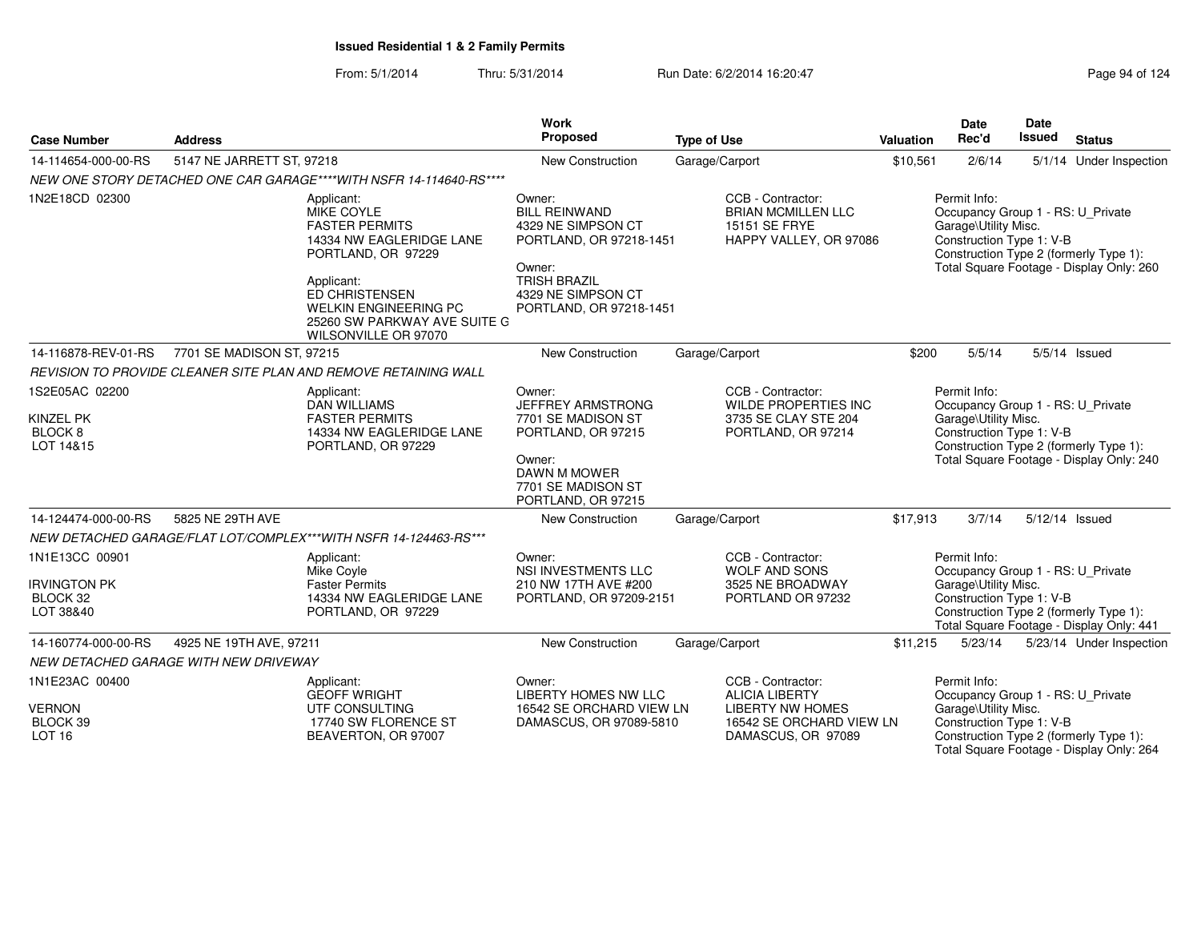# Issued Residential 1 & 2 Family Permits

From: 5/1/2014 Thru: 5/31/2014 Run Date: 6/2/2014 16:20:47

| Case Number | Address | Work Proposed | Type of Use | Valuation | Date Rec'd | Date Issued | Status |
|---|---|---|---|---|---|---|---|
| 14-114654-000-00-RS | 5147 NE JARRETT ST, 97218 | New Construction | Garage/Carport | $10,561 | 2/6/14 | 5/1/14 | Under Inspection |
| NEW ONE STORY DETACHED ONE CAR GARAGE****WITH NSFR 14-114640-RS**** | | | | | | | |
| 1N2E18CD 02300 | Applicant: MIKE COYLE FASTER PERMITS 14334 NW EAGLERIDGE LANE PORTLAND, OR 97229<br>Applicant: ED CHRISTENSEN WELKIN ENGINEERING PC 25260 SW PARKWAY AVE SUITE G WILSONVILLE OR 97070 | Owner: BILL REINWAND 4329 NE SIMPSON CT PORTLAND, OR 97218-1451<br>Owner: TRISH BRAZIL 4329 NE SIMPSON CT PORTLAND, OR 97218-1451 | CCB - Contractor: BRIAN MCMILLEN LLC 15151 SE FRYE HAPPY VALLEY, OR 97086 | | Permit Info: Occupancy Group 1 - RS: U_Private Garage\Utility Misc. Construction Type 1: V-B Construction Type 2 (formerly Type 1): Total Square Footage - Display Only: 260 | | |
| 14-116878-REV-01-RS | 7701 SE MADISON ST, 97215 | New Construction | Garage/Carport | $200 | 5/5/14 | 5/5/14 | Issued |
| REVISION TO PROVIDE CLEANER SITE PLAN AND REMOVE RETAINING WALL | | | | | | | |
| 1S2E05AC 02200<br>KINZEL PK BLOCK 8 LOT 14&15 | Applicant: DAN WILLIAMS FASTER PERMITS 14334 NW EAGLERIDGE LANE PORTLAND, OR 97229 | Owner: JEFFREY ARMSTRONG 7701 SE MADISON ST PORTLAND, OR 97215<br>Owner: DAWN M MOWER 7701 SE MADISON ST PORTLAND, OR 97215 | CCB - Contractor: WILDE PROPERTIES INC 3735 SE CLAY STE 204 PORTLAND, OR 97214 | | Permit Info: Occupancy Group 1 - RS: U_Private Garage\Utility Misc. Construction Type 1: V-B Construction Type 2 (formerly Type 1): Total Square Footage - Display Only: 240 | | |
| 14-124474-000-00-RS | 5825 NE 29TH AVE | New Construction | Garage/Carport | $17,913 | 3/7/14 | 5/12/14 | Issued |
| NEW DETACHED GARAGE/FLAT LOT/COMPLEX***WITH NSFR 14-124463-RS*** | | | | | | | |
| 1N1E13CC 00901<br>IRVINGTON PK BLOCK 32 LOT 38&40 | Applicant: Mike Coyle Faster Permits 14334 NW EAGLERIDGE LANE PORTLAND, OR 97229 | Owner: NSI INVESTMENTS LLC 210 NW 17TH AVE #200 PORTLAND, OR 97209-2151 | CCB - Contractor: WOLF AND SONS 3525 NE BROADWAY PORTLAND OR 97232 | | Permit Info: Occupancy Group 1 - RS: U_Private Garage\Utility Misc. Construction Type 1: V-B Construction Type 2 (formerly Type 1): Total Square Footage - Display Only: 441 | | |
| 14-160774-000-00-RS | 4925 NE 19TH AVE, 97211 | New Construction | Garage/Carport | $11,215 | 5/23/14 | 5/23/14 | Under Inspection |
| NEW DETACHED GARAGE WITH NEW DRIVEWAY | | | | | | | |
| 1N1E23AC 00400<br>VERNON BLOCK 39 LOT 16 | Applicant: GEOFF WRIGHT UTF CONSULTING 17740 SW FLORENCE ST BEAVERTON, OR 97007 | Owner: LIBERTY HOMES NW LLC 16542 SE ORCHARD VIEW LN DAMASCUS, OR 97089-5810 | CCB - Contractor: ALICIA LIBERTY LIBERTY NW HOMES 16542 SE ORCHARD VIEW LN DAMASCUS, OR 97089 | | Permit Info: Occupancy Group 1 - RS: U_Private Garage\Utility Misc. Construction Type 1: V-B Construction Type 2 (formerly Type 1): Total Square Footage - Display Only: 264 | | |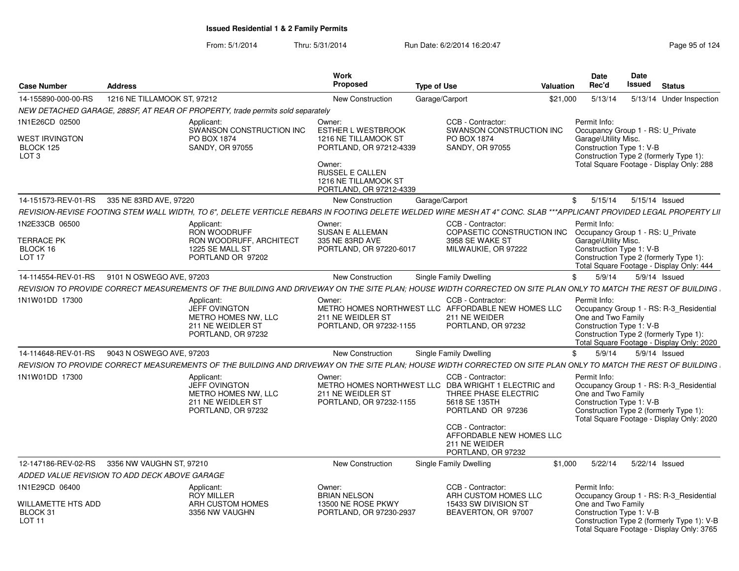## Issued Residential 1 & 2 Family Permits

From: 5/1/2014 Thru: 5/31/2014 Run Date: 6/2/2014 16:20:47

| Case Number | Address | Work Proposed | Type of Use | Valuation | Date Rec'd | Date Issued | Status |
|---|---|---|---|---|---|---|---|
| 14-155890-000-00-RS | 1216 NE TILLAMOOK ST, 97212 | New Construction | Garage/Carport | $21,000 | 5/13/14 | 5/13/14 | Under Inspection |

NEW DETACHED GARAGE, 288SF, AT REAR OF PROPERTY, trade permits sold separately

1N1E26CD 02500
WEST IRVINGTON
BLOCK 125
LOT 3

Applicant:
SWANSON CONSTRUCTION INC
PO BOX 1874
SANDY, OR 97055

Owner:
ESTHER L WESTBROOK
1216 NE TILLAMOOK ST
PORTLAND, OR 97212-4339

Owner:
RUSSEL E CALLEN
1216 NE TILLAMOOK ST
PORTLAND, OR 97212-4339

CCB - Contractor:
SWANSON CONSTRUCTION INC
PO BOX 1874
SANDY, OR 97055

Permit Info:
Occupancy Group 1 - RS: U_Private Garage\Utility Misc.
Construction Type 1: V-B
Construction Type 2 (formerly Type 1):
Total Square Footage - Display Only: 288

| Case Number | Address | Work Proposed | Type of Use | Valuation | Date Rec'd | Date Issued | Status |
|---|---|---|---|---|---|---|---|
| 14-151573-REV-01-RS | 335 NE 83RD AVE, 97220 | New Construction | Garage/Carport | $ | 5/15/14 | 5/15/14 | Issued |

REVISION-REVISE FOOTING STEM WALL WIDTH, TO 6", DELETE VERTICLE REBARS IN FOOTING DELETE WELDED WIRE MESH AT 4" CONC. SLAB ***APPLICANT PROVIDED LEGAL PROPERTY LI

1N2E33CB 06500
TERRACE PK
BLOCK 16
LOT 17

Applicant:
RON WOODRUFF
RON WOODRUFF, ARCHITECT
1225 SE MALL ST
PORTLAND OR 97202

Owner:
SUSAN E ALLEMAN
335 NE 83RD AVE
PORTLAND, OR 97220-6017

CCB - Contractor:
COPASETIC CONSTRUCTION INC
3958 SE WAKE ST
MILWAUKIE, OR 97222

Permit Info:
Occupancy Group 1 - RS: U_Private Garage\Utility Misc.
Construction Type 1: V-B
Construction Type 2 (formerly Type 1):
Total Square Footage - Display Only: 444

| Case Number | Address | Work Proposed | Type of Use | Valuation | Date Rec'd | Date Issued | Status |
|---|---|---|---|---|---|---|---|
| 14-114554-REV-01-RS | 9101 N OSWEGO AVE, 97203 | New Construction | Single Family Dwelling | $ | 5/9/14 | 5/9/14 | Issued |

REVISION TO PROVIDE CORRECT MEASUREMENTS OF THE BUILDING AND DRIVEWAY ON THE SITE PLAN; HOUSE WIDTH CORRECTED ON SITE PLAN ONLY TO MATCH THE REST OF BUILDING

1N1W01DD 17300

Applicant:
JEFF OVINGTON
METRO HOMES NW, LLC
211 NE WEIDLER ST
PORTLAND, OR 97232

Owner:
METRO HOMES NORTHWEST LLC
211 NE WEIDLER ST
PORTLAND, OR 97232-1155

CCB - Contractor:
AFFORDABLE NEW HOMES LLC
211 NE WEIDER
PORTLAND, OR 97232

Permit Info:
Occupancy Group 1 - RS: R-3_Residential One and Two Family
Construction Type 1: V-B
Construction Type 2 (formerly Type 1):
Total Square Footage - Display Only: 2020

| Case Number | Address | Work Proposed | Type of Use | Valuation | Date Rec'd | Date Issued | Status |
|---|---|---|---|---|---|---|---|
| 14-114648-REV-01-RS | 9043 N OSWEGO AVE, 97203 | New Construction | Single Family Dwelling | $ | 5/9/14 | 5/9/14 | Issued |

REVISION TO PROVIDE CORRECT MEASUREMENTS OF THE BUILDING AND DRIVEWAY ON THE SITE PLAN; HOUSE WIDTH CORRECTED ON SITE PLAN ONLY TO MATCH THE REST OF BUILDING

1N1W01DD 17300

Applicant:
JEFF OVINGTON
METRO HOMES NW, LLC
211 NE WEIDLER ST
PORTLAND, OR 97232

Owner:
METRO HOMES NORTHWEST LLC
211 NE WEIDLER ST
PORTLAND, OR 97232-1155

CCB - Contractor:
DBA WRIGHT 1 ELECTRIC and THREE PHASE ELECTRIC
5618 SE 135TH
PORTLAND OR 97236

CCB - Contractor:
AFFORDABLE NEW HOMES LLC
211 NE WEIDER
PORTLAND, OR 97232

Permit Info:
Occupancy Group 1 - RS: R-3_Residential One and Two Family
Construction Type 1: V-B
Construction Type 2 (formerly Type 1):
Total Square Footage - Display Only: 2020

| Case Number | Address | Work Proposed | Type of Use | Valuation | Date Rec'd | Date Issued | Status |
|---|---|---|---|---|---|---|---|
| 12-147186-REV-02-RS | 3356 NW VAUGHN ST, 97210 | New Construction | Single Family Dwelling | $1,000 | 5/22/14 | 5/22/14 | Issued |

ADDED VALUE REVISION TO ADD DECK ABOVE GARAGE

1N1E29CD 06400
WILLAMETTE HTS ADD
BLOCK 31
LOT 11

Applicant:
ROY MILLER
ARH CUSTOM HOMES
3356 NW VAUGHN

Owner:
BRIAN NELSON
13500 NE ROSE PKWY
PORTLAND, OR 97230-2937

CCB - Contractor:
ARH CUSTOM HOMES LLC
15433 SW DIVISION ST
BEAVERTON, OR 97007

Permit Info:
Occupancy Group 1 - RS: R-3_Residential One and Two Family
Construction Type 1: V-B
Construction Type 2 (formerly Type 1): V-B
Total Square Footage - Display Only: 3765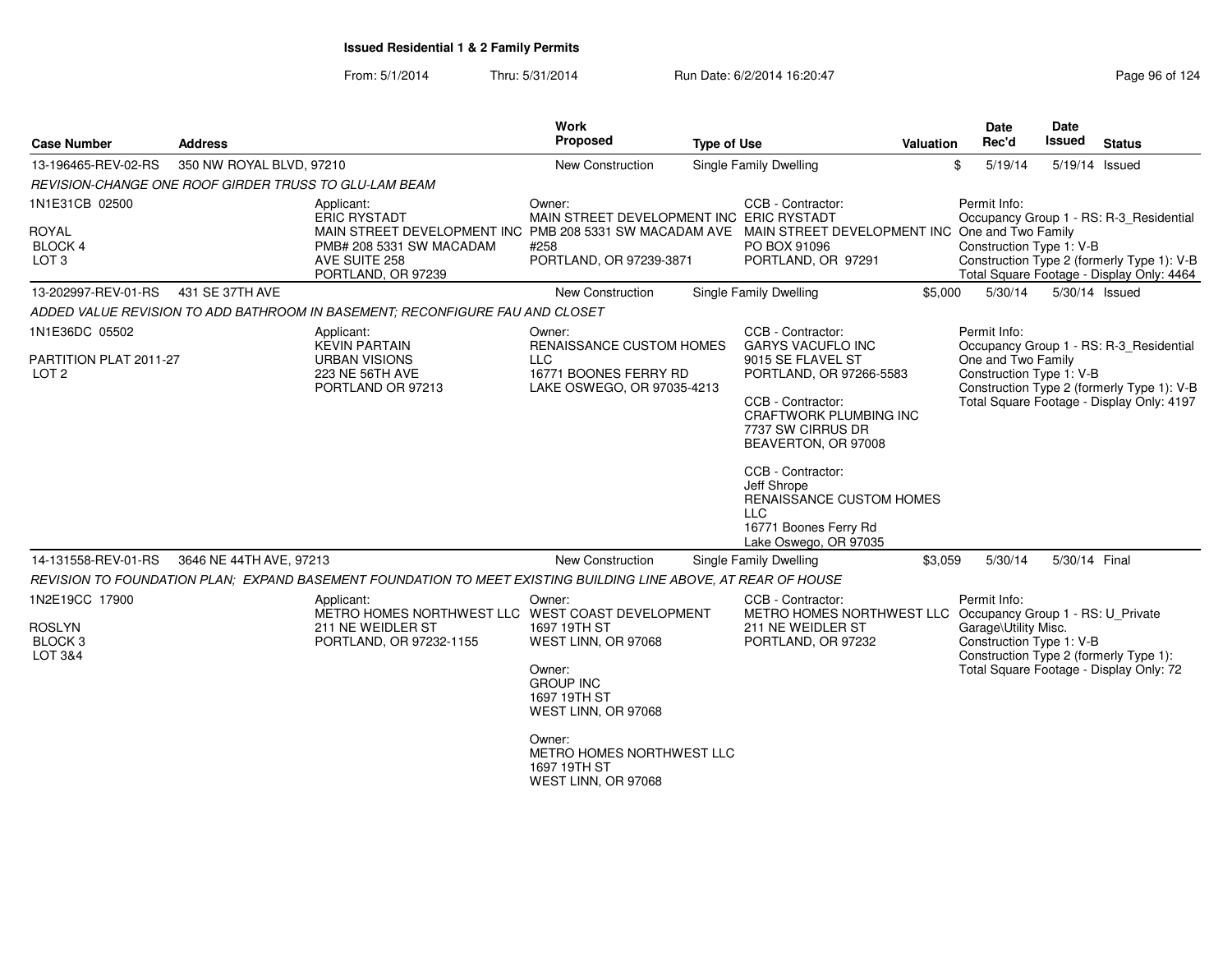**Issued Residential 1 & 2 Family Permits**

From: 5/1/2014 Thru: 5/31/2014 Run Date: 6/2/2014 16:20:47

| Case Number | Address | Work Proposed | Type of Use | Valuation | Date Rec'd | Date Issued | Status |
|---|---|---|---|---|---|---|---|
| 13-196465-REV-02-RS | 350 NW ROYAL BLVD, 97210 | New Construction | Single Family Dwelling | $ | 5/19/14 | 5/19/14 | Issued |

*REVISION-CHANGE ONE ROOF GIRDER TRUSS TO GLU-LAM BEAM*

1N1E31CB 02500
ROYAL
BLOCK 4
LOT 3

Applicant:
ERIC RYSTADT
MAIN STREET DEVELOPMENT INC
PMB# 208 5331 SW MACADAM
AVE SUITE 258
PORTLAND, OR 97239

Owner:
MAIN STREET DEVELOPMENT INC
PMB 208 5331 SW MACADAM AVE
#258
PORTLAND, OR 97239-3871

CCB - Contractor:
ERIC RYSTADT
MAIN STREET DEVELOPMENT INC
PO BOX 91096
PORTLAND, OR 97291

Permit Info:
Occupancy Group 1 - RS: R-3_Residential One and Two Family
Construction Type 1: V-B
Construction Type 2 (formerly Type 1): V-B
Total Square Footage - Display Only: 4464

| Case Number | Address | Work Proposed | Type of Use | Valuation | Date Rec'd | Date Issued | Status |
|---|---|---|---|---|---|---|---|
| 13-202997-REV-01-RS | 431 SE 37TH AVE | New Construction | Single Family Dwelling | $5,000 | 5/30/14 | 5/30/14 | Issued |

*ADDED VALUE REVISION TO ADD BATHROOM IN BASEMENT; RECONFIGURE FAU AND CLOSET*

1N1E36DC 05502
PARTITION PLAT 2011-27
LOT 2

Applicant:
KEVIN PARTAIN
URBAN VISIONS
223 NE 56TH AVE
PORTLAND OR 97213

Owner:
RENAISSANCE CUSTOM HOMES LLC
16771 BOONES FERRY RD
LAKE OSWEGO, OR 97035-4213

CCB - Contractor:
GARYS VACUFLO INC
9015 SE FLAVEL ST
PORTLAND, OR 97266-5583

CCB - Contractor:
CRAFTWORK PLUMBING INC
7737 SW CIRRUS DR
BEAVERTON, OR 97008

CCB - Contractor:
Jeff Shrope
RENAISSANCE CUSTOM HOMES LLC
16771 Boones Ferry Rd
Lake Oswego, OR 97035

Permit Info:
Occupancy Group 1 - RS: R-3_Residential One and Two Family
Construction Type 1: V-B
Construction Type 2 (formerly Type 1): V-B
Total Square Footage - Display Only: 4197

| Case Number | Address | Work Proposed | Type of Use | Valuation | Date Rec'd | Date Issued | Status |
|---|---|---|---|---|---|---|---|
| 14-131558-REV-01-RS | 3646 NE 44TH AVE, 97213 | New Construction | Single Family Dwelling | $3,059 | 5/30/14 | 5/30/14 | Final |

*REVISION TO FOUNDATION PLAN; EXPAND BASEMENT FOUNDATION TO MEET EXISTING BUILDING LINE ABOVE, AT REAR OF HOUSE*

1N2E19CC 17900
ROSLYN
BLOCK 3
LOT 3&4

Applicant:
METRO HOMES NORTHWEST LLC
211 NE WEIDLER ST
PORTLAND, OR 97232-1155

Owner:
WEST COAST DEVELOPMENT
1697 19TH ST
WEST LINN, OR 97068

Owner:
GROUP INC
1697 19TH ST
WEST LINN, OR 97068

Owner:
METRO HOMES NORTHWEST LLC
1697 19TH ST
WEST LINN, OR 97068

CCB - Contractor:
METRO HOMES NORTHWEST LLC
211 NE WEIDLER ST
PORTLAND, OR 97232

Permit Info:
Occupancy Group 1 - RS: U_Private Garage\Utility Misc.
Construction Type 1: V-B
Construction Type 2 (formerly Type 1):
Total Square Footage - Display Only: 72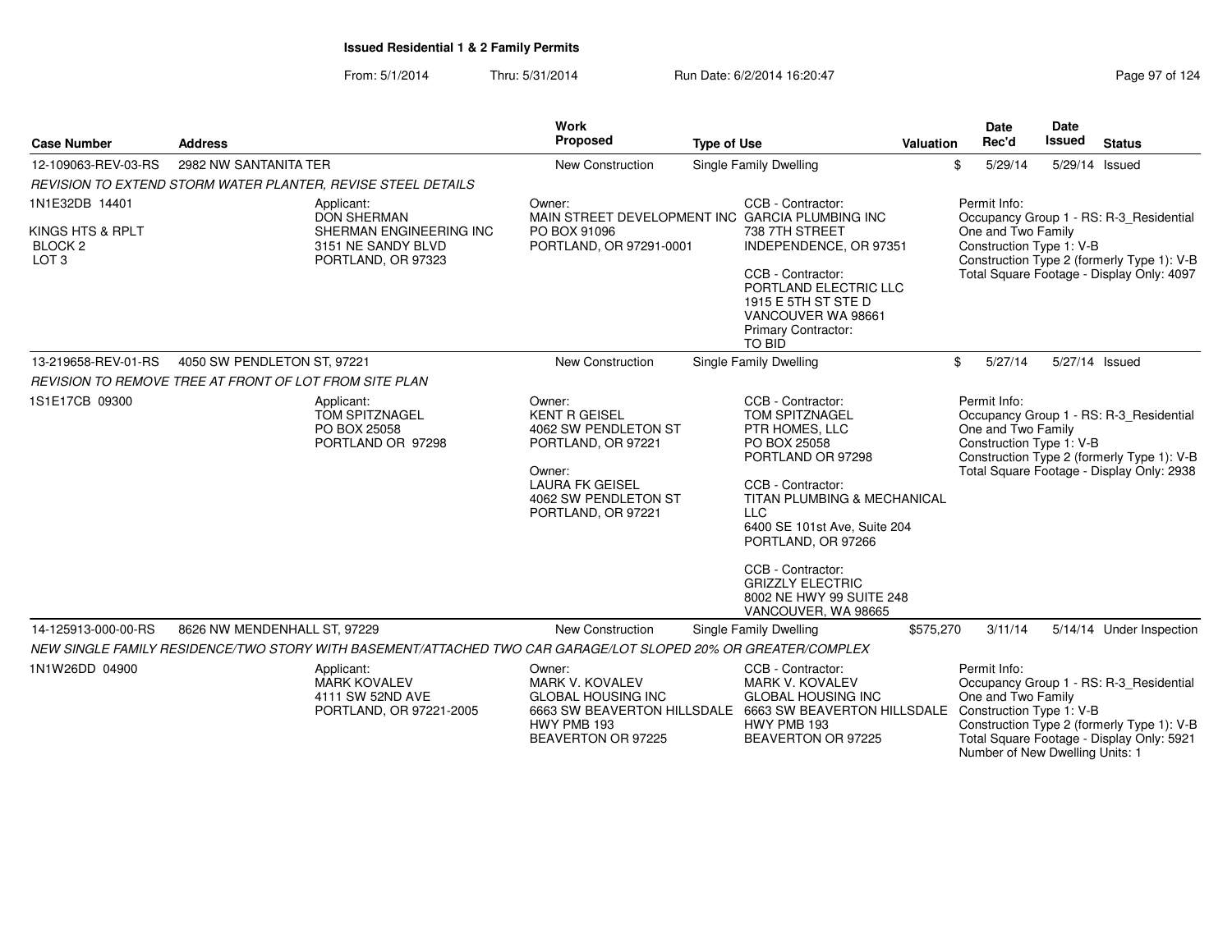**Issued Residential 1 & 2 Family Permits**

From: 5/1/2014 Thru: 5/31/2014 Run Date: 6/2/2014 16:20:47

| Case Number | Address | Work Proposed | Type of Use | Valuation | Date Rec'd | Date Issued | Status |
|---|---|---|---|---|---|---|---|
| 12-109063-REV-03-RS | 2982 NW SANTANITA TER | New Construction | Single Family Dwelling | $ | 5/29/14 | 5/29/14 | Issued |

*REVISION TO EXTEND STORM WATER PLANTER, REVISE STEEL DETAILS*

1N1E32DB 14401
KINGS HTS & RPLT
BLOCK 2
LOT 3

Applicant:
DON SHERMAN
SHERMAN ENGINEERING INC
3151 NE SANDY BLVD
PORTLAND, OR 97323

Owner:
MAIN STREET DEVELOPMENT INC
PO BOX 91096
PORTLAND, OR 97291-0001

CCB - Contractor:
GARCIA PLUMBING INC
738 7TH STREET
INDEPENDENCE, OR 97351

CCB - Contractor:
PORTLAND ELECTRIC LLC
1915 E 5TH ST STE D
VANCOUVER WA 98661

Primary Contractor:
TO BID

Permit Info:
Occupancy Group 1 - RS: R-3_Residential One and Two Family
Construction Type 1: V-B
Construction Type 2 (formerly Type 1): V-B
Total Square Footage - Display Only: 4097

| Case Number | Address | Work Proposed | Type of Use | Valuation | Date Rec'd | Date Issued | Status |
|---|---|---|---|---|---|---|---|
| 13-219658-REV-01-RS | 4050 SW PENDLETON ST, 97221 | New Construction | Single Family Dwelling | $ | 5/27/14 | 5/27/14 | Issued |

*REVISION TO REMOVE TREE AT FRONT OF LOT FROM SITE PLAN*

1S1E17CB 09300

Applicant:
TOM SPITZNAGEL
PO BOX 25058
PORTLAND OR 97298

Owner:
KENT R GEISEL
4062 SW PENDLETON ST
PORTLAND, OR 97221

Owner:
LAURA FK GEISEL
4062 SW PENDLETON ST
PORTLAND, OR 97221

CCB - Contractor:
TOM SPITZNAGEL
PTR HOMES, LLC
PO BOX 25058
PORTLAND OR 97298

CCB - Contractor:
TITAN PLUMBING & MECHANICAL LLC
6400 SE 101st Ave, Suite 204
PORTLAND, OR 97266

CCB - Contractor:
GRIZZLY ELECTRIC
8002 NE HWY 99 SUITE 248
VANCOUVER, WA 98665

Permit Info:
Occupancy Group 1 - RS: R-3_Residential One and Two Family
Construction Type 1: V-B
Construction Type 2 (formerly Type 1): V-B
Total Square Footage - Display Only: 2938

| Case Number | Address | Work Proposed | Type of Use | Valuation | Date Rec'd | Date Issued | Status |
|---|---|---|---|---|---|---|---|
| 14-125913-000-00-RS | 8626 NW MENDENHALL ST, 97229 | New Construction | Single Family Dwelling | $575,270 | 3/11/14 | 5/14/14 | Under Inspection |

*NEW SINGLE FAMILY RESIDENCE/TWO STORY WITH BASEMENT/ATTACHED TWO CAR GARAGE/LOT SLOPED 20% OR GREATER/COMPLEX*

1N1W26DD 04900

Applicant:
MARK KOVALEV
4111 SW 52ND AVE
PORTLAND, OR 97221-2005

Owner:
MARK V. KOVALEV
GLOBAL HOUSING INC
6663 SW BEAVERTON HILLSDALE HWY PMB 193
BEAVERTON OR 97225

CCB - Contractor:
MARK V. KOVALEV
GLOBAL HOUSING INC
6663 SW BEAVERTON HILLSDALE HWY PMB 193
BEAVERTON OR 97225

Permit Info:
Occupancy Group 1 - RS: R-3_Residential One and Two Family
Construction Type 1: V-B
Construction Type 2 (formerly Type 1): V-B
Total Square Footage - Display Only: 5921
Number of New Dwelling Units: 1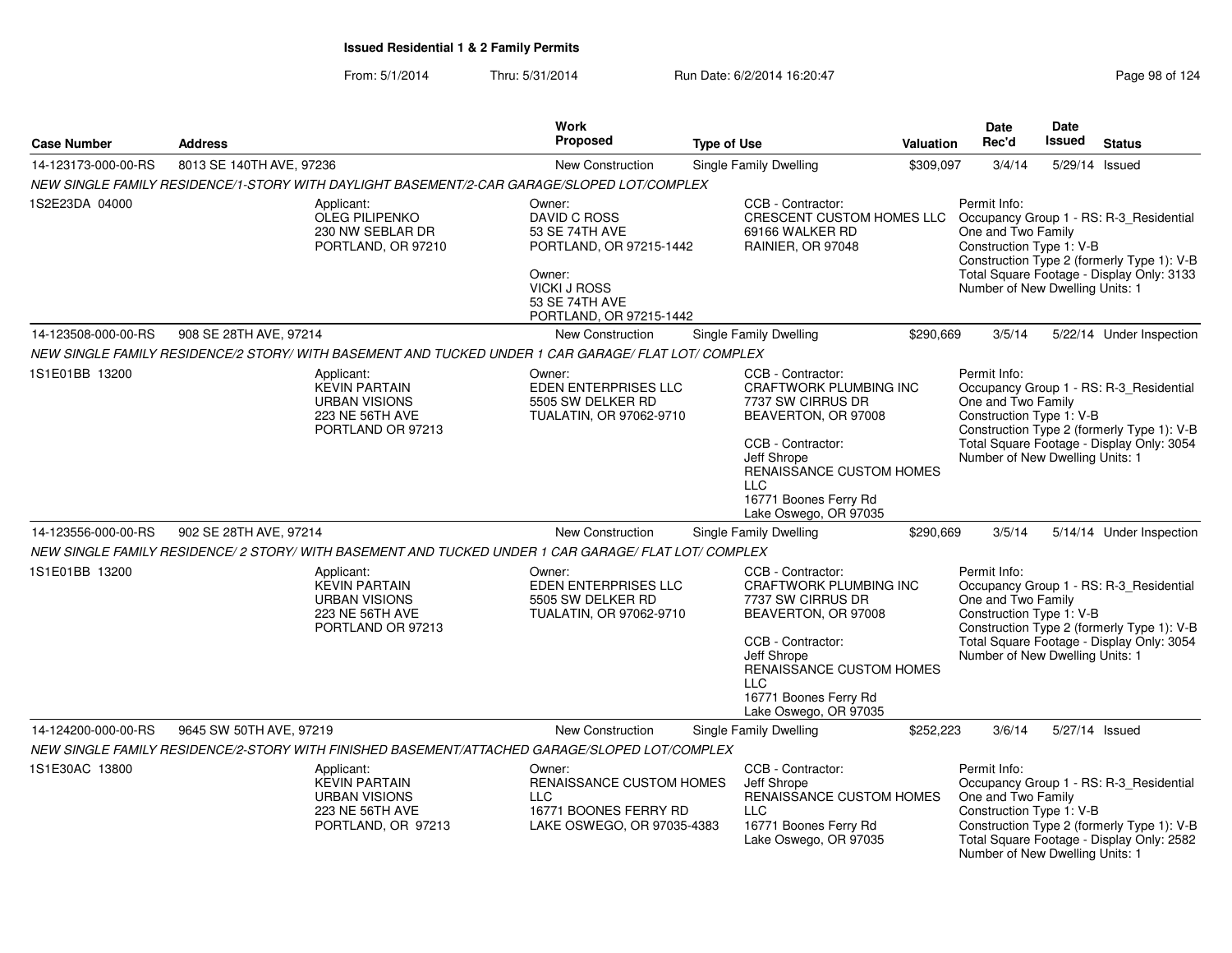## Issued Residential 1 & 2 Family Permits

From: 5/1/2014 Thru: 5/31/2014 Run Date: 6/2/2014 16:20:47

| Case Number | Address | Work Proposed | Type of Use | Valuation | Date Rec'd | Date Issued | Status |
|---|---|---|---|---|---|---|---|
| 14-123173-000-00-RS | 8013 SE 140TH AVE, 97236 | New Construction | Single Family Dwelling | $309,097 | 3/4/14 | 5/29/14 | Issued |

*NEW SINGLE FAMILY RESIDENCE/1-STORY WITH DAYLIGHT BASEMENT/2-CAR GARAGE/SLOPED LOT/COMPLEX*

1S2E23DA 04000

Applicant:
OLEG PILIPENKO
230 NW SEBLAR DR
PORTLAND, OR 97210

Owner:
DAVID C ROSS
53 SE 74TH AVE
PORTLAND, OR 97215-1442

Owner:
VICKI J ROSS
53 SE 74TH AVE
PORTLAND, OR 97215-1442

CCB - Contractor:
CRESCENT CUSTOM HOMES LLC
69166 WALKER RD
RAINIER, OR 97048

Permit Info:
Occupancy Group 1 - RS: R-3_Residential One and Two Family
Construction Type 1: V-B
Construction Type 2 (formerly Type 1): V-B
Total Square Footage - Display Only: 3133
Number of New Dwelling Units: 1

---

| Case Number | Address | Work Proposed | Type of Use | Valuation | Date Rec'd | Date Issued | Status |
|---|---|---|---|---|---|---|---|
| 14-123508-000-00-RS | 908 SE 28TH AVE, 97214 | New Construction | Single Family Dwelling | $290,669 | 3/5/14 | 5/22/14 | Under Inspection |

*NEW SINGLE FAMILY RESIDENCE/2 STORY/ WITH BASEMENT AND TUCKED UNDER 1 CAR GARAGE/ FLAT LOT/ COMPLEX*

1S1E01BB 13200

Applicant:
KEVIN PARTAIN
URBAN VISIONS
223 NE 56TH AVE
PORTLAND OR 97213

Owner:
EDEN ENTERPRISES LLC
5505 SW DELKER RD
TUALATIN, OR 97062-9710

CCB - Contractor:
CRAFTWORK PLUMBING INC
7737 SW CIRRUS DR
BEAVERTON, OR 97008

CCB - Contractor:
Jeff Shrope
RENAISSANCE CUSTOM HOMES LLC
16771 Boones Ferry Rd
Lake Oswego, OR 97035

Permit Info:
Occupancy Group 1 - RS: R-3_Residential One and Two Family
Construction Type 1: V-B
Construction Type 2 (formerly Type 1): V-B
Total Square Footage - Display Only: 3054
Number of New Dwelling Units: 1

---

| Case Number | Address | Work Proposed | Type of Use | Valuation | Date Rec'd | Date Issued | Status |
|---|---|---|---|---|---|---|---|
| 14-123556-000-00-RS | 902 SE 28TH AVE, 97214 | New Construction | Single Family Dwelling | $290,669 | 3/5/14 | 5/14/14 | Under Inspection |

*NEW SINGLE FAMILY RESIDENCE/ 2 STORY/ WITH BASEMENT AND TUCKED UNDER 1 CAR GARAGE/ FLAT LOT/ COMPLEX*

1S1E01BB 13200

Applicant:
KEVIN PARTAIN
URBAN VISIONS
223 NE 56TH AVE
PORTLAND OR 97213

Owner:
EDEN ENTERPRISES LLC
5505 SW DELKER RD
TUALATIN, OR 97062-9710

CCB - Contractor:
CRAFTWORK PLUMBING INC
7737 SW CIRRUS DR
BEAVERTON, OR 97008

CCB - Contractor:
Jeff Shrope
RENAISSANCE CUSTOM HOMES LLC
16771 Boones Ferry Rd
Lake Oswego, OR 97035

Permit Info:
Occupancy Group 1 - RS: R-3_Residential One and Two Family
Construction Type 1: V-B
Construction Type 2 (formerly Type 1): V-B
Total Square Footage - Display Only: 3054
Number of New Dwelling Units: 1

---

| Case Number | Address | Work Proposed | Type of Use | Valuation | Date Rec'd | Date Issued | Status |
|---|---|---|---|---|---|---|---|
| 14-124200-000-00-RS | 9645 SW 50TH AVE, 97219 | New Construction | Single Family Dwelling | $252,223 | 3/6/14 | 5/27/14 | Issued |

*NEW SINGLE FAMILY RESIDENCE/2-STORY WITH FINISHED BASEMENT/ATTACHED GARAGE/SLOPED LOT/COMPLEX*

1S1E30AC 13800

Applicant:
KEVIN PARTAIN
URBAN VISIONS
223 NE 56TH AVE
PORTLAND, OR 97213

Owner:
RENAISSANCE CUSTOM HOMES LLC
16771 BOONES FERRY RD
LAKE OSWEGO, OR 97035-4383

CCB - Contractor:
Jeff Shrope
RENAISSANCE CUSTOM HOMES LLC
16771 Boones Ferry Rd
Lake Oswego, OR 97035

Permit Info:
Occupancy Group 1 - RS: R-3_Residential One and Two Family
Construction Type 1: V-B
Construction Type 2 (formerly Type 1): V-B
Total Square Footage - Display Only: 2582
Number of New Dwelling Units: 1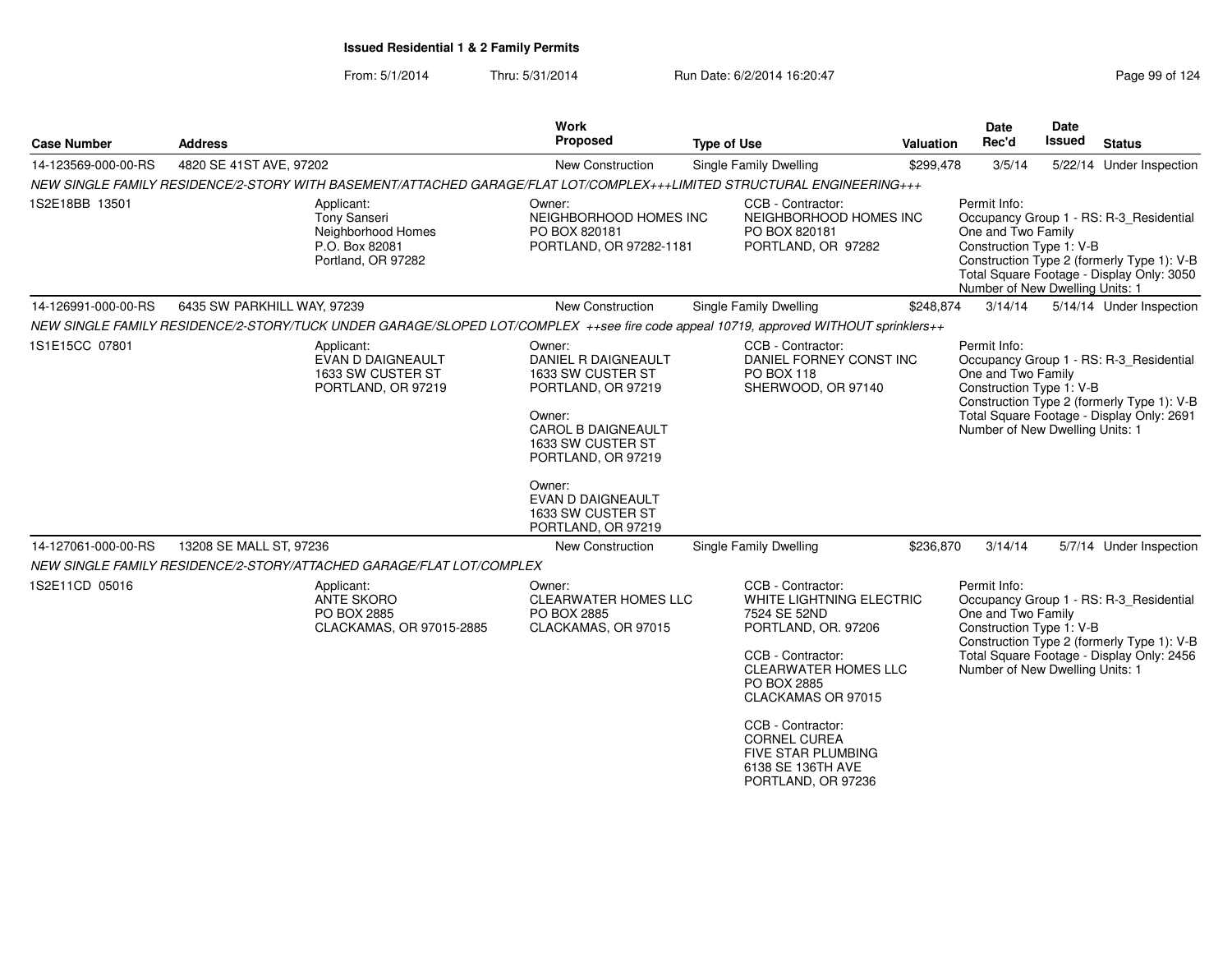**Issued Residential 1 & 2 Family Permits**

From: 5/1/2014 Thru: 5/31/2014 Run Date: 6/2/2014 16:20:47

| Case Number | Address | Work Proposed | Type of Use | Valuation | Date Rec'd | Date Issued | Status |
|---|---|---|---|---|---|---|---|
| 14-123569-000-00-RS | 4820 SE 41ST AVE, 97202 | New Construction | Single Family Dwelling | $299,478 | 3/5/14 | 5/22/14 | Under Inspection |

NEW SINGLE FAMILY RESIDENCE/2-STORY WITH BASEMENT/ATTACHED GARAGE/FLAT LOT/COMPLEX+++LIMITED STRUCTURAL ENGINEERING+++

1S2E18BB 13501

Applicant:
Tony Sanseri
Neighborhood Homes
P.O. Box 82081
Portland, OR 97282

Owner:
NEIGHBORHOOD HOMES INC
PO BOX 820181
PORTLAND, OR 97282-1181

CCB - Contractor:
NEIGHBORHOOD HOMES INC
PO BOX 820181
PORTLAND, OR 97282

Permit Info:
Occupancy Group 1 - RS: R-3_Residential One and Two Family
Construction Type 1: V-B
Construction Type 2 (formerly Type 1): V-B
Total Square Footage - Display Only: 3050
Number of New Dwelling Units: 1

| Case Number | Address | Work Proposed | Type of Use | Valuation | Date Rec'd | Date Issued | Status |
|---|---|---|---|---|---|---|---|
| 14-126991-000-00-RS | 6435 SW PARKHILL WAY, 97239 | New Construction | Single Family Dwelling | $248,874 | 3/14/14 | 5/14/14 | Under Inspection |

NEW SINGLE FAMILY RESIDENCE/2-STORY/TUCK UNDER GARAGE/SLOPED LOT/COMPLEX ++see fire code appeal 10719, approved WITHOUT sprinklers++

1S1E15CC 07801

Applicant:
EVAN D DAIGNEAULT
1633 SW CUSTER ST
PORTLAND, OR 97219

Owner:
DANIEL R DAIGNEAULT
1633 SW CUSTER ST
PORTLAND, OR 97219

Owner:
CAROL B DAIGNEAULT
1633 SW CUSTER ST
PORTLAND, OR 97219

Owner:
EVAN D DAIGNEAULT
1633 SW CUSTER ST
PORTLAND, OR 97219

CCB - Contractor:
DANIEL FORNEY CONST INC
PO BOX 118
SHERWOOD, OR 97140

Permit Info:
Occupancy Group 1 - RS: R-3_Residential One and Two Family
Construction Type 1: V-B
Construction Type 2 (formerly Type 1): V-B
Total Square Footage - Display Only: 2691
Number of New Dwelling Units: 1

| Case Number | Address | Work Proposed | Type of Use | Valuation | Date Rec'd | Date Issued | Status |
|---|---|---|---|---|---|---|---|
| 14-127061-000-00-RS | 13208 SE MALL ST, 97236 | New Construction | Single Family Dwelling | $236,870 | 3/14/14 | 5/7/14 | Under Inspection |

NEW SINGLE FAMILY RESIDENCE/2-STORY/ATTACHED GARAGE/FLAT LOT/COMPLEX

1S2E11CD 05016

Applicant:
ANTE SKORO
PO BOX 2885
CLACKAMAS, OR 97015-2885

Owner:
CLEARWATER HOMES LLC
PO BOX 2885
CLACKAMAS, OR 97015

CCB - Contractor:
WHITE LIGHTNING ELECTRIC
7524 SE 52ND
PORTLAND, OR. 97206

CCB - Contractor:
CLEARWATER HOMES LLC
PO BOX 2885
CLACKAMAS OR 97015

CCB - Contractor:
CORNEL CUREA
FIVE STAR PLUMBING
6138 SE 136TH AVE
PORTLAND, OR 97236

Permit Info:
Occupancy Group 1 - RS: R-3_Residential One and Two Family
Construction Type 1: V-B
Construction Type 2 (formerly Type 1): V-B
Total Square Footage - Display Only: 2456
Number of New Dwelling Units: 1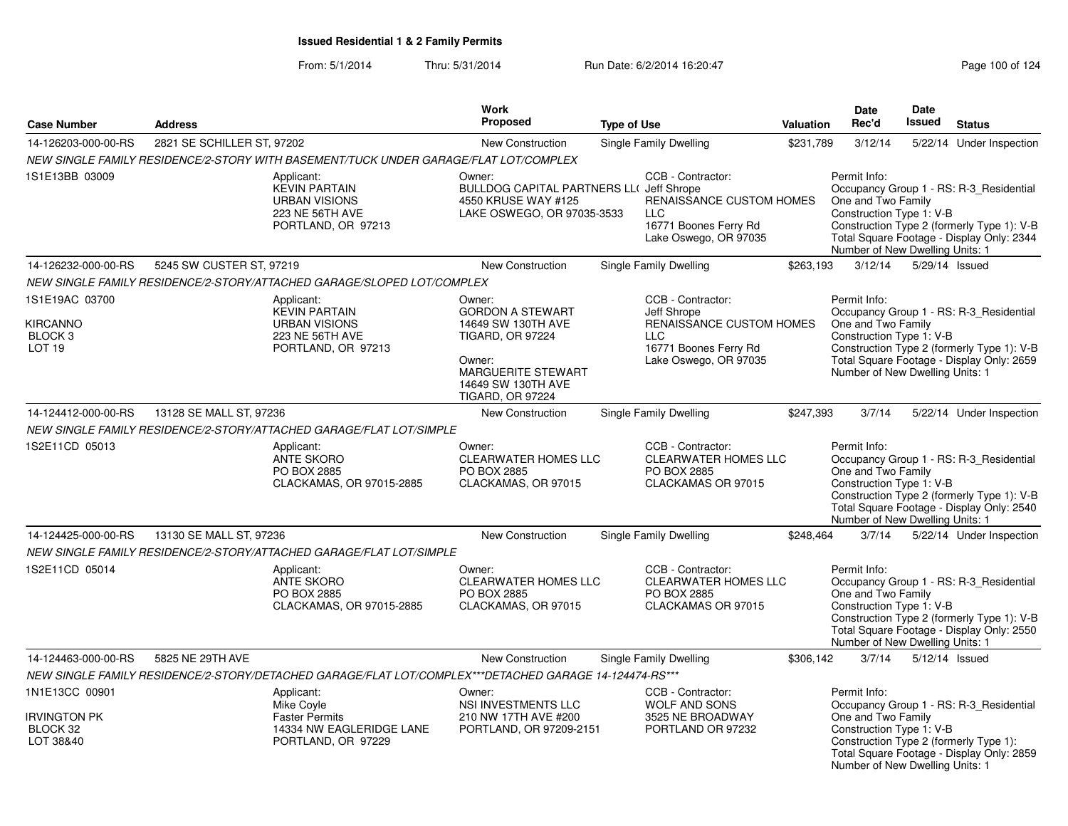## Issued Residential 1 & 2 Family Permits

From: 5/1/2014 Thru: 5/31/2014 Run Date: 6/2/2014 16:20:47

| Case Number | Address | Work Proposed | Type of Use | Valuation | Date Rec'd | Date Issued | Status |
|---|---|---|---|---|---|---|---|
| 14-126203-000-00-RS | 2821 SE SCHILLER ST, 97202 | New Construction | Single Family Dwelling | $231,789 | 3/12/14 | 5/22/14 | Under Inspection |

*NEW SINGLE FAMILY RESIDENCE/2-STORY WITH BASEMENT/TUCK UNDER GARAGE/FLAT LOT/COMPLEX*

1S1E13BB 03009

Applicant: KEVIN PARTAIN, URBAN VISIONS, 223 NE 56TH AVE, PORTLAND, OR 97213

Owner: BULLDOG CAPITAL PARTNERS LL( 4550 KRUSE WAY #125, LAKE OSWEGO, OR 97035-3533

CCB - Contractor: Jeff Shrope, RENAISSANCE CUSTOM HOMES LLC, 16771 Boones Ferry Rd, Lake Oswego, OR 97035

Permit Info: Occupancy Group 1 - RS: R-3_Residential One and Two Family; Construction Type 1: V-B; Construction Type 2 (formerly Type 1): V-B; Total Square Footage - Display Only: 2344; Number of New Dwelling Units: 1

| Case Number | Address | Work Proposed | Type of Use | Valuation | Date Rec'd | Date Issued | Status |
|---|---|---|---|---|---|---|---|
| 14-126232-000-00-RS | 5245 SW CUSTER ST, 97219 | New Construction | Single Family Dwelling | $263,193 | 3/12/14 | 5/29/14 | Issued |

*NEW SINGLE FAMILY RESIDENCE/2-STORY/ATTACHED GARAGE/SLOPED LOT/COMPLEX*

1S1E19AC 03700, KIRCANNO, BLOCK 3, LOT 19

Applicant: KEVIN PARTAIN, URBAN VISIONS, 223 NE 56TH AVE, PORTLAND, OR 97213

Owner: GORDON A STEWART, 14649 SW 130TH AVE, TIGARD, OR 97224

Owner: MARGUERITE STEWART, 14649 SW 130TH AVE, TIGARD, OR 97224

CCB - Contractor: Jeff Shrope, RENAISSANCE CUSTOM HOMES LLC, 16771 Boones Ferry Rd, Lake Oswego, OR 97035

Permit Info: Occupancy Group 1 - RS: R-3_Residential One and Two Family; Construction Type 1: V-B; Construction Type 2 (formerly Type 1): V-B; Total Square Footage - Display Only: 2659; Number of New Dwelling Units: 1

| Case Number | Address | Work Proposed | Type of Use | Valuation | Date Rec'd | Date Issued | Status |
|---|---|---|---|---|---|---|---|
| 14-124412-000-00-RS | 13128 SE MALL ST, 97236 | New Construction | Single Family Dwelling | $247,393 | 3/7/14 | 5/22/14 | Under Inspection |

*NEW SINGLE FAMILY RESIDENCE/2-STORY/ATTACHED GARAGE/FLAT LOT/SIMPLE*

1S2E11CD 05013

Applicant: ANTE SKORO, PO BOX 2885, CLACKAMAS, OR 97015-2885

Owner: CLEARWATER HOMES LLC, PO BOX 2885, CLACKAMAS, OR 97015

CCB - Contractor: CLEARWATER HOMES LLC, PO BOX 2885, CLACKAMAS OR 97015

Permit Info: Occupancy Group 1 - RS: R-3_Residential One and Two Family; Construction Type 1: V-B; Construction Type 2 (formerly Type 1): V-B; Total Square Footage - Display Only: 2540; Number of New Dwelling Units: 1

| Case Number | Address | Work Proposed | Type of Use | Valuation | Date Rec'd | Date Issued | Status |
|---|---|---|---|---|---|---|---|
| 14-124425-000-00-RS | 13130 SE MALL ST, 97236 | New Construction | Single Family Dwelling | $248,464 | 3/7/14 | 5/22/14 | Under Inspection |

*NEW SINGLE FAMILY RESIDENCE/2-STORY/ATTACHED GARAGE/FLAT LOT/SIMPLE*

1S2E11CD 05014

Applicant: ANTE SKORO, PO BOX 2885, CLACKAMAS, OR 97015-2885

Owner: CLEARWATER HOMES LLC, PO BOX 2885, CLACKAMAS, OR 97015

CCB - Contractor: CLEARWATER HOMES LLC, PO BOX 2885, CLACKAMAS OR 97015

Permit Info: Occupancy Group 1 - RS: R-3_Residential One and Two Family; Construction Type 1: V-B; Construction Type 2 (formerly Type 1): V-B; Total Square Footage - Display Only: 2550; Number of New Dwelling Units: 1

| Case Number | Address | Work Proposed | Type of Use | Valuation | Date Rec'd | Date Issued | Status |
|---|---|---|---|---|---|---|---|
| 14-124463-000-00-RS | 5825 NE 29TH AVE | New Construction | Single Family Dwelling | $306,142 | 3/7/14 | 5/12/14 | Issued |

*NEW SINGLE FAMILY RESIDENCE/2-STORY/DETACHED GARAGE/FLAT LOT/COMPLEX***DETACHED GARAGE 14-124474-RS****

1N1E13CC 00901, IRVINGTON PK, BLOCK 32, LOT 38&40

Applicant: Mike Coyle, Faster Permits, 14334 NW EAGLERIDGE LANE, PORTLAND, OR 97229

Owner: NSI INVESTMENTS LLC, 210 NW 17TH AVE #200, PORTLAND, OR 97209-2151

CCB - Contractor: WOLF AND SONS, 3525 NE BROADWAY, PORTLAND OR 97232

Permit Info: Occupancy Group 1 - RS: R-3_Residential One and Two Family; Construction Type 1: V-B; Construction Type 2 (formerly Type 1):; Total Square Footage - Display Only: 2859; Number of New Dwelling Units: 1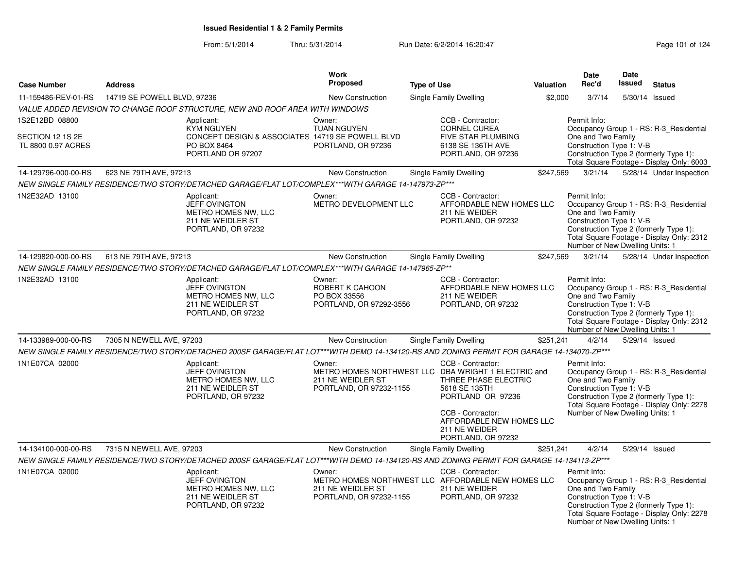**Issued Residential 1 & 2 Family Permits**

From: 5/1/2014 Thru: 5/31/2014 Run Date: 6/2/2014 16:20:47

| Case Number | Address | Work Proposed | Type of Use | Valuation | Date Rec'd | Date Issued | Status |
|---|---|---|---|---|---|---|---|
| 11-159486-REV-01-RS | 14719 SE POWELL BLVD, 97236 | New Construction | Single Family Dwelling | $2,000 | 3/7/14 | 5/30/14 | Issued |

*VALUE ADDED REVISION TO CHANGE ROOF STRUCTURE, NEW 2ND ROOF AREA WITH WINDOWS*

1S2E12BD 08800
SECTION 12 1S 2E
TL 8800 0.97 ACRES

Applicant:
KYM NGUYEN
CONCEPT DESIGN & ASSOCIATES
PO BOX 8464
PORTLAND OR 97207

Owner:
TUAN NGUYEN
14719 SE POWELL BLVD
PORTLAND, OR 97236

CCB - Contractor:
CORNEL CUREA
FIVE STAR PLUMBING
6138 SE 136TH AVE
PORTLAND, OR 97236

Permit Info:
Occupancy Group 1 - RS: R-3_Residential One and Two Family
Construction Type 1: V-B
Construction Type 2 (formerly Type 1):
Total Square Footage - Display Only: 6003

| Case Number | Address | Work Proposed | Type of Use | Valuation | Date Rec'd | Date Issued | Status |
|---|---|---|---|---|---|---|---|
| 14-129796-000-00-RS | 623 NE 79TH AVE, 97213 | New Construction | Single Family Dwelling | $247,569 | 3/21/14 | 5/28/14 | Under Inspection |

*NEW SINGLE FAMILY RESIDENCE/TWO STORY/DETACHED GARAGE/FLAT LOT/COMPLEX***WITH GARAGE 14-147973-ZP****

1N2E32AD 13100

Applicant:
JEFF OVINGTON
METRO HOMES NW, LLC
211 NE WEIDLER ST
PORTLAND, OR 97232

Owner:
METRO DEVELOPMENT LLC

CCB - Contractor:
AFFORDABLE NEW HOMES LLC
211 NE WEIDER
PORTLAND, OR 97232

Permit Info:
Occupancy Group 1 - RS: R-3_Residential One and Two Family
Construction Type 1: V-B
Construction Type 2 (formerly Type 1):
Total Square Footage - Display Only: 2312
Number of New Dwelling Units: 1

| Case Number | Address | Work Proposed | Type of Use | Valuation | Date Rec'd | Date Issued | Status |
|---|---|---|---|---|---|---|---|
| 14-129820-000-00-RS | 613 NE 79TH AVE, 97213 | New Construction | Single Family Dwelling | $247,569 | 3/21/14 | 5/28/14 | Under Inspection |

*NEW SINGLE FAMILY RESIDENCE/TWO STORY/DETACHED GARAGE/FLAT LOT/COMPLEX***WITH GARAGE 14-147965-ZP***

1N2E32AD 13100

Applicant:
JEFF OVINGTON
METRO HOMES NW, LLC
211 NE WEIDLER ST
PORTLAND, OR 97232

Owner:
ROBERT K CAHOON
PO BOX 33556
PORTLAND, OR 97292-3556

CCB - Contractor:
AFFORDABLE NEW HOMES LLC
211 NE WEIDER
PORTLAND, OR 97232

Permit Info:
Occupancy Group 1 - RS: R-3_Residential One and Two Family
Construction Type 1: V-B
Construction Type 2 (formerly Type 1):
Total Square Footage - Display Only: 2312
Number of New Dwelling Units: 1

| Case Number | Address | Work Proposed | Type of Use | Valuation | Date Rec'd | Date Issued | Status |
|---|---|---|---|---|---|---|---|
| 14-133989-000-00-RS | 7305 N NEWELL AVE, 97203 | New Construction | Single Family Dwelling | $251,241 | 4/2/14 | 5/29/14 | Issued |

*NEW SINGLE FAMILY RESIDENCE/TWO STORY/DETACHED 200SF GARAGE/FLAT LOT***WITH DEMO 14-134120-RS AND ZONING PERMIT FOR GARAGE 14-134070-ZP****

1N1E07CA 02000

Applicant:
JEFF OVINGTON
METRO HOMES NW, LLC
211 NE WEIDLER ST
PORTLAND, OR 97232

Owner:
METRO HOMES NORTHWEST LLC
211 NE WEIDLER ST
PORTLAND, OR 97232-1155

CCB - Contractor:
DBA WRIGHT 1 ELECTRIC and THREE PHASE ELECTRIC
5618 SE 135TH
PORTLAND OR 97236

CCB - Contractor:
AFFORDABLE NEW HOMES LLC
211 NE WEIDER
PORTLAND, OR 97232

Permit Info:
Occupancy Group 1 - RS: R-3_Residential One and Two Family
Construction Type 1: V-B
Construction Type 2 (formerly Type 1):
Total Square Footage - Display Only: 2278
Number of New Dwelling Units: 1

| Case Number | Address | Work Proposed | Type of Use | Valuation | Date Rec'd | Date Issued | Status |
|---|---|---|---|---|---|---|---|
| 14-134100-000-00-RS | 7315 N NEWELL AVE, 97203 | New Construction | Single Family Dwelling | $251,241 | 4/2/14 | 5/29/14 | Issued |

*NEW SINGLE FAMILY RESIDENCE/TWO STORY/DETACHED 200SF GARAGE/FLAT LOT***WITH DEMO 14-134120-RS AND ZONING PERMIT FOR GARAGE 14-134113-ZP****

1N1E07CA 02000

Applicant:
JEFF OVINGTON
METRO HOMES NW, LLC
211 NE WEIDLER ST
PORTLAND, OR 97232

Owner:
METRO HOMES NORTHWEST LLC
211 NE WEIDLER ST
PORTLAND, OR 97232-1155

CCB - Contractor:
AFFORDABLE NEW HOMES LLC
211 NE WEIDER
PORTLAND, OR 97232

Permit Info:
Occupancy Group 1 - RS: R-3_Residential One and Two Family
Construction Type 1: V-B
Construction Type 2 (formerly Type 1):
Total Square Footage - Display Only: 2278
Number of New Dwelling Units: 1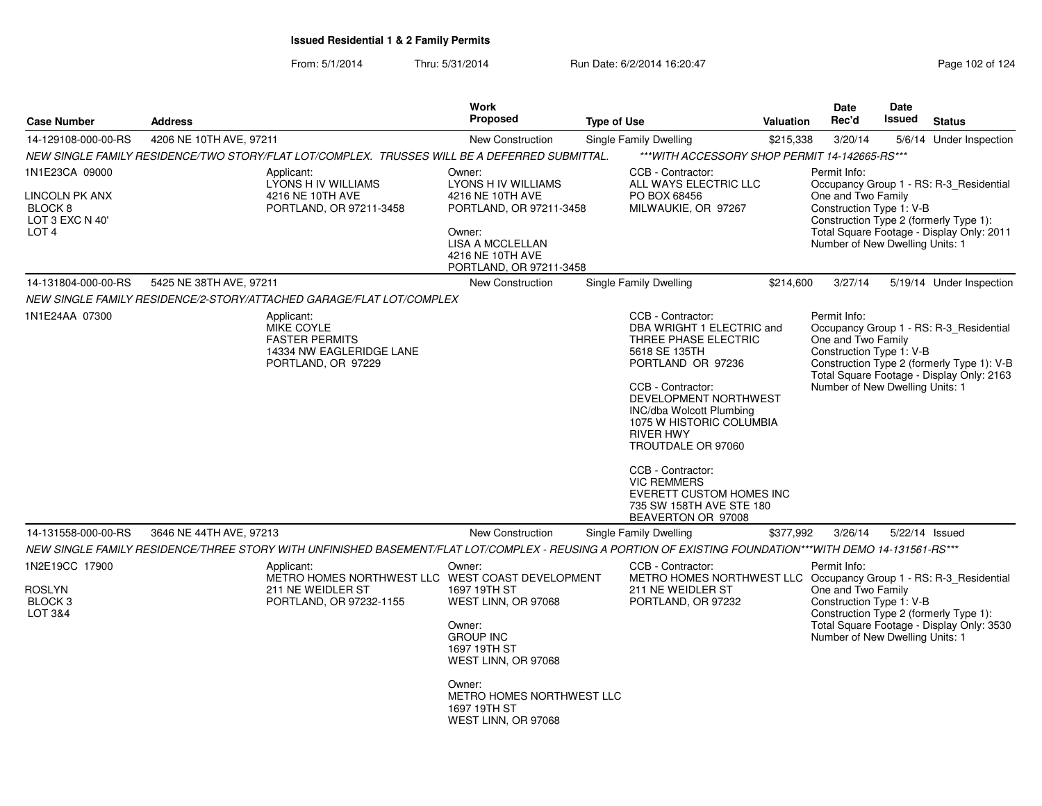**Issued Residential 1 & 2 Family Permits**

From: 5/1/2014 Thru: 5/31/2014 Run Date: 6/2/2014 16:20:47

| Case Number | Address | Work Proposed | Type of Use | Valuation | Date Rec'd | Date Issued | Status |
|---|---|---|---|---|---|---|---|
| 14-129108-000-00-RS | 4206 NE 10TH AVE, 97211 | New Construction | Single Family Dwelling | $215,338 | 3/20/14 | 5/6/14 | Under Inspection |

*NEW SINGLE FAMILY RESIDENCE/TWO STORY/FLAT LOT/COMPLEX. TRUSSES WILL BE A DEFERRED SUBMITTAL. \*\*\*WITH ACCESSORY SHOP PERMIT 14-142665-RS\*\*\**

1N1E23CA 09000

LINCOLN PK ANX
BLOCK 8
LOT 3 EXC N 40'
LOT 4

Applicant:
LYONS H IV WILLIAMS
4216 NE 10TH AVE
PORTLAND, OR 97211-3458

Owner:
LYONS H IV WILLIAMS
4216 NE 10TH AVE
PORTLAND, OR 97211-3458

Owner:
LISA A MCCLELLAN
4216 NE 10TH AVE
PORTLAND, OR 97211-3458

CCB - Contractor:
ALL WAYS ELECTRIC LLC
PO BOX 68456
MILWAUKIE, OR 97267

Permit Info:
Occupancy Group 1 - RS: R-3_Residential One and Two Family
Construction Type 1: V-B
Construction Type 2 (formerly Type 1):
Total Square Footage - Display Only: 2011
Number of New Dwelling Units: 1

| Case Number | Address | Work Proposed | Type of Use | Valuation | Date Rec'd | Date Issued | Status |
|---|---|---|---|---|---|---|---|
| 14-131804-000-00-RS | 5425 NE 38TH AVE, 97211 | New Construction | Single Family Dwelling | $214,600 | 3/27/14 | 5/19/14 | Under Inspection |

*NEW SINGLE FAMILY RESIDENCE/2-STORY/ATTACHED GARAGE/FLAT LOT/COMPLEX*

1N1E24AA 07300

Applicant:
MIKE COYLE
FASTER PERMITS
14334 NW EAGLERIDGE LANE
PORTLAND, OR 97229

CCB - Contractor:
DBA WRIGHT 1 ELECTRIC and THREE PHASE ELECTRIC
5618 SE 135TH
PORTLAND OR 97236

CCB - Contractor:
DEVELOPMENT NORTHWEST INC/dba Wolcott Plumbing
1075 W HISTORIC COLUMBIA RIVER HWY
TROUTDALE OR 97060

CCB - Contractor:
VIC REMMERS
EVERETT CUSTOM HOMES INC
735 SW 158TH AVE STE 180
BEAVERTON OR 97008

Permit Info:
Occupancy Group 1 - RS: R-3_Residential One and Two Family
Construction Type 1: V-B
Construction Type 2 (formerly Type 1): V-B
Total Square Footage - Display Only: 2163
Number of New Dwelling Units: 1

| Case Number | Address | Work Proposed | Type of Use | Valuation | Date Rec'd | Date Issued | Status |
|---|---|---|---|---|---|---|---|
| 14-131558-000-00-RS | 3646 NE 44TH AVE, 97213 | New Construction | Single Family Dwelling | $377,992 | 3/26/14 | 5/22/14 | Issued |

*NEW SINGLE FAMILY RESIDENCE/THREE STORY WITH UNFINISHED BASEMENT/FLAT LOT/COMPLEX - REUSING A PORTION OF EXISTING FOUNDATION\*\*\*WITH DEMO 14-131561-RS\*\*\**

1N2E19CC 17900

ROSLYN
BLOCK 3
LOT 3&4

Applicant:
METRO HOMES NORTHWEST LLC
211 NE WEIDLER ST
PORTLAND, OR 97232-1155

Owner:
WEST COAST DEVELOPMENT
1697 19TH ST
WEST LINN, OR 97068

Owner:
GROUP INC
1697 19TH ST
WEST LINN, OR 97068

Owner:
METRO HOMES NORTHWEST LLC
1697 19TH ST
WEST LINN, OR 97068

CCB - Contractor:
METRO HOMES NORTHWEST LLC
211 NE WEIDLER ST
PORTLAND, OR 97232

Permit Info:
Occupancy Group 1 - RS: R-3_Residential One and Two Family
Construction Type 1: V-B
Construction Type 2 (formerly Type 1):
Total Square Footage - Display Only: 3530
Number of New Dwelling Units: 1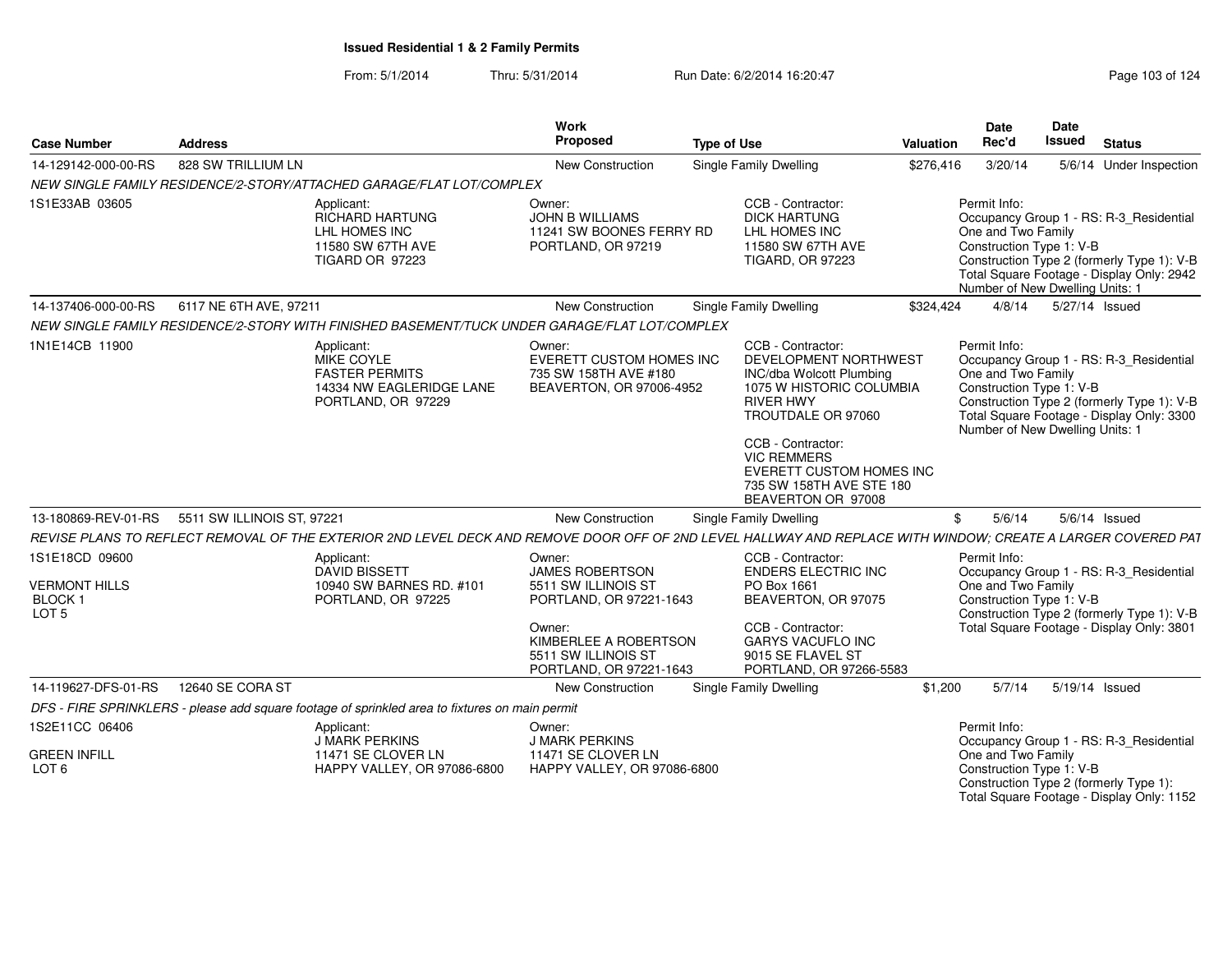**Issued Residential 1 & 2 Family Permits**

From: 5/1/2014 Thru: 5/31/2014 Run Date: 6/2/2014 16:20:47

| Case Number | Address | Work Proposed | Type of Use | Valuation | Date Rec'd | Date Issued | Status |
|---|---|---|---|---|---|---|---|
| 14-129142-000-00-RS | 828 SW TRILLIUM LN | New Construction | Single Family Dwelling | $276,416 | 3/20/14 | 5/6/14 | Under Inspection |

*NEW SINGLE FAMILY RESIDENCE/2-STORY/ATTACHED GARAGE/FLAT LOT/COMPLEX*

1S1E33AB 03605

Applicant: RICHARD HARTUNG, LHL HOMES INC, 11580 SW 67TH AVE, TIGARD OR 97223

Owner: JOHN B WILLIAMS, 11241 SW BOONES FERRY RD, PORTLAND, OR 97219

CCB - Contractor: DICK HARTUNG, LHL HOMES INC, 11580 SW 67TH AVE, TIGARD, OR 97223

Permit Info: Occupancy Group 1 - RS: R-3_Residential One and Two Family; Construction Type 1: V-B; Construction Type 2 (formerly Type 1): V-B; Total Square Footage - Display Only: 2942; Number of New Dwelling Units: 1

| Case Number | Address | Work Proposed | Type of Use | Valuation | Date Rec'd | Date Issued | Status |
|---|---|---|---|---|---|---|---|
| 14-137406-000-00-RS | 6117 NE 6TH AVE, 97211 | New Construction | Single Family Dwelling | $324,424 | 4/8/14 | 5/27/14 | Issued |

*NEW SINGLE FAMILY RESIDENCE/2-STORY WITH FINISHED BASEMENT/TUCK UNDER GARAGE/FLAT LOT/COMPLEX*

1N1E14CB 11900

Applicant: MIKE COYLE, FASTER PERMITS, 14334 NW EAGLERIDGE LANE, PORTLAND, OR 97229

Owner: EVERETT CUSTOM HOMES INC, 735 SW 158TH AVE #180, BEAVERTON, OR 97006-4952

CCB - Contractor: DEVELOPMENT NORTHWEST INC/dba Wolcott Plumbing, 1075 W HISTORIC COLUMBIA RIVER HWY, TROUTDALE OR 97060

CCB - Contractor: VIC REMMERS, EVERETT CUSTOM HOMES INC, 735 SW 158TH AVE STE 180, BEAVERTON OR 97008

Permit Info: Occupancy Group 1 - RS: R-3_Residential One and Two Family; Construction Type 1: V-B; Construction Type 2 (formerly Type 1): V-B; Total Square Footage - Display Only: 3300; Number of New Dwelling Units: 1

| Case Number | Address | Work Proposed | Type of Use | Valuation | Date Rec'd | Date Issued | Status |
|---|---|---|---|---|---|---|---|
| 13-180869-REV-01-RS | 5511 SW ILLINOIS ST, 97221 | New Construction | Single Family Dwelling | $ | 5/6/14 | 5/6/14 | Issued |

*REVISE PLANS TO REFLECT REMOVAL OF THE EXTERIOR 2ND LEVEL DECK AND REMOVE DOOR OFF OF 2ND LEVEL HALLWAY AND REPLACE WITH WINDOW; CREATE A LARGER COVERED PAT*

1S1E18CD 09600, VERMONT HILLS, BLOCK 1, LOT 5

Applicant: DAVID BISSETT, 10940 SW BARNES RD. #101, PORTLAND, OR 97225

Owner: JAMES ROBERTSON, 5511 SW ILLINOIS ST, PORTLAND, OR 97221-1643

Owner: KIMBERLEE A ROBERTSON, 5511 SW ILLINOIS ST, PORTLAND, OR 97221-1643

CCB - Contractor: ENDERS ELECTRIC INC, PO Box 1661, BEAVERTON, OR 97075

CCB - Contractor: GARYS VACUFLO INC, 9015 SE FLAVEL ST, PORTLAND, OR 97266-5583

Permit Info: Occupancy Group 1 - RS: R-3_Residential One and Two Family; Construction Type 1: V-B; Construction Type 2 (formerly Type 1): V-B; Total Square Footage - Display Only: 3801

| Case Number | Address | Work Proposed | Type of Use | Valuation | Date Rec'd | Date Issued | Status |
|---|---|---|---|---|---|---|---|
| 14-119627-DFS-01-RS | 12640 SE CORA ST | New Construction | Single Family Dwelling | $1,200 | 5/7/14 | 5/19/14 | Issued |

*DFS - FIRE SPRINKLERS - please add square footage of sprinkled area to fixtures on main permit*

1S2E11CC 06406, GREEN INFILL, LOT 6

Applicant: J MARK PERKINS, 11471 SE CLOVER LN, HAPPY VALLEY, OR 97086-6800

Owner: J MARK PERKINS, 11471 SE CLOVER LN, HAPPY VALLEY, OR 97086-6800

Permit Info: Occupancy Group 1 - RS: R-3_Residential One and Two Family; Construction Type 1: V-B; Construction Type 2 (formerly Type 1):; Total Square Footage - Display Only: 1152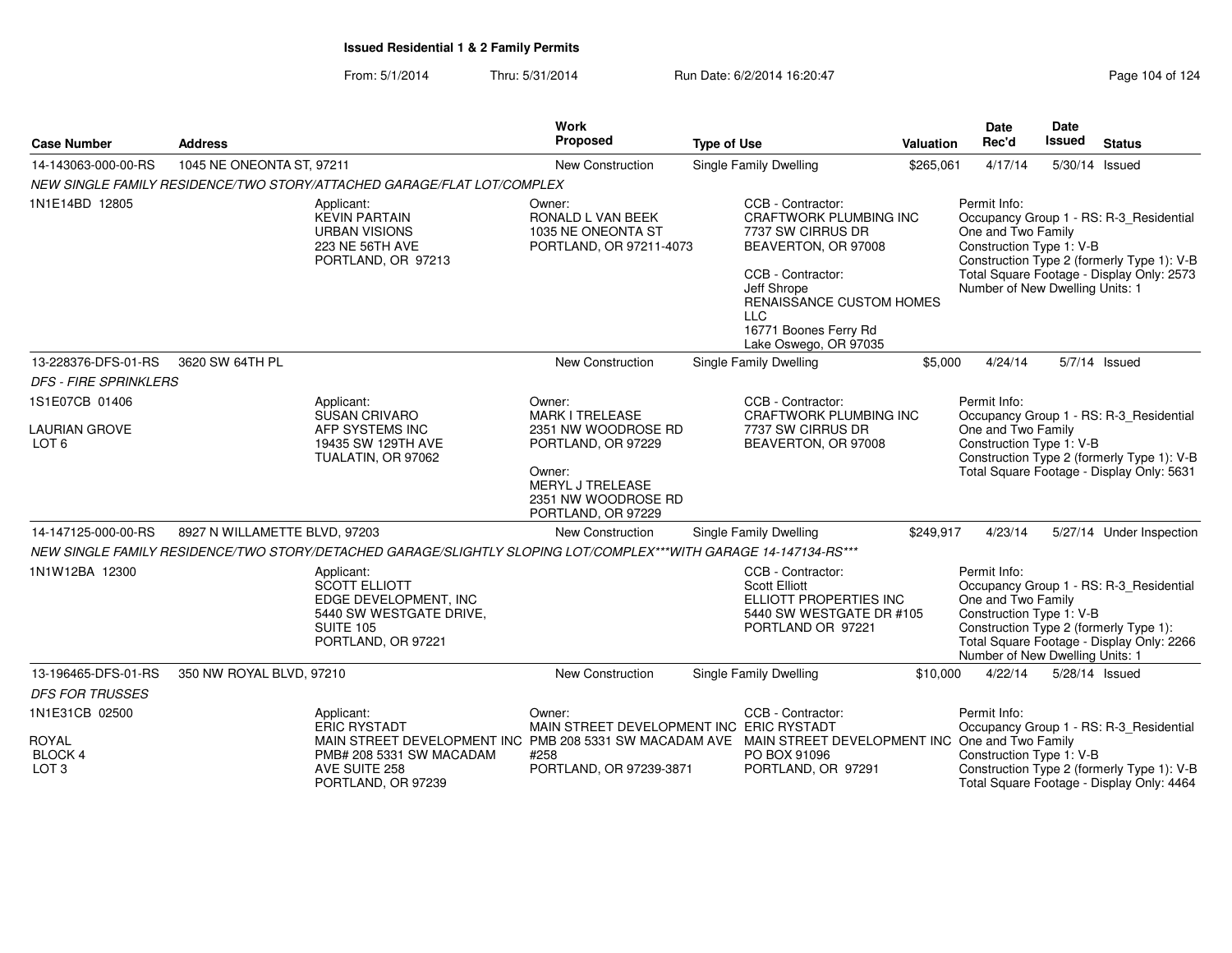**Issued Residential 1 & 2 Family Permits**

From: 5/1/2014 Thru: 5/31/2014 Run Date: 6/2/2014 16:20:47

| Case Number | Address | Work Proposed | Type of Use | Valuation | Date Rec'd | Date Issued | Status |
|---|---|---|---|---|---|---|---|
| 14-143063-000-00-RS | 1045 NE ONEONTA ST, 97211 | New Construction | Single Family Dwelling | $265,061 | 4/17/14 | 5/30/14 | Issued |

NEW SINGLE FAMILY RESIDENCE/TWO STORY/ATTACHED GARAGE/FLAT LOT/COMPLEX

1N1E14BD 12805

Applicant:
KEVIN PARTAIN
URBAN VISIONS
223 NE 56TH AVE
PORTLAND, OR 97213

Owner:
RONALD L VAN BEEK
1035 NE ONEONTA ST
PORTLAND, OR 97211-4073

CCB - Contractor:
CRAFTWORK PLUMBING INC
7737 SW CIRRUS DR
BEAVERTON, OR 97008

CCB - Contractor:
Jeff Shrope
RENAISSANCE CUSTOM HOMES LLC
16771 Boones Ferry Rd
Lake Oswego, OR 97035

Permit Info:
Occupancy Group 1 - RS: R-3_Residential One and Two Family
Construction Type 1: V-B
Construction Type 2 (formerly Type 1): V-B
Total Square Footage - Display Only: 2573
Number of New Dwelling Units: 1

| Case Number | Address | Work Proposed | Type of Use | Valuation | Date Rec'd | Date Issued | Status |
|---|---|---|---|---|---|---|---|
| 13-228376-DFS-01-RS | 3620 SW 64TH PL | New Construction | Single Family Dwelling | $5,000 | 4/24/14 | 5/7/14 | Issued |

DFS - FIRE SPRINKLERS

1S1E07CB 01406
LAURIAN GROVE
LOT 6

Applicant:
SUSAN CRIVARO
AFP SYSTEMS INC
19435 SW 129TH AVE
TUALATIN, OR 97062

Owner:
MARK I TRELEASE
2351 NW WOODROSE RD
PORTLAND, OR 97229

Owner:
MERYL J TRELEASE
2351 NW WOODROSE RD
PORTLAND, OR 97229

CCB - Contractor:
CRAFTWORK PLUMBING INC
7737 SW CIRRUS DR
BEAVERTON, OR 97008

Permit Info:
Occupancy Group 1 - RS: R-3_Residential One and Two Family
Construction Type 1: V-B
Construction Type 2 (formerly Type 1): V-B
Total Square Footage - Display Only: 5631

| Case Number | Address | Work Proposed | Type of Use | Valuation | Date Rec'd | Date Issued | Status |
|---|---|---|---|---|---|---|---|
| 14-147125-000-00-RS | 8927 N WILLAMETTE BLVD, 97203 | New Construction | Single Family Dwelling | $249,917 | 4/23/14 | 5/27/14 | Under Inspection |

NEW SINGLE FAMILY RESIDENCE/TWO STORY/DETACHED GARAGE/SLIGHTLY SLOPING LOT/COMPLEX***WITH GARAGE 14-147134-RS***

1N1W12BA 12300

Applicant:
SCOTT ELLIOTT
EDGE DEVELOPMENT, INC
5440 SW WESTGATE DRIVE, SUITE 105
PORTLAND, OR 97221

CCB - Contractor:
Scott Elliott
ELLIOTT PROPERTIES INC
5440 SW WESTGATE DR #105
PORTLAND OR 97221

Permit Info:
Occupancy Group 1 - RS: R-3_Residential One and Two Family
Construction Type 1: V-B
Construction Type 2 (formerly Type 1):
Total Square Footage - Display Only: 2266
Number of New Dwelling Units: 1

| Case Number | Address | Work Proposed | Type of Use | Valuation | Date Rec'd | Date Issued | Status |
|---|---|---|---|---|---|---|---|
| 13-196465-DFS-01-RS | 350 NW ROYAL BLVD, 97210 | New Construction | Single Family Dwelling | $10,000 | 4/22/14 | 5/28/14 | Issued |

DFS FOR TRUSSES

1N1E31CB 02500
ROYAL
BLOCK 4
LOT 3

Applicant:
ERIC RYSTADT
MAIN STREET DEVELOPMENT INC
PMB# 208 5331 SW MACADAM AVE SUITE 258
PORTLAND, OR 97239

Owner:
MAIN STREET DEVELOPMENT INC
PMB 208 5331 SW MACADAM AVE #258
PORTLAND, OR 97239-3871

CCB - Contractor:
ERIC RYSTADT
MAIN STREET DEVELOPMENT INC
PO BOX 91096
PORTLAND, OR 97291

Permit Info:
Occupancy Group 1 - RS: R-3_Residential One and Two Family
Construction Type 1: V-B
Construction Type 2 (formerly Type 1): V-B
Total Square Footage - Display Only: 4464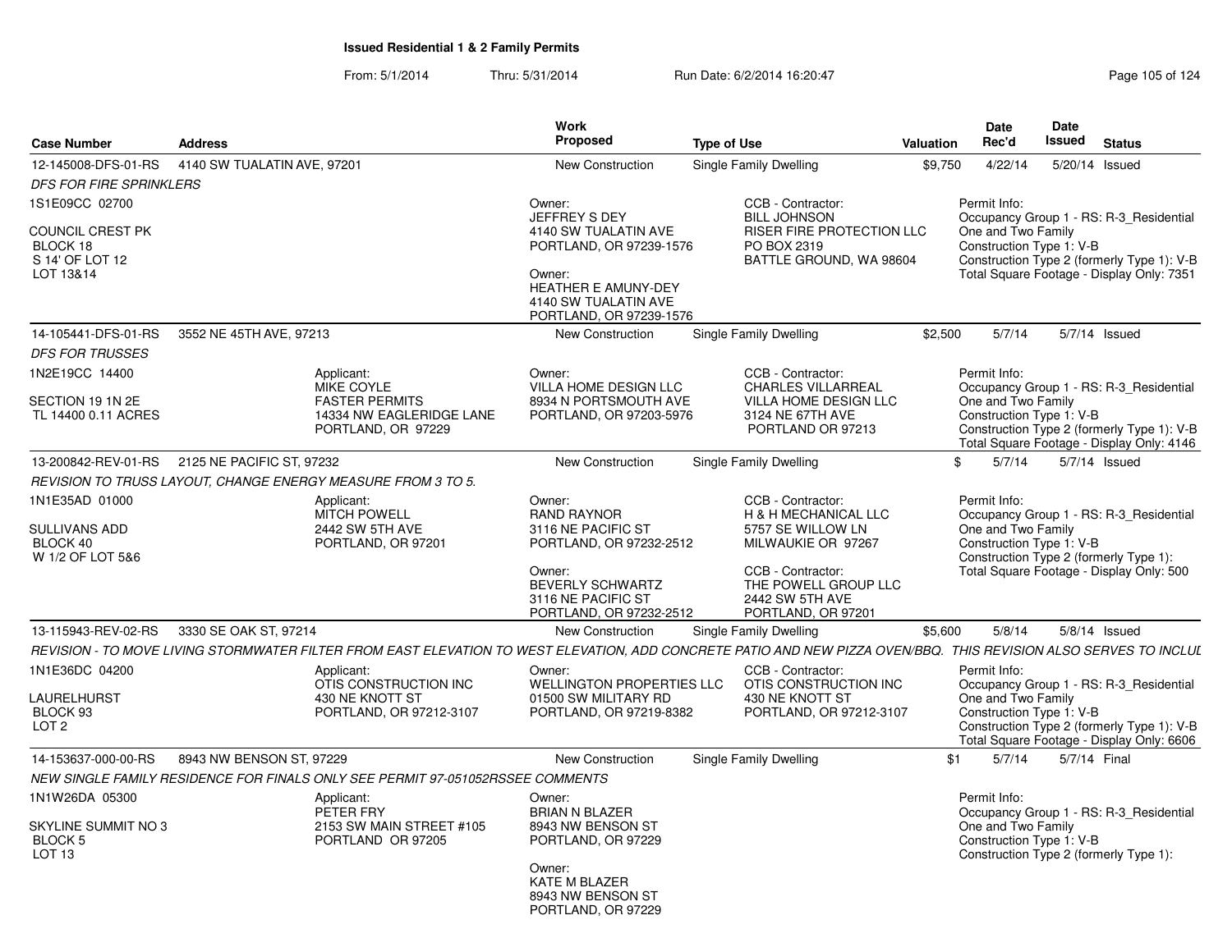# Issued Residential 1 & 2 Family Permits

From: 5/1/2014 Thru: 5/31/2014 Run Date: 6/2/2014 16:20:47

| Case Number | Address | Work Proposed | Type of Use | Valuation | Date Rec'd | Date Issued | Status |
|---|---|---|---|---|---|---|---|
| 12-145008-DFS-01-RS | 4140 SW TUALATIN AVE, 97201 | New Construction | Single Family Dwelling | $9,750 | 4/22/14 | 5/20/14 | Issued |
| 14-105441-DFS-01-RS | 3552 NE 45TH AVE, 97213 | New Construction | Single Family Dwelling | $2,500 | 5/7/14 | 5/7/14 | Issued |
| 13-200842-REV-01-RS | 2125 NE PACIFIC ST, 97232 | New Construction | Single Family Dwelling | $ | 5/7/14 | 5/7/14 | Issued |
| 13-115943-REV-02-RS | 3330 SE OAK ST, 97214 | New Construction | Single Family Dwelling | $5,600 | 5/8/14 | 5/8/14 | Issued |
| 14-153637-000-00-RS | 8943 NW BENSON ST, 97229 | New Construction | Single Family Dwelling | $1 | 5/7/14 | 5/7/14 | Final |

## 12-145008-DFS-01-RS — 4140 SW TUALATIN AVE, 97201

*DFS FOR FIRE SPRINKLERS*

1S1E09CC 02700

COUNCIL CREST PK
BLOCK 18
S 14' OF LOT 12
LOT 13&14

Owner:
JEFFREY S DEY
4140 SW TUALATIN AVE
PORTLAND, OR 97239-1576

Owner:
HEATHER E AMUNY-DEY
4140 SW TUALATIN AVE
PORTLAND, OR 97239-1576

CCB - Contractor:
BILL JOHNSON
RISER FIRE PROTECTION LLC
PO BOX 2319
BATTLE GROUND, WA 98604

Permit Info:
Occupancy Group 1 - RS: R-3_Residential One and Two Family
Construction Type 1: V-B
Construction Type 2 (formerly Type 1): V-B
Total Square Footage - Display Only: 7351

## 14-105441-DFS-01-RS — 3552 NE 45TH AVE, 97213

*DFS FOR TRUSSES*

1N2E19CC 14400

SECTION 19 1N 2E
TL 14400 0.11 ACRES

Applicant:
MIKE COYLE
FASTER PERMITS
14334 NW EAGLERIDGE LANE
PORTLAND, OR 97229

Owner:
VILLA HOME DESIGN LLC
8934 N PORTSMOUTH AVE
PORTLAND, OR 97203-5976

CCB - Contractor:
CHARLES VILLARREAL
VILLA HOME DESIGN LLC
3124 NE 67TH AVE
PORTLAND OR 97213

Permit Info:
Occupancy Group 1 - RS: R-3_Residential One and Two Family
Construction Type 1: V-B
Construction Type 2 (formerly Type 1): V-B
Total Square Footage - Display Only: 4146

## 13-200842-REV-01-RS — 2125 NE PACIFIC ST, 97232

*REVISION TO TRUSS LAYOUT, CHANGE ENERGY MEASURE FROM 3 TO 5.*

1N1E35AD 01000

SULLIVANS ADD
BLOCK 40
W 1/2 OF LOT 5&6

Applicant:
MITCH POWELL
2442 SW 5TH AVE
PORTLAND, OR 97201

Owner:
RAND RAYNOR
3116 NE PACIFIC ST
PORTLAND, OR 97232-2512

Owner:
BEVERLY SCHWARTZ
3116 NE PACIFIC ST
PORTLAND, OR 97232-2512

CCB - Contractor:
H & H MECHANICAL LLC
5757 SE WILLOW LN
MILWAUKIE OR 97267

CCB - Contractor:
THE POWELL GROUP LLC
2442 SW 5TH AVE
PORTLAND, OR 97201

Permit Info:
Occupancy Group 1 - RS: R-3_Residential One and Two Family
Construction Type 1: V-B
Construction Type 2 (formerly Type 1):
Total Square Footage - Display Only: 500

## 13-115943-REV-02-RS — 3330 SE OAK ST, 97214

*REVISION - TO MOVE LIVING STORMWATER FILTER FROM EAST ELEVATION TO WEST ELEVATION, ADD CONCRETE PATIO AND NEW PIZZA OVEN/BBQ. THIS REVISION ALSO SERVES TO INCLUL*

1N1E36DC 04200

LAURELHURST
BLOCK 93
LOT 2

Applicant:
OTIS CONSTRUCTION INC
430 NE KNOTT ST
PORTLAND, OR 97212-3107

Owner:
WELLINGTON PROPERTIES LLC
01500 SW MILITARY RD
PORTLAND, OR 97219-8382

CCB - Contractor:
OTIS CONSTRUCTION INC
430 NE KNOTT ST
PORTLAND, OR 97212-3107

Permit Info:
Occupancy Group 1 - RS: R-3_Residential One and Two Family
Construction Type 1: V-B
Construction Type 2 (formerly Type 1): V-B
Total Square Footage - Display Only: 6606

## 14-153637-000-00-RS — 8943 NW BENSON ST, 97229

*NEW SINGLE FAMILY RESIDENCE FOR FINALS ONLY SEE PERMIT 97-051052RSSEE COMMENTS*

1N1W26DA 05300

SKYLINE SUMMIT NO 3
BLOCK 5
LOT 13

Applicant:
PETER FRY
2153 SW MAIN STREET #105
PORTLAND OR 97205

Owner:
BRIAN N BLAZER
8943 NW BENSON ST
PORTLAND, OR 97229

Owner:
KATE M BLAZER
8943 NW BENSON ST
PORTLAND, OR 97229

Permit Info:
Occupancy Group 1 - RS: R-3_Residential One and Two Family
Construction Type 1: V-B
Construction Type 2 (formerly Type 1):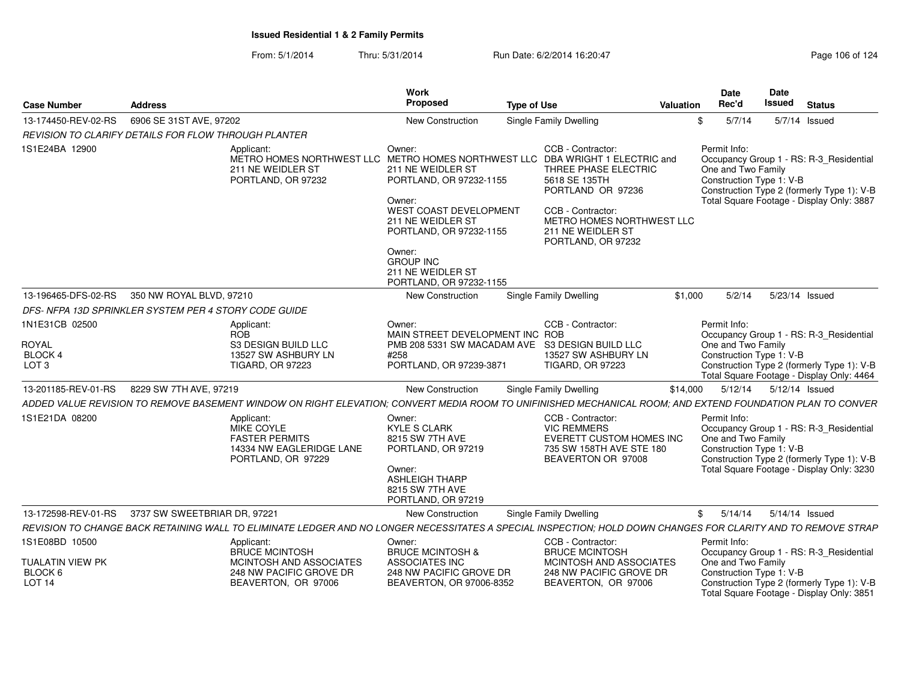**Issued Residential 1 & 2 Family Permits**

From: 5/1/2014 Thru: 5/31/2014 Run Date: 6/2/2014 16:20:47

| Case Number | Address | Work Proposed | Type of Use | Valuation | Date Rec'd | Date Issued | Status |
|---|---|---|---|---|---|---|---|
| 13-174450-REV-02-RS | 6906 SE 31ST AVE, 97202 | New Construction | Single Family Dwelling | $ | 5/7/14 | 5/7/14 | Issued |

*REVISION TO CLARIFY DETAILS FOR FLOW THROUGH PLANTER*

1S1E24BA 12900

Applicant:
METRO HOMES NORTHWEST LLC
211 NE WEIDLER ST
PORTLAND, OR 97232

Owner:
METRO HOMES NORTHWEST LLC
211 NE WEIDLER ST
PORTLAND, OR 97232-1155

Owner:
WEST COAST DEVELOPMENT
211 NE WEIDLER ST
PORTLAND, OR 97232-1155

Owner:
GROUP INC
211 NE WEIDLER ST
PORTLAND, OR 97232-1155

CCB - Contractor:
DBA WRIGHT 1 ELECTRIC and THREE PHASE ELECTRIC
5618 SE 135TH
PORTLAND OR 97236

CCB - Contractor:
METRO HOMES NORTHWEST LLC
211 NE WEIDLER ST
PORTLAND, OR 97232

Permit Info:
Occupancy Group 1 - RS: R-3_Residential One and Two Family
Construction Type 1: V-B
Construction Type 2 (formerly Type 1): V-B
Total Square Footage - Display Only: 3887

| Case Number | Address | Work Proposed | Type of Use | Valuation | Date Rec'd | Date Issued | Status |
|---|---|---|---|---|---|---|---|
| 13-196465-DFS-02-RS | 350 NW ROYAL BLVD, 97210 | New Construction | Single Family Dwelling | $1,000 | 5/2/14 | 5/23/14 | Issued |

*DFS- NFPA 13D SPRINKLER SYSTEM PER 4 STORY CODE GUIDE*

1N1E31CB 02500
ROYAL
BLOCK 4
LOT 3

Applicant:
ROB
S3 DESIGN BUILD LLC
13527 SW ASHBURY LN
TIGARD, OR 97223

Owner:
MAIN STREET DEVELOPMENT INC
PMB 208 5331 SW MACADAM AVE #258
PORTLAND, OR 97239-3871

CCB - Contractor:
ROB
S3 DESIGN BUILD LLC
13527 SW ASHBURY LN
TIGARD, OR 97223

Permit Info:
Occupancy Group 1 - RS: R-3_Residential One and Two Family
Construction Type 1: V-B
Construction Type 2 (formerly Type 1): V-B
Total Square Footage - Display Only: 4464

| Case Number | Address | Work Proposed | Type of Use | Valuation | Date Rec'd | Date Issued | Status |
|---|---|---|---|---|---|---|---|
| 13-201185-REV-01-RS | 8229 SW 7TH AVE, 97219 | New Construction | Single Family Dwelling | $14,000 | 5/12/14 | 5/12/14 | Issued |

*ADDED VALUE REVISION TO REMOVE BASEMENT WINDOW ON RIGHT ELEVATION; CONVERT MEDIA ROOM TO UNIFINISHED MECHANICAL ROOM; AND EXTEND FOUNDATION PLAN TO CONVER*

1S1E21DA 08200

Applicant:
MIKE COYLE
FASTER PERMITS
14334 NW EAGLERIDGE LANE
PORTLAND, OR 97229

Owner:
KYLE S CLARK
8215 SW 7TH AVE
PORTLAND, OR 97219

Owner:
ASHLEIGH THARP
8215 SW 7TH AVE
PORTLAND, OR 97219

CCB - Contractor:
VIC REMMERS
EVERETT CUSTOM HOMES INC
735 SW 158TH AVE STE 180
BEAVERTON OR 97008

Permit Info:
Occupancy Group 1 - RS: R-3_Residential One and Two Family
Construction Type 1: V-B
Construction Type 2 (formerly Type 1): V-B
Total Square Footage - Display Only: 3230

| Case Number | Address | Work Proposed | Type of Use | Valuation | Date Rec'd | Date Issued | Status |
|---|---|---|---|---|---|---|---|
| 13-172598-REV-01-RS | 3737 SW SWEETBRIAR DR, 97221 | New Construction | Single Family Dwelling | $ | 5/14/14 | 5/14/14 | Issued |

*REVISION TO CHANGE BACK RETAINING WALL TO ELIMINATE LEDGER AND NO LONGER NECESSITATES A SPECIAL INSPECTION; HOLD DOWN CHANGES FOR CLARITY AND TO REMOVE STRAP*

1S1E08BD 10500
TUALATIN VIEW PK
BLOCK 6
LOT 14

Applicant:
BRUCE MCINTOSH
MCINTOSH AND ASSOCIATES
248 NW PACIFIC GROVE DR
BEAVERTON, OR 97006

Owner:
BRUCE MCINTOSH & ASSOCIATES INC
248 NW PACIFIC GROVE DR
BEAVERTON, OR 97006-8352

CCB - Contractor:
BRUCE MCINTOSH
MCINTOSH AND ASSOCIATES
248 NW PACIFIC GROVE DR
BEAVERTON, OR 97006

Permit Info:
Occupancy Group 1 - RS: R-3_Residential One and Two Family
Construction Type 1: V-B
Construction Type 2 (formerly Type 1): V-B
Total Square Footage - Display Only: 3851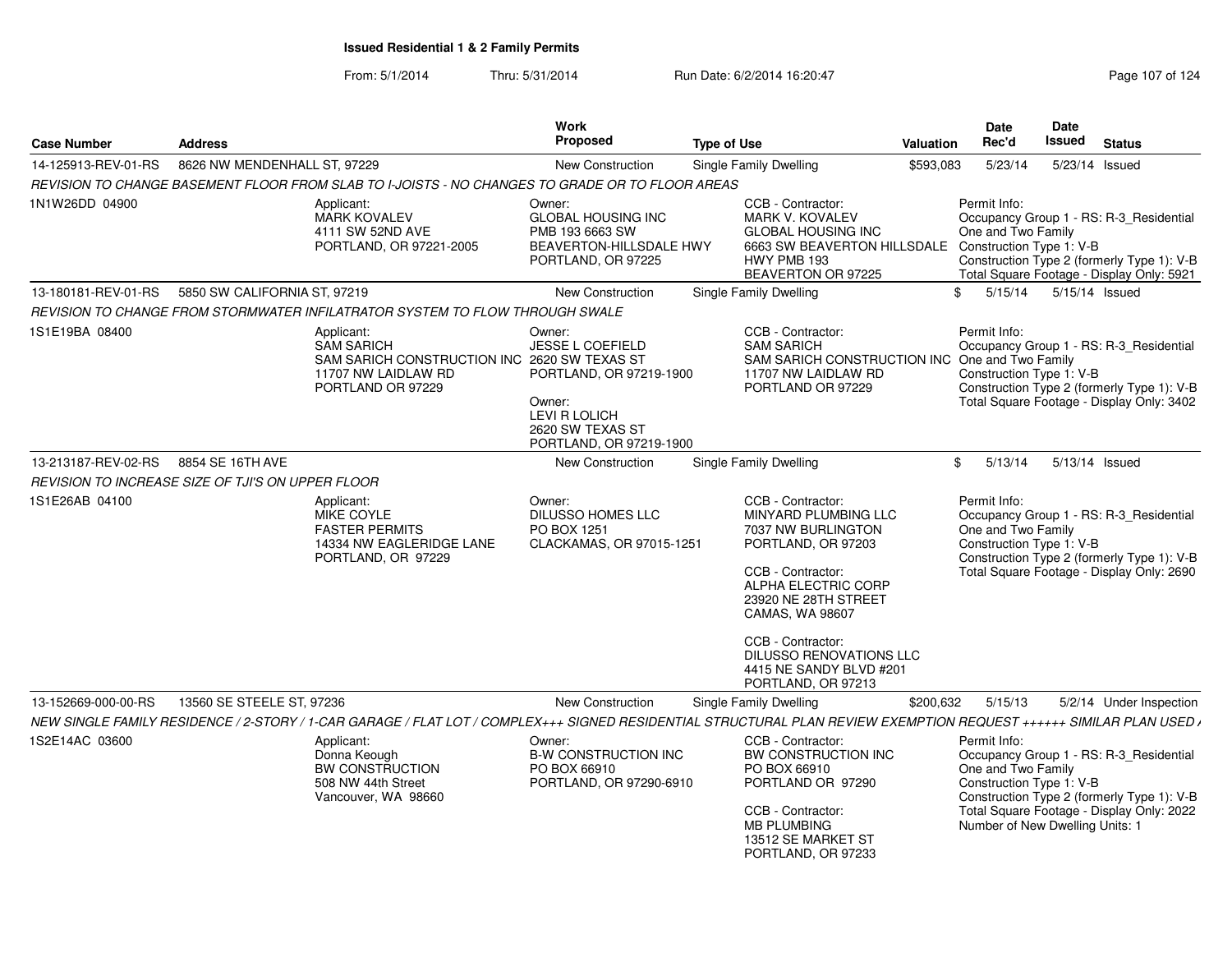**Issued Residential 1 & 2 Family Permits**

From: 5/1/2014 Thru: 5/31/2014 Run Date: 6/2/2014 16:20:47

| Case Number | Address | Work Proposed | Type of Use | Valuation | Date Rec'd | Date Issued | Status |
|---|---|---|---|---|---|---|---|
| 14-125913-REV-01-RS | 8626 NW MENDENHALL ST, 97229 | New Construction | Single Family Dwelling | $593,083 | 5/23/14 | 5/23/14 | Issued |

*REVISION TO CHANGE BASEMENT FLOOR FROM SLAB TO I-JOISTS - NO CHANGES TO GRADE OR TO FLOOR AREAS*

1N1W26DD 04900

Applicant: MARK KOVALEV, 4111 SW 52ND AVE, PORTLAND, OR 97221-2005

Owner: GLOBAL HOUSING INC, PMB 193 6663 SW BEAVERTON-HILLSDALE HWY, PORTLAND, OR 97225

CCB - Contractor: MARK V. KOVALEV, GLOBAL HOUSING INC, 6663 SW BEAVERTON HILLSDALE HWY PMB 193, BEAVERTON OR 97225

Permit Info: Occupancy Group 1 - RS: R-3_Residential One and Two Family; Construction Type 1: V-B; Construction Type 2 (formerly Type 1): V-B; Total Square Footage - Display Only: 5921

| Case Number | Address | Work Proposed | Type of Use | Valuation | Date Rec'd | Date Issued | Status |
|---|---|---|---|---|---|---|---|
| 13-180181-REV-01-RS | 5850 SW CALIFORNIA ST, 97219 | New Construction | Single Family Dwelling | $ | 5/15/14 | 5/15/14 | Issued |

*REVISION TO CHANGE FROM STORMWATER INFILATRATOR SYSTEM TO FLOW THROUGH SWALE*

1S1E19BA 08400

Applicant: SAM SARICH, SAM SARICH CONSTRUCTION INC, 11707 NW LAIDLAW RD, PORTLAND OR 97229

Owner: JESSE L COEFIELD, 2620 SW TEXAS ST, PORTLAND, OR 97219-1900

Owner: LEVI R LOLICH, 2620 SW TEXAS ST, PORTLAND, OR 97219-1900

CCB - Contractor: SAM SARICH, SAM SARICH CONSTRUCTION INC, 11707 NW LAIDLAW RD, PORTLAND OR 97229

Permit Info: Occupancy Group 1 - RS: R-3_Residential One and Two Family; Construction Type 1: V-B; Construction Type 2 (formerly Type 1): V-B; Total Square Footage - Display Only: 3402

| Case Number | Address | Work Proposed | Type of Use | Valuation | Date Rec'd | Date Issued | Status |
|---|---|---|---|---|---|---|---|
| 13-213187-REV-02-RS | 8854 SE 16TH AVE | New Construction | Single Family Dwelling | $ | 5/13/14 | 5/13/14 | Issued |

*REVISION TO INCREASE SIZE OF TJI'S ON UPPER FLOOR*

1S1E26AB 04100

Applicant: MIKE COYLE, FASTER PERMITS, 14334 NW EAGLERIDGE LANE, PORTLAND, OR 97229

Owner: DILUSSO HOMES LLC, PO BOX 1251, CLACKAMAS, OR 97015-1251

CCB - Contractor: MINYARD PLUMBING LLC, 7037 NW BURLINGTON, PORTLAND, OR 97203

CCB - Contractor: ALPHA ELECTRIC CORP, 23920 NE 28TH STREET, CAMAS, WA 98607

CCB - Contractor: DILUSSO RENOVATIONS LLC, 4415 NE SANDY BLVD #201, PORTLAND, OR 97213

Permit Info: Occupancy Group 1 - RS: R-3_Residential One and Two Family; Construction Type 1: V-B; Construction Type 2 (formerly Type 1): V-B; Total Square Footage - Display Only: 2690

| Case Number | Address | Work Proposed | Type of Use | Valuation | Date Rec'd | Date Issued | Status |
|---|---|---|---|---|---|---|---|
| 13-152669-000-00-RS | 13560 SE STEELE ST, 97236 | New Construction | Single Family Dwelling | $200,632 | 5/15/13 | 5/2/14 | Under Inspection |

*NEW SINGLE FAMILY RESIDENCE / 2-STORY / 1-CAR GARAGE / FLAT LOT / COMPLEX+++ SIGNED RESIDENTIAL STRUCTURAL PLAN REVIEW EXEMPTION REQUEST ++++++ SIMILAR PLAN USED A*

1S2E14AC 03600

Applicant: Donna Keough, BW CONSTRUCTION, 508 NW 44th Street, Vancouver, WA 98660

Owner: B-W CONSTRUCTION INC, PO BOX 66910, PORTLAND, OR 97290-6910

CCB - Contractor: BW CONSTRUCTION INC, PO BOX 66910, PORTLAND OR 97290

CCB - Contractor: MB PLUMBING, 13512 SE MARKET ST, PORTLAND, OR 97233

Permit Info: Occupancy Group 1 - RS: R-3_Residential One and Two Family; Construction Type 1: V-B; Construction Type 2 (formerly Type 1): V-B; Total Square Footage - Display Only: 2022; Number of New Dwelling Units: 1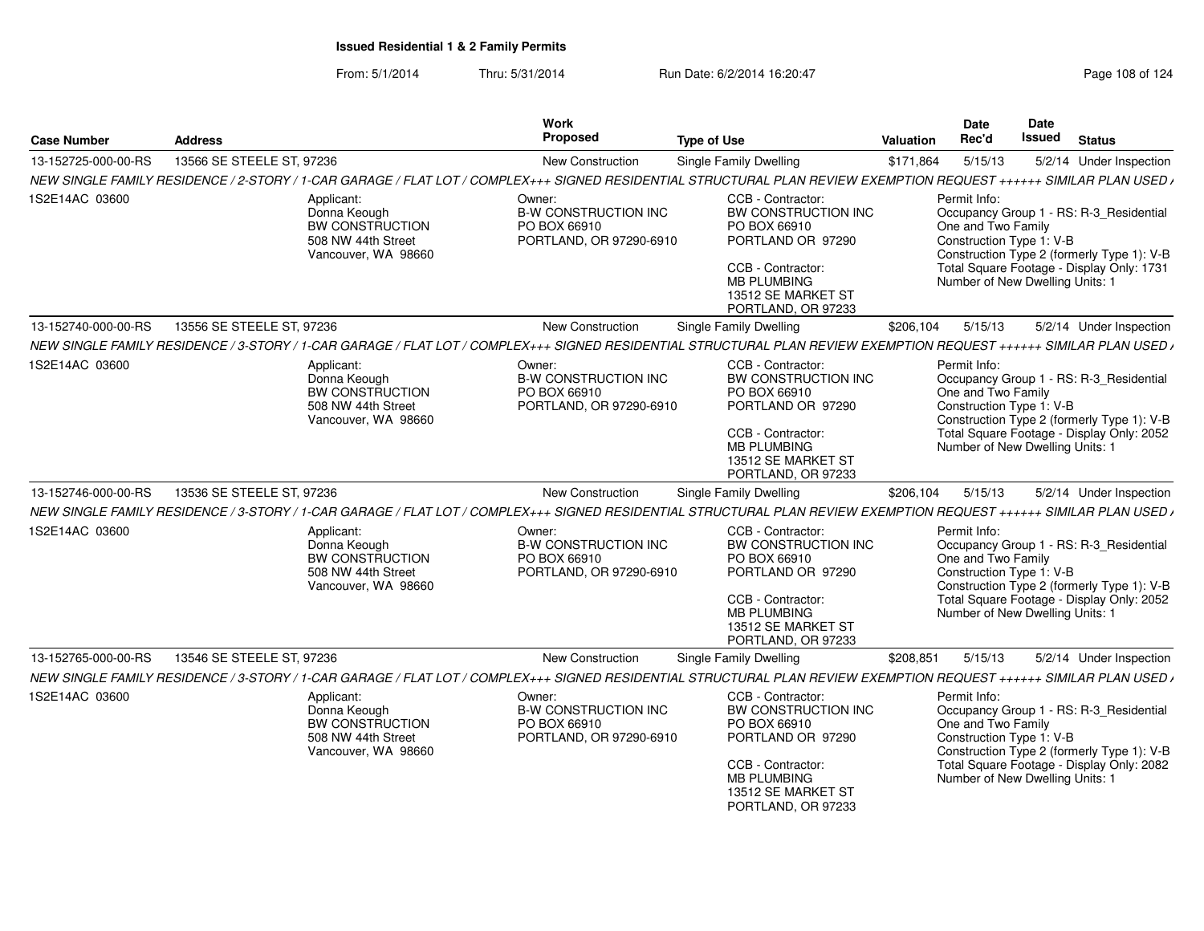## Issued Residential 1 & 2 Family Permits

From: 5/1/2014 Thru: 5/31/2014 Run Date: 6/2/2014 16:20:47

| Case Number | Address | Work Proposed | Type of Use | Valuation | Date Rec'd | Date Issued | Status |
|---|---|---|---|---|---|---|---|
| 13-152725-000-00-RS | 13566 SE STEELE ST, 97236 | New Construction | Single Family Dwelling | $171,864 | 5/15/13 | 5/2/14 | Under Inspection |

*NEW SINGLE FAMILY RESIDENCE / 2-STORY / 1-CAR GARAGE / FLAT LOT / COMPLEX+++ SIGNED RESIDENTIAL STRUCTURAL PLAN REVIEW EXEMPTION REQUEST ++++++ SIMILAR PLAN USED /*

1S2E14AC 03600

Applicant: Donna Keough, BW CONSTRUCTION, 508 NW 44th Street, Vancouver, WA 98660

Owner: B-W CONSTRUCTION INC, PO BOX 66910, PORTLAND, OR 97290-6910

CCB - Contractor: BW CONSTRUCTION INC, PO BOX 66910, PORTLAND OR 97290

CCB - Contractor: MB PLUMBING, 13512 SE MARKET ST, PORTLAND, OR 97233

Permit Info: Occupancy Group 1 - RS: R-3_Residential One and Two Family; Construction Type 1: V-B; Construction Type 2 (formerly Type 1): V-B; Total Square Footage - Display Only: 1731; Number of New Dwelling Units: 1

| Case Number | Address | Work Proposed | Type of Use | Valuation | Date Rec'd | Date Issued | Status |
|---|---|---|---|---|---|---|---|
| 13-152740-000-00-RS | 13556 SE STEELE ST, 97236 | New Construction | Single Family Dwelling | $206,104 | 5/15/13 | 5/2/14 | Under Inspection |

*NEW SINGLE FAMILY RESIDENCE / 3-STORY / 1-CAR GARAGE / FLAT LOT / COMPLEX+++ SIGNED RESIDENTIAL STRUCTURAL PLAN REVIEW EXEMPTION REQUEST ++++++ SIMILAR PLAN USED /*

1S2E14AC 03600

Applicant: Donna Keough, BW CONSTRUCTION, 508 NW 44th Street, Vancouver, WA 98660

Owner: B-W CONSTRUCTION INC, PO BOX 66910, PORTLAND, OR 97290-6910

CCB - Contractor: BW CONSTRUCTION INC, PO BOX 66910, PORTLAND OR 97290

CCB - Contractor: MB PLUMBING, 13512 SE MARKET ST, PORTLAND, OR 97233

Permit Info: Occupancy Group 1 - RS: R-3_Residential One and Two Family; Construction Type 1: V-B; Construction Type 2 (formerly Type 1): V-B; Total Square Footage - Display Only: 2052; Number of New Dwelling Units: 1

| Case Number | Address | Work Proposed | Type of Use | Valuation | Date Rec'd | Date Issued | Status |
|---|---|---|---|---|---|---|---|
| 13-152746-000-00-RS | 13536 SE STEELE ST, 97236 | New Construction | Single Family Dwelling | $206,104 | 5/15/13 | 5/2/14 | Under Inspection |

*NEW SINGLE FAMILY RESIDENCE / 3-STORY / 1-CAR GARAGE / FLAT LOT / COMPLEX+++ SIGNED RESIDENTIAL STRUCTURAL PLAN REVIEW EXEMPTION REQUEST ++++++ SIMILAR PLAN USED /*

1S2E14AC 03600

Applicant: Donna Keough, BW CONSTRUCTION, 508 NW 44th Street, Vancouver, WA 98660

Owner: B-W CONSTRUCTION INC, PO BOX 66910, PORTLAND, OR 97290-6910

CCB - Contractor: BW CONSTRUCTION INC, PO BOX 66910, PORTLAND OR 97290

CCB - Contractor: MB PLUMBING, 13512 SE MARKET ST, PORTLAND, OR 97233

Permit Info: Occupancy Group 1 - RS: R-3_Residential One and Two Family; Construction Type 1: V-B; Construction Type 2 (formerly Type 1): V-B; Total Square Footage - Display Only: 2052; Number of New Dwelling Units: 1

| Case Number | Address | Work Proposed | Type of Use | Valuation | Date Rec'd | Date Issued | Status |
|---|---|---|---|---|---|---|---|
| 13-152765-000-00-RS | 13546 SE STEELE ST, 97236 | New Construction | Single Family Dwelling | $208,851 | 5/15/13 | 5/2/14 | Under Inspection |

*NEW SINGLE FAMILY RESIDENCE / 3-STORY / 1-CAR GARAGE / FLAT LOT / COMPLEX+++ SIGNED RESIDENTIAL STRUCTURAL PLAN REVIEW EXEMPTION REQUEST ++++++ SIMILAR PLAN USED /*

1S2E14AC 03600

Applicant: Donna Keough, BW CONSTRUCTION, 508 NW 44th Street, Vancouver, WA 98660

Owner: B-W CONSTRUCTION INC, PO BOX 66910, PORTLAND, OR 97290-6910

CCB - Contractor: BW CONSTRUCTION INC, PO BOX 66910, PORTLAND OR 97290

CCB - Contractor: MB PLUMBING, 13512 SE MARKET ST, PORTLAND, OR 97233

Permit Info: Occupancy Group 1 - RS: R-3_Residential One and Two Family; Construction Type 1: V-B; Construction Type 2 (formerly Type 1): V-B; Total Square Footage - Display Only: 2082; Number of New Dwelling Units: 1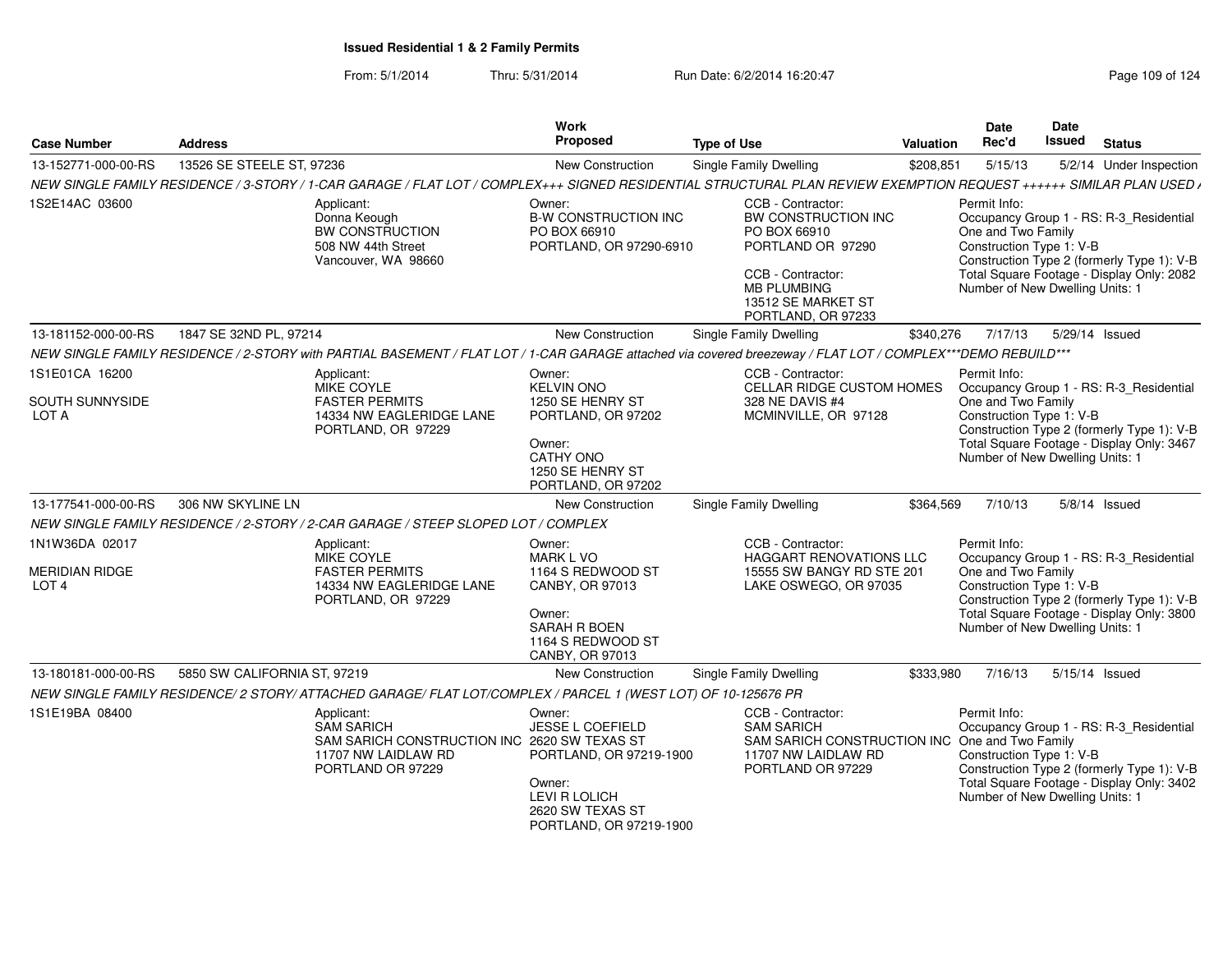# Issued Residential 1 & 2 Family Permits

From: 5/1/2014 Thru: 5/31/2014 Run Date: 6/2/2014 16:20:47

| Case Number | Address | Work Proposed | Type of Use | Valuation | Date Rec'd | Date Issued | Status |
|---|---|---|---|---|---|---|---|
| 13-152771-000-00-RS | 13526 SE STEELE ST, 97236 | New Construction | Single Family Dwelling | $208,851 | 5/15/13 | 5/2/14 | Under Inspection |

NEW SINGLE FAMILY RESIDENCE / 3-STORY / 1-CAR GARAGE / FLAT LOT / COMPLEX+++ SIGNED RESIDENTIAL STRUCTURAL PLAN REVIEW EXEMPTION REQUEST ++++++ SIMILAR PLAN USED /

1S2E14AC 03600

Applicant:
Donna Keough
BW CONSTRUCTION
508 NW 44th Street
Vancouver, WA 98660

Owner:
B-W CONSTRUCTION INC
PO BOX 66910
PORTLAND, OR 97290-6910

CCB - Contractor:
BW CONSTRUCTION INC
PO BOX 66910
PORTLAND OR 97290

CCB - Contractor:
MB PLUMBING
13512 SE MARKET ST
PORTLAND, OR 97233

Permit Info:
Occupancy Group 1 - RS: R-3_Residential One and Two Family
Construction Type 1: V-B
Construction Type 2 (formerly Type 1): V-B
Total Square Footage - Display Only: 2082
Number of New Dwelling Units: 1

| Case Number | Address | Work Proposed | Type of Use | Valuation | Date Rec'd | Date Issued | Status |
|---|---|---|---|---|---|---|---|
| 13-181152-000-00-RS | 1847 SE 32ND PL, 97214 | New Construction | Single Family Dwelling | $340,276 | 7/17/13 | 5/29/14 | Issued |

NEW SINGLE FAMILY RESIDENCE / 2-STORY with PARTIAL BASEMENT / FLAT LOT / 1-CAR GARAGE attached via covered breezeway / FLAT LOT / COMPLEX***DEMO REBUILD***

1S1E01CA 16200
SOUTH SUNNYSIDE
LOT A

Applicant:
MIKE COYLE
FASTER PERMITS
14334 NW EAGLERIDGE LANE
PORTLAND, OR 97229

Owner:
KELVIN ONO
1250 SE HENRY ST
PORTLAND, OR 97202

Owner:
CATHY ONO
1250 SE HENRY ST
PORTLAND, OR 97202

CCB - Contractor:
CELLAR RIDGE CUSTOM HOMES
328 NE DAVIS #4
MCMINVILLE, OR 97128

Permit Info:
Occupancy Group 1 - RS: R-3_Residential One and Two Family
Construction Type 1: V-B
Construction Type 2 (formerly Type 1): V-B
Total Square Footage - Display Only: 3467
Number of New Dwelling Units: 1

| Case Number | Address | Work Proposed | Type of Use | Valuation | Date Rec'd | Date Issued | Status |
|---|---|---|---|---|---|---|---|
| 13-177541-000-00-RS | 306 NW SKYLINE LN | New Construction | Single Family Dwelling | $364,569 | 7/10/13 | 5/8/14 | Issued |

NEW SINGLE FAMILY RESIDENCE / 2-STORY / 2-CAR GARAGE / STEEP SLOPED LOT / COMPLEX

1N1W36DA 02017
MERIDIAN RIDGE
LOT 4

Applicant:
MIKE COYLE
FASTER PERMITS
14334 NW EAGLERIDGE LANE
PORTLAND, OR 97229

Owner:
MARK L VO
1164 S REDWOOD ST
CANBY, OR 97013

Owner:
SARAH R BOEN
1164 S REDWOOD ST
CANBY, OR 97013

CCB - Contractor:
HAGGART RENOVATIONS LLC
15555 SW BANGY RD STE 201
LAKE OSWEGO, OR 97035

Permit Info:
Occupancy Group 1 - RS: R-3_Residential One and Two Family
Construction Type 1: V-B
Construction Type 2 (formerly Type 1): V-B
Total Square Footage - Display Only: 3800
Number of New Dwelling Units: 1

| Case Number | Address | Work Proposed | Type of Use | Valuation | Date Rec'd | Date Issued | Status |
|---|---|---|---|---|---|---|---|
| 13-180181-000-00-RS | 5850 SW CALIFORNIA ST, 97219 | New Construction | Single Family Dwelling | $333,980 | 7/16/13 | 5/15/14 | Issued |

NEW SINGLE FAMILY RESIDENCE/ 2 STORY/ ATTACHED GARAGE/ FLAT LOT/COMPLEX / PARCEL 1 (WEST LOT) OF 10-125676 PR

1S1E19BA 08400

Applicant:
SAM SARICH
SAM SARICH CONSTRUCTION INC
11707 NW LAIDLAW RD
PORTLAND OR 97229

Owner:
JESSE L COEFIELD
2620 SW TEXAS ST
PORTLAND, OR 97219-1900

Owner:
LEVI R LOLICH
2620 SW TEXAS ST
PORTLAND, OR 97219-1900

CCB - Contractor:
SAM SARICH
SAM SARICH CONSTRUCTION INC
11707 NW LAIDLAW RD
PORTLAND OR 97229

Permit Info:
Occupancy Group 1 - RS: R-3_Residential One and Two Family
Construction Type 1: V-B
Construction Type 2 (formerly Type 1): V-B
Total Square Footage - Display Only: 3402
Number of New Dwelling Units: 1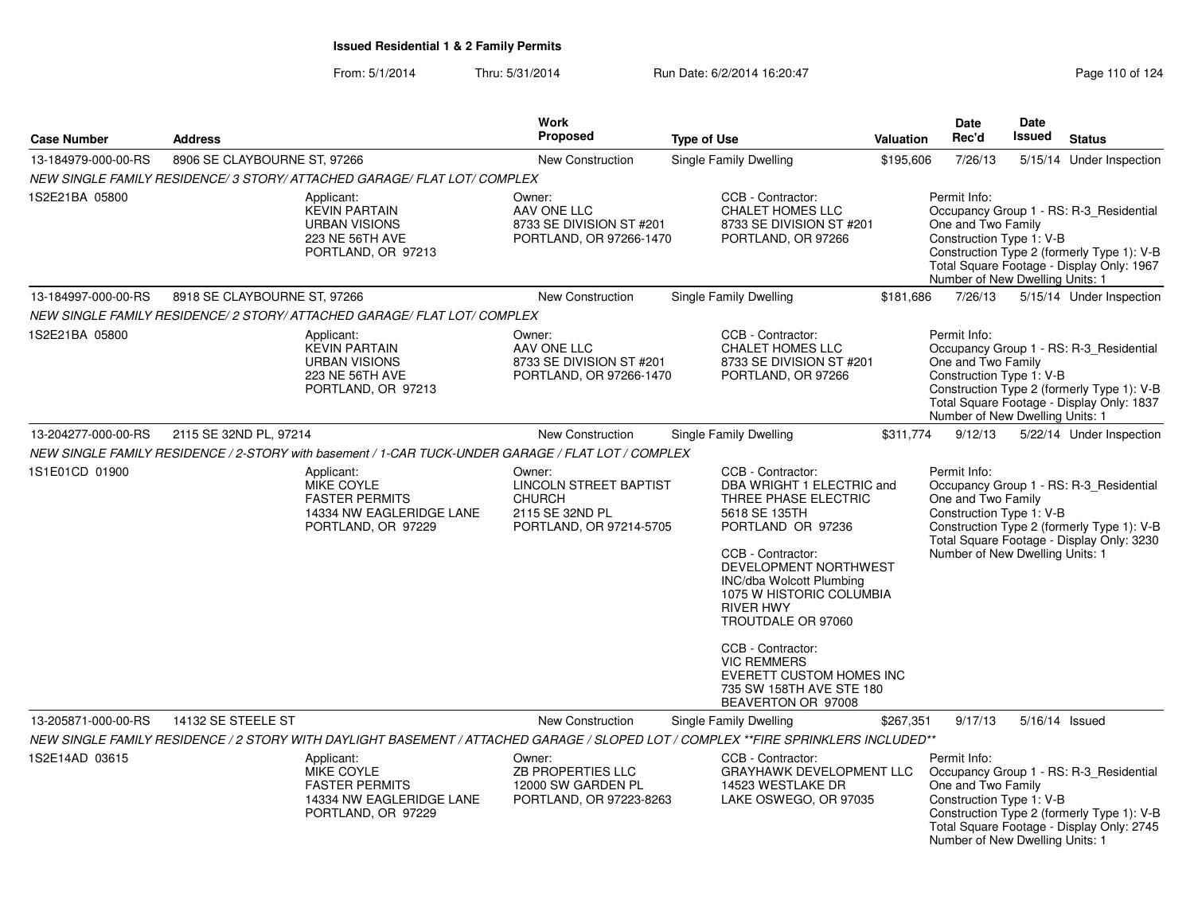**Issued Residential 1 & 2 Family Permits**

From: 5/1/2014 Thru: 5/31/2014 Run Date: 6/2/2014 16:20:47

| Case Number | Address | Work Proposed | Type of Use | Valuation | Date Rec'd | Date Issued | Status |
|---|---|---|---|---|---|---|---|
| 13-184979-000-00-RS | 8906 SE CLAYBOURNE ST, 97266 | New Construction | Single Family Dwelling | $195,606 | 7/26/13 | 5/15/14 | Under Inspection |

*NEW SINGLE FAMILY RESIDENCE/ 3 STORY/ ATTACHED GARAGE/ FLAT LOT/ COMPLEX*

1S2E21BA 05800

Applicant:
KEVIN PARTAIN
URBAN VISIONS
223 NE 56TH AVE
PORTLAND, OR 97213

Owner:
AAV ONE LLC
8733 SE DIVISION ST #201
PORTLAND, OR 97266-1470

CCB - Contractor:
CHALET HOMES LLC
8733 SE DIVISION ST #201
PORTLAND, OR 97266

Permit Info:
Occupancy Group 1 - RS: R-3_Residential One and Two Family
Construction Type 1: V-B
Construction Type 2 (formerly Type 1): V-B
Total Square Footage - Display Only: 1967
Number of New Dwelling Units: 1

| Case Number | Address | Work Proposed | Type of Use | Valuation | Date Rec'd | Date Issued | Status |
|---|---|---|---|---|---|---|---|
| 13-184997-000-00-RS | 8918 SE CLAYBOURNE ST, 97266 | New Construction | Single Family Dwelling | $181,686 | 7/26/13 | 5/15/14 | Under Inspection |

*NEW SINGLE FAMILY RESIDENCE/ 2 STORY/ ATTACHED GARAGE/ FLAT LOT/ COMPLEX*

1S2E21BA 05800

Applicant:
KEVIN PARTAIN
URBAN VISIONS
223 NE 56TH AVE
PORTLAND, OR 97213

Owner:
AAV ONE LLC
8733 SE DIVISION ST #201
PORTLAND, OR 97266-1470

CCB - Contractor:
CHALET HOMES LLC
8733 SE DIVISION ST #201
PORTLAND, OR 97266

Permit Info:
Occupancy Group 1 - RS: R-3_Residential One and Two Family
Construction Type 1: V-B
Construction Type 2 (formerly Type 1): V-B
Total Square Footage - Display Only: 1837
Number of New Dwelling Units: 1

| Case Number | Address | Work Proposed | Type of Use | Valuation | Date Rec'd | Date Issued | Status |
|---|---|---|---|---|---|---|---|
| 13-204277-000-00-RS | 2115 SE 32ND PL, 97214 | New Construction | Single Family Dwelling | $311,774 | 9/12/13 | 5/22/14 | Under Inspection |

*NEW SINGLE FAMILY RESIDENCE / 2-STORY with basement / 1-CAR TUCK-UNDER GARAGE / FLAT LOT / COMPLEX*

1S1E01CD 01900

Applicant:
MIKE COYLE
FASTER PERMITS
14334 NW EAGLERIDGE LANE
PORTLAND, OR 97229

Owner:
LINCOLN STREET BAPTIST CHURCH
2115 SE 32ND PL
PORTLAND, OR 97214-5705

CCB - Contractor:
DBA WRIGHT 1 ELECTRIC and THREE PHASE ELECTRIC
5618 SE 135TH
PORTLAND OR 97236

CCB - Contractor:
DEVELOPMENT NORTHWEST INC/dba Wolcott Plumbing
1075 W HISTORIC COLUMBIA RIVER HWY
TROUTDALE OR 97060

CCB - Contractor:
VIC REMMERS
EVERETT CUSTOM HOMES INC
735 SW 158TH AVE STE 180
BEAVERTON OR 97008

Permit Info:
Occupancy Group 1 - RS: R-3_Residential One and Two Family
Construction Type 1: V-B
Construction Type 2 (formerly Type 1): V-B
Total Square Footage - Display Only: 3230
Number of New Dwelling Units: 1

| Case Number | Address | Work Proposed | Type of Use | Valuation | Date Rec'd | Date Issued | Status |
|---|---|---|---|---|---|---|---|
| 13-205871-000-00-RS | 14132 SE STEELE ST | New Construction | Single Family Dwelling | $267,351 | 9/17/13 | 5/16/14 | Issued |

*NEW SINGLE FAMILY RESIDENCE / 2 STORY WITH DAYLIGHT BASEMENT / ATTACHED GARAGE / SLOPED LOT / COMPLEX **FIRE SPRINKLERS INCLUDED***

1S2E14AD 03615

Applicant:
MIKE COYLE
FASTER PERMITS
14334 NW EAGLERIDGE LANE
PORTLAND, OR 97229

Owner:
ZB PROPERTIES LLC
12000 SW GARDEN PL
PORTLAND, OR 97223-8263

CCB - Contractor:
GRAYHAWK DEVELOPMENT LLC
14523 WESTLAKE DR
LAKE OSWEGO, OR 97035

Permit Info:
Occupancy Group 1 - RS: R-3_Residential One and Two Family
Construction Type 1: V-B
Construction Type 2 (formerly Type 1): V-B
Total Square Footage - Display Only: 2745
Number of New Dwelling Units: 1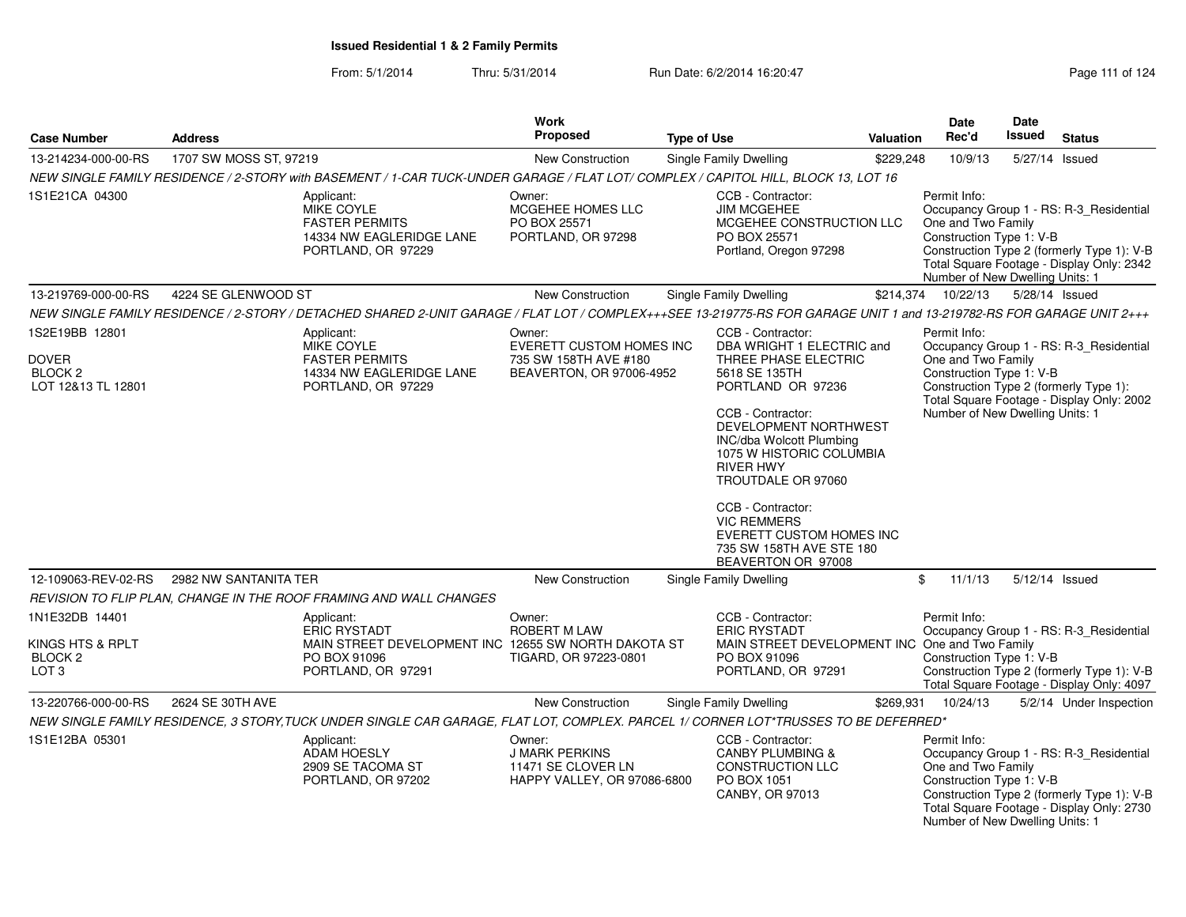# Issued Residential 1 & 2 Family Permits

From: 5/1/2014 Thru: 5/31/2014 Run Date: 6/2/2014 16:20:47

| Case Number | Address | Work Proposed | Type of Use | Valuation | Date Rec'd | Date Issued | Status |
|---|---|---|---|---|---|---|---|
| 13-214234-000-00-RS | 1707 SW MOSS ST, 97219 | New Construction | Single Family Dwelling | $229,248 | 10/9/13 | 5/27/14 | Issued |

*NEW SINGLE FAMILY RESIDENCE / 2-STORY with BASEMENT / 1-CAR TUCK-UNDER GARAGE / FLAT LOT/ COMPLEX / CAPITOL HILL, BLOCK 13, LOT 16*

1S1E21CA 04300

Applicant: MIKE COYLE, FASTER PERMITS, 14334 NW EAGLERIDGE LANE, PORTLAND, OR 97229

Owner: MCGEHEE HOMES LLC, PO BOX 25571, PORTLAND, OR 97298

CCB - Contractor: JIM MCGEHEE, MCGEHEE CONSTRUCTION LLC, PO BOX 25571, Portland, Oregon 97298

Permit Info: Occupancy Group 1 - RS: R-3_Residential One and Two Family; Construction Type 1: V-B; Construction Type 2 (formerly Type 1): V-B; Total Square Footage - Display Only: 2342; Number of New Dwelling Units: 1

| Case Number | Address | Work Proposed | Type of Use | Valuation | Date Rec'd | Date Issued | Status |
|---|---|---|---|---|---|---|---|
| 13-219769-000-00-RS | 4224 SE GLENWOOD ST | New Construction | Single Family Dwelling | $214,374 | 10/22/13 | 5/28/14 | Issued |

*NEW SINGLE FAMILY RESIDENCE / 2-STORY / DETACHED SHARED 2-UNIT GARAGE / FLAT LOT / COMPLEX+++SEE 13-219775-RS FOR GARAGE UNIT 1 and 13-219782-RS FOR GARAGE UNIT 2+++*

1S2E19BB 12801, DOVER, BLOCK 2, LOT 12&13 TL 12801

Applicant: MIKE COYLE, FASTER PERMITS, 14334 NW EAGLERIDGE LANE, PORTLAND, OR 97229

Owner: EVERETT CUSTOM HOMES INC, 735 SW 158TH AVE #180, BEAVERTON, OR 97006-4952

CCB - Contractor: DBA WRIGHT 1 ELECTRIC and THREE PHASE ELECTRIC, 5618 SE 135TH, PORTLAND OR 97236

CCB - Contractor: DEVELOPMENT NORTHWEST INC/dba Wolcott Plumbing, 1075 W HISTORIC COLUMBIA RIVER HWY, TROUTDALE OR 97060

CCB - Contractor: VIC REMMERS, EVERETT CUSTOM HOMES INC, 735 SW 158TH AVE STE 180, BEAVERTON OR 97008

Permit Info: Occupancy Group 1 - RS: R-3_Residential One and Two Family; Construction Type 1: V-B; Construction Type 2 (formerly Type 1):; Total Square Footage - Display Only: 2002; Number of New Dwelling Units: 1

| Case Number | Address | Work Proposed | Type of Use | Valuation | Date Rec'd | Date Issued | Status |
|---|---|---|---|---|---|---|---|
| 12-109063-REV-02-RS | 2982 NW SANTANITA TER | New Construction | Single Family Dwelling | $ | 11/1/13 | 5/12/14 | Issued |

*REVISION TO FLIP PLAN, CHANGE IN THE ROOF FRAMING AND WALL CHANGES*

1N1E32DB 14401, KINGS HTS & RPLT, BLOCK 2, LOT 3

Applicant: ERIC RYSTADT, MAIN STREET DEVELOPMENT INC, PO BOX 91096, PORTLAND, OR 97291

Owner: ROBERT M LAW, 12655 SW NORTH DAKOTA ST, TIGARD, OR 97223-0801

CCB - Contractor: ERIC RYSTADT, MAIN STREET DEVELOPMENT INC, PO BOX 91096, PORTLAND, OR 97291

Permit Info: Occupancy Group 1 - RS: R-3_Residential One and Two Family; Construction Type 1: V-B; Construction Type 2 (formerly Type 1): V-B; Total Square Footage - Display Only: 4097

| Case Number | Address | Work Proposed | Type of Use | Valuation | Date Rec'd | Date Issued | Status |
|---|---|---|---|---|---|---|---|
| 13-220766-000-00-RS | 2624 SE 30TH AVE | New Construction | Single Family Dwelling | $269,931 | 10/24/13 | 5/2/14 | Under Inspection |

*NEW SINGLE FAMILY RESIDENCE, 3 STORY,TUCK UNDER SINGLE CAR GARAGE, FLAT LOT, COMPLEX. PARCEL 1/ CORNER LOT*TRUSSES TO BE DEFERRED*

1S1E12BA 05301

Applicant: ADAM HOESLY, 2909 SE TACOMA ST, PORTLAND, OR 97202

Owner: J MARK PERKINS, 11471 SE CLOVER LN, HAPPY VALLEY, OR 97086-6800

CCB - Contractor: CANBY PLUMBING & CONSTRUCTION LLC, PO BOX 1051, CANBY, OR 97013

Permit Info: Occupancy Group 1 - RS: R-3_Residential One and Two Family; Construction Type 1: V-B; Construction Type 2 (formerly Type 1): V-B; Total Square Footage - Display Only: 2730; Number of New Dwelling Units: 1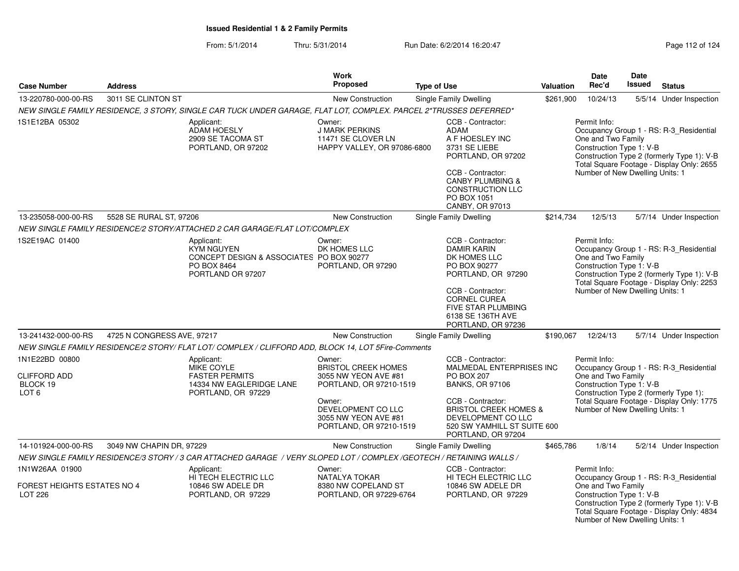**Issued Residential 1 & 2 Family Permits**

From: 5/1/2014 Thru: 5/31/2014 Run Date: 6/2/2014 16:20:47

| Case Number | Address | Work Proposed | Type of Use | Valuation | Date Rec'd | Date Issued | Status |
|---|---|---|---|---|---|---|---|
| 13-220780-000-00-RS | 3011 SE CLINTON ST | New Construction | Single Family Dwelling | $261,900 | 10/24/13 | 5/5/14 | Under Inspection |

*NEW SINGLE FAMILY RESIDENCE, 3 STORY, SINGLE CAR TUCK UNDER GARAGE, FLAT LOT, COMPLEX. PARCEL 2*TRUSSES DEFERRED**

1S1E12BA 05302

Applicant:
ADAM HOESLY
2909 SE TACOMA ST
PORTLAND, OR 97202

Owner:
J MARK PERKINS
11471 SE CLOVER LN
HAPPY VALLEY, OR 97086-6800

CCB - Contractor:
ADAM
A F HOESLEY INC
3731 SE LIEBE
PORTLAND, OR 97202

CCB - Contractor:
CANBY PLUMBING &
CONSTRUCTION LLC
PO BOX 1051
CANBY, OR 97013

Permit Info:
Occupancy Group 1 - RS: R-3_Residential One and Two Family
Construction Type 1: V-B
Construction Type 2 (formerly Type 1): V-B
Total Square Footage - Display Only: 2655
Number of New Dwelling Units: 1

| Case Number | Address | Work Proposed | Type of Use | Valuation | Date Rec'd | Date Issued | Status |
|---|---|---|---|---|---|---|---|
| 13-235058-000-00-RS | 5528 SE RURAL ST, 97206 | New Construction | Single Family Dwelling | $214,734 | 12/5/13 | 5/7/14 | Under Inspection |

*NEW SINGLE FAMILY RESIDENCE/2 STORY/ATTACHED 2 CAR GARAGE/FLAT LOT/COMPLEX*

1S2E19AC 01400

Applicant:
KYM NGUYEN
CONCEPT DESIGN & ASSOCIATES
PO BOX 8464
PORTLAND OR 97207

Owner:
DK HOMES LLC
PO BOX 90277
PORTLAND, OR 97290

CCB - Contractor:
DAMIR KARIN
DK HOMES LLC
PO BOX 90277
PORTLAND, OR 97290

CCB - Contractor:
CORNEL CUREA
FIVE STAR PLUMBING
6138 SE 136TH AVE
PORTLAND, OR 97236

Permit Info:
Occupancy Group 1 - RS: R-3_Residential One and Two Family
Construction Type 1: V-B
Construction Type 2 (formerly Type 1): V-B
Total Square Footage - Display Only: 2253
Number of New Dwelling Units: 1

| Case Number | Address | Work Proposed | Type of Use | Valuation | Date Rec'd | Date Issued | Status |
|---|---|---|---|---|---|---|---|
| 13-241432-000-00-RS | 4725 N CONGRESS AVE, 97217 | New Construction | Single Family Dwelling | $190,067 | 12/24/13 | 5/7/14 | Under Inspection |

*NEW SINGLE FAMILY RESIDENCE/2 STORY/ FLAT LOT/ COMPLEX / CLIFFORD ADD, BLOCK 14, LOT 5Fire-Comments*

1N1E22BD 00800

CLIFFORD ADD
BLOCK 19
LOT 6

Applicant:
MIKE COYLE
FASTER PERMITS
14334 NW EAGLERIDGE LANE
PORTLAND, OR 97229

Owner:
BRISTOL CREEK HOMES
3055 NW YEON AVE #81
PORTLAND, OR 97210-1519

Owner:
DEVELOPMENT CO LLC
3055 NW YEON AVE #81
PORTLAND, OR 97210-1519

CCB - Contractor:
MALMEDAL ENTERPRISES INC
PO BOX 207
BANKS, OR 97106

CCB - Contractor:
BRISTOL CREEK HOMES &
DEVELOPMENT CO LLC
520 SW YAMHILL ST SUITE 600
PORTLAND, OR 97204

Permit Info:
Occupancy Group 1 - RS: R-3_Residential One and Two Family
Construction Type 1: V-B
Construction Type 2 (formerly Type 1):
Total Square Footage - Display Only: 1775
Number of New Dwelling Units: 1

| Case Number | Address | Work Proposed | Type of Use | Valuation | Date Rec'd | Date Issued | Status |
|---|---|---|---|---|---|---|---|
| 14-101924-000-00-RS | 3049 NW CHAPIN DR, 97229 | New Construction | Single Family Dwelling | $465,786 | 1/8/14 | 5/2/14 | Under Inspection |

*NEW SINGLE FAMILY RESIDENCE/3 STORY / 3 CAR ATTACHED GARAGE / VERY SLOPED LOT / COMPLEX /GEOTECH / RETAINING WALLS /*

1N1W26AA 01900

FOREST HEIGHTS ESTATES NO 4
LOT 226

Applicant:
HI TECH ELECTRIC LLC
10846 SW ADELE DR
PORTLAND, OR 97229

Owner:
NATALYA TOKAR
8380 NW COPELAND ST
PORTLAND, OR 97229-6764

CCB - Contractor:
HI TECH ELECTRIC LLC
10846 SW ADELE DR
PORTLAND, OR 97229

Permit Info:
Occupancy Group 1 - RS: R-3_Residential One and Two Family
Construction Type 1: V-B
Construction Type 2 (formerly Type 1): V-B
Total Square Footage - Display Only: 4834
Number of New Dwelling Units: 1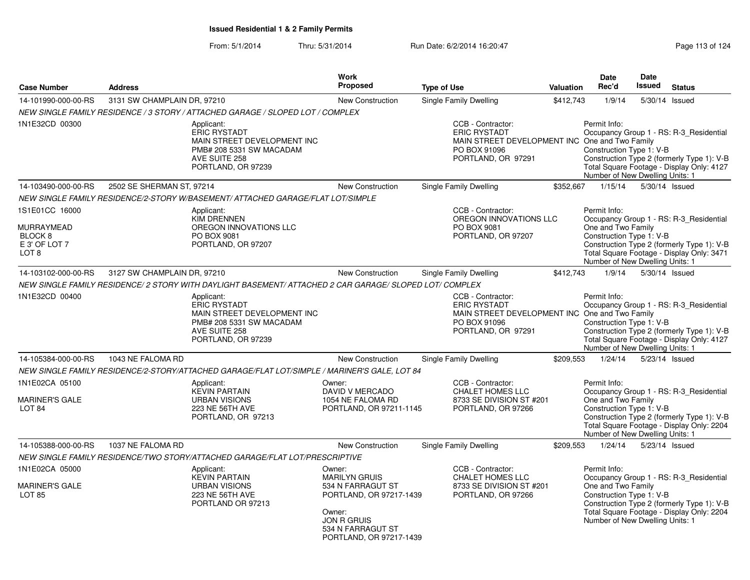**Issued Residential 1 & 2 Family Permits**

From: 5/1/2014 Thru: 5/31/2014 Run Date: 6/2/2014 16:20:47

| Case Number | Address | Work Proposed | Type of Use | Valuation | Date Rec'd | Date Issued | Status |
|---|---|---|---|---|---|---|---|
| 14-101990-000-00-RS | 3131 SW CHAMPLAIN DR, 97210 | New Construction | Single Family Dwelling | $412,743 | 1/9/14 | 5/30/14 | Issued |
| NEW SINGLE FAMILY RESIDENCE / 3 STORY / ATTACHED GARAGE / SLOPED LOT / COMPLEX | | | | | | | |
| 1N1E32CD 00300 | Applicant: ERIC RYSTADT MAIN STREET DEVELOPMENT INC PMB# 208 5331 SW MACADAM AVE SUITE 258 PORTLAND, OR 97239 | | CCB - Contractor: ERIC RYSTADT MAIN STREET DEVELOPMENT INC PO BOX 91096 PORTLAND, OR 97291 | | Permit Info: Occupancy Group 1 - RS: R-3_Residential One and Two Family Construction Type 1: V-B Construction Type 2 (formerly Type 1): V-B Total Square Footage - Display Only: 4127 Number of New Dwelling Units: 1 | | |
| 14-103490-000-00-RS | 2502 SE SHERMAN ST, 97214 | New Construction | Single Family Dwelling | $352,667 | 1/15/14 | 5/30/14 | Issued |
| NEW SINGLE FAMILY RESIDENCE/2-STORY W/BASEMENT/ ATTACHED GARAGE/FLAT LOT/SIMPLE | | | | | | | |
| 1S1E01CC 16000 MURRAYMEAD BLOCK 8 E 3' OF LOT 7 LOT 8 | Applicant: KIM DRENNEN OREGON INNOVATIONS LLC PO BOX 9081 PORTLAND, OR 97207 | | CCB - Contractor: OREGON INNOVATIONS LLC PO BOX 9081 PORTLAND, OR 97207 | | Permit Info: Occupancy Group 1 - RS: R-3_Residential One and Two Family Construction Type 1: V-B Construction Type 2 (formerly Type 1): V-B Total Square Footage - Display Only: 3471 Number of New Dwelling Units: 1 | | |
| 14-103102-000-00-RS | 3127 SW CHAMPLAIN DR, 97210 | New Construction | Single Family Dwelling | $412,743 | 1/9/14 | 5/30/14 | Issued |
| NEW SINGLE FAMILY RESIDENCE/ 2 STORY WITH DAYLIGHT BASEMENT/ ATTACHED 2 CAR GARAGE/ SLOPED LOT/ COMPLEX | | | | | | | |
| 1N1E32CD 00400 | Applicant: ERIC RYSTADT MAIN STREET DEVELOPMENT INC PMB# 208 5331 SW MACADAM AVE SUITE 258 PORTLAND, OR 97239 | | CCB - Contractor: ERIC RYSTADT MAIN STREET DEVELOPMENT INC PO BOX 91096 PORTLAND, OR 97291 | | Permit Info: Occupancy Group 1 - RS: R-3_Residential One and Two Family Construction Type 1: V-B Construction Type 2 (formerly Type 1): V-B Total Square Footage - Display Only: 4127 Number of New Dwelling Units: 1 | | |
| 14-105384-000-00-RS | 1043 NE FALOMA RD | New Construction | Single Family Dwelling | $209,553 | 1/24/14 | 5/23/14 | Issued |
| NEW SINGLE FAMILY RESIDENCE/2-STORY/ATTACHED GARAGE/FLAT LOT/SIMPLE / MARINER'S GALE, LOT 84 | | | | | | | |
| 1N1E02CA 05100 MARINER'S GALE LOT 84 | Applicant: KEVIN PARTAIN URBAN VISIONS 223 NE 56TH AVE PORTLAND, OR 97213 | Owner: DAVID V MERCADO 1054 NE FALOMA RD PORTLAND, OR 97211-1145 | CCB - Contractor: CHALET HOMES LLC 8733 SE DIVISION ST #201 PORTLAND, OR 97266 | | Permit Info: Occupancy Group 1 - RS: R-3_Residential One and Two Family Construction Type 1: V-B Construction Type 2 (formerly Type 1): V-B Total Square Footage - Display Only: 2204 Number of New Dwelling Units: 1 | | |
| 14-105388-000-00-RS | 1037 NE FALOMA RD | New Construction | Single Family Dwelling | $209,553 | 1/24/14 | 5/23/14 | Issued |
| NEW SINGLE FAMILY RESIDENCE/TWO STORY/ATTACHED GARAGE/FLAT LOT/PRESCRIPTIVE | | | | | | | |
| 1N1E02CA 05000 MARINER'S GALE LOT 85 | Applicant: KEVIN PARTAIN URBAN VISIONS 223 NE 56TH AVE PORTLAND OR 97213 | Owner: MARILYN GRUIS 534 N FARRAGUT ST PORTLAND, OR 97217-1439 Owner: JON R GRUIS 534 N FARRAGUT ST PORTLAND, OR 97217-1439 | CCB - Contractor: CHALET HOMES LLC 8733 SE DIVISION ST #201 PORTLAND, OR 97266 | | Permit Info: Occupancy Group 1 - RS: R-3_Residential One and Two Family Construction Type 1: V-B Construction Type 2 (formerly Type 1): V-B Total Square Footage - Display Only: 2204 Number of New Dwelling Units: 1 | | |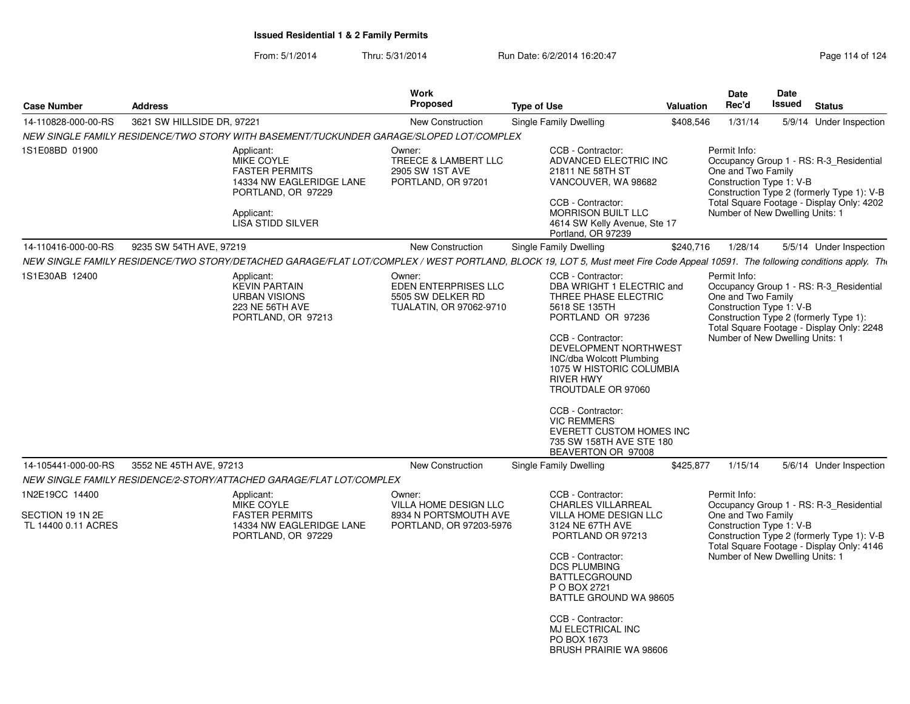**Issued Residential 1 & 2 Family Permits**

From: 5/1/2014 Thru: 5/31/2014 Run Date: 6/2/2014 16:20:47

| Case Number | Address | Work Proposed | Type of Use | Valuation | Date Rec'd | Date Issued | Status |
|---|---|---|---|---|---|---|---|
| 14-110828-000-00-RS | 3621 SW HILLSIDE DR, 97221 | New Construction | Single Family Dwelling | $408,546 | 1/31/14 | 5/9/14 | Under Inspection |

NEW SINGLE FAMILY RESIDENCE/TWO STORY WITH BASEMENT/TUCKUNDER GARAGE/SLOPED LOT/COMPLEX

1S1E08BD 01900

Applicant:
MIKE COYLE
FASTER PERMITS
14334 NW EAGLERIDGE LANE
PORTLAND, OR 97229

Applicant:
LISA STIDD SILVER

Owner:
TREECE & LAMBERT LLC
2905 SW 1ST AVE
PORTLAND, OR 97201

CCB - Contractor:
ADVANCED ELECTRIC INC
21811 NE 58TH ST
VANCOUVER, WA 98682

CCB - Contractor:
MORRISON BUILT LLC
4614 SW Kelly Avenue, Ste 17
Portland, OR 97239

Permit Info:
Occupancy Group 1 - RS: R-3_Residential One and Two Family
Construction Type 1: V-B
Construction Type 2 (formerly Type 1): V-B
Total Square Footage - Display Only: 4202
Number of New Dwelling Units: 1

| Case Number | Address | Work Proposed | Type of Use | Valuation | Date Rec'd | Date Issued | Status |
|---|---|---|---|---|---|---|---|
| 14-110416-000-00-RS | 9235 SW 54TH AVE, 97219 | New Construction | Single Family Dwelling | $240,716 | 1/28/14 | 5/5/14 | Under Inspection |

NEW SINGLE FAMILY RESIDENCE/TWO STORY/DETACHED GARAGE/FLAT LOT/COMPLEX / WEST PORTLAND, BLOCK 19, LOT 5, Must meet Fire Code Appeal 10591. The following conditions apply. Th

1S1E30AB 12400

Applicant:
KEVIN PARTAIN
URBAN VISIONS
223 NE 56TH AVE
PORTLAND, OR 97213

Owner:
EDEN ENTERPRISES LLC
5505 SW DELKER RD
TUALATIN, OR 97062-9710

CCB - Contractor:
DBA WRIGHT 1 ELECTRIC and THREE PHASE ELECTRIC
5618 SE 135TH
PORTLAND OR 97236

CCB - Contractor:
DEVELOPMENT NORTHWEST INC/dba Wolcott Plumbing
1075 W HISTORIC COLUMBIA RIVER HWY
TROUTDALE OR 97060

CCB - Contractor:
VIC REMMERS
EVERETT CUSTOM HOMES INC
735 SW 158TH AVE STE 180
BEAVERTON OR 97008

Permit Info:
Occupancy Group 1 - RS: R-3_Residential One and Two Family
Construction Type 1: V-B
Construction Type 2 (formerly Type 1):
Total Square Footage - Display Only: 2248
Number of New Dwelling Units: 1

| Case Number | Address | Work Proposed | Type of Use | Valuation | Date Rec'd | Date Issued | Status |
|---|---|---|---|---|---|---|---|
| 14-105441-000-00-RS | 3552 NE 45TH AVE, 97213 | New Construction | Single Family Dwelling | $425,877 | 1/15/14 | 5/6/14 | Under Inspection |

NEW SINGLE FAMILY RESIDENCE/2-STORY/ATTACHED GARAGE/FLAT LOT/COMPLEX

1N2E19CC 14400

SECTION 19 1N 2E
TL 14400 0.11 ACRES

Applicant:
MIKE COYLE
FASTER PERMITS
14334 NW EAGLERIDGE LANE
PORTLAND, OR 97229

Owner:
VILLA HOME DESIGN LLC
8934 N PORTSMOUTH AVE
PORTLAND, OR 97203-5976

CCB - Contractor:
CHARLES VILLARREAL
VILLA HOME DESIGN LLC
3124 NE 67TH AVE
PORTLAND OR 97213

CCB - Contractor:
DCS PLUMBING
BATTLECGROUND
P O BOX 2721
BATTLE GROUND WA 98605

CCB - Contractor:
MJ ELECTRICAL INC
PO BOX 1673
BRUSH PRAIRIE WA 98606

Permit Info:
Occupancy Group 1 - RS: R-3_Residential One and Two Family
Construction Type 1: V-B
Construction Type 2 (formerly Type 1): V-B
Total Square Footage - Display Only: 4146
Number of New Dwelling Units: 1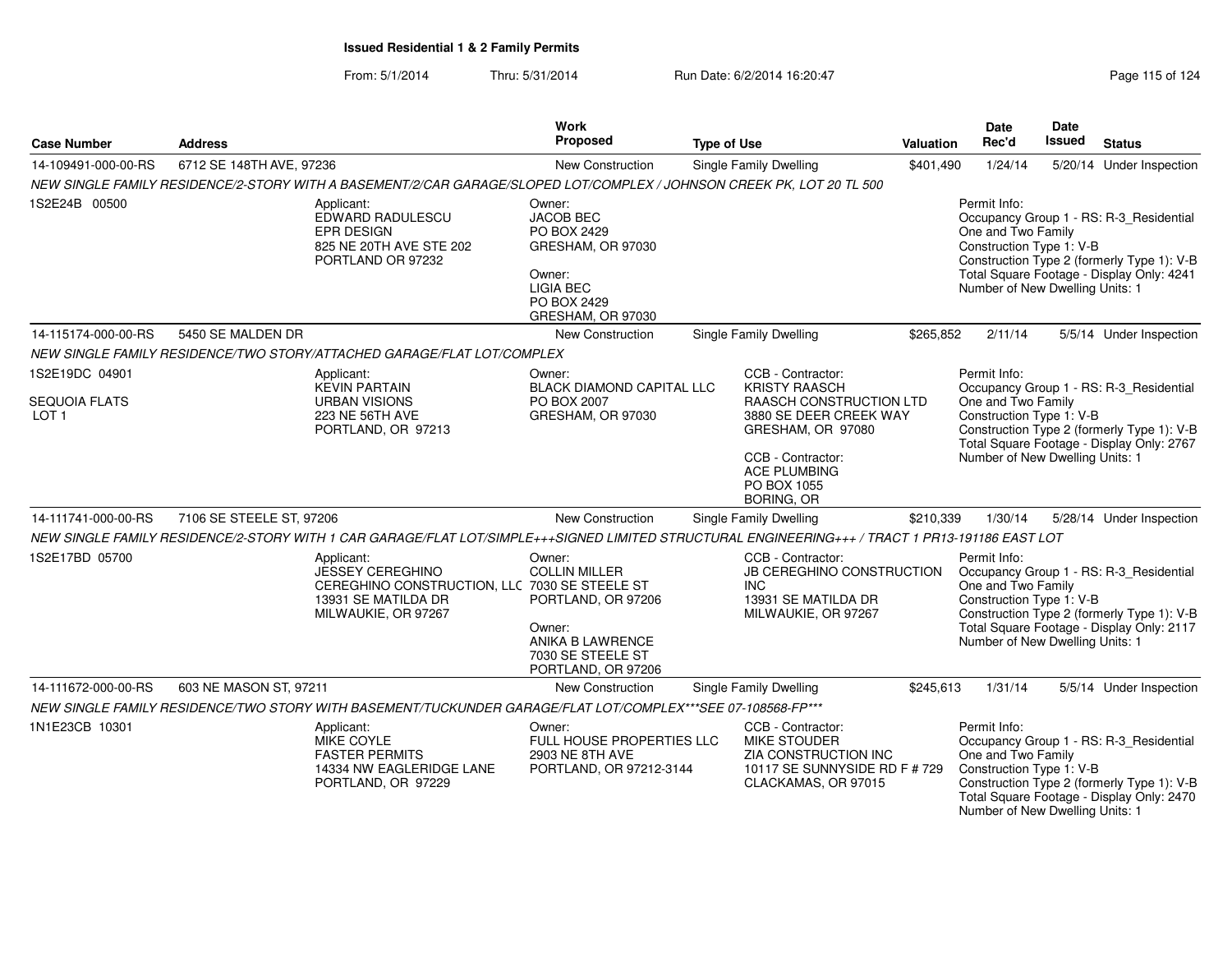# Issued Residential 1 & 2 Family Permits

From: 5/1/2014 Thru: 5/31/2014 Run Date: 6/2/2014 16:20:47

| Case Number | Address | Work Proposed | Type of Use | Valuation | Date Rec'd | Date Issued | Status |
|---|---|---|---|---|---|---|---|
| 14-109491-000-00-RS | 6712 SE 148TH AVE, 97236 | New Construction | Single Family Dwelling | $401,490 | 1/24/14 | 5/20/14 | Under Inspection |

*NEW SINGLE FAMILY RESIDENCE/2-STORY WITH A BASEMENT/2/CAR GARAGE/SLOPED LOT/COMPLEX / JOHNSON CREEK PK, LOT 20 TL 500*

1S2E24B 00500

Applicant:
EDWARD RADULESCU
EPR DESIGN
825 NE 20TH AVE STE 202
PORTLAND OR 97232

Owner:
JACOB BEC
PO BOX 2429
GRESHAM, OR 97030

Owner:
LIGIA BEC
PO BOX 2429
GRESHAM, OR 97030

Permit Info:
Occupancy Group 1 - RS: R-3_Residential One and Two Family
Construction Type 1: V-B
Construction Type 2 (formerly Type 1): V-B
Total Square Footage - Display Only: 4241
Number of New Dwelling Units: 1

| Case Number | Address | Work Proposed | Type of Use | Valuation | Date Rec'd | Date Issued | Status |
|---|---|---|---|---|---|---|---|
| 14-115174-000-00-RS | 5450 SE MALDEN DR | New Construction | Single Family Dwelling | $265,852 | 2/11/14 | 5/5/14 | Under Inspection |

*NEW SINGLE FAMILY RESIDENCE/TWO STORY/ATTACHED GARAGE/FLAT LOT/COMPLEX*

1S2E19DC 04901
SEQUOIA FLATS
LOT 1

Applicant:
KEVIN PARTAIN
URBAN VISIONS
223 NE 56TH AVE
PORTLAND, OR 97213

Owner:
BLACK DIAMOND CAPITAL LLC
PO BOX 2007
GRESHAM, OR 97030

CCB - Contractor:
KRISTY RAASCH
RAASCH CONSTRUCTION LTD
3880 SE DEER CREEK WAY
GRESHAM, OR 97080

CCB - Contractor:
ACE PLUMBING
PO BOX 1055
BORING, OR

Permit Info:
Occupancy Group 1 - RS: R-3_Residential One and Two Family
Construction Type 1: V-B
Construction Type 2 (formerly Type 1): V-B
Total Square Footage - Display Only: 2767
Number of New Dwelling Units: 1

| Case Number | Address | Work Proposed | Type of Use | Valuation | Date Rec'd | Date Issued | Status |
|---|---|---|---|---|---|---|---|
| 14-111741-000-00-RS | 7106 SE STEELE ST, 97206 | New Construction | Single Family Dwelling | $210,339 | 1/30/14 | 5/28/14 | Under Inspection |

*NEW SINGLE FAMILY RESIDENCE/2-STORY WITH 1 CAR GARAGE/FLAT LOT/SIMPLE+++SIGNED LIMITED STRUCTURAL ENGINEERING+++ / TRACT 1 PR13-191186 EAST LOT*

1S2E17BD 05700

Applicant:
JESSEY CEREGHINO
CEREGHINO CONSTRUCTION, LLC
13931 SE MATILDA DR
MILWAUKIE, OR 97267

Owner:
COLLIN MILLER
7030 SE STEELE ST
PORTLAND, OR 97206

Owner:
ANIKA B LAWRENCE
7030 SE STEELE ST
PORTLAND, OR 97206

CCB - Contractor:
JB CEREGHINO CONSTRUCTION INC
13931 SE MATILDA DR
MILWAUKIE, OR 97267

Permit Info:
Occupancy Group 1 - RS: R-3_Residential One and Two Family
Construction Type 1: V-B
Construction Type 2 (formerly Type 1): V-B
Total Square Footage - Display Only: 2117
Number of New Dwelling Units: 1

| Case Number | Address | Work Proposed | Type of Use | Valuation | Date Rec'd | Date Issued | Status |
|---|---|---|---|---|---|---|---|
| 14-111672-000-00-RS | 603 NE MASON ST, 97211 | New Construction | Single Family Dwelling | $245,613 | 1/31/14 | 5/5/14 | Under Inspection |

*NEW SINGLE FAMILY RESIDENCE/TWO STORY WITH BASEMENT/TUCKUNDER GARAGE/FLAT LOT/COMPLEX***SEE 07-108568-FP****

1N1E23CB 10301

Applicant:
MIKE COYLE
FASTER PERMITS
14334 NW EAGLERIDGE LANE
PORTLAND, OR 97229

Owner:
FULL HOUSE PROPERTIES LLC
2903 NE 8TH AVE
PORTLAND, OR 97212-3144

CCB - Contractor:
MIKE STOUDER
ZIA CONSTRUCTION INC
10117 SE SUNNYSIDE RD F # 729
CLACKAMAS, OR 97015

Permit Info:
Occupancy Group 1 - RS: R-3_Residential One and Two Family
Construction Type 1: V-B
Construction Type 2 (formerly Type 1): V-B
Total Square Footage - Display Only: 2470
Number of New Dwelling Units: 1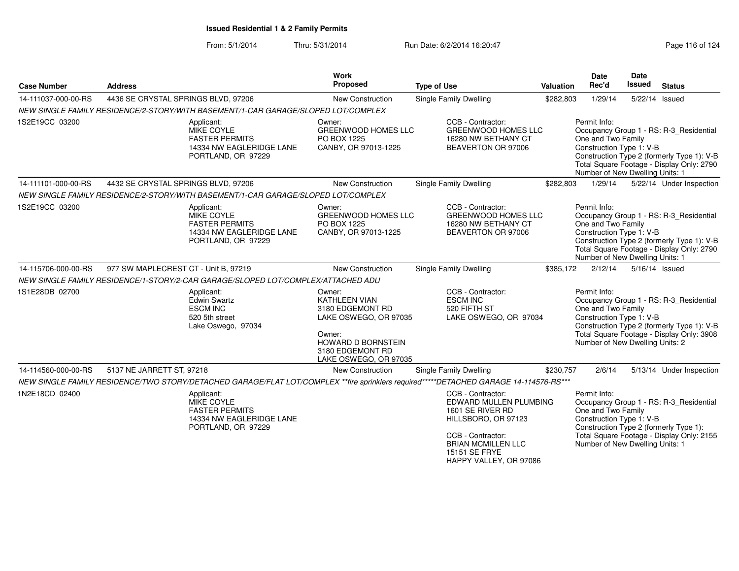**Issued Residential 1 & 2 Family Permits**

From: 5/1/2014 Thru: 5/31/2014 Run Date: 6/2/2014 16:20:47

| Case Number | Address | Work Proposed | Type of Use | Valuation | Date Rec'd | Date Issued | Status |
|---|---|---|---|---|---|---|---|
| 14-111037-000-00-RS | 4436 SE CRYSTAL SPRINGS BLVD, 97206 | New Construction | Single Family Dwelling | $282,803 | 1/29/14 | 5/22/14 | Issued |

NEW SINGLE FAMILY RESIDENCE/2-STORY/WITH BASEMENT/1-CAR GARAGE/SLOPED LOT/COMPLEX

1S2E19CC 03200

Applicant: MIKE COYLE, FASTER PERMITS, 14334 NW EAGLERIDGE LANE, PORTLAND, OR 97229

Owner: GREENWOOD HOMES LLC, PO BOX 1225, CANBY, OR 97013-1225

CCB - Contractor: GREENWOOD HOMES LLC, 16280 NW BETHANY CT, BEAVERTON OR 97006

Permit Info: Occupancy Group 1 - RS: R-3_Residential One and Two Family; Construction Type 1: V-B; Construction Type 2 (formerly Type 1): V-B; Total Square Footage - Display Only: 2790; Number of New Dwelling Units: 1

| Case Number | Address | Work Proposed | Type of Use | Valuation | Date Rec'd | Date Issued | Status |
|---|---|---|---|---|---|---|---|
| 14-111101-000-00-RS | 4432 SE CRYSTAL SPRINGS BLVD, 97206 | New Construction | Single Family Dwelling | $282,803 | 1/29/14 | 5/22/14 | Under Inspection |

NEW SINGLE FAMILY RESIDENCE/2-STORY/WITH BASEMENT/1-CAR GARAGE/SLOPED LOT/COMPLEX

1S2E19CC 03200

Applicant: MIKE COYLE, FASTER PERMITS, 14334 NW EAGLERIDGE LANE, PORTLAND, OR 97229

Owner: GREENWOOD HOMES LLC, PO BOX 1225, CANBY, OR 97013-1225

CCB - Contractor: GREENWOOD HOMES LLC, 16280 NW BETHANY CT, BEAVERTON OR 97006

Permit Info: Occupancy Group 1 - RS: R-3_Residential One and Two Family; Construction Type 1: V-B; Construction Type 2 (formerly Type 1): V-B; Total Square Footage - Display Only: 2790; Number of New Dwelling Units: 1

| Case Number | Address | Work Proposed | Type of Use | Valuation | Date Rec'd | Date Issued | Status |
|---|---|---|---|---|---|---|---|
| 14-115706-000-00-RS | 977 SW MAPLECREST CT - Unit B, 97219 | New Construction | Single Family Dwelling | $385,172 | 2/12/14 | 5/16/14 | Issued |

NEW SINGLE FAMILY RESIDENCE/1-STORY/2-CAR GARAGE/SLOPED LOT/COMPLEX/ATTACHED ADU

1S1E28DB 02700

Applicant: Edwin Swartz, ESCM INC, 520 5th street, Lake Oswego, 97034

Owner: KATHLEEN VIAN, 3180 EDGEMONT RD, LAKE OSWEGO, OR 97035

Owner: HOWARD D BORNSTEIN, 3180 EDGEMONT RD, LAKE OSWEGO, OR 97035

CCB - Contractor: ESCM INC, 520 FIFTH ST, LAKE OSWEGO, OR 97034

Permit Info: Occupancy Group 1 - RS: R-3_Residential One and Two Family; Construction Type 1: V-B; Construction Type 2 (formerly Type 1): V-B; Total Square Footage - Display Only: 3908; Number of New Dwelling Units: 2

| Case Number | Address | Work Proposed | Type of Use | Valuation | Date Rec'd | Date Issued | Status |
|---|---|---|---|---|---|---|---|
| 14-114560-000-00-RS | 5137 NE JARRETT ST, 97218 | New Construction | Single Family Dwelling | $230,757 | 2/6/14 | 5/13/14 | Under Inspection |

NEW SINGLE FAMILY RESIDENCE/TWO STORY/DETACHED GARAGE/FLAT LOT/COMPLEX **fire sprinklers required*****DETACHED GARAGE 14-114576-RS***

1N2E18CD 02400

Applicant: MIKE COYLE, FASTER PERMITS, 14334 NW EAGLERIDGE LANE, PORTLAND, OR 97229

CCB - Contractor: EDWARD MULLEN PLUMBING, 1601 SE RIVER RD, HILLSBORO, OR 97123

CCB - Contractor: BRIAN MCMILLEN LLC, 15151 SE FRYE, HAPPY VALLEY, OR 97086

Permit Info: Occupancy Group 1 - RS: R-3_Residential One and Two Family; Construction Type 1: V-B; Construction Type 2 (formerly Type 1):; Total Square Footage - Display Only: 2155; Number of New Dwelling Units: 1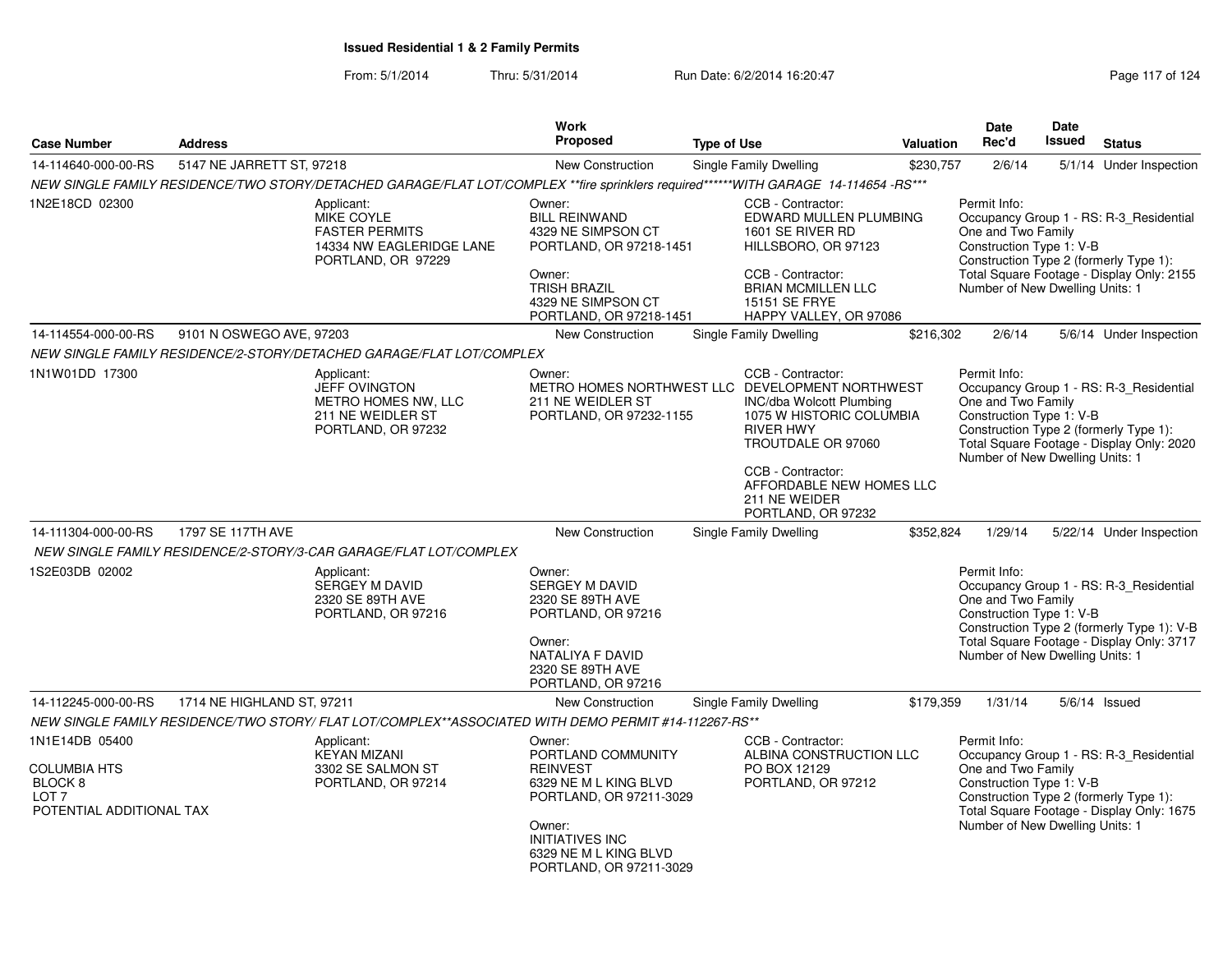**Issued Residential 1 & 2 Family Permits**

From: 5/1/2014 Thru: 5/31/2014 Run Date: 6/2/2014 16:20:47

| Case Number | Address | Work Proposed | Type of Use | Valuation | Date Rec'd | Date Issued | Status |
|---|---|---|---|---|---|---|---|
| 14-114640-000-00-RS | 5147 NE JARRETT ST, 97218 | New Construction | Single Family Dwelling | $230,757 | 2/6/14 | 5/1/14 | Under Inspection |

*NEW SINGLE FAMILY RESIDENCE/TWO STORY/DETACHED GARAGE/FLAT LOT/COMPLEX **fire sprinklers required******WITH GARAGE 14-114654 -RS****

1N2E18CD 02300

Applicant: MIKE COYLE, FASTER PERMITS, 14334 NW EAGLERIDGE LANE, PORTLAND, OR 97229

Owner: BILL REINWAND, 4329 NE SIMPSON CT, PORTLAND, OR 97218-1451

Owner: TRISH BRAZIL, 4329 NE SIMPSON CT, PORTLAND, OR 97218-1451

CCB - Contractor: EDWARD MULLEN PLUMBING, 1601 SE RIVER RD, HILLSBORO, OR 97123

CCB - Contractor: BRIAN MCMILLEN LLC, 15151 SE FRYE, HAPPY VALLEY, OR 97086

Permit Info: Occupancy Group 1 - RS: R-3_Residential One and Two Family; Construction Type 1: V-B; Construction Type 2 (formerly Type 1):; Total Square Footage - Display Only: 2155; Number of New Dwelling Units: 1

---

| Case Number | Address | Work Proposed | Type of Use | Valuation | Date Rec'd | Date Issued | Status |
|---|---|---|---|---|---|---|---|
| 14-114554-000-00-RS | 9101 N OSWEGO AVE, 97203 | New Construction | Single Family Dwelling | $216,302 | 2/6/14 | 5/6/14 | Under Inspection |

*NEW SINGLE FAMILY RESIDENCE/2-STORY/DETACHED GARAGE/FLAT LOT/COMPLEX*

1N1W01DD 17300

Applicant: JEFF OVINGTON, METRO HOMES NW, LLC, 211 NE WEIDLER ST, PORTLAND, OR 97232

Owner: METRO HOMES NORTHWEST LLC, 211 NE WEIDLER ST, PORTLAND, OR 97232-1155

CCB - Contractor: DEVELOPMENT NORTHWEST INC/dba Wolcott Plumbing, 1075 W HISTORIC COLUMBIA RIVER HWY, TROUTDALE OR 97060

CCB - Contractor: AFFORDABLE NEW HOMES LLC, 211 NE WEIDER, PORTLAND, OR 97232

Permit Info: Occupancy Group 1 - RS: R-3_Residential One and Two Family; Construction Type 1: V-B; Construction Type 2 (formerly Type 1):; Total Square Footage - Display Only: 2020; Number of New Dwelling Units: 1

---

| Case Number | Address | Work Proposed | Type of Use | Valuation | Date Rec'd | Date Issued | Status |
|---|---|---|---|---|---|---|---|
| 14-111304-000-00-RS | 1797 SE 117TH AVE | New Construction | Single Family Dwelling | $352,824 | 1/29/14 | 5/22/14 | Under Inspection |

*NEW SINGLE FAMILY RESIDENCE/2-STORY/3-CAR GARAGE/FLAT LOT/COMPLEX*

1S2E03DB 02002

Applicant: SERGEY M DAVID, 2320 SE 89TH AVE, PORTLAND, OR 97216

Owner: SERGEY M DAVID, 2320 SE 89TH AVE, PORTLAND, OR 97216

Owner: NATALIYA F DAVID, 2320 SE 89TH AVE, PORTLAND, OR 97216

Permit Info: Occupancy Group 1 - RS: R-3_Residential One and Two Family; Construction Type 1: V-B; Construction Type 2 (formerly Type 1): V-B; Total Square Footage - Display Only: 3717; Number of New Dwelling Units: 1

---

| Case Number | Address | Work Proposed | Type of Use | Valuation | Date Rec'd | Date Issued | Status |
|---|---|---|---|---|---|---|---|
| 14-112245-000-00-RS | 1714 NE HIGHLAND ST, 97211 | New Construction | Single Family Dwelling | $179,359 | 1/31/14 | 5/6/14 | Issued |

*NEW SINGLE FAMILY RESIDENCE/TWO STORY/ FLAT LOT/COMPLEX**ASSOCIATED WITH DEMO PERMIT #14-112267-RS***

1N1E14DB 05400

COLUMBIA HTS
BLOCK 8
LOT 7
POTENTIAL ADDITIONAL TAX

Applicant: KEYAN MIZANI, 3302 SE SALMON ST, PORTLAND, OR 97214

Owner: PORTLAND COMMUNITY REINVEST, 6329 NE M L KING BLVD, PORTLAND, OR 97211-3029

Owner: INITIATIVES INC, 6329 NE M L KING BLVD, PORTLAND, OR 97211-3029

CCB - Contractor: ALBINA CONSTRUCTION LLC, PO BOX 12129, PORTLAND, OR 97212

Permit Info: Occupancy Group 1 - RS: R-3_Residential One and Two Family; Construction Type 1: V-B; Construction Type 2 (formerly Type 1):; Total Square Footage - Display Only: 1675; Number of New Dwelling Units: 1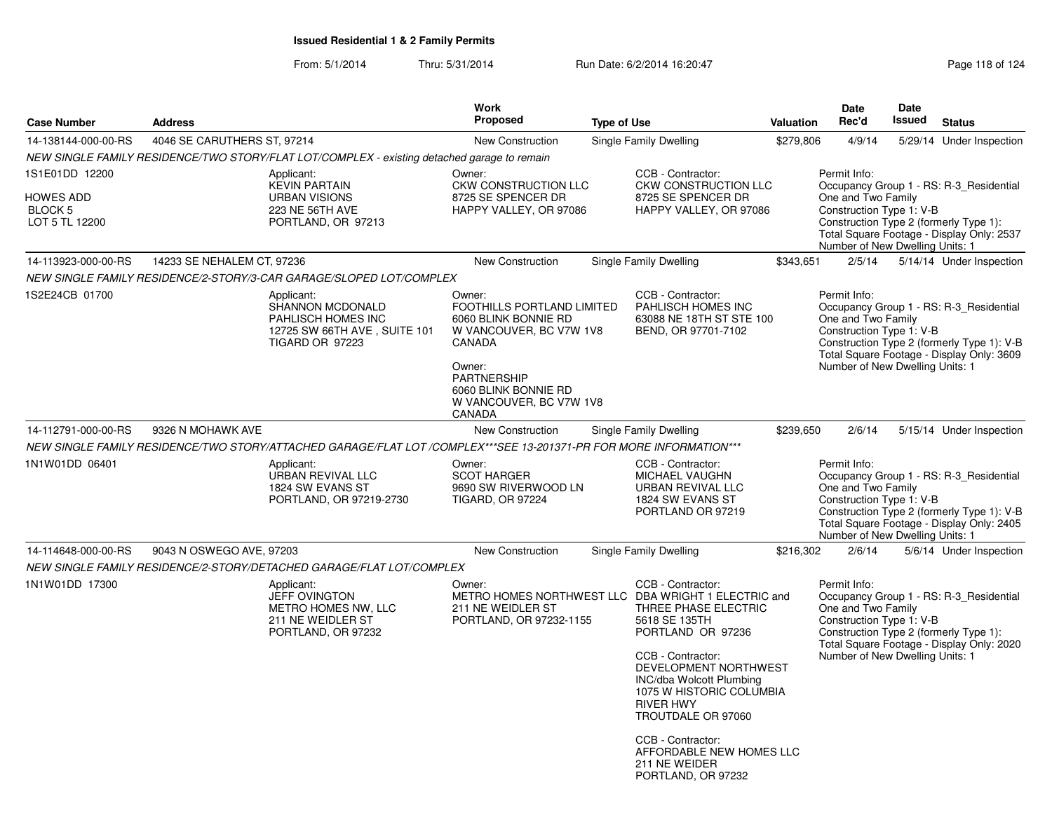# Issued Residential 1 & 2 Family Permits

From: 5/1/2014 Thru: 5/31/2014 Run Date: 6/2/2014 16:20:47

| Case Number | Address | Work Proposed | Type of Use | Valuation | Date Rec'd | Date Issued | Status |
|---|---|---|---|---|---|---|---|
| 14-138144-000-00-RS | 4046 SE CARUTHERS ST, 97214 | New Construction | Single Family Dwelling | $279,806 | 4/9/14 | 5/29/14 | Under Inspection |

NEW SINGLE FAMILY RESIDENCE/TWO STORY/FLAT LOT/COMPLEX - existing detached garage to remain

1S1E01DD 12200

HOWES ADD
BLOCK 5
LOT 5 TL 12200

Applicant:
KEVIN PARTAIN
URBAN VISIONS
223 NE 56TH AVE
PORTLAND, OR 97213

Owner:
CKW CONSTRUCTION LLC
8725 SE SPENCER DR
HAPPY VALLEY, OR 97086

CCB - Contractor:
CKW CONSTRUCTION LLC
8725 SE SPENCER DR
HAPPY VALLEY, OR 97086

Permit Info:
Occupancy Group 1 - RS: R-3_Residential One and Two Family
Construction Type 1: V-B
Construction Type 2 (formerly Type 1):
Total Square Footage - Display Only: 2537
Number of New Dwelling Units: 1

| Case Number | Address | Work Proposed | Type of Use | Valuation | Date Rec'd | Date Issued | Status |
|---|---|---|---|---|---|---|---|
| 14-113923-000-00-RS | 14233 SE NEHALEM CT, 97236 | New Construction | Single Family Dwelling | $343,651 | 2/5/14 | 5/14/14 | Under Inspection |

NEW SINGLE FAMILY RESIDENCE/2-STORY/3-CAR GARAGE/SLOPED LOT/COMPLEX

1S2E24CB 01700

Applicant:
SHANNON MCDONALD
PAHLISCH HOMES INC
12725 SW 66TH AVE , SUITE 101
TIGARD OR 97223

Owner:
FOOTHILLS PORTLAND LIMITED
6060 BLINK BONNIE RD
W VANCOUVER, BC V7W 1V8
CANADA

Owner:
PARTNERSHIP
6060 BLINK BONNIE RD
W VANCOUVER, BC V7W 1V8
CANADA

CCB - Contractor:
PAHLISCH HOMES INC
63088 NE 18TH ST STE 100
BEND, OR 97701-7102

Permit Info:
Occupancy Group 1 - RS: R-3_Residential One and Two Family
Construction Type 1: V-B
Construction Type 2 (formerly Type 1): V-B
Total Square Footage - Display Only: 3609
Number of New Dwelling Units: 1

| Case Number | Address | Work Proposed | Type of Use | Valuation | Date Rec'd | Date Issued | Status |
|---|---|---|---|---|---|---|---|
| 14-112791-000-00-RS | 9326 N MOHAWK AVE | New Construction | Single Family Dwelling | $239,650 | 2/6/14 | 5/15/14 | Under Inspection |

NEW SINGLE FAMILY RESIDENCE/TWO STORY/ATTACHED GARAGE/FLAT LOT /COMPLEX***SEE 13-201371-PR FOR MORE INFORMATION***

1N1W01DD 06401

Applicant:
URBAN REVIVAL LLC
1824 SW EVANS ST
PORTLAND, OR 97219-2730

Owner:
SCOT HARGER
9690 SW RIVERWOOD LN
TIGARD, OR 97224

CCB - Contractor:
MICHAEL VAUGHN
URBAN REVIVAL LLC
1824 SW EVANS ST
PORTLAND OR 97219

Permit Info:
Occupancy Group 1 - RS: R-3_Residential One and Two Family
Construction Type 1: V-B
Construction Type 2 (formerly Type 1): V-B
Total Square Footage - Display Only: 2405
Number of New Dwelling Units: 1

| Case Number | Address | Work Proposed | Type of Use | Valuation | Date Rec'd | Date Issued | Status |
|---|---|---|---|---|---|---|---|
| 14-114648-000-00-RS | 9043 N OSWEGO AVE, 97203 | New Construction | Single Family Dwelling | $216,302 | 2/6/14 | 5/6/14 | Under Inspection |

NEW SINGLE FAMILY RESIDENCE/2-STORY/DETACHED GARAGE/FLAT LOT/COMPLEX

1N1W01DD 17300

Applicant:
JEFF OVINGTON
METRO HOMES NW, LLC
211 NE WEIDLER ST
PORTLAND, OR 97232

Owner:
METRO HOMES NORTHWEST LLC
211 NE WEIDLER ST
PORTLAND, OR 97232-1155

CCB - Contractor:
DBA WRIGHT 1 ELECTRIC and THREE PHASE ELECTRIC
5618 SE 135TH
PORTLAND OR 97236

CCB - Contractor:
DEVELOPMENT NORTHWEST INC/dba Wolcott Plumbing
1075 W HISTORIC COLUMBIA RIVER HWY
TROUTDALE OR 97060

CCB - Contractor:
AFFORDABLE NEW HOMES LLC
211 NE WEIDER
PORTLAND, OR 97232

Permit Info:
Occupancy Group 1 - RS: R-3_Residential One and Two Family
Construction Type 1: V-B
Construction Type 2 (formerly Type 1):
Total Square Footage - Display Only: 2020
Number of New Dwelling Units: 1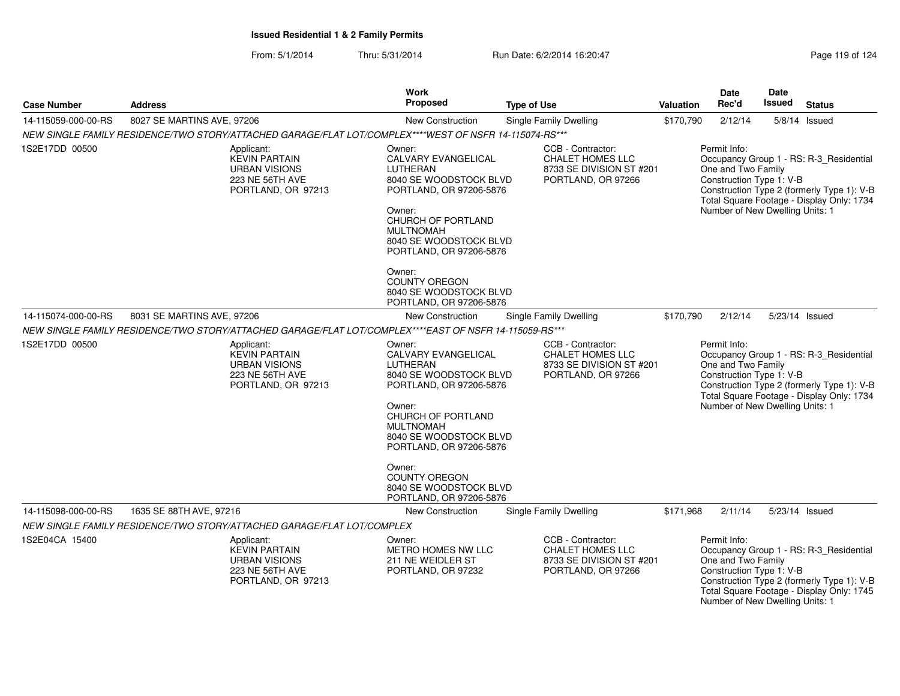**Issued Residential 1 & 2 Family Permits**

From: 5/1/2014 Thru: 5/31/2014 Run Date: 6/2/2014 16:20:47

| Case Number | Address | Work Proposed | Type of Use | Valuation | Date Rec'd | Date Issued | Status |
|---|---|---|---|---|---|---|---|
| 14-115059-000-00-RS | 8027 SE MARTINS AVE, 97206 | New Construction | Single Family Dwelling | $170,790 | 2/12/14 | 5/8/14 | Issued |

*NEW SINGLE FAMILY RESIDENCE/TWO STORY/ATTACHED GARAGE/FLAT LOT/COMPLEX\*\*\*\*WEST OF NSFR 14-115074-RS\*\*\**

1S2E17DD 00500

Applicant:
KEVIN PARTAIN
URBAN VISIONS
223 NE 56TH AVE
PORTLAND, OR 97213

Owner:
CALVARY EVANGELICAL LUTHERAN
8040 SE WOODSTOCK BLVD
PORTLAND, OR 97206-5876

Owner:
CHURCH OF PORTLAND MULTNOMAH
8040 SE WOODSTOCK BLVD
PORTLAND, OR 97206-5876

Owner:
COUNTY OREGON
8040 SE WOODSTOCK BLVD
PORTLAND, OR 97206-5876

CCB - Contractor:
CHALET HOMES LLC
8733 SE DIVISION ST #201
PORTLAND, OR 97266

Permit Info:
Occupancy Group 1 - RS: R-3_Residential One and Two Family
Construction Type 1: V-B
Construction Type 2 (formerly Type 1): V-B
Total Square Footage - Display Only: 1734
Number of New Dwelling Units: 1

| Case Number | Address | Work Proposed | Type of Use | Valuation | Date Rec'd | Date Issued | Status |
|---|---|---|---|---|---|---|---|
| 14-115074-000-00-RS | 8031 SE MARTINS AVE, 97206 | New Construction | Single Family Dwelling | $170,790 | 2/12/14 | 5/23/14 | Issued |

*NEW SINGLE FAMILY RESIDENCE/TWO STORY/ATTACHED GARAGE/FLAT LOT/COMPLEX\*\*\*\*EAST OF NSFR 14-115059-RS\*\*\**

1S2E17DD 00500

Applicant:
KEVIN PARTAIN
URBAN VISIONS
223 NE 56TH AVE
PORTLAND, OR 97213

Owner:
CALVARY EVANGELICAL LUTHERAN
8040 SE WOODSTOCK BLVD
PORTLAND, OR 97206-5876

Owner:
CHURCH OF PORTLAND MULTNOMAH
8040 SE WOODSTOCK BLVD
PORTLAND, OR 97206-5876

Owner:
COUNTY OREGON
8040 SE WOODSTOCK BLVD
PORTLAND, OR 97206-5876

CCB - Contractor:
CHALET HOMES LLC
8733 SE DIVISION ST #201
PORTLAND, OR 97266

Permit Info:
Occupancy Group 1 - RS: R-3_Residential One and Two Family
Construction Type 1: V-B
Construction Type 2 (formerly Type 1): V-B
Total Square Footage - Display Only: 1734
Number of New Dwelling Units: 1

| Case Number | Address | Work Proposed | Type of Use | Valuation | Date Rec'd | Date Issued | Status |
|---|---|---|---|---|---|---|---|
| 14-115098-000-00-RS | 1635 SE 88TH AVE, 97216 | New Construction | Single Family Dwelling | $171,968 | 2/11/14 | 5/23/14 | Issued |

*NEW SINGLE FAMILY RESIDENCE/TWO STORY/ATTACHED GARAGE/FLAT LOT/COMPLEX*

1S2E04CA 15400

Applicant:
KEVIN PARTAIN
URBAN VISIONS
223 NE 56TH AVE
PORTLAND, OR 97213

Owner:
METRO HOMES NW LLC
211 NE WEIDLER ST
PORTLAND, OR 97232

CCB - Contractor:
CHALET HOMES LLC
8733 SE DIVISION ST #201
PORTLAND, OR 97266

Permit Info:
Occupancy Group 1 - RS: R-3_Residential One and Two Family
Construction Type 1: V-B
Construction Type 2 (formerly Type 1): V-B
Total Square Footage - Display Only: 1745
Number of New Dwelling Units: 1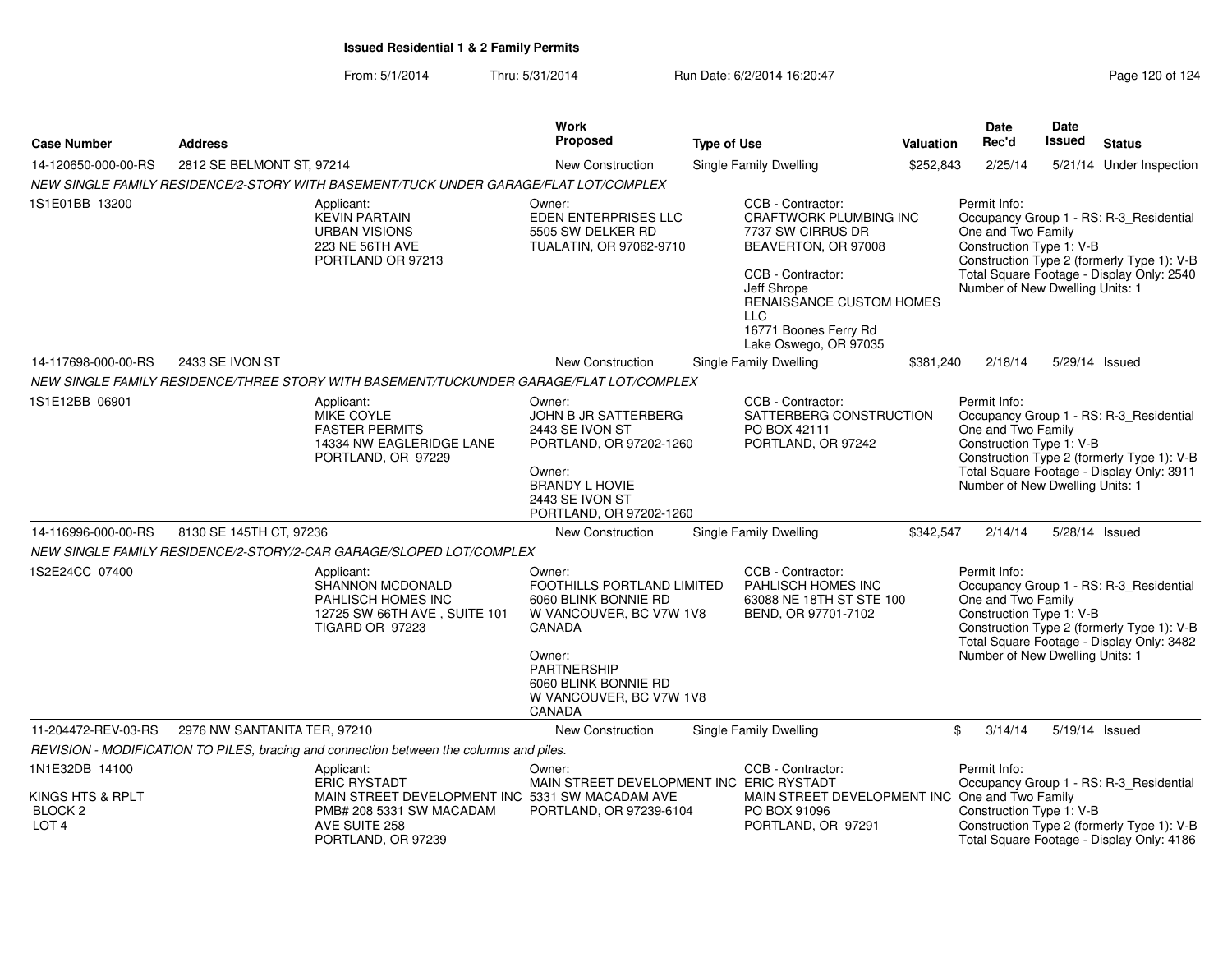# Issued Residential 1 & 2 Family Permits

From: 5/1/2014 Thru: 5/31/2014 Run Date: 6/2/2014 16:20:47

| Case Number | Address | Work Proposed | Type of Use | Valuation | Date Rec'd | Date Issued | Status |
|---|---|---|---|---|---|---|---|
| 14-120650-000-00-RS | 2812 SE BELMONT ST, 97214 | New Construction | Single Family Dwelling | $252,843 | 2/25/14 | 5/21/14 | Under Inspection |

NEW SINGLE FAMILY RESIDENCE/2-STORY WITH BASEMENT/TUCK UNDER GARAGE/FLAT LOT/COMPLEX

1S1E01BB 13200

Applicant: KEVIN PARTAIN, URBAN VISIONS, 223 NE 56TH AVE, PORTLAND OR 97213

Owner: EDEN ENTERPRISES LLC, 5505 SW DELKER RD, TUALATIN, OR 97062-9710

CCB - Contractor: CRAFTWORK PLUMBING INC, 7737 SW CIRRUS DR, BEAVERTON, OR 97008

CCB - Contractor: Jeff Shrope, RENAISSANCE CUSTOM HOMES LLC, 16771 Boones Ferry Rd, Lake Oswego, OR 97035

Permit Info: Occupancy Group 1 - RS: R-3_Residential One and Two Family; Construction Type 1: V-B; Construction Type 2 (formerly Type 1): V-B; Total Square Footage - Display Only: 2540; Number of New Dwelling Units: 1

| Case Number | Address | Work Proposed | Type of Use | Valuation | Date Rec'd | Date Issued | Status |
|---|---|---|---|---|---|---|---|
| 14-117698-000-00-RS | 2433 SE IVON ST | New Construction | Single Family Dwelling | $381,240 | 2/18/14 | 5/29/14 | Issued |

NEW SINGLE FAMILY RESIDENCE/THREE STORY WITH BASEMENT/TUCKUNDER GARAGE/FLAT LOT/COMPLEX

1S1E12BB 06901

Applicant: MIKE COYLE, FASTER PERMITS, 14334 NW EAGLERIDGE LANE, PORTLAND, OR 97229

Owner: JOHN B JR SATTERBERG, 2443 SE IVON ST, PORTLAND, OR 97202-1260

Owner: BRANDY L HOVIE, 2443 SE IVON ST, PORTLAND, OR 97202-1260

CCB - Contractor: SATTERBERG CONSTRUCTION, PO BOX 42111, PORTLAND, OR 97242

Permit Info: Occupancy Group 1 - RS: R-3_Residential One and Two Family; Construction Type 1: V-B; Construction Type 2 (formerly Type 1): V-B; Total Square Footage - Display Only: 3911; Number of New Dwelling Units: 1

| Case Number | Address | Work Proposed | Type of Use | Valuation | Date Rec'd | Date Issued | Status |
|---|---|---|---|---|---|---|---|
| 14-116996-000-00-RS | 8130 SE 145TH CT, 97236 | New Construction | Single Family Dwelling | $342,547 | 2/14/14 | 5/28/14 | Issued |

NEW SINGLE FAMILY RESIDENCE/2-STORY/2-CAR GARAGE/SLOPED LOT/COMPLEX

1S2E24CC 07400

Applicant: SHANNON MCDONALD, PAHLISCH HOMES INC, 12725 SW 66TH AVE , SUITE 101, TIGARD OR 97223

Owner: FOOTHILLS PORTLAND LIMITED, 6060 BLINK BONNIE RD, W VANCOUVER, BC V7W 1V8, CANADA

Owner: PARTNERSHIP, 6060 BLINK BONNIE RD, W VANCOUVER, BC V7W 1V8, CANADA

CCB - Contractor: PAHLISCH HOMES INC, 63088 NE 18TH ST STE 100, BEND, OR 97701-7102

Permit Info: Occupancy Group 1 - RS: R-3_Residential One and Two Family; Construction Type 1: V-B; Construction Type 2 (formerly Type 1): V-B; Total Square Footage - Display Only: 3482; Number of New Dwelling Units: 1

| Case Number | Address | Work Proposed | Type of Use | Valuation | Date Rec'd | Date Issued | Status |
|---|---|---|---|---|---|---|---|
| 11-204472-REV-03-RS | 2976 NW SANTANITA TER, 97210 | New Construction | Single Family Dwelling | $ | 3/14/14 | 5/19/14 | Issued |

REVISION - MODIFICATION TO PILES, bracing and connection between the columns and piles.

1N1E32DB 14100

KINGS HTS & RPLT
BLOCK 2
LOT 4

Applicant: ERIC RYSTADT, MAIN STREET DEVELOPMENT INC, PMB# 208 5331 SW MACADAM AVE SUITE 258, PORTLAND, OR 97239

Owner: MAIN STREET DEVELOPMENT INC, 5331 SW MACADAM AVE, PORTLAND, OR 97239-6104

CCB - Contractor: ERIC RYSTADT, MAIN STREET DEVELOPMENT INC, PO BOX 91096, PORTLAND, OR 97291

Permit Info: Occupancy Group 1 - RS: R-3_Residential One and Two Family; Construction Type 1: V-B; Construction Type 2 (formerly Type 1): V-B; Total Square Footage - Display Only: 4186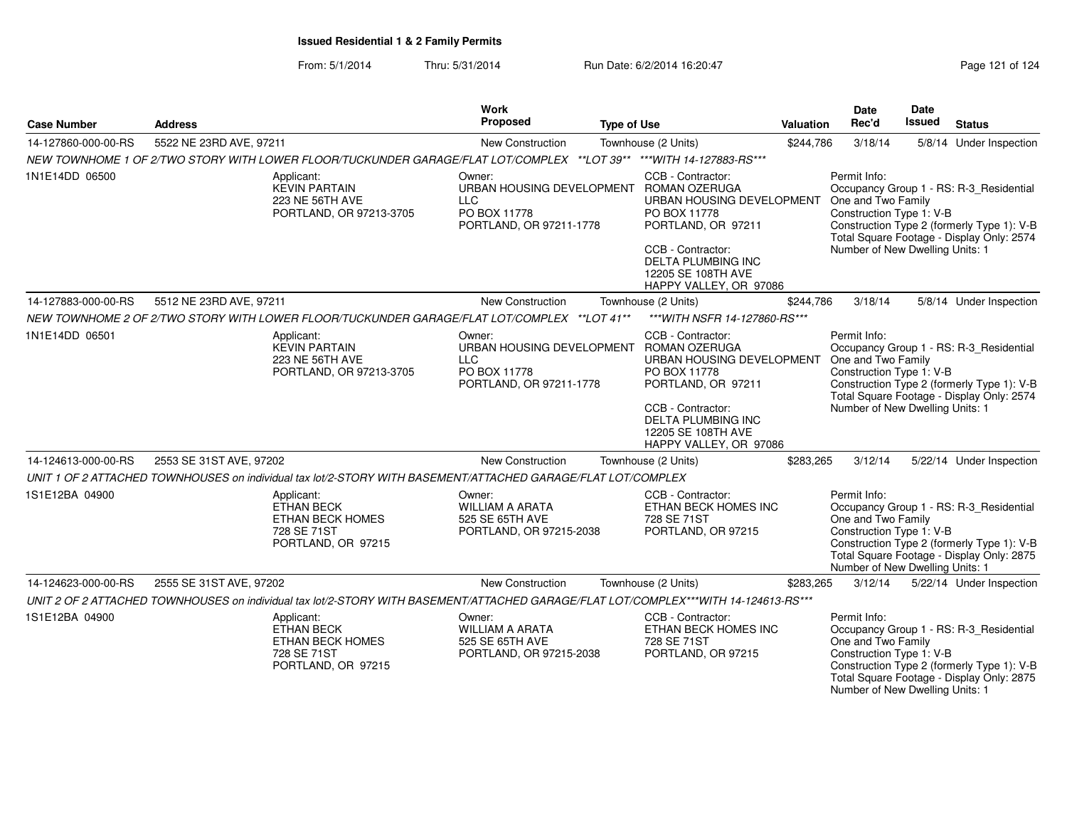**Issued Residential 1 & 2 Family Permits**

From: 5/1/2014 Thru: 5/31/2014 Run Date: 6/2/2014 16:20:47

| Case Number | Address | Work Proposed | Type of Use | Valuation | Date Rec'd | Date Issued | Status |
|---|---|---|---|---|---|---|---|
| 14-127860-000-00-RS | 5522 NE 23RD AVE, 97211 | New Construction | Townhouse (2 Units) | $244,786 | 3/18/14 | 5/8/14 | Under Inspection |

NEW TOWNHOME 1 OF 2/TWO STORY WITH LOWER FLOOR/TUCKUNDER GARAGE/FLAT LOT/COMPLEX **LOT 39** ***WITH 14-127883-RS***

1N1E14DD 06500

Applicant:
KEVIN PARTAIN
223 NE 56TH AVE
PORTLAND, OR 97213-3705

Owner:
URBAN HOUSING DEVELOPMENT LLC
PO BOX 11778
PORTLAND, OR 97211-1778

CCB - Contractor:
ROMAN OZERUGA
URBAN HOUSING DEVELOPMENT
PO BOX 11778
PORTLAND, OR 97211

CCB - Contractor:
DELTA PLUMBING INC
12205 SE 108TH AVE
HAPPY VALLEY, OR 97086

Permit Info:
Occupancy Group 1 - RS: R-3_Residential One and Two Family
Construction Type 1: V-B
Construction Type 2 (formerly Type 1): V-B
Total Square Footage - Display Only: 2574
Number of New Dwelling Units: 1

| Case Number | Address | Work Proposed | Type of Use | Valuation | Date Rec'd | Date Issued | Status |
|---|---|---|---|---|---|---|---|
| 14-127883-000-00-RS | 5512 NE 23RD AVE, 97211 | New Construction | Townhouse (2 Units) | $244,786 | 3/18/14 | 5/8/14 | Under Inspection |

NEW TOWNHOME 2 OF 2/TWO STORY WITH LOWER FLOOR/TUCKUNDER GARAGE/FLAT LOT/COMPLEX **LOT 41** ***WITH NSFR 14-127860-RS***

1N1E14DD 06501

Applicant:
KEVIN PARTAIN
223 NE 56TH AVE
PORTLAND, OR 97213-3705

Owner:
URBAN HOUSING DEVELOPMENT LLC
PO BOX 11778
PORTLAND, OR 97211-1778

CCB - Contractor:
ROMAN OZERUGA
URBAN HOUSING DEVELOPMENT
PO BOX 11778
PORTLAND, OR 97211

CCB - Contractor:
DELTA PLUMBING INC
12205 SE 108TH AVE
HAPPY VALLEY, OR 97086

Permit Info:
Occupancy Group 1 - RS: R-3_Residential One and Two Family
Construction Type 1: V-B
Construction Type 2 (formerly Type 1): V-B
Total Square Footage - Display Only: 2574
Number of New Dwelling Units: 1

| Case Number | Address | Work Proposed | Type of Use | Valuation | Date Rec'd | Date Issued | Status |
|---|---|---|---|---|---|---|---|
| 14-124613-000-00-RS | 2553 SE 31ST AVE, 97202 | New Construction | Townhouse (2 Units) | $283,265 | 3/12/14 | 5/22/14 | Under Inspection |

UNIT 1 OF 2 ATTACHED TOWNHOUSES on individual tax lot/2-STORY WITH BASEMENT/ATTACHED GARAGE/FLAT LOT/COMPLEX

1S1E12BA 04900

Applicant:
ETHAN BECK
ETHAN BECK HOMES
728 SE 71ST
PORTLAND, OR 97215

Owner:
WILLIAM A ARATA
525 SE 65TH AVE
PORTLAND, OR 97215-2038

CCB - Contractor:
ETHAN BECK HOMES INC
728 SE 71ST
PORTLAND, OR 97215

Permit Info:
Occupancy Group 1 - RS: R-3_Residential One and Two Family
Construction Type 1: V-B
Construction Type 2 (formerly Type 1): V-B
Total Square Footage - Display Only: 2875
Number of New Dwelling Units: 1

| Case Number | Address | Work Proposed | Type of Use | Valuation | Date Rec'd | Date Issued | Status |
|---|---|---|---|---|---|---|---|
| 14-124623-000-00-RS | 2555 SE 31ST AVE, 97202 | New Construction | Townhouse (2 Units) | $283,265 | 3/12/14 | 5/22/14 | Under Inspection |

UNIT 2 OF 2 ATTACHED TOWNHOUSES on individual tax lot/2-STORY WITH BASEMENT/ATTACHED GARAGE/FLAT LOT/COMPLEX***WITH 14-124613-RS***

1S1E12BA 04900

Applicant:
ETHAN BECK
ETHAN BECK HOMES
728 SE 71ST
PORTLAND, OR 97215

Owner:
WILLIAM A ARATA
525 SE 65TH AVE
PORTLAND, OR 97215-2038

CCB - Contractor:
ETHAN BECK HOMES INC
728 SE 71ST
PORTLAND, OR 97215

Permit Info:
Occupancy Group 1 - RS: R-3_Residential One and Two Family
Construction Type 1: V-B
Construction Type 2 (formerly Type 1): V-B
Total Square Footage - Display Only: 2875
Number of New Dwelling Units: 1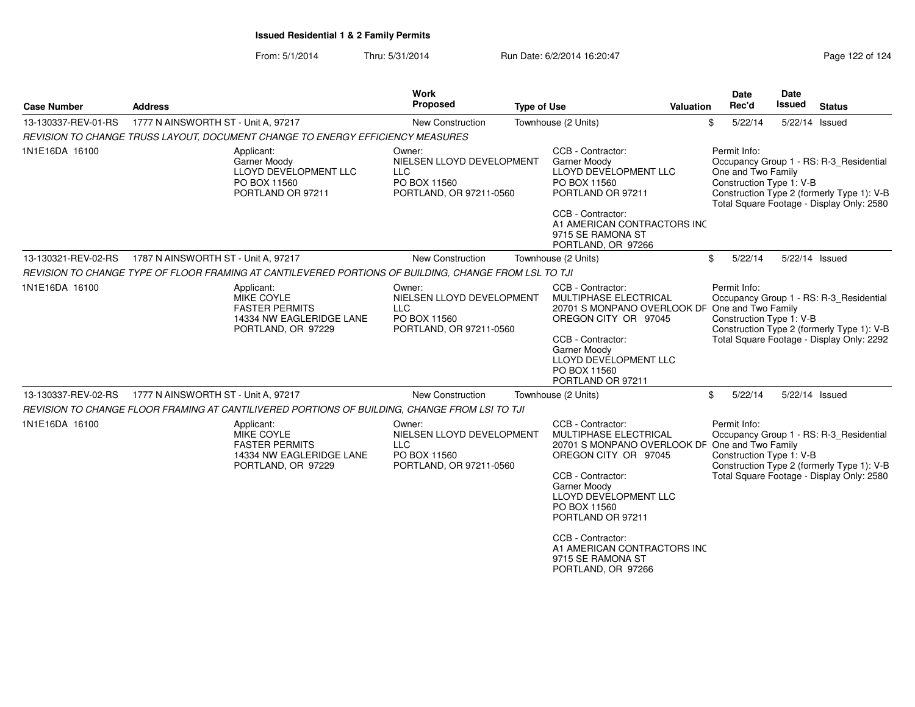**Issued Residential 1 & 2 Family Permits**

From: 5/1/2014 Thru: 5/31/2014 Run Date: 6/2/2014 16:20:47

| Case Number | Address | Work Proposed | Type of Use | Valuation | Date Rec'd | Date Issued | Status |
|---|---|---|---|---|---|---|---|
| 13-130337-REV-01-RS | 1777 N AINSWORTH ST - Unit A, 97217 | New Construction | Townhouse (2 Units) | $ | 5/22/14 | 5/22/14 | Issued |

*REVISION TO CHANGE TRUSS LAYOUT, DOCUMENT CHANGE TO ENERGY EFFICIENCY MEASURES*

1N1E16DA 16100

Applicant:
Garner Moody
LLOYD DEVELOPMENT LLC
PO BOX 11560
PORTLAND OR 97211

Owner:
NIELSEN LLOYD DEVELOPMENT LLC
PO BOX 11560
PORTLAND, OR 97211-0560

CCB - Contractor:
Garner Moody
LLOYD DEVELOPMENT LLC
PO BOX 11560
PORTLAND OR 97211

CCB - Contractor:
A1 AMERICAN CONTRACTORS INC
9715 SE RAMONA ST
PORTLAND, OR 97266

Permit Info:
Occupancy Group 1 - RS: R-3_Residential One and Two Family
Construction Type 1: V-B
Construction Type 2 (formerly Type 1): V-B
Total Square Footage - Display Only: 2580

| Case Number | Address | Work Proposed | Type of Use | Valuation | Date Rec'd | Date Issued | Status |
|---|---|---|---|---|---|---|---|
| 13-130321-REV-02-RS | 1787 N AINSWORTH ST - Unit A, 97217 | New Construction | Townhouse (2 Units) | $ | 5/22/14 | 5/22/14 | Issued |

*REVISION TO CHANGE TYPE OF FLOOR FRAMING AT CANTILEVERED PORTIONS OF BUILDING, CHANGE FROM LSL TO TJI*

1N1E16DA 16100

Applicant:
MIKE COYLE
FASTER PERMITS
14334 NW EAGLERIDGE LANE
PORTLAND, OR 97229

Owner:
NIELSEN LLOYD DEVELOPMENT LLC
PO BOX 11560
PORTLAND, OR 97211-0560

CCB - Contractor:
MULTIPHASE ELECTRICAL
20701 S MONPANO OVERLOOK DR
OREGON CITY OR 97045

CCB - Contractor:
Garner Moody
LLOYD DEVELOPMENT LLC
PO BOX 11560
PORTLAND OR 97211

Permit Info:
Occupancy Group 1 - RS: R-3_Residential One and Two Family
Construction Type 1: V-B
Construction Type 2 (formerly Type 1): V-B
Total Square Footage - Display Only: 2292

| Case Number | Address | Work Proposed | Type of Use | Valuation | Date Rec'd | Date Issued | Status |
|---|---|---|---|---|---|---|---|
| 13-130337-REV-02-RS | 1777 N AINSWORTH ST - Unit A, 97217 | New Construction | Townhouse (2 Units) | $ | 5/22/14 | 5/22/14 | Issued |

*REVISION TO CHANGE FLOOR FRAMING AT CANTILIVERED PORTIONS OF BUILDING, CHANGE FROM LSI TO TJI*

1N1E16DA 16100

Applicant:
MIKE COYLE
FASTER PERMITS
14334 NW EAGLERIDGE LANE
PORTLAND, OR 97229

Owner:
NIELSEN LLOYD DEVELOPMENT LLC
PO BOX 11560
PORTLAND, OR 97211-0560

CCB - Contractor:
MULTIPHASE ELECTRICAL
20701 S MONPANO OVERLOOK DR
OREGON CITY OR 97045

CCB - Contractor:
Garner Moody
LLOYD DEVELOPMENT LLC
PO BOX 11560
PORTLAND OR 97211

CCB - Contractor:
A1 AMERICAN CONTRACTORS INC
9715 SE RAMONA ST
PORTLAND, OR 97266

Permit Info:
Occupancy Group 1 - RS: R-3_Residential One and Two Family
Construction Type 1: V-B
Construction Type 2 (formerly Type 1): V-B
Total Square Footage - Display Only: 2580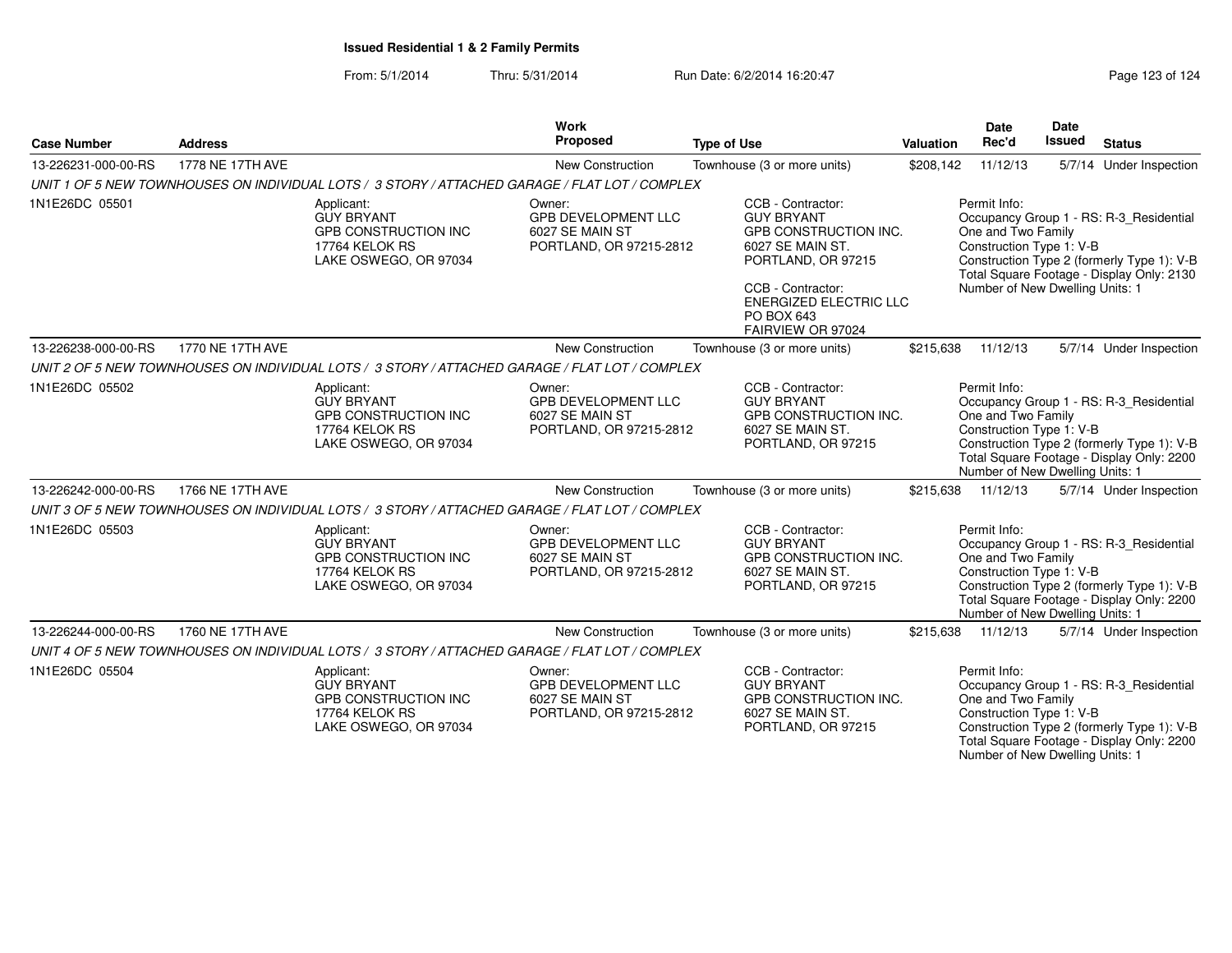**Issued Residential 1 & 2 Family Permits**

From: 5/1/2014 Thru: 5/31/2014 Run Date: 6/2/2014 16:20:47

| Case Number | Address | Work Proposed | Type of Use | Valuation | Date Rec'd | Date Issued | Status |
|---|---|---|---|---|---|---|---|
| 13-226231-000-00-RS | 1778 NE 17TH AVE | New Construction | Townhouse (3 or more units) | $208,142 | 11/12/13 | 5/7/14 | Under Inspection |

*UNIT 1 OF 5 NEW TOWNHOUSES ON INDIVIDUAL LOTS / 3 STORY / ATTACHED GARAGE / FLAT LOT / COMPLEX*

1N1E26DC 05501

Applicant:
GUY BRYANT
GPB CONSTRUCTION INC
17764 KELOK RS
LAKE OSWEGO, OR 97034

Owner:
GPB DEVELOPMENT LLC
6027 SE MAIN ST
PORTLAND, OR 97215-2812

CCB - Contractor:
GUY BRYANT
GPB CONSTRUCTION INC.
6027 SE MAIN ST.
PORTLAND, OR 97215

CCB - Contractor:
ENERGIZED ELECTRIC LLC
PO BOX 643
FAIRVIEW OR 97024

Permit Info:
Occupancy Group 1 - RS: R-3_Residential One and Two Family
Construction Type 1: V-B
Construction Type 2 (formerly Type 1): V-B
Total Square Footage - Display Only: 2130
Number of New Dwelling Units: 1

| Case Number | Address | Work Proposed | Type of Use | Valuation | Date Rec'd | Date Issued | Status |
|---|---|---|---|---|---|---|---|
| 13-226238-000-00-RS | 1770 NE 17TH AVE | New Construction | Townhouse (3 or more units) | $215,638 | 11/12/13 | 5/7/14 | Under Inspection |

*UNIT 2 OF 5 NEW TOWNHOUSES ON INDIVIDUAL LOTS / 3 STORY / ATTACHED GARAGE / FLAT LOT / COMPLEX*

1N1E26DC 05502

Applicant:
GUY BRYANT
GPB CONSTRUCTION INC
17764 KELOK RS
LAKE OSWEGO, OR 97034

Owner:
GPB DEVELOPMENT LLC
6027 SE MAIN ST
PORTLAND, OR 97215-2812

CCB - Contractor:
GUY BRYANT
GPB CONSTRUCTION INC.
6027 SE MAIN ST.
PORTLAND, OR 97215

Permit Info:
Occupancy Group 1 - RS: R-3_Residential One and Two Family
Construction Type 1: V-B
Construction Type 2 (formerly Type 1): V-B
Total Square Footage - Display Only: 2200
Number of New Dwelling Units: 1

| Case Number | Address | Work Proposed | Type of Use | Valuation | Date Rec'd | Date Issued | Status |
|---|---|---|---|---|---|---|---|
| 13-226242-000-00-RS | 1766 NE 17TH AVE | New Construction | Townhouse (3 or more units) | $215,638 | 11/12/13 | 5/7/14 | Under Inspection |

*UNIT 3 OF 5 NEW TOWNHOUSES ON INDIVIDUAL LOTS / 3 STORY / ATTACHED GARAGE / FLAT LOT / COMPLEX*

1N1E26DC 05503

Applicant:
GUY BRYANT
GPB CONSTRUCTION INC
17764 KELOK RS
LAKE OSWEGO, OR 97034

Owner:
GPB DEVELOPMENT LLC
6027 SE MAIN ST
PORTLAND, OR 97215-2812

CCB - Contractor:
GUY BRYANT
GPB CONSTRUCTION INC.
6027 SE MAIN ST.
PORTLAND, OR 97215

Permit Info:
Occupancy Group 1 - RS: R-3_Residential One and Two Family
Construction Type 1: V-B
Construction Type 2 (formerly Type 1): V-B
Total Square Footage - Display Only: 2200
Number of New Dwelling Units: 1

| Case Number | Address | Work Proposed | Type of Use | Valuation | Date Rec'd | Date Issued | Status |
|---|---|---|---|---|---|---|---|
| 13-226244-000-00-RS | 1760 NE 17TH AVE | New Construction | Townhouse (3 or more units) | $215,638 | 11/12/13 | 5/7/14 | Under Inspection |

*UNIT 4 OF 5 NEW TOWNHOUSES ON INDIVIDUAL LOTS / 3 STORY / ATTACHED GARAGE / FLAT LOT / COMPLEX*

1N1E26DC 05504

Applicant:
GUY BRYANT
GPB CONSTRUCTION INC
17764 KELOK RS
LAKE OSWEGO, OR 97034

Owner:
GPB DEVELOPMENT LLC
6027 SE MAIN ST
PORTLAND, OR 97215-2812

CCB - Contractor:
GUY BRYANT
GPB CONSTRUCTION INC.
6027 SE MAIN ST.
PORTLAND, OR 97215

Permit Info:
Occupancy Group 1 - RS: R-3_Residential One and Two Family
Construction Type 1: V-B
Construction Type 2 (formerly Type 1): V-B
Total Square Footage - Display Only: 2200
Number of New Dwelling Units: 1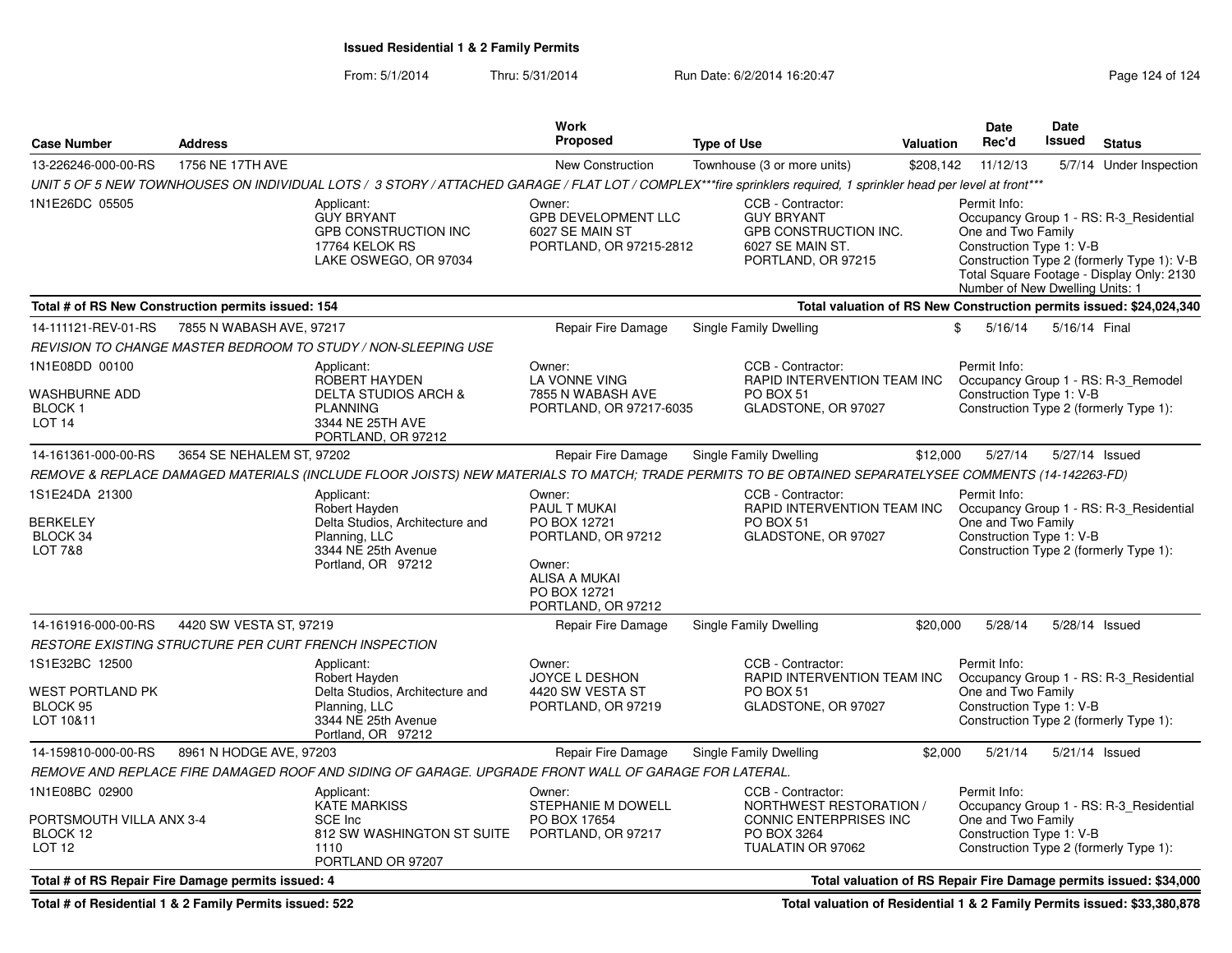## Issued Residential 1 & 2 Family Permits

From: 5/1/2014 Thru: 5/31/2014 Run Date: 6/2/2014 16:20:47

| Case Number | Address | Work Proposed | Type of Use | Valuation | Date Rec'd | Date Issued | Status |
|---|---|---|---|---|---|---|---|
| 13-226246-000-00-RS | 1756 NE 17TH AVE | New Construction | Townhouse (3 or more units) | $208,142 | 11/12/13 | 5/7/14 | Under Inspection |

*UNIT 5 OF 5 NEW TOWNHOUSES ON INDIVIDUAL LOTS / 3 STORY / ATTACHED GARAGE / FLAT LOT / COMPLEX***fire sprinklers required, 1 sprinkler head per level at front****

1N1E26DC 05505

Applicant: GUY BRYANT, GPB CONSTRUCTION INC, 17764 KELOK RS, LAKE OSWEGO, OR 97034

Owner: GPB DEVELOPMENT LLC, 6027 SE MAIN ST, PORTLAND, OR 97215-2812

CCB - Contractor: GUY BRYANT, GPB CONSTRUCTION INC., 6027 SE MAIN ST., PORTLAND, OR 97215

Permit Info: Occupancy Group 1 - RS: R-3_Residential One and Two Family; Construction Type 1: V-B; Construction Type 2 (formerly Type 1): V-B; Total Square Footage - Display Only: 2130; Number of New Dwelling Units: 1

**Total # of RS New Construction permits issued: 154** — **Total valuation of RS New Construction permits issued: $24,024,340**

| Case Number | Address | Work Proposed | Type of Use | Valuation | Date Rec'd | Date Issued | Status |
|---|---|---|---|---|---|---|---|
| 14-111121-REV-01-RS | 7855 N WABASH AVE, 97217 | Repair Fire Damage | Single Family Dwelling | $ | 5/16/14 | 5/16/14 | Final |

*REVISION TO CHANGE MASTER BEDROOM TO STUDY / NON-SLEEPING USE*

1N1E08DD 00100 — WASHBURNE ADD, BLOCK 1, LOT 14

Applicant: ROBERT HAYDEN, DELTA STUDIOS ARCH & PLANNING, 3344 NE 25TH AVE, PORTLAND, OR 97212

Owner: LA VONNE VING, 7855 N WABASH AVE, PORTLAND, OR 97217-6035

CCB - Contractor: RAPID INTERVENTION TEAM INC, PO BOX 51, GLADSTONE, OR 97027

Permit Info: Occupancy Group 1 - RS: R-3_Remodel; Construction Type 1: V-B; Construction Type 2 (formerly Type 1):

| Case Number | Address | Work Proposed | Type of Use | Valuation | Date Rec'd | Date Issued | Status |
|---|---|---|---|---|---|---|---|
| 14-161361-000-00-RS | 3654 SE NEHALEM ST, 97202 | Repair Fire Damage | Single Family Dwelling | $12,000 | 5/27/14 | 5/27/14 | Issued |

*REMOVE & REPLACE DAMAGED MATERIALS (INCLUDE FLOOR JOISTS) NEW MATERIALS TO MATCH; TRADE PERMITS TO BE OBTAINED SEPARATELYSEE COMMENTS (14-142263-FD)*

1S1E24DA 21300 — BERKELEY, BLOCK 34, LOT 7&8

Applicant: Robert Hayden, Delta Studios, Architecture and Planning, LLC, 3344 NE 25th Avenue, Portland, OR 97212

Owner: PAUL T MUKAI, PO BOX 12721, PORTLAND, OR 97212

Owner: ALISA A MUKAI, PO BOX 12721, PORTLAND, OR 97212

CCB - Contractor: RAPID INTERVENTION TEAM INC, PO BOX 51, GLADSTONE, OR 97027

Permit Info: Occupancy Group 1 - RS: R-3_Residential One and Two Family; Construction Type 1: V-B; Construction Type 2 (formerly Type 1):

| Case Number | Address | Work Proposed | Type of Use | Valuation | Date Rec'd | Date Issued | Status |
|---|---|---|---|---|---|---|---|
| 14-161916-000-00-RS | 4420 SW VESTA ST, 97219 | Repair Fire Damage | Single Family Dwelling | $20,000 | 5/28/14 | 5/28/14 | Issued |

*RESTORE EXISTING STRUCTURE PER CURT FRENCH INSPECTION*

1S1E32BC 12500 — WEST PORTLAND PK, BLOCK 95, LOT 10&11

Applicant: Robert Hayden, Delta Studios, Architecture and Planning, LLC, 3344 NE 25th Avenue, Portland, OR 97212

Owner: JOYCE L DESHON, 4420 SW VESTA ST, PORTLAND, OR 97219

CCB - Contractor: RAPID INTERVENTION TEAM INC, PO BOX 51, GLADSTONE, OR 97027

Permit Info: Occupancy Group 1 - RS: R-3_Residential One and Two Family; Construction Type 1: V-B; Construction Type 2 (formerly Type 1):

| Case Number | Address | Work Proposed | Type of Use | Valuation | Date Rec'd | Date Issued | Status |
|---|---|---|---|---|---|---|---|
| 14-159810-000-00-RS | 8961 N HODGE AVE, 97203 | Repair Fire Damage | Single Family Dwelling | $2,000 | 5/21/14 | 5/21/14 | Issued |

*REMOVE AND REPLACE FIRE DAMAGED ROOF AND SIDING OF GARAGE. UPGRADE FRONT WALL OF GARAGE FOR LATERAL.*

1N1E08BC 02900 — PORTSMOUTH VILLA ANX 3-4, BLOCK 12, LOT 12

Applicant: KATE MARKISS, SCE Inc, 812 SW WASHINGTON ST SUITE 1110, PORTLAND OR 97207

Owner: STEPHANIE M DOWELL, PO BOX 17654, PORTLAND, OR 97217

CCB - Contractor: NORTHWEST RESTORATION / CONNIC ENTERPRISES INC, PO BOX 3264, TUALATIN OR 97062

Permit Info: Occupancy Group 1 - RS: R-3_Residential One and Two Family; Construction Type 1: V-B; Construction Type 2 (formerly Type 1):

**Total # of RS Repair Fire Damage permits issued: 4** — **Total valuation of RS Repair Fire Damage permits issued: $34,000**

**Total # of Residential 1 & 2 Family Permits issued: 522** — **Total valuation of Residential 1 & 2 Family Permits issued: $33,380,878**